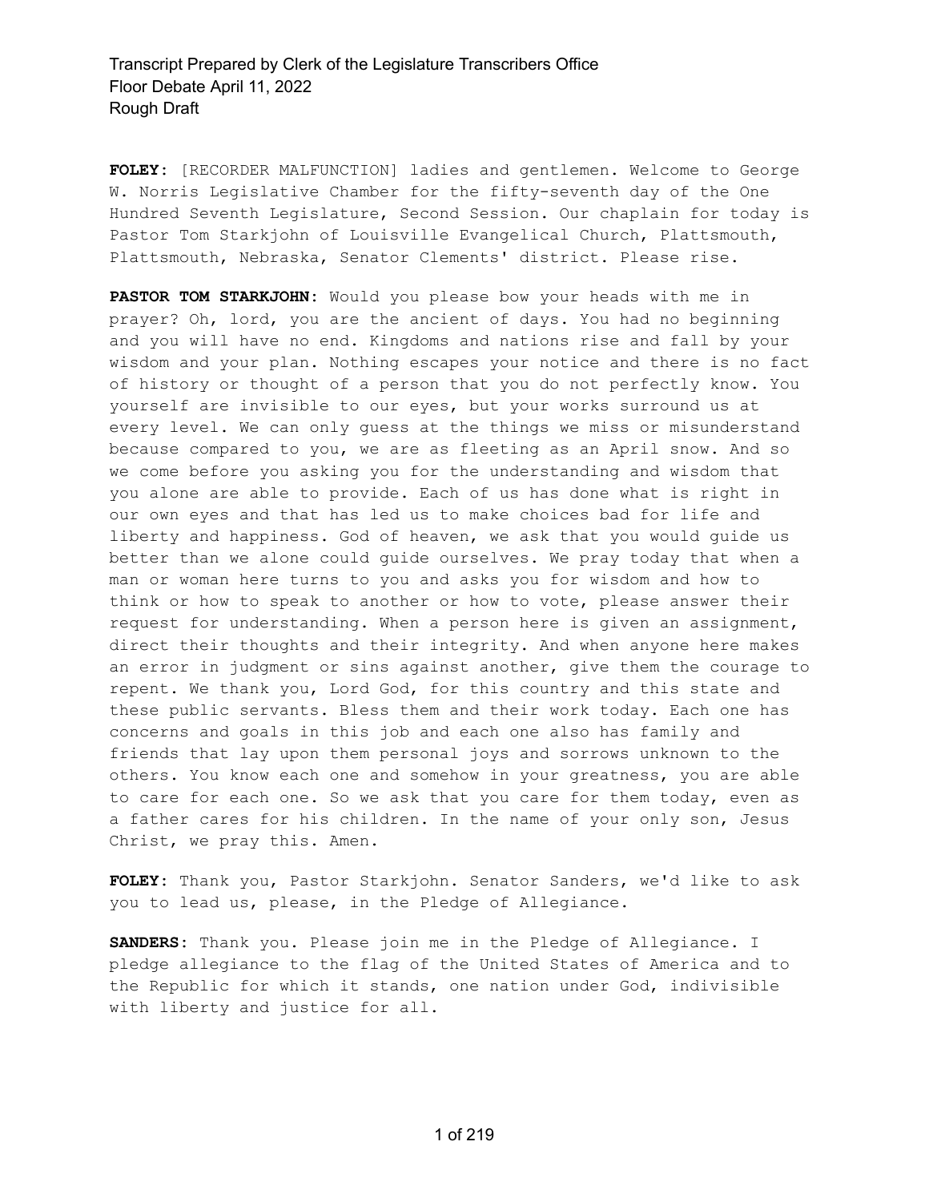**FOLEY:** [RECORDER MALFUNCTION] ladies and gentlemen. Welcome to George W. Norris Legislative Chamber for the fifty-seventh day of the One Hundred Seventh Legislature, Second Session. Our chaplain for today is Pastor Tom Starkjohn of Louisville Evangelical Church, Plattsmouth, Plattsmouth, Nebraska, Senator Clements' district. Please rise.

**PASTOR TOM STARKJOHN:** Would you please bow your heads with me in prayer? Oh, lord, you are the ancient of days. You had no beginning and you will have no end. Kingdoms and nations rise and fall by your wisdom and your plan. Nothing escapes your notice and there is no fact of history or thought of a person that you do not perfectly know. You yourself are invisible to our eyes, but your works surround us at every level. We can only guess at the things we miss or misunderstand because compared to you, we are as fleeting as an April snow. And so we come before you asking you for the understanding and wisdom that you alone are able to provide. Each of us has done what is right in our own eyes and that has led us to make choices bad for life and liberty and happiness. God of heaven, we ask that you would guide us better than we alone could guide ourselves. We pray today that when a man or woman here turns to you and asks you for wisdom and how to think or how to speak to another or how to vote, please answer their request for understanding. When a person here is given an assignment, direct their thoughts and their integrity. And when anyone here makes an error in judgment or sins against another, give them the courage to repent. We thank you, Lord God, for this country and this state and these public servants. Bless them and their work today. Each one has concerns and goals in this job and each one also has family and friends that lay upon them personal joys and sorrows unknown to the others. You know each one and somehow in your greatness, you are able to care for each one. So we ask that you care for them today, even as a father cares for his children. In the name of your only son, Jesus Christ, we pray this. Amen.

**FOLEY:** Thank you, Pastor Starkjohn. Senator Sanders, we'd like to ask you to lead us, please, in the Pledge of Allegiance.

**SANDERS:** Thank you. Please join me in the Pledge of Allegiance. I pledge allegiance to the flag of the United States of America and to the Republic for which it stands, one nation under God, indivisible with liberty and justice for all.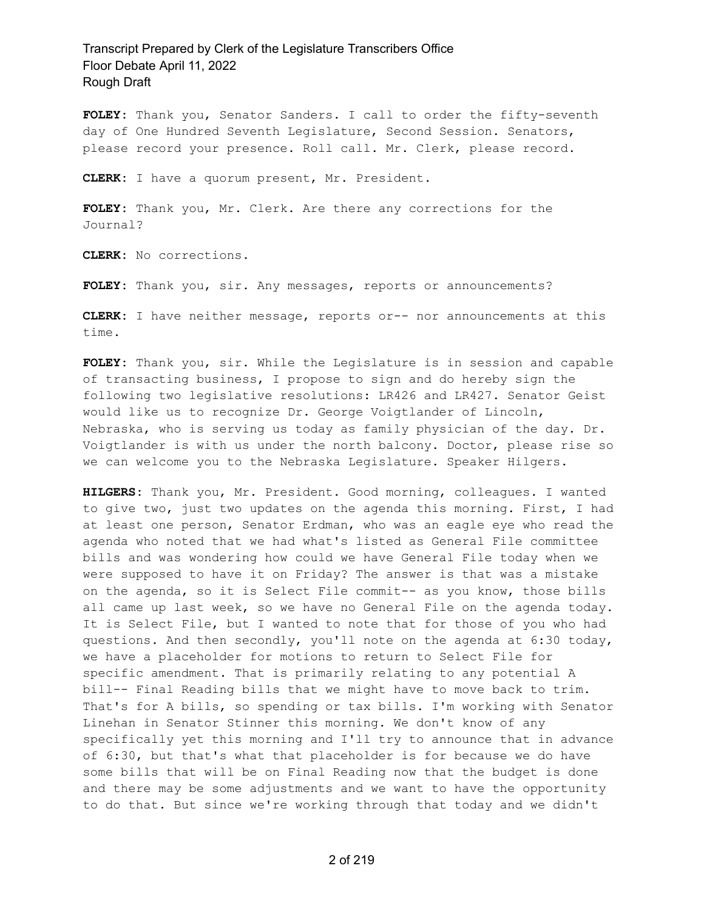**FOLEY:** Thank you, Senator Sanders. I call to order the fifty-seventh day of One Hundred Seventh Legislature, Second Session. Senators, please record your presence. Roll call. Mr. Clerk, please record.

**CLERK:** I have a quorum present, Mr. President.

**FOLEY:** Thank you, Mr. Clerk. Are there any corrections for the Journal?

**CLERK:** No corrections.

**FOLEY:** Thank you, sir. Any messages, reports or announcements?

**CLERK:** I have neither message, reports or-- nor announcements at this time.

**FOLEY:** Thank you, sir. While the Legislature is in session and capable of transacting business, I propose to sign and do hereby sign the following two legislative resolutions: LR426 and LR427. Senator Geist would like us to recognize Dr. George Voigtlander of Lincoln, Nebraska, who is serving us today as family physician of the day. Dr. Voigtlander is with us under the north balcony. Doctor, please rise so we can welcome you to the Nebraska Legislature. Speaker Hilgers.

**HILGERS:** Thank you, Mr. President. Good morning, colleagues. I wanted to give two, just two updates on the agenda this morning. First, I had at least one person, Senator Erdman, who was an eagle eye who read the agenda who noted that we had what's listed as General File committee bills and was wondering how could we have General File today when we were supposed to have it on Friday? The answer is that was a mistake on the agenda, so it is Select File commit-- as you know, those bills all came up last week, so we have no General File on the agenda today. It is Select File, but I wanted to note that for those of you who had questions. And then secondly, you'll note on the agenda at 6:30 today, we have a placeholder for motions to return to Select File for specific amendment. That is primarily relating to any potential A bill-- Final Reading bills that we might have to move back to trim. That's for A bills, so spending or tax bills. I'm working with Senator Linehan in Senator Stinner this morning. We don't know of any specifically yet this morning and I'll try to announce that in advance of 6:30, but that's what that placeholder is for because we do have some bills that will be on Final Reading now that the budget is done and there may be some adjustments and we want to have the opportunity to do that. But since we're working through that today and we didn't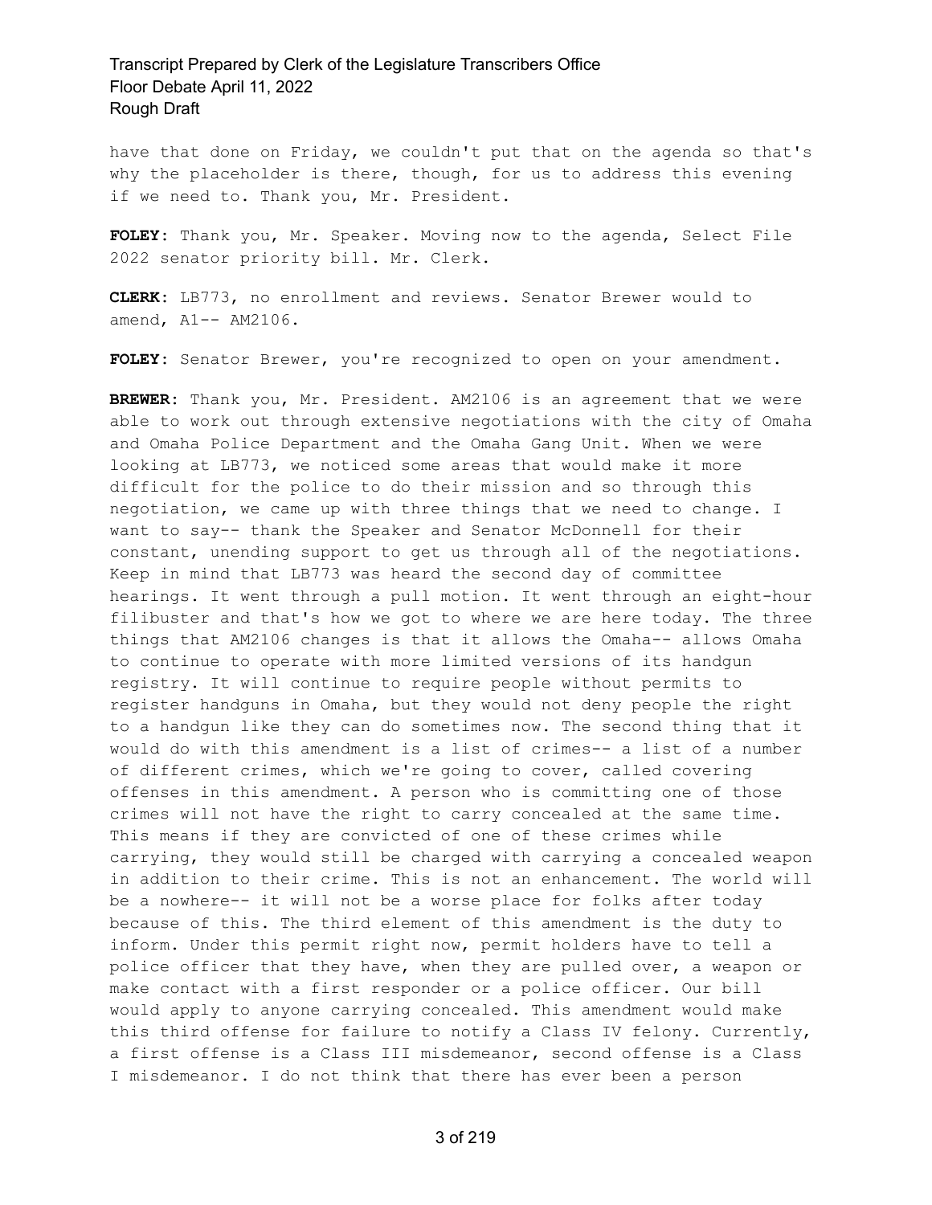have that done on Friday, we couldn't put that on the agenda so that's why the placeholder is there, though, for us to address this evening if we need to. Thank you, Mr. President.

**FOLEY:** Thank you, Mr. Speaker. Moving now to the agenda, Select File 2022 senator priority bill. Mr. Clerk.

**CLERK:** LB773, no enrollment and reviews. Senator Brewer would to amend, A1-- AM2106.

**FOLEY:** Senator Brewer, you're recognized to open on your amendment.

**BREWER:** Thank you, Mr. President. AM2106 is an agreement that we were able to work out through extensive negotiations with the city of Omaha and Omaha Police Department and the Omaha Gang Unit. When we were looking at LB773, we noticed some areas that would make it more difficult for the police to do their mission and so through this negotiation, we came up with three things that we need to change. I want to say-- thank the Speaker and Senator McDonnell for their constant, unending support to get us through all of the negotiations. Keep in mind that LB773 was heard the second day of committee hearings. It went through a pull motion. It went through an eight-hour filibuster and that's how we got to where we are here today. The three things that AM2106 changes is that it allows the Omaha-- allows Omaha to continue to operate with more limited versions of its handgun registry. It will continue to require people without permits to register handguns in Omaha, but they would not deny people the right to a handgun like they can do sometimes now. The second thing that it would do with this amendment is a list of crimes-- a list of a number of different crimes, which we're going to cover, called covering offenses in this amendment. A person who is committing one of those crimes will not have the right to carry concealed at the same time. This means if they are convicted of one of these crimes while carrying, they would still be charged with carrying a concealed weapon in addition to their crime. This is not an enhancement. The world will be a nowhere-- it will not be a worse place for folks after today because of this. The third element of this amendment is the duty to inform. Under this permit right now, permit holders have to tell a police officer that they have, when they are pulled over, a weapon or make contact with a first responder or a police officer. Our bill would apply to anyone carrying concealed. This amendment would make this third offense for failure to notify a Class IV felony. Currently, a first offense is a Class III misdemeanor, second offense is a Class I misdemeanor. I do not think that there has ever been a person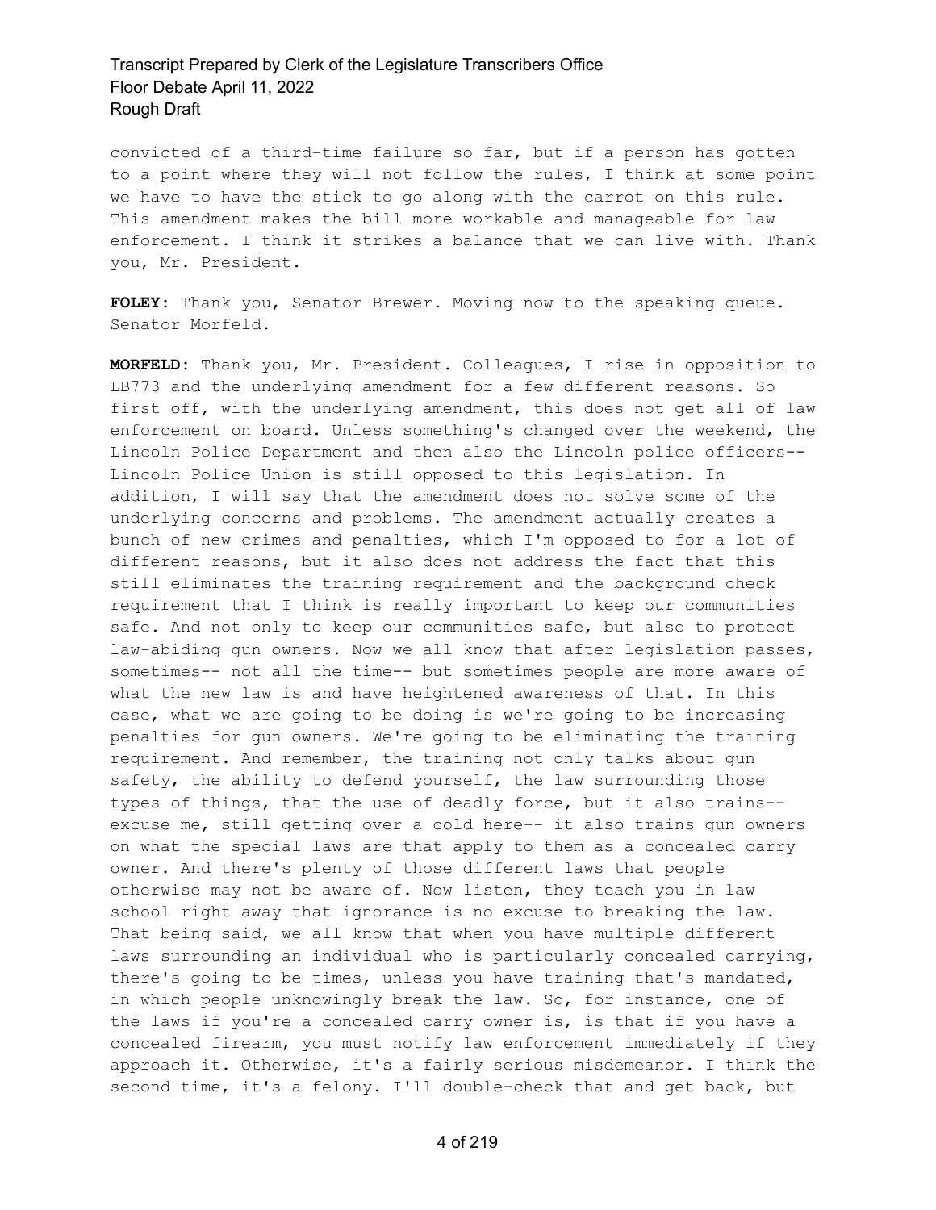convicted of a third-time failure so far, but if a person has gotten to a point where they will not follow the rules, I think at some point we have to have the stick to go along with the carrot on this rule. This amendment makes the bill more workable and manageable for law enforcement. I think it strikes a balance that we can live with. Thank you, Mr. President.

**FOLEY:** Thank you, Senator Brewer. Moving now to the speaking queue. Senator Morfeld.

**MORFELD:** Thank you, Mr. President. Colleagues, I rise in opposition to LB773 and the underlying amendment for a few different reasons. So first off, with the underlying amendment, this does not get all of law enforcement on board. Unless something's changed over the weekend, the Lincoln Police Department and then also the Lincoln police officers-- Lincoln Police Union is still opposed to this legislation. In addition, I will say that the amendment does not solve some of the underlying concerns and problems. The amendment actually creates a bunch of new crimes and penalties, which I'm opposed to for a lot of different reasons, but it also does not address the fact that this still eliminates the training requirement and the background check requirement that I think is really important to keep our communities safe. And not only to keep our communities safe, but also to protect law-abiding gun owners. Now we all know that after legislation passes, sometimes-- not all the time-- but sometimes people are more aware of what the new law is and have heightened awareness of that. In this case, what we are going to be doing is we're going to be increasing penalties for gun owners. We're going to be eliminating the training requirement. And remember, the training not only talks about gun safety, the ability to defend yourself, the law surrounding those types of things, that the use of deadly force, but it also trains-- excuse me, still getting over a cold here-- it also trains gun owners on what the special laws are that apply to them as a concealed carry owner. And there's plenty of those different laws that people otherwise may not be aware of. Now listen, they teach you in law school right away that ignorance is no excuse to breaking the law. That being said, we all know that when you have multiple different laws surrounding an individual who is particularly concealed carrying, there's going to be times, unless you have training that's mandated, in which people unknowingly break the law. So, for instance, one of the laws if you're a concealed carry owner is, is that if you have a concealed firearm, you must notify law enforcement immediately if they approach it. Otherwise, it's a fairly serious misdemeanor. I think the second time, it's a felony. I'll double-check that and get back, but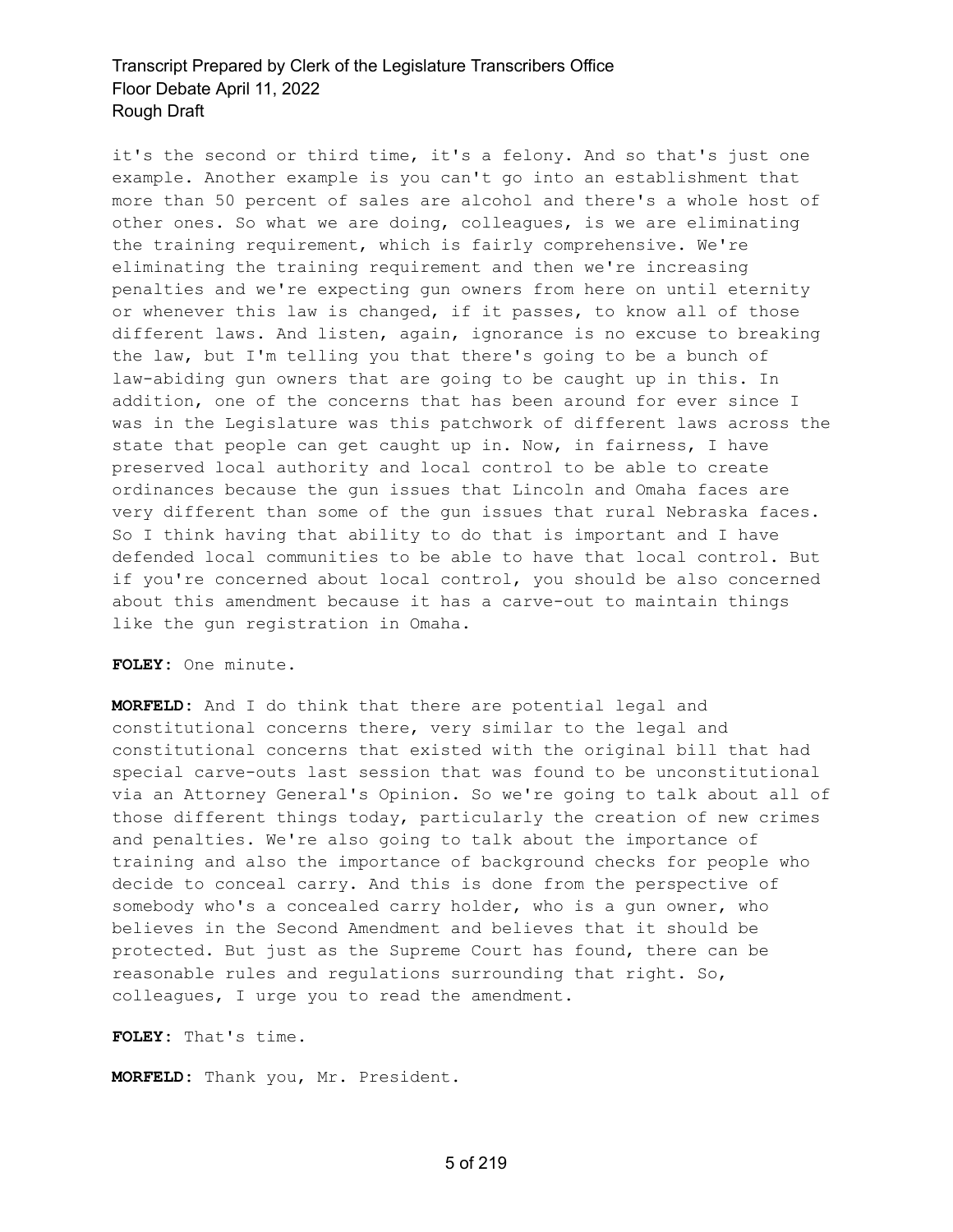it's the second or third time, it's a felony. And so that's just one example. Another example is you can't go into an establishment that more than 50 percent of sales are alcohol and there's a whole host of other ones. So what we are doing, colleagues, is we are eliminating the training requirement, which is fairly comprehensive. We're eliminating the training requirement and then we're increasing penalties and we're expecting gun owners from here on until eternity or whenever this law is changed, if it passes, to know all of those different laws. And listen, again, ignorance is no excuse to breaking the law, but I'm telling you that there's going to be a bunch of law-abiding gun owners that are going to be caught up in this. In addition, one of the concerns that has been around for ever since I was in the Legislature was this patchwork of different laws across the state that people can get caught up in. Now, in fairness, I have preserved local authority and local control to be able to create ordinances because the gun issues that Lincoln and Omaha faces are very different than some of the gun issues that rural Nebraska faces. So I think having that ability to do that is important and I have defended local communities to be able to have that local control. But if you're concerned about local control, you should be also concerned about this amendment because it has a carve-out to maintain things like the gun registration in Omaha.

**FOLEY:** One minute.

**MORFELD:** And I do think that there are potential legal and constitutional concerns there, very similar to the legal and constitutional concerns that existed with the original bill that had special carve-outs last session that was found to be unconstitutional via an Attorney General's Opinion. So we're going to talk about all of those different things today, particularly the creation of new crimes and penalties. We're also going to talk about the importance of training and also the importance of background checks for people who decide to conceal carry. And this is done from the perspective of somebody who's a concealed carry holder, who is a gun owner, who believes in the Second Amendment and believes that it should be protected. But just as the Supreme Court has found, there can be reasonable rules and regulations surrounding that right. So, colleagues, I urge you to read the amendment.

**FOLEY:** That's time.

**MORFELD:** Thank you, Mr. President.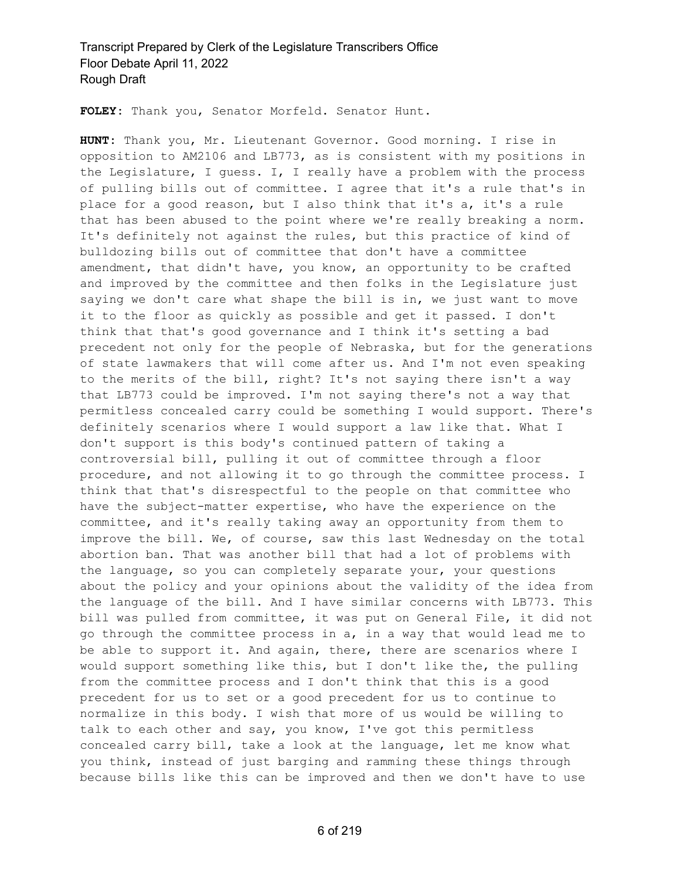**FOLEY:** Thank you, Senator Morfeld. Senator Hunt.

**HUNT:** Thank you, Mr. Lieutenant Governor. Good morning. I rise in opposition to AM2106 and LB773, as is consistent with my positions in the Legislature, I guess. I, I really have a problem with the process of pulling bills out of committee. I agree that it's a rule that's in place for a good reason, but I also think that it's a, it's a rule that has been abused to the point where we're really breaking a norm. It's definitely not against the rules, but this practice of kind of bulldozing bills out of committee that don't have a committee amendment, that didn't have, you know, an opportunity to be crafted and improved by the committee and then folks in the Legislature just saying we don't care what shape the bill is in, we just want to move it to the floor as quickly as possible and get it passed. I don't think that that's good governance and I think it's setting a bad precedent not only for the people of Nebraska, but for the generations of state lawmakers that will come after us. And I'm not even speaking to the merits of the bill, right? It's not saying there isn't a way that LB773 could be improved. I'm not saying there's not a way that permitless concealed carry could be something I would support. There's definitely scenarios where I would support a law like that. What I don't support is this body's continued pattern of taking a controversial bill, pulling it out of committee through a floor procedure, and not allowing it to go through the committee process. I think that that's disrespectful to the people on that committee who have the subject-matter expertise, who have the experience on the committee, and it's really taking away an opportunity from them to improve the bill. We, of course, saw this last Wednesday on the total abortion ban. That was another bill that had a lot of problems with the language, so you can completely separate your, your questions about the policy and your opinions about the validity of the idea from the language of the bill. And I have similar concerns with LB773. This bill was pulled from committee, it was put on General File, it did not go through the committee process in a, in a way that would lead me to be able to support it. And again, there, there are scenarios where I would support something like this, but I don't like the, the pulling from the committee process and I don't think that this is a good precedent for us to set or a good precedent for us to continue to normalize in this body. I wish that more of us would be willing to talk to each other and say, you know, I've got this permitless concealed carry bill, take a look at the language, let me know what you think, instead of just barging and ramming these things through because bills like this can be improved and then we don't have to use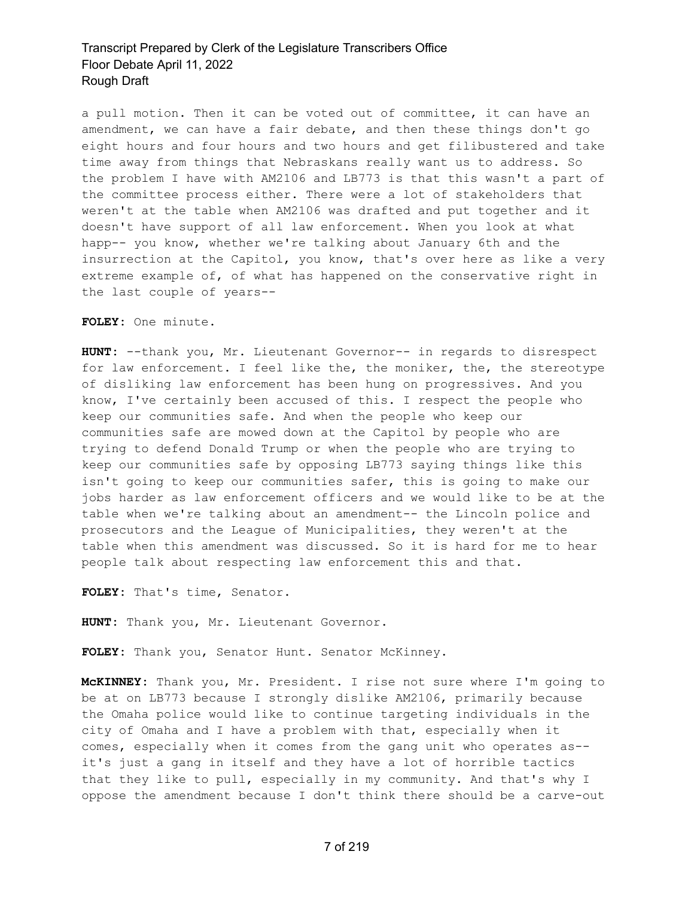a pull motion. Then it can be voted out of committee, it can have an amendment, we can have a fair debate, and then these things don't go eight hours and four hours and two hours and get filibustered and take time away from things that Nebraskans really want us to address. So the problem I have with AM2106 and LB773 is that this wasn't a part of the committee process either. There were a lot of stakeholders that weren't at the table when AM2106 was drafted and put together and it doesn't have support of all law enforcement. When you look at what happ-- you know, whether we're talking about January 6th and the insurrection at the Capitol, you know, that's over here as like a very extreme example of, of what has happened on the conservative right in the last couple of years--

**FOLEY:** One minute.

**HUNT:** --thank you, Mr. Lieutenant Governor-- in regards to disrespect for law enforcement. I feel like the, the moniker, the, the stereotype of disliking law enforcement has been hung on progressives. And you know, I've certainly been accused of this. I respect the people who keep our communities safe. And when the people who keep our communities safe are mowed down at the Capitol by people who are trying to defend Donald Trump or when the people who are trying to keep our communities safe by opposing LB773 saying things like this isn't going to keep our communities safer, this is going to make our jobs harder as law enforcement officers and we would like to be at the table when we're talking about an amendment-- the Lincoln police and prosecutors and the League of Municipalities, they weren't at the table when this amendment was discussed. So it is hard for me to hear people talk about respecting law enforcement this and that.

**FOLEY:** That's time, Senator.

**HUNT:** Thank you, Mr. Lieutenant Governor.

**FOLEY:** Thank you, Senator Hunt. Senator McKinney.

**McKINNEY:** Thank you, Mr. President. I rise not sure where I'm going to be at on LB773 because I strongly dislike AM2106, primarily because the Omaha police would like to continue targeting individuals in the city of Omaha and I have a problem with that, especially when it comes, especially when it comes from the gang unit who operates as-- it's just a gang in itself and they have a lot of horrible tactics that they like to pull, especially in my community. And that's why I oppose the amendment because I don't think there should be a carve-out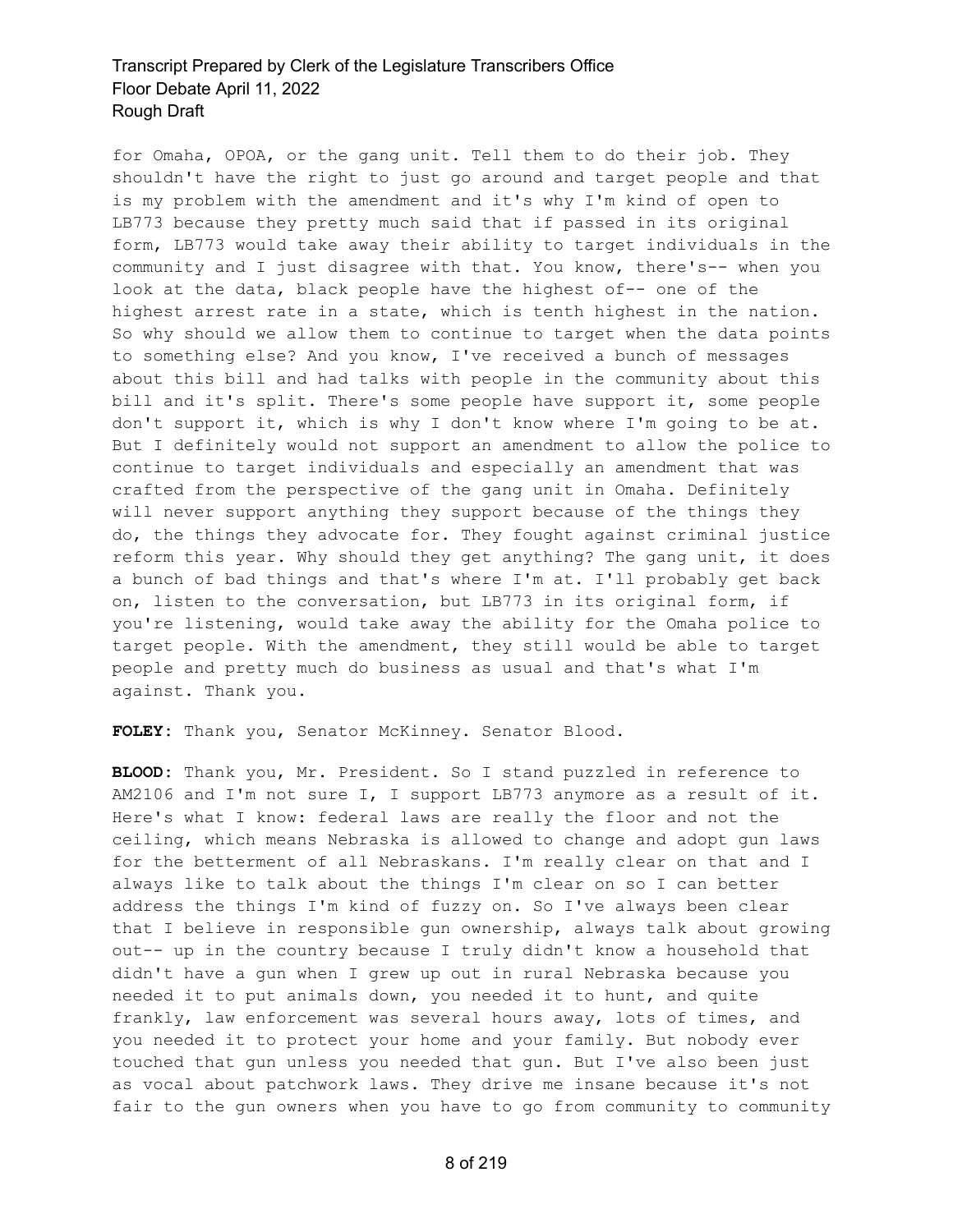for Omaha, OPOA, or the gang unit. Tell them to do their job. They shouldn't have the right to just go around and target people and that is my problem with the amendment and it's why I'm kind of open to LB773 because they pretty much said that if passed in its original form, LB773 would take away their ability to target individuals in the community and I just disagree with that. You know, there's-- when you look at the data, black people have the highest of-- one of the highest arrest rate in a state, which is tenth highest in the nation. So why should we allow them to continue to target when the data points to something else? And you know, I've received a bunch of messages about this bill and had talks with people in the community about this bill and it's split. There's some people have support it, some people don't support it, which is why I don't know where I'm going to be at. But I definitely would not support an amendment to allow the police to continue to target individuals and especially an amendment that was crafted from the perspective of the gang unit in Omaha. Definitely will never support anything they support because of the things they do, the things they advocate for. They fought against criminal justice reform this year. Why should they get anything? The gang unit, it does a bunch of bad things and that's where I'm at. I'll probably get back on, listen to the conversation, but LB773 in its original form, if you're listening, would take away the ability for the Omaha police to target people. With the amendment, they still would be able to target people and pretty much do business as usual and that's what I'm against. Thank you.

**FOLEY:** Thank you, Senator McKinney. Senator Blood.

**BLOOD:** Thank you, Mr. President. So I stand puzzled in reference to AM2106 and I'm not sure I, I support LB773 anymore as a result of it. Here's what I know: federal laws are really the floor and not the ceiling, which means Nebraska is allowed to change and adopt gun laws for the betterment of all Nebraskans. I'm really clear on that and I always like to talk about the things I'm clear on so I can better address the things I'm kind of fuzzy on. So I've always been clear that I believe in responsible gun ownership, always talk about growing out-- up in the country because I truly didn't know a household that didn't have a gun when I grew up out in rural Nebraska because you needed it to put animals down, you needed it to hunt, and quite frankly, law enforcement was several hours away, lots of times, and you needed it to protect your home and your family. But nobody ever touched that gun unless you needed that gun. But I've also been just as vocal about patchwork laws. They drive me insane because it's not fair to the gun owners when you have to go from community to community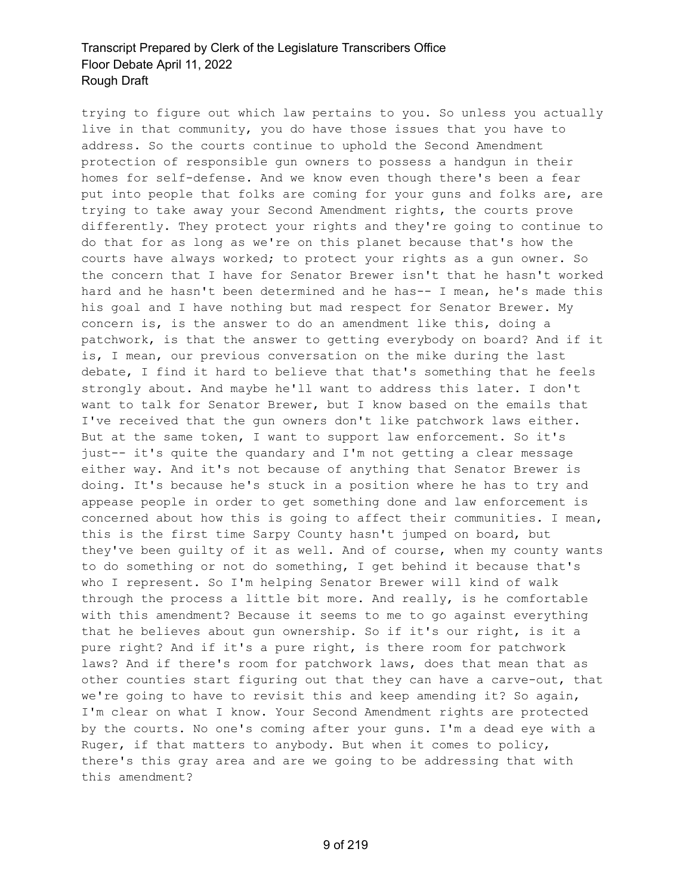trying to figure out which law pertains to you. So unless you actually live in that community, you do have those issues that you have to address. So the courts continue to uphold the Second Amendment protection of responsible gun owners to possess a handgun in their homes for self-defense. And we know even though there's been a fear put into people that folks are coming for your guns and folks are, are trying to take away your Second Amendment rights, the courts prove differently. They protect your rights and they're going to continue to do that for as long as we're on this planet because that's how the courts have always worked; to protect your rights as a gun owner. So the concern that I have for Senator Brewer isn't that he hasn't worked hard and he hasn't been determined and he has-- I mean, he's made this his goal and I have nothing but mad respect for Senator Brewer. My concern is, is the answer to do an amendment like this, doing a patchwork, is that the answer to getting everybody on board? And if it is, I mean, our previous conversation on the mike during the last debate, I find it hard to believe that that's something that he feels strongly about. And maybe he'll want to address this later. I don't want to talk for Senator Brewer, but I know based on the emails that I've received that the gun owners don't like patchwork laws either. But at the same token, I want to support law enforcement. So it's just-- it's quite the quandary and I'm not getting a clear message either way. And it's not because of anything that Senator Brewer is doing. It's because he's stuck in a position where he has to try and appease people in order to get something done and law enforcement is concerned about how this is going to affect their communities. I mean, this is the first time Sarpy County hasn't jumped on board, but they've been guilty of it as well. And of course, when my county wants to do something or not do something, I get behind it because that's who I represent. So I'm helping Senator Brewer will kind of walk through the process a little bit more. And really, is he comfortable with this amendment? Because it seems to me to go against everything that he believes about gun ownership. So if it's our right, is it a pure right? And if it's a pure right, is there room for patchwork laws? And if there's room for patchwork laws, does that mean that as other counties start figuring out that they can have a carve-out, that we're going to have to revisit this and keep amending it? So again, I'm clear on what I know. Your Second Amendment rights are protected by the courts. No one's coming after your guns. I'm a dead eye with a Ruger, if that matters to anybody. But when it comes to policy, there's this gray area and are we going to be addressing that with this amendment?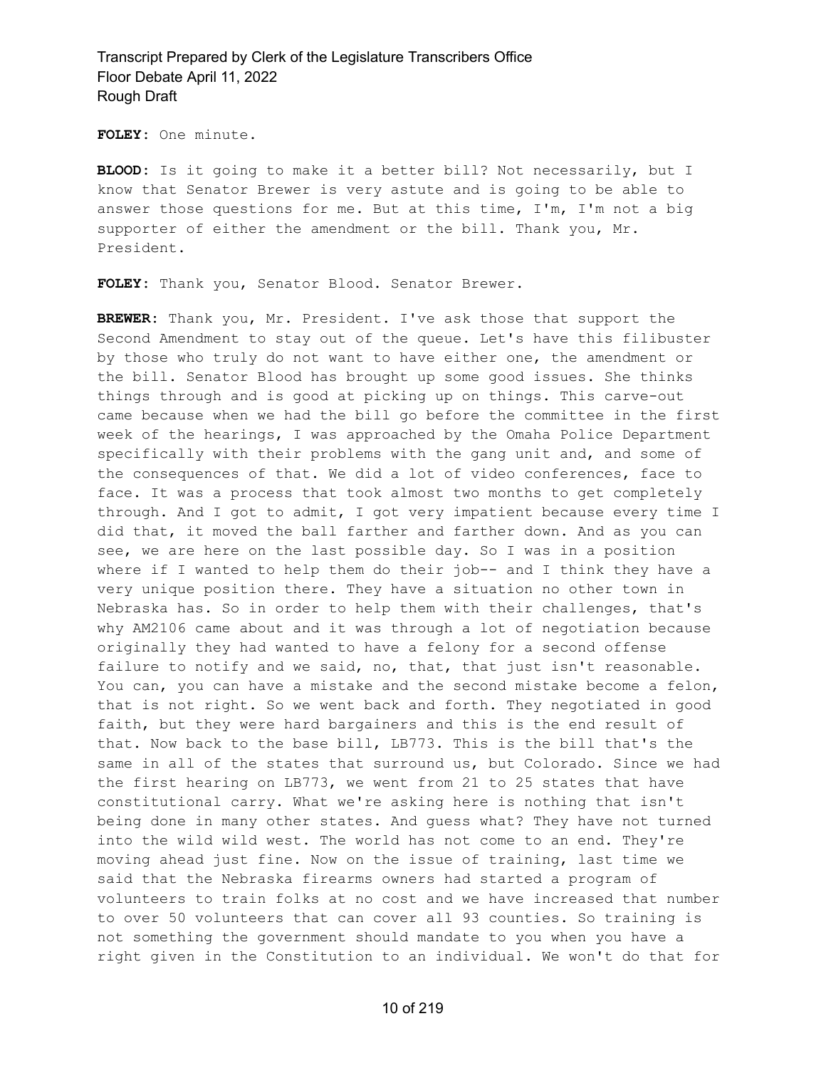**FOLEY:** One minute.

**BLOOD:** Is it going to make it a better bill? Not necessarily, but I know that Senator Brewer is very astute and is going to be able to answer those questions for me. But at this time, I'm, I'm not a big supporter of either the amendment or the bill. Thank you, Mr. President.

**FOLEY:** Thank you, Senator Blood. Senator Brewer.

**BREWER:** Thank you, Mr. President. I've ask those that support the Second Amendment to stay out of the queue. Let's have this filibuster by those who truly do not want to have either one, the amendment or the bill. Senator Blood has brought up some good issues. She thinks things through and is good at picking up on things. This carve-out came because when we had the bill go before the committee in the first week of the hearings, I was approached by the Omaha Police Department specifically with their problems with the gang unit and, and some of the consequences of that. We did a lot of video conferences, face to face. It was a process that took almost two months to get completely through. And I got to admit, I got very impatient because every time I did that, it moved the ball farther and farther down. And as you can see, we are here on the last possible day. So I was in a position where if I wanted to help them do their job-- and I think they have a very unique position there. They have a situation no other town in Nebraska has. So in order to help them with their challenges, that's why AM2106 came about and it was through a lot of negotiation because originally they had wanted to have a felony for a second offense failure to notify and we said, no, that, that just isn't reasonable. You can, you can have a mistake and the second mistake become a felon, that is not right. So we went back and forth. They negotiated in good faith, but they were hard bargainers and this is the end result of that. Now back to the base bill, LB773. This is the bill that's the same in all of the states that surround us, but Colorado. Since we had the first hearing on LB773, we went from 21 to 25 states that have constitutional carry. What we're asking here is nothing that isn't being done in many other states. And guess what? They have not turned into the wild wild west. The world has not come to an end. They're moving ahead just fine. Now on the issue of training, last time we said that the Nebraska firearms owners had started a program of volunteers to train folks at no cost and we have increased that number to over 50 volunteers that can cover all 93 counties. So training is not something the government should mandate to you when you have a right given in the Constitution to an individual. We won't do that for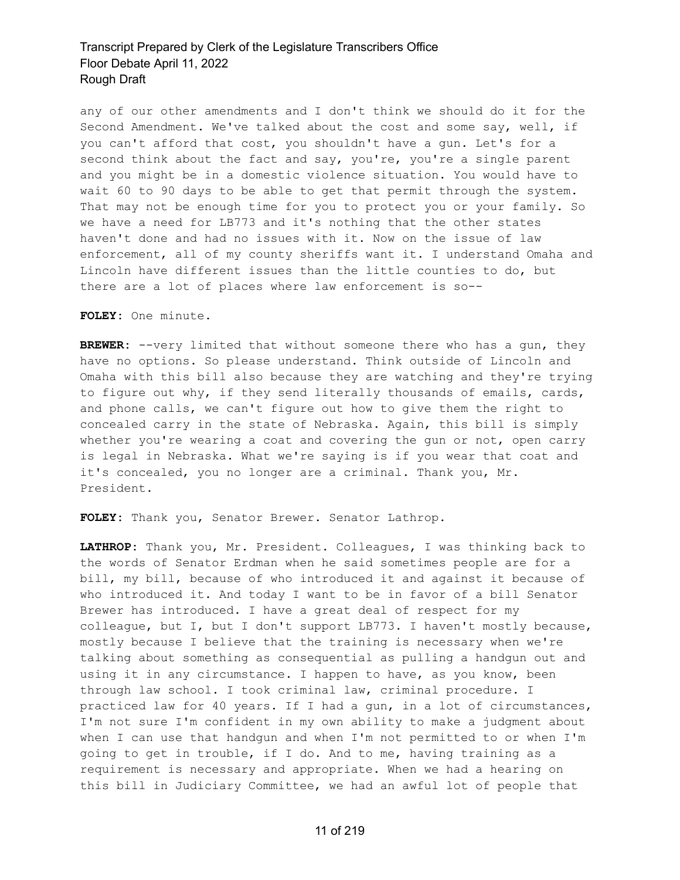any of our other amendments and I don't think we should do it for the Second Amendment. We've talked about the cost and some say, well, if you can't afford that cost, you shouldn't have a gun. Let's for a second think about the fact and say, you're, you're a single parent and you might be in a domestic violence situation. You would have to wait 60 to 90 days to be able to get that permit through the system. That may not be enough time for you to protect you or your family. So we have a need for LB773 and it's nothing that the other states haven't done and had no issues with it. Now on the issue of law enforcement, all of my county sheriffs want it. I understand Omaha and Lincoln have different issues than the little counties to do, but there are a lot of places where law enforcement is so--

**FOLEY:** One minute.

**BREWER:** --very limited that without someone there who has a gun, they have no options. So please understand. Think outside of Lincoln and Omaha with this bill also because they are watching and they're trying to figure out why, if they send literally thousands of emails, cards, and phone calls, we can't figure out how to give them the right to concealed carry in the state of Nebraska. Again, this bill is simply whether you're wearing a coat and covering the gun or not, open carry is legal in Nebraska. What we're saying is if you wear that coat and it's concealed, you no longer are a criminal. Thank you, Mr. President.

**FOLEY:** Thank you, Senator Brewer. Senator Lathrop.

**LATHROP:** Thank you, Mr. President. Colleagues, I was thinking back to the words of Senator Erdman when he said sometimes people are for a bill, my bill, because of who introduced it and against it because of who introduced it. And today I want to be in favor of a bill Senator Brewer has introduced. I have a great deal of respect for my colleague, but I, but I don't support LB773. I haven't mostly because, mostly because I believe that the training is necessary when we're talking about something as consequential as pulling a handgun out and using it in any circumstance. I happen to have, as you know, been through law school. I took criminal law, criminal procedure. I practiced law for 40 years. If I had a gun, in a lot of circumstances, I'm not sure I'm confident in my own ability to make a judgment about when I can use that handgun and when I'm not permitted to or when I'm going to get in trouble, if I do. And to me, having training as a requirement is necessary and appropriate. When we had a hearing on this bill in Judiciary Committee, we had an awful lot of people that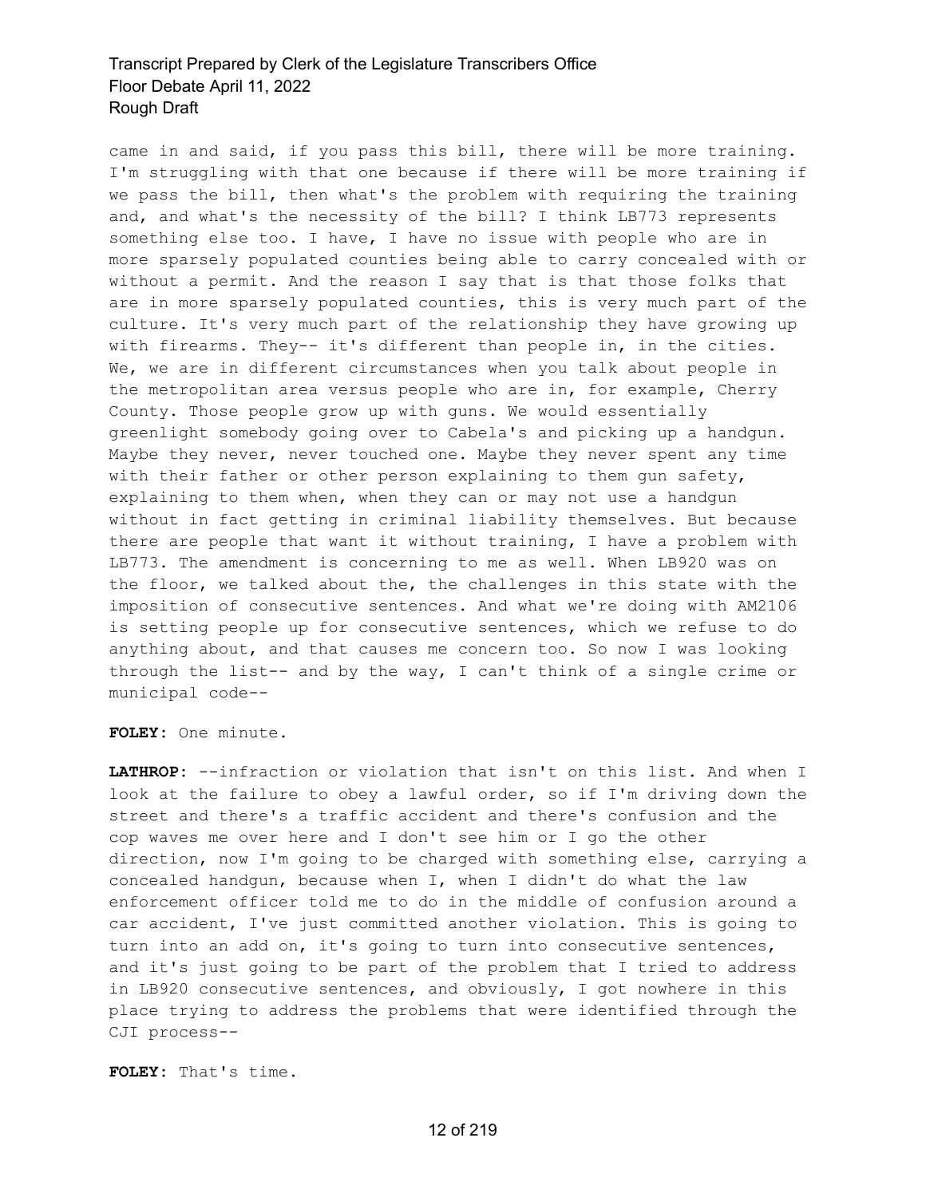came in and said, if you pass this bill, there will be more training. I'm struggling with that one because if there will be more training if we pass the bill, then what's the problem with requiring the training and, and what's the necessity of the bill? I think LB773 represents something else too. I have, I have no issue with people who are in more sparsely populated counties being able to carry concealed with or without a permit. And the reason I say that is that those folks that are in more sparsely populated counties, this is very much part of the culture. It's very much part of the relationship they have growing up with firearms. They-- it's different than people in, in the cities. We, we are in different circumstances when you talk about people in the metropolitan area versus people who are in, for example, Cherry County. Those people grow up with guns. We would essentially greenlight somebody going over to Cabela's and picking up a handgun. Maybe they never, never touched one. Maybe they never spent any time with their father or other person explaining to them gun safety, explaining to them when, when they can or may not use a handgun without in fact getting in criminal liability themselves. But because there are people that want it without training, I have a problem with LB773. The amendment is concerning to me as well. When LB920 was on the floor, we talked about the, the challenges in this state with the imposition of consecutive sentences. And what we're doing with AM2106 is setting people up for consecutive sentences, which we refuse to do anything about, and that causes me concern too. So now I was looking through the list-- and by the way, I can't think of a single crime or municipal code--

**FOLEY:** One minute.

**LATHROP:** --infraction or violation that isn't on this list. And when I look at the failure to obey a lawful order, so if I'm driving down the street and there's a traffic accident and there's confusion and the cop waves me over here and I don't see him or I go the other direction, now I'm going to be charged with something else, carrying a concealed handgun, because when I, when I didn't do what the law enforcement officer told me to do in the middle of confusion around a car accident, I've just committed another violation. This is going to turn into an add on, it's going to turn into consecutive sentences, and it's just going to be part of the problem that I tried to address in LB920 consecutive sentences, and obviously, I got nowhere in this place trying to address the problems that were identified through the CJI process--

**FOLEY:** That's time.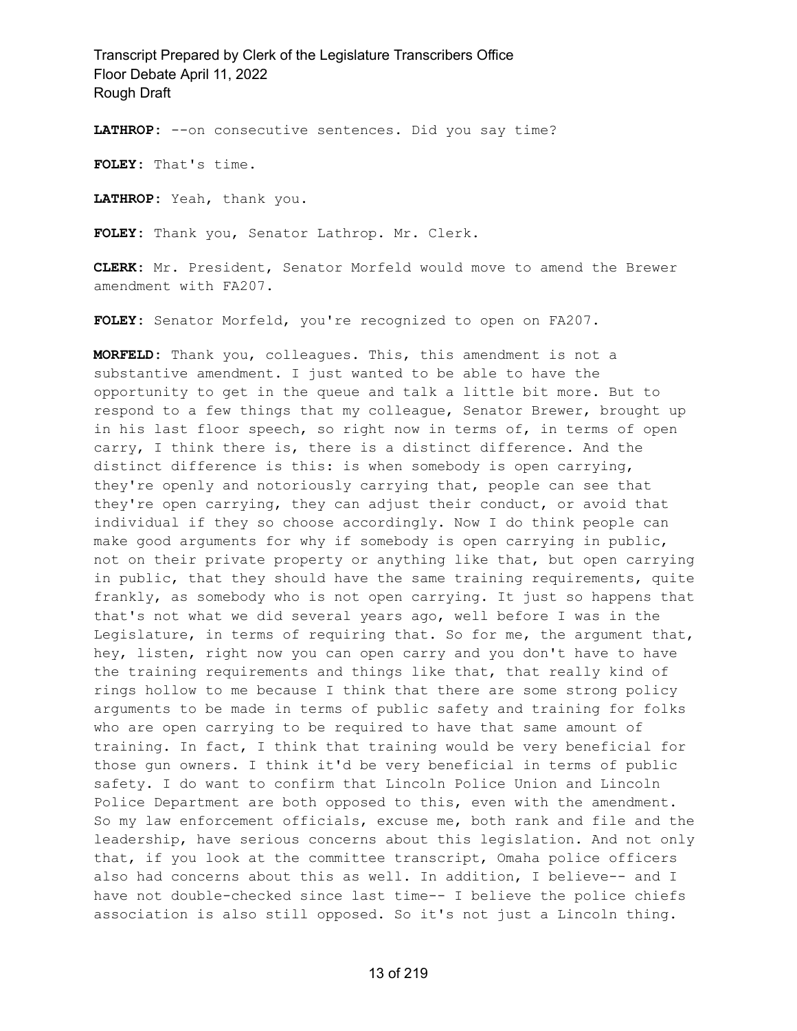**LATHROP:** --on consecutive sentences. Did you say time?

**FOLEY:** That's time.

**LATHROP:** Yeah, thank you.

**FOLEY:** Thank you, Senator Lathrop. Mr. Clerk.

**CLERK:** Mr. President, Senator Morfeld would move to amend the Brewer amendment with FA207.

**FOLEY:** Senator Morfeld, you're recognized to open on FA207.

**MORFELD:** Thank you, colleagues. This, this amendment is not a substantive amendment. I just wanted to be able to have the opportunity to get in the queue and talk a little bit more. But to respond to a few things that my colleague, Senator Brewer, brought up in his last floor speech, so right now in terms of, in terms of open carry, I think there is, there is a distinct difference. And the distinct difference is this: is when somebody is open carrying, they're openly and notoriously carrying that, people can see that they're open carrying, they can adjust their conduct, or avoid that individual if they so choose accordingly. Now I do think people can make good arguments for why if somebody is open carrying in public, not on their private property or anything like that, but open carrying in public, that they should have the same training requirements, quite frankly, as somebody who is not open carrying. It just so happens that that's not what we did several years ago, well before I was in the Legislature, in terms of requiring that. So for me, the argument that, hey, listen, right now you can open carry and you don't have to have the training requirements and things like that, that really kind of rings hollow to me because I think that there are some strong policy arguments to be made in terms of public safety and training for folks who are open carrying to be required to have that same amount of training. In fact, I think that training would be very beneficial for those gun owners. I think it'd be very beneficial in terms of public safety. I do want to confirm that Lincoln Police Union and Lincoln Police Department are both opposed to this, even with the amendment. So my law enforcement officials, excuse me, both rank and file and the leadership, have serious concerns about this legislation. And not only that, if you look at the committee transcript, Omaha police officers also had concerns about this as well. In addition, I believe-- and I have not double-checked since last time-- I believe the police chiefs association is also still opposed. So it's not just a Lincoln thing.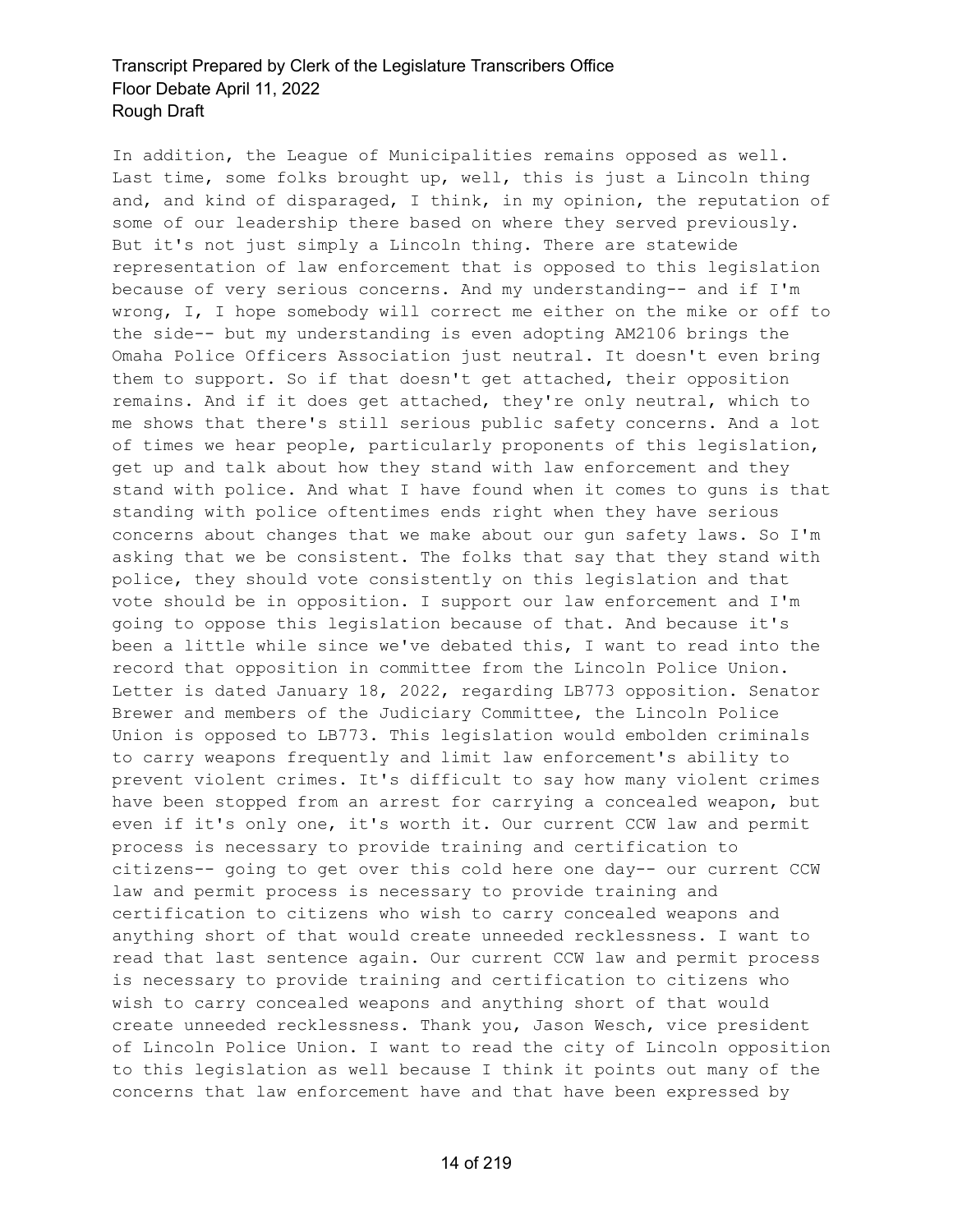In addition, the League of Municipalities remains opposed as well. Last time, some folks brought up, well, this is just a Lincoln thing and, and kind of disparaged, I think, in my opinion, the reputation of some of our leadership there based on where they served previously. But it's not just simply a Lincoln thing. There are statewide representation of law enforcement that is opposed to this legislation because of very serious concerns. And my understanding-- and if I'm wrong, I, I hope somebody will correct me either on the mike or off to the side-- but my understanding is even adopting AM2106 brings the Omaha Police Officers Association just neutral. It doesn't even bring them to support. So if that doesn't get attached, their opposition remains. And if it does get attached, they're only neutral, which to me shows that there's still serious public safety concerns. And a lot of times we hear people, particularly proponents of this legislation, get up and talk about how they stand with law enforcement and they stand with police. And what I have found when it comes to guns is that standing with police oftentimes ends right when they have serious concerns about changes that we make about our gun safety laws. So I'm asking that we be consistent. The folks that say that they stand with police, they should vote consistently on this legislation and that vote should be in opposition. I support our law enforcement and I'm going to oppose this legislation because of that. And because it's been a little while since we've debated this, I want to read into the record that opposition in committee from the Lincoln Police Union. Letter is dated January 18, 2022, regarding LB773 opposition. Senator Brewer and members of the Judiciary Committee, the Lincoln Police Union is opposed to LB773. This legislation would embolden criminals to carry weapons frequently and limit law enforcement's ability to prevent violent crimes. It's difficult to say how many violent crimes have been stopped from an arrest for carrying a concealed weapon, but even if it's only one, it's worth it. Our current CCW law and permit process is necessary to provide training and certification to citizens-- going to get over this cold here one day-- our current CCW law and permit process is necessary to provide training and certification to citizens who wish to carry concealed weapons and anything short of that would create unneeded recklessness. I want to read that last sentence again. Our current CCW law and permit process is necessary to provide training and certification to citizens who wish to carry concealed weapons and anything short of that would create unneeded recklessness. Thank you, Jason Wesch, vice president of Lincoln Police Union. I want to read the city of Lincoln opposition to this legislation as well because I think it points out many of the concerns that law enforcement have and that have been expressed by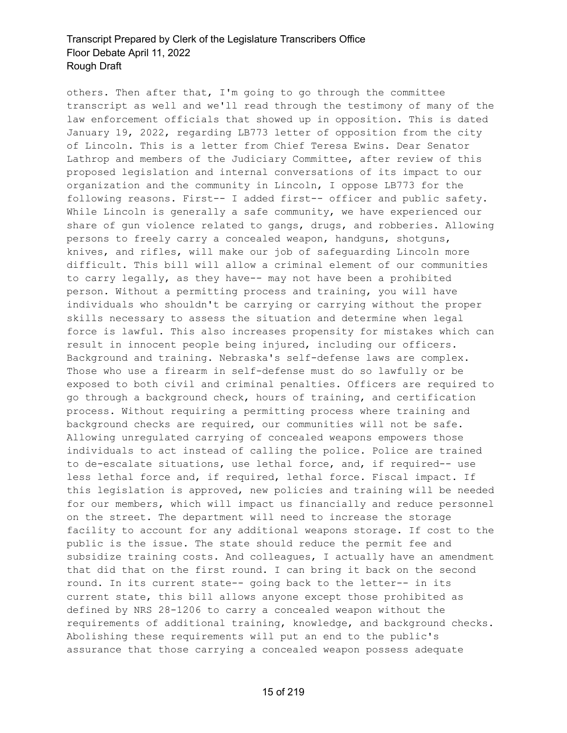others. Then after that, I'm going to go through the committee transcript as well and we'll read through the testimony of many of the law enforcement officials that showed up in opposition. This is dated January 19, 2022, regarding LB773 letter of opposition from the city of Lincoln. This is a letter from Chief Teresa Ewins. Dear Senator Lathrop and members of the Judiciary Committee, after review of this proposed legislation and internal conversations of its impact to our organization and the community in Lincoln, I oppose LB773 for the following reasons. First-- I added first-- officer and public safety. While Lincoln is generally a safe community, we have experienced our share of gun violence related to gangs, drugs, and robberies. Allowing persons to freely carry a concealed weapon, handguns, shotguns, knives, and rifles, will make our job of safeguarding Lincoln more difficult. This bill will allow a criminal element of our communities to carry legally, as they have-- may not have been a prohibited person. Without a permitting process and training, you will have individuals who shouldn't be carrying or carrying without the proper skills necessary to assess the situation and determine when legal force is lawful. This also increases propensity for mistakes which can result in innocent people being injured, including our officers. Background and training. Nebraska's self-defense laws are complex. Those who use a firearm in self-defense must do so lawfully or be exposed to both civil and criminal penalties. Officers are required to go through a background check, hours of training, and certification process. Without requiring a permitting process where training and background checks are required, our communities will not be safe. Allowing unregulated carrying of concealed weapons empowers those individuals to act instead of calling the police. Police are trained to de-escalate situations, use lethal force, and, if required-- use less lethal force and, if required, lethal force. Fiscal impact. If this legislation is approved, new policies and training will be needed for our members, which will impact us financially and reduce personnel on the street. The department will need to increase the storage facility to account for any additional weapons storage. If cost to the public is the issue. The state should reduce the permit fee and subsidize training costs. And colleagues, I actually have an amendment that did that on the first round. I can bring it back on the second round. In its current state-- going back to the letter-- in its current state, this bill allows anyone except those prohibited as defined by NRS 28-1206 to carry a concealed weapon without the requirements of additional training, knowledge, and background checks. Abolishing these requirements will put an end to the public's assurance that those carrying a concealed weapon possess adequate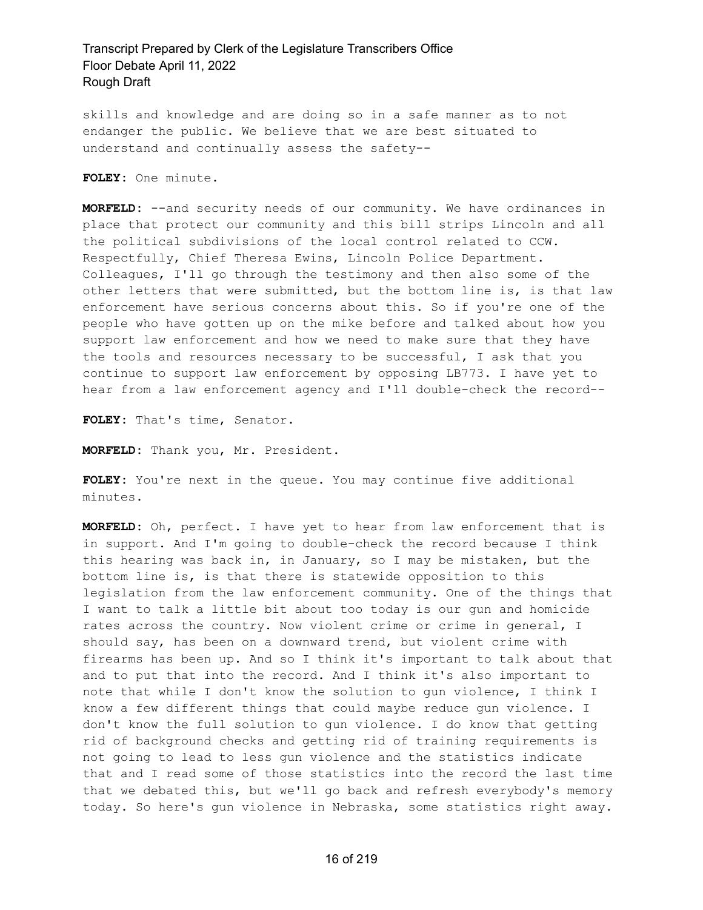skills and knowledge and are doing so in a safe manner as to not endanger the public. We believe that we are best situated to understand and continually assess the safety--

**FOLEY:** One minute.

**MORFELD:** --and security needs of our community. We have ordinances in place that protect our community and this bill strips Lincoln and all the political subdivisions of the local control related to CCW. Respectfully, Chief Theresa Ewins, Lincoln Police Department. Colleagues, I'll go through the testimony and then also some of the other letters that were submitted, but the bottom line is, is that law enforcement have serious concerns about this. So if you're one of the people who have gotten up on the mike before and talked about how you support law enforcement and how we need to make sure that they have the tools and resources necessary to be successful, I ask that you continue to support law enforcement by opposing LB773. I have yet to hear from a law enforcement agency and I'll double-check the record--

**FOLEY:** That's time, Senator.

**MORFELD:** Thank you, Mr. President.

**FOLEY:** You're next in the queue. You may continue five additional minutes.

**MORFELD:** Oh, perfect. I have yet to hear from law enforcement that is in support. And I'm going to double-check the record because I think this hearing was back in, in January, so I may be mistaken, but the bottom line is, is that there is statewide opposition to this legislation from the law enforcement community. One of the things that I want to talk a little bit about too today is our gun and homicide rates across the country. Now violent crime or crime in general, I should say, has been on a downward trend, but violent crime with firearms has been up. And so I think it's important to talk about that and to put that into the record. And I think it's also important to note that while I don't know the solution to gun violence, I think I know a few different things that could maybe reduce gun violence. I don't know the full solution to gun violence. I do know that getting rid of background checks and getting rid of training requirements is not going to lead to less gun violence and the statistics indicate that and I read some of those statistics into the record the last time that we debated this, but we'll go back and refresh everybody's memory today. So here's gun violence in Nebraska, some statistics right away.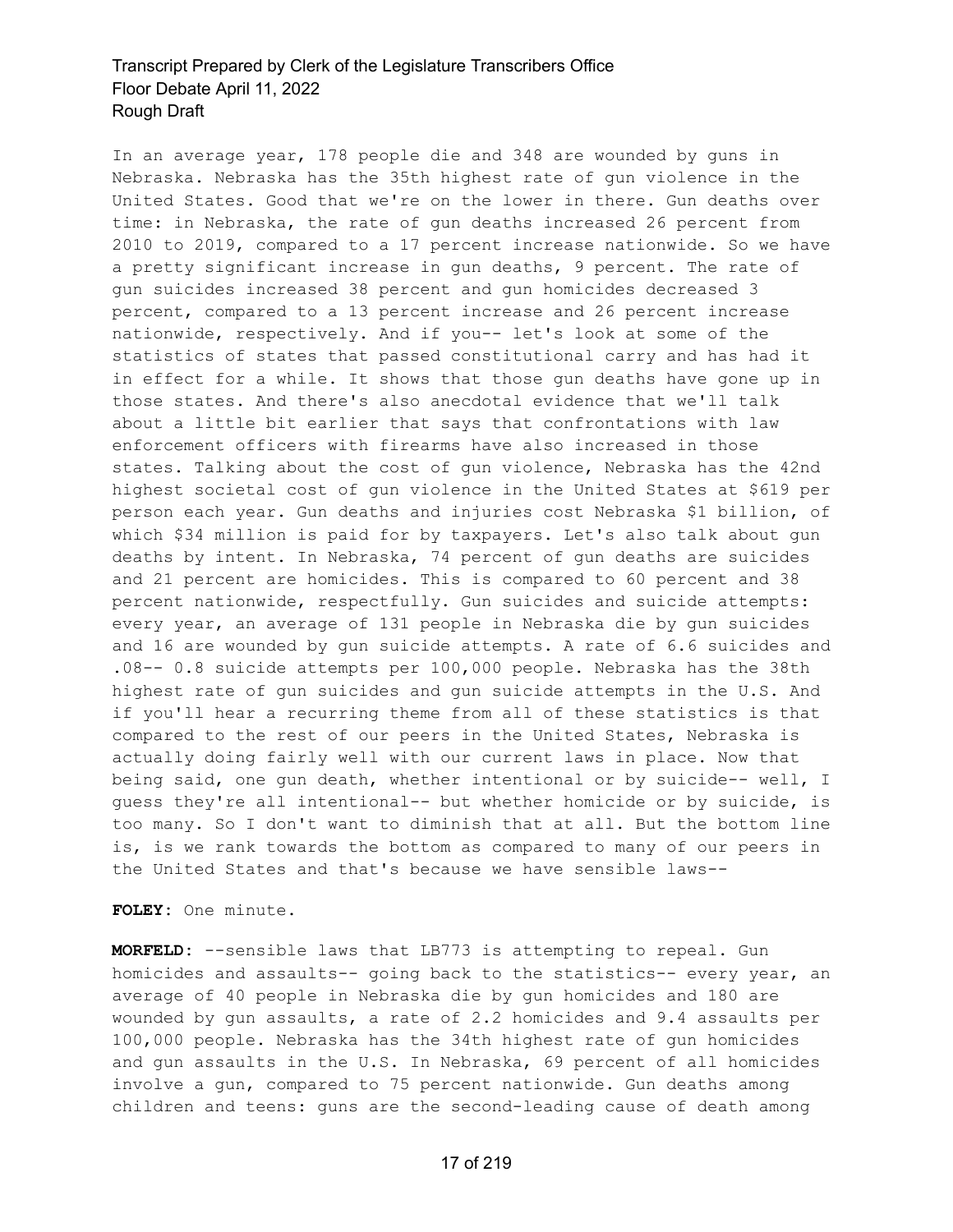In an average year, 178 people die and 348 are wounded by guns in Nebraska. Nebraska has the 35th highest rate of gun violence in the United States. Good that we're on the lower in there. Gun deaths over time: in Nebraska, the rate of gun deaths increased 26 percent from 2010 to 2019, compared to a 17 percent increase nationwide. So we have a pretty significant increase in gun deaths, 9 percent. The rate of gun suicides increased 38 percent and gun homicides decreased 3 percent, compared to a 13 percent increase and 26 percent increase nationwide, respectively. And if you-- let's look at some of the statistics of states that passed constitutional carry and has had it in effect for a while. It shows that those gun deaths have gone up in those states. And there's also anecdotal evidence that we'll talk about a little bit earlier that says that confrontations with law enforcement officers with firearms have also increased in those states. Talking about the cost of gun violence, Nebraska has the 42nd highest societal cost of gun violence in the United States at $619 per person each year. Gun deaths and injuries cost Nebraska $1 billion, of which $34 million is paid for by taxpayers. Let's also talk about gun deaths by intent. In Nebraska, 74 percent of gun deaths are suicides and 21 percent are homicides. This is compared to 60 percent and 38 percent nationwide, respectfully. Gun suicides and suicide attempts: every year, an average of 131 people in Nebraska die by gun suicides and 16 are wounded by gun suicide attempts. A rate of 6.6 suicides and .08-- 0.8 suicide attempts per 100,000 people. Nebraska has the 38th highest rate of gun suicides and gun suicide attempts in the U.S. And if you'll hear a recurring theme from all of these statistics is that compared to the rest of our peers in the United States, Nebraska is actually doing fairly well with our current laws in place. Now that being said, one gun death, whether intentional or by suicide-- well, I guess they're all intentional-- but whether homicide or by suicide, is too many. So I don't want to diminish that at all. But the bottom line is, is we rank towards the bottom as compared to many of our peers in the United States and that's because we have sensible laws--

**FOLEY:** One minute.

**MORFELD:** --sensible laws that LB773 is attempting to repeal. Gun homicides and assaults-- going back to the statistics-- every year, an average of 40 people in Nebraska die by gun homicides and 180 are wounded by gun assaults, a rate of 2.2 homicides and 9.4 assaults per 100,000 people. Nebraska has the 34th highest rate of gun homicides and gun assaults in the U.S. In Nebraska, 69 percent of all homicides involve a gun, compared to 75 percent nationwide. Gun deaths among children and teens: guns are the second-leading cause of death among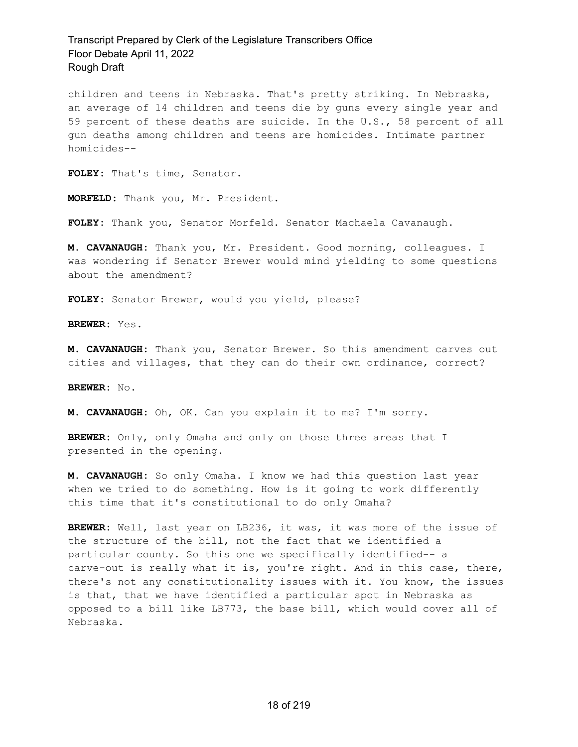children and teens in Nebraska. That's pretty striking. In Nebraska, an average of 14 children and teens die by guns every single year and 59 percent of these deaths are suicide. In the U.S., 58 percent of all gun deaths among children and teens are homicides. Intimate partner homicides--

**FOLEY:** That's time, Senator.

**MORFELD:** Thank you, Mr. President.

**FOLEY:** Thank you, Senator Morfeld. Senator Machaela Cavanaugh.

**M. CAVANAUGH:** Thank you, Mr. President. Good morning, colleagues. I was wondering if Senator Brewer would mind yielding to some questions about the amendment?

**FOLEY:** Senator Brewer, would you yield, please?

**BREWER:** Yes.

**M. CAVANAUGH:** Thank you, Senator Brewer. So this amendment carves out cities and villages, that they can do their own ordinance, correct?

**BREWER:** No.

**M. CAVANAUGH:** Oh, OK. Can you explain it to me? I'm sorry.

**BREWER:** Only, only Omaha and only on those three areas that I presented in the opening.

**M. CAVANAUGH:** So only Omaha. I know we had this question last year when we tried to do something. How is it going to work differently this time that it's constitutional to do only Omaha?

**BREWER:** Well, last year on LB236, it was, it was more of the issue of the structure of the bill, not the fact that we identified a particular county. So this one we specifically identified-- a carve-out is really what it is, you're right. And in this case, there, there's not any constitutionality issues with it. You know, the issues is that, that we have identified a particular spot in Nebraska as opposed to a bill like LB773, the base bill, which would cover all of Nebraska.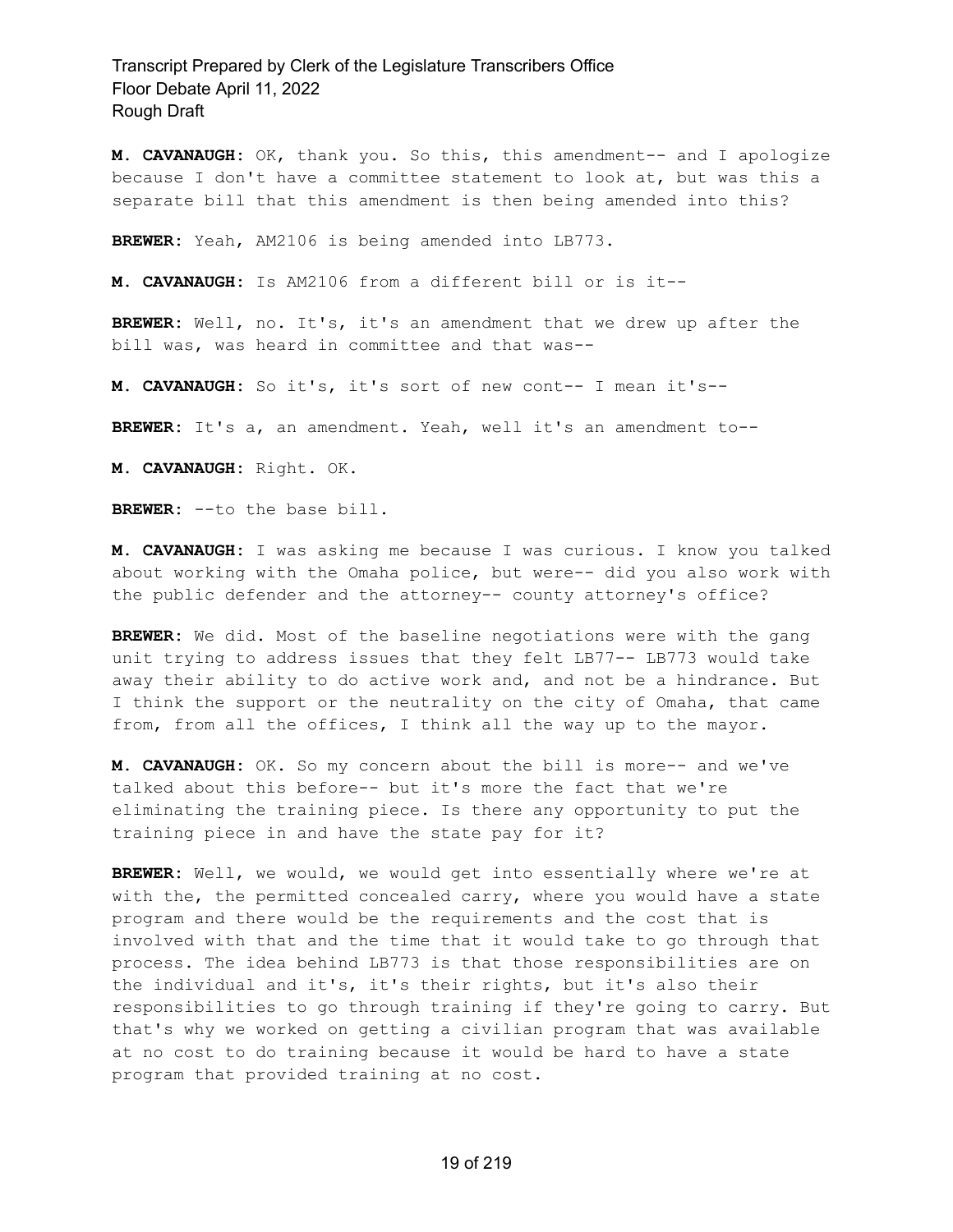**M. CAVANAUGH:** OK, thank you. So this, this amendment-- and I apologize because I don't have a committee statement to look at, but was this a separate bill that this amendment is then being amended into this?

**BREWER:** Yeah, AM2106 is being amended into LB773.

**M. CAVANAUGH:** Is AM2106 from a different bill or is it--

**BREWER:** Well, no. It's, it's an amendment that we drew up after the bill was, was heard in committee and that was--

**M. CAVANAUGH:** So it's, it's sort of new cont-- I mean it's--

**BREWER:** It's a, an amendment. Yeah, well it's an amendment to--

**M. CAVANAUGH:** Right. OK.

**BREWER:** --to the base bill.

**M. CAVANAUGH:** I was asking me because I was curious. I know you talked about working with the Omaha police, but were-- did you also work with the public defender and the attorney-- county attorney's office?

**BREWER:** We did. Most of the baseline negotiations were with the gang unit trying to address issues that they felt LB77-- LB773 would take away their ability to do active work and, and not be a hindrance. But I think the support or the neutrality on the city of Omaha, that came from, from all the offices, I think all the way up to the mayor.

**M. CAVANAUGH:** OK. So my concern about the bill is more-- and we've talked about this before-- but it's more the fact that we're eliminating the training piece. Is there any opportunity to put the training piece in and have the state pay for it?

**BREWER:** Well, we would, we would get into essentially where we're at with the, the permitted concealed carry, where you would have a state program and there would be the requirements and the cost that is involved with that and the time that it would take to go through that process. The idea behind LB773 is that those responsibilities are on the individual and it's, it's their rights, but it's also their responsibilities to go through training if they're going to carry. But that's why we worked on getting a civilian program that was available at no cost to do training because it would be hard to have a state program that provided training at no cost.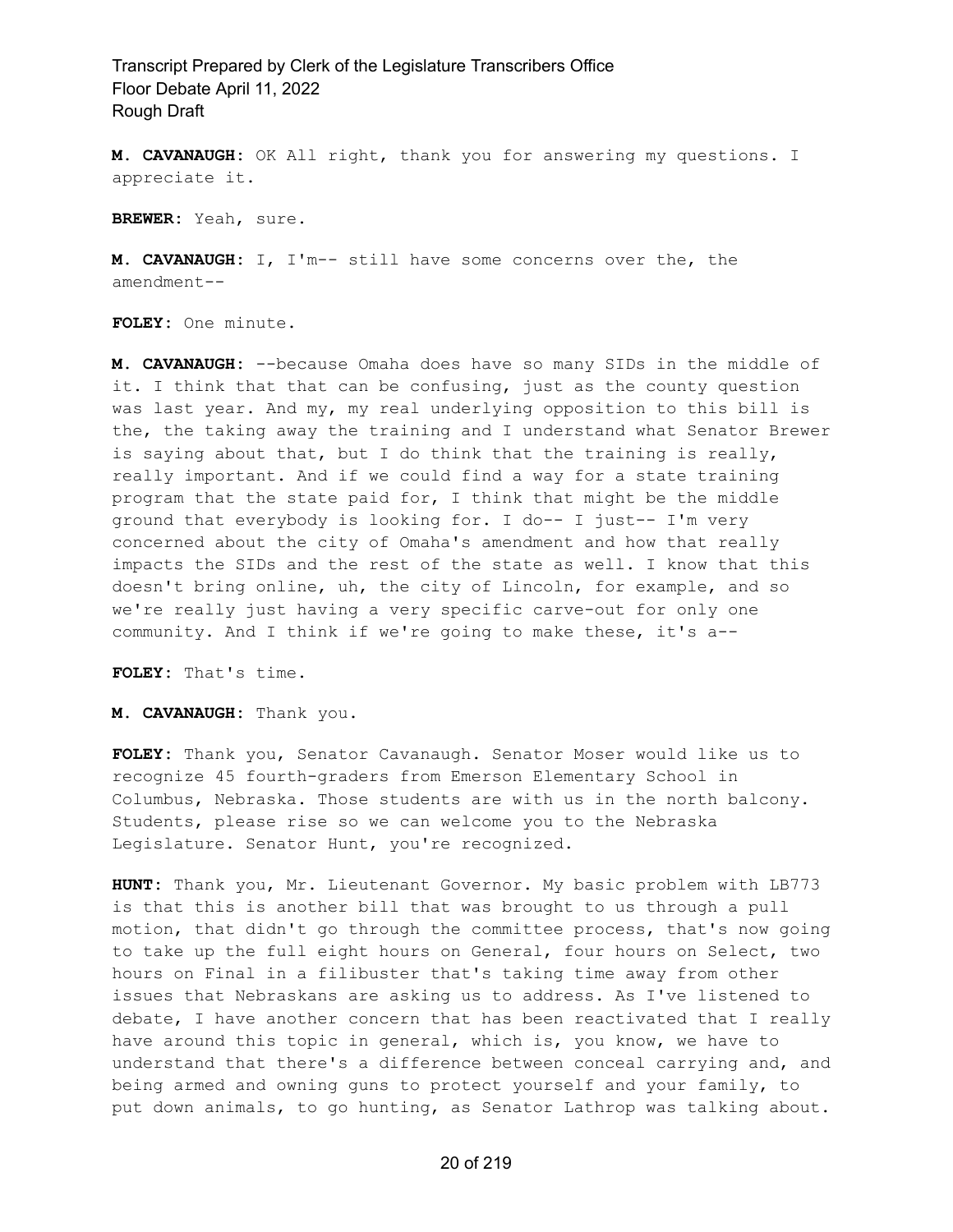**M. CAVANAUGH:** OK All right, thank you for answering my questions. I appreciate it.

**BREWER:** Yeah, sure.

**M. CAVANAUGH:** I, I'm-- still have some concerns over the, the amendment--

**FOLEY:** One minute.

**M. CAVANAUGH:** --because Omaha does have so many SIDs in the middle of it. I think that that can be confusing, just as the county question was last year. And my, my real underlying opposition to this bill is the, the taking away the training and I understand what Senator Brewer is saying about that, but I do think that the training is really, really important. And if we could find a way for a state training program that the state paid for, I think that might be the middle ground that everybody is looking for. I do-- I just-- I'm very concerned about the city of Omaha's amendment and how that really impacts the SIDs and the rest of the state as well. I know that this doesn't bring online, uh, the city of Lincoln, for example, and so we're really just having a very specific carve-out for only one community. And I think if we're going to make these, it's a--

**FOLEY:** That's time.

**M. CAVANAUGH:** Thank you.

**FOLEY:** Thank you, Senator Cavanaugh. Senator Moser would like us to recognize 45 fourth-graders from Emerson Elementary School in Columbus, Nebraska. Those students are with us in the north balcony. Students, please rise so we can welcome you to the Nebraska Legislature. Senator Hunt, you're recognized.

**HUNT:** Thank you, Mr. Lieutenant Governor. My basic problem with LB773 is that this is another bill that was brought to us through a pull motion, that didn't go through the committee process, that's now going to take up the full eight hours on General, four hours on Select, two hours on Final in a filibuster that's taking time away from other issues that Nebraskans are asking us to address. As I've listened to debate, I have another concern that has been reactivated that I really have around this topic in general, which is, you know, we have to understand that there's a difference between conceal carrying and, and being armed and owning guns to protect yourself and your family, to put down animals, to go hunting, as Senator Lathrop was talking about.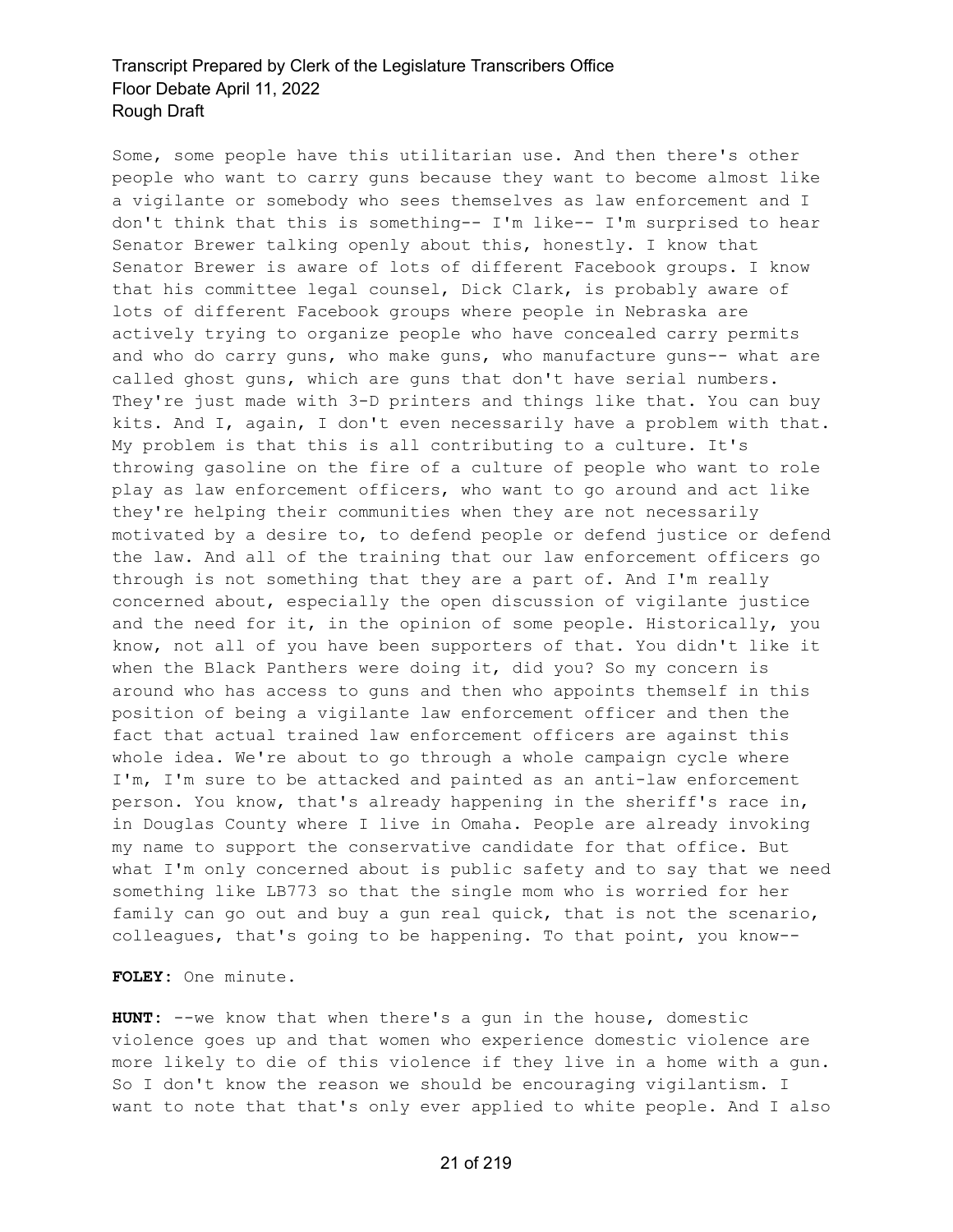Some, some people have this utilitarian use. And then there's other people who want to carry guns because they want to become almost like a vigilante or somebody who sees themselves as law enforcement and I don't think that this is something-- I'm like-- I'm surprised to hear Senator Brewer talking openly about this, honestly. I know that Senator Brewer is aware of lots of different Facebook groups. I know that his committee legal counsel, Dick Clark, is probably aware of lots of different Facebook groups where people in Nebraska are actively trying to organize people who have concealed carry permits and who do carry guns, who make guns, who manufacture guns-- what are called ghost guns, which are guns that don't have serial numbers. They're just made with 3-D printers and things like that. You can buy kits. And I, again, I don't even necessarily have a problem with that. My problem is that this is all contributing to a culture. It's throwing gasoline on the fire of a culture of people who want to role play as law enforcement officers, who want to go around and act like they're helping their communities when they are not necessarily motivated by a desire to, to defend people or defend justice or defend the law. And all of the training that our law enforcement officers go through is not something that they are a part of. And I'm really concerned about, especially the open discussion of vigilante justice and the need for it, in the opinion of some people. Historically, you know, not all of you have been supporters of that. You didn't like it when the Black Panthers were doing it, did you? So my concern is around who has access to guns and then who appoints themself in this position of being a vigilante law enforcement officer and then the fact that actual trained law enforcement officers are against this whole idea. We're about to go through a whole campaign cycle where I'm, I'm sure to be attacked and painted as an anti-law enforcement person. You know, that's already happening in the sheriff's race in, in Douglas County where I live in Omaha. People are already invoking my name to support the conservative candidate for that office. But what I'm only concerned about is public safety and to say that we need something like LB773 so that the single mom who is worried for her family can go out and buy a gun real quick, that is not the scenario, colleagues, that's going to be happening. To that point, you know--

**FOLEY:** One minute.

**HUNT:** --we know that when there's a gun in the house, domestic violence goes up and that women who experience domestic violence are more likely to die of this violence if they live in a home with a gun. So I don't know the reason we should be encouraging vigilantism. I want to note that that's only ever applied to white people. And I also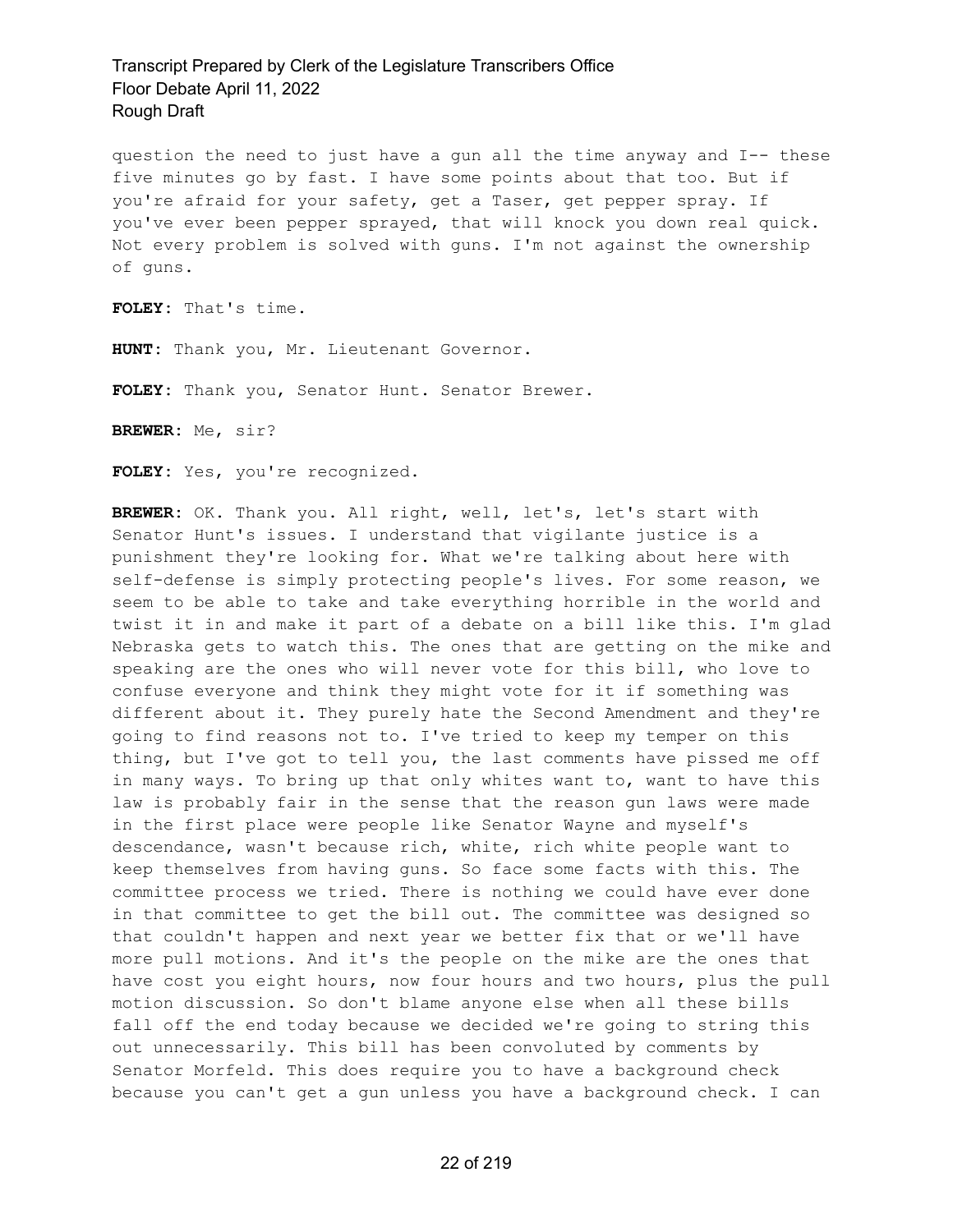question the need to just have a gun all the time anyway and I-- these five minutes go by fast. I have some points about that too. But if you're afraid for your safety, get a Taser, get pepper spray. If you've ever been pepper sprayed, that will knock you down real quick. Not every problem is solved with guns. I'm not against the ownership of guns.

**FOLEY:** That's time.

**HUNT:** Thank you, Mr. Lieutenant Governor.

**FOLEY:** Thank you, Senator Hunt. Senator Brewer.

**BREWER:** Me, sir?

**FOLEY:** Yes, you're recognized.

**BREWER:** OK. Thank you. All right, well, let's, let's start with Senator Hunt's issues. I understand that vigilante justice is a punishment they're looking for. What we're talking about here with self-defense is simply protecting people's lives. For some reason, we seem to be able to take and take everything horrible in the world and twist it in and make it part of a debate on a bill like this. I'm glad Nebraska gets to watch this. The ones that are getting on the mike and speaking are the ones who will never vote for this bill, who love to confuse everyone and think they might vote for it if something was different about it. They purely hate the Second Amendment and they're going to find reasons not to. I've tried to keep my temper on this thing, but I've got to tell you, the last comments have pissed me off in many ways. To bring up that only whites want to, want to have this law is probably fair in the sense that the reason gun laws were made in the first place were people like Senator Wayne and myself's descendance, wasn't because rich, white, rich white people want to keep themselves from having guns. So face some facts with this. The committee process we tried. There is nothing we could have ever done in that committee to get the bill out. The committee was designed so that couldn't happen and next year we better fix that or we'll have more pull motions. And it's the people on the mike are the ones that have cost you eight hours, now four hours and two hours, plus the pull motion discussion. So don't blame anyone else when all these bills fall off the end today because we decided we're going to string this out unnecessarily. This bill has been convoluted by comments by Senator Morfeld. This does require you to have a background check because you can't get a gun unless you have a background check. I can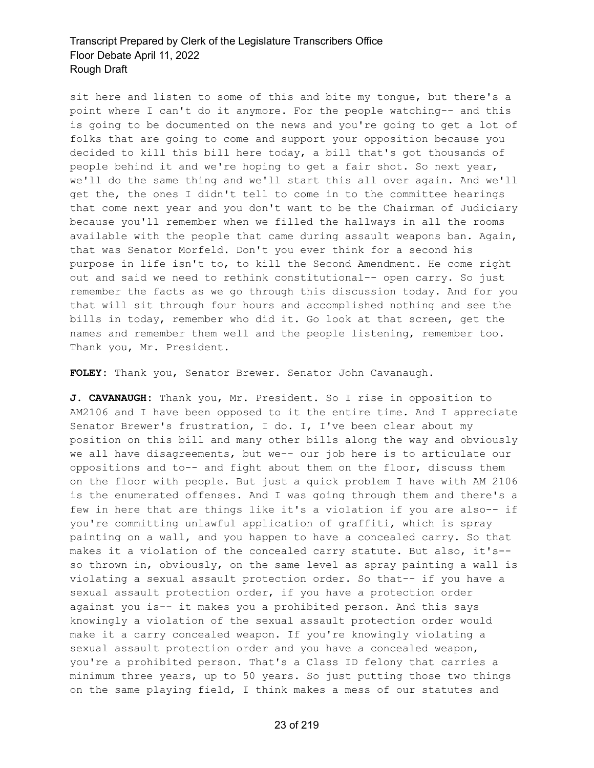sit here and listen to some of this and bite my tongue, but there's a point where I can't do it anymore. For the people watching-- and this is going to be documented on the news and you're going to get a lot of folks that are going to come and support your opposition because you decided to kill this bill here today, a bill that's got thousands of people behind it and we're hoping to get a fair shot. So next year, we'll do the same thing and we'll start this all over again. And we'll get the, the ones I didn't tell to come in to the committee hearings that come next year and you don't want to be the Chairman of Judiciary because you'll remember when we filled the hallways in all the rooms available with the people that came during assault weapons ban. Again, that was Senator Morfeld. Don't you ever think for a second his purpose in life isn't to, to kill the Second Amendment. He come right out and said we need to rethink constitutional-- open carry. So just remember the facts as we go through this discussion today. And for you that will sit through four hours and accomplished nothing and see the bills in today, remember who did it. Go look at that screen, get the names and remember them well and the people listening, remember too. Thank you, Mr. President.

**FOLEY:** Thank you, Senator Brewer. Senator John Cavanaugh.

**J. CAVANAUGH:** Thank you, Mr. President. So I rise in opposition to AM2106 and I have been opposed to it the entire time. And I appreciate Senator Brewer's frustration, I do. I, I've been clear about my position on this bill and many other bills along the way and obviously we all have disagreements, but we-- our job here is to articulate our oppositions and to-- and fight about them on the floor, discuss them on the floor with people. But just a quick problem I have with AM 2106 is the enumerated offenses. And I was going through them and there's a few in here that are things like it's a violation if you are also-- if you're committing unlawful application of graffiti, which is spray painting on a wall, and you happen to have a concealed carry. So that makes it a violation of the concealed carry statute. But also, it's-- so thrown in, obviously, on the same level as spray painting a wall is violating a sexual assault protection order. So that-- if you have a sexual assault protection order, if you have a protection order against you is-- it makes you a prohibited person. And this says knowingly a violation of the sexual assault protection order would make it a carry concealed weapon. If you're knowingly violating a sexual assault protection order and you have a concealed weapon, you're a prohibited person. That's a Class ID felony that carries a minimum three years, up to 50 years. So just putting those two things on the same playing field, I think makes a mess of our statutes and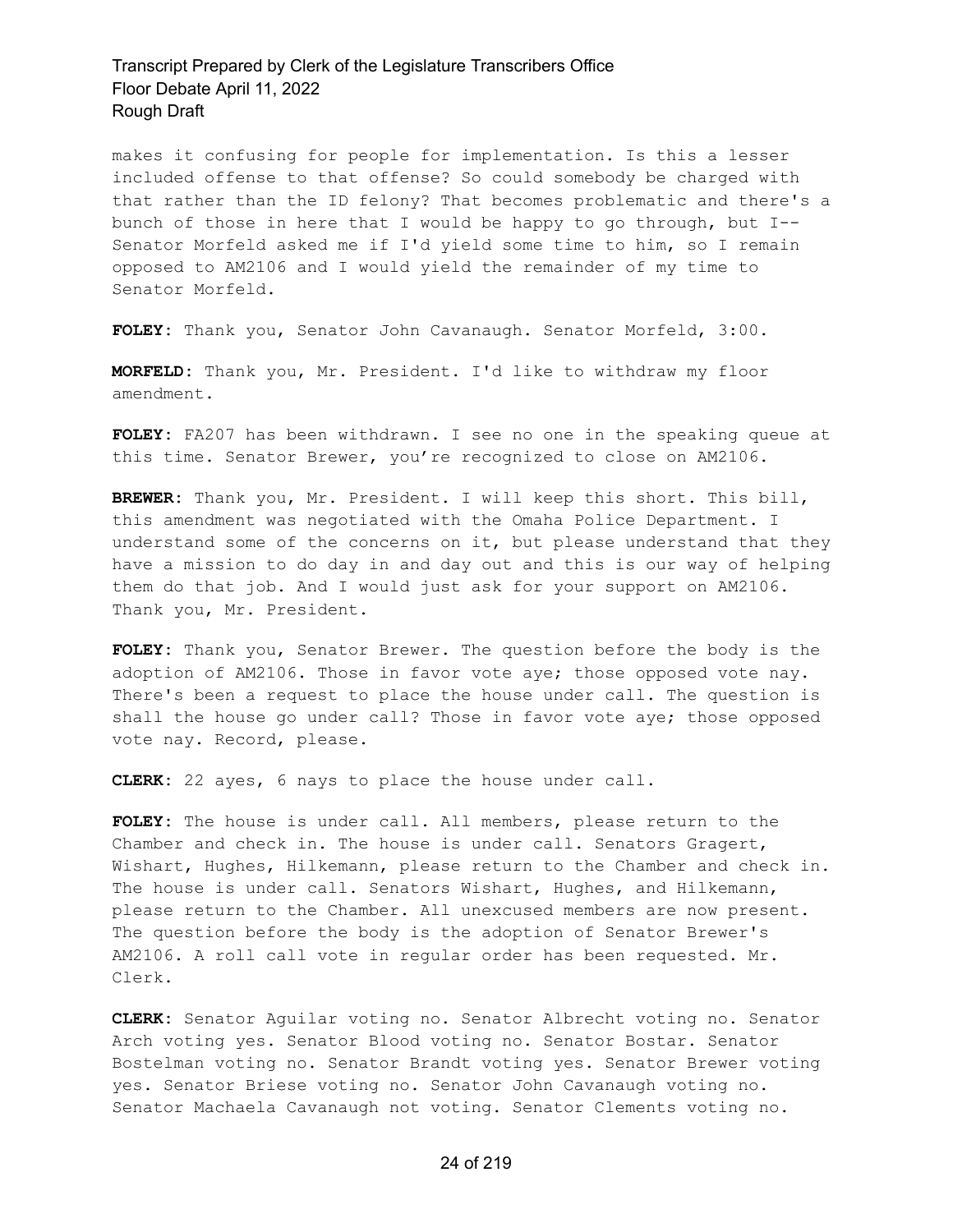makes it confusing for people for implementation. Is this a lesser included offense to that offense? So could somebody be charged with that rather than the ID felony? That becomes problematic and there's a bunch of those in here that I would be happy to go through, but I-- Senator Morfeld asked me if I'd yield some time to him, so I remain opposed to AM2106 and I would yield the remainder of my time to Senator Morfeld.

**FOLEY:** Thank you, Senator John Cavanaugh. Senator Morfeld, 3:00.

**MORFELD:** Thank you, Mr. President. I'd like to withdraw my floor amendment.

**FOLEY:** FA207 has been withdrawn. I see no one in the speaking queue at this time. Senator Brewer, you're recognized to close on AM2106.

**BREWER:** Thank you, Mr. President. I will keep this short. This bill, this amendment was negotiated with the Omaha Police Department. I understand some of the concerns on it, but please understand that they have a mission to do day in and day out and this is our way of helping them do that job. And I would just ask for your support on AM2106. Thank you, Mr. President.

**FOLEY:** Thank you, Senator Brewer. The question before the body is the adoption of AM2106. Those in favor vote aye; those opposed vote nay. There's been a request to place the house under call. The question is shall the house go under call? Those in favor vote aye; those opposed vote nay. Record, please.

**CLERK:** 22 ayes, 6 nays to place the house under call.

**FOLEY:** The house is under call. All members, please return to the Chamber and check in. The house is under call. Senators Gragert, Wishart, Hughes, Hilkemann, please return to the Chamber and check in. The house is under call. Senators Wishart, Hughes, and Hilkemann, please return to the Chamber. All unexcused members are now present. The question before the body is the adoption of Senator Brewer's AM2106. A roll call vote in regular order has been requested. Mr. Clerk.

**CLERK:** Senator Aguilar voting no. Senator Albrecht voting no. Senator Arch voting yes. Senator Blood voting no. Senator Bostar. Senator Bostelman voting no. Senator Brandt voting yes. Senator Brewer voting yes. Senator Briese voting no. Senator John Cavanaugh voting no. Senator Machaela Cavanaugh not voting. Senator Clements voting no.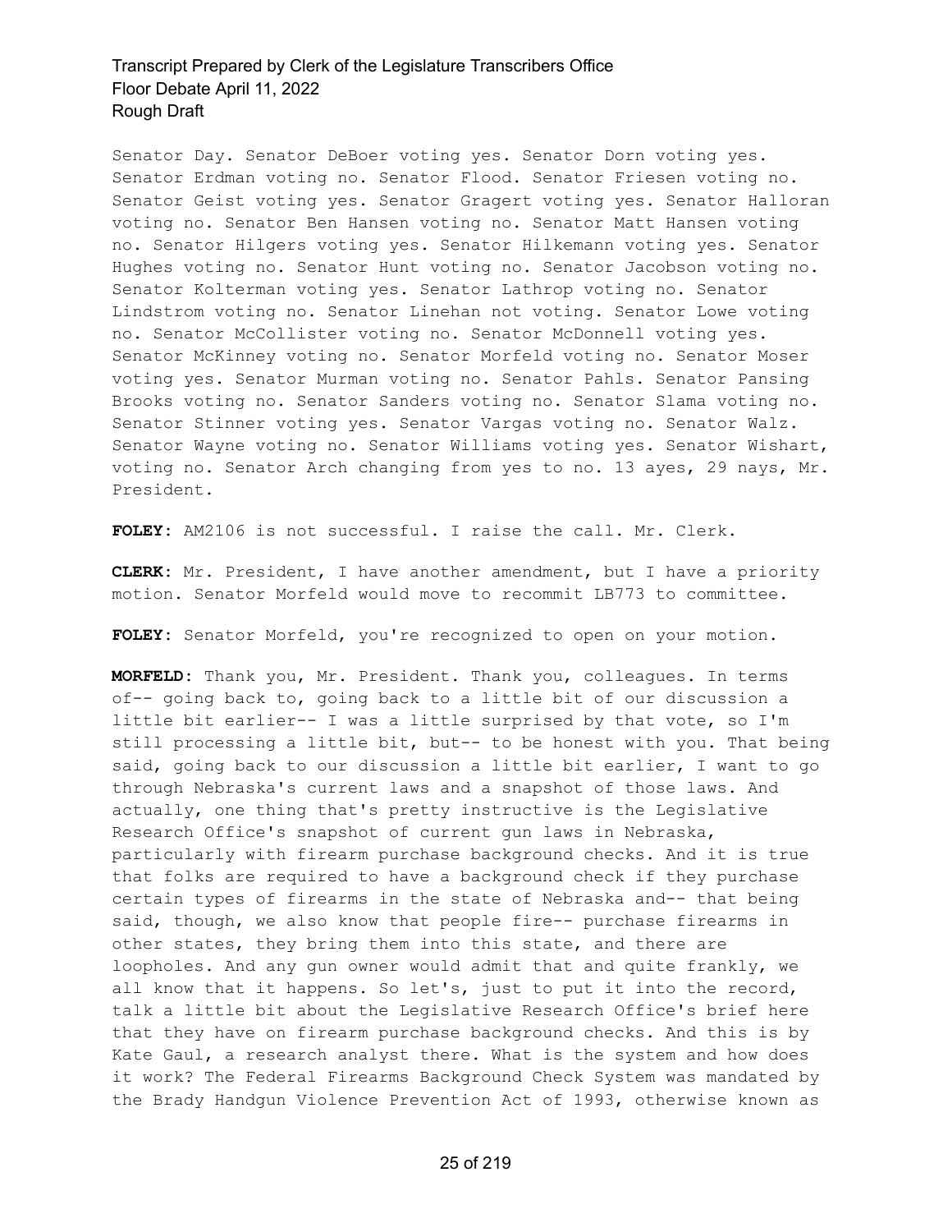Senator Day. Senator DeBoer voting yes. Senator Dorn voting yes. Senator Erdman voting no. Senator Flood. Senator Friesen voting no. Senator Geist voting yes. Senator Gragert voting yes. Senator Halloran voting no. Senator Ben Hansen voting no. Senator Matt Hansen voting no. Senator Hilgers voting yes. Senator Hilkemann voting yes. Senator Hughes voting no. Senator Hunt voting no. Senator Jacobson voting no. Senator Kolterman voting yes. Senator Lathrop voting no. Senator Lindstrom voting no. Senator Linehan not voting. Senator Lowe voting no. Senator McCollister voting no. Senator McDonnell voting yes. Senator McKinney voting no. Senator Morfeld voting no. Senator Moser voting yes. Senator Murman voting no. Senator Pahls. Senator Pansing Brooks voting no. Senator Sanders voting no. Senator Slama voting no. Senator Stinner voting yes. Senator Vargas voting no. Senator Walz. Senator Wayne voting no. Senator Williams voting yes. Senator Wishart, voting no. Senator Arch changing from yes to no. 13 ayes, 29 nays, Mr. President.

**FOLEY:** AM2106 is not successful. I raise the call. Mr. Clerk.

**CLERK:** Mr. President, I have another amendment, but I have a priority motion. Senator Morfeld would move to recommit LB773 to committee.

**FOLEY:** Senator Morfeld, you're recognized to open on your motion.

**MORFELD:** Thank you, Mr. President. Thank you, colleagues. In terms of-- going back to, going back to a little bit of our discussion a little bit earlier-- I was a little surprised by that vote, so I'm still processing a little bit, but-- to be honest with you. That being said, going back to our discussion a little bit earlier, I want to go through Nebraska's current laws and a snapshot of those laws. And actually, one thing that's pretty instructive is the Legislative Research Office's snapshot of current gun laws in Nebraska, particularly with firearm purchase background checks. And it is true that folks are required to have a background check if they purchase certain types of firearms in the state of Nebraska and-- that being said, though, we also know that people fire-- purchase firearms in other states, they bring them into this state, and there are loopholes. And any gun owner would admit that and quite frankly, we all know that it happens. So let's, just to put it into the record, talk a little bit about the Legislative Research Office's brief here that they have on firearm purchase background checks. And this is by Kate Gaul, a research analyst there. What is the system and how does it work? The Federal Firearms Background Check System was mandated by the Brady Handgun Violence Prevention Act of 1993, otherwise known as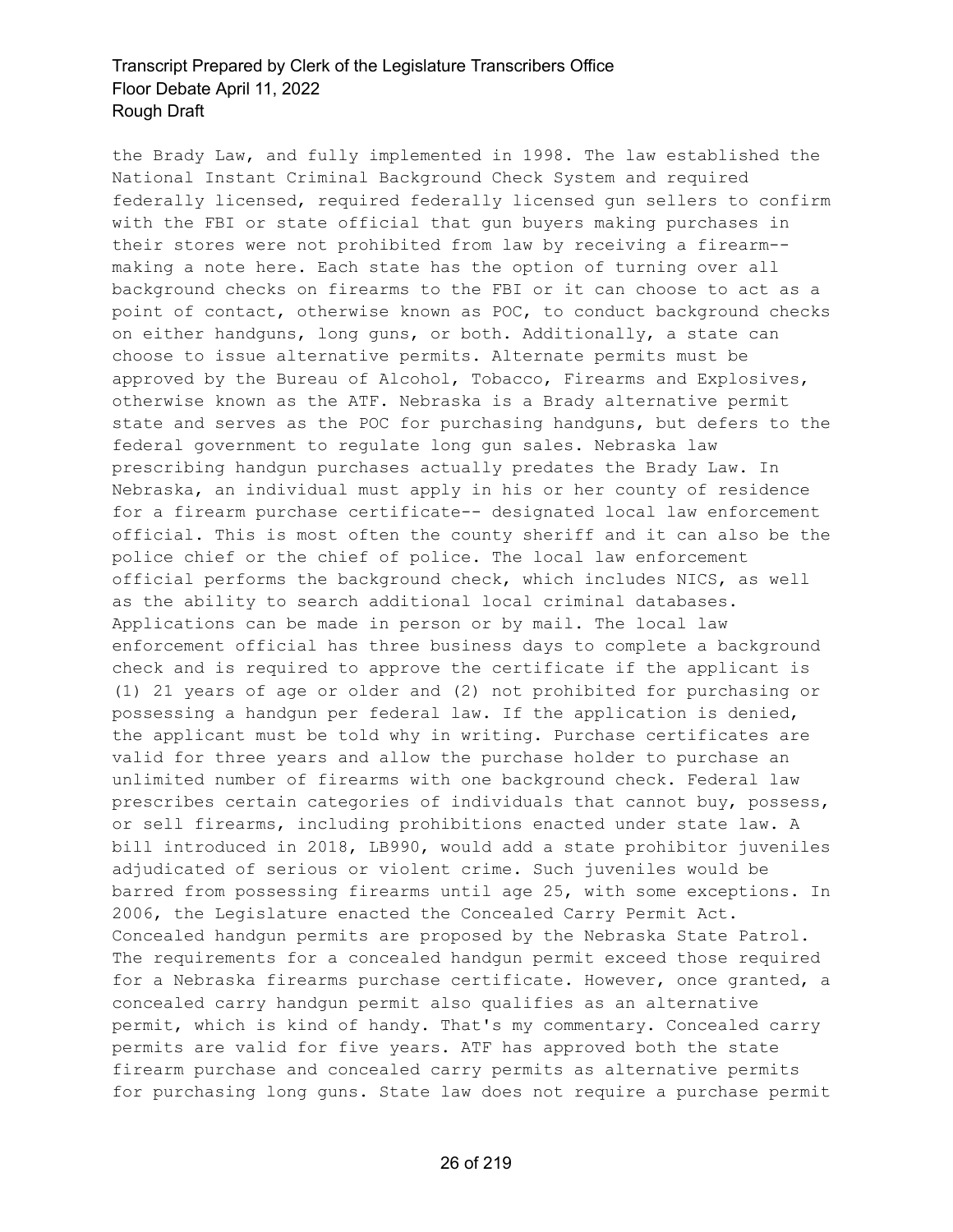the Brady Law, and fully implemented in 1998. The law established the National Instant Criminal Background Check System and required federally licensed, required federally licensed gun sellers to confirm with the FBI or state official that gun buyers making purchases in their stores were not prohibited from law by receiving a firearm-- making a note here. Each state has the option of turning over all background checks on firearms to the FBI or it can choose to act as a point of contact, otherwise known as POC, to conduct background checks on either handguns, long guns, or both. Additionally, a state can choose to issue alternative permits. Alternate permits must be approved by the Bureau of Alcohol, Tobacco, Firearms and Explosives, otherwise known as the ATF. Nebraska is a Brady alternative permit state and serves as the POC for purchasing handguns, but defers to the federal government to regulate long gun sales. Nebraska law prescribing handgun purchases actually predates the Brady Law. In Nebraska, an individual must apply in his or her county of residence for a firearm purchase certificate-- designated local law enforcement official. This is most often the county sheriff and it can also be the police chief or the chief of police. The local law enforcement official performs the background check, which includes NICS, as well as the ability to search additional local criminal databases. Applications can be made in person or by mail. The local law enforcement official has three business days to complete a background check and is required to approve the certificate if the applicant is (1) 21 years of age or older and (2) not prohibited for purchasing or possessing a handgun per federal law. If the application is denied, the applicant must be told why in writing. Purchase certificates are valid for three years and allow the purchase holder to purchase an unlimited number of firearms with one background check. Federal law prescribes certain categories of individuals that cannot buy, possess, or sell firearms, including prohibitions enacted under state law. A bill introduced in 2018, LB990, would add a state prohibitor juveniles adjudicated of serious or violent crime. Such juveniles would be barred from possessing firearms until age 25, with some exceptions. In 2006, the Legislature enacted the Concealed Carry Permit Act. Concealed handgun permits are proposed by the Nebraska State Patrol. The requirements for a concealed handgun permit exceed those required for a Nebraska firearms purchase certificate. However, once granted, a concealed carry handgun permit also qualifies as an alternative permit, which is kind of handy. That's my commentary. Concealed carry permits are valid for five years. ATF has approved both the state firearm purchase and concealed carry permits as alternative permits for purchasing long guns. State law does not require a purchase permit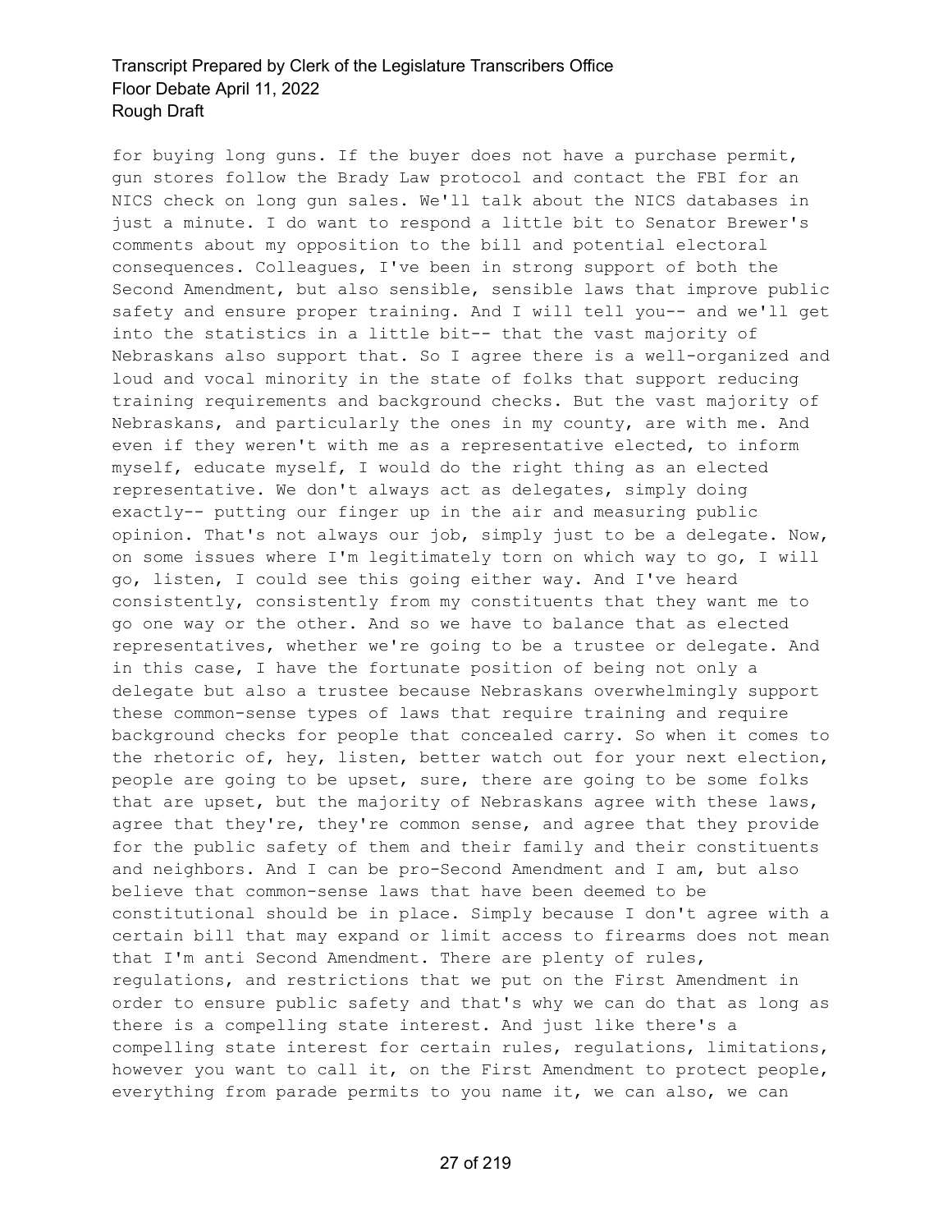for buying long guns. If the buyer does not have a purchase permit, gun stores follow the Brady Law protocol and contact the FBI for an NICS check on long gun sales. We'll talk about the NICS databases in just a minute. I do want to respond a little bit to Senator Brewer's comments about my opposition to the bill and potential electoral consequences. Colleagues, I've been in strong support of both the Second Amendment, but also sensible, sensible laws that improve public safety and ensure proper training. And I will tell you-- and we'll get into the statistics in a little bit-- that the vast majority of Nebraskans also support that. So I agree there is a well-organized and loud and vocal minority in the state of folks that support reducing training requirements and background checks. But the vast majority of Nebraskans, and particularly the ones in my county, are with me. And even if they weren't with me as a representative elected, to inform myself, educate myself, I would do the right thing as an elected representative. We don't always act as delegates, simply doing exactly-- putting our finger up in the air and measuring public opinion. That's not always our job, simply just to be a delegate. Now, on some issues where I'm legitimately torn on which way to go, I will go, listen, I could see this going either way. And I've heard consistently, consistently from my constituents that they want me to go one way or the other. And so we have to balance that as elected representatives, whether we're going to be a trustee or delegate. And in this case, I have the fortunate position of being not only a delegate but also a trustee because Nebraskans overwhelmingly support these common-sense types of laws that require training and require background checks for people that concealed carry. So when it comes to the rhetoric of, hey, listen, better watch out for your next election, people are going to be upset, sure, there are going to be some folks that are upset, but the majority of Nebraskans agree with these laws, agree that they're, they're common sense, and agree that they provide for the public safety of them and their family and their constituents and neighbors. And I can be pro-Second Amendment and I am, but also believe that common-sense laws that have been deemed to be constitutional should be in place. Simply because I don't agree with a certain bill that may expand or limit access to firearms does not mean that I'm anti Second Amendment. There are plenty of rules, regulations, and restrictions that we put on the First Amendment in order to ensure public safety and that's why we can do that as long as there is a compelling state interest. And just like there's a compelling state interest for certain rules, regulations, limitations, however you want to call it, on the First Amendment to protect people, everything from parade permits to you name it, we can also, we can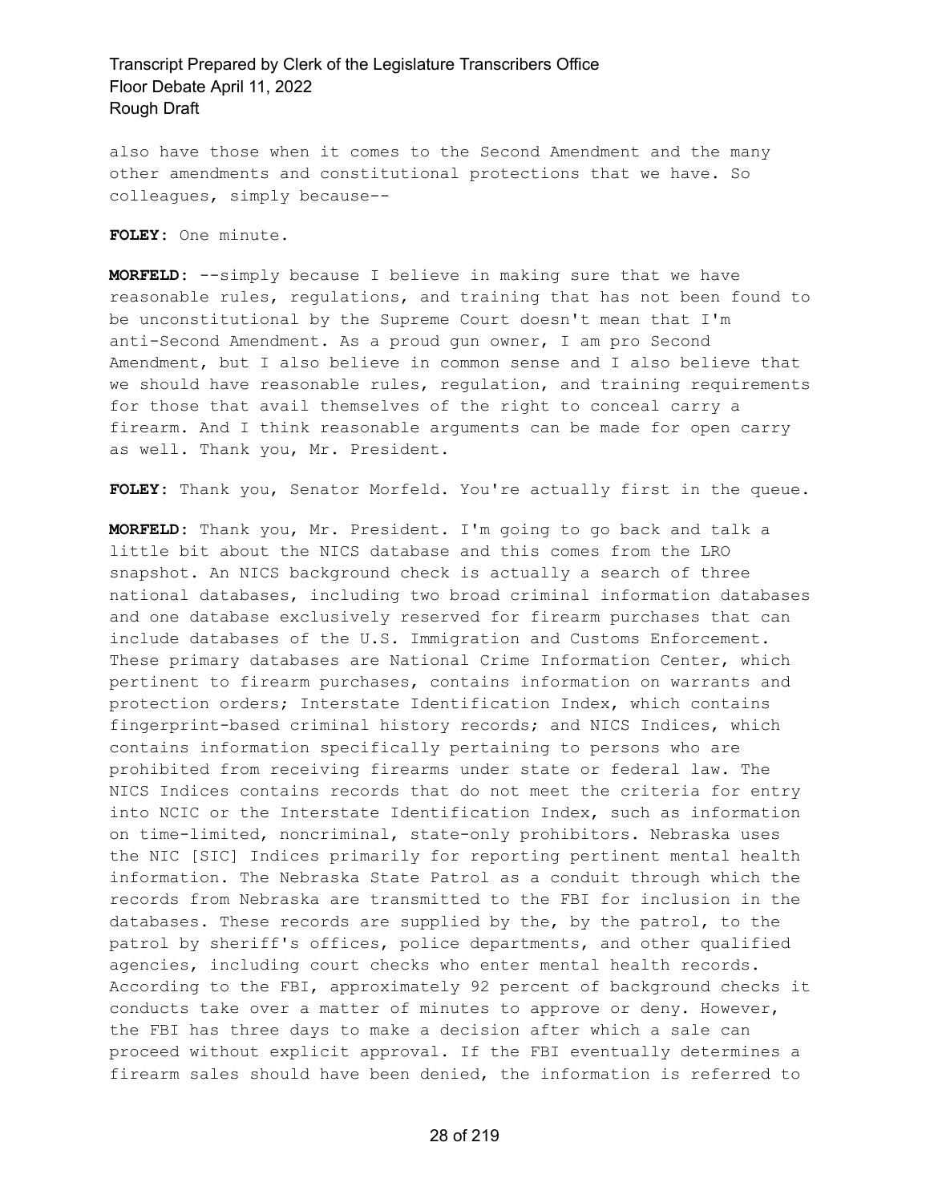also have those when it comes to the Second Amendment and the many other amendments and constitutional protections that we have. So colleagues, simply because--

**FOLEY:** One minute.

**MORFELD:** --simply because I believe in making sure that we have reasonable rules, regulations, and training that has not been found to be unconstitutional by the Supreme Court doesn't mean that I'm anti-Second Amendment. As a proud gun owner, I am pro Second Amendment, but I also believe in common sense and I also believe that we should have reasonable rules, regulation, and training requirements for those that avail themselves of the right to conceal carry a firearm. And I think reasonable arguments can be made for open carry as well. Thank you, Mr. President.

**FOLEY:** Thank you, Senator Morfeld. You're actually first in the queue.

**MORFELD:** Thank you, Mr. President. I'm going to go back and talk a little bit about the NICS database and this comes from the LRO snapshot. An NICS background check is actually a search of three national databases, including two broad criminal information databases and one database exclusively reserved for firearm purchases that can include databases of the U.S. Immigration and Customs Enforcement. These primary databases are National Crime Information Center, which pertinent to firearm purchases, contains information on warrants and protection orders; Interstate Identification Index, which contains fingerprint-based criminal history records; and NICS Indices, which contains information specifically pertaining to persons who are prohibited from receiving firearms under state or federal law. The NICS Indices contains records that do not meet the criteria for entry into NCIC or the Interstate Identification Index, such as information on time-limited, noncriminal, state-only prohibitors. Nebraska uses the NIC [SIC] Indices primarily for reporting pertinent mental health information. The Nebraska State Patrol as a conduit through which the records from Nebraska are transmitted to the FBI for inclusion in the databases. These records are supplied by the, by the patrol, to the patrol by sheriff's offices, police departments, and other qualified agencies, including court checks who enter mental health records. According to the FBI, approximately 92 percent of background checks it conducts take over a matter of minutes to approve or deny. However, the FBI has three days to make a decision after which a sale can proceed without explicit approval. If the FBI eventually determines a firearm sales should have been denied, the information is referred to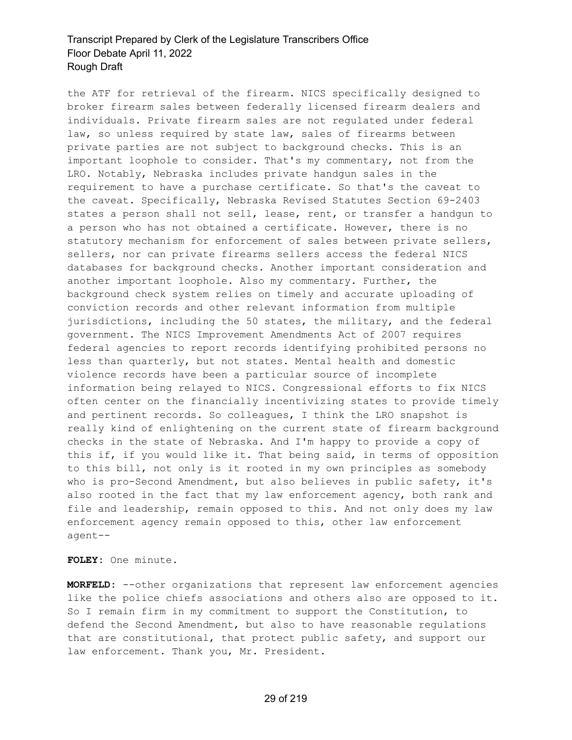the ATF for retrieval of the firearm. NICS specifically designed to broker firearm sales between federally licensed firearm dealers and individuals. Private firearm sales are not regulated under federal law, so unless required by state law, sales of firearms between private parties are not subject to background checks. This is an important loophole to consider. That's my commentary, not from the LRO. Notably, Nebraska includes private handgun sales in the requirement to have a purchase certificate. So that's the caveat to the caveat. Specifically, Nebraska Revised Statutes Section 69-2403 states a person shall not sell, lease, rent, or transfer a handgun to a person who has not obtained a certificate. However, there is no statutory mechanism for enforcement of sales between private sellers, sellers, nor can private firearms sellers access the federal NICS databases for background checks. Another important consideration and another important loophole. Also my commentary. Further, the background check system relies on timely and accurate uploading of conviction records and other relevant information from multiple jurisdictions, including the 50 states, the military, and the federal government. The NICS Improvement Amendments Act of 2007 requires federal agencies to report records identifying prohibited persons no less than quarterly, but not states. Mental health and domestic violence records have been a particular source of incomplete information being relayed to NICS. Congressional efforts to fix NICS often center on the financially incentivizing states to provide timely and pertinent records. So colleagues, I think the LRO snapshot is really kind of enlightening on the current state of firearm background checks in the state of Nebraska. And I'm happy to provide a copy of this if, if you would like it. That being said, in terms of opposition to this bill, not only is it rooted in my own principles as somebody who is pro-Second Amendment, but also believes in public safety, it's also rooted in the fact that my law enforcement agency, both rank and file and leadership, remain opposed to this. And not only does my law enforcement agency remain opposed to this, other law enforcement agent--

**FOLEY:** One minute.

**MORFELD:** --other organizations that represent law enforcement agencies like the police chiefs associations and others also are opposed to it. So I remain firm in my commitment to support the Constitution, to defend the Second Amendment, but also to have reasonable regulations that are constitutional, that protect public safety, and support our law enforcement. Thank you, Mr. President.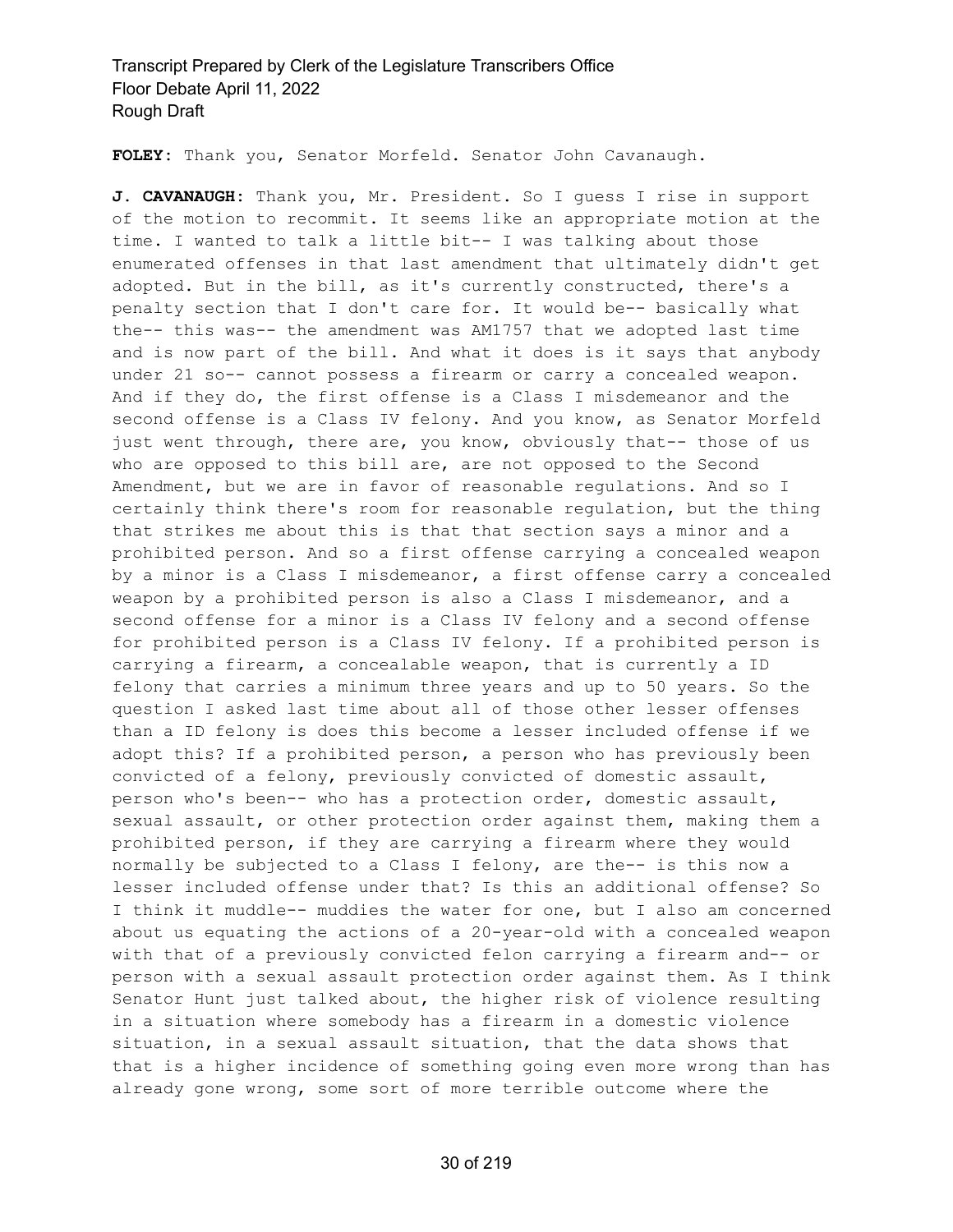**FOLEY:** Thank you, Senator Morfeld. Senator John Cavanaugh.

**J. CAVANAUGH:** Thank you, Mr. President. So I guess I rise in support of the motion to recommit. It seems like an appropriate motion at the time. I wanted to talk a little bit-- I was talking about those enumerated offenses in that last amendment that ultimately didn't get adopted. But in the bill, as it's currently constructed, there's a penalty section that I don't care for. It would be-- basically what the-- this was-- the amendment was AM1757 that we adopted last time and is now part of the bill. And what it does is it says that anybody under 21 so-- cannot possess a firearm or carry a concealed weapon. And if they do, the first offense is a Class I misdemeanor and the second offense is a Class IV felony. And you know, as Senator Morfeld just went through, there are, you know, obviously that-- those of us who are opposed to this bill are, are not opposed to the Second Amendment, but we are in favor of reasonable regulations. And so I certainly think there's room for reasonable regulation, but the thing that strikes me about this is that that section says a minor and a prohibited person. And so a first offense carrying a concealed weapon by a minor is a Class I misdemeanor, a first offense carry a concealed weapon by a prohibited person is also a Class I misdemeanor, and a second offense for a minor is a Class IV felony and a second offense for prohibited person is a Class IV felony. If a prohibited person is carrying a firearm, a concealable weapon, that is currently a ID felony that carries a minimum three years and up to 50 years. So the question I asked last time about all of those other lesser offenses than a ID felony is does this become a lesser included offense if we adopt this? If a prohibited person, a person who has previously been convicted of a felony, previously convicted of domestic assault, person who's been-- who has a protection order, domestic assault, sexual assault, or other protection order against them, making them a prohibited person, if they are carrying a firearm where they would normally be subjected to a Class I felony, are the-- is this now a lesser included offense under that? Is this an additional offense? So I think it muddle-- muddies the water for one, but I also am concerned about us equating the actions of a 20-year-old with a concealed weapon with that of a previously convicted felon carrying a firearm and-- or person with a sexual assault protection order against them. As I think Senator Hunt just talked about, the higher risk of violence resulting in a situation where somebody has a firearm in a domestic violence situation, in a sexual assault situation, that the data shows that that is a higher incidence of something going even more wrong than has already gone wrong, some sort of more terrible outcome where the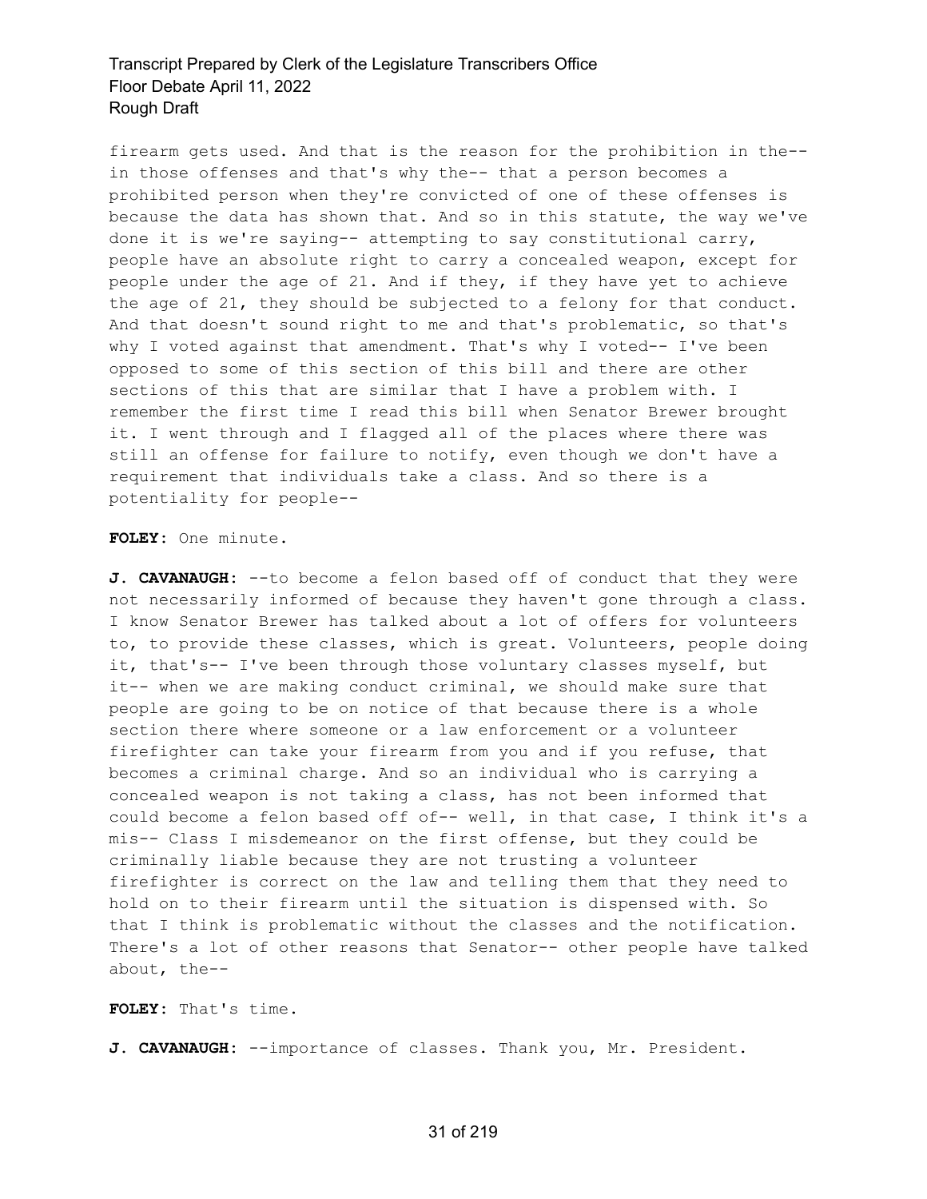firearm gets used. And that is the reason for the prohibition in the-- in those offenses and that's why the-- that a person becomes a prohibited person when they're convicted of one of these offenses is because the data has shown that. And so in this statute, the way we've done it is we're saying-- attempting to say constitutional carry, people have an absolute right to carry a concealed weapon, except for people under the age of 21. And if they, if they have yet to achieve the age of 21, they should be subjected to a felony for that conduct. And that doesn't sound right to me and that's problematic, so that's why I voted against that amendment. That's why I voted-- I've been opposed to some of this section of this bill and there are other sections of this that are similar that I have a problem with. I remember the first time I read this bill when Senator Brewer brought it. I went through and I flagged all of the places where there was still an offense for failure to notify, even though we don't have a requirement that individuals take a class. And so there is a potentiality for people--

**FOLEY:** One minute.

**J. CAVANAUGH:** --to become a felon based off of conduct that they were not necessarily informed of because they haven't gone through a class. I know Senator Brewer has talked about a lot of offers for volunteers to, to provide these classes, which is great. Volunteers, people doing it, that's-- I've been through those voluntary classes myself, but it-- when we are making conduct criminal, we should make sure that people are going to be on notice of that because there is a whole section there where someone or a law enforcement or a volunteer firefighter can take your firearm from you and if you refuse, that becomes a criminal charge. And so an individual who is carrying a concealed weapon is not taking a class, has not been informed that could become a felon based off of-- well, in that case, I think it's a mis-- Class I misdemeanor on the first offense, but they could be criminally liable because they are not trusting a volunteer firefighter is correct on the law and telling them that they need to hold on to their firearm until the situation is dispensed with. So that I think is problematic without the classes and the notification. There's a lot of other reasons that Senator-- other people have talked about, the--

**FOLEY:** That's time.

**J. CAVANAUGH:** --importance of classes. Thank you, Mr. President.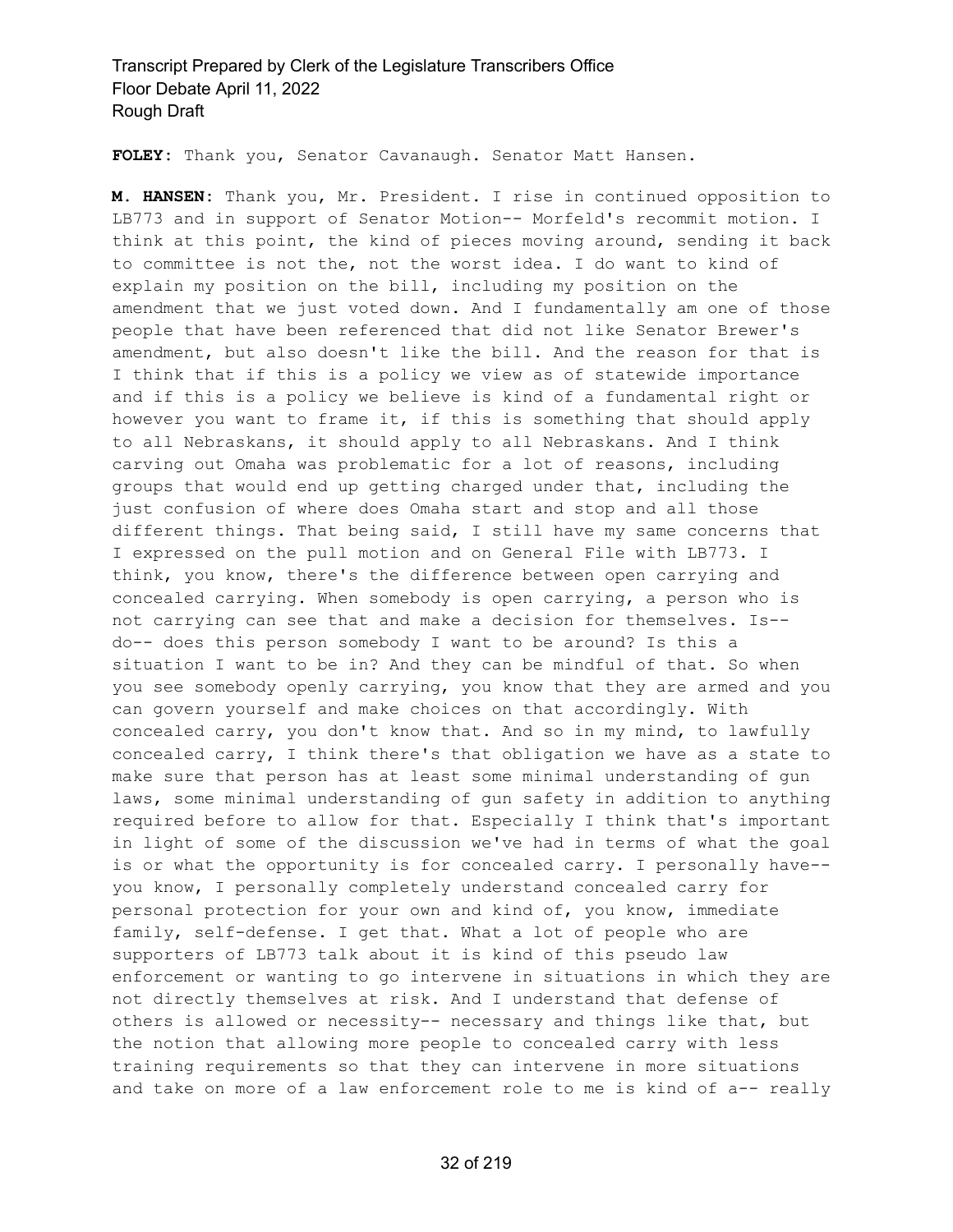**FOLEY:** Thank you, Senator Cavanaugh. Senator Matt Hansen.

**M. HANSEN:** Thank you, Mr. President. I rise in continued opposition to LB773 and in support of Senator Motion-- Morfeld's recommit motion. I think at this point, the kind of pieces moving around, sending it back to committee is not the, not the worst idea. I do want to kind of explain my position on the bill, including my position on the amendment that we just voted down. And I fundamentally am one of those people that have been referenced that did not like Senator Brewer's amendment, but also doesn't like the bill. And the reason for that is I think that if this is a policy we view as of statewide importance and if this is a policy we believe is kind of a fundamental right or however you want to frame it, if this is something that should apply to all Nebraskans, it should apply to all Nebraskans. And I think carving out Omaha was problematic for a lot of reasons, including groups that would end up getting charged under that, including the just confusion of where does Omaha start and stop and all those different things. That being said, I still have my same concerns that I expressed on the pull motion and on General File with LB773. I think, you know, there's the difference between open carrying and concealed carrying. When somebody is open carrying, a person who is not carrying can see that and make a decision for themselves. Is-- do-- does this person somebody I want to be around? Is this a situation I want to be in? And they can be mindful of that. So when you see somebody openly carrying, you know that they are armed and you can govern yourself and make choices on that accordingly. With concealed carry, you don't know that. And so in my mind, to lawfully concealed carry, I think there's that obligation we have as a state to make sure that person has at least some minimal understanding of gun laws, some minimal understanding of gun safety in addition to anything required before to allow for that. Especially I think that's important in light of some of the discussion we've had in terms of what the goal is or what the opportunity is for concealed carry. I personally have-- you know, I personally completely understand concealed carry for personal protection for your own and kind of, you know, immediate family, self-defense. I get that. What a lot of people who are supporters of LB773 talk about it is kind of this pseudo law enforcement or wanting to go intervene in situations in which they are not directly themselves at risk. And I understand that defense of others is allowed or necessity-- necessary and things like that, but the notion that allowing more people to concealed carry with less training requirements so that they can intervene in more situations and take on more of a law enforcement role to me is kind of a-- really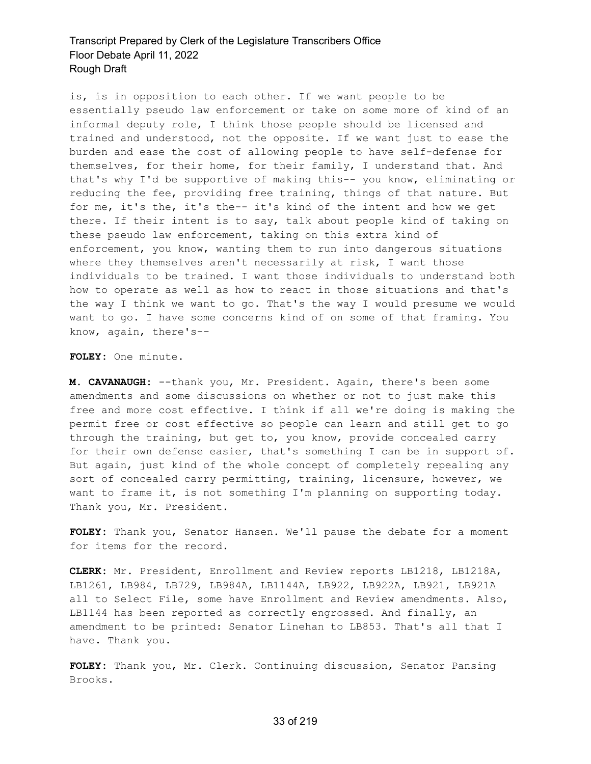is, is in opposition to each other. If we want people to be essentially pseudo law enforcement or take on some more of kind of an informal deputy role, I think those people should be licensed and trained and understood, not the opposite. If we want just to ease the burden and ease the cost of allowing people to have self-defense for themselves, for their home, for their family, I understand that. And that's why I'd be supportive of making this-- you know, eliminating or reducing the fee, providing free training, things of that nature. But for me, it's the, it's the-- it's kind of the intent and how we get there. If their intent is to say, talk about people kind of taking on these pseudo law enforcement, taking on this extra kind of enforcement, you know, wanting them to run into dangerous situations where they themselves aren't necessarily at risk, I want those individuals to be trained. I want those individuals to understand both how to operate as well as how to react in those situations and that's the way I think we want to go. That's the way I would presume we would want to go. I have some concerns kind of on some of that framing. You know, again, there's--

**FOLEY:** One minute.

**M. CAVANAUGH:** --thank you, Mr. President. Again, there's been some amendments and some discussions on whether or not to just make this free and more cost effective. I think if all we're doing is making the permit free or cost effective so people can learn and still get to go through the training, but get to, you know, provide concealed carry for their own defense easier, that's something I can be in support of. But again, just kind of the whole concept of completely repealing any sort of concealed carry permitting, training, licensure, however, we want to frame it, is not something I'm planning on supporting today. Thank you, Mr. President.

**FOLEY:** Thank you, Senator Hansen. We'll pause the debate for a moment for items for the record.

**CLERK:** Mr. President, Enrollment and Review reports LB1218, LB1218A, LB1261, LB984, LB729, LB984A, LB1144A, LB922, LB922A, LB921, LB921A all to Select File, some have Enrollment and Review amendments. Also, LB1144 has been reported as correctly engrossed. And finally, an amendment to be printed: Senator Linehan to LB853. That's all that I have. Thank you.

**FOLEY:** Thank you, Mr. Clerk. Continuing discussion, Senator Pansing Brooks.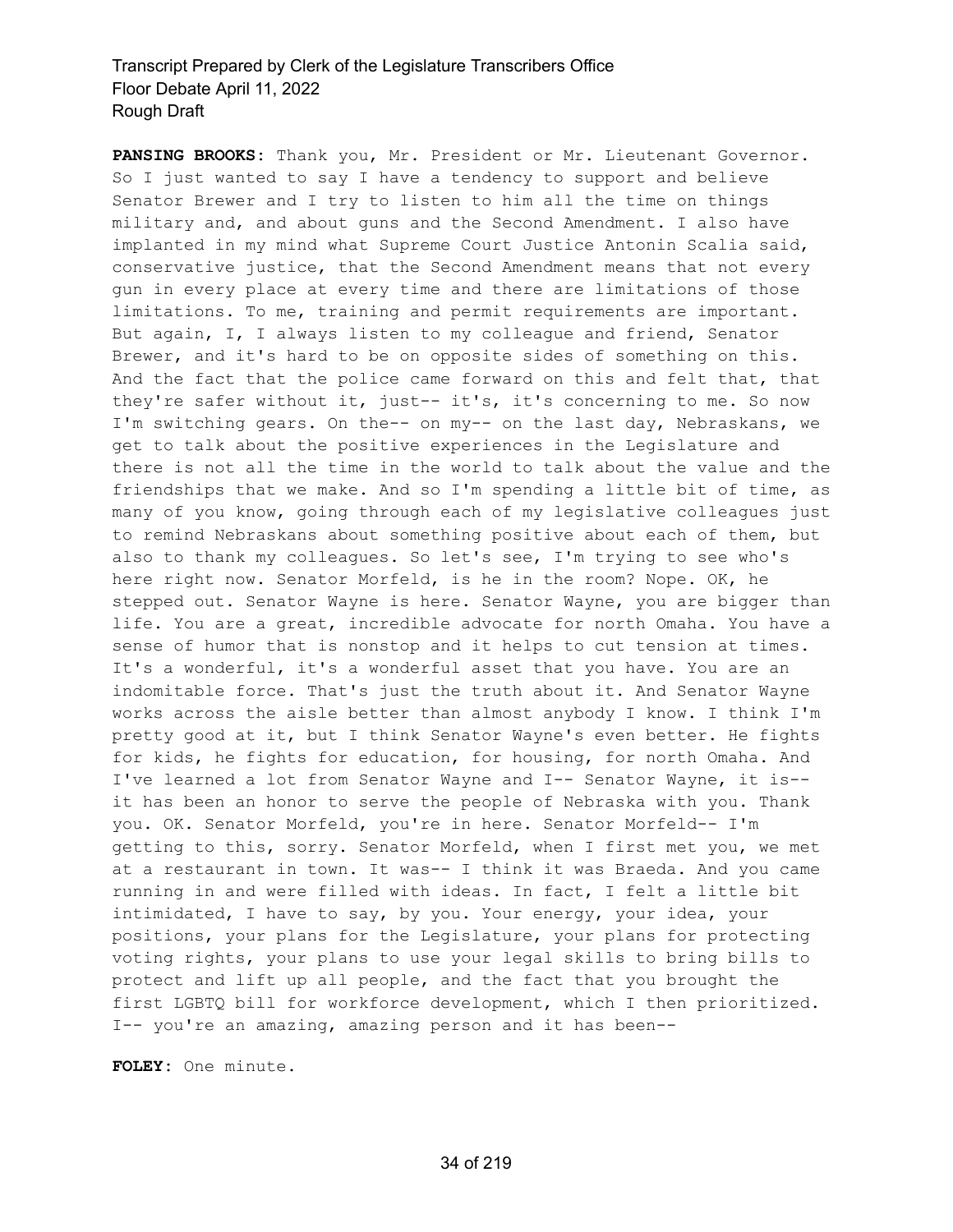**PANSING BROOKS:** Thank you, Mr. President or Mr. Lieutenant Governor. So I just wanted to say I have a tendency to support and believe Senator Brewer and I try to listen to him all the time on things military and, and about guns and the Second Amendment. I also have implanted in my mind what Supreme Court Justice Antonin Scalia said, conservative justice, that the Second Amendment means that not every gun in every place at every time and there are limitations of those limitations. To me, training and permit requirements are important. But again, I, I always listen to my colleague and friend, Senator Brewer, and it's hard to be on opposite sides of something on this. And the fact that the police came forward on this and felt that, that they're safer without it, just-- it's, it's concerning to me. So now I'm switching gears. On the-- on my-- on the last day, Nebraskans, we get to talk about the positive experiences in the Legislature and there is not all the time in the world to talk about the value and the friendships that we make. And so I'm spending a little bit of time, as many of you know, going through each of my legislative colleagues just to remind Nebraskans about something positive about each of them, but also to thank my colleagues. So let's see, I'm trying to see who's here right now. Senator Morfeld, is he in the room? Nope. OK, he stepped out. Senator Wayne is here. Senator Wayne, you are bigger than life. You are a great, incredible advocate for north Omaha. You have a sense of humor that is nonstop and it helps to cut tension at times. It's a wonderful, it's a wonderful asset that you have. You are an indomitable force. That's just the truth about it. And Senator Wayne works across the aisle better than almost anybody I know. I think I'm pretty good at it, but I think Senator Wayne's even better. He fights for kids, he fights for education, for housing, for north Omaha. And I've learned a lot from Senator Wayne and I-- Senator Wayne, it is-- it has been an honor to serve the people of Nebraska with you. Thank you. OK. Senator Morfeld, you're in here. Senator Morfeld-- I'm getting to this, sorry. Senator Morfeld, when I first met you, we met at a restaurant in town. It was-- I think it was Braeda. And you came running in and were filled with ideas. In fact, I felt a little bit intimidated, I have to say, by you. Your energy, your idea, your positions, your plans for the Legislature, your plans for protecting voting rights, your plans to use your legal skills to bring bills to protect and lift up all people, and the fact that you brought the first LGBTQ bill for workforce development, which I then prioritized. I-- you're an amazing, amazing person and it has been--

**FOLEY:** One minute.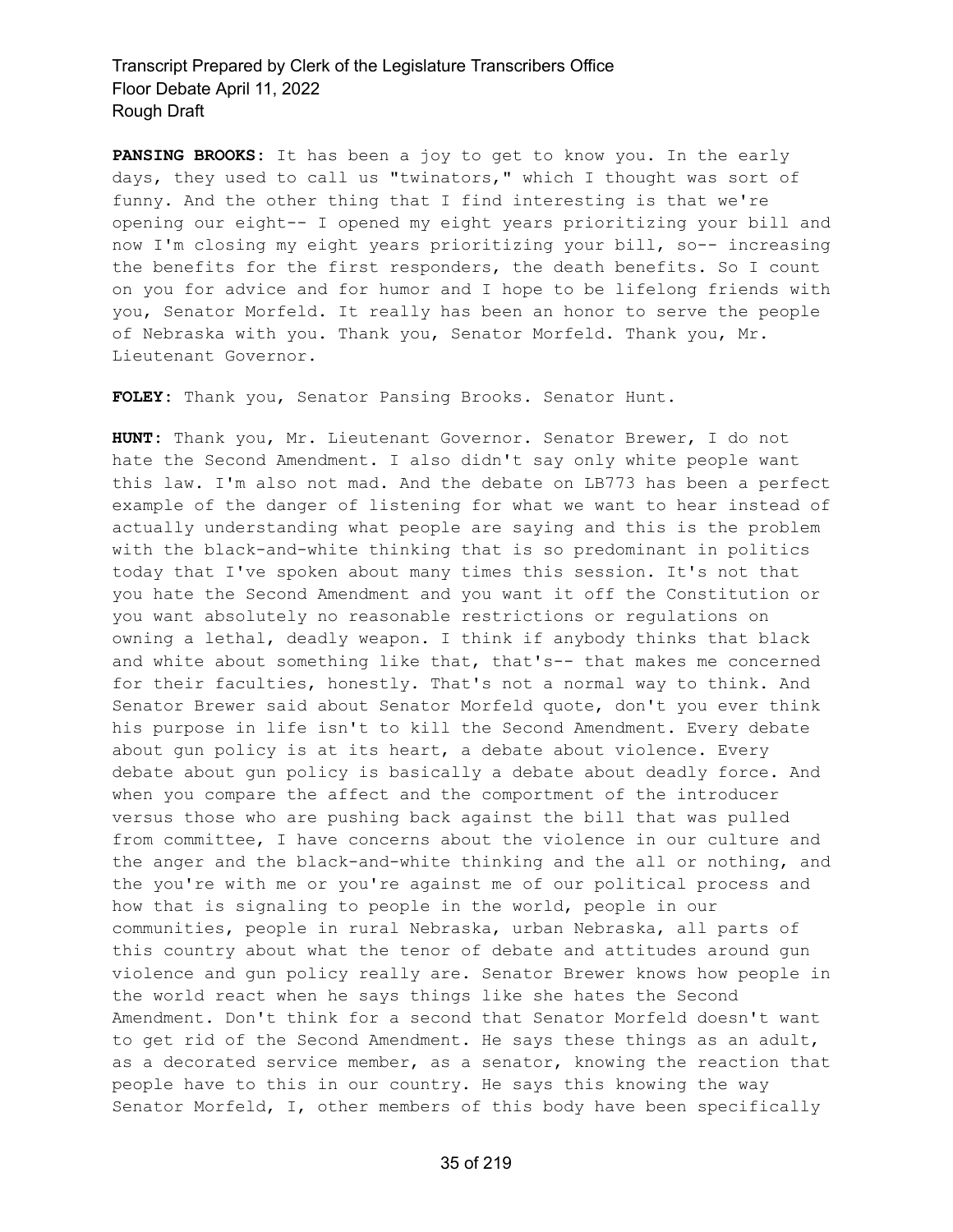**PANSING BROOKS:** It has been a joy to get to know you. In the early days, they used to call us "twinators," which I thought was sort of funny. And the other thing that I find interesting is that we're opening our eight-- I opened my eight years prioritizing your bill and now I'm closing my eight years prioritizing your bill, so-- increasing the benefits for the first responders, the death benefits. So I count on you for advice and for humor and I hope to be lifelong friends with you, Senator Morfeld. It really has been an honor to serve the people of Nebraska with you. Thank you, Senator Morfeld. Thank you, Mr. Lieutenant Governor.

**FOLEY:** Thank you, Senator Pansing Brooks. Senator Hunt.

**HUNT:** Thank you, Mr. Lieutenant Governor. Senator Brewer, I do not hate the Second Amendment. I also didn't say only white people want this law. I'm also not mad. And the debate on LB773 has been a perfect example of the danger of listening for what we want to hear instead of actually understanding what people are saying and this is the problem with the black-and-white thinking that is so predominant in politics today that I've spoken about many times this session. It's not that you hate the Second Amendment and you want it off the Constitution or you want absolutely no reasonable restrictions or regulations on owning a lethal, deadly weapon. I think if anybody thinks that black and white about something like that, that's-- that makes me concerned for their faculties, honestly. That's not a normal way to think. And Senator Brewer said about Senator Morfeld quote, don't you ever think his purpose in life isn't to kill the Second Amendment. Every debate about gun policy is at its heart, a debate about violence. Every debate about gun policy is basically a debate about deadly force. And when you compare the affect and the comportment of the introducer versus those who are pushing back against the bill that was pulled from committee, I have concerns about the violence in our culture and the anger and the black-and-white thinking and the all or nothing, and the you're with me or you're against me of our political process and how that is signaling to people in the world, people in our communities, people in rural Nebraska, urban Nebraska, all parts of this country about what the tenor of debate and attitudes around gun violence and gun policy really are. Senator Brewer knows how people in the world react when he says things like she hates the Second Amendment. Don't think for a second that Senator Morfeld doesn't want to get rid of the Second Amendment. He says these things as an adult, as a decorated service member, as a senator, knowing the reaction that people have to this in our country. He says this knowing the way Senator Morfeld, I, other members of this body have been specifically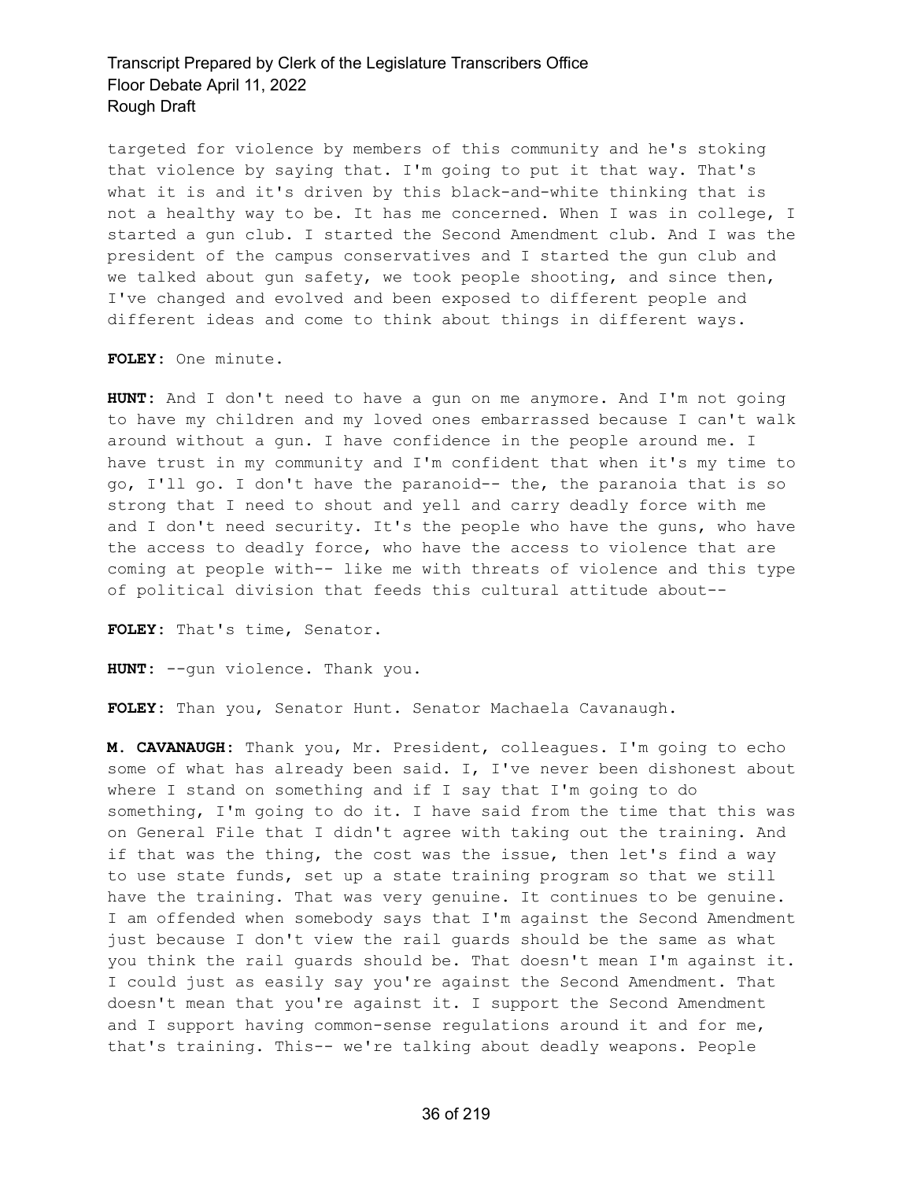targeted for violence by members of this community and he's stoking that violence by saying that. I'm going to put it that way. That's what it is and it's driven by this black-and-white thinking that is not a healthy way to be. It has me concerned. When I was in college, I started a gun club. I started the Second Amendment club. And I was the president of the campus conservatives and I started the gun club and we talked about gun safety, we took people shooting, and since then, I've changed and evolved and been exposed to different people and different ideas and come to think about things in different ways.

**FOLEY:** One minute.

**HUNT:** And I don't need to have a gun on me anymore. And I'm not going to have my children and my loved ones embarrassed because I can't walk around without a gun. I have confidence in the people around me. I have trust in my community and I'm confident that when it's my time to go, I'll go. I don't have the paranoid-- the, the paranoia that is so strong that I need to shout and yell and carry deadly force with me and I don't need security. It's the people who have the guns, who have the access to deadly force, who have the access to violence that are coming at people with-- like me with threats of violence and this type of political division that feeds this cultural attitude about--

**FOLEY:** That's time, Senator.

**HUNT:** --gun violence. Thank you.

**FOLEY:** Than you, Senator Hunt. Senator Machaela Cavanaugh.

**M. CAVANAUGH:** Thank you, Mr. President, colleagues. I'm going to echo some of what has already been said. I, I've never been dishonest about where I stand on something and if I say that I'm going to do something, I'm going to do it. I have said from the time that this was on General File that I didn't agree with taking out the training. And if that was the thing, the cost was the issue, then let's find a way to use state funds, set up a state training program so that we still have the training. That was very genuine. It continues to be genuine. I am offended when somebody says that I'm against the Second Amendment just because I don't view the rail guards should be the same as what you think the rail guards should be. That doesn't mean I'm against it. I could just as easily say you're against the Second Amendment. That doesn't mean that you're against it. I support the Second Amendment and I support having common-sense regulations around it and for me, that's training. This-- we're talking about deadly weapons. People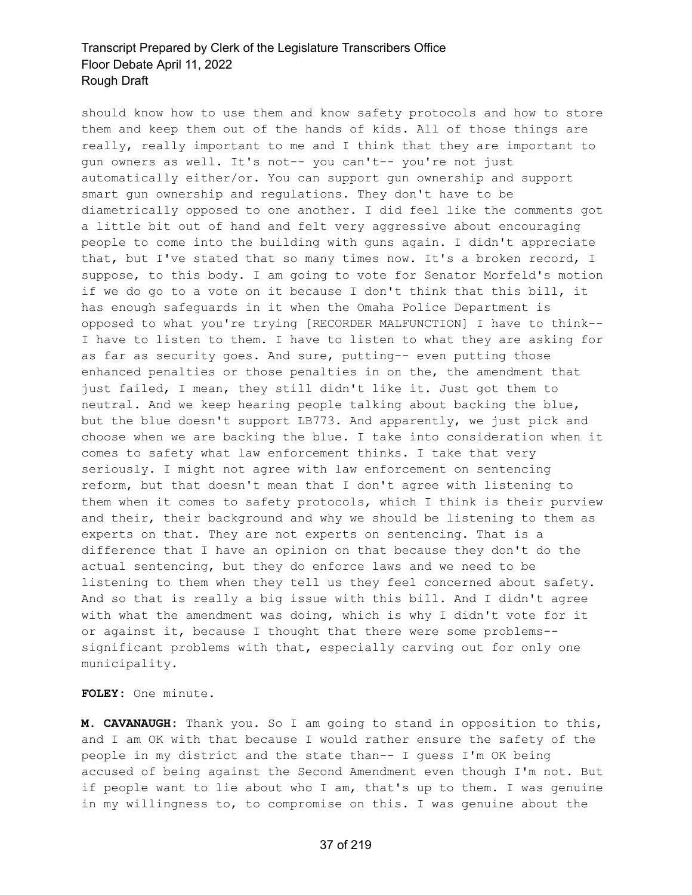should know how to use them and know safety protocols and how to store them and keep them out of the hands of kids. All of those things are really, really important to me and I think that they are important to gun owners as well. It's not-- you can't-- you're not just automatically either/or. You can support gun ownership and support smart gun ownership and regulations. They don't have to be diametrically opposed to one another. I did feel like the comments got a little bit out of hand and felt very aggressive about encouraging people to come into the building with guns again. I didn't appreciate that, but I've stated that so many times now. It's a broken record, I suppose, to this body. I am going to vote for Senator Morfeld's motion if we do go to a vote on it because I don't think that this bill, it has enough safeguards in it when the Omaha Police Department is opposed to what you're trying [RECORDER MALFUNCTION] I have to think-- I have to listen to them. I have to listen to what they are asking for as far as security goes. And sure, putting-- even putting those enhanced penalties or those penalties in on the, the amendment that just failed, I mean, they still didn't like it. Just got them to neutral. And we keep hearing people talking about backing the blue, but the blue doesn't support LB773. And apparently, we just pick and choose when we are backing the blue. I take into consideration when it comes to safety what law enforcement thinks. I take that very seriously. I might not agree with law enforcement on sentencing reform, but that doesn't mean that I don't agree with listening to them when it comes to safety protocols, which I think is their purview and their, their background and why we should be listening to them as experts on that. They are not experts on sentencing. That is a difference that I have an opinion on that because they don't do the actual sentencing, but they do enforce laws and we need to be listening to them when they tell us they feel concerned about safety. And so that is really a big issue with this bill. And I didn't agree with what the amendment was doing, which is why I didn't vote for it or against it, because I thought that there were some problems-- significant problems with that, especially carving out for only one municipality.

**FOLEY:** One minute.

**M. CAVANAUGH:** Thank you. So I am going to stand in opposition to this, and I am OK with that because I would rather ensure the safety of the people in my district and the state than-- I guess I'm OK being accused of being against the Second Amendment even though I'm not. But if people want to lie about who I am, that's up to them. I was genuine in my willingness to, to compromise on this. I was genuine about the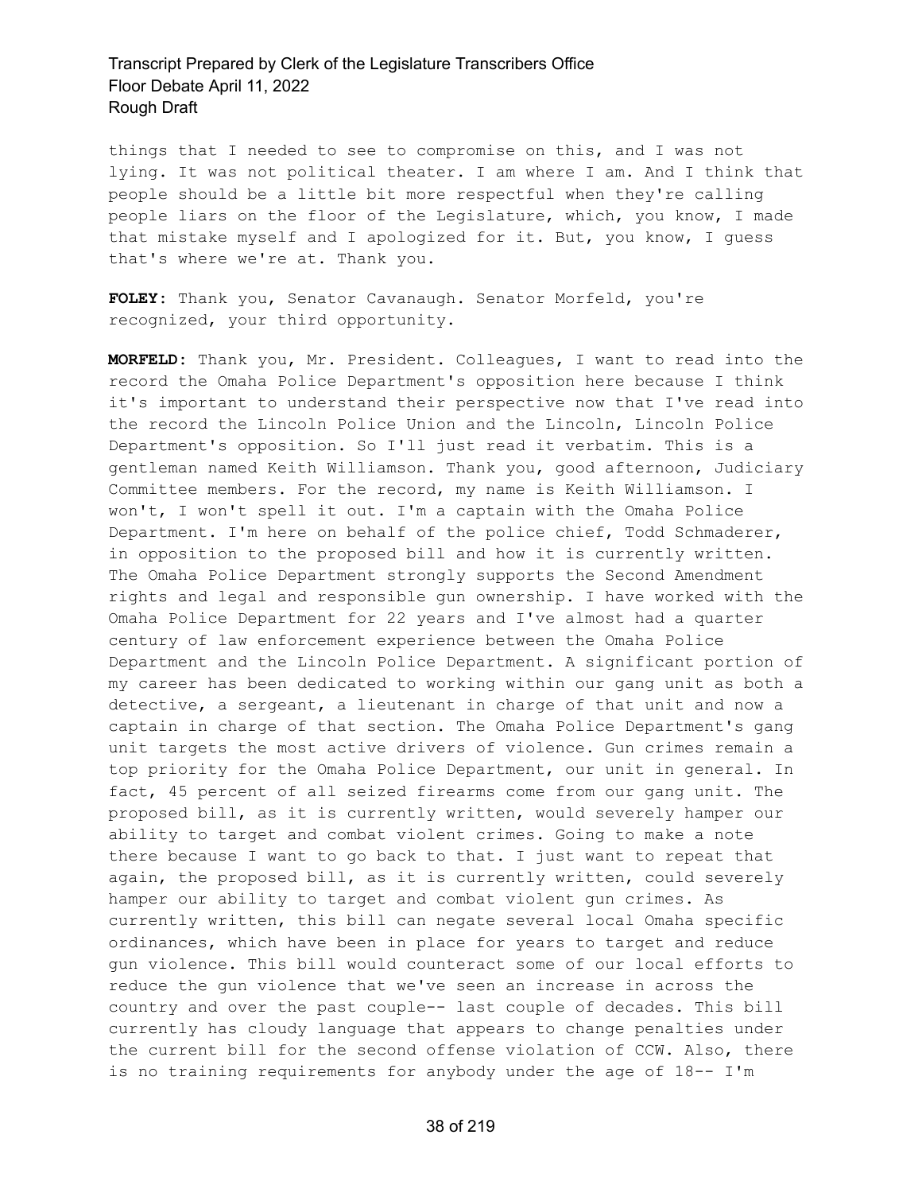things that I needed to see to compromise on this, and I was not lying. It was not political theater. I am where I am. And I think that people should be a little bit more respectful when they're calling people liars on the floor of the Legislature, which, you know, I made that mistake myself and I apologized for it. But, you know, I guess that's where we're at. Thank you.

**FOLEY:** Thank you, Senator Cavanaugh. Senator Morfeld, you're recognized, your third opportunity.

**MORFELD:** Thank you, Mr. President. Colleagues, I want to read into the record the Omaha Police Department's opposition here because I think it's important to understand their perspective now that I've read into the record the Lincoln Police Union and the Lincoln, Lincoln Police Department's opposition. So I'll just read it verbatim. This is a gentleman named Keith Williamson. Thank you, good afternoon, Judiciary Committee members. For the record, my name is Keith Williamson. I won't, I won't spell it out. I'm a captain with the Omaha Police Department. I'm here on behalf of the police chief, Todd Schmaderer, in opposition to the proposed bill and how it is currently written. The Omaha Police Department strongly supports the Second Amendment rights and legal and responsible gun ownership. I have worked with the Omaha Police Department for 22 years and I've almost had a quarter century of law enforcement experience between the Omaha Police Department and the Lincoln Police Department. A significant portion of my career has been dedicated to working within our gang unit as both a detective, a sergeant, a lieutenant in charge of that unit and now a captain in charge of that section. The Omaha Police Department's gang unit targets the most active drivers of violence. Gun crimes remain a top priority for the Omaha Police Department, our unit in general. In fact, 45 percent of all seized firearms come from our gang unit. The proposed bill, as it is currently written, would severely hamper our ability to target and combat violent crimes. Going to make a note there because I want to go back to that. I just want to repeat that again, the proposed bill, as it is currently written, could severely hamper our ability to target and combat violent gun crimes. As currently written, this bill can negate several local Omaha specific ordinances, which have been in place for years to target and reduce gun violence. This bill would counteract some of our local efforts to reduce the gun violence that we've seen an increase in across the country and over the past couple-- last couple of decades. This bill currently has cloudy language that appears to change penalties under the current bill for the second offense violation of CCW. Also, there is no training requirements for anybody under the age of 18-- I'm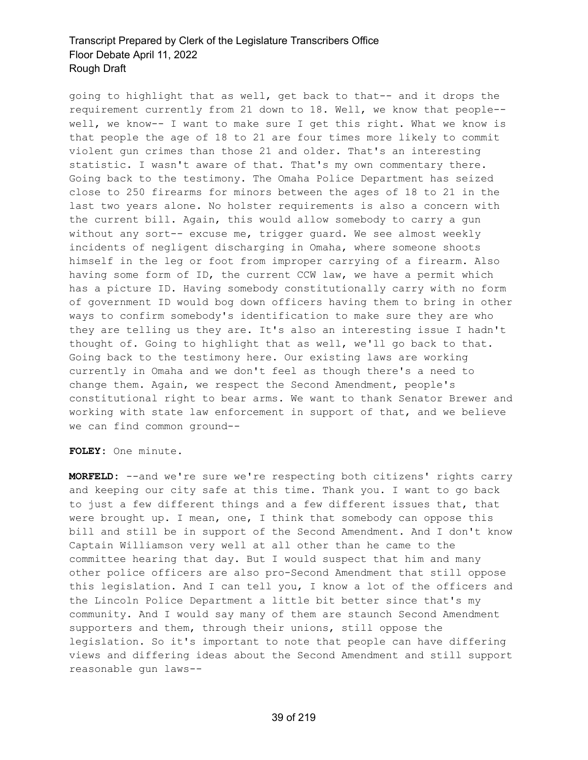going to highlight that as well, get back to that-- and it drops the requirement currently from 21 down to 18. Well, we know that people-- well, we know-- I want to make sure I get this right. What we know is that people the age of 18 to 21 are four times more likely to commit violent gun crimes than those 21 and older. That's an interesting statistic. I wasn't aware of that. That's my own commentary there. Going back to the testimony. The Omaha Police Department has seized close to 250 firearms for minors between the ages of 18 to 21 in the last two years alone. No holster requirements is also a concern with the current bill. Again, this would allow somebody to carry a gun without any sort-- excuse me, trigger guard. We see almost weekly incidents of negligent discharging in Omaha, where someone shoots himself in the leg or foot from improper carrying of a firearm. Also having some form of ID, the current CCW law, we have a permit which has a picture ID. Having somebody constitutionally carry with no form of government ID would bog down officers having them to bring in other ways to confirm somebody's identification to make sure they are who they are telling us they are. It's also an interesting issue I hadn't thought of. Going to highlight that as well, we'll go back to that. Going back to the testimony here. Our existing laws are working currently in Omaha and we don't feel as though there's a need to change them. Again, we respect the Second Amendment, people's constitutional right to bear arms. We want to thank Senator Brewer and working with state law enforcement in support of that, and we believe we can find common ground--

**FOLEY:** One minute.

**MORFELD:** --and we're sure we're respecting both citizens' rights carry and keeping our city safe at this time. Thank you. I want to go back to just a few different things and a few different issues that, that were brought up. I mean, one, I think that somebody can oppose this bill and still be in support of the Second Amendment. And I don't know Captain Williamson very well at all other than he came to the committee hearing that day. But I would suspect that him and many other police officers are also pro-Second Amendment that still oppose this legislation. And I can tell you, I know a lot of the officers and the Lincoln Police Department a little bit better since that's my community. And I would say many of them are staunch Second Amendment supporters and them, through their unions, still oppose the legislation. So it's important to note that people can have differing views and differing ideas about the Second Amendment and still support reasonable gun laws--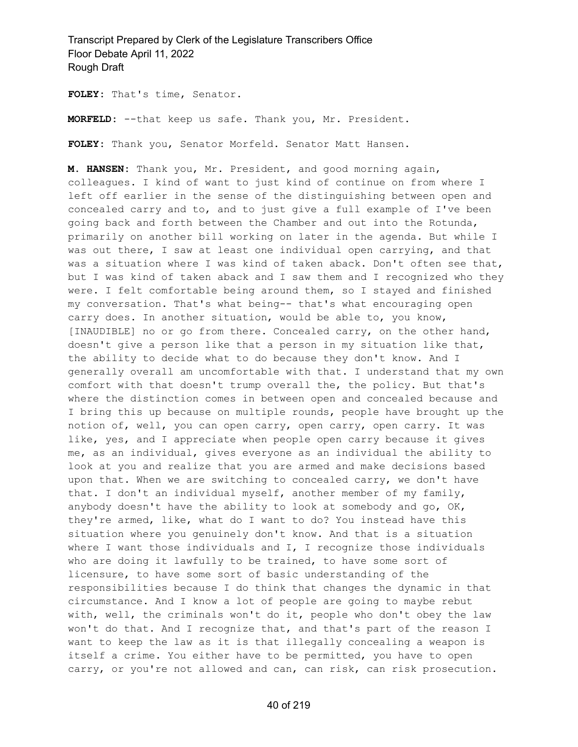**FOLEY:** That's time, Senator.

**MORFELD:** --that keep us safe. Thank you, Mr. President.

**FOLEY:** Thank you, Senator Morfeld. Senator Matt Hansen.

**M. HANSEN:** Thank you, Mr. President, and good morning again, colleagues. I kind of want to just kind of continue on from where I left off earlier in the sense of the distinguishing between open and concealed carry and to, and to just give a full example of I've been going back and forth between the Chamber and out into the Rotunda, primarily on another bill working on later in the agenda. But while I was out there, I saw at least one individual open carrying, and that was a situation where I was kind of taken aback. Don't often see that, but I was kind of taken aback and I saw them and I recognized who they were. I felt comfortable being around them, so I stayed and finished my conversation. That's what being-- that's what encouraging open carry does. In another situation, would be able to, you know, [INAUDIBLE] no or go from there. Concealed carry, on the other hand, doesn't give a person like that a person in my situation like that, the ability to decide what to do because they don't know. And I generally overall am uncomfortable with that. I understand that my own comfort with that doesn't trump overall the, the policy. But that's where the distinction comes in between open and concealed because and I bring this up because on multiple rounds, people have brought up the notion of, well, you can open carry, open carry, open carry. It was like, yes, and I appreciate when people open carry because it gives me, as an individual, gives everyone as an individual the ability to look at you and realize that you are armed and make decisions based upon that. When we are switching to concealed carry, we don't have that. I don't an individual myself, another member of my family, anybody doesn't have the ability to look at somebody and go, OK, they're armed, like, what do I want to do? You instead have this situation where you genuinely don't know. And that is a situation where I want those individuals and I, I recognize those individuals who are doing it lawfully to be trained, to have some sort of licensure, to have some sort of basic understanding of the responsibilities because I do think that changes the dynamic in that circumstance. And I know a lot of people are going to maybe rebut with, well, the criminals won't do it, people who don't obey the law won't do that. And I recognize that, and that's part of the reason I want to keep the law as it is that illegally concealing a weapon is itself a crime. You either have to be permitted, you have to open carry, or you're not allowed and can, can risk, can risk prosecution.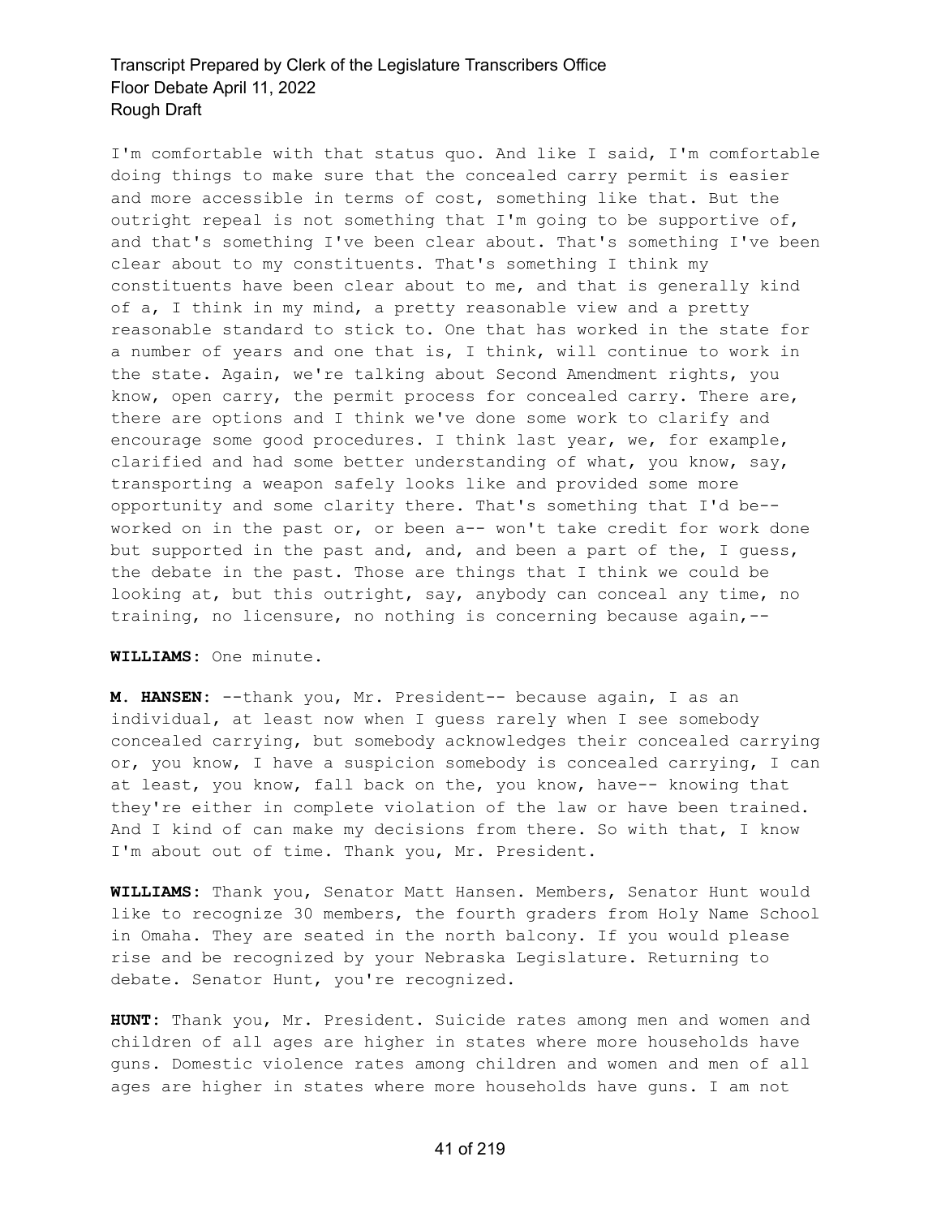I'm comfortable with that status quo. And like I said, I'm comfortable doing things to make sure that the concealed carry permit is easier and more accessible in terms of cost, something like that. But the outright repeal is not something that I'm going to be supportive of, and that's something I've been clear about. That's something I've been clear about to my constituents. That's something I think my constituents have been clear about to me, and that is generally kind of a, I think in my mind, a pretty reasonable view and a pretty reasonable standard to stick to. One that has worked in the state for a number of years and one that is, I think, will continue to work in the state. Again, we're talking about Second Amendment rights, you know, open carry, the permit process for concealed carry. There are, there are options and I think we've done some work to clarify and encourage some good procedures. I think last year, we, for example, clarified and had some better understanding of what, you know, say, transporting a weapon safely looks like and provided some more opportunity and some clarity there. That's something that I'd be-- worked on in the past or, or been a-- won't take credit for work done but supported in the past and, and, and been a part of the, I guess, the debate in the past. Those are things that I think we could be looking at, but this outright, say, anybody can conceal any time, no training, no licensure, no nothing is concerning because again,--

**WILLIAMS:** One minute.

**M. HANSEN:** --thank you, Mr. President-- because again, I as an individual, at least now when I guess rarely when I see somebody concealed carrying, but somebody acknowledges their concealed carrying or, you know, I have a suspicion somebody is concealed carrying, I can at least, you know, fall back on the, you know, have-- knowing that they're either in complete violation of the law or have been trained. And I kind of can make my decisions from there. So with that, I know I'm about out of time. Thank you, Mr. President.

**WILLIAMS:** Thank you, Senator Matt Hansen. Members, Senator Hunt would like to recognize 30 members, the fourth graders from Holy Name School in Omaha. They are seated in the north balcony. If you would please rise and be recognized by your Nebraska Legislature. Returning to debate. Senator Hunt, you're recognized.

**HUNT:** Thank you, Mr. President. Suicide rates among men and women and children of all ages are higher in states where more households have guns. Domestic violence rates among children and women and men of all ages are higher in states where more households have guns. I am not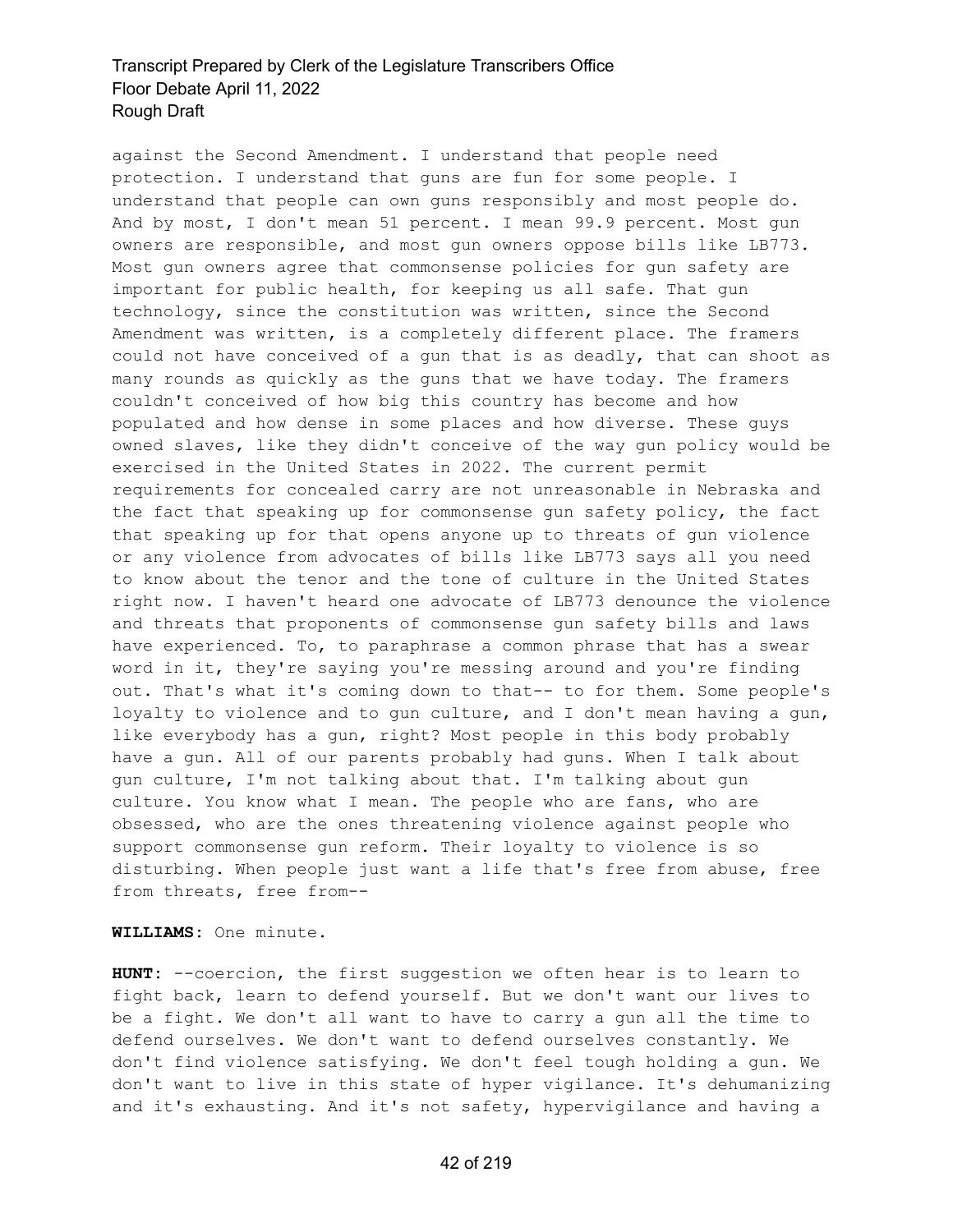against the Second Amendment. I understand that people need protection. I understand that guns are fun for some people. I understand that people can own guns responsibly and most people do. And by most, I don't mean 51 percent. I mean 99.9 percent. Most gun owners are responsible, and most gun owners oppose bills like LB773. Most gun owners agree that commonsense policies for gun safety are important for public health, for keeping us all safe. That gun technology, since the constitution was written, since the Second Amendment was written, is a completely different place. The framers could not have conceived of a gun that is as deadly, that can shoot as many rounds as quickly as the guns that we have today. The framers couldn't conceived of how big this country has become and how populated and how dense in some places and how diverse. These guys owned slaves, like they didn't conceive of the way gun policy would be exercised in the United States in 2022. The current permit requirements for concealed carry are not unreasonable in Nebraska and the fact that speaking up for commonsense gun safety policy, the fact that speaking up for that opens anyone up to threats of gun violence or any violence from advocates of bills like LB773 says all you need to know about the tenor and the tone of culture in the United States right now. I haven't heard one advocate of LB773 denounce the violence and threats that proponents of commonsense gun safety bills and laws have experienced. To, to paraphrase a common phrase that has a swear word in it, they're saying you're messing around and you're finding out. That's what it's coming down to that-- to for them. Some people's loyalty to violence and to gun culture, and I don't mean having a gun, like everybody has a gun, right? Most people in this body probably have a gun. All of our parents probably had guns. When I talk about gun culture, I'm not talking about that. I'm talking about gun culture. You know what I mean. The people who are fans, who are obsessed, who are the ones threatening violence against people who support commonsense gun reform. Their loyalty to violence is so disturbing. When people just want a life that's free from abuse, free from threats, free from--

**WILLIAMS:** One minute.

**HUNT:** --coercion, the first suggestion we often hear is to learn to fight back, learn to defend yourself. But we don't want our lives to be a fight. We don't all want to have to carry a gun all the time to defend ourselves. We don't want to defend ourselves constantly. We don't find violence satisfying. We don't feel tough holding a gun. We don't want to live in this state of hyper vigilance. It's dehumanizing and it's exhausting. And it's not safety, hypervigilance and having a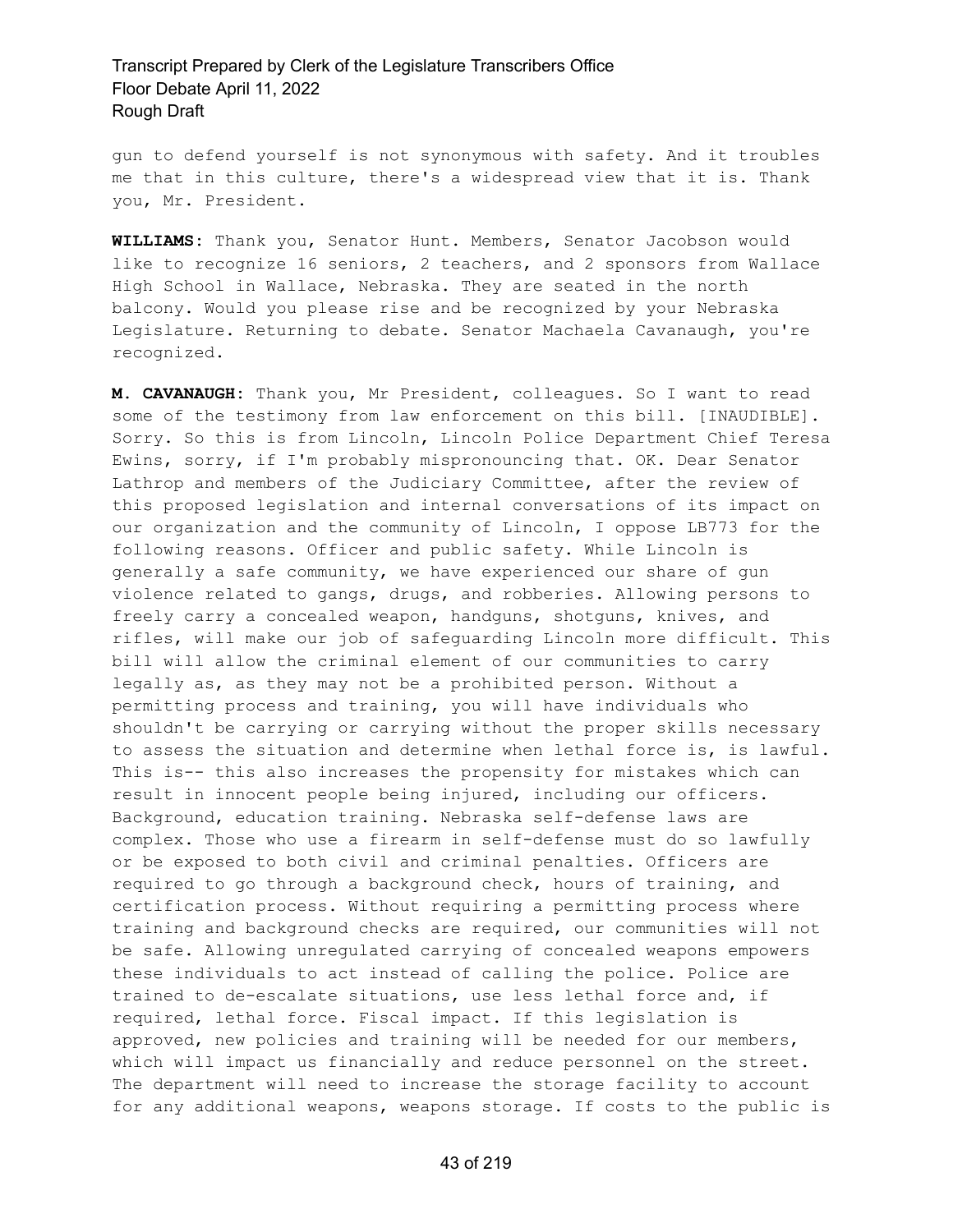gun to defend yourself is not synonymous with safety. And it troubles me that in this culture, there's a widespread view that it is. Thank you, Mr. President.

**WILLIAMS:** Thank you, Senator Hunt. Members, Senator Jacobson would like to recognize 16 seniors, 2 teachers, and 2 sponsors from Wallace High School in Wallace, Nebraska. They are seated in the north balcony. Would you please rise and be recognized by your Nebraska Legislature. Returning to debate. Senator Machaela Cavanaugh, you're recognized.

**M. CAVANAUGH:** Thank you, Mr President, colleagues. So I want to read some of the testimony from law enforcement on this bill. [INAUDIBLE]. Sorry. So this is from Lincoln, Lincoln Police Department Chief Teresa Ewins, sorry, if I'm probably mispronouncing that. OK. Dear Senator Lathrop and members of the Judiciary Committee, after the review of this proposed legislation and internal conversations of its impact on our organization and the community of Lincoln, I oppose LB773 for the following reasons. Officer and public safety. While Lincoln is generally a safe community, we have experienced our share of gun violence related to gangs, drugs, and robberies. Allowing persons to freely carry a concealed weapon, handguns, shotguns, knives, and rifles, will make our job of safeguarding Lincoln more difficult. This bill will allow the criminal element of our communities to carry legally as, as they may not be a prohibited person. Without a permitting process and training, you will have individuals who shouldn't be carrying or carrying without the proper skills necessary to assess the situation and determine when lethal force is, is lawful. This is-- this also increases the propensity for mistakes which can result in innocent people being injured, including our officers. Background, education training. Nebraska self-defense laws are complex. Those who use a firearm in self-defense must do so lawfully or be exposed to both civil and criminal penalties. Officers are required to go through a background check, hours of training, and certification process. Without requiring a permitting process where training and background checks are required, our communities will not be safe. Allowing unregulated carrying of concealed weapons empowers these individuals to act instead of calling the police. Police are trained to de-escalate situations, use less lethal force and, if required, lethal force. Fiscal impact. If this legislation is approved, new policies and training will be needed for our members, which will impact us financially and reduce personnel on the street. The department will need to increase the storage facility to account for any additional weapons, weapons storage. If costs to the public is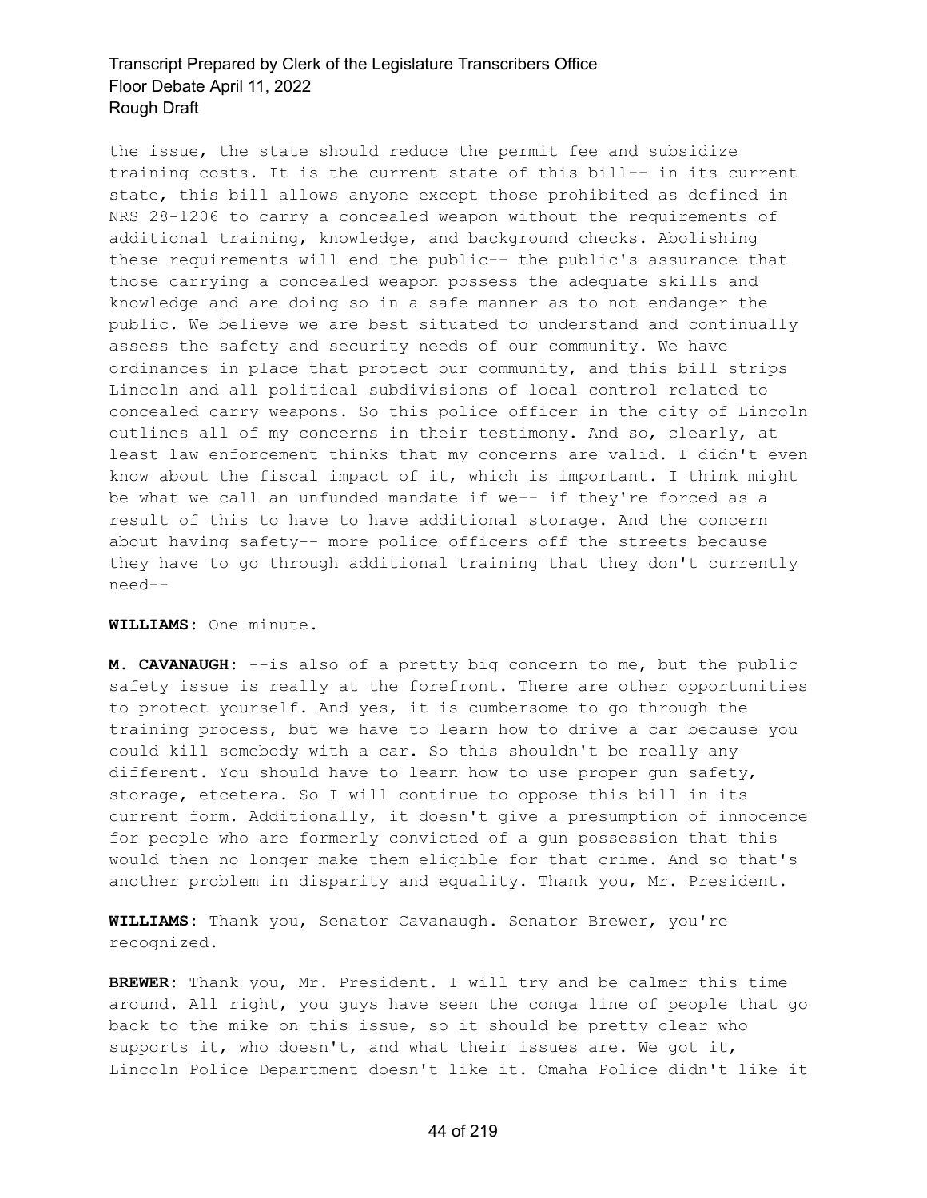the issue, the state should reduce the permit fee and subsidize training costs. It is the current state of this bill-- in its current state, this bill allows anyone except those prohibited as defined in NRS 28-1206 to carry a concealed weapon without the requirements of additional training, knowledge, and background checks. Abolishing these requirements will end the public-- the public's assurance that those carrying a concealed weapon possess the adequate skills and knowledge and are doing so in a safe manner as to not endanger the public. We believe we are best situated to understand and continually assess the safety and security needs of our community. We have ordinances in place that protect our community, and this bill strips Lincoln and all political subdivisions of local control related to concealed carry weapons. So this police officer in the city of Lincoln outlines all of my concerns in their testimony. And so, clearly, at least law enforcement thinks that my concerns are valid. I didn't even know about the fiscal impact of it, which is important. I think might be what we call an unfunded mandate if we-- if they're forced as a result of this to have to have additional storage. And the concern about having safety-- more police officers off the streets because they have to go through additional training that they don't currently need--

**WILLIAMS:** One minute.

**M. CAVANAUGH:** --is also of a pretty big concern to me, but the public safety issue is really at the forefront. There are other opportunities to protect yourself. And yes, it is cumbersome to go through the training process, but we have to learn how to drive a car because you could kill somebody with a car. So this shouldn't be really any different. You should have to learn how to use proper gun safety, storage, etcetera. So I will continue to oppose this bill in its current form. Additionally, it doesn't give a presumption of innocence for people who are formerly convicted of a gun possession that this would then no longer make them eligible for that crime. And so that's another problem in disparity and equality. Thank you, Mr. President.

**WILLIAMS:** Thank you, Senator Cavanaugh. Senator Brewer, you're recognized.

**BREWER:** Thank you, Mr. President. I will try and be calmer this time around. All right, you guys have seen the conga line of people that go back to the mike on this issue, so it should be pretty clear who supports it, who doesn't, and what their issues are. We got it, Lincoln Police Department doesn't like it. Omaha Police didn't like it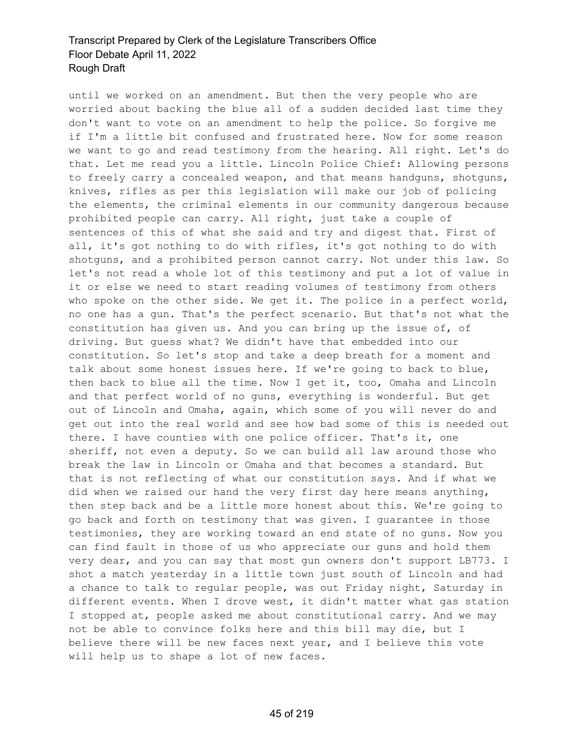until we worked on an amendment. But then the very people who are worried about backing the blue all of a sudden decided last time they don't want to vote on an amendment to help the police. So forgive me if I'm a little bit confused and frustrated here. Now for some reason we want to go and read testimony from the hearing. All right. Let's do that. Let me read you a little. Lincoln Police Chief: Allowing persons to freely carry a concealed weapon, and that means handguns, shotguns, knives, rifles as per this legislation will make our job of policing the elements, the criminal elements in our community dangerous because prohibited people can carry. All right, just take a couple of sentences of this of what she said and try and digest that. First of all, it's got nothing to do with rifles, it's got nothing to do with shotguns, and a prohibited person cannot carry. Not under this law. So let's not read a whole lot of this testimony and put a lot of value in it or else we need to start reading volumes of testimony from others who spoke on the other side. We get it. The police in a perfect world, no one has a gun. That's the perfect scenario. But that's not what the constitution has given us. And you can bring up the issue of, of driving. But guess what? We didn't have that embedded into our constitution. So let's stop and take a deep breath for a moment and talk about some honest issues here. If we're going to back to blue, then back to blue all the time. Now I get it, too, Omaha and Lincoln and that perfect world of no guns, everything is wonderful. But get out of Lincoln and Omaha, again, which some of you will never do and get out into the real world and see how bad some of this is needed out there. I have counties with one police officer. That's it, one sheriff, not even a deputy. So we can build all law around those who break the law in Lincoln or Omaha and that becomes a standard. But that is not reflecting of what our constitution says. And if what we did when we raised our hand the very first day here means anything, then step back and be a little more honest about this. We're going to go back and forth on testimony that was given. I guarantee in those testimonies, they are working toward an end state of no guns. Now you can find fault in those of us who appreciate our guns and hold them very dear, and you can say that most gun owners don't support LB773. I shot a match yesterday in a little town just south of Lincoln and had a chance to talk to regular people, was out Friday night, Saturday in different events. When I drove west, it didn't matter what gas station I stopped at, people asked me about constitutional carry. And we may not be able to convince folks here and this bill may die, but I believe there will be new faces next year, and I believe this vote will help us to shape a lot of new faces.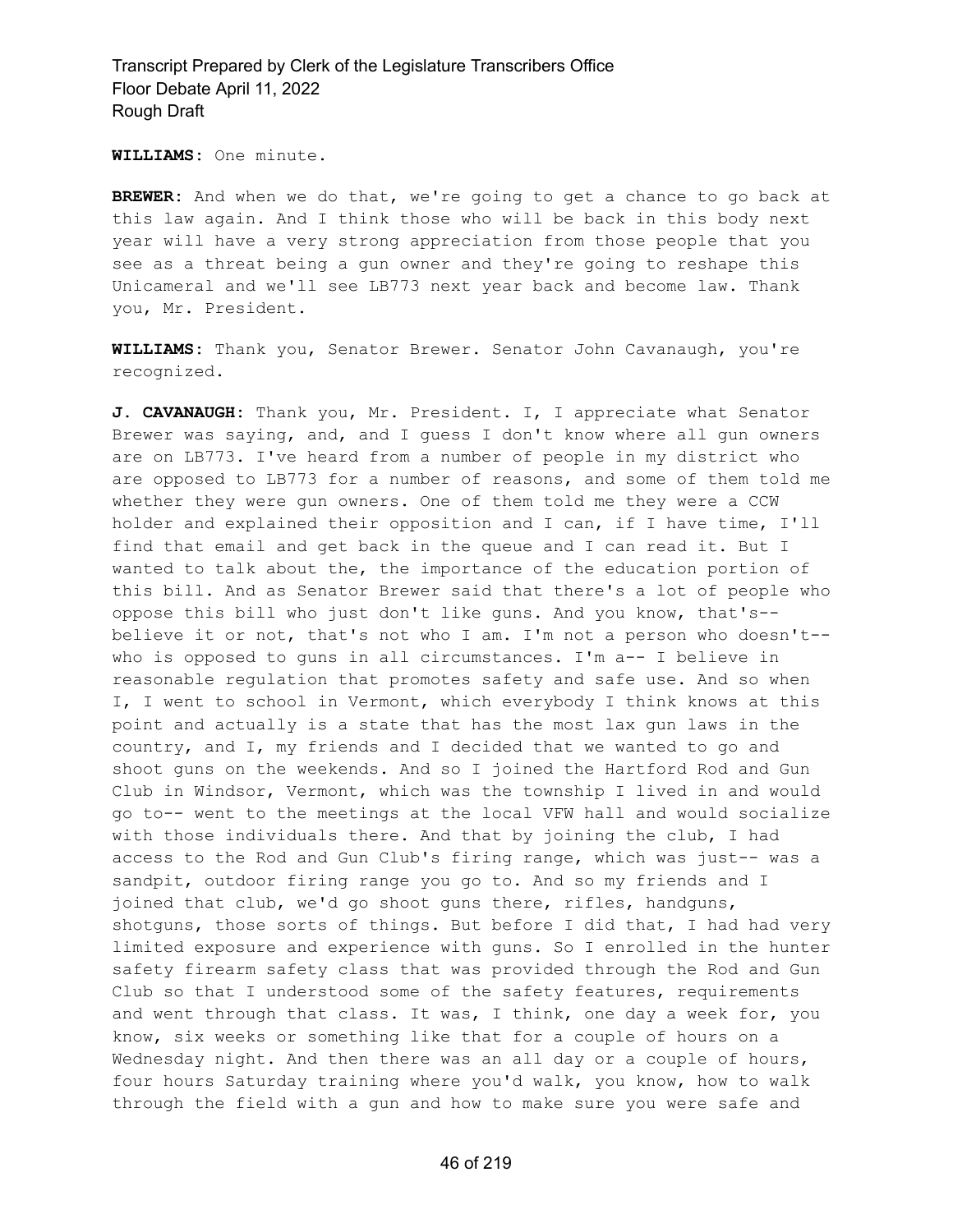**WILLIAMS:** One minute.

**BREWER:** And when we do that, we're going to get a chance to go back at this law again. And I think those who will be back in this body next year will have a very strong appreciation from those people that you see as a threat being a gun owner and they're going to reshape this Unicameral and we'll see LB773 next year back and become law. Thank you, Mr. President.

**WILLIAMS:** Thank you, Senator Brewer. Senator John Cavanaugh, you're recognized.

**J. CAVANAUGH:** Thank you, Mr. President. I, I appreciate what Senator Brewer was saying, and, and I guess I don't know where all gun owners are on LB773. I've heard from a number of people in my district who are opposed to LB773 for a number of reasons, and some of them told me whether they were gun owners. One of them told me they were a CCW holder and explained their opposition and I can, if I have time, I'll find that email and get back in the queue and I can read it. But I wanted to talk about the, the importance of the education portion of this bill. And as Senator Brewer said that there's a lot of people who oppose this bill who just don't like guns. And you know, that's-- believe it or not, that's not who I am. I'm not a person who doesn't-- who is opposed to guns in all circumstances. I'm a-- I believe in reasonable regulation that promotes safety and safe use. And so when I, I went to school in Vermont, which everybody I think knows at this point and actually is a state that has the most lax gun laws in the country, and I, my friends and I decided that we wanted to go and shoot guns on the weekends. And so I joined the Hartford Rod and Gun Club in Windsor, Vermont, which was the township I lived in and would go to-- went to the meetings at the local VFW hall and would socialize with those individuals there. And that by joining the club, I had access to the Rod and Gun Club's firing range, which was just-- was a sandpit, outdoor firing range you go to. And so my friends and I joined that club, we'd go shoot guns there, rifles, handguns, shotguns, those sorts of things. But before I did that, I had had very limited exposure and experience with guns. So I enrolled in the hunter safety firearm safety class that was provided through the Rod and Gun Club so that I understood some of the safety features, requirements and went through that class. It was, I think, one day a week for, you know, six weeks or something like that for a couple of hours on a Wednesday night. And then there was an all day or a couple of hours, four hours Saturday training where you'd walk, you know, how to walk through the field with a gun and how to make sure you were safe and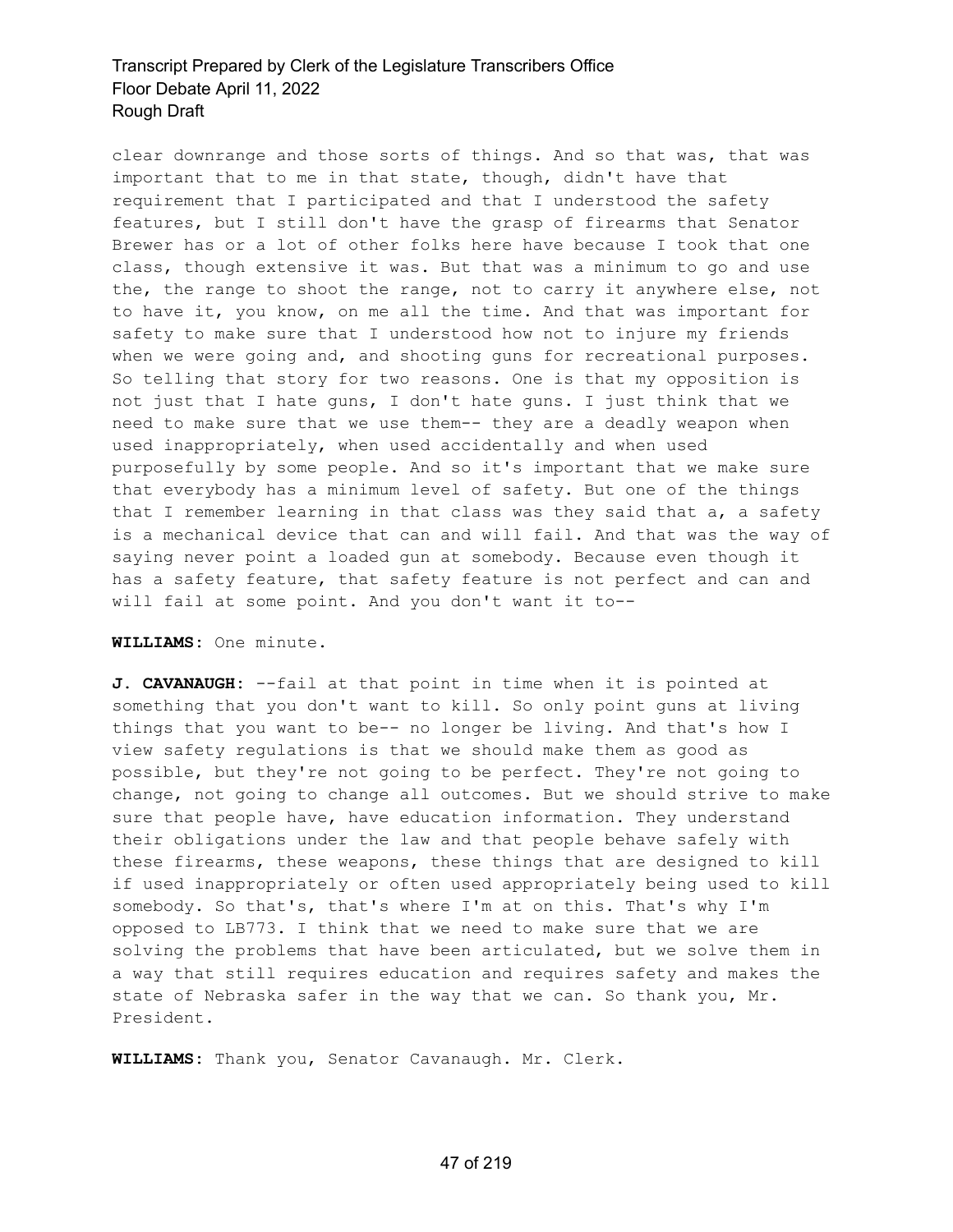clear downrange and those sorts of things. And so that was, that was important that to me in that state, though, didn't have that requirement that I participated and that I understood the safety features, but I still don't have the grasp of firearms that Senator Brewer has or a lot of other folks here have because I took that one class, though extensive it was. But that was a minimum to go and use the, the range to shoot the range, not to carry it anywhere else, not to have it, you know, on me all the time. And that was important for safety to make sure that I understood how not to injure my friends when we were going and, and shooting guns for recreational purposes. So telling that story for two reasons. One is that my opposition is not just that I hate guns, I don't hate guns. I just think that we need to make sure that we use them-- they are a deadly weapon when used inappropriately, when used accidentally and when used purposefully by some people. And so it's important that we make sure that everybody has a minimum level of safety. But one of the things that I remember learning in that class was they said that a, a safety is a mechanical device that can and will fail. And that was the way of saying never point a loaded gun at somebody. Because even though it has a safety feature, that safety feature is not perfect and can and will fail at some point. And you don't want it to--

**WILLIAMS:** One minute.

**J. CAVANAUGH:** --fail at that point in time when it is pointed at something that you don't want to kill. So only point guns at living things that you want to be-- no longer be living. And that's how I view safety regulations is that we should make them as good as possible, but they're not going to be perfect. They're not going to change, not going to change all outcomes. But we should strive to make sure that people have, have education information. They understand their obligations under the law and that people behave safely with these firearms, these weapons, these things that are designed to kill if used inappropriately or often used appropriately being used to kill somebody. So that's, that's where I'm at on this. That's why I'm opposed to LB773. I think that we need to make sure that we are solving the problems that have been articulated, but we solve them in a way that still requires education and requires safety and makes the state of Nebraska safer in the way that we can. So thank you, Mr. President.

**WILLIAMS:** Thank you, Senator Cavanaugh. Mr. Clerk.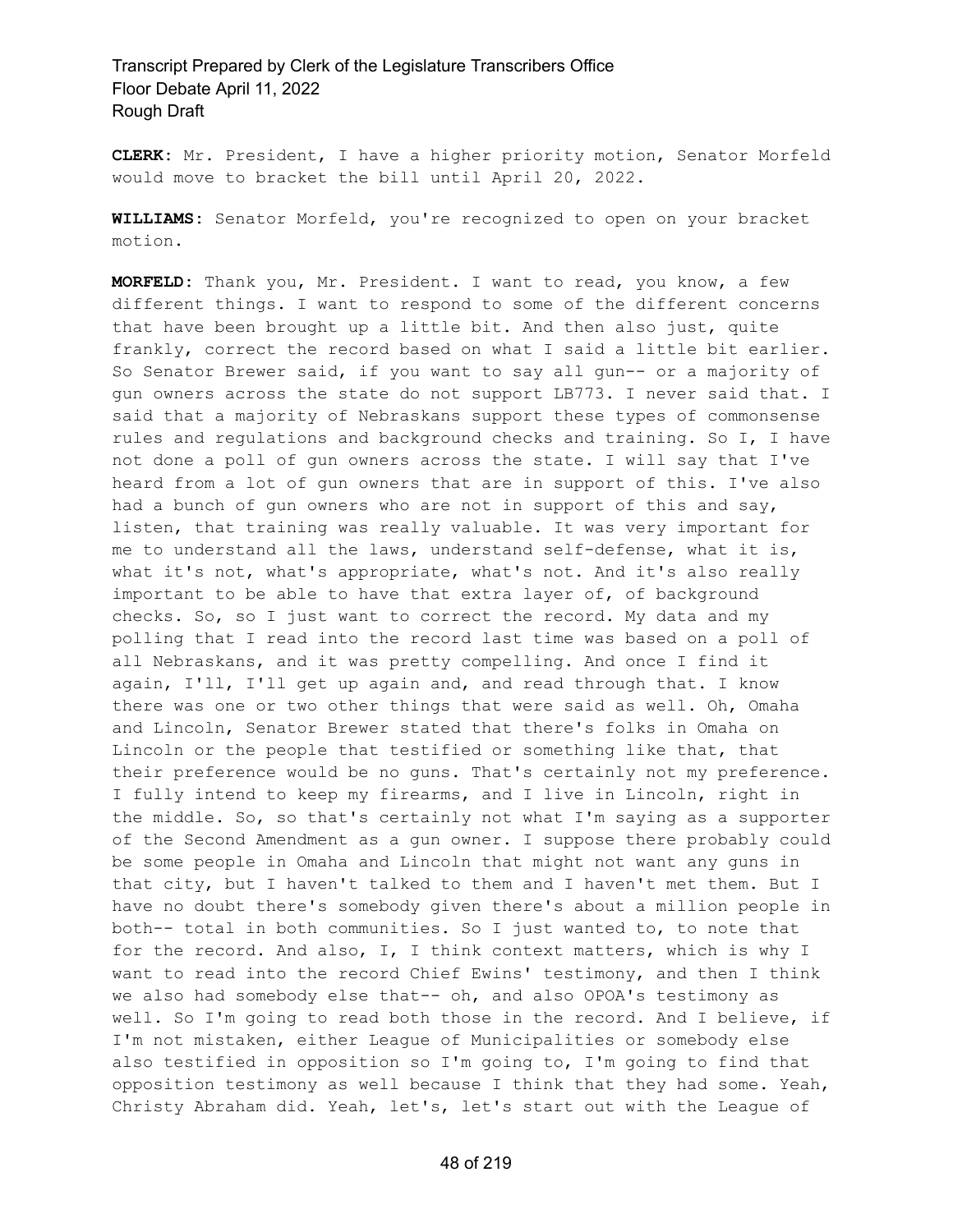**CLERK:** Mr. President, I have a higher priority motion, Senator Morfeld would move to bracket the bill until April 20, 2022.

**WILLIAMS:** Senator Morfeld, you're recognized to open on your bracket motion.

**MORFELD:** Thank you, Mr. President. I want to read, you know, a few different things. I want to respond to some of the different concerns that have been brought up a little bit. And then also just, quite frankly, correct the record based on what I said a little bit earlier. So Senator Brewer said, if you want to say all gun-- or a majority of gun owners across the state do not support LB773. I never said that. I said that a majority of Nebraskans support these types of commonsense rules and regulations and background checks and training. So I, I have not done a poll of gun owners across the state. I will say that I've heard from a lot of gun owners that are in support of this. I've also had a bunch of gun owners who are not in support of this and say, listen, that training was really valuable. It was very important for me to understand all the laws, understand self-defense, what it is, what it's not, what's appropriate, what's not. And it's also really important to be able to have that extra layer of, of background checks. So, so I just want to correct the record. My data and my polling that I read into the record last time was based on a poll of all Nebraskans, and it was pretty compelling. And once I find it again, I'll, I'll get up again and, and read through that. I know there was one or two other things that were said as well. Oh, Omaha and Lincoln, Senator Brewer stated that there's folks in Omaha on Lincoln or the people that testified or something like that, that their preference would be no guns. That's certainly not my preference. I fully intend to keep my firearms, and I live in Lincoln, right in the middle. So, so that's certainly not what I'm saying as a supporter of the Second Amendment as a gun owner. I suppose there probably could be some people in Omaha and Lincoln that might not want any guns in that city, but I haven't talked to them and I haven't met them. But I have no doubt there's somebody given there's about a million people in both-- total in both communities. So I just wanted to, to note that for the record. And also, I, I think context matters, which is why I want to read into the record Chief Ewins' testimony, and then I think we also had somebody else that-- oh, and also OPOA's testimony as well. So I'm going to read both those in the record. And I believe, if I'm not mistaken, either League of Municipalities or somebody else also testified in opposition so I'm going to, I'm going to find that opposition testimony as well because I think that they had some. Yeah, Christy Abraham did. Yeah, let's, let's start out with the League of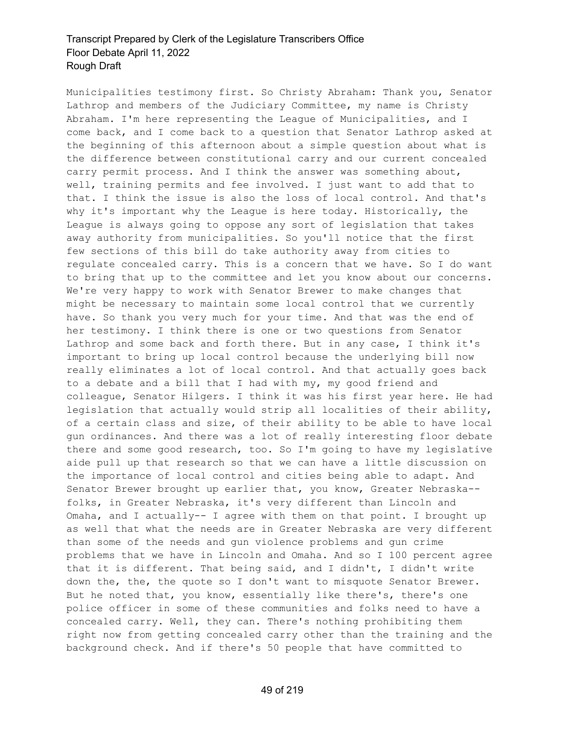Municipalities testimony first. So Christy Abraham: Thank you, Senator Lathrop and members of the Judiciary Committee, my name is Christy Abraham. I'm here representing the League of Municipalities, and I come back, and I come back to a question that Senator Lathrop asked at the beginning of this afternoon about a simple question about what is the difference between constitutional carry and our current concealed carry permit process. And I think the answer was something about, well, training permits and fee involved. I just want to add that to that. I think the issue is also the loss of local control. And that's why it's important why the League is here today. Historically, the League is always going to oppose any sort of legislation that takes away authority from municipalities. So you'll notice that the first few sections of this bill do take authority away from cities to regulate concealed carry. This is a concern that we have. So I do want to bring that up to the committee and let you know about our concerns. We're very happy to work with Senator Brewer to make changes that might be necessary to maintain some local control that we currently have. So thank you very much for your time. And that was the end of her testimony. I think there is one or two questions from Senator Lathrop and some back and forth there. But in any case, I think it's important to bring up local control because the underlying bill now really eliminates a lot of local control. And that actually goes back to a debate and a bill that I had with my, my good friend and colleague, Senator Hilgers. I think it was his first year here. He had legislation that actually would strip all localities of their ability, of a certain class and size, of their ability to be able to have local gun ordinances. And there was a lot of really interesting floor debate there and some good research, too. So I'm going to have my legislative aide pull up that research so that we can have a little discussion on the importance of local control and cities being able to adapt. And Senator Brewer brought up earlier that, you know, Greater Nebraska-- folks, in Greater Nebraska, it's very different than Lincoln and Omaha, and I actually-- I agree with them on that point. I brought up as well that what the needs are in Greater Nebraska are very different than some of the needs and gun violence problems and gun crime problems that we have in Lincoln and Omaha. And so I 100 percent agree that it is different. That being said, and I didn't, I didn't write down the, the, the quote so I don't want to misquote Senator Brewer. But he noted that, you know, essentially like there's, there's one police officer in some of these communities and folks need to have a concealed carry. Well, they can. There's nothing prohibiting them right now from getting concealed carry other than the training and the background check. And if there's 50 people that have committed to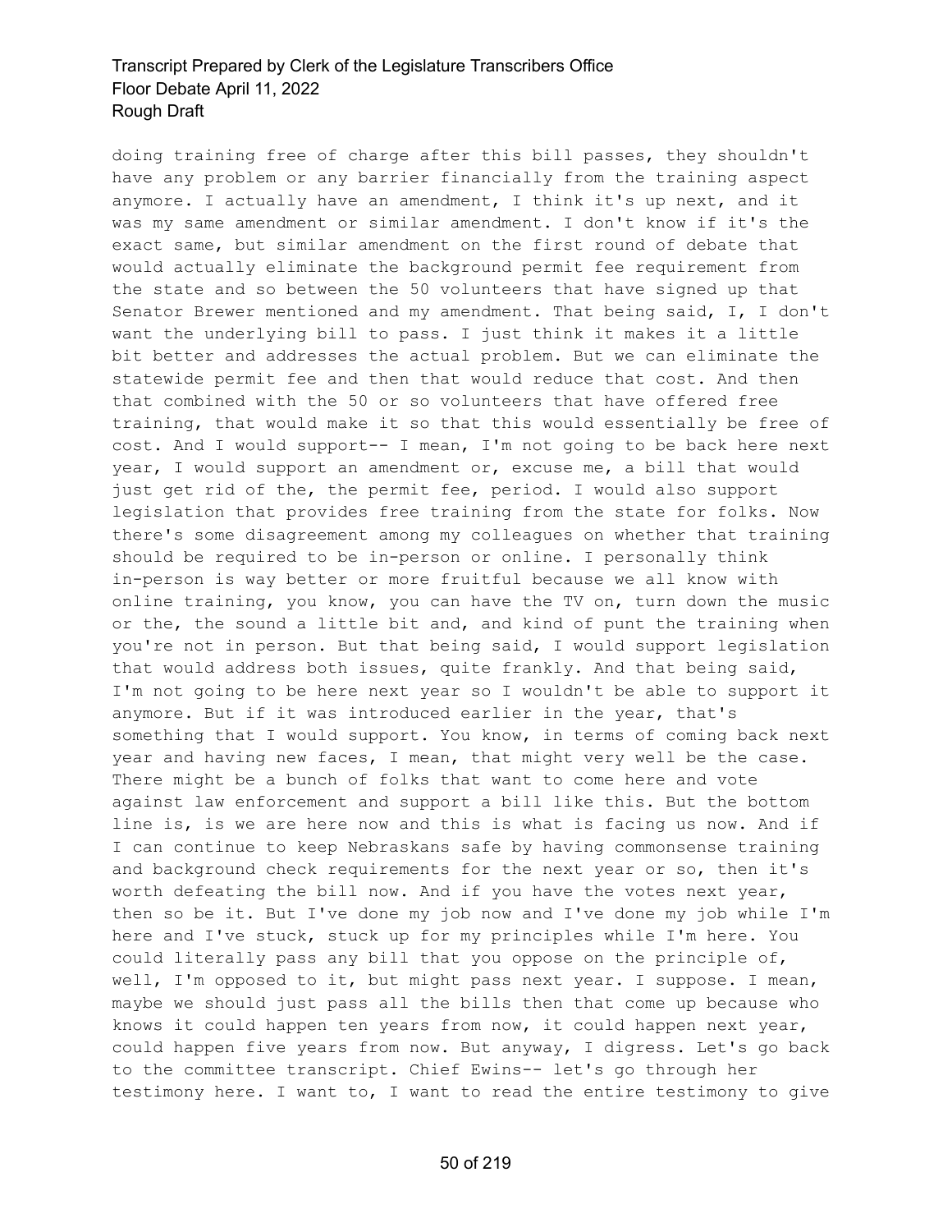doing training free of charge after this bill passes, they shouldn't have any problem or any barrier financially from the training aspect anymore. I actually have an amendment, I think it's up next, and it was my same amendment or similar amendment. I don't know if it's the exact same, but similar amendment on the first round of debate that would actually eliminate the background permit fee requirement from the state and so between the 50 volunteers that have signed up that Senator Brewer mentioned and my amendment. That being said, I, I don't want the underlying bill to pass. I just think it makes it a little bit better and addresses the actual problem. But we can eliminate the statewide permit fee and then that would reduce that cost. And then that combined with the 50 or so volunteers that have offered free training, that would make it so that this would essentially be free of cost. And I would support-- I mean, I'm not going to be back here next year, I would support an amendment or, excuse me, a bill that would just get rid of the, the permit fee, period. I would also support legislation that provides free training from the state for folks. Now there's some disagreement among my colleagues on whether that training should be required to be in-person or online. I personally think in-person is way better or more fruitful because we all know with online training, you know, you can have the TV on, turn down the music or the, the sound a little bit and, and kind of punt the training when you're not in person. But that being said, I would support legislation that would address both issues, quite frankly. And that being said, I'm not going to be here next year so I wouldn't be able to support it anymore. But if it was introduced earlier in the year, that's something that I would support. You know, in terms of coming back next year and having new faces, I mean, that might very well be the case. There might be a bunch of folks that want to come here and vote against law enforcement and support a bill like this. But the bottom line is, is we are here now and this is what is facing us now. And if I can continue to keep Nebraskans safe by having commonsense training and background check requirements for the next year or so, then it's worth defeating the bill now. And if you have the votes next year, then so be it. But I've done my job now and I've done my job while I'm here and I've stuck, stuck up for my principles while I'm here. You could literally pass any bill that you oppose on the principle of, well, I'm opposed to it, but might pass next year. I suppose. I mean, maybe we should just pass all the bills then that come up because who knows it could happen ten years from now, it could happen next year, could happen five years from now. But anyway, I digress. Let's go back to the committee transcript. Chief Ewins-- let's go through her testimony here. I want to, I want to read the entire testimony to give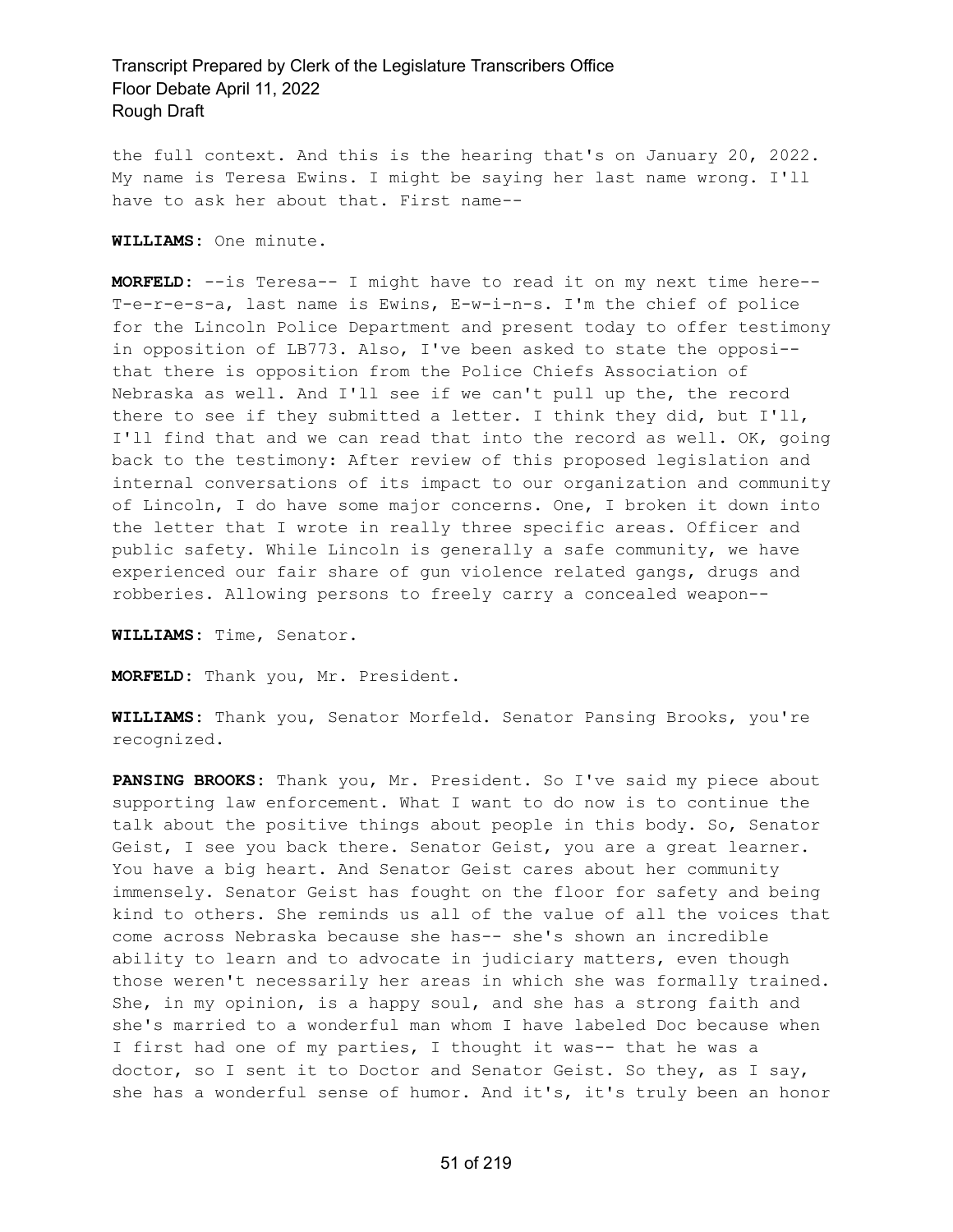the full context. And this is the hearing that's on January 20, 2022. My name is Teresa Ewins. I might be saying her last name wrong. I'll have to ask her about that. First name--

**WILLIAMS:** One minute.

**MORFELD:** --is Teresa-- I might have to read it on my next time here-- T-e-r-e-s-a, last name is Ewins, E-w-i-n-s. I'm the chief of police for the Lincoln Police Department and present today to offer testimony in opposition of LB773. Also, I've been asked to state the opposi-- that there is opposition from the Police Chiefs Association of Nebraska as well. And I'll see if we can't pull up the, the record there to see if they submitted a letter. I think they did, but I'll, I'll find that and we can read that into the record as well. OK, going back to the testimony: After review of this proposed legislation and internal conversations of its impact to our organization and community of Lincoln, I do have some major concerns. One, I broken it down into the letter that I wrote in really three specific areas. Officer and public safety. While Lincoln is generally a safe community, we have experienced our fair share of gun violence related gangs, drugs and robberies. Allowing persons to freely carry a concealed weapon--

**WILLIAMS:** Time, Senator.

**MORFELD:** Thank you, Mr. President.

**WILLIAMS:** Thank you, Senator Morfeld. Senator Pansing Brooks, you're recognized.

**PANSING BROOKS:** Thank you, Mr. President. So I've said my piece about supporting law enforcement. What I want to do now is to continue the talk about the positive things about people in this body. So, Senator Geist, I see you back there. Senator Geist, you are a great learner. You have a big heart. And Senator Geist cares about her community immensely. Senator Geist has fought on the floor for safety and being kind to others. She reminds us all of the value of all the voices that come across Nebraska because she has-- she's shown an incredible ability to learn and to advocate in judiciary matters, even though those weren't necessarily her areas in which she was formally trained. She, in my opinion, is a happy soul, and she has a strong faith and she's married to a wonderful man whom I have labeled Doc because when I first had one of my parties, I thought it was-- that he was a doctor, so I sent it to Doctor and Senator Geist. So they, as I say, she has a wonderful sense of humor. And it's, it's truly been an honor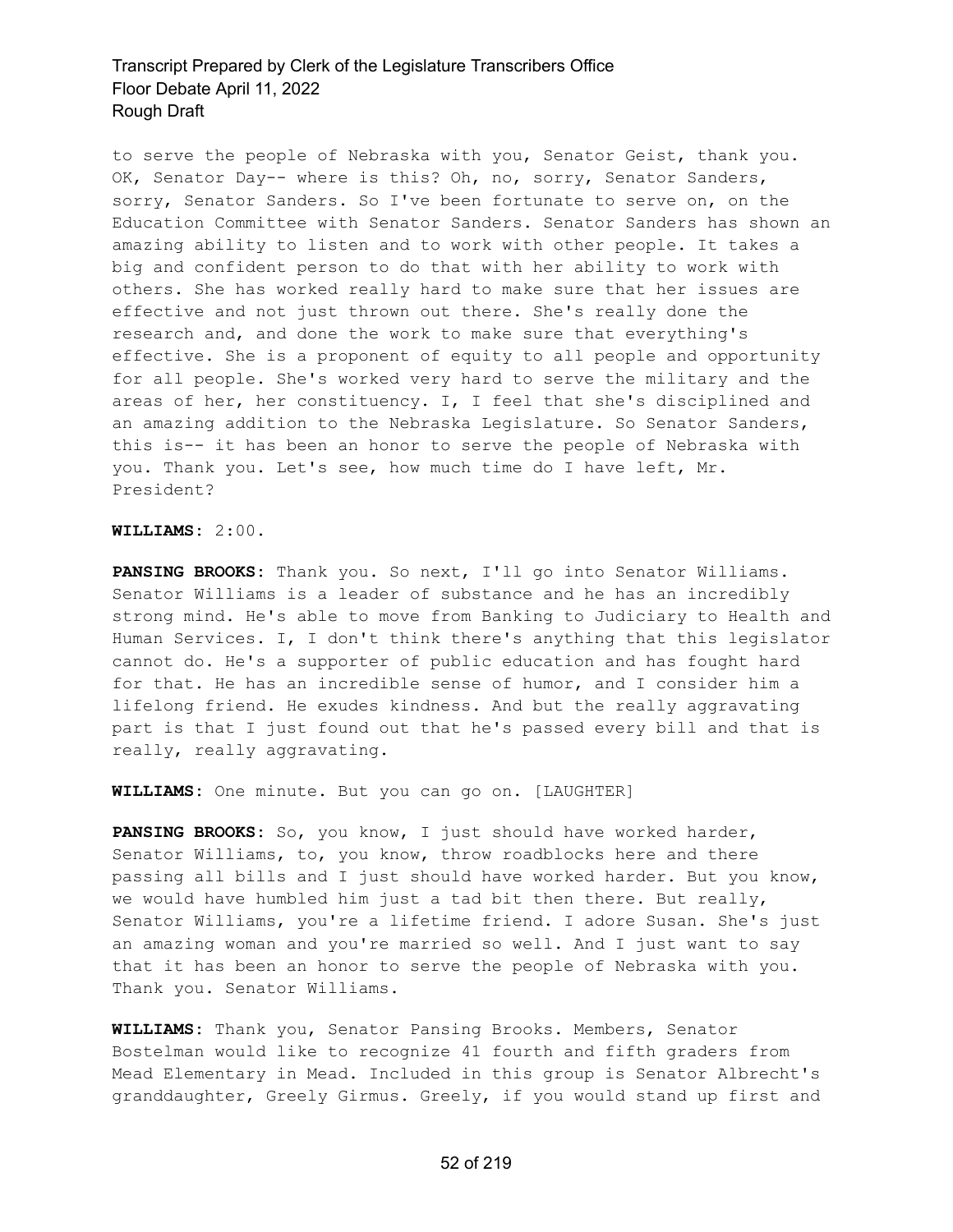to serve the people of Nebraska with you, Senator Geist, thank you. OK, Senator Day-- where is this? Oh, no, sorry, Senator Sanders, sorry, Senator Sanders. So I've been fortunate to serve on, on the Education Committee with Senator Sanders. Senator Sanders has shown an amazing ability to listen and to work with other people. It takes a big and confident person to do that with her ability to work with others. She has worked really hard to make sure that her issues are effective and not just thrown out there. She's really done the research and, and done the work to make sure that everything's effective. She is a proponent of equity to all people and opportunity for all people. She's worked very hard to serve the military and the areas of her, her constituency. I, I feel that she's disciplined and an amazing addition to the Nebraska Legislature. So Senator Sanders, this is-- it has been an honor to serve the people of Nebraska with you. Thank you. Let's see, how much time do I have left, Mr. President?

**WILLIAMS:** 2:00.

**PANSING BROOKS:** Thank you. So next, I'll go into Senator Williams. Senator Williams is a leader of substance and he has an incredibly strong mind. He's able to move from Banking to Judiciary to Health and Human Services. I, I don't think there's anything that this legislator cannot do. He's a supporter of public education and has fought hard for that. He has an incredible sense of humor, and I consider him a lifelong friend. He exudes kindness. And but the really aggravating part is that I just found out that he's passed every bill and that is really, really aggravating.

**WILLIAMS:** One minute. But you can go on. [LAUGHTER]

**PANSING BROOKS:** So, you know, I just should have worked harder, Senator Williams, to, you know, throw roadblocks here and there passing all bills and I just should have worked harder. But you know, we would have humbled him just a tad bit then there. But really, Senator Williams, you're a lifetime friend. I adore Susan. She's just an amazing woman and you're married so well. And I just want to say that it has been an honor to serve the people of Nebraska with you. Thank you. Senator Williams.

**WILLIAMS:** Thank you, Senator Pansing Brooks. Members, Senator Bostelman would like to recognize 41 fourth and fifth graders from Mead Elementary in Mead. Included in this group is Senator Albrecht's granddaughter, Greely Girmus. Greely, if you would stand up first and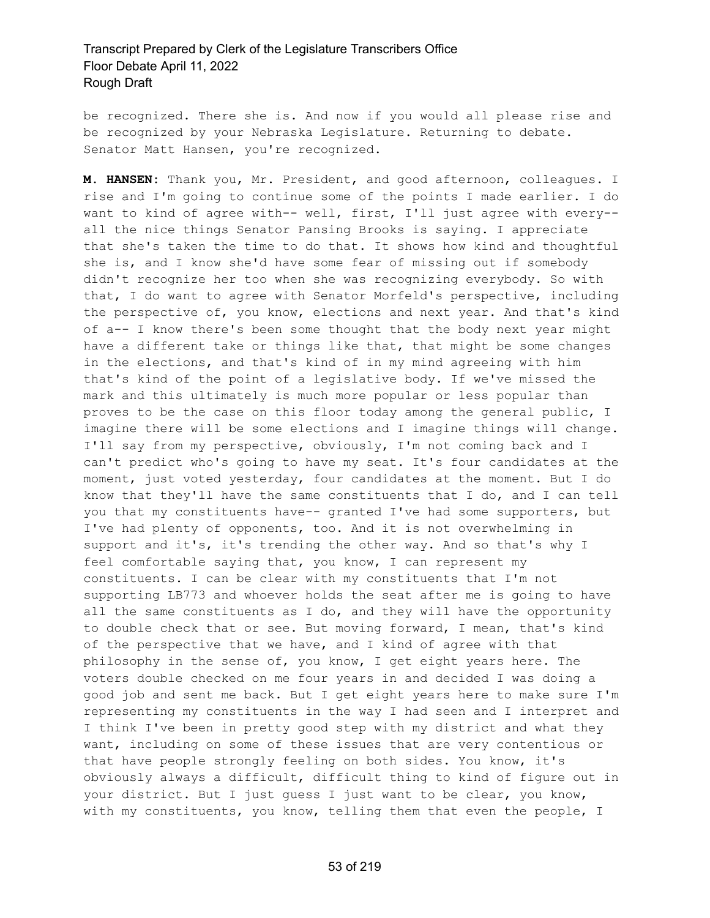be recognized. There she is. And now if you would all please rise and be recognized by your Nebraska Legislature. Returning to debate. Senator Matt Hansen, you're recognized.

**M. HANSEN:** Thank you, Mr. President, and good afternoon, colleagues. I rise and I'm going to continue some of the points I made earlier. I do want to kind of agree with-- well, first, I'll just agree with every-- all the nice things Senator Pansing Brooks is saying. I appreciate that she's taken the time to do that. It shows how kind and thoughtful she is, and I know she'd have some fear of missing out if somebody didn't recognize her too when she was recognizing everybody. So with that, I do want to agree with Senator Morfeld's perspective, including the perspective of, you know, elections and next year. And that's kind of a-- I know there's been some thought that the body next year might have a different take or things like that, that might be some changes in the elections, and that's kind of in my mind agreeing with him that's kind of the point of a legislative body. If we've missed the mark and this ultimately is much more popular or less popular than proves to be the case on this floor today among the general public, I imagine there will be some elections and I imagine things will change. I'll say from my perspective, obviously, I'm not coming back and I can't predict who's going to have my seat. It's four candidates at the moment, just voted yesterday, four candidates at the moment. But I do know that they'll have the same constituents that I do, and I can tell you that my constituents have-- granted I've had some supporters, but I've had plenty of opponents, too. And it is not overwhelming in support and it's, it's trending the other way. And so that's why I feel comfortable saying that, you know, I can represent my constituents. I can be clear with my constituents that I'm not supporting LB773 and whoever holds the seat after me is going to have all the same constituents as I do, and they will have the opportunity to double check that or see. But moving forward, I mean, that's kind of the perspective that we have, and I kind of agree with that philosophy in the sense of, you know, I get eight years here. The voters double checked on me four years in and decided I was doing a good job and sent me back. But I get eight years here to make sure I'm representing my constituents in the way I had seen and I interpret and I think I've been in pretty good step with my district and what they want, including on some of these issues that are very contentious or that have people strongly feeling on both sides. You know, it's obviously always a difficult, difficult thing to kind of figure out in your district. But I just guess I just want to be clear, you know, with my constituents, you know, telling them that even the people, I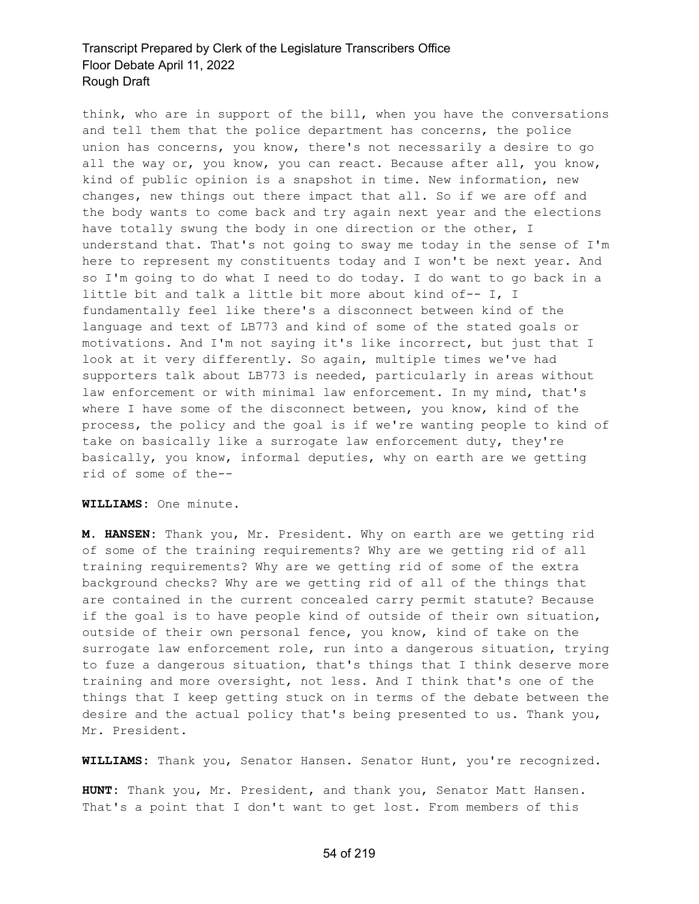think, who are in support of the bill, when you have the conversations and tell them that the police department has concerns, the police union has concerns, you know, there's not necessarily a desire to go all the way or, you know, you can react. Because after all, you know, kind of public opinion is a snapshot in time. New information, new changes, new things out there impact that all. So if we are off and the body wants to come back and try again next year and the elections have totally swung the body in one direction or the other, I understand that. That's not going to sway me today in the sense of I'm here to represent my constituents today and I won't be next year. And so I'm going to do what I need to do today. I do want to go back in a little bit and talk a little bit more about kind of-- I, I fundamentally feel like there's a disconnect between kind of the language and text of LB773 and kind of some of the stated goals or motivations. And I'm not saying it's like incorrect, but just that I look at it very differently. So again, multiple times we've had supporters talk about LB773 is needed, particularly in areas without law enforcement or with minimal law enforcement. In my mind, that's where I have some of the disconnect between, you know, kind of the process, the policy and the goal is if we're wanting people to kind of take on basically like a surrogate law enforcement duty, they're basically, you know, informal deputies, why on earth are we getting rid of some of the--

**WILLIAMS:** One minute.

**M. HANSEN:** Thank you, Mr. President. Why on earth are we getting rid of some of the training requirements? Why are we getting rid of all training requirements? Why are we getting rid of some of the extra background checks? Why are we getting rid of all of the things that are contained in the current concealed carry permit statute? Because if the goal is to have people kind of outside of their own situation, outside of their own personal fence, you know, kind of take on the surrogate law enforcement role, run into a dangerous situation, trying to fuze a dangerous situation, that's things that I think deserve more training and more oversight, not less. And I think that's one of the things that I keep getting stuck on in terms of the debate between the desire and the actual policy that's being presented to us. Thank you, Mr. President.

**WILLIAMS:** Thank you, Senator Hansen. Senator Hunt, you're recognized.

**HUNT:** Thank you, Mr. President, and thank you, Senator Matt Hansen. That's a point that I don't want to get lost. From members of this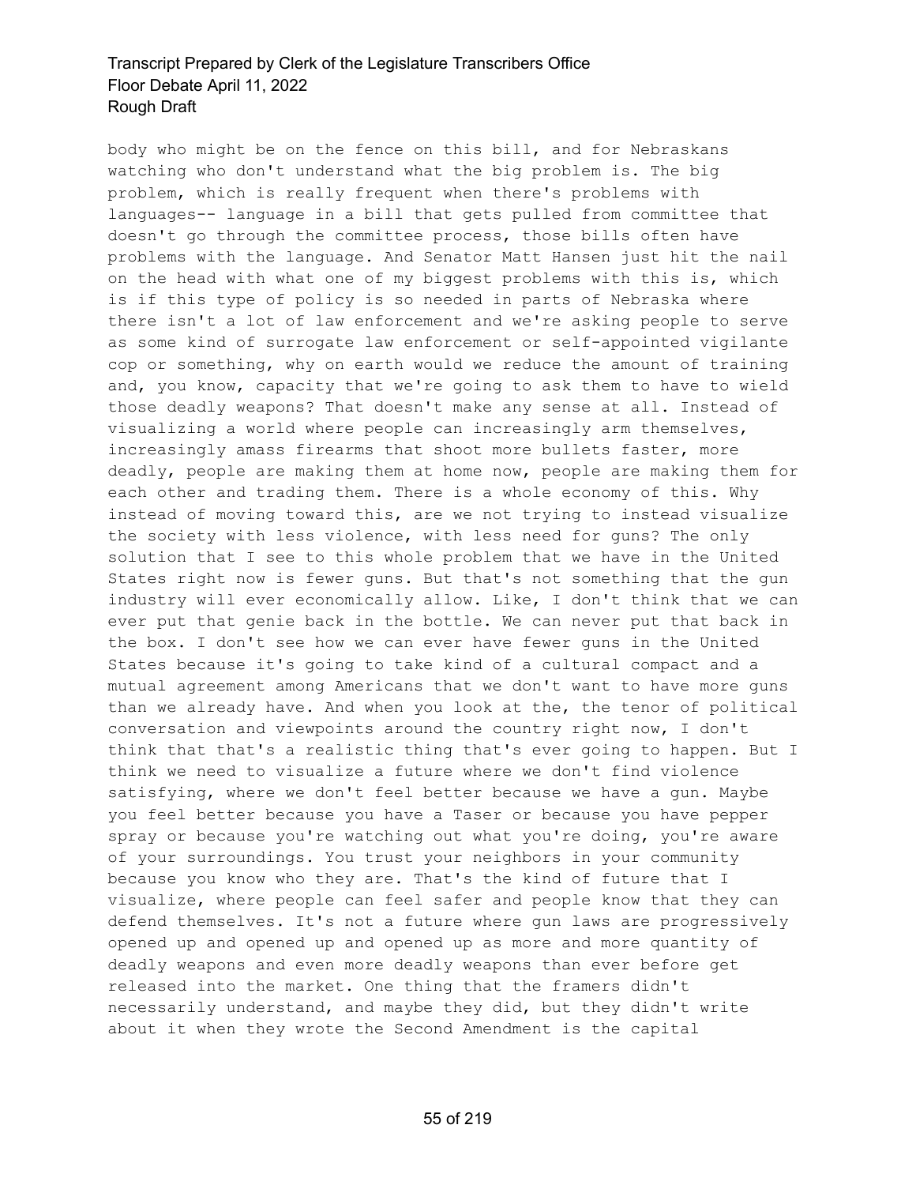body who might be on the fence on this bill, and for Nebraskans watching who don't understand what the big problem is. The big problem, which is really frequent when there's problems with languages-- language in a bill that gets pulled from committee that doesn't go through the committee process, those bills often have problems with the language. And Senator Matt Hansen just hit the nail on the head with what one of my biggest problems with this is, which is if this type of policy is so needed in parts of Nebraska where there isn't a lot of law enforcement and we're asking people to serve as some kind of surrogate law enforcement or self-appointed vigilante cop or something, why on earth would we reduce the amount of training and, you know, capacity that we're going to ask them to have to wield those deadly weapons? That doesn't make any sense at all. Instead of visualizing a world where people can increasingly arm themselves, increasingly amass firearms that shoot more bullets faster, more deadly, people are making them at home now, people are making them for each other and trading them. There is a whole economy of this. Why instead of moving toward this, are we not trying to instead visualize the society with less violence, with less need for guns? The only solution that I see to this whole problem that we have in the United States right now is fewer guns. But that's not something that the gun industry will ever economically allow. Like, I don't think that we can ever put that genie back in the bottle. We can never put that back in the box. I don't see how we can ever have fewer guns in the United States because it's going to take kind of a cultural compact and a mutual agreement among Americans that we don't want to have more guns than we already have. And when you look at the, the tenor of political conversation and viewpoints around the country right now, I don't think that that's a realistic thing that's ever going to happen. But I think we need to visualize a future where we don't find violence satisfying, where we don't feel better because we have a gun. Maybe you feel better because you have a Taser or because you have pepper spray or because you're watching out what you're doing, you're aware of your surroundings. You trust your neighbors in your community because you know who they are. That's the kind of future that I visualize, where people can feel safer and people know that they can defend themselves. It's not a future where gun laws are progressively opened up and opened up and opened up as more and more quantity of deadly weapons and even more deadly weapons than ever before get released into the market. One thing that the framers didn't necessarily understand, and maybe they did, but they didn't write about it when they wrote the Second Amendment is the capital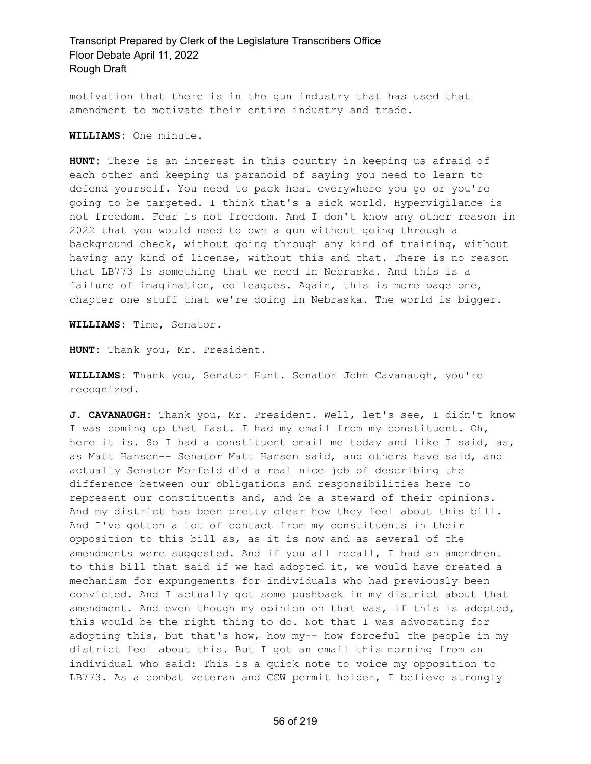motivation that there is in the gun industry that has used that amendment to motivate their entire industry and trade.

**WILLIAMS:** One minute.

**HUNT:** There is an interest in this country in keeping us afraid of each other and keeping us paranoid of saying you need to learn to defend yourself. You need to pack heat everywhere you go or you're going to be targeted. I think that's a sick world. Hypervigilance is not freedom. Fear is not freedom. And I don't know any other reason in 2022 that you would need to own a gun without going through a background check, without going through any kind of training, without having any kind of license, without this and that. There is no reason that LB773 is something that we need in Nebraska. And this is a failure of imagination, colleagues. Again, this is more page one, chapter one stuff that we're doing in Nebraska. The world is bigger.

**WILLIAMS:** Time, Senator.

**HUNT:** Thank you, Mr. President.

**WILLIAMS:** Thank you, Senator Hunt. Senator John Cavanaugh, you're recognized.

**J. CAVANAUGH:** Thank you, Mr. President. Well, let's see, I didn't know I was coming up that fast. I had my email from my constituent. Oh, here it is. So I had a constituent email me today and like I said, as, as Matt Hansen-- Senator Matt Hansen said, and others have said, and actually Senator Morfeld did a real nice job of describing the difference between our obligations and responsibilities here to represent our constituents and, and be a steward of their opinions. And my district has been pretty clear how they feel about this bill. And I've gotten a lot of contact from my constituents in their opposition to this bill as, as it is now and as several of the amendments were suggested. And if you all recall, I had an amendment to this bill that said if we had adopted it, we would have created a mechanism for expungements for individuals who had previously been convicted. And I actually got some pushback in my district about that amendment. And even though my opinion on that was, if this is adopted, this would be the right thing to do. Not that I was advocating for adopting this, but that's how, how my-- how forceful the people in my district feel about this. But I got an email this morning from an individual who said: This is a quick note to voice my opposition to LB773. As a combat veteran and CCW permit holder, I believe strongly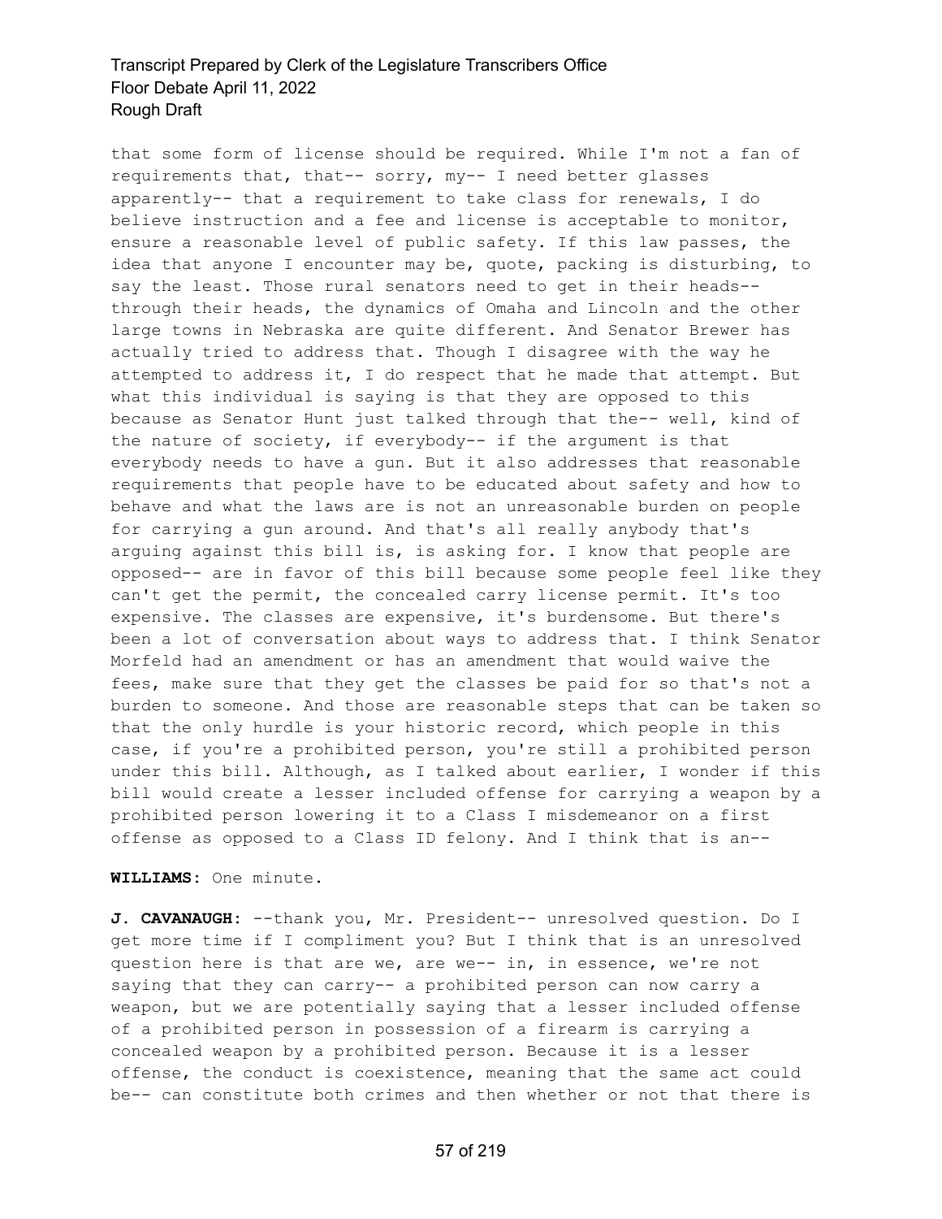that some form of license should be required. While I'm not a fan of requirements that, that-- sorry, my-- I need better glasses apparently-- that a requirement to take class for renewals, I do believe instruction and a fee and license is acceptable to monitor, ensure a reasonable level of public safety. If this law passes, the idea that anyone I encounter may be, quote, packing is disturbing, to say the least. Those rural senators need to get in their heads-- through their heads, the dynamics of Omaha and Lincoln and the other large towns in Nebraska are quite different. And Senator Brewer has actually tried to address that. Though I disagree with the way he attempted to address it, I do respect that he made that attempt. But what this individual is saying is that they are opposed to this because as Senator Hunt just talked through that the-- well, kind of the nature of society, if everybody-- if the argument is that everybody needs to have a gun. But it also addresses that reasonable requirements that people have to be educated about safety and how to behave and what the laws are is not an unreasonable burden on people for carrying a gun around. And that's all really anybody that's arguing against this bill is, is asking for. I know that people are opposed-- are in favor of this bill because some people feel like they can't get the permit, the concealed carry license permit. It's too expensive. The classes are expensive, it's burdensome. But there's been a lot of conversation about ways to address that. I think Senator Morfeld had an amendment or has an amendment that would waive the fees, make sure that they get the classes be paid for so that's not a burden to someone. And those are reasonable steps that can be taken so that the only hurdle is your historic record, which people in this case, if you're a prohibited person, you're still a prohibited person under this bill. Although, as I talked about earlier, I wonder if this bill would create a lesser included offense for carrying a weapon by a prohibited person lowering it to a Class I misdemeanor on a first offense as opposed to a Class ID felony. And I think that is an--

**WILLIAMS:** One minute.

**J. CAVANAUGH:** --thank you, Mr. President-- unresolved question. Do I get more time if I compliment you? But I think that is an unresolved question here is that are we, are we-- in, in essence, we're not saying that they can carry-- a prohibited person can now carry a weapon, but we are potentially saying that a lesser included offense of a prohibited person in possession of a firearm is carrying a concealed weapon by a prohibited person. Because it is a lesser offense, the conduct is coexistence, meaning that the same act could be-- can constitute both crimes and then whether or not that there is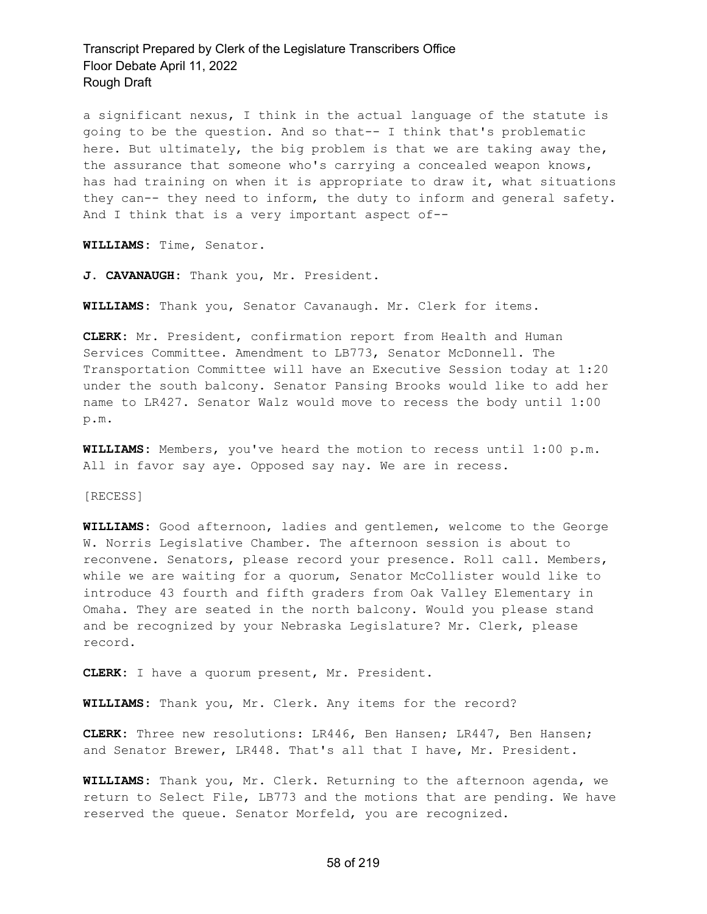a significant nexus, I think in the actual language of the statute is going to be the question. And so that-- I think that's problematic here. But ultimately, the big problem is that we are taking away the, the assurance that someone who's carrying a concealed weapon knows, has had training on when it is appropriate to draw it, what situations they can-- they need to inform, the duty to inform and general safety. And I think that is a very important aspect of--

**WILLIAMS:** Time, Senator.

**J. CAVANAUGH:** Thank you, Mr. President.

**WILLIAMS:** Thank you, Senator Cavanaugh. Mr. Clerk for items.

**CLERK:** Mr. President, confirmation report from Health and Human Services Committee. Amendment to LB773, Senator McDonnell. The Transportation Committee will have an Executive Session today at 1:20 under the south balcony. Senator Pansing Brooks would like to add her name to LR427. Senator Walz would move to recess the body until 1:00 p.m.

**WILLIAMS:** Members, you've heard the motion to recess until 1:00 p.m. All in favor say aye. Opposed say nay. We are in recess.

[RECESS]

**WILLIAMS:** Good afternoon, ladies and gentlemen, welcome to the George W. Norris Legislative Chamber. The afternoon session is about to reconvene. Senators, please record your presence. Roll call. Members, while we are waiting for a quorum, Senator McCollister would like to introduce 43 fourth and fifth graders from Oak Valley Elementary in Omaha. They are seated in the north balcony. Would you please stand and be recognized by your Nebraska Legislature? Mr. Clerk, please record.

**CLERK:** I have a quorum present, Mr. President.

**WILLIAMS:** Thank you, Mr. Clerk. Any items for the record?

**CLERK:** Three new resolutions: LR446, Ben Hansen; LR447, Ben Hansen; and Senator Brewer, LR448. That's all that I have, Mr. President.

**WILLIAMS:** Thank you, Mr. Clerk. Returning to the afternoon agenda, we return to Select File, LB773 and the motions that are pending. We have reserved the queue. Senator Morfeld, you are recognized.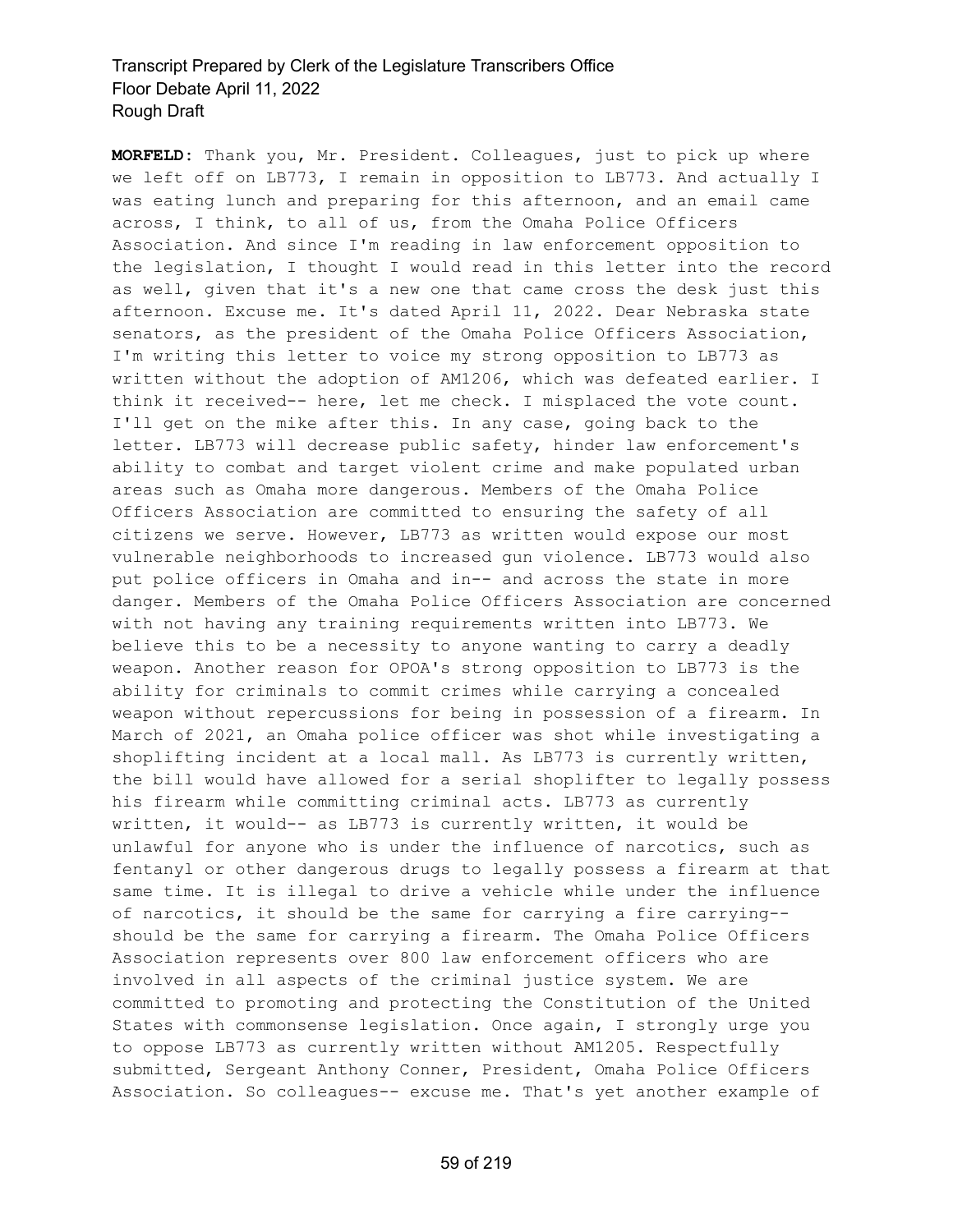**MORFELD:** Thank you, Mr. President. Colleagues, just to pick up where we left off on LB773, I remain in opposition to LB773. And actually I was eating lunch and preparing for this afternoon, and an email came across, I think, to all of us, from the Omaha Police Officers Association. And since I'm reading in law enforcement opposition to the legislation, I thought I would read in this letter into the record as well, given that it's a new one that came cross the desk just this afternoon. Excuse me. It's dated April 11, 2022. Dear Nebraska state senators, as the president of the Omaha Police Officers Association, I'm writing this letter to voice my strong opposition to LB773 as written without the adoption of AM1206, which was defeated earlier. I think it received-- here, let me check. I misplaced the vote count. I'll get on the mike after this. In any case, going back to the letter. LB773 will decrease public safety, hinder law enforcement's ability to combat and target violent crime and make populated urban areas such as Omaha more dangerous. Members of the Omaha Police Officers Association are committed to ensuring the safety of all citizens we serve. However, LB773 as written would expose our most vulnerable neighborhoods to increased gun violence. LB773 would also put police officers in Omaha and in-- and across the state in more danger. Members of the Omaha Police Officers Association are concerned with not having any training requirements written into LB773. We believe this to be a necessity to anyone wanting to carry a deadly weapon. Another reason for OPOA's strong opposition to LB773 is the ability for criminals to commit crimes while carrying a concealed weapon without repercussions for being in possession of a firearm. In March of 2021, an Omaha police officer was shot while investigating a shoplifting incident at a local mall. As LB773 is currently written, the bill would have allowed for a serial shoplifter to legally possess his firearm while committing criminal acts. LB773 as currently written, it would-- as LB773 is currently written, it would be unlawful for anyone who is under the influence of narcotics, such as fentanyl or other dangerous drugs to legally possess a firearm at that same time. It is illegal to drive a vehicle while under the influence of narcotics, it should be the same for carrying a fire carrying-- should be the same for carrying a firearm. The Omaha Police Officers Association represents over 800 law enforcement officers who are involved in all aspects of the criminal justice system. We are committed to promoting and protecting the Constitution of the United States with commonsense legislation. Once again, I strongly urge you to oppose LB773 as currently written without AM1205. Respectfully submitted, Sergeant Anthony Conner, President, Omaha Police Officers Association. So colleagues-- excuse me. That's yet another example of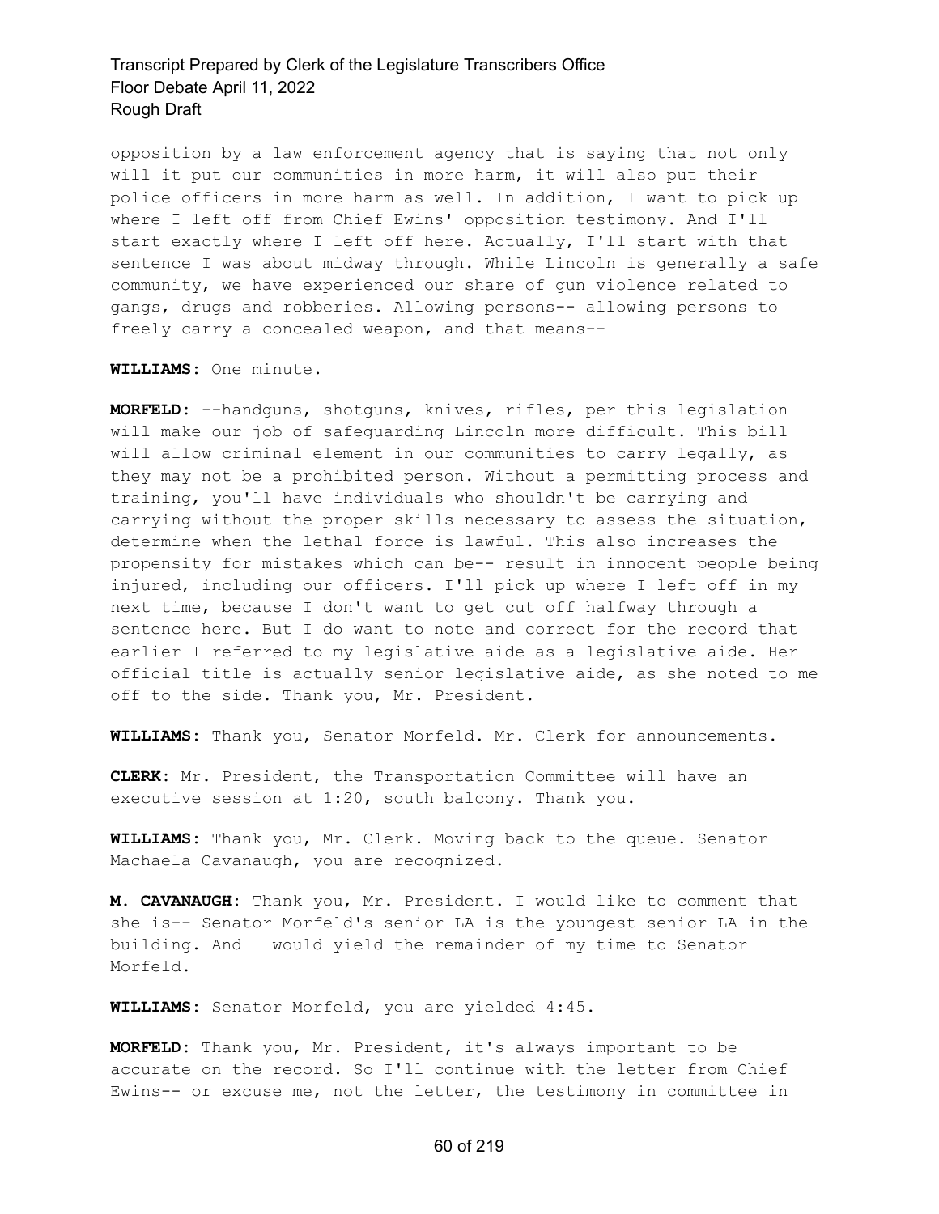opposition by a law enforcement agency that is saying that not only will it put our communities in more harm, it will also put their police officers in more harm as well. In addition, I want to pick up where I left off from Chief Ewins' opposition testimony. And I'll start exactly where I left off here. Actually, I'll start with that sentence I was about midway through. While Lincoln is generally a safe community, we have experienced our share of gun violence related to gangs, drugs and robberies. Allowing persons-- allowing persons to freely carry a concealed weapon, and that means--

**WILLIAMS:** One minute.

**MORFELD:** --handguns, shotguns, knives, rifles, per this legislation will make our job of safeguarding Lincoln more difficult. This bill will allow criminal element in our communities to carry legally, as they may not be a prohibited person. Without a permitting process and training, you'll have individuals who shouldn't be carrying and carrying without the proper skills necessary to assess the situation, determine when the lethal force is lawful. This also increases the propensity for mistakes which can be-- result in innocent people being injured, including our officers. I'll pick up where I left off in my next time, because I don't want to get cut off halfway through a sentence here. But I do want to note and correct for the record that earlier I referred to my legislative aide as a legislative aide. Her official title is actually senior legislative aide, as she noted to me off to the side. Thank you, Mr. President.

**WILLIAMS:** Thank you, Senator Morfeld. Mr. Clerk for announcements.

**CLERK:** Mr. President, the Transportation Committee will have an executive session at 1:20, south balcony. Thank you.

**WILLIAMS:** Thank you, Mr. Clerk. Moving back to the queue. Senator Machaela Cavanaugh, you are recognized.

**M. CAVANAUGH:** Thank you, Mr. President. I would like to comment that she is-- Senator Morfeld's senior LA is the youngest senior LA in the building. And I would yield the remainder of my time to Senator Morfeld.

**WILLIAMS:** Senator Morfeld, you are yielded 4:45.

**MORFELD:** Thank you, Mr. President, it's always important to be accurate on the record. So I'll continue with the letter from Chief Ewins-- or excuse me, not the letter, the testimony in committee in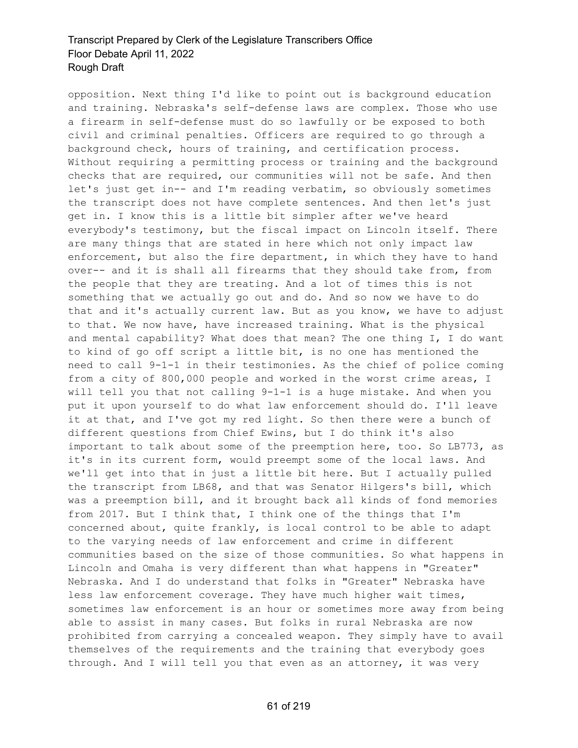opposition. Next thing I'd like to point out is background education and training. Nebraska's self-defense laws are complex. Those who use a firearm in self-defense must do so lawfully or be exposed to both civil and criminal penalties. Officers are required to go through a background check, hours of training, and certification process. Without requiring a permitting process or training and the background checks that are required, our communities will not be safe. And then let's just get in-- and I'm reading verbatim, so obviously sometimes the transcript does not have complete sentences. And then let's just get in. I know this is a little bit simpler after we've heard everybody's testimony, but the fiscal impact on Lincoln itself. There are many things that are stated in here which not only impact law enforcement, but also the fire department, in which they have to hand over-- and it is shall all firearms that they should take from, from the people that they are treating. And a lot of times this is not something that we actually go out and do. And so now we have to do that and it's actually current law. But as you know, we have to adjust to that. We now have, have increased training. What is the physical and mental capability? What does that mean? The one thing I, I do want to kind of go off script a little bit, is no one has mentioned the need to call 9-1-1 in their testimonies. As the chief of police coming from a city of 800,000 people and worked in the worst crime areas, I will tell you that not calling 9-1-1 is a huge mistake. And when you put it upon yourself to do what law enforcement should do. I'll leave it at that, and I've got my red light. So then there were a bunch of different questions from Chief Ewins, but I do think it's also important to talk about some of the preemption here, too. So LB773, as it's in its current form, would preempt some of the local laws. And we'll get into that in just a little bit here. But I actually pulled the transcript from LB68, and that was Senator Hilgers's bill, which was a preemption bill, and it brought back all kinds of fond memories from 2017. But I think that, I think one of the things that I'm concerned about, quite frankly, is local control to be able to adapt to the varying needs of law enforcement and crime in different communities based on the size of those communities. So what happens in Lincoln and Omaha is very different than what happens in "Greater" Nebraska. And I do understand that folks in "Greater" Nebraska have less law enforcement coverage. They have much higher wait times, sometimes law enforcement is an hour or sometimes more away from being able to assist in many cases. But folks in rural Nebraska are now prohibited from carrying a concealed weapon. They simply have to avail themselves of the requirements and the training that everybody goes through. And I will tell you that even as an attorney, it was very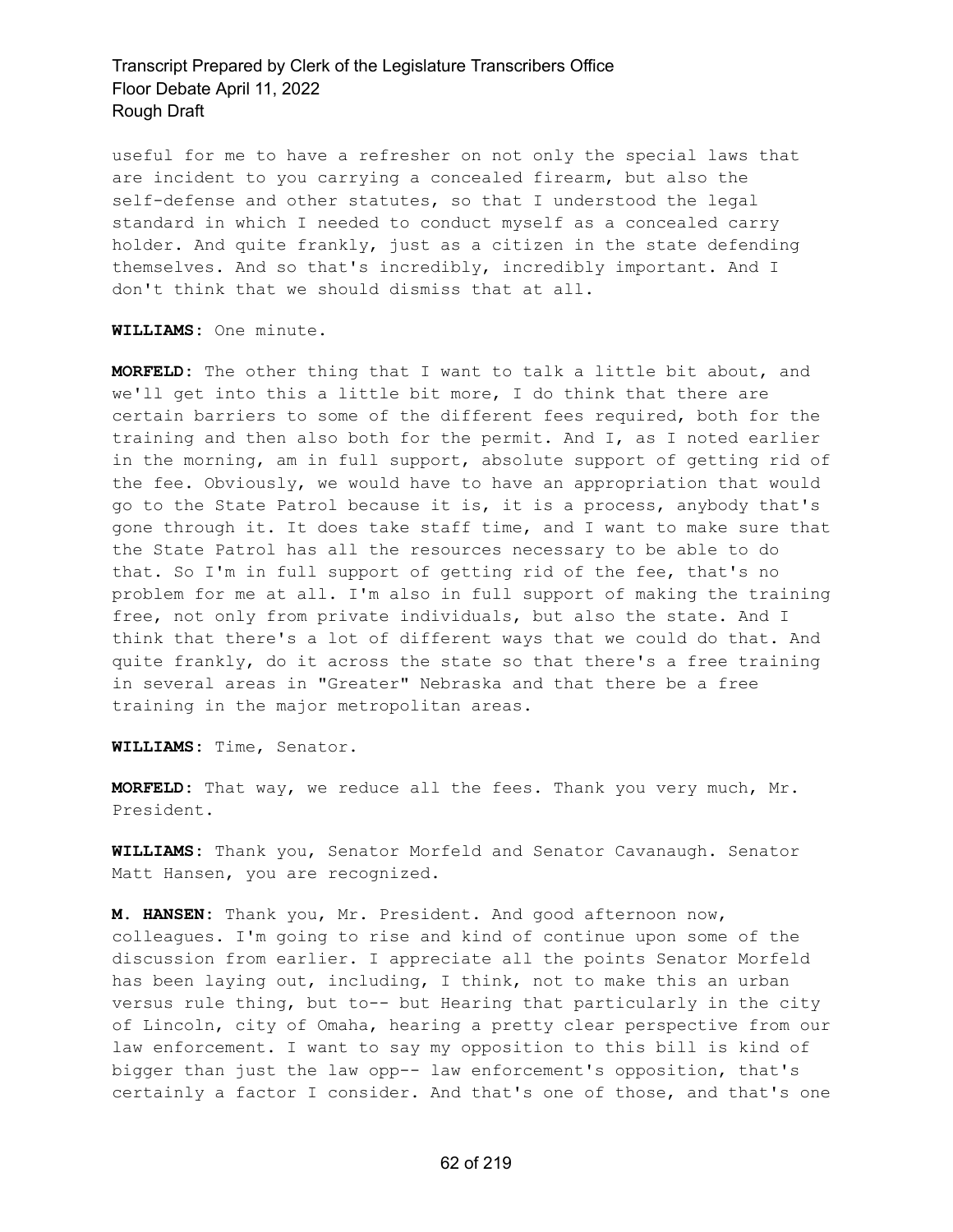useful for me to have a refresher on not only the special laws that are incident to you carrying a concealed firearm, but also the self-defense and other statutes, so that I understood the legal standard in which I needed to conduct myself as a concealed carry holder. And quite frankly, just as a citizen in the state defending themselves. And so that's incredibly, incredibly important. And I don't think that we should dismiss that at all.

**WILLIAMS:** One minute.

**MORFELD:** The other thing that I want to talk a little bit about, and we'll get into this a little bit more, I do think that there are certain barriers to some of the different fees required, both for the training and then also both for the permit. And I, as I noted earlier in the morning, am in full support, absolute support of getting rid of the fee. Obviously, we would have to have an appropriation that would go to the State Patrol because it is, it is a process, anybody that's gone through it. It does take staff time, and I want to make sure that the State Patrol has all the resources necessary to be able to do that. So I'm in full support of getting rid of the fee, that's no problem for me at all. I'm also in full support of making the training free, not only from private individuals, but also the state. And I think that there's a lot of different ways that we could do that. And quite frankly, do it across the state so that there's a free training in several areas in "Greater" Nebraska and that there be a free training in the major metropolitan areas.

**WILLIAMS:** Time, Senator.

**MORFELD:** That way, we reduce all the fees. Thank you very much, Mr. President.

**WILLIAMS:** Thank you, Senator Morfeld and Senator Cavanaugh. Senator Matt Hansen, you are recognized.

**M. HANSEN:** Thank you, Mr. President. And good afternoon now, colleagues. I'm going to rise and kind of continue upon some of the discussion from earlier. I appreciate all the points Senator Morfeld has been laying out, including, I think, not to make this an urban versus rule thing, but to-- but Hearing that particularly in the city of Lincoln, city of Omaha, hearing a pretty clear perspective from our law enforcement. I want to say my opposition to this bill is kind of bigger than just the law opp-- law enforcement's opposition, that's certainly a factor I consider. And that's one of those, and that's one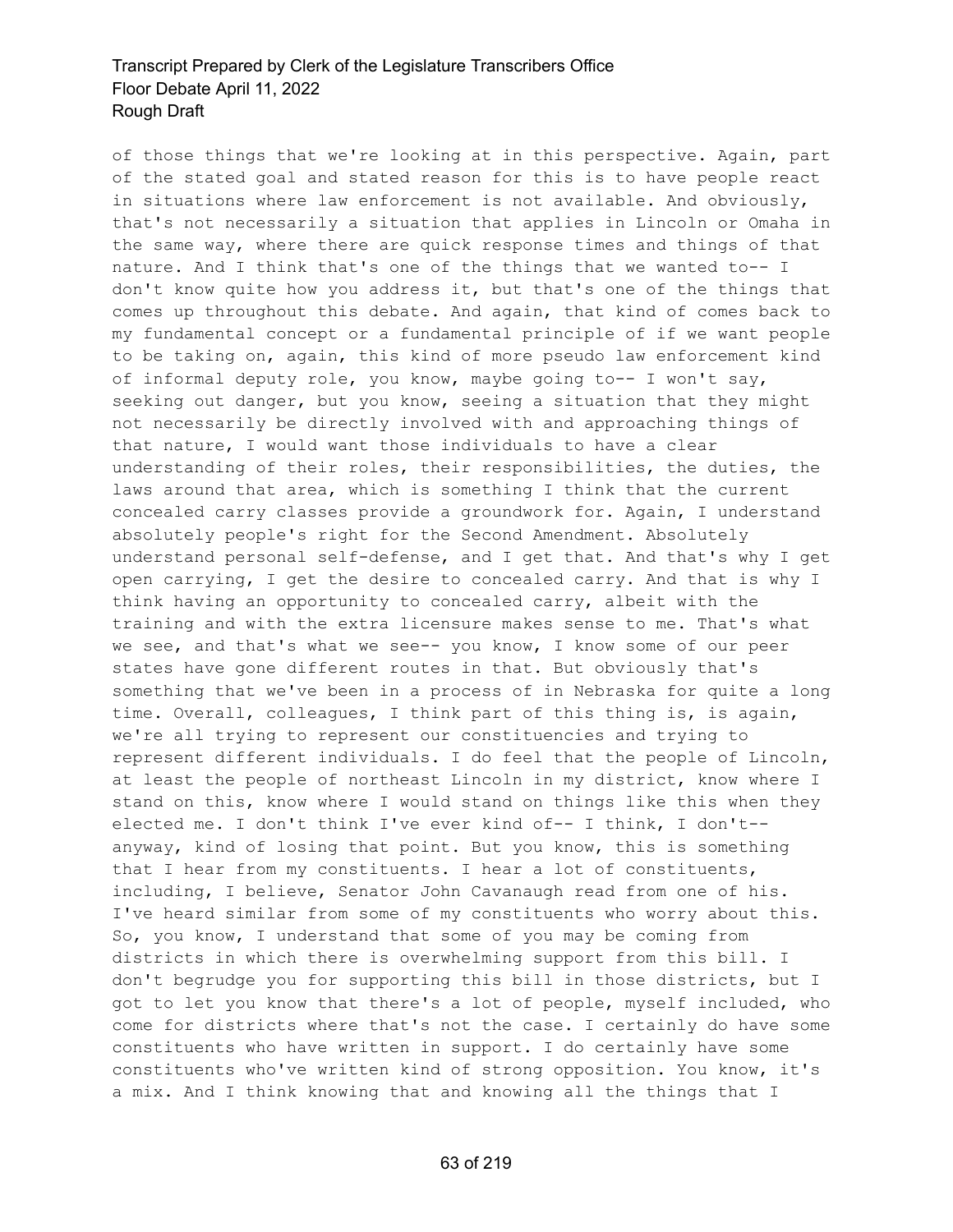of those things that we're looking at in this perspective. Again, part of the stated goal and stated reason for this is to have people react in situations where law enforcement is not available. And obviously, that's not necessarily a situation that applies in Lincoln or Omaha in the same way, where there are quick response times and things of that nature. And I think that's one of the things that we wanted to-- I don't know quite how you address it, but that's one of the things that comes up throughout this debate. And again, that kind of comes back to my fundamental concept or a fundamental principle of if we want people to be taking on, again, this kind of more pseudo law enforcement kind of informal deputy role, you know, maybe going to-- I won't say, seeking out danger, but you know, seeing a situation that they might not necessarily be directly involved with and approaching things of that nature, I would want those individuals to have a clear understanding of their roles, their responsibilities, the duties, the laws around that area, which is something I think that the current concealed carry classes provide a groundwork for. Again, I understand absolutely people's right for the Second Amendment. Absolutely understand personal self-defense, and I get that. And that's why I get open carrying, I get the desire to concealed carry. And that is why I think having an opportunity to concealed carry, albeit with the training and with the extra licensure makes sense to me. That's what we see, and that's what we see-- you know, I know some of our peer states have gone different routes in that. But obviously that's something that we've been in a process of in Nebraska for quite a long time. Overall, colleagues, I think part of this thing is, is again, we're all trying to represent our constituencies and trying to represent different individuals. I do feel that the people of Lincoln, at least the people of northeast Lincoln in my district, know where I stand on this, know where I would stand on things like this when they elected me. I don't think I've ever kind of-- I think, I don't-- anyway, kind of losing that point. But you know, this is something that I hear from my constituents. I hear a lot of constituents, including, I believe, Senator John Cavanaugh read from one of his. I've heard similar from some of my constituents who worry about this. So, you know, I understand that some of you may be coming from districts in which there is overwhelming support from this bill. I don't begrudge you for supporting this bill in those districts, but I got to let you know that there's a lot of people, myself included, who come for districts where that's not the case. I certainly do have some constituents who have written in support. I do certainly have some constituents who've written kind of strong opposition. You know, it's a mix. And I think knowing that and knowing all the things that I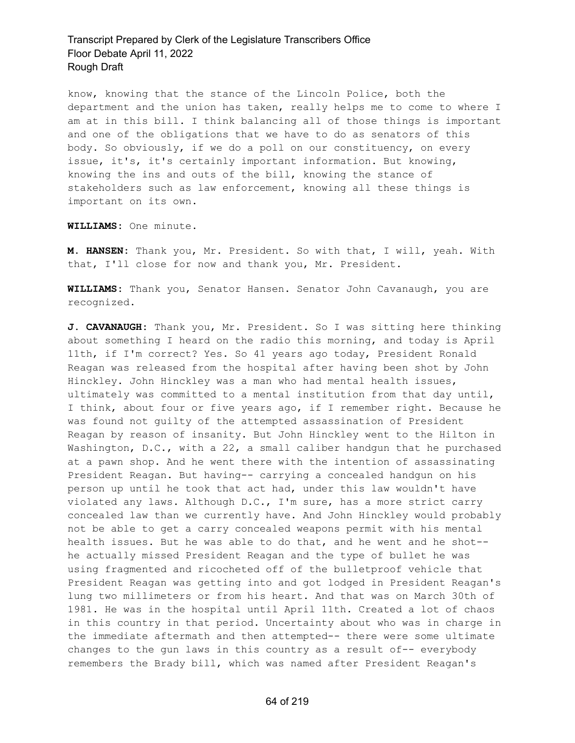know, knowing that the stance of the Lincoln Police, both the department and the union has taken, really helps me to come to where I am at in this bill. I think balancing all of those things is important and one of the obligations that we have to do as senators of this body. So obviously, if we do a poll on our constituency, on every issue, it's, it's certainly important information. But knowing, knowing the ins and outs of the bill, knowing the stance of stakeholders such as law enforcement, knowing all these things is important on its own.

**WILLIAMS:** One minute.

**M. HANSEN:** Thank you, Mr. President. So with that, I will, yeah. With that, I'll close for now and thank you, Mr. President.

**WILLIAMS:** Thank you, Senator Hansen. Senator John Cavanaugh, you are recognized.

**J. CAVANAUGH:** Thank you, Mr. President. So I was sitting here thinking about something I heard on the radio this morning, and today is April 11th, if I'm correct? Yes. So 41 years ago today, President Ronald Reagan was released from the hospital after having been shot by John Hinckley. John Hinckley was a man who had mental health issues, ultimately was committed to a mental institution from that day until, I think, about four or five years ago, if I remember right. Because he was found not guilty of the attempted assassination of President Reagan by reason of insanity. But John Hinckley went to the Hilton in Washington, D.C., with a 22, a small caliber handgun that he purchased at a pawn shop. And he went there with the intention of assassinating President Reagan. But having-- carrying a concealed handgun on his person up until he took that act had, under this law wouldn't have violated any laws. Although D.C., I'm sure, has a more strict carry concealed law than we currently have. And John Hinckley would probably not be able to get a carry concealed weapons permit with his mental health issues. But he was able to do that, and he went and he shot-- he actually missed President Reagan and the type of bullet he was using fragmented and ricocheted off of the bulletproof vehicle that President Reagan was getting into and got lodged in President Reagan's lung two millimeters or from his heart. And that was on March 30th of 1981. He was in the hospital until April 11th. Created a lot of chaos in this country in that period. Uncertainty about who was in charge in the immediate aftermath and then attempted-- there were some ultimate changes to the gun laws in this country as a result of-- everybody remembers the Brady bill, which was named after President Reagan's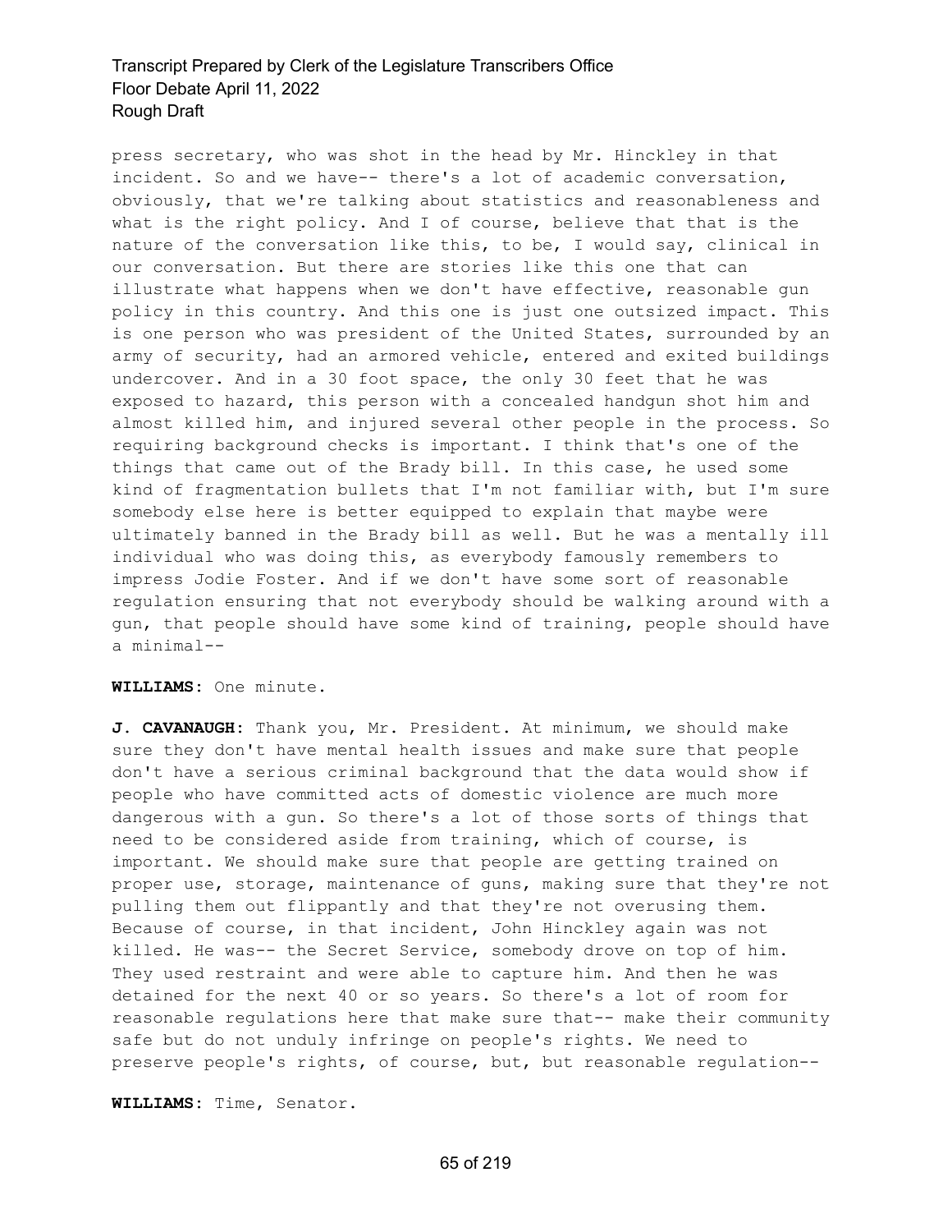press secretary, who was shot in the head by Mr. Hinckley in that incident. So and we have-- there's a lot of academic conversation, obviously, that we're talking about statistics and reasonableness and what is the right policy. And I of course, believe that that is the nature of the conversation like this, to be, I would say, clinical in our conversation. But there are stories like this one that can illustrate what happens when we don't have effective, reasonable gun policy in this country. And this one is just one outsized impact. This is one person who was president of the United States, surrounded by an army of security, had an armored vehicle, entered and exited buildings undercover. And in a 30 foot space, the only 30 feet that he was exposed to hazard, this person with a concealed handgun shot him and almost killed him, and injured several other people in the process. So requiring background checks is important. I think that's one of the things that came out of the Brady bill. In this case, he used some kind of fragmentation bullets that I'm not familiar with, but I'm sure somebody else here is better equipped to explain that maybe were ultimately banned in the Brady bill as well. But he was a mentally ill individual who was doing this, as everybody famously remembers to impress Jodie Foster. And if we don't have some sort of reasonable regulation ensuring that not everybody should be walking around with a gun, that people should have some kind of training, people should have a minimal--

**WILLIAMS:** One minute.

**J. CAVANAUGH:** Thank you, Mr. President. At minimum, we should make sure they don't have mental health issues and make sure that people don't have a serious criminal background that the data would show if people who have committed acts of domestic violence are much more dangerous with a gun. So there's a lot of those sorts of things that need to be considered aside from training, which of course, is important. We should make sure that people are getting trained on proper use, storage, maintenance of guns, making sure that they're not pulling them out flippantly and that they're not overusing them. Because of course, in that incident, John Hinckley again was not killed. He was-- the Secret Service, somebody drove on top of him. They used restraint and were able to capture him. And then he was detained for the next 40 or so years. So there's a lot of room for reasonable regulations here that make sure that-- make their community safe but do not unduly infringe on people's rights. We need to preserve people's rights, of course, but, but reasonable regulation--

**WILLIAMS:** Time, Senator.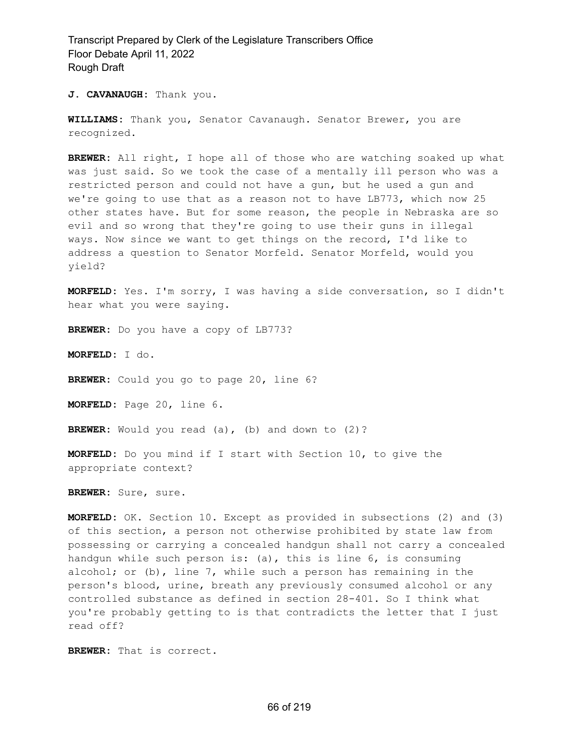**J. CAVANAUGH:** Thank you.

**WILLIAMS:** Thank you, Senator Cavanaugh. Senator Brewer, you are recognized.

**BREWER:** All right, I hope all of those who are watching soaked up what was just said. So we took the case of a mentally ill person who was a restricted person and could not have a gun, but he used a gun and we're going to use that as a reason not to have LB773, which now 25 other states have. But for some reason, the people in Nebraska are so evil and so wrong that they're going to use their guns in illegal ways. Now since we want to get things on the record, I'd like to address a question to Senator Morfeld. Senator Morfeld, would you yield?

**MORFELD:** Yes. I'm sorry, I was having a side conversation, so I didn't hear what you were saying.

**BREWER:** Do you have a copy of LB773?

**MORFELD:** I do.

**BREWER:** Could you go to page 20, line 6?

**MORFELD:** Page 20, line 6.

**BREWER:** Would you read (a), (b) and down to (2)?

**MORFELD:** Do you mind if I start with Section 10, to give the appropriate context?

**BREWER:** Sure, sure.

**MORFELD:** OK. Section 10. Except as provided in subsections (2) and (3) of this section, a person not otherwise prohibited by state law from possessing or carrying a concealed handgun shall not carry a concealed handgun while such person is: (a), this is line 6, is consuming alcohol; or (b), line 7, while such a person has remaining in the person's blood, urine, breath any previously consumed alcohol or any controlled substance as defined in section 28-401. So I think what you're probably getting to is that contradicts the letter that I just read off?

**BREWER:** That is correct.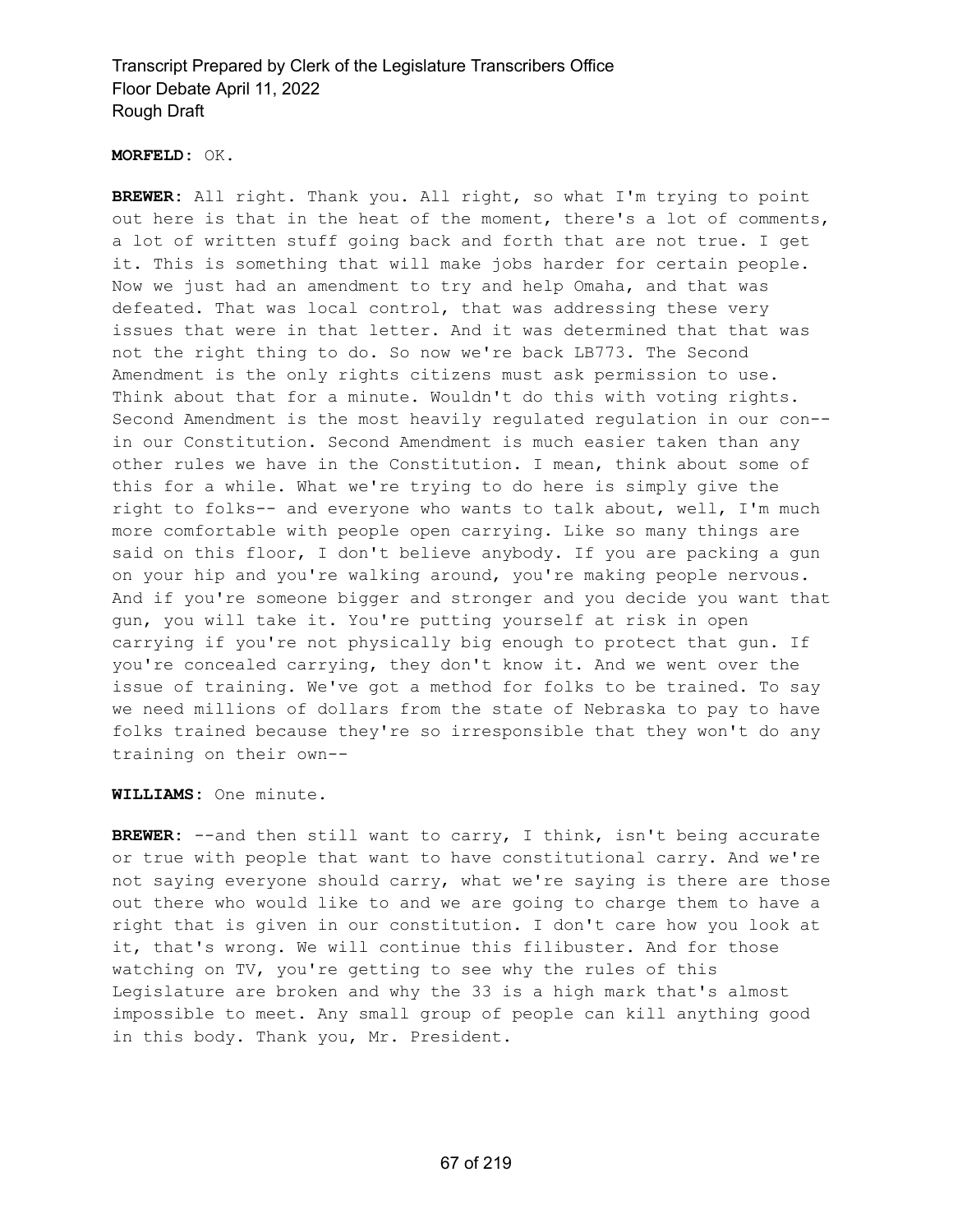**MORFELD:** OK.

**BREWER:** All right. Thank you. All right, so what I'm trying to point out here is that in the heat of the moment, there's a lot of comments, a lot of written stuff going back and forth that are not true. I get it. This is something that will make jobs harder for certain people. Now we just had an amendment to try and help Omaha, and that was defeated. That was local control, that was addressing these very issues that were in that letter. And it was determined that that was not the right thing to do. So now we're back LB773. The Second Amendment is the only rights citizens must ask permission to use. Think about that for a minute. Wouldn't do this with voting rights. Second Amendment is the most heavily regulated regulation in our con-- in our Constitution. Second Amendment is much easier taken than any other rules we have in the Constitution. I mean, think about some of this for a while. What we're trying to do here is simply give the right to folks-- and everyone who wants to talk about, well, I'm much more comfortable with people open carrying. Like so many things are said on this floor, I don't believe anybody. If you are packing a gun on your hip and you're walking around, you're making people nervous. And if you're someone bigger and stronger and you decide you want that gun, you will take it. You're putting yourself at risk in open carrying if you're not physically big enough to protect that gun. If you're concealed carrying, they don't know it. And we went over the issue of training. We've got a method for folks to be trained. To say we need millions of dollars from the state of Nebraska to pay to have folks trained because they're so irresponsible that they won't do any training on their own--

**WILLIAMS:** One minute.

**BREWER:** --and then still want to carry, I think, isn't being accurate or true with people that want to have constitutional carry. And we're not saying everyone should carry, what we're saying is there are those out there who would like to and we are going to charge them to have a right that is given in our constitution. I don't care how you look at it, that's wrong. We will continue this filibuster. And for those watching on TV, you're getting to see why the rules of this Legislature are broken and why the 33 is a high mark that's almost impossible to meet. Any small group of people can kill anything good in this body. Thank you, Mr. President.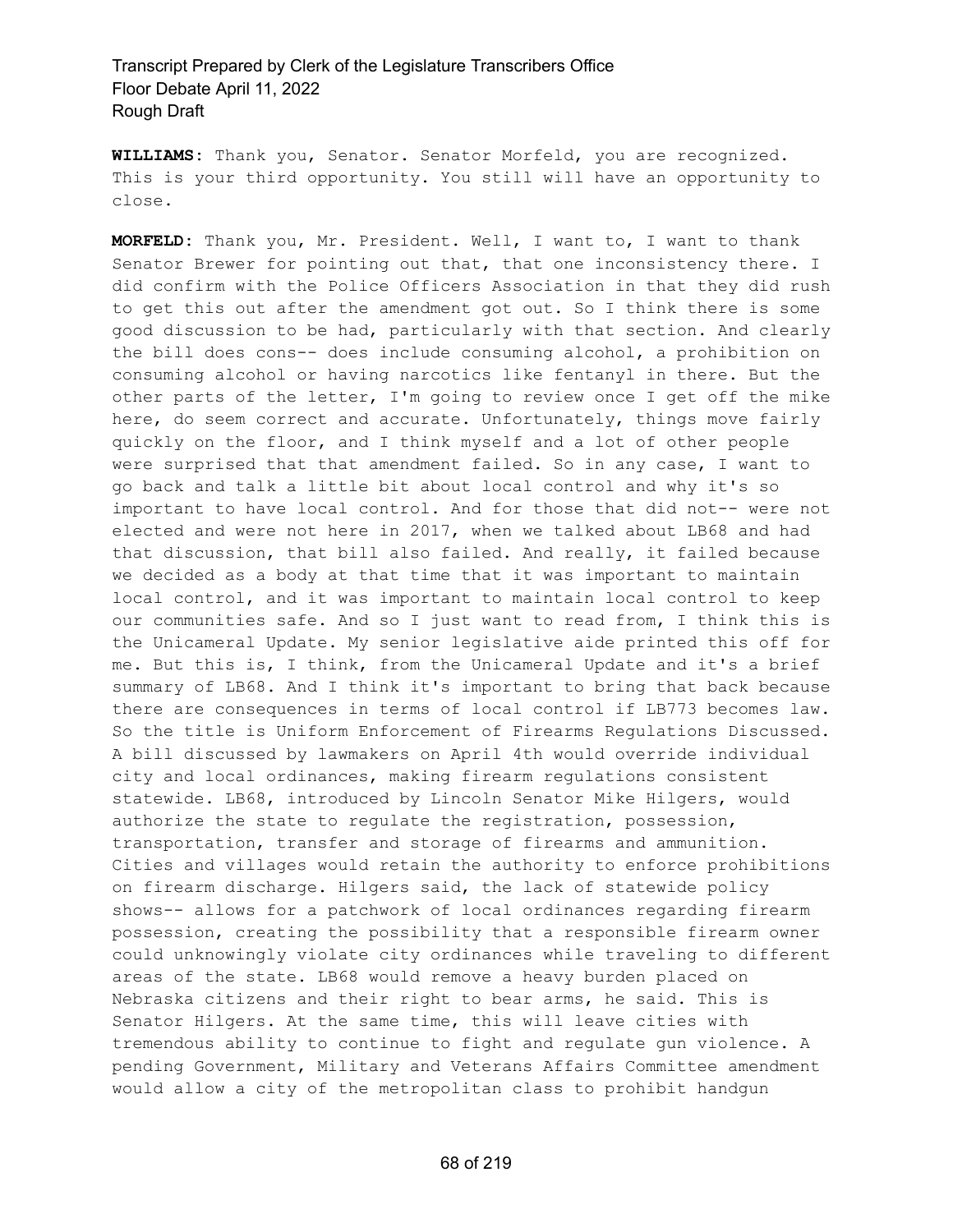**WILLIAMS:** Thank you, Senator. Senator Morfeld, you are recognized. This is your third opportunity. You still will have an opportunity to close.

**MORFELD:** Thank you, Mr. President. Well, I want to, I want to thank Senator Brewer for pointing out that, that one inconsistency there. I did confirm with the Police Officers Association in that they did rush to get this out after the amendment got out. So I think there is some good discussion to be had, particularly with that section. And clearly the bill does cons-- does include consuming alcohol, a prohibition on consuming alcohol or having narcotics like fentanyl in there. But the other parts of the letter, I'm going to review once I get off the mike here, do seem correct and accurate. Unfortunately, things move fairly quickly on the floor, and I think myself and a lot of other people were surprised that that amendment failed. So in any case, I want to go back and talk a little bit about local control and why it's so important to have local control. And for those that did not-- were not elected and were not here in 2017, when we talked about LB68 and had that discussion, that bill also failed. And really, it failed because we decided as a body at that time that it was important to maintain local control, and it was important to maintain local control to keep our communities safe. And so I just want to read from, I think this is the Unicameral Update. My senior legislative aide printed this off for me. But this is, I think, from the Unicameral Update and it's a brief summary of LB68. And I think it's important to bring that back because there are consequences in terms of local control if LB773 becomes law. So the title is Uniform Enforcement of Firearms Regulations Discussed. A bill discussed by lawmakers on April 4th would override individual city and local ordinances, making firearm regulations consistent statewide. LB68, introduced by Lincoln Senator Mike Hilgers, would authorize the state to regulate the registration, possession, transportation, transfer and storage of firearms and ammunition. Cities and villages would retain the authority to enforce prohibitions on firearm discharge. Hilgers said, the lack of statewide policy shows-- allows for a patchwork of local ordinances regarding firearm possession, creating the possibility that a responsible firearm owner could unknowingly violate city ordinances while traveling to different areas of the state. LB68 would remove a heavy burden placed on Nebraska citizens and their right to bear arms, he said. This is Senator Hilgers. At the same time, this will leave cities with tremendous ability to continue to fight and regulate gun violence. A pending Government, Military and Veterans Affairs Committee amendment would allow a city of the metropolitan class to prohibit handgun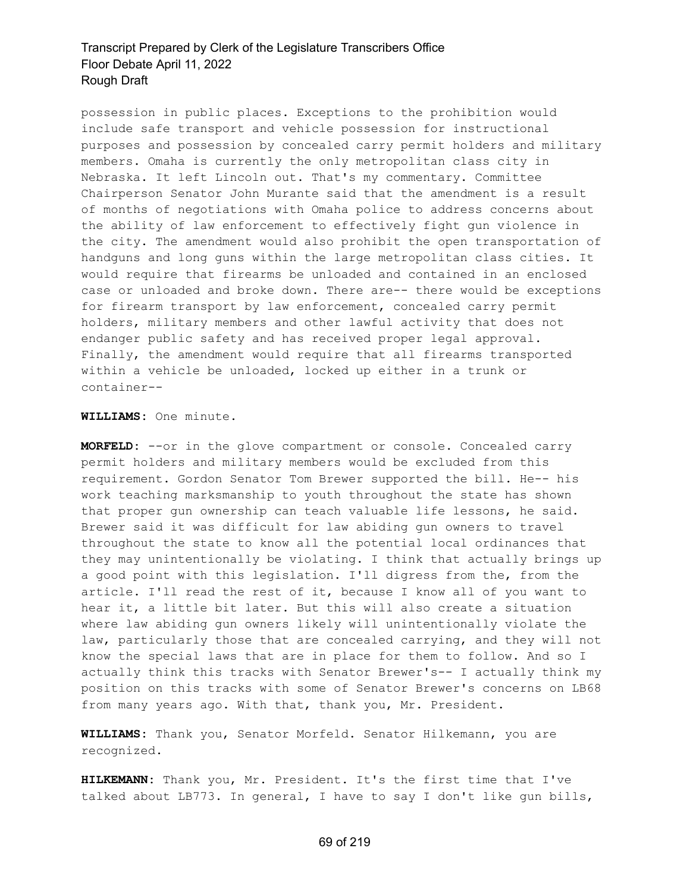possession in public places. Exceptions to the prohibition would include safe transport and vehicle possession for instructional purposes and possession by concealed carry permit holders and military members. Omaha is currently the only metropolitan class city in Nebraska. It left Lincoln out. That's my commentary. Committee Chairperson Senator John Murante said that the amendment is a result of months of negotiations with Omaha police to address concerns about the ability of law enforcement to effectively fight gun violence in the city. The amendment would also prohibit the open transportation of handguns and long guns within the large metropolitan class cities. It would require that firearms be unloaded and contained in an enclosed case or unloaded and broke down. There are-- there would be exceptions for firearm transport by law enforcement, concealed carry permit holders, military members and other lawful activity that does not endanger public safety and has received proper legal approval. Finally, the amendment would require that all firearms transported within a vehicle be unloaded, locked up either in a trunk or container--

**WILLIAMS:** One minute.

**MORFELD:** --or in the glove compartment or console. Concealed carry permit holders and military members would be excluded from this requirement. Gordon Senator Tom Brewer supported the bill. He-- his work teaching marksmanship to youth throughout the state has shown that proper gun ownership can teach valuable life lessons, he said. Brewer said it was difficult for law abiding gun owners to travel throughout the state to know all the potential local ordinances that they may unintentionally be violating. I think that actually brings up a good point with this legislation. I'll digress from the, from the article. I'll read the rest of it, because I know all of you want to hear it, a little bit later. But this will also create a situation where law abiding gun owners likely will unintentionally violate the law, particularly those that are concealed carrying, and they will not know the special laws that are in place for them to follow. And so I actually think this tracks with Senator Brewer's-- I actually think my position on this tracks with some of Senator Brewer's concerns on LB68 from many years ago. With that, thank you, Mr. President.

**WILLIAMS:** Thank you, Senator Morfeld. Senator Hilkemann, you are recognized.

**HILKEMANN:** Thank you, Mr. President. It's the first time that I've talked about LB773. In general, I have to say I don't like gun bills,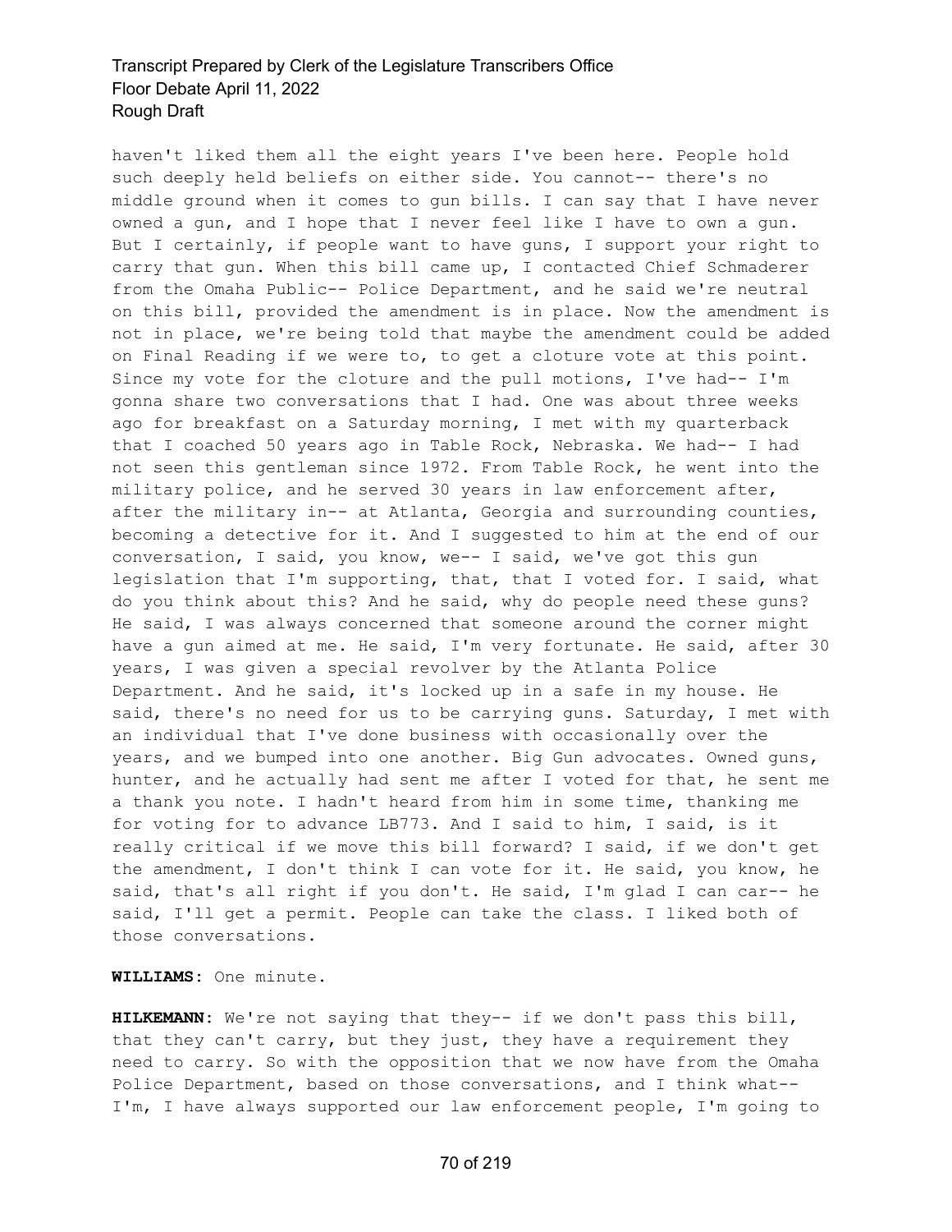haven't liked them all the eight years I've been here. People hold such deeply held beliefs on either side. You cannot-- there's no middle ground when it comes to gun bills. I can say that I have never owned a gun, and I hope that I never feel like I have to own a gun. But I certainly, if people want to have guns, I support your right to carry that gun. When this bill came up, I contacted Chief Schmaderer from the Omaha Public-- Police Department, and he said we're neutral on this bill, provided the amendment is in place. Now the amendment is not in place, we're being told that maybe the amendment could be added on Final Reading if we were to, to get a cloture vote at this point. Since my vote for the cloture and the pull motions, I've had-- I'm gonna share two conversations that I had. One was about three weeks ago for breakfast on a Saturday morning, I met with my quarterback that I coached 50 years ago in Table Rock, Nebraska. We had-- I had not seen this gentleman since 1972. From Table Rock, he went into the military police, and he served 30 years in law enforcement after, after the military in-- at Atlanta, Georgia and surrounding counties, becoming a detective for it. And I suggested to him at the end of our conversation, I said, you know, we-- I said, we've got this gun legislation that I'm supporting, that, that I voted for. I said, what do you think about this? And he said, why do people need these guns? He said, I was always concerned that someone around the corner might have a gun aimed at me. He said, I'm very fortunate. He said, after 30 years, I was given a special revolver by the Atlanta Police Department. And he said, it's locked up in a safe in my house. He said, there's no need for us to be carrying guns. Saturday, I met with an individual that I've done business with occasionally over the years, and we bumped into one another. Big Gun advocates. Owned guns, hunter, and he actually had sent me after I voted for that, he sent me a thank you note. I hadn't heard from him in some time, thanking me for voting for to advance LB773. And I said to him, I said, is it really critical if we move this bill forward? I said, if we don't get the amendment, I don't think I can vote for it. He said, you know, he said, that's all right if you don't. He said, I'm glad I can car-- he said, I'll get a permit. People can take the class. I liked both of those conversations.

**WILLIAMS:** One minute.

**HILKEMANN:** We're not saying that they-- if we don't pass this bill, that they can't carry, but they just, they have a requirement they need to carry. So with the opposition that we now have from the Omaha Police Department, based on those conversations, and I think what-- I'm, I have always supported our law enforcement people, I'm going to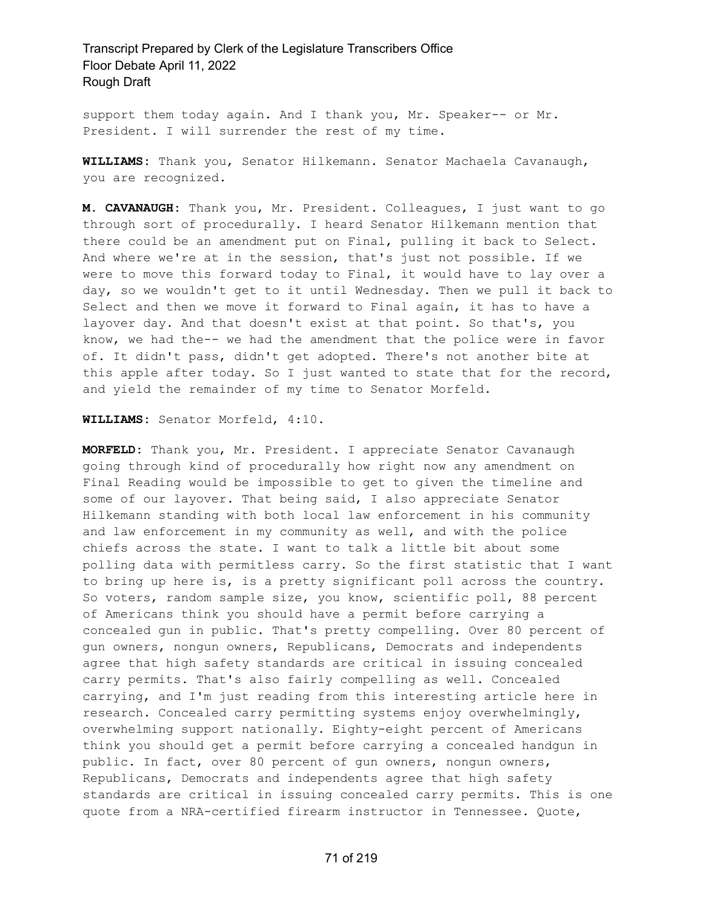support them today again. And I thank you, Mr. Speaker-- or Mr. President. I will surrender the rest of my time.

**WILLIAMS:** Thank you, Senator Hilkemann. Senator Machaela Cavanaugh, you are recognized.

**M. CAVANAUGH:** Thank you, Mr. President. Colleagues, I just want to go through sort of procedurally. I heard Senator Hilkemann mention that there could be an amendment put on Final, pulling it back to Select. And where we're at in the session, that's just not possible. If we were to move this forward today to Final, it would have to lay over a day, so we wouldn't get to it until Wednesday. Then we pull it back to Select and then we move it forward to Final again, it has to have a layover day. And that doesn't exist at that point. So that's, you know, we had the-- we had the amendment that the police were in favor of. It didn't pass, didn't get adopted. There's not another bite at this apple after today. So I just wanted to state that for the record, and yield the remainder of my time to Senator Morfeld.

**WILLIAMS:** Senator Morfeld, 4:10.

**MORFELD:** Thank you, Mr. President. I appreciate Senator Cavanaugh going through kind of procedurally how right now any amendment on Final Reading would be impossible to get to given the timeline and some of our layover. That being said, I also appreciate Senator Hilkemann standing with both local law enforcement in his community and law enforcement in my community as well, and with the police chiefs across the state. I want to talk a little bit about some polling data with permitless carry. So the first statistic that I want to bring up here is, is a pretty significant poll across the country. So voters, random sample size, you know, scientific poll, 88 percent of Americans think you should have a permit before carrying a concealed gun in public. That's pretty compelling. Over 80 percent of gun owners, nongun owners, Republicans, Democrats and independents agree that high safety standards are critical in issuing concealed carry permits. That's also fairly compelling as well. Concealed carrying, and I'm just reading from this interesting article here in research. Concealed carry permitting systems enjoy overwhelmingly, overwhelming support nationally. Eighty-eight percent of Americans think you should get a permit before carrying a concealed handgun in public. In fact, over 80 percent of gun owners, nongun owners, Republicans, Democrats and independents agree that high safety standards are critical in issuing concealed carry permits. This is one quote from a NRA-certified firearm instructor in Tennessee. Quote,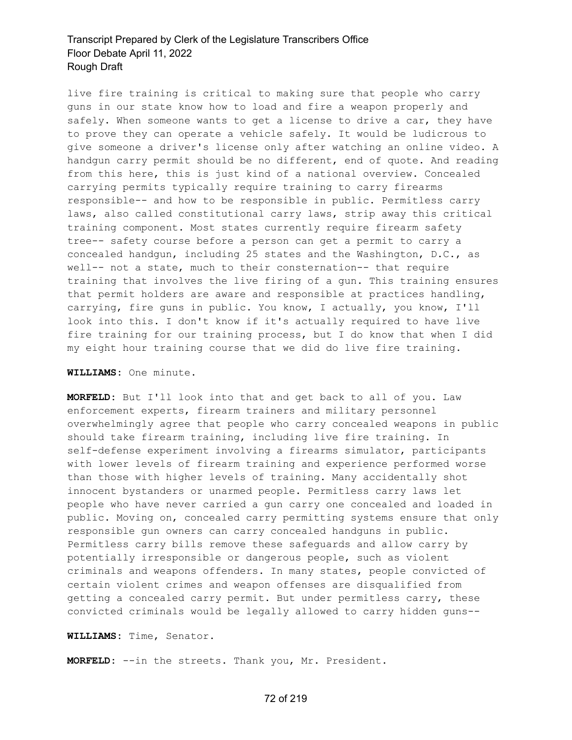live fire training is critical to making sure that people who carry guns in our state know how to load and fire a weapon properly and safely. When someone wants to get a license to drive a car, they have to prove they can operate a vehicle safely. It would be ludicrous to give someone a driver's license only after watching an online video. A handgun carry permit should be no different, end of quote. And reading from this here, this is just kind of a national overview. Concealed carrying permits typically require training to carry firearms responsible-- and how to be responsible in public. Permitless carry laws, also called constitutional carry laws, strip away this critical training component. Most states currently require firearm safety tree-- safety course before a person can get a permit to carry a concealed handgun, including 25 states and the Washington, D.C., as well-- not a state, much to their consternation-- that require training that involves the live firing of a gun. This training ensures that permit holders are aware and responsible at practices handling, carrying, fire guns in public. You know, I actually, you know, I'll look into this. I don't know if it's actually required to have live fire training for our training process, but I do know that when I did my eight hour training course that we did do live fire training.

**WILLIAMS:** One minute.

**MORFELD:** But I'll look into that and get back to all of you. Law enforcement experts, firearm trainers and military personnel overwhelmingly agree that people who carry concealed weapons in public should take firearm training, including live fire training. In self-defense experiment involving a firearms simulator, participants with lower levels of firearm training and experience performed worse than those with higher levels of training. Many accidentally shot innocent bystanders or unarmed people. Permitless carry laws let people who have never carried a gun carry one concealed and loaded in public. Moving on, concealed carry permitting systems ensure that only responsible gun owners can carry concealed handguns in public. Permitless carry bills remove these safeguards and allow carry by potentially irresponsible or dangerous people, such as violent criminals and weapons offenders. In many states, people convicted of certain violent crimes and weapon offenses are disqualified from getting a concealed carry permit. But under permitless carry, these convicted criminals would be legally allowed to carry hidden guns--

**WILLIAMS:** Time, Senator.

**MORFELD:** --in the streets. Thank you, Mr. President.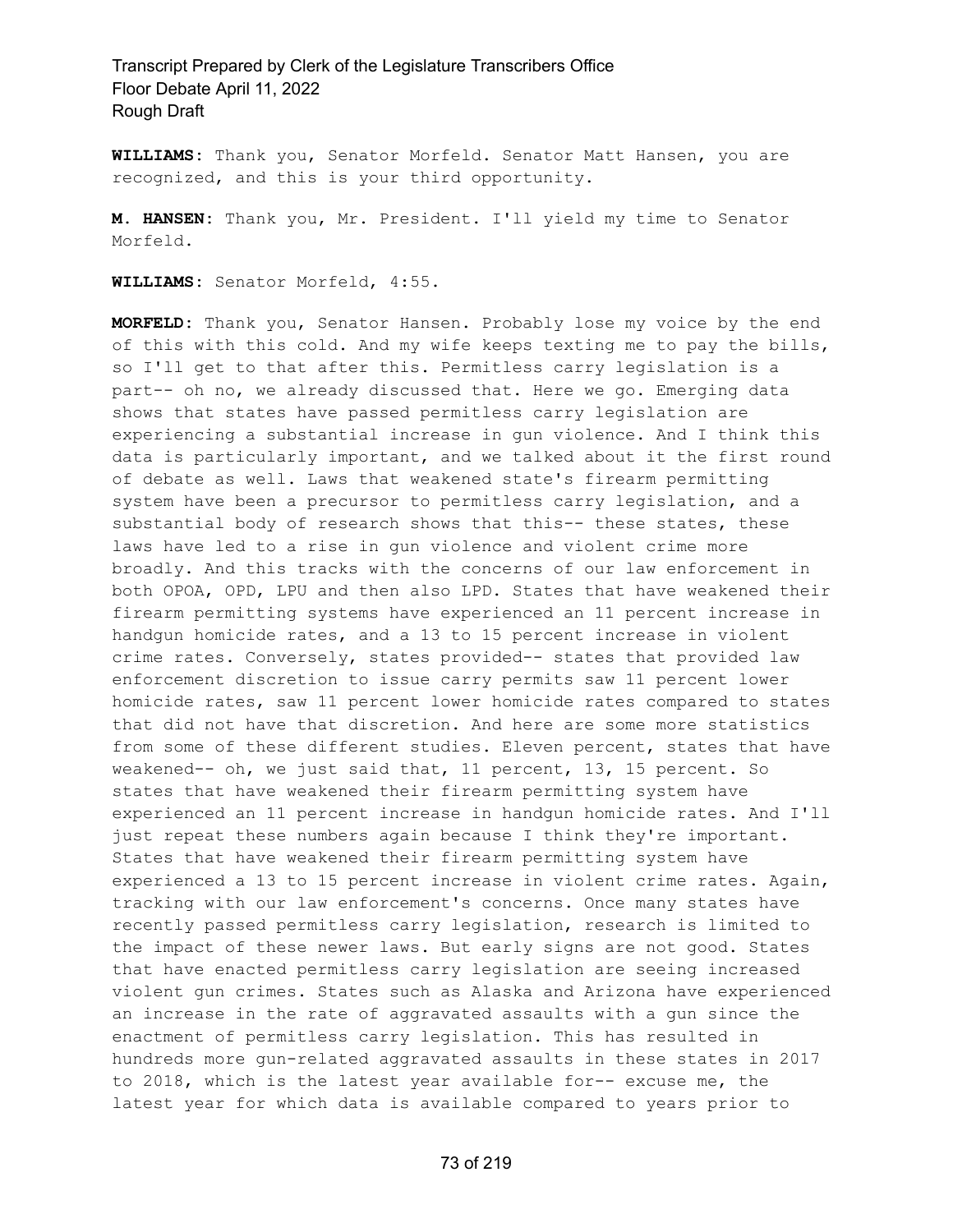**WILLIAMS:** Thank you, Senator Morfeld. Senator Matt Hansen, you are recognized, and this is your third opportunity.

**M. HANSEN:** Thank you, Mr. President. I'll yield my time to Senator Morfeld.

**WILLIAMS:** Senator Morfeld, 4:55.

**MORFELD:** Thank you, Senator Hansen. Probably lose my voice by the end of this with this cold. And my wife keeps texting me to pay the bills, so I'll get to that after this. Permitless carry legislation is a part-- oh no, we already discussed that. Here we go. Emerging data shows that states have passed permitless carry legislation are experiencing a substantial increase in gun violence. And I think this data is particularly important, and we talked about it the first round of debate as well. Laws that weakened state's firearm permitting system have been a precursor to permitless carry legislation, and a substantial body of research shows that this-- these states, these laws have led to a rise in gun violence and violent crime more broadly. And this tracks with the concerns of our law enforcement in both OPOA, OPD, LPU and then also LPD. States that have weakened their firearm permitting systems have experienced an 11 percent increase in handgun homicide rates, and a 13 to 15 percent increase in violent crime rates. Conversely, states provided-- states that provided law enforcement discretion to issue carry permits saw 11 percent lower homicide rates, saw 11 percent lower homicide rates compared to states that did not have that discretion. And here are some more statistics from some of these different studies. Eleven percent, states that have weakened-- oh, we just said that, 11 percent, 13, 15 percent. So states that have weakened their firearm permitting system have experienced an 11 percent increase in handgun homicide rates. And I'll just repeat these numbers again because I think they're important. States that have weakened their firearm permitting system have experienced a 13 to 15 percent increase in violent crime rates. Again, tracking with our law enforcement's concerns. Once many states have recently passed permitless carry legislation, research is limited to the impact of these newer laws. But early signs are not good. States that have enacted permitless carry legislation are seeing increased violent gun crimes. States such as Alaska and Arizona have experienced an increase in the rate of aggravated assaults with a gun since the enactment of permitless carry legislation. This has resulted in hundreds more gun-related aggravated assaults in these states in 2017 to 2018, which is the latest year available for-- excuse me, the latest year for which data is available compared to years prior to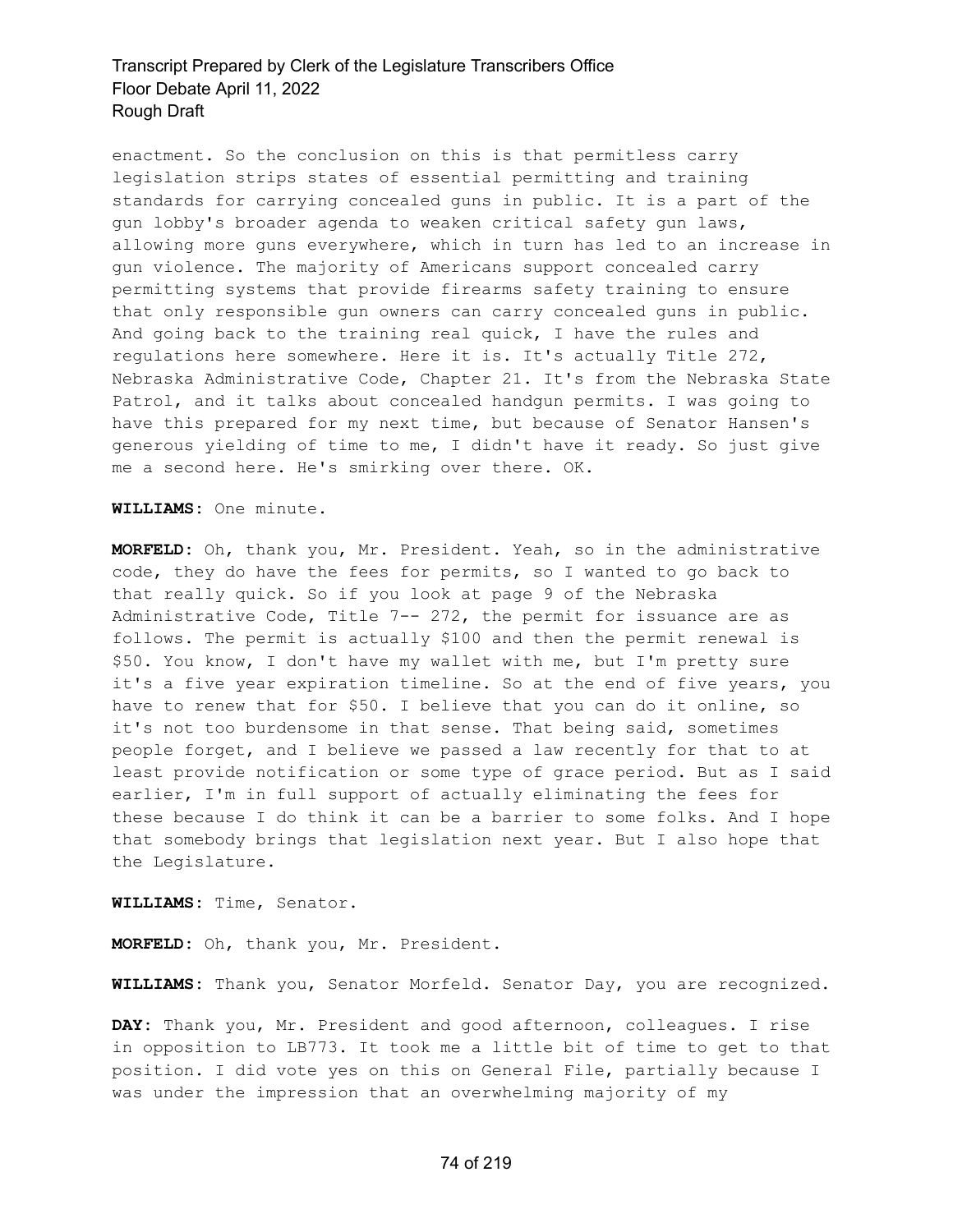enactment. So the conclusion on this is that permitless carry legislation strips states of essential permitting and training standards for carrying concealed guns in public. It is a part of the gun lobby's broader agenda to weaken critical safety gun laws, allowing more guns everywhere, which in turn has led to an increase in gun violence. The majority of Americans support concealed carry permitting systems that provide firearms safety training to ensure that only responsible gun owners can carry concealed guns in public. And going back to the training real quick, I have the rules and regulations here somewhere. Here it is. It's actually Title 272, Nebraska Administrative Code, Chapter 21. It's from the Nebraska State Patrol, and it talks about concealed handgun permits. I was going to have this prepared for my next time, but because of Senator Hansen's generous yielding of time to me, I didn't have it ready. So just give me a second here. He's smirking over there. OK.

**WILLIAMS:** One minute.

**MORFELD:** Oh, thank you, Mr. President. Yeah, so in the administrative code, they do have the fees for permits, so I wanted to go back to that really quick. So if you look at page 9 of the Nebraska Administrative Code, Title 7-- 272, the permit for issuance are as follows. The permit is actually $100 and then the permit renewal is $50. You know, I don't have my wallet with me, but I'm pretty sure it's a five year expiration timeline. So at the end of five years, you have to renew that for $50. I believe that you can do it online, so it's not too burdensome in that sense. That being said, sometimes people forget, and I believe we passed a law recently for that to at least provide notification or some type of grace period. But as I said earlier, I'm in full support of actually eliminating the fees for these because I do think it can be a barrier to some folks. And I hope that somebody brings that legislation next year. But I also hope that the Legislature.

**WILLIAMS:** Time, Senator.

**MORFELD:** Oh, thank you, Mr. President.

**WILLIAMS:** Thank you, Senator Morfeld. Senator Day, you are recognized.

**DAY:** Thank you, Mr. President and good afternoon, colleagues. I rise in opposition to LB773. It took me a little bit of time to get to that position. I did vote yes on this on General File, partially because I was under the impression that an overwhelming majority of my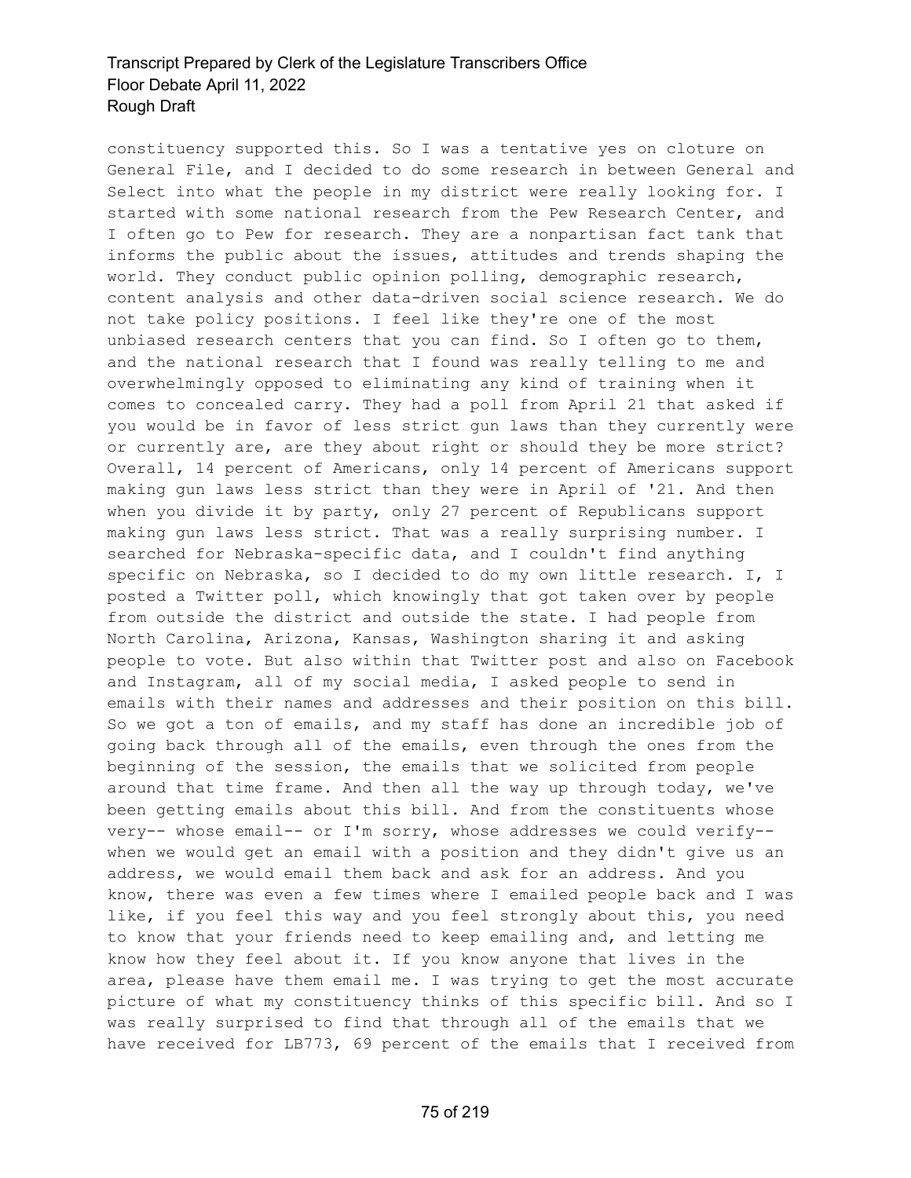constituency supported this. So I was a tentative yes on cloture on General File, and I decided to do some research in between General and Select into what the people in my district were really looking for. I started with some national research from the Pew Research Center, and I often go to Pew for research. They are a nonpartisan fact tank that informs the public about the issues, attitudes and trends shaping the world. They conduct public opinion polling, demographic research, content analysis and other data-driven social science research. We do not take policy positions. I feel like they're one of the most unbiased research centers that you can find. So I often go to them, and the national research that I found was really telling to me and overwhelmingly opposed to eliminating any kind of training when it comes to concealed carry. They had a poll from April 21 that asked if you would be in favor of less strict gun laws than they currently were or currently are, are they about right or should they be more strict? Overall, 14 percent of Americans, only 14 percent of Americans support making gun laws less strict than they were in April of '21. And then when you divide it by party, only 27 percent of Republicans support making gun laws less strict. That was a really surprising number. I searched for Nebraska-specific data, and I couldn't find anything specific on Nebraska, so I decided to do my own little research. I, I posted a Twitter poll, which knowingly that got taken over by people from outside the district and outside the state. I had people from North Carolina, Arizona, Kansas, Washington sharing it and asking people to vote. But also within that Twitter post and also on Facebook and Instagram, all of my social media, I asked people to send in emails with their names and addresses and their position on this bill. So we got a ton of emails, and my staff has done an incredible job of going back through all of the emails, even through the ones from the beginning of the session, the emails that we solicited from people around that time frame. And then all the way up through today, we've been getting emails about this bill. And from the constituents whose very-- whose email-- or I'm sorry, whose addresses we could verify-- when we would get an email with a position and they didn't give us an address, we would email them back and ask for an address. And you know, there was even a few times where I emailed people back and I was like, if you feel this way and you feel strongly about this, you need to know that your friends need to keep emailing and, and letting me know how they feel about it. If you know anyone that lives in the area, please have them email me. I was trying to get the most accurate picture of what my constituency thinks of this specific bill. And so I was really surprised to find that through all of the emails that we have received for LB773, 69 percent of the emails that I received from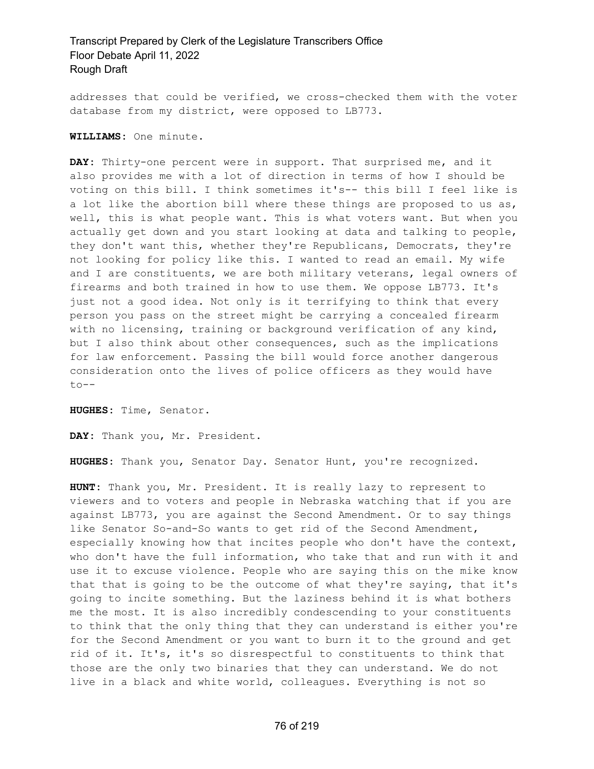addresses that could be verified, we cross-checked them with the voter database from my district, were opposed to LB773.

**WILLIAMS:** One minute.

**DAY:** Thirty-one percent were in support. That surprised me, and it also provides me with a lot of direction in terms of how I should be voting on this bill. I think sometimes it's-- this bill I feel like is a lot like the abortion bill where these things are proposed to us as, well, this is what people want. This is what voters want. But when you actually get down and you start looking at data and talking to people, they don't want this, whether they're Republicans, Democrats, they're not looking for policy like this. I wanted to read an email. My wife and I are constituents, we are both military veterans, legal owners of firearms and both trained in how to use them. We oppose LB773. It's just not a good idea. Not only is it terrifying to think that every person you pass on the street might be carrying a concealed firearm with no licensing, training or background verification of any kind, but I also think about other consequences, such as the implications for law enforcement. Passing the bill would force another dangerous consideration onto the lives of police officers as they would have to--

**HUGHES:** Time, Senator.

**DAY:** Thank you, Mr. President.

**HUGHES:** Thank you, Senator Day. Senator Hunt, you're recognized.

**HUNT:** Thank you, Mr. President. It is really lazy to represent to viewers and to voters and people in Nebraska watching that if you are against LB773, you are against the Second Amendment. Or to say things like Senator So-and-So wants to get rid of the Second Amendment, especially knowing how that incites people who don't have the context, who don't have the full information, who take that and run with it and use it to excuse violence. People who are saying this on the mike know that that is going to be the outcome of what they're saying, that it's going to incite something. But the laziness behind it is what bothers me the most. It is also incredibly condescending to your constituents to think that the only thing that they can understand is either you're for the Second Amendment or you want to burn it to the ground and get rid of it. It's, it's so disrespectful to constituents to think that those are the only two binaries that they can understand. We do not live in a black and white world, colleagues. Everything is not so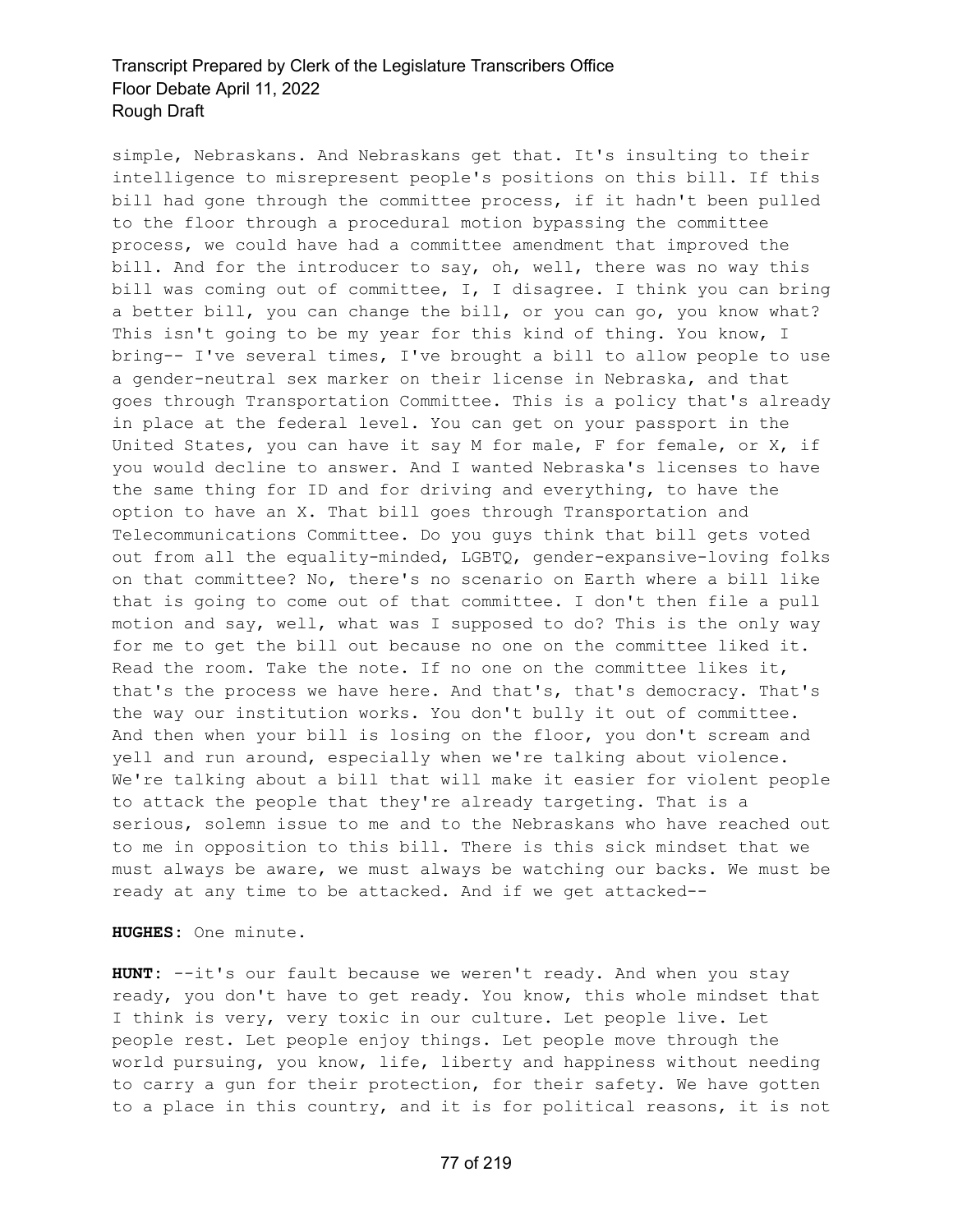simple, Nebraskans. And Nebraskans get that. It's insulting to their intelligence to misrepresent people's positions on this bill. If this bill had gone through the committee process, if it hadn't been pulled to the floor through a procedural motion bypassing the committee process, we could have had a committee amendment that improved the bill. And for the introducer to say, oh, well, there was no way this bill was coming out of committee, I, I disagree. I think you can bring a better bill, you can change the bill, or you can go, you know what? This isn't going to be my year for this kind of thing. You know, I bring-- I've several times, I've brought a bill to allow people to use a gender-neutral sex marker on their license in Nebraska, and that goes through Transportation Committee. This is a policy that's already in place at the federal level. You can get on your passport in the United States, you can have it say M for male, F for female, or X, if you would decline to answer. And I wanted Nebraska's licenses to have the same thing for ID and for driving and everything, to have the option to have an X. That bill goes through Transportation and Telecommunications Committee. Do you guys think that bill gets voted out from all the equality-minded, LGBTQ, gender-expansive-loving folks on that committee? No, there's no scenario on Earth where a bill like that is going to come out of that committee. I don't then file a pull motion and say, well, what was I supposed to do? This is the only way for me to get the bill out because no one on the committee liked it. Read the room. Take the note. If no one on the committee likes it, that's the process we have here. And that's, that's democracy. That's the way our institution works. You don't bully it out of committee. And then when your bill is losing on the floor, you don't scream and yell and run around, especially when we're talking about violence. We're talking about a bill that will make it easier for violent people to attack the people that they're already targeting. That is a serious, solemn issue to me and to the Nebraskans who have reached out to me in opposition to this bill. There is this sick mindset that we must always be aware, we must always be watching our backs. We must be ready at any time to be attacked. And if we get attacked--

**HUGHES:** One minute.

**HUNT:** --it's our fault because we weren't ready. And when you stay ready, you don't have to get ready. You know, this whole mindset that I think is very, very toxic in our culture. Let people live. Let people rest. Let people enjoy things. Let people move through the world pursuing, you know, life, liberty and happiness without needing to carry a gun for their protection, for their safety. We have gotten to a place in this country, and it is for political reasons, it is not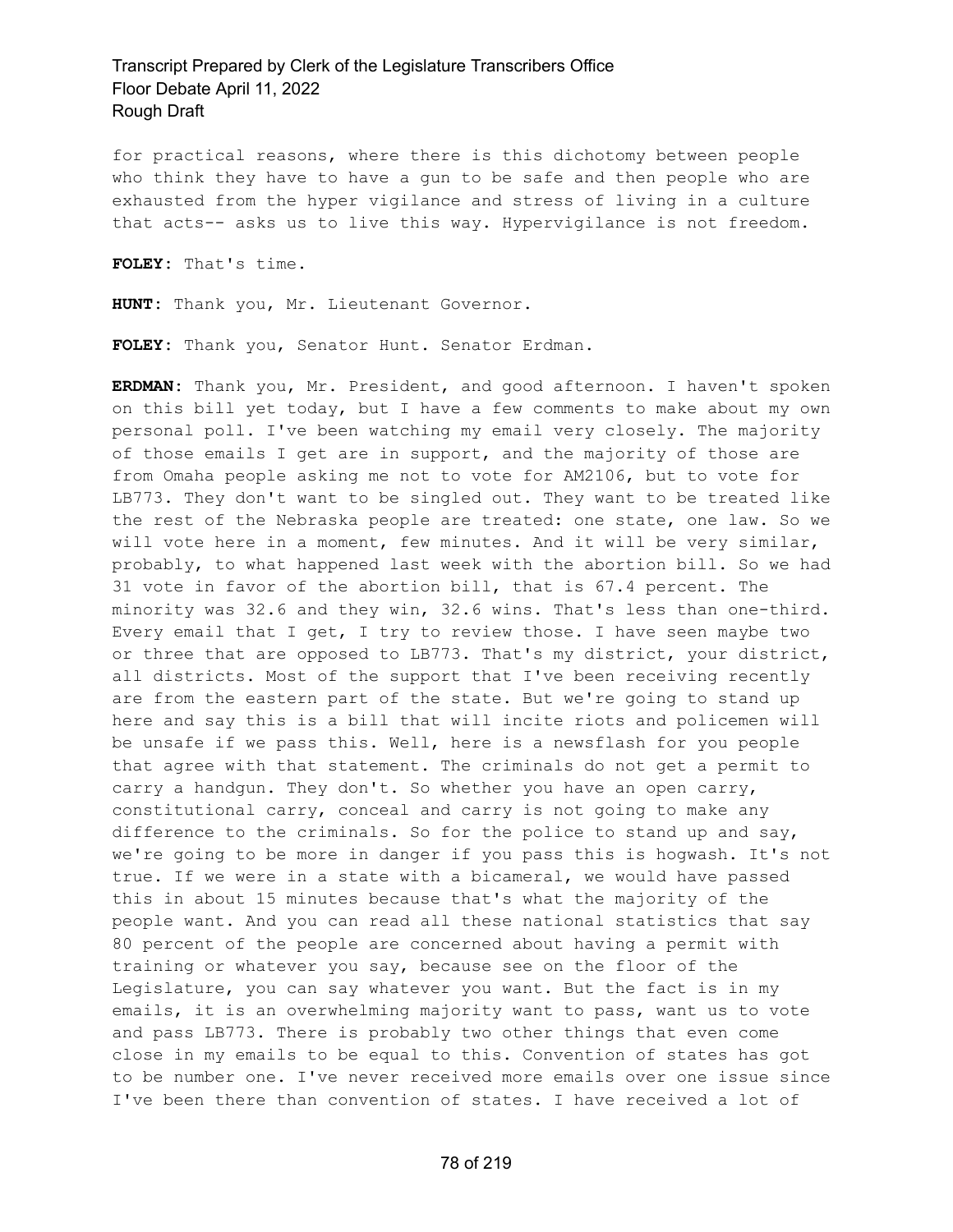for practical reasons, where there is this dichotomy between people who think they have to have a gun to be safe and then people who are exhausted from the hyper vigilance and stress of living in a culture that acts-- asks us to live this way. Hypervigilance is not freedom.

**FOLEY:** That's time.

**HUNT:** Thank you, Mr. Lieutenant Governor.

**FOLEY:** Thank you, Senator Hunt. Senator Erdman.

**ERDMAN:** Thank you, Mr. President, and good afternoon. I haven't spoken on this bill yet today, but I have a few comments to make about my own personal poll. I've been watching my email very closely. The majority of those emails I get are in support, and the majority of those are from Omaha people asking me not to vote for AM2106, but to vote for LB773. They don't want to be singled out. They want to be treated like the rest of the Nebraska people are treated: one state, one law. So we will vote here in a moment, few minutes. And it will be very similar, probably, to what happened last week with the abortion bill. So we had 31 vote in favor of the abortion bill, that is 67.4 percent. The minority was 32.6 and they win, 32.6 wins. That's less than one-third. Every email that I get, I try to review those. I have seen maybe two or three that are opposed to LB773. That's my district, your district, all districts. Most of the support that I've been receiving recently are from the eastern part of the state. But we're going to stand up here and say this is a bill that will incite riots and policemen will be unsafe if we pass this. Well, here is a newsflash for you people that agree with that statement. The criminals do not get a permit to carry a handgun. They don't. So whether you have an open carry, constitutional carry, conceal and carry is not going to make any difference to the criminals. So for the police to stand up and say, we're going to be more in danger if you pass this is hogwash. It's not true. If we were in a state with a bicameral, we would have passed this in about 15 minutes because that's what the majority of the people want. And you can read all these national statistics that say 80 percent of the people are concerned about having a permit with training or whatever you say, because see on the floor of the Legislature, you can say whatever you want. But the fact is in my emails, it is an overwhelming majority want to pass, want us to vote and pass LB773. There is probably two other things that even come close in my emails to be equal to this. Convention of states has got to be number one. I've never received more emails over one issue since I've been there than convention of states. I have received a lot of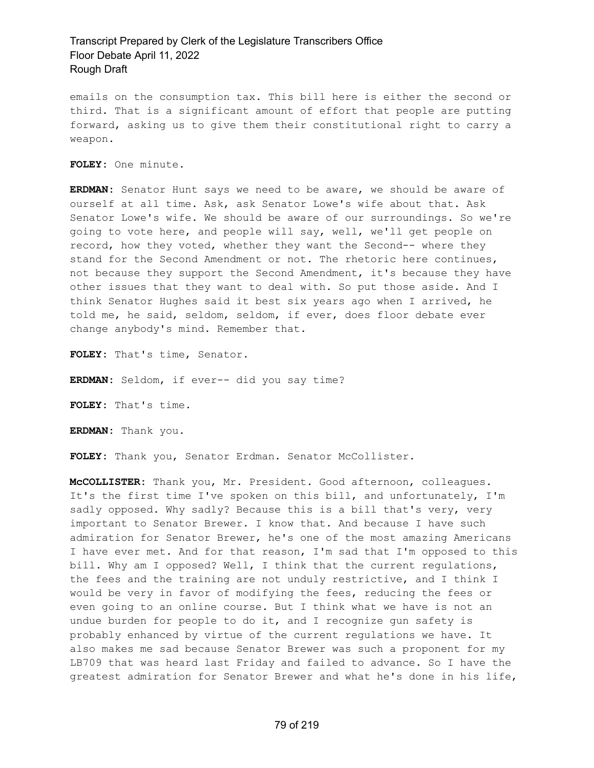emails on the consumption tax. This bill here is either the second or third. That is a significant amount of effort that people are putting forward, asking us to give them their constitutional right to carry a weapon.

**FOLEY:** One minute.

**ERDMAN:** Senator Hunt says we need to be aware, we should be aware of ourself at all time. Ask, ask Senator Lowe's wife about that. Ask Senator Lowe's wife. We should be aware of our surroundings. So we're going to vote here, and people will say, well, we'll get people on record, how they voted, whether they want the Second-- where they stand for the Second Amendment or not. The rhetoric here continues, not because they support the Second Amendment, it's because they have other issues that they want to deal with. So put those aside. And I think Senator Hughes said it best six years ago when I arrived, he told me, he said, seldom, seldom, if ever, does floor debate ever change anybody's mind. Remember that.

**FOLEY:** That's time, Senator.

**ERDMAN:** Seldom, if ever-- did you say time?

**FOLEY:** That's time.

**ERDMAN:** Thank you.

**FOLEY:** Thank you, Senator Erdman. Senator McCollister.

**McCOLLISTER:** Thank you, Mr. President. Good afternoon, colleagues. It's the first time I've spoken on this bill, and unfortunately, I'm sadly opposed. Why sadly? Because this is a bill that's very, very important to Senator Brewer. I know that. And because I have such admiration for Senator Brewer, he's one of the most amazing Americans I have ever met. And for that reason, I'm sad that I'm opposed to this bill. Why am I opposed? Well, I think that the current regulations, the fees and the training are not unduly restrictive, and I think I would be very in favor of modifying the fees, reducing the fees or even going to an online course. But I think what we have is not an undue burden for people to do it, and I recognize gun safety is probably enhanced by virtue of the current regulations we have. It also makes me sad because Senator Brewer was such a proponent for my LB709 that was heard last Friday and failed to advance. So I have the greatest admiration for Senator Brewer and what he's done in his life,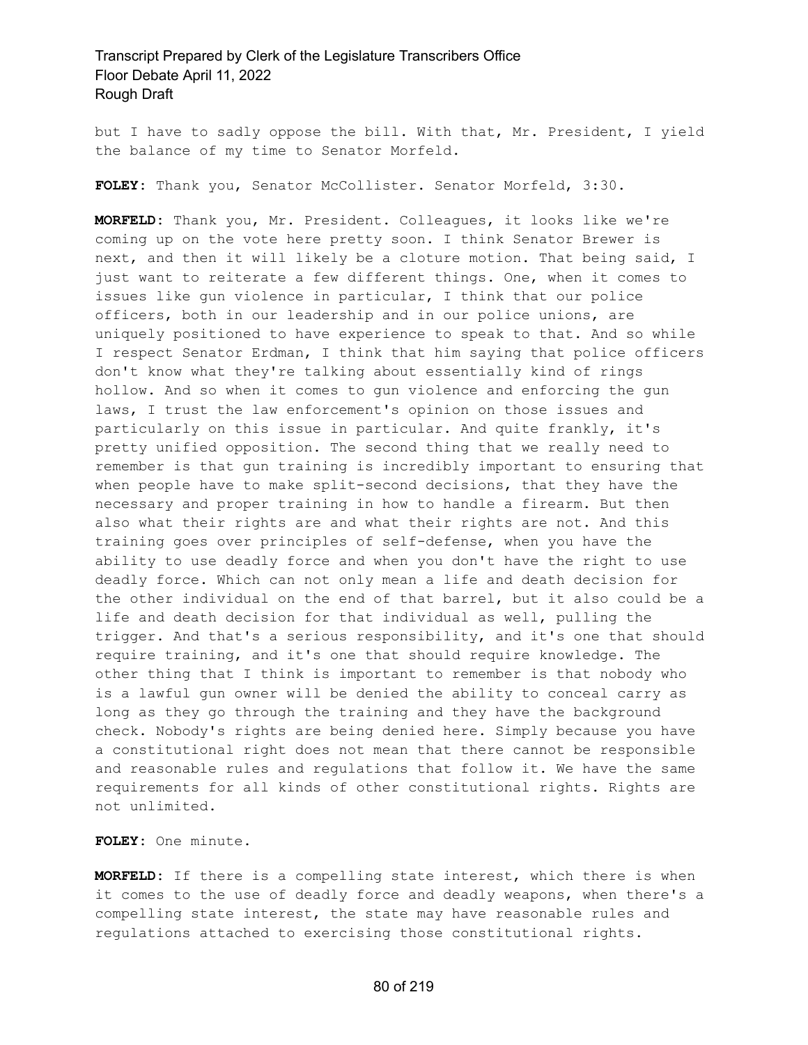but I have to sadly oppose the bill. With that, Mr. President, I yield the balance of my time to Senator Morfeld.

**FOLEY:** Thank you, Senator McCollister. Senator Morfeld, 3:30.

**MORFELD:** Thank you, Mr. President. Colleagues, it looks like we're coming up on the vote here pretty soon. I think Senator Brewer is next, and then it will likely be a cloture motion. That being said, I just want to reiterate a few different things. One, when it comes to issues like gun violence in particular, I think that our police officers, both in our leadership and in our police unions, are uniquely positioned to have experience to speak to that. And so while I respect Senator Erdman, I think that him saying that police officers don't know what they're talking about essentially kind of rings hollow. And so when it comes to gun violence and enforcing the gun laws, I trust the law enforcement's opinion on those issues and particularly on this issue in particular. And quite frankly, it's pretty unified opposition. The second thing that we really need to remember is that gun training is incredibly important to ensuring that when people have to make split-second decisions, that they have the necessary and proper training in how to handle a firearm. But then also what their rights are and what their rights are not. And this training goes over principles of self-defense, when you have the ability to use deadly force and when you don't have the right to use deadly force. Which can not only mean a life and death decision for the other individual on the end of that barrel, but it also could be a life and death decision for that individual as well, pulling the trigger. And that's a serious responsibility, and it's one that should require training, and it's one that should require knowledge. The other thing that I think is important to remember is that nobody who is a lawful gun owner will be denied the ability to conceal carry as long as they go through the training and they have the background check. Nobody's rights are being denied here. Simply because you have a constitutional right does not mean that there cannot be responsible and reasonable rules and regulations that follow it. We have the same requirements for all kinds of other constitutional rights. Rights are not unlimited.

**FOLEY:** One minute.

**MORFELD:** If there is a compelling state interest, which there is when it comes to the use of deadly force and deadly weapons, when there's a compelling state interest, the state may have reasonable rules and regulations attached to exercising those constitutional rights.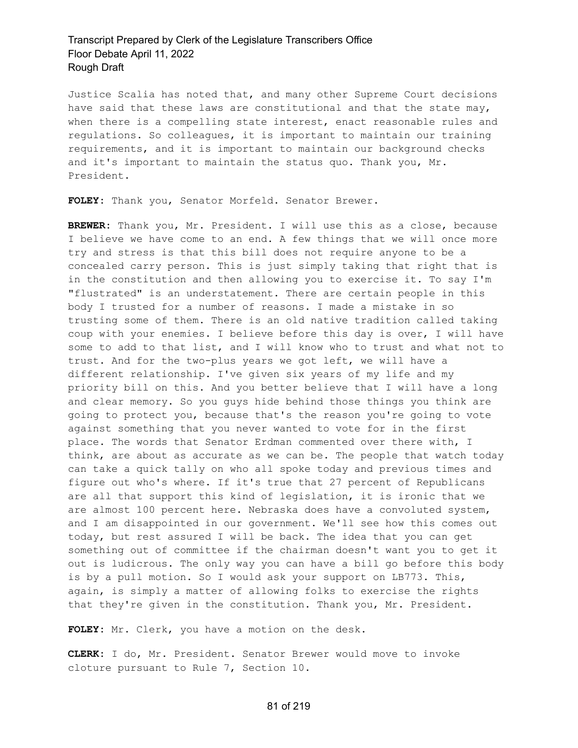Justice Scalia has noted that, and many other Supreme Court decisions have said that these laws are constitutional and that the state may, when there is a compelling state interest, enact reasonable rules and regulations. So colleagues, it is important to maintain our training requirements, and it is important to maintain our background checks and it's important to maintain the status quo. Thank you, Mr. President.

**FOLEY:** Thank you, Senator Morfeld. Senator Brewer.

**BREWER:** Thank you, Mr. President. I will use this as a close, because I believe we have come to an end. A few things that we will once more try and stress is that this bill does not require anyone to be a concealed carry person. This is just simply taking that right that is in the constitution and then allowing you to exercise it. To say I'm "flustrated" is an understatement. There are certain people in this body I trusted for a number of reasons. I made a mistake in so trusting some of them. There is an old native tradition called taking coup with your enemies. I believe before this day is over, I will have some to add to that list, and I will know who to trust and what not to trust. And for the two-plus years we got left, we will have a different relationship. I've given six years of my life and my priority bill on this. And you better believe that I will have a long and clear memory. So you guys hide behind those things you think are going to protect you, because that's the reason you're going to vote against something that you never wanted to vote for in the first place. The words that Senator Erdman commented over there with, I think, are about as accurate as we can be. The people that watch today can take a quick tally on who all spoke today and previous times and figure out who's where. If it's true that 27 percent of Republicans are all that support this kind of legislation, it is ironic that we are almost 100 percent here. Nebraska does have a convoluted system, and I am disappointed in our government. We'll see how this comes out today, but rest assured I will be back. The idea that you can get something out of committee if the chairman doesn't want you to get it out is ludicrous. The only way you can have a bill go before this body is by a pull motion. So I would ask your support on LB773. This, again, is simply a matter of allowing folks to exercise the rights that they're given in the constitution. Thank you, Mr. President.

**FOLEY:** Mr. Clerk, you have a motion on the desk.

**CLERK:** I do, Mr. President. Senator Brewer would move to invoke cloture pursuant to Rule 7, Section 10.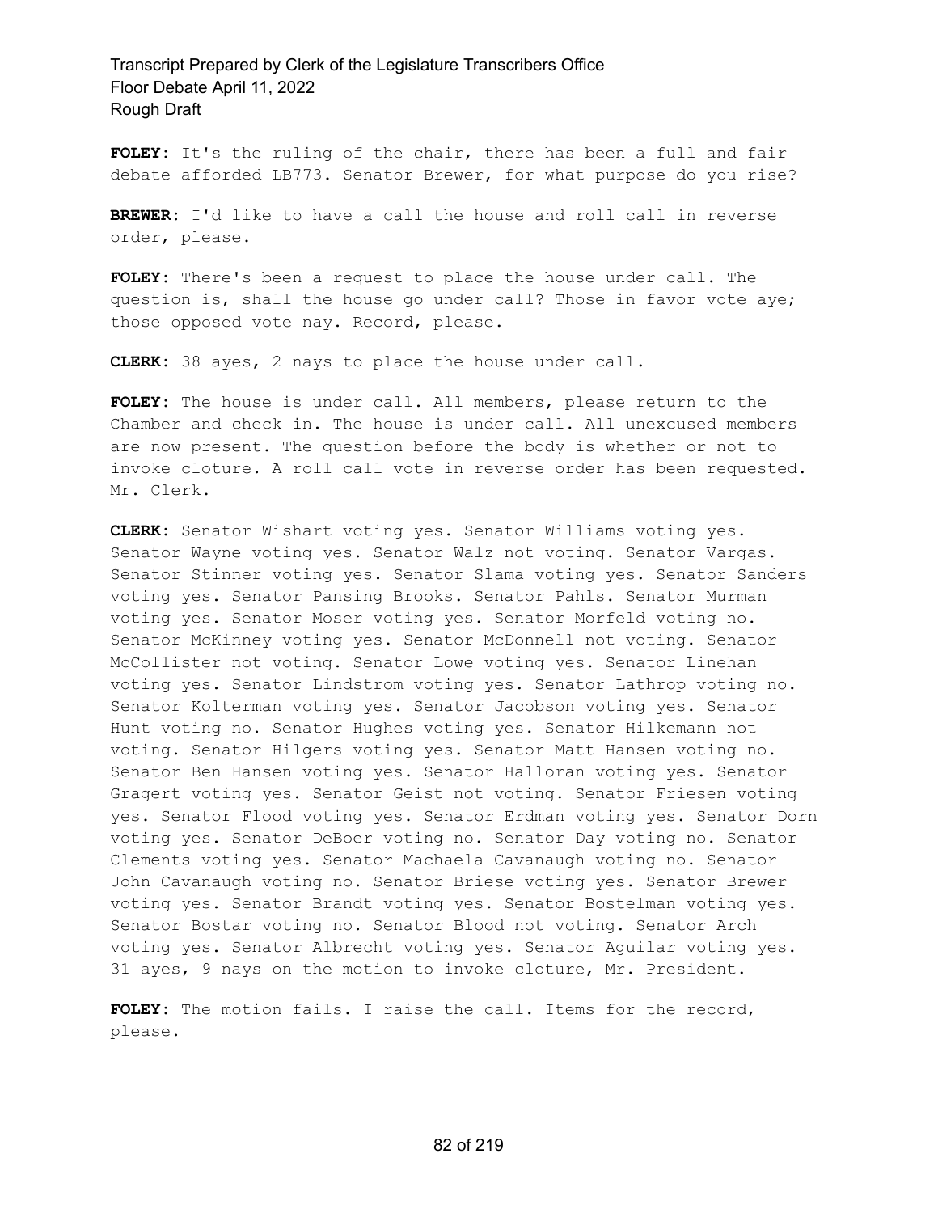**FOLEY:** It's the ruling of the chair, there has been a full and fair debate afforded LB773. Senator Brewer, for what purpose do you rise?

**BREWER:** I'd like to have a call the house and roll call in reverse order, please.

**FOLEY:** There's been a request to place the house under call. The question is, shall the house go under call? Those in favor vote aye; those opposed vote nay. Record, please.

**CLERK:** 38 ayes, 2 nays to place the house under call.

**FOLEY:** The house is under call. All members, please return to the Chamber and check in. The house is under call. All unexcused members are now present. The question before the body is whether or not to invoke cloture. A roll call vote in reverse order has been requested. Mr. Clerk.

**CLERK:** Senator Wishart voting yes. Senator Williams voting yes. Senator Wayne voting yes. Senator Walz not voting. Senator Vargas. Senator Stinner voting yes. Senator Slama voting yes. Senator Sanders voting yes. Senator Pansing Brooks. Senator Pahls. Senator Murman voting yes. Senator Moser voting yes. Senator Morfeld voting no. Senator McKinney voting yes. Senator McDonnell not voting. Senator McCollister not voting. Senator Lowe voting yes. Senator Linehan voting yes. Senator Lindstrom voting yes. Senator Lathrop voting no. Senator Kolterman voting yes. Senator Jacobson voting yes. Senator Hunt voting no. Senator Hughes voting yes. Senator Hilkemann not voting. Senator Hilgers voting yes. Senator Matt Hansen voting no. Senator Ben Hansen voting yes. Senator Halloran voting yes. Senator Gragert voting yes. Senator Geist not voting. Senator Friesen voting yes. Senator Flood voting yes. Senator Erdman voting yes. Senator Dorn voting yes. Senator DeBoer voting no. Senator Day voting no. Senator Clements voting yes. Senator Machaela Cavanaugh voting no. Senator John Cavanaugh voting no. Senator Briese voting yes. Senator Brewer voting yes. Senator Brandt voting yes. Senator Bostelman voting yes. Senator Bostar voting no. Senator Blood not voting. Senator Arch voting yes. Senator Albrecht voting yes. Senator Aguilar voting yes. 31 ayes, 9 nays on the motion to invoke cloture, Mr. President.

**FOLEY:** The motion fails. I raise the call. Items for the record, please.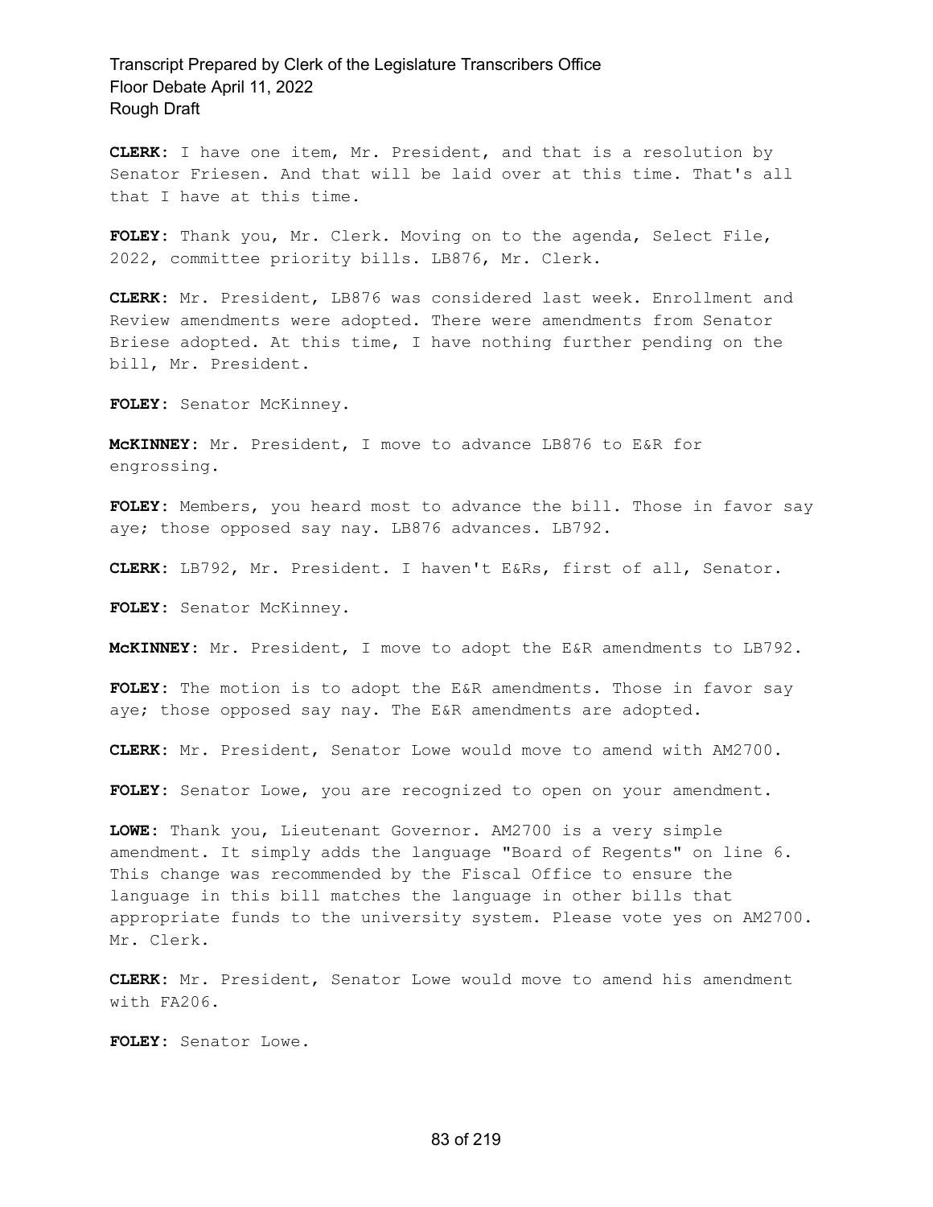**CLERK:** I have one item, Mr. President, and that is a resolution by Senator Friesen. And that will be laid over at this time. That's all that I have at this time.

**FOLEY:** Thank you, Mr. Clerk. Moving on to the agenda, Select File, 2022, committee priority bills. LB876, Mr. Clerk.

**CLERK:** Mr. President, LB876 was considered last week. Enrollment and Review amendments were adopted. There were amendments from Senator Briese adopted. At this time, I have nothing further pending on the bill, Mr. President.

**FOLEY:** Senator McKinney.

**McKINNEY:** Mr. President, I move to advance LB876 to E&R for engrossing.

**FOLEY:** Members, you heard most to advance the bill. Those in favor say aye; those opposed say nay. LB876 advances. LB792.

**CLERK:** LB792, Mr. President. I haven't E&Rs, first of all, Senator.

**FOLEY:** Senator McKinney.

**McKINNEY:** Mr. President, I move to adopt the E&R amendments to LB792.

**FOLEY:** The motion is to adopt the E&R amendments. Those in favor say aye; those opposed say nay. The E&R amendments are adopted.

**CLERK:** Mr. President, Senator Lowe would move to amend with AM2700.

**FOLEY:** Senator Lowe, you are recognized to open on your amendment.

**LOWE:** Thank you, Lieutenant Governor. AM2700 is a very simple amendment. It simply adds the language "Board of Regents" on line 6. This change was recommended by the Fiscal Office to ensure the language in this bill matches the language in other bills that appropriate funds to the university system. Please vote yes on AM2700. Mr. Clerk.

**CLERK:** Mr. President, Senator Lowe would move to amend his amendment with FA206.

**FOLEY:** Senator Lowe.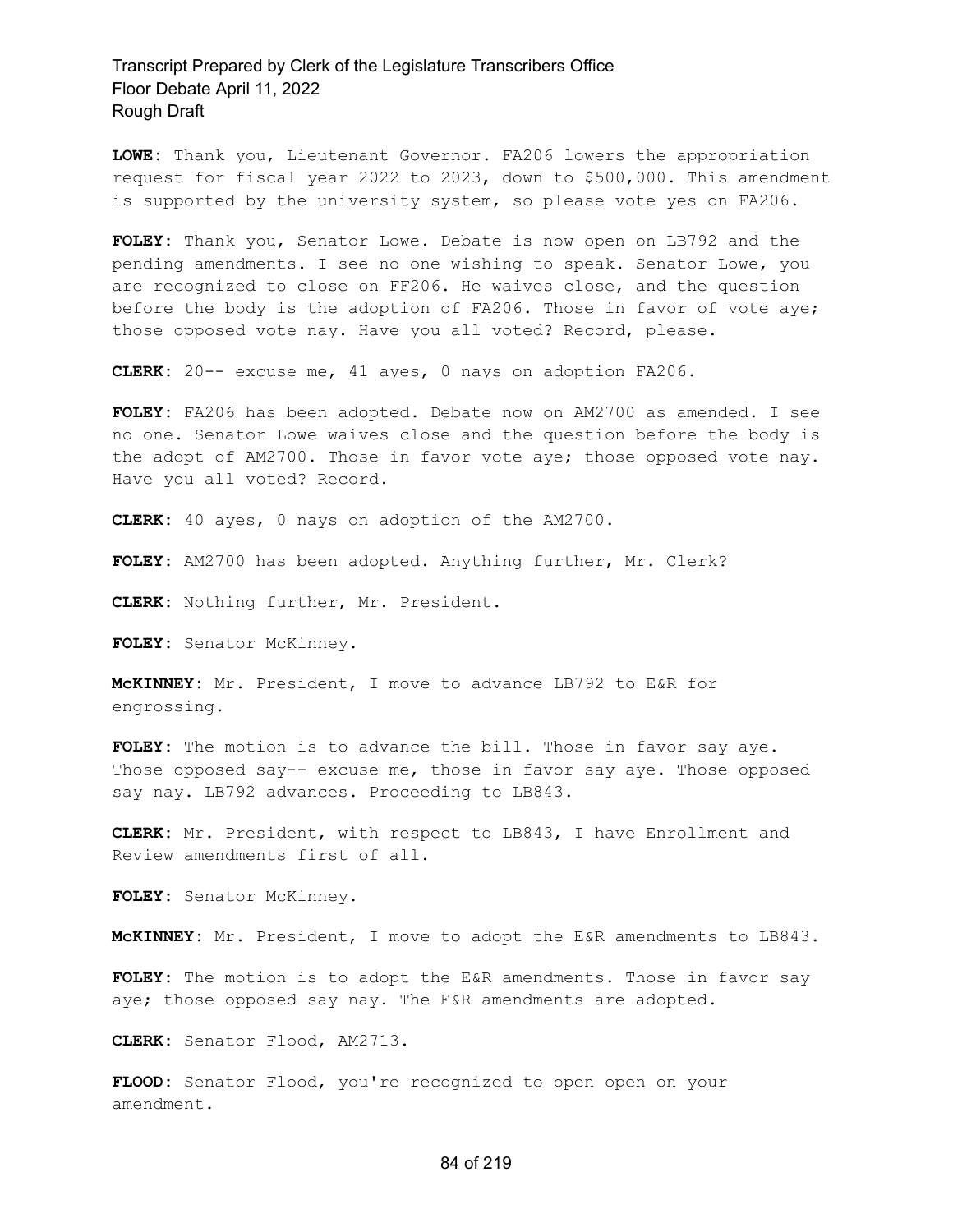**LOWE:** Thank you, Lieutenant Governor. FA206 lowers the appropriation request for fiscal year 2022 to 2023, down to $500,000. This amendment is supported by the university system, so please vote yes on FA206.

**FOLEY:** Thank you, Senator Lowe. Debate is now open on LB792 and the pending amendments. I see no one wishing to speak. Senator Lowe, you are recognized to close on FF206. He waives close, and the question before the body is the adoption of FA206. Those in favor of vote aye; those opposed vote nay. Have you all voted? Record, please.

**CLERK:** 20-- excuse me, 41 ayes, 0 nays on adoption FA206.

**FOLEY:** FA206 has been adopted. Debate now on AM2700 as amended. I see no one. Senator Lowe waives close and the question before the body is the adopt of AM2700. Those in favor vote aye; those opposed vote nay. Have you all voted? Record.

**CLERK:** 40 ayes, 0 nays on adoption of the AM2700.

**FOLEY:** AM2700 has been adopted. Anything further, Mr. Clerk?

**CLERK:** Nothing further, Mr. President.

**FOLEY:** Senator McKinney.

**McKINNEY:** Mr. President, I move to advance LB792 to E&R for engrossing.

**FOLEY:** The motion is to advance the bill. Those in favor say aye. Those opposed say-- excuse me, those in favor say aye. Those opposed say nay. LB792 advances. Proceeding to LB843.

**CLERK:** Mr. President, with respect to LB843, I have Enrollment and Review amendments first of all.

**FOLEY:** Senator McKinney.

**McKINNEY:** Mr. President, I move to adopt the E&R amendments to LB843.

**FOLEY:** The motion is to adopt the E&R amendments. Those in favor say aye; those opposed say nay. The E&R amendments are adopted.

**CLERK:** Senator Flood, AM2713.

**FLOOD:** Senator Flood, you're recognized to open open on your amendment.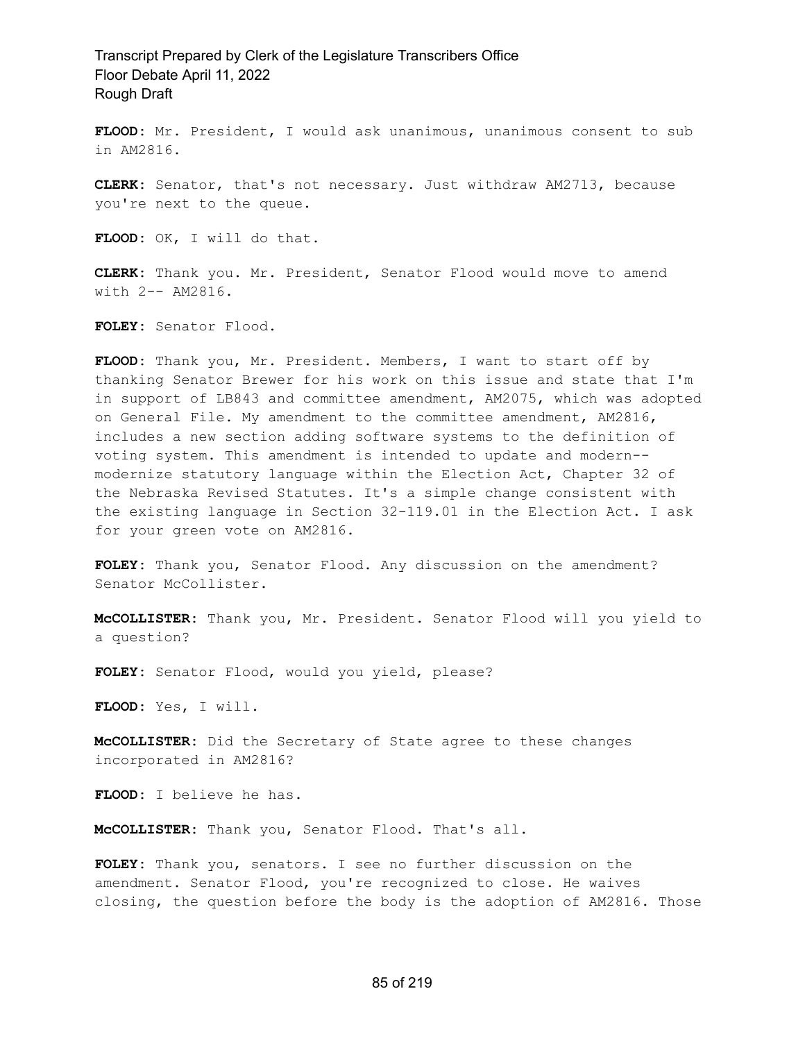**FLOOD:** Mr. President, I would ask unanimous, unanimous consent to sub in AM2816.

**CLERK:** Senator, that's not necessary. Just withdraw AM2713, because you're next to the queue.

**FLOOD:** OK, I will do that.

**CLERK:** Thank you. Mr. President, Senator Flood would move to amend with 2-- AM2816.

**FOLEY:** Senator Flood.

**FLOOD:** Thank you, Mr. President. Members, I want to start off by thanking Senator Brewer for his work on this issue and state that I'm in support of LB843 and committee amendment, AM2075, which was adopted on General File. My amendment to the committee amendment, AM2816, includes a new section adding software systems to the definition of voting system. This amendment is intended to update and modern-- modernize statutory language within the Election Act, Chapter 32 of the Nebraska Revised Statutes. It's a simple change consistent with the existing language in Section 32-119.01 in the Election Act. I ask for your green vote on AM2816.

**FOLEY:** Thank you, Senator Flood. Any discussion on the amendment? Senator McCollister.

**McCOLLISTER:** Thank you, Mr. President. Senator Flood will you yield to a question?

**FOLEY:** Senator Flood, would you yield, please?

**FLOOD:** Yes, I will.

**McCOLLISTER:** Did the Secretary of State agree to these changes incorporated in AM2816?

**FLOOD:** I believe he has.

**McCOLLISTER:** Thank you, Senator Flood. That's all.

**FOLEY:** Thank you, senators. I see no further discussion on the amendment. Senator Flood, you're recognized to close. He waives closing, the question before the body is the adoption of AM2816. Those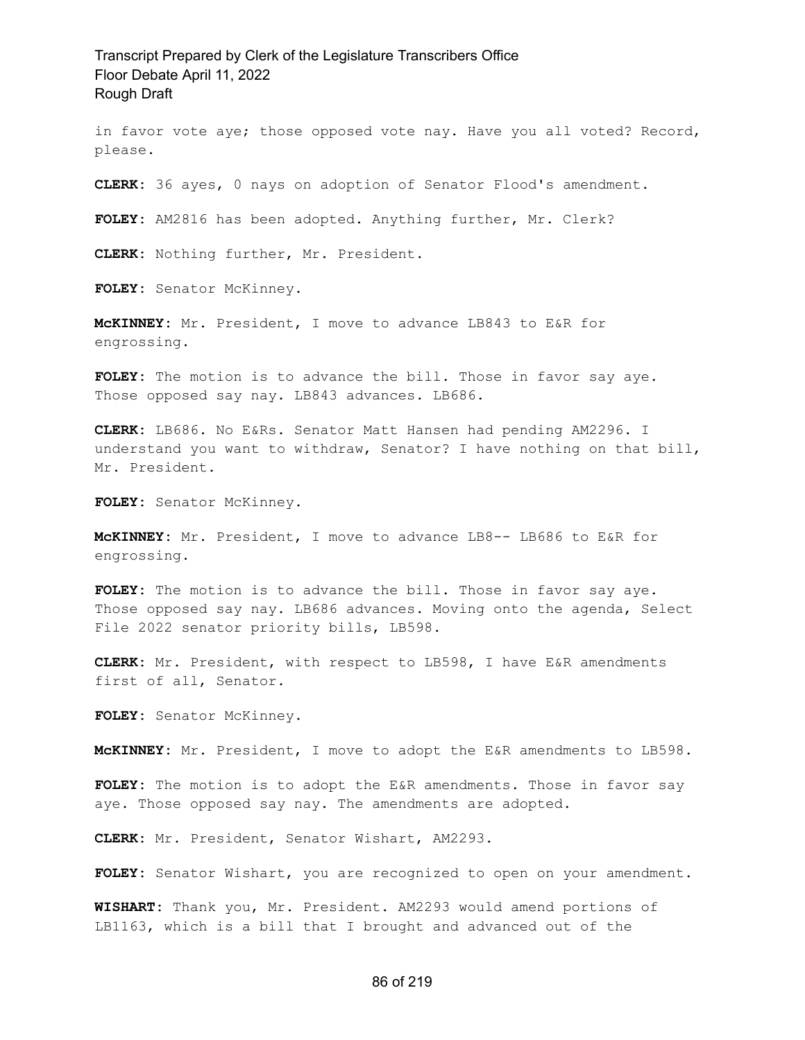in favor vote aye; those opposed vote nay. Have you all voted? Record, please.

**CLERK**: 36 ayes, 0 nays on adoption of Senator Flood's amendment.

**FOLEY**: AM2816 has been adopted. Anything further, Mr. Clerk?

**CLERK**: Nothing further, Mr. President.

**FOLEY**: Senator McKinney.

**McKINNEY**: Mr. President, I move to advance LB843 to E&R for engrossing.

**FOLEY**: The motion is to advance the bill. Those in favor say aye. Those opposed say nay. LB843 advances. LB686.

**CLERK**: LB686. No E&Rs. Senator Matt Hansen had pending AM2296. I understand you want to withdraw, Senator? I have nothing on that bill, Mr. President.

**FOLEY**: Senator McKinney.

**McKINNEY**: Mr. President, I move to advance LB8-- LB686 to E&R for engrossing.

**FOLEY**: The motion is to advance the bill. Those in favor say aye. Those opposed say nay. LB686 advances. Moving onto the agenda, Select File 2022 senator priority bills, LB598.

**CLERK**: Mr. President, with respect to LB598, I have E&R amendments first of all, Senator.

**FOLEY**: Senator McKinney.

**McKINNEY**: Mr. President, I move to adopt the E&R amendments to LB598.

**FOLEY**: The motion is to adopt the E&R amendments. Those in favor say aye. Those opposed say nay. The amendments are adopted.

**CLERK**: Mr. President, Senator Wishart, AM2293.

**FOLEY**: Senator Wishart, you are recognized to open on your amendment.

**WISHART**: Thank you, Mr. President. AM2293 would amend portions of LB1163, which is a bill that I brought and advanced out of the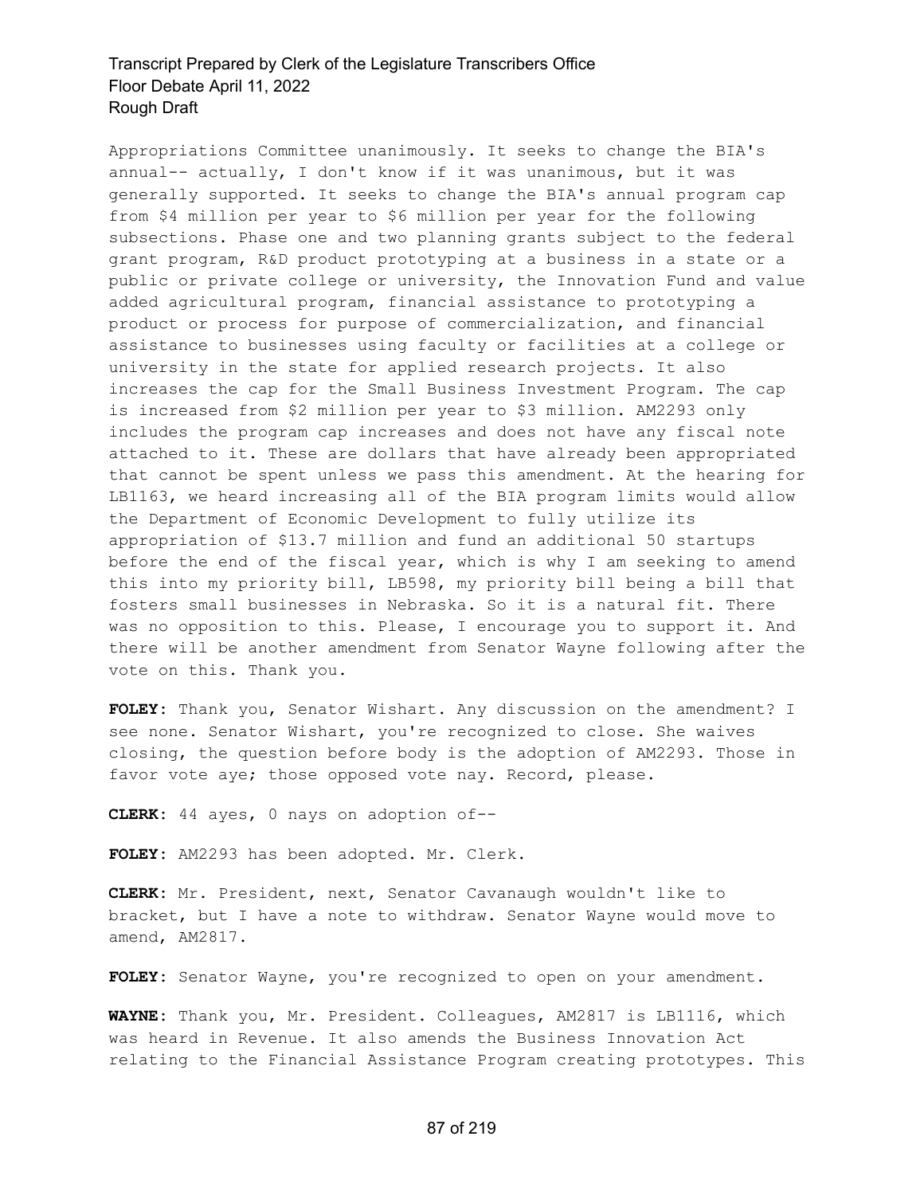Appropriations Committee unanimously. It seeks to change the BIA's annual-- actually, I don't know if it was unanimous, but it was generally supported. It seeks to change the BIA's annual program cap from $4 million per year to $6 million per year for the following subsections. Phase one and two planning grants subject to the federal grant program, R&D product prototyping at a business in a state or a public or private college or university, the Innovation Fund and value added agricultural program, financial assistance to prototyping a product or process for purpose of commercialization, and financial assistance to businesses using faculty or facilities at a college or university in the state for applied research projects. It also increases the cap for the Small Business Investment Program. The cap is increased from $2 million per year to $3 million. AM2293 only includes the program cap increases and does not have any fiscal note attached to it. These are dollars that have already been appropriated that cannot be spent unless we pass this amendment. At the hearing for LB1163, we heard increasing all of the BIA program limits would allow the Department of Economic Development to fully utilize its appropriation of $13.7 million and fund an additional 50 startups before the end of the fiscal year, which is why I am seeking to amend this into my priority bill, LB598, my priority bill being a bill that fosters small businesses in Nebraska. So it is a natural fit. There was no opposition to this. Please, I encourage you to support it. And there will be another amendment from Senator Wayne following after the vote on this. Thank you.

**FOLEY:** Thank you, Senator Wishart. Any discussion on the amendment? I see none. Senator Wishart, you're recognized to close. She waives closing, the question before body is the adoption of AM2293. Those in favor vote aye; those opposed vote nay. Record, please.

**CLERK:** 44 ayes, 0 nays on adoption of--

**FOLEY:** AM2293 has been adopted. Mr. Clerk.

**CLERK:** Mr. President, next, Senator Cavanaugh wouldn't like to bracket, but I have a note to withdraw. Senator Wayne would move to amend, AM2817.

**FOLEY:** Senator Wayne, you're recognized to open on your amendment.

**WAYNE:** Thank you, Mr. President. Colleagues, AM2817 is LB1116, which was heard in Revenue. It also amends the Business Innovation Act relating to the Financial Assistance Program creating prototypes. This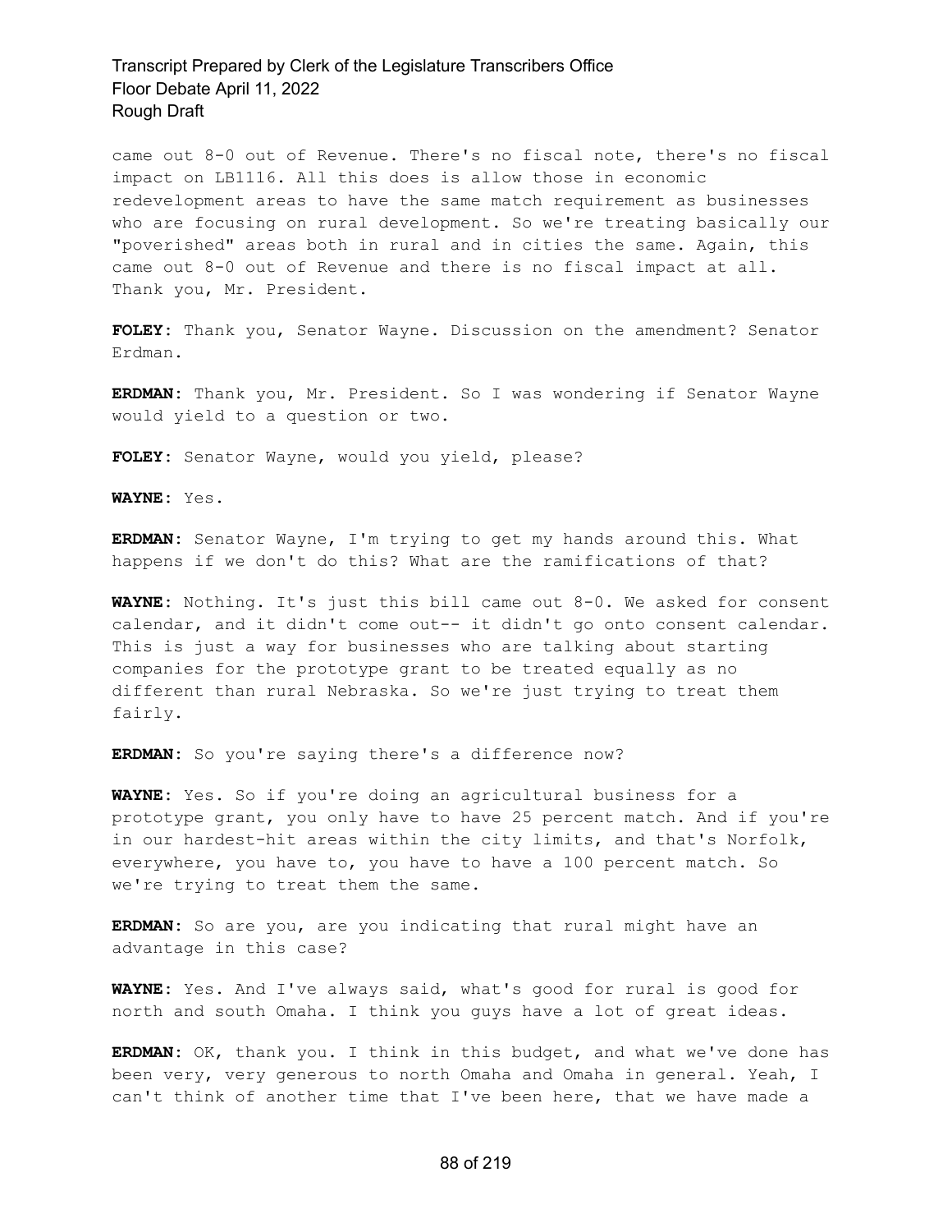came out 8-0 out of Revenue. There's no fiscal note, there's no fiscal impact on LB1116. All this does is allow those in economic redevelopment areas to have the same match requirement as businesses who are focusing on rural development. So we're treating basically our "poverished" areas both in rural and in cities the same. Again, this came out 8-0 out of Revenue and there is no fiscal impact at all. Thank you, Mr. President.

**FOLEY:** Thank you, Senator Wayne. Discussion on the amendment? Senator Erdman.

**ERDMAN:** Thank you, Mr. President. So I was wondering if Senator Wayne would yield to a question or two.

**FOLEY:** Senator Wayne, would you yield, please?

**WAYNE:** Yes.

**ERDMAN:** Senator Wayne, I'm trying to get my hands around this. What happens if we don't do this? What are the ramifications of that?

**WAYNE:** Nothing. It's just this bill came out 8-0. We asked for consent calendar, and it didn't come out-- it didn't go onto consent calendar. This is just a way for businesses who are talking about starting companies for the prototype grant to be treated equally as no different than rural Nebraska. So we're just trying to treat them fairly.

**ERDMAN:** So you're saying there's a difference now?

**WAYNE:** Yes. So if you're doing an agricultural business for a prototype grant, you only have to have 25 percent match. And if you're in our hardest-hit areas within the city limits, and that's Norfolk, everywhere, you have to, you have to have a 100 percent match. So we're trying to treat them the same.

**ERDMAN:** So are you, are you indicating that rural might have an advantage in this case?

**WAYNE:** Yes. And I've always said, what's good for rural is good for north and south Omaha. I think you guys have a lot of great ideas.

**ERDMAN:** OK, thank you. I think in this budget, and what we've done has been very, very generous to north Omaha and Omaha in general. Yeah, I can't think of another time that I've been here, that we have made a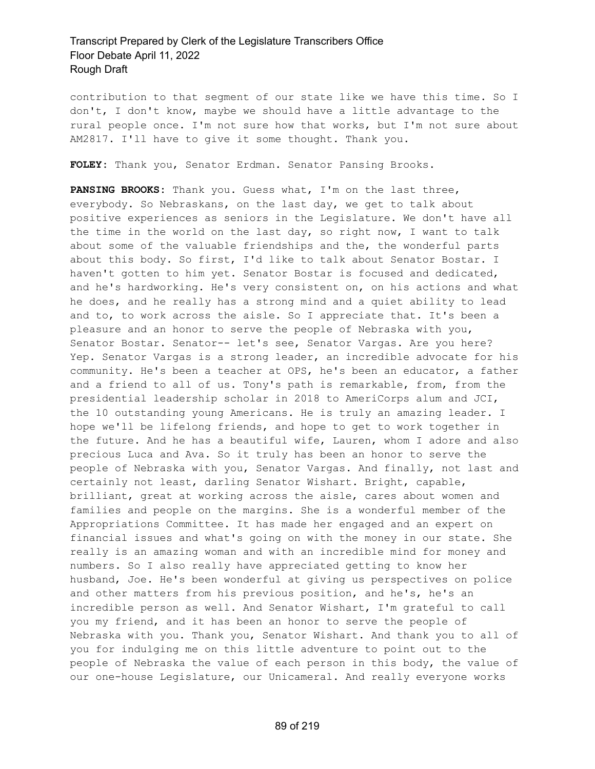contribution to that segment of our state like we have this time. So I don't, I don't know, maybe we should have a little advantage to the rural people once. I'm not sure how that works, but I'm not sure about AM2817. I'll have to give it some thought. Thank you.

**FOLEY:** Thank you, Senator Erdman. Senator Pansing Brooks.

**PANSING BROOKS:** Thank you. Guess what, I'm on the last three, everybody. So Nebraskans, on the last day, we get to talk about positive experiences as seniors in the Legislature. We don't have all the time in the world on the last day, so right now, I want to talk about some of the valuable friendships and the, the wonderful parts about this body. So first, I'd like to talk about Senator Bostar. I haven't gotten to him yet. Senator Bostar is focused and dedicated, and he's hardworking. He's very consistent on, on his actions and what he does, and he really has a strong mind and a quiet ability to lead and to, to work across the aisle. So I appreciate that. It's been a pleasure and an honor to serve the people of Nebraska with you, Senator Bostar. Senator-- let's see, Senator Vargas. Are you here? Yep. Senator Vargas is a strong leader, an incredible advocate for his community. He's been a teacher at OPS, he's been an educator, a father and a friend to all of us. Tony's path is remarkable, from, from the presidential leadership scholar in 2018 to AmeriCorps alum and JCI, the 10 outstanding young Americans. He is truly an amazing leader. I hope we'll be lifelong friends, and hope to get to work together in the future. And he has a beautiful wife, Lauren, whom I adore and also precious Luca and Ava. So it truly has been an honor to serve the people of Nebraska with you, Senator Vargas. And finally, not last and certainly not least, darling Senator Wishart. Bright, capable, brilliant, great at working across the aisle, cares about women and families and people on the margins. She is a wonderful member of the Appropriations Committee. It has made her engaged and an expert on financial issues and what's going on with the money in our state. She really is an amazing woman and with an incredible mind for money and numbers. So I also really have appreciated getting to know her husband, Joe. He's been wonderful at giving us perspectives on police and other matters from his previous position, and he's, he's an incredible person as well. And Senator Wishart, I'm grateful to call you my friend, and it has been an honor to serve the people of Nebraska with you. Thank you, Senator Wishart. And thank you to all of you for indulging me on this little adventure to point out to the people of Nebraska the value of each person in this body, the value of our one-house Legislature, our Unicameral. And really everyone works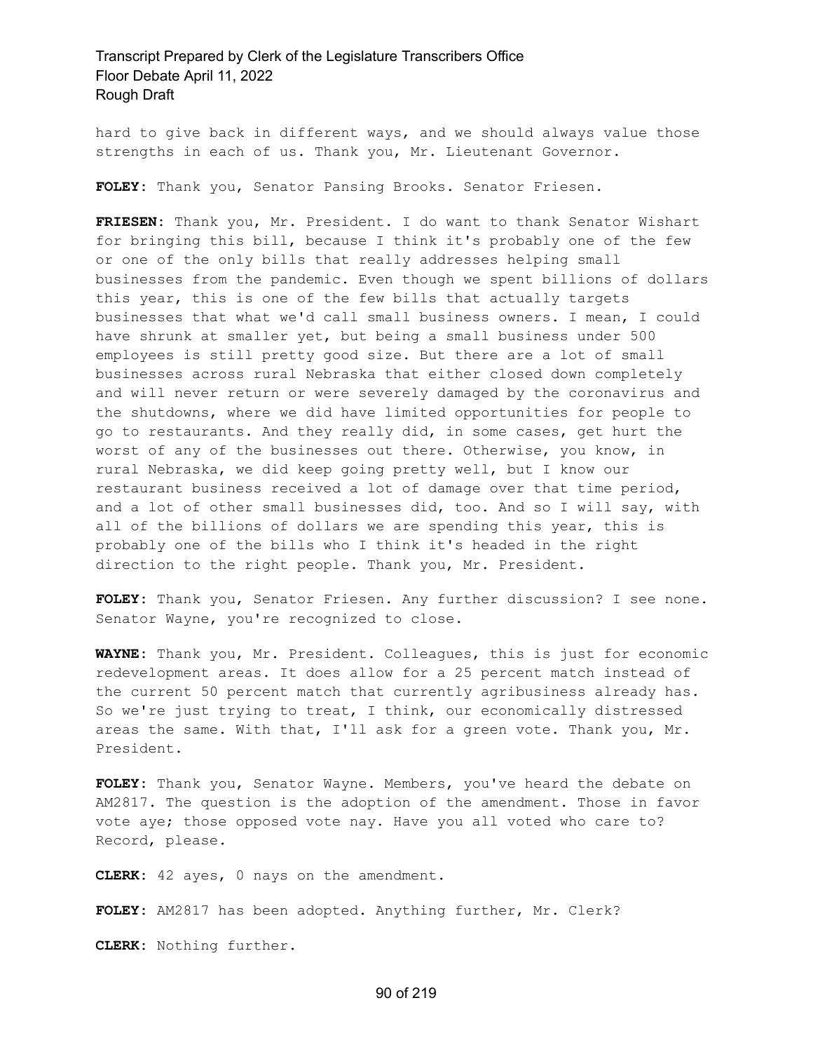hard to give back in different ways, and we should always value those strengths in each of us. Thank you, Mr. Lieutenant Governor.

**FOLEY:** Thank you, Senator Pansing Brooks. Senator Friesen.

**FRIESEN:** Thank you, Mr. President. I do want to thank Senator Wishart for bringing this bill, because I think it's probably one of the few or one of the only bills that really addresses helping small businesses from the pandemic. Even though we spent billions of dollars this year, this is one of the few bills that actually targets businesses that what we'd call small business owners. I mean, I could have shrunk at smaller yet, but being a small business under 500 employees is still pretty good size. But there are a lot of small businesses across rural Nebraska that either closed down completely and will never return or were severely damaged by the coronavirus and the shutdowns, where we did have limited opportunities for people to go to restaurants. And they really did, in some cases, get hurt the worst of any of the businesses out there. Otherwise, you know, in rural Nebraska, we did keep going pretty well, but I know our restaurant business received a lot of damage over that time period, and a lot of other small businesses did, too. And so I will say, with all of the billions of dollars we are spending this year, this is probably one of the bills who I think it's headed in the right direction to the right people. Thank you, Mr. President.

**FOLEY:** Thank you, Senator Friesen. Any further discussion? I see none. Senator Wayne, you're recognized to close.

**WAYNE:** Thank you, Mr. President. Colleagues, this is just for economic redevelopment areas. It does allow for a 25 percent match instead of the current 50 percent match that currently agribusiness already has. So we're just trying to treat, I think, our economically distressed areas the same. With that, I'll ask for a green vote. Thank you, Mr. President.

**FOLEY:** Thank you, Senator Wayne. Members, you've heard the debate on AM2817. The question is the adoption of the amendment. Those in favor vote aye; those opposed vote nay. Have you all voted who care to? Record, please.

**CLERK:** 42 ayes, 0 nays on the amendment.

**FOLEY:** AM2817 has been adopted. Anything further, Mr. Clerk?

**CLERK:** Nothing further.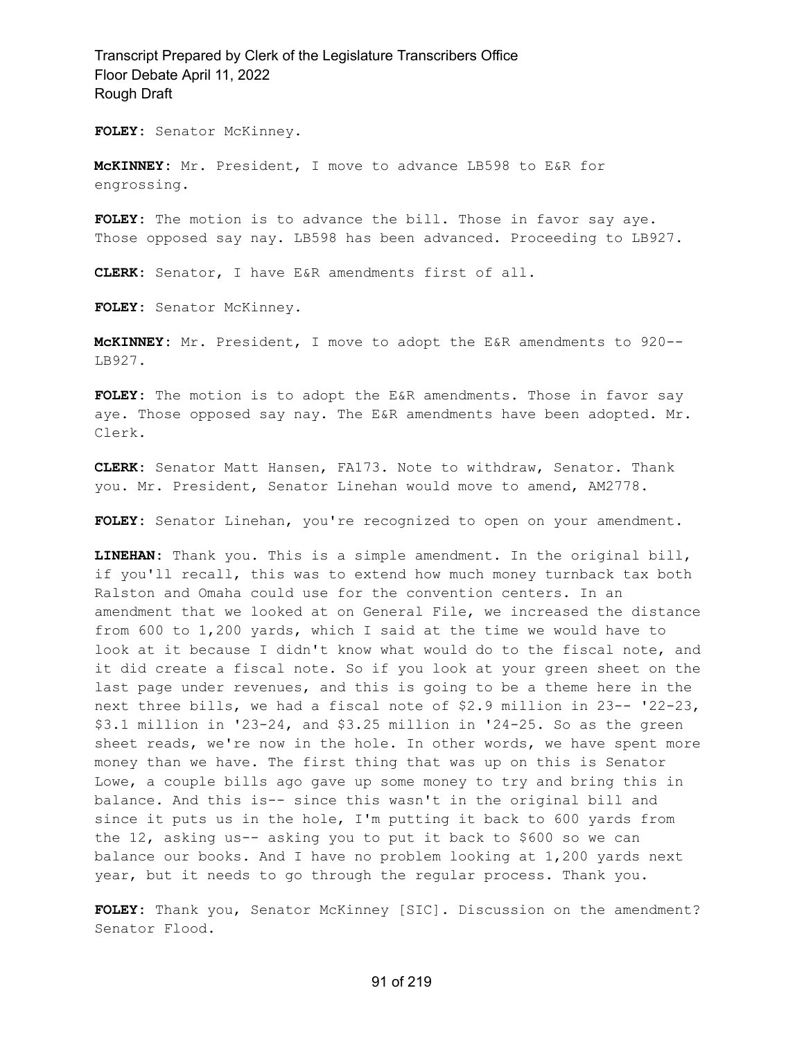**FOLEY:** Senator McKinney.

**McKINNEY:** Mr. President, I move to advance LB598 to E&R for engrossing.

**FOLEY:** The motion is to advance the bill. Those in favor say aye. Those opposed say nay. LB598 has been advanced. Proceeding to LB927.

**CLERK:** Senator, I have E&R amendments first of all.

**FOLEY:** Senator McKinney.

**McKINNEY:** Mr. President, I move to adopt the E&R amendments to 920-- LB927.

**FOLEY:** The motion is to adopt the E&R amendments. Those in favor say aye. Those opposed say nay. The E&R amendments have been adopted. Mr. Clerk.

**CLERK:** Senator Matt Hansen, FA173. Note to withdraw, Senator. Thank you. Mr. President, Senator Linehan would move to amend, AM2778.

**FOLEY:** Senator Linehan, you're recognized to open on your amendment.

**LINEHAN:** Thank you. This is a simple amendment. In the original bill, if you'll recall, this was to extend how much money turnback tax both Ralston and Omaha could use for the convention centers. In an amendment that we looked at on General File, we increased the distance from 600 to 1,200 yards, which I said at the time we would have to look at it because I didn't know what would do to the fiscal note, and it did create a fiscal note. So if you look at your green sheet on the last page under revenues, and this is going to be a theme here in the next three bills, we had a fiscal note of $2.9 million in 23-- '22-23, $3.1 million in '23-24, and $3.25 million in '24-25. So as the green sheet reads, we're now in the hole. In other words, we have spent more money than we have. The first thing that was up on this is Senator Lowe, a couple bills ago gave up some money to try and bring this in balance. And this is-- since this wasn't in the original bill and since it puts us in the hole, I'm putting it back to 600 yards from the 12, asking us-- asking you to put it back to $600 so we can balance our books. And I have no problem looking at 1,200 yards next year, but it needs to go through the regular process. Thank you.

**FOLEY:** Thank you, Senator McKinney [SIC]. Discussion on the amendment? Senator Flood.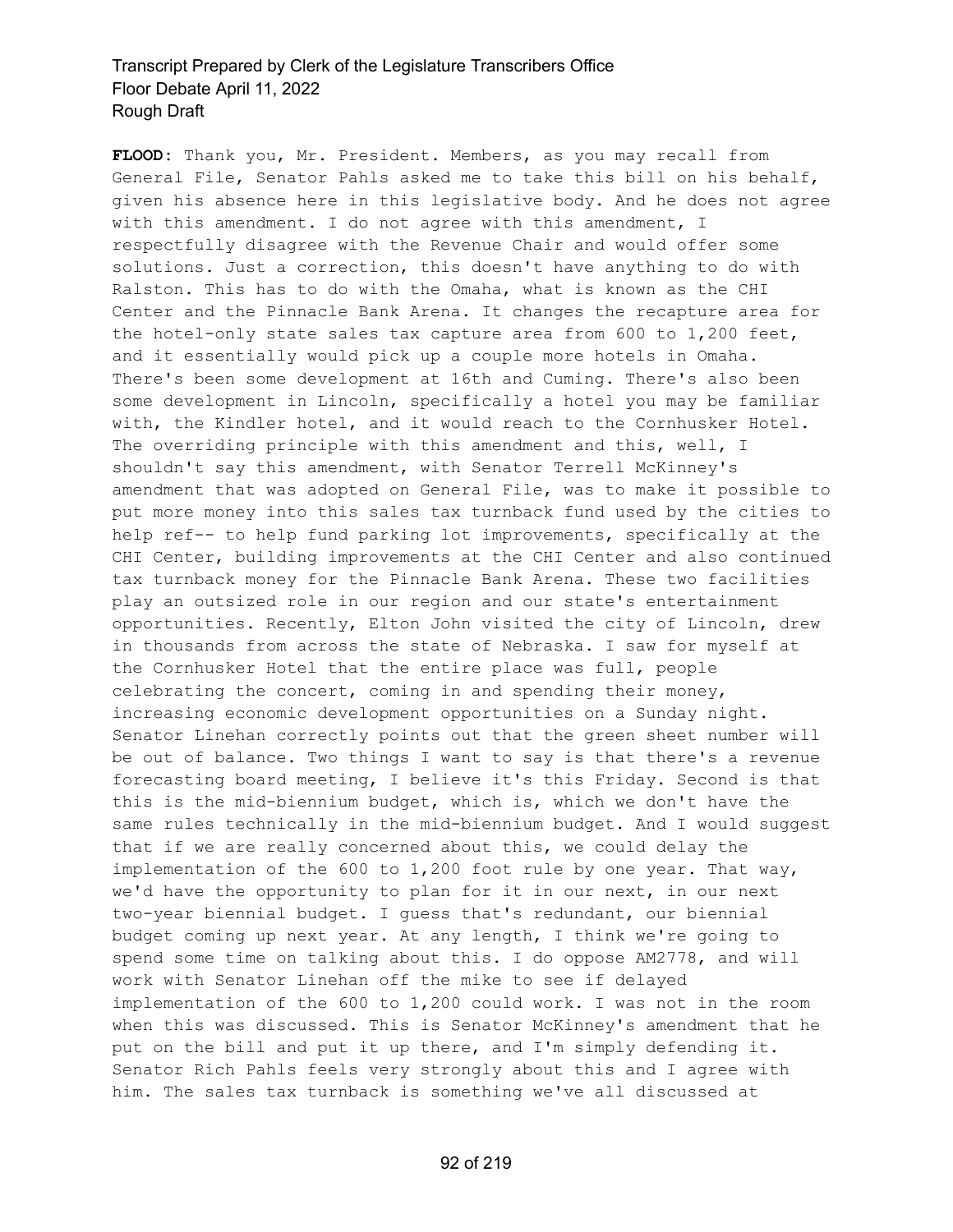**FLOOD:** Thank you, Mr. President. Members, as you may recall from General File, Senator Pahls asked me to take this bill on his behalf, given his absence here in this legislative body. And he does not agree with this amendment. I do not agree with this amendment, I respectfully disagree with the Revenue Chair and would offer some solutions. Just a correction, this doesn't have anything to do with Ralston. This has to do with the Omaha, what is known as the CHI Center and the Pinnacle Bank Arena. It changes the recapture area for the hotel-only state sales tax capture area from 600 to 1,200 feet, and it essentially would pick up a couple more hotels in Omaha. There's been some development at 16th and Cuming. There's also been some development in Lincoln, specifically a hotel you may be familiar with, the Kindler hotel, and it would reach to the Cornhusker Hotel. The overriding principle with this amendment and this, well, I shouldn't say this amendment, with Senator Terrell McKinney's amendment that was adopted on General File, was to make it possible to put more money into this sales tax turnback fund used by the cities to help ref-- to help fund parking lot improvements, specifically at the CHI Center, building improvements at the CHI Center and also continued tax turnback money for the Pinnacle Bank Arena. These two facilities play an outsized role in our region and our state's entertainment opportunities. Recently, Elton John visited the city of Lincoln, drew in thousands from across the state of Nebraska. I saw for myself at the Cornhusker Hotel that the entire place was full, people celebrating the concert, coming in and spending their money, increasing economic development opportunities on a Sunday night. Senator Linehan correctly points out that the green sheet number will be out of balance. Two things I want to say is that there's a revenue forecasting board meeting, I believe it's this Friday. Second is that this is the mid-biennium budget, which is, which we don't have the same rules technically in the mid-biennium budget. And I would suggest that if we are really concerned about this, we could delay the implementation of the 600 to 1,200 foot rule by one year. That way, we'd have the opportunity to plan for it in our next, in our next two-year biennial budget. I guess that's redundant, our biennial budget coming up next year. At any length, I think we're going to spend some time on talking about this. I do oppose AM2778, and will work with Senator Linehan off the mike to see if delayed implementation of the 600 to 1,200 could work. I was not in the room when this was discussed. This is Senator McKinney's amendment that he put on the bill and put it up there, and I'm simply defending it. Senator Rich Pahls feels very strongly about this and I agree with him. The sales tax turnback is something we've all discussed at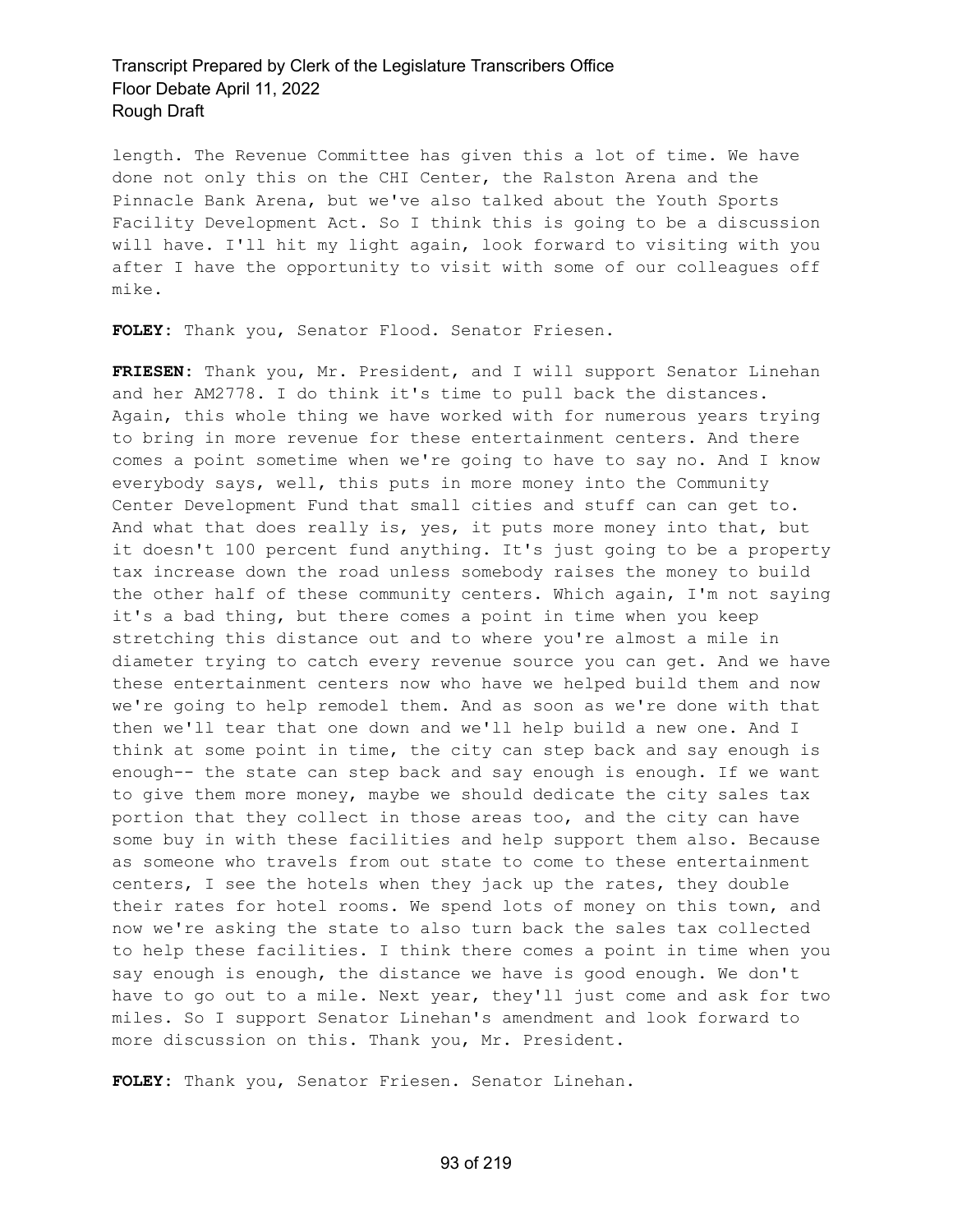length. The Revenue Committee has given this a lot of time. We have done not only this on the CHI Center, the Ralston Arena and the Pinnacle Bank Arena, but we've also talked about the Youth Sports Facility Development Act. So I think this is going to be a discussion will have. I'll hit my light again, look forward to visiting with you after I have the opportunity to visit with some of our colleagues off mike.

**FOLEY:** Thank you, Senator Flood. Senator Friesen.

**FRIESEN:** Thank you, Mr. President, and I will support Senator Linehan and her AM2778. I do think it's time to pull back the distances. Again, this whole thing we have worked with for numerous years trying to bring in more revenue for these entertainment centers. And there comes a point sometime when we're going to have to say no. And I know everybody says, well, this puts in more money into the Community Center Development Fund that small cities and stuff can can get to. And what that does really is, yes, it puts more money into that, but it doesn't 100 percent fund anything. It's just going to be a property tax increase down the road unless somebody raises the money to build the other half of these community centers. Which again, I'm not saying it's a bad thing, but there comes a point in time when you keep stretching this distance out and to where you're almost a mile in diameter trying to catch every revenue source you can get. And we have these entertainment centers now who have we helped build them and now we're going to help remodel them. And as soon as we're done with that then we'll tear that one down and we'll help build a new one. And I think at some point in time, the city can step back and say enough is enough-- the state can step back and say enough is enough. If we want to give them more money, maybe we should dedicate the city sales tax portion that they collect in those areas too, and the city can have some buy in with these facilities and help support them also. Because as someone who travels from out state to come to these entertainment centers, I see the hotels when they jack up the rates, they double their rates for hotel rooms. We spend lots of money on this town, and now we're asking the state to also turn back the sales tax collected to help these facilities. I think there comes a point in time when you say enough is enough, the distance we have is good enough. We don't have to go out to a mile. Next year, they'll just come and ask for two miles. So I support Senator Linehan's amendment and look forward to more discussion on this. Thank you, Mr. President.

**FOLEY:** Thank you, Senator Friesen. Senator Linehan.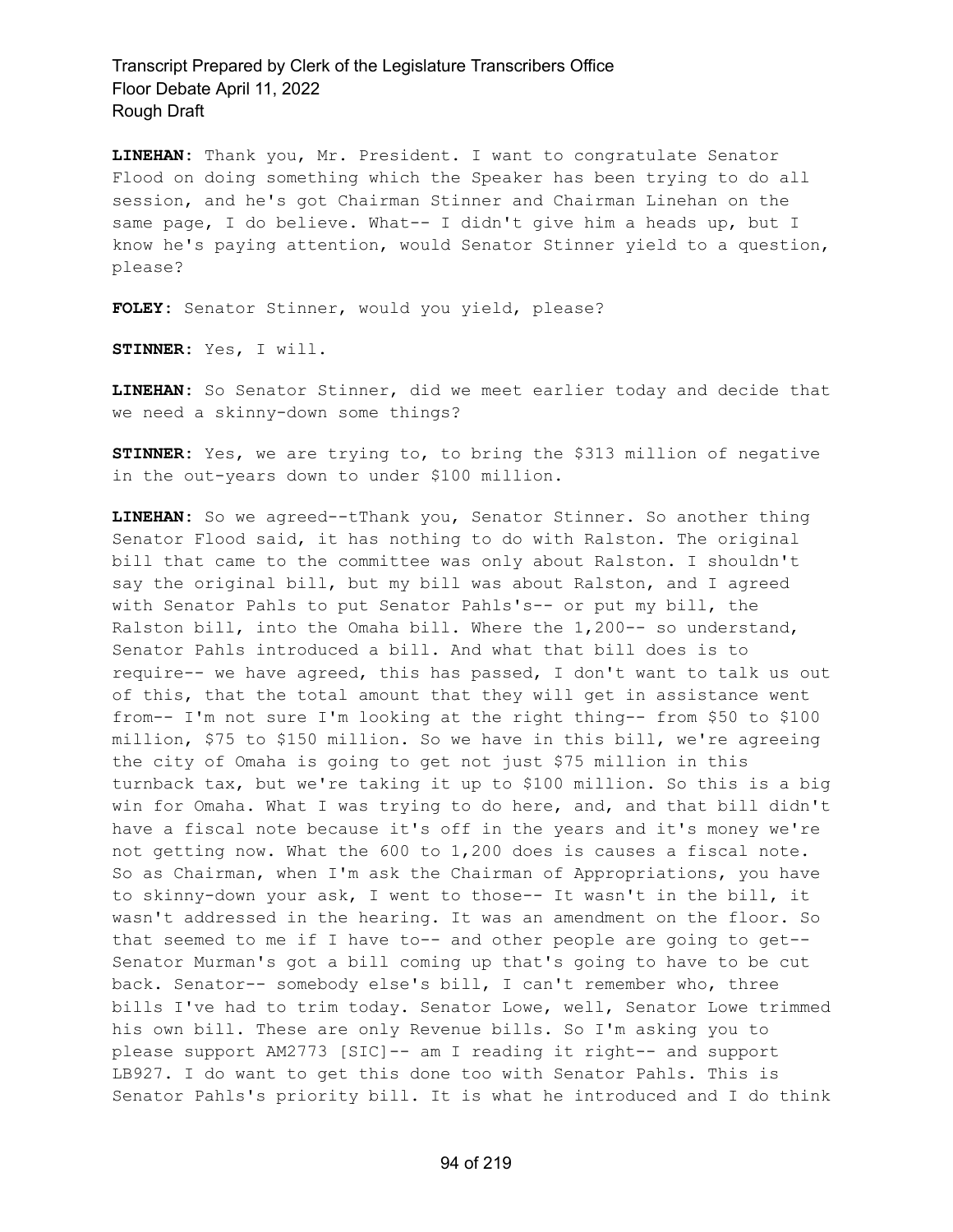**LINEHAN:** Thank you, Mr. President. I want to congratulate Senator Flood on doing something which the Speaker has been trying to do all session, and he's got Chairman Stinner and Chairman Linehan on the same page, I do believe. What-- I didn't give him a heads up, but I know he's paying attention, would Senator Stinner yield to a question, please?

**FOLEY:** Senator Stinner, would you yield, please?

**STINNER:** Yes, I will.

**LINEHAN:** So Senator Stinner, did we meet earlier today and decide that we need a skinny-down some things?

**STINNER:** Yes, we are trying to, to bring the $313 million of negative in the out-years down to under $100 million.

**LINEHAN:** So we agreed--tThank you, Senator Stinner. So another thing Senator Flood said, it has nothing to do with Ralston. The original bill that came to the committee was only about Ralston. I shouldn't say the original bill, but my bill was about Ralston, and I agreed with Senator Pahls to put Senator Pahls's-- or put my bill, the Ralston bill, into the Omaha bill. Where the 1,200-- so understand, Senator Pahls introduced a bill. And what that bill does is to require-- we have agreed, this has passed, I don't want to talk us out of this, that the total amount that they will get in assistance went from-- I'm not sure I'm looking at the right thing-- from $50 to $100 million, $75 to $150 million. So we have in this bill, we're agreeing the city of Omaha is going to get not just $75 million in this turnback tax, but we're taking it up to $100 million. So this is a big win for Omaha. What I was trying to do here, and, and that bill didn't have a fiscal note because it's off in the years and it's money we're not getting now. What the 600 to 1,200 does is causes a fiscal note. So as Chairman, when I'm ask the Chairman of Appropriations, you have to skinny-down your ask, I went to those-- It wasn't in the bill, it wasn't addressed in the hearing. It was an amendment on the floor. So that seemed to me if I have to-- and other people are going to get-- Senator Murman's got a bill coming up that's going to have to be cut back. Senator-- somebody else's bill, I can't remember who, three bills I've had to trim today. Senator Lowe, well, Senator Lowe trimmed his own bill. These are only Revenue bills. So I'm asking you to please support AM2773 [SIC]-- am I reading it right-- and support LB927. I do want to get this done too with Senator Pahls. This is Senator Pahls's priority bill. It is what he introduced and I do think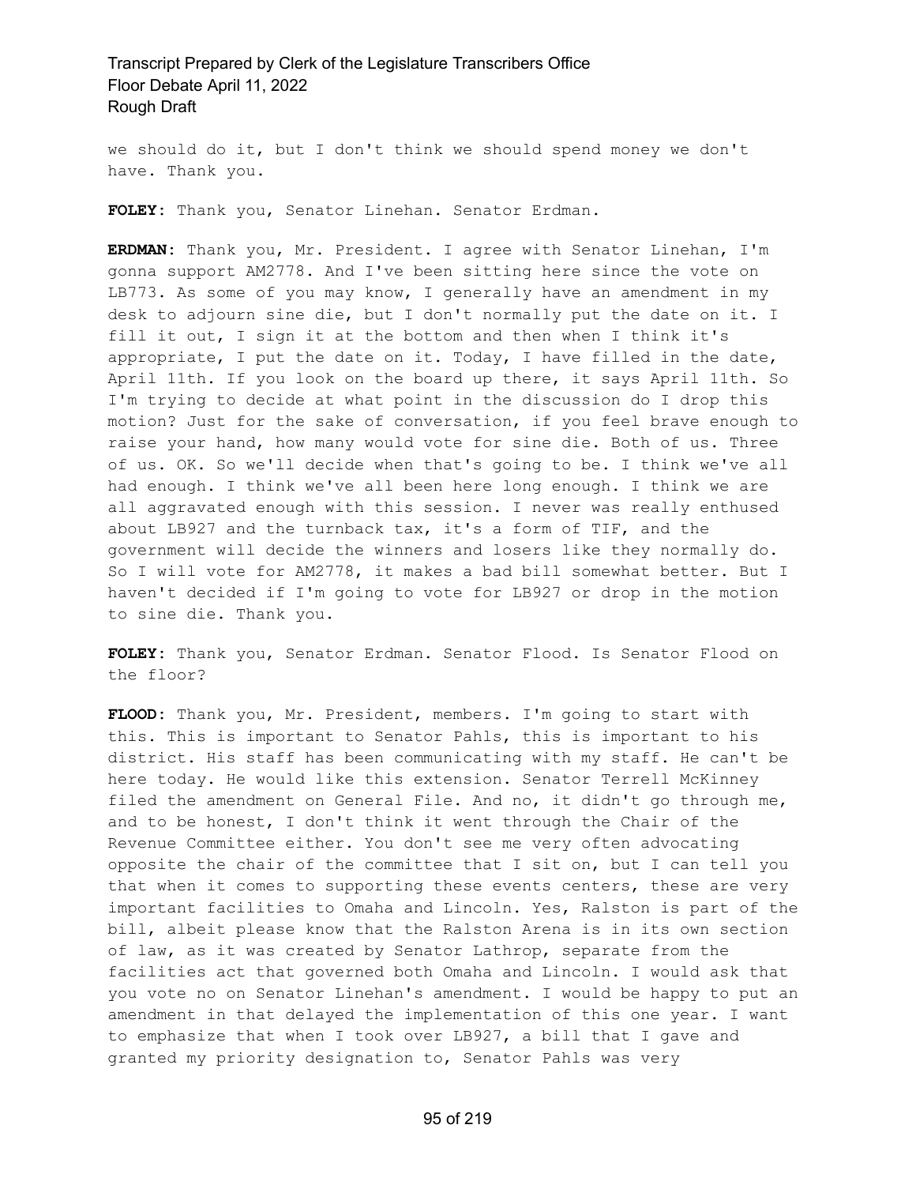we should do it, but I don't think we should spend money we don't have. Thank you.

**FOLEY:** Thank you, Senator Linehan. Senator Erdman.

**ERDMAN:** Thank you, Mr. President. I agree with Senator Linehan, I'm gonna support AM2778. And I've been sitting here since the vote on LB773. As some of you may know, I generally have an amendment in my desk to adjourn sine die, but I don't normally put the date on it. I fill it out, I sign it at the bottom and then when I think it's appropriate, I put the date on it. Today, I have filled in the date, April 11th. If you look on the board up there, it says April 11th. So I'm trying to decide at what point in the discussion do I drop this motion? Just for the sake of conversation, if you feel brave enough to raise your hand, how many would vote for sine die. Both of us. Three of us. OK. So we'll decide when that's going to be. I think we've all had enough. I think we've all been here long enough. I think we are all aggravated enough with this session. I never was really enthused about LB927 and the turnback tax, it's a form of TIF, and the government will decide the winners and losers like they normally do. So I will vote for AM2778, it makes a bad bill somewhat better. But I haven't decided if I'm going to vote for LB927 or drop in the motion to sine die. Thank you.

**FOLEY:** Thank you, Senator Erdman. Senator Flood. Is Senator Flood on the floor?

**FLOOD:** Thank you, Mr. President, members. I'm going to start with this. This is important to Senator Pahls, this is important to his district. His staff has been communicating with my staff. He can't be here today. He would like this extension. Senator Terrell McKinney filed the amendment on General File. And no, it didn't go through me, and to be honest, I don't think it went through the Chair of the Revenue Committee either. You don't see me very often advocating opposite the chair of the committee that I sit on, but I can tell you that when it comes to supporting these events centers, these are very important facilities to Omaha and Lincoln. Yes, Ralston is part of the bill, albeit please know that the Ralston Arena is in its own section of law, as it was created by Senator Lathrop, separate from the facilities act that governed both Omaha and Lincoln. I would ask that you vote no on Senator Linehan's amendment. I would be happy to put an amendment in that delayed the implementation of this one year. I want to emphasize that when I took over LB927, a bill that I gave and granted my priority designation to, Senator Pahls was very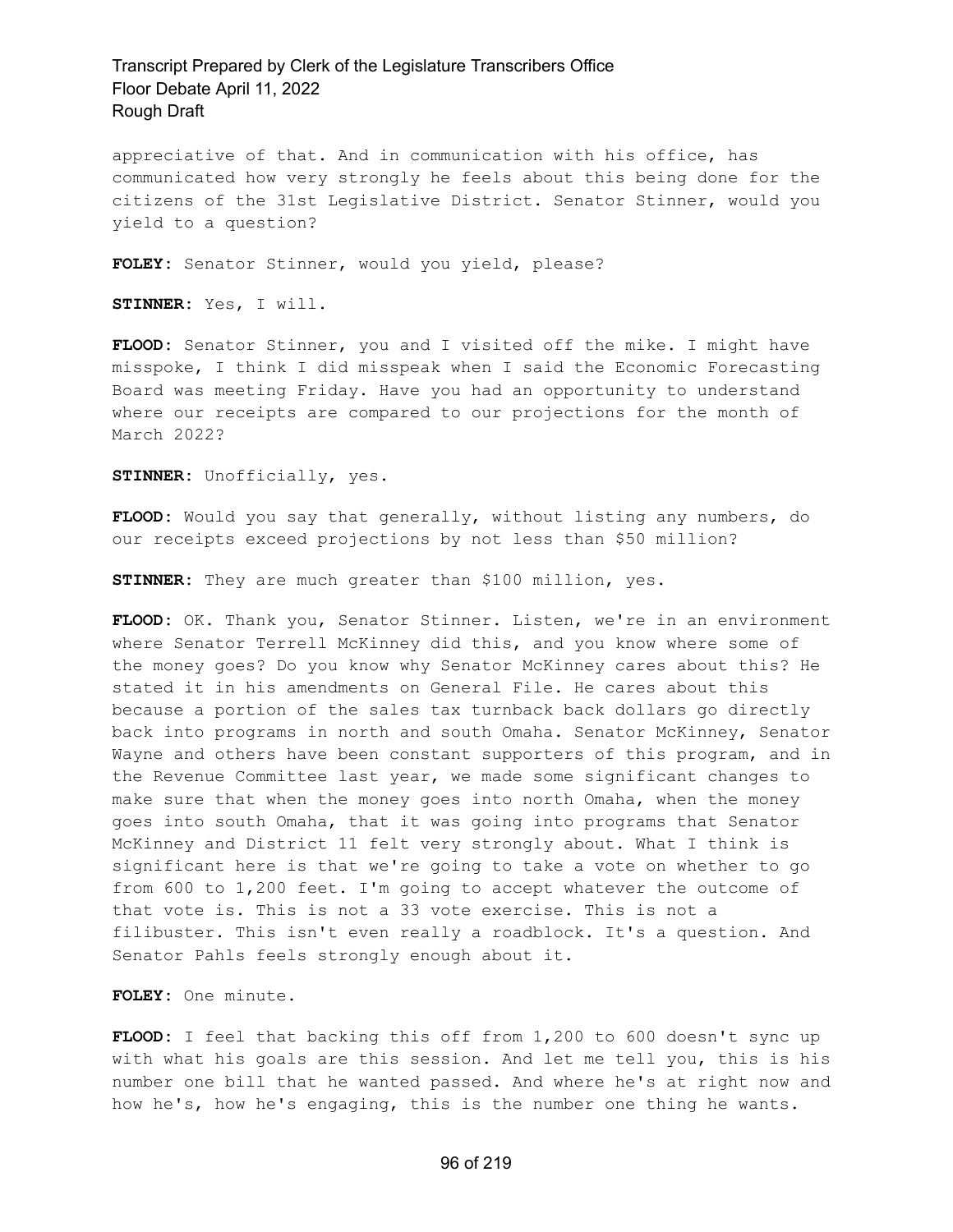appreciative of that. And in communication with his office, has communicated how very strongly he feels about this being done for the citizens of the 31st Legislative District. Senator Stinner, would you yield to a question?

**FOLEY:** Senator Stinner, would you yield, please?

**STINNER:** Yes, I will.

**FLOOD:** Senator Stinner, you and I visited off the mike. I might have misspoke, I think I did misspeak when I said the Economic Forecasting Board was meeting Friday. Have you had an opportunity to understand where our receipts are compared to our projections for the month of March 2022?

**STINNER:** Unofficially, yes.

**FLOOD:** Would you say that generally, without listing any numbers, do our receipts exceed projections by not less than $50 million?

**STINNER:** They are much greater than $100 million, yes.

**FLOOD:** OK. Thank you, Senator Stinner. Listen, we're in an environment where Senator Terrell McKinney did this, and you know where some of the money goes? Do you know why Senator McKinney cares about this? He stated it in his amendments on General File. He cares about this because a portion of the sales tax turnback back dollars go directly back into programs in north and south Omaha. Senator McKinney, Senator Wayne and others have been constant supporters of this program, and in the Revenue Committee last year, we made some significant changes to make sure that when the money goes into north Omaha, when the money goes into south Omaha, that it was going into programs that Senator McKinney and District 11 felt very strongly about. What I think is significant here is that we're going to take a vote on whether to go from 600 to 1,200 feet. I'm going to accept whatever the outcome of that vote is. This is not a 33 vote exercise. This is not a filibuster. This isn't even really a roadblock. It's a question. And Senator Pahls feels strongly enough about it.

**FOLEY:** One minute.

**FLOOD:** I feel that backing this off from 1,200 to 600 doesn't sync up with what his goals are this session. And let me tell you, this is his number one bill that he wanted passed. And where he's at right now and how he's, how he's engaging, this is the number one thing he wants.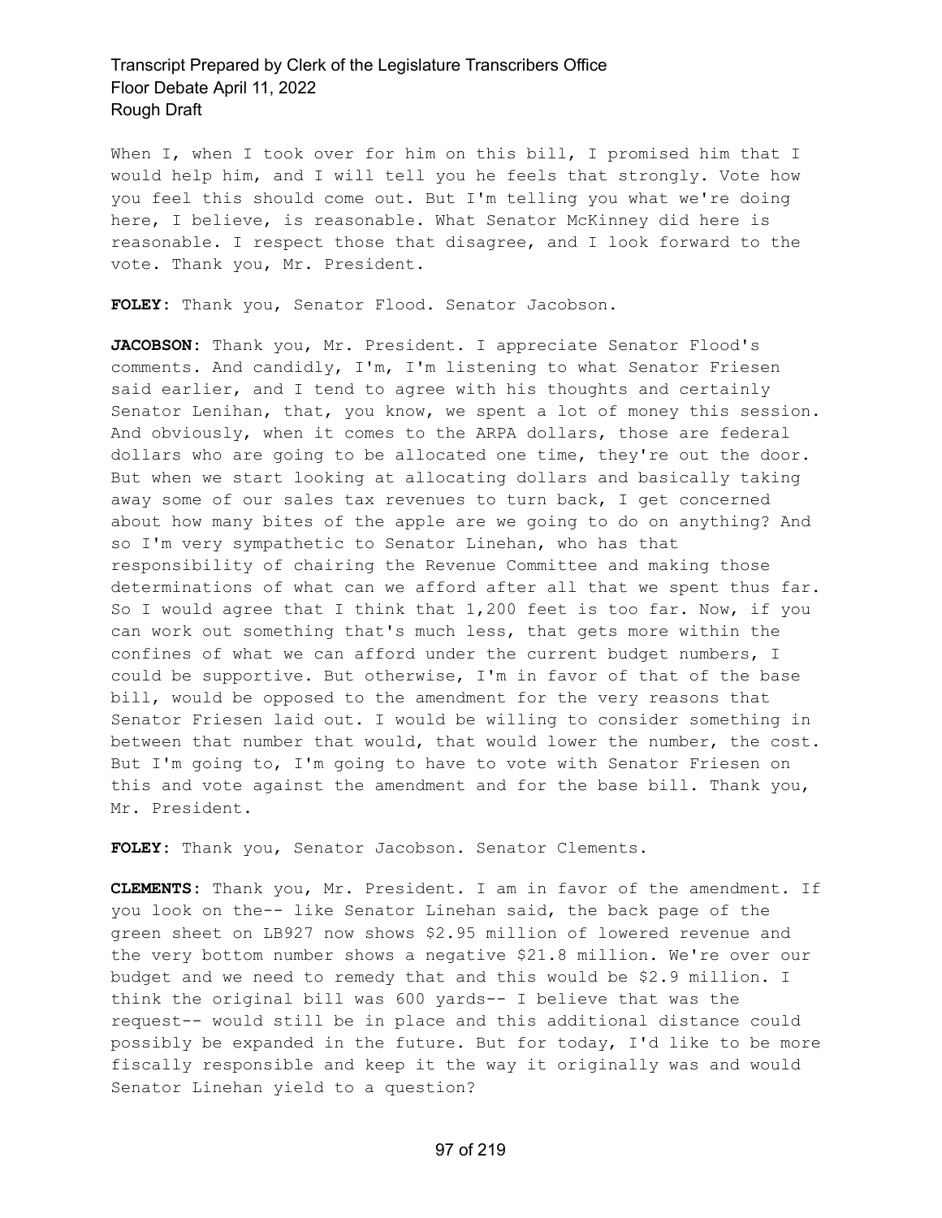When I, when I took over for him on this bill, I promised him that I would help him, and I will tell you he feels that strongly. Vote how you feel this should come out. But I'm telling you what we're doing here, I believe, is reasonable. What Senator McKinney did here is reasonable. I respect those that disagree, and I look forward to the vote. Thank you, Mr. President.

**FOLEY:** Thank you, Senator Flood. Senator Jacobson.

**JACOBSON:** Thank you, Mr. President. I appreciate Senator Flood's comments. And candidly, I'm, I'm listening to what Senator Friesen said earlier, and I tend to agree with his thoughts and certainly Senator Lenihan, that, you know, we spent a lot of money this session. And obviously, when it comes to the ARPA dollars, those are federal dollars who are going to be allocated one time, they're out the door. But when we start looking at allocating dollars and basically taking away some of our sales tax revenues to turn back, I get concerned about how many bites of the apple are we going to do on anything? And so I'm very sympathetic to Senator Linehan, who has that responsibility of chairing the Revenue Committee and making those determinations of what can we afford after all that we spent thus far. So I would agree that I think that 1,200 feet is too far. Now, if you can work out something that's much less, that gets more within the confines of what we can afford under the current budget numbers, I could be supportive. But otherwise, I'm in favor of that of the base bill, would be opposed to the amendment for the very reasons that Senator Friesen laid out. I would be willing to consider something in between that number that would, that would lower the number, the cost. But I'm going to, I'm going to have to vote with Senator Friesen on this and vote against the amendment and for the base bill. Thank you, Mr. President.

**FOLEY:** Thank you, Senator Jacobson. Senator Clements.

**CLEMENTS:** Thank you, Mr. President. I am in favor of the amendment. If you look on the-- like Senator Linehan said, the back page of the green sheet on LB927 now shows $2.95 million of lowered revenue and the very bottom number shows a negative $21.8 million. We're over our budget and we need to remedy that and this would be $2.9 million. I think the original bill was 600 yards-- I believe that was the request-- would still be in place and this additional distance could possibly be expanded in the future. But for today, I'd like to be more fiscally responsible and keep it the way it originally was and would Senator Linehan yield to a question?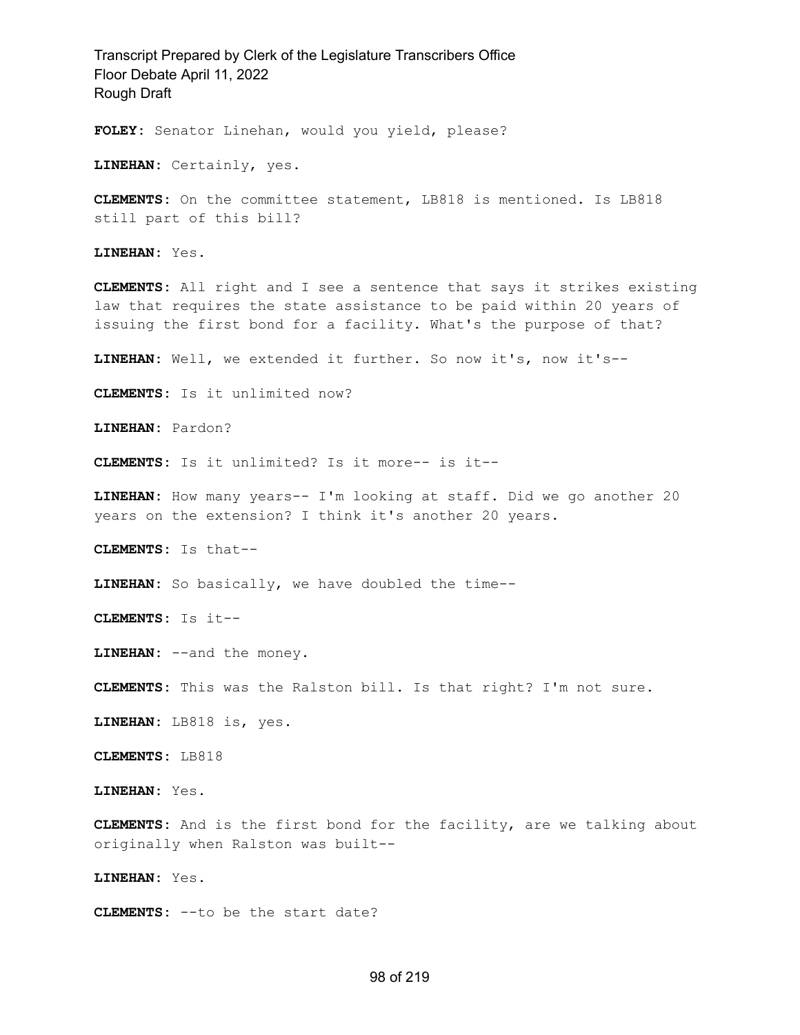**FOLEY:** Senator Linehan, would you yield, please?

**LINEHAN:** Certainly, yes.

**CLEMENTS:** On the committee statement, LB818 is mentioned. Is LB818 still part of this bill?

**LINEHAN:** Yes.

**CLEMENTS:** All right and I see a sentence that says it strikes existing law that requires the state assistance to be paid within 20 years of issuing the first bond for a facility. What's the purpose of that?

**LINEHAN:** Well, we extended it further. So now it's, now it's--

**CLEMENTS:** Is it unlimited now?

**LINEHAN:** Pardon?

**CLEMENTS:** Is it unlimited? Is it more-- is it--

**LINEHAN:** How many years-- I'm looking at staff. Did we go another 20 years on the extension? I think it's another 20 years.

**CLEMENTS:** Is that--

**LINEHAN:** So basically, we have doubled the time--

**CLEMENTS:** Is it--

**LINEHAN:** --and the money.

**CLEMENTS:** This was the Ralston bill. Is that right? I'm not sure.

**LINEHAN:** LB818 is, yes.

**CLEMENTS:** LB818

**LINEHAN:** Yes.

**CLEMENTS:** And is the first bond for the facility, are we talking about originally when Ralston was built--

**LINEHAN:** Yes.

**CLEMENTS:** --to be the start date?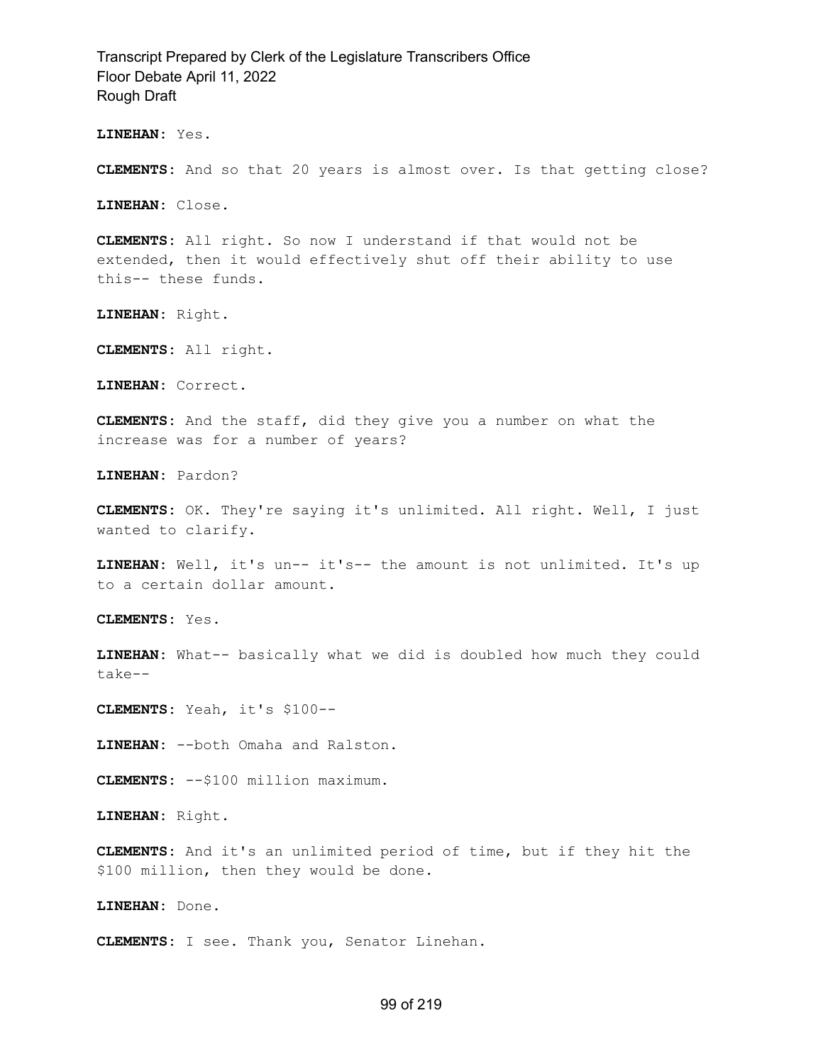**LINEHAN:** Yes.

**CLEMENTS:** And so that 20 years is almost over. Is that getting close?

**LINEHAN:** Close.

**CLEMENTS:** All right. So now I understand if that would not be extended, then it would effectively shut off their ability to use this-- these funds.

**LINEHAN:** Right.

**CLEMENTS:** All right.

**LINEHAN:** Correct.

**CLEMENTS:** And the staff, did they give you a number on what the increase was for a number of years?

**LINEHAN:** Pardon?

**CLEMENTS:** OK. They're saying it's unlimited. All right. Well, I just wanted to clarify.

**LINEHAN:** Well, it's un-- it's-- the amount is not unlimited. It's up to a certain dollar amount.

**CLEMENTS:** Yes.

**LINEHAN:** What-- basically what we did is doubled how much they could take--

**CLEMENTS:** Yeah, it's $100--

**LINEHAN:** --both Omaha and Ralston.

**CLEMENTS:** --$100 million maximum.

**LINEHAN:** Right.

**CLEMENTS:** And it's an unlimited period of time, but if they hit the $100 million, then they would be done.

**LINEHAN:** Done.

**CLEMENTS:** I see. Thank you, Senator Linehan.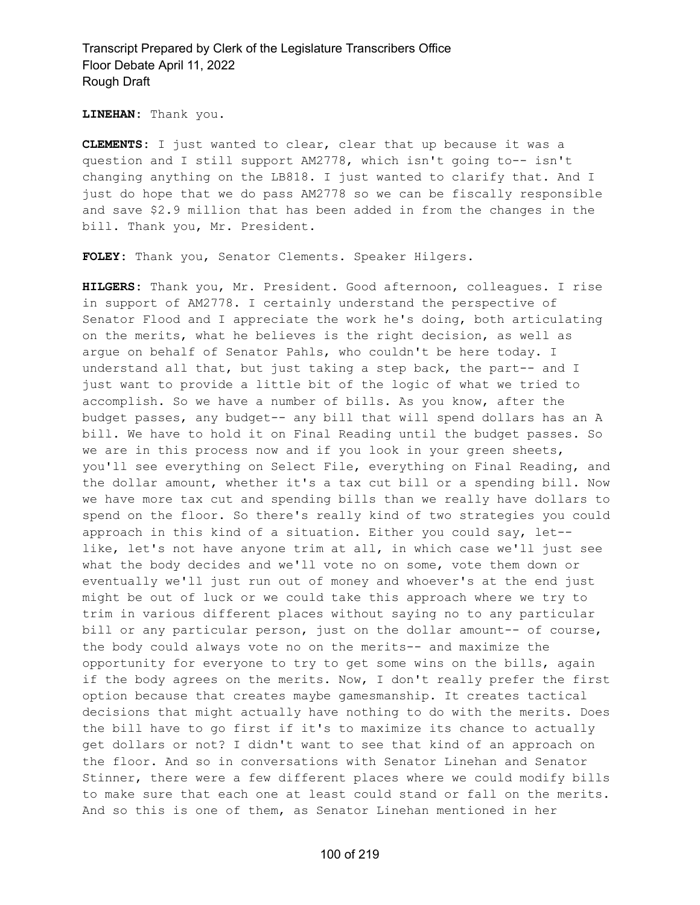**LINEHAN:** Thank you.

**CLEMENTS:** I just wanted to clear, clear that up because it was a question and I still support AM2778, which isn't going to-- isn't changing anything on the LB818. I just wanted to clarify that. And I just do hope that we do pass AM2778 so we can be fiscally responsible and save $2.9 million that has been added in from the changes in the bill. Thank you, Mr. President.

**FOLEY:** Thank you, Senator Clements. Speaker Hilgers.

**HILGERS:** Thank you, Mr. President. Good afternoon, colleagues. I rise in support of AM2778. I certainly understand the perspective of Senator Flood and I appreciate the work he's doing, both articulating on the merits, what he believes is the right decision, as well as argue on behalf of Senator Pahls, who couldn't be here today. I understand all that, but just taking a step back, the part-- and I just want to provide a little bit of the logic of what we tried to accomplish. So we have a number of bills. As you know, after the budget passes, any budget-- any bill that will spend dollars has an A bill. We have to hold it on Final Reading until the budget passes. So we are in this process now and if you look in your green sheets, you'll see everything on Select File, everything on Final Reading, and the dollar amount, whether it's a tax cut bill or a spending bill. Now we have more tax cut and spending bills than we really have dollars to spend on the floor. So there's really kind of two strategies you could approach in this kind of a situation. Either you could say, let-- like, let's not have anyone trim at all, in which case we'll just see what the body decides and we'll vote no on some, vote them down or eventually we'll just run out of money and whoever's at the end just might be out of luck or we could take this approach where we try to trim in various different places without saying no to any particular bill or any particular person, just on the dollar amount-- of course, the body could always vote no on the merits-- and maximize the opportunity for everyone to try to get some wins on the bills, again if the body agrees on the merits. Now, I don't really prefer the first option because that creates maybe gamesmanship. It creates tactical decisions that might actually have nothing to do with the merits. Does the bill have to go first if it's to maximize its chance to actually get dollars or not? I didn't want to see that kind of an approach on the floor. And so in conversations with Senator Linehan and Senator Stinner, there were a few different places where we could modify bills to make sure that each one at least could stand or fall on the merits. And so this is one of them, as Senator Linehan mentioned in her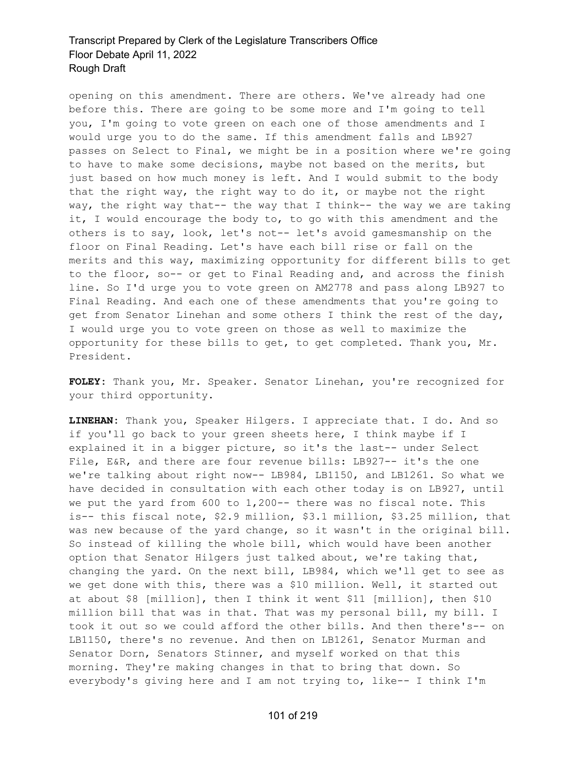opening on this amendment. There are others. We've already had one before this. There are going to be some more and I'm going to tell you, I'm going to vote green on each one of those amendments and I would urge you to do the same. If this amendment falls and LB927 passes on Select to Final, we might be in a position where we're going to have to make some decisions, maybe not based on the merits, but just based on how much money is left. And I would submit to the body that the right way, the right way to do it, or maybe not the right way, the right way that-- the way that I think-- the way we are taking it, I would encourage the body to, to go with this amendment and the others is to say, look, let's not-- let's avoid gamesmanship on the floor on Final Reading. Let's have each bill rise or fall on the merits and this way, maximizing opportunity for different bills to get to the floor, so-- or get to Final Reading and, and across the finish line. So I'd urge you to vote green on AM2778 and pass along LB927 to Final Reading. And each one of these amendments that you're going to get from Senator Linehan and some others I think the rest of the day, I would urge you to vote green on those as well to maximize the opportunity for these bills to get, to get completed. Thank you, Mr. President.

**FOLEY:** Thank you, Mr. Speaker. Senator Linehan, you're recognized for your third opportunity.

**LINEHAN:** Thank you, Speaker Hilgers. I appreciate that. I do. And so if you'll go back to your green sheets here, I think maybe if I explained it in a bigger picture, so it's the last-- under Select File, E&R, and there are four revenue bills: LB927-- it's the one we're talking about right now-- LB984, LB1150, and LB1261. So what we have decided in consultation with each other today is on LB927, until we put the yard from 600 to 1,200-- there was no fiscal note. This is-- this fiscal note, $2.9 million, $3.1 million, $3.25 million, that was new because of the yard change, so it wasn't in the original bill. So instead of killing the whole bill, which would have been another option that Senator Hilgers just talked about, we're taking that, changing the yard. On the next bill, LB984, which we'll get to see as we get done with this, there was a $10 million. Well, it started out at about $8 [million], then I think it went $11 [million], then $10 million bill that was in that. That was my personal bill, my bill. I took it out so we could afford the other bills. And then there's-- on LB1150, there's no revenue. And then on LB1261, Senator Murman and Senator Dorn, Senators Stinner, and myself worked on that this morning. They're making changes in that to bring that down. So everybody's giving here and I am not trying to, like-- I think I'm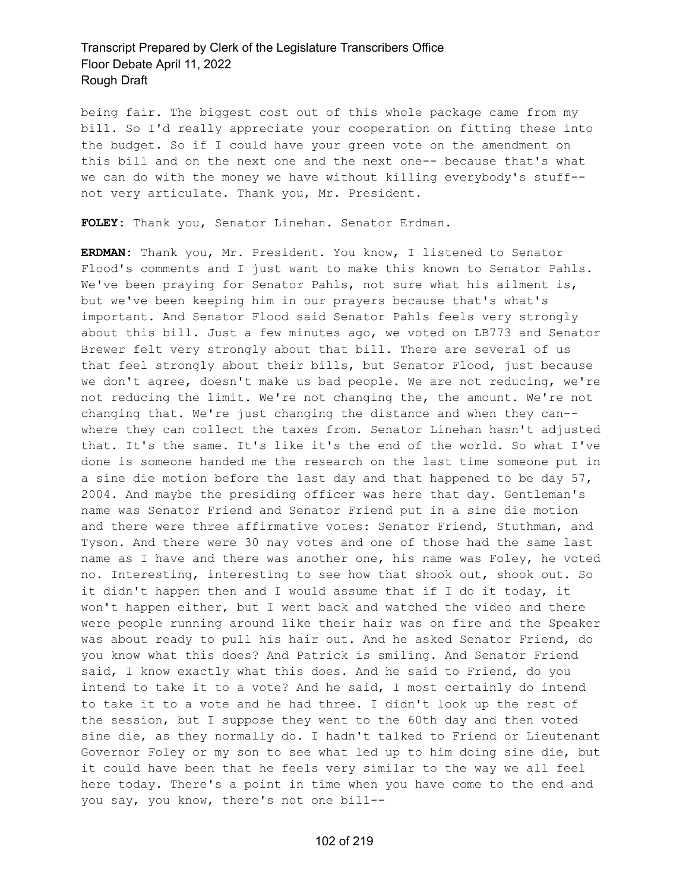being fair. The biggest cost out of this whole package came from my bill. So I'd really appreciate your cooperation on fitting these into the budget. So if I could have your green vote on the amendment on this bill and on the next one and the next one-- because that's what we can do with the money we have without killing everybody's stuff-- not very articulate. Thank you, Mr. President.

**FOLEY:** Thank you, Senator Linehan. Senator Erdman.

**ERDMAN:** Thank you, Mr. President. You know, I listened to Senator Flood's comments and I just want to make this known to Senator Pahls. We've been praying for Senator Pahls, not sure what his ailment is, but we've been keeping him in our prayers because that's what's important. And Senator Flood said Senator Pahls feels very strongly about this bill. Just a few minutes ago, we voted on LB773 and Senator Brewer felt very strongly about that bill. There are several of us that feel strongly about their bills, but Senator Flood, just because we don't agree, doesn't make us bad people. We are not reducing, we're not reducing the limit. We're not changing the, the amount. We're not changing that. We're just changing the distance and when they can-- where they can collect the taxes from. Senator Linehan hasn't adjusted that. It's the same. It's like it's the end of the world. So what I've done is someone handed me the research on the last time someone put in a sine die motion before the last day and that happened to be day 57, 2004. And maybe the presiding officer was here that day. Gentleman's name was Senator Friend and Senator Friend put in a sine die motion and there were three affirmative votes: Senator Friend, Stuthman, and Tyson. And there were 30 nay votes and one of those had the same last name as I have and there was another one, his name was Foley, he voted no. Interesting, interesting to see how that shook out, shook out. So it didn't happen then and I would assume that if I do it today, it won't happen either, but I went back and watched the video and there were people running around like their hair was on fire and the Speaker was about ready to pull his hair out. And he asked Senator Friend, do you know what this does? And Patrick is smiling. And Senator Friend said, I know exactly what this does. And he said to Friend, do you intend to take it to a vote? And he said, I most certainly do intend to take it to a vote and he had three. I didn't look up the rest of the session, but I suppose they went to the 60th day and then voted sine die, as they normally do. I hadn't talked to Friend or Lieutenant Governor Foley or my son to see what led up to him doing sine die, but it could have been that he feels very similar to the way we all feel here today. There's a point in time when you have come to the end and you say, you know, there's not one bill--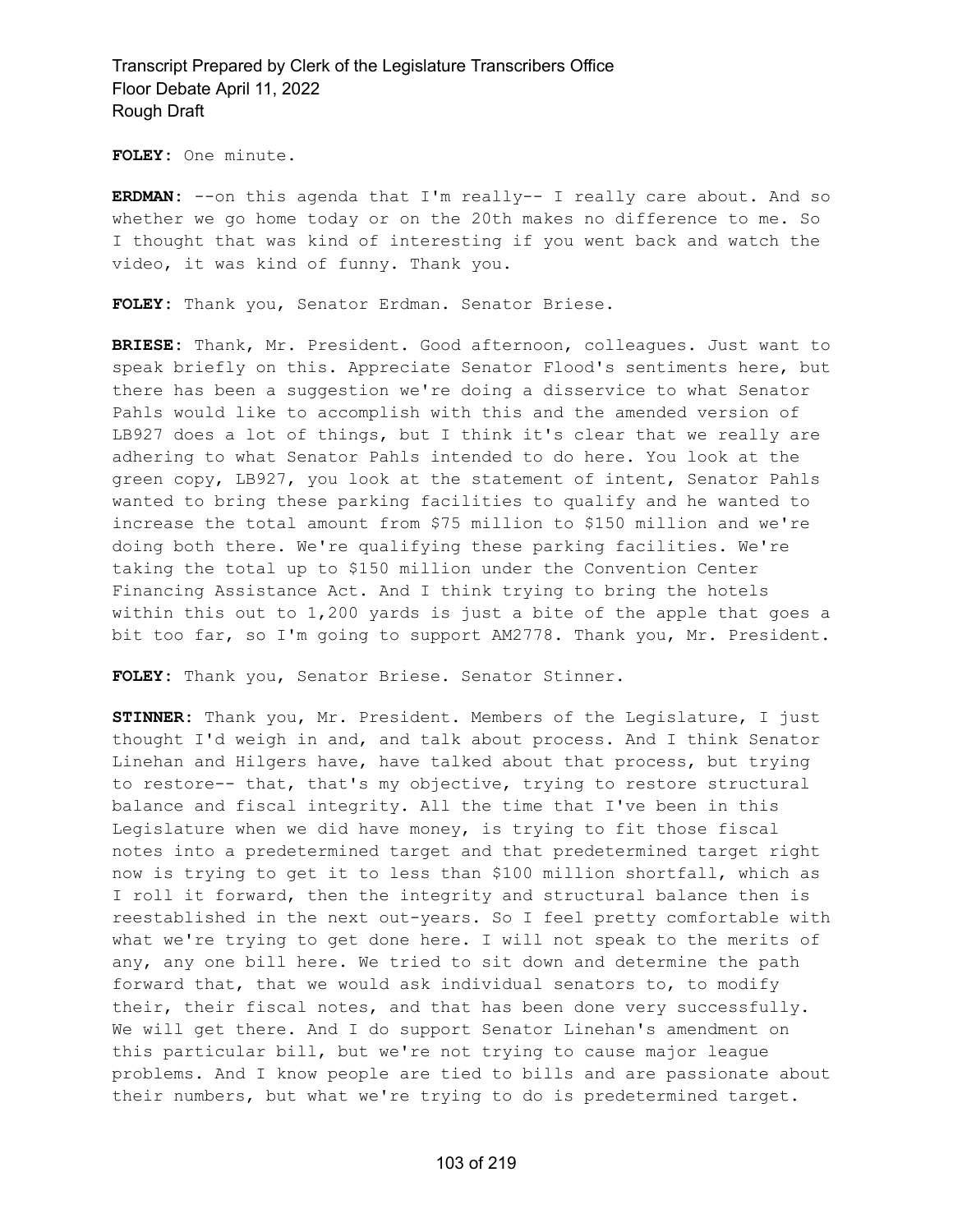**FOLEY:** One minute.

**ERDMAN:** --on this agenda that I'm really-- I really care about. And so whether we go home today or on the 20th makes no difference to me. So I thought that was kind of interesting if you went back and watch the video, it was kind of funny. Thank you.

**FOLEY:** Thank you, Senator Erdman. Senator Briese.

**BRIESE:** Thank, Mr. President. Good afternoon, colleagues. Just want to speak briefly on this. Appreciate Senator Flood's sentiments here, but there has been a suggestion we're doing a disservice to what Senator Pahls would like to accomplish with this and the amended version of LB927 does a lot of things, but I think it's clear that we really are adhering to what Senator Pahls intended to do here. You look at the green copy, LB927, you look at the statement of intent, Senator Pahls wanted to bring these parking facilities to qualify and he wanted to increase the total amount from $75 million to $150 million and we're doing both there. We're qualifying these parking facilities. We're taking the total up to $150 million under the Convention Center Financing Assistance Act. And I think trying to bring the hotels within this out to 1,200 yards is just a bite of the apple that goes a bit too far, so I'm going to support AM2778. Thank you, Mr. President.

**FOLEY:** Thank you, Senator Briese. Senator Stinner.

**STINNER:** Thank you, Mr. President. Members of the Legislature, I just thought I'd weigh in and, and talk about process. And I think Senator Linehan and Hilgers have, have talked about that process, but trying to restore-- that, that's my objective, trying to restore structural balance and fiscal integrity. All the time that I've been in this Legislature when we did have money, is trying to fit those fiscal notes into a predetermined target and that predetermined target right now is trying to get it to less than $100 million shortfall, which as I roll it forward, then the integrity and structural balance then is reestablished in the next out-years. So I feel pretty comfortable with what we're trying to get done here. I will not speak to the merits of any, any one bill here. We tried to sit down and determine the path forward that, that we would ask individual senators to, to modify their, their fiscal notes, and that has been done very successfully. We will get there. And I do support Senator Linehan's amendment on this particular bill, but we're not trying to cause major league problems. And I know people are tied to bills and are passionate about their numbers, but what we're trying to do is predetermined target.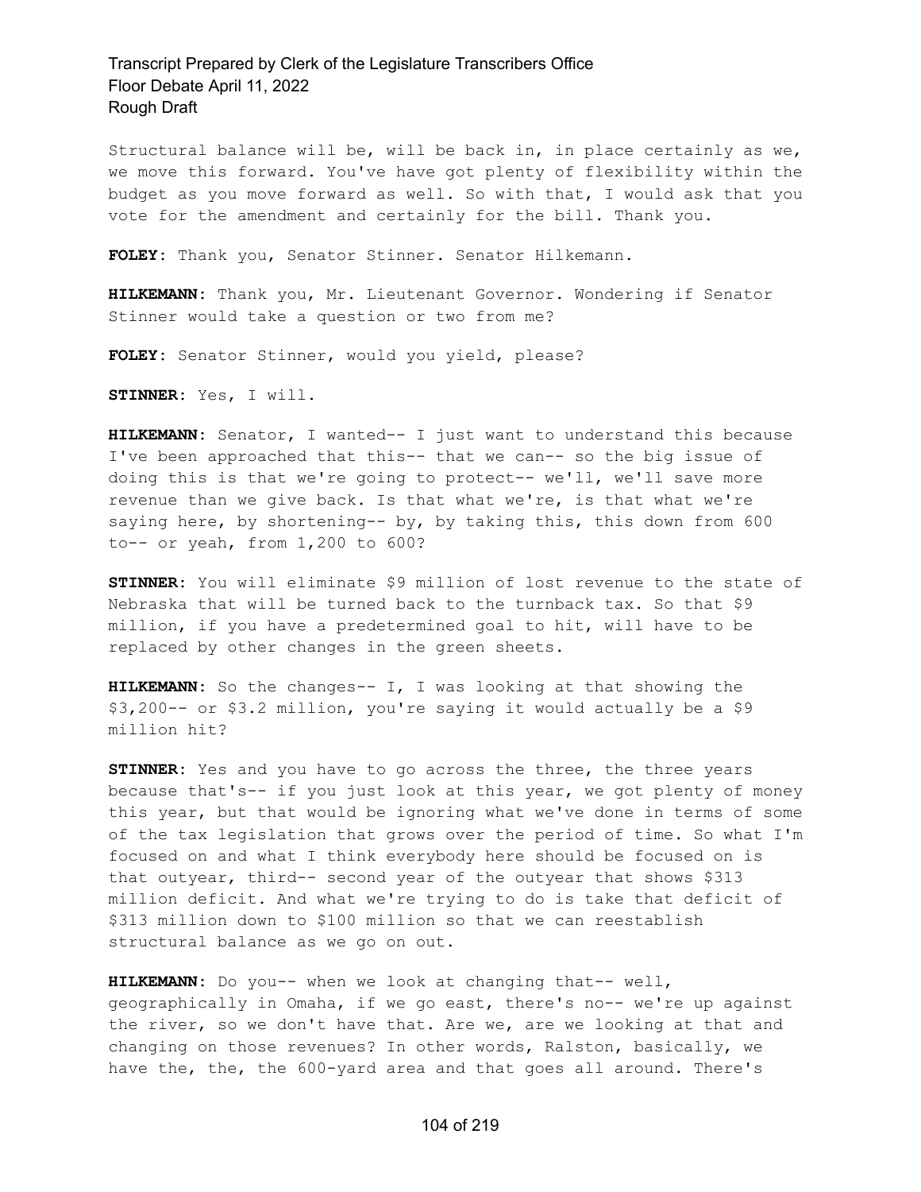Structural balance will be, will be back in, in place certainly as we, we move this forward. You've have got plenty of flexibility within the budget as you move forward as well. So with that, I would ask that you vote for the amendment and certainly for the bill. Thank you.

**FOLEY:** Thank you, Senator Stinner. Senator Hilkemann.

**HILKEMANN:** Thank you, Mr. Lieutenant Governor. Wondering if Senator Stinner would take a question or two from me?

**FOLEY:** Senator Stinner, would you yield, please?

**STINNER:** Yes, I will.

**HILKEMANN:** Senator, I wanted-- I just want to understand this because I've been approached that this-- that we can-- so the big issue of doing this is that we're going to protect-- we'll, we'll save more revenue than we give back. Is that what we're, is that what we're saying here, by shortening-- by, by taking this, this down from 600 to-- or yeah, from 1,200 to 600?

**STINNER:** You will eliminate $9 million of lost revenue to the state of Nebraska that will be turned back to the turnback tax. So that $9 million, if you have a predetermined goal to hit, will have to be replaced by other changes in the green sheets.

**HILKEMANN:** So the changes-- I, I was looking at that showing the $3,200-- or $3.2 million, you're saying it would actually be a $9 million hit?

**STINNER:** Yes and you have to go across the three, the three years because that's-- if you just look at this year, we got plenty of money this year, but that would be ignoring what we've done in terms of some of the tax legislation that grows over the period of time. So what I'm focused on and what I think everybody here should be focused on is that outyear, third-- second year of the outyear that shows $313 million deficit. And what we're trying to do is take that deficit of $313 million down to $100 million so that we can reestablish structural balance as we go on out.

**HILKEMANN:** Do you-- when we look at changing that-- well, geographically in Omaha, if we go east, there's no-- we're up against the river, so we don't have that. Are we, are we looking at that and changing on those revenues? In other words, Ralston, basically, we have the, the, the 600-yard area and that goes all around. There's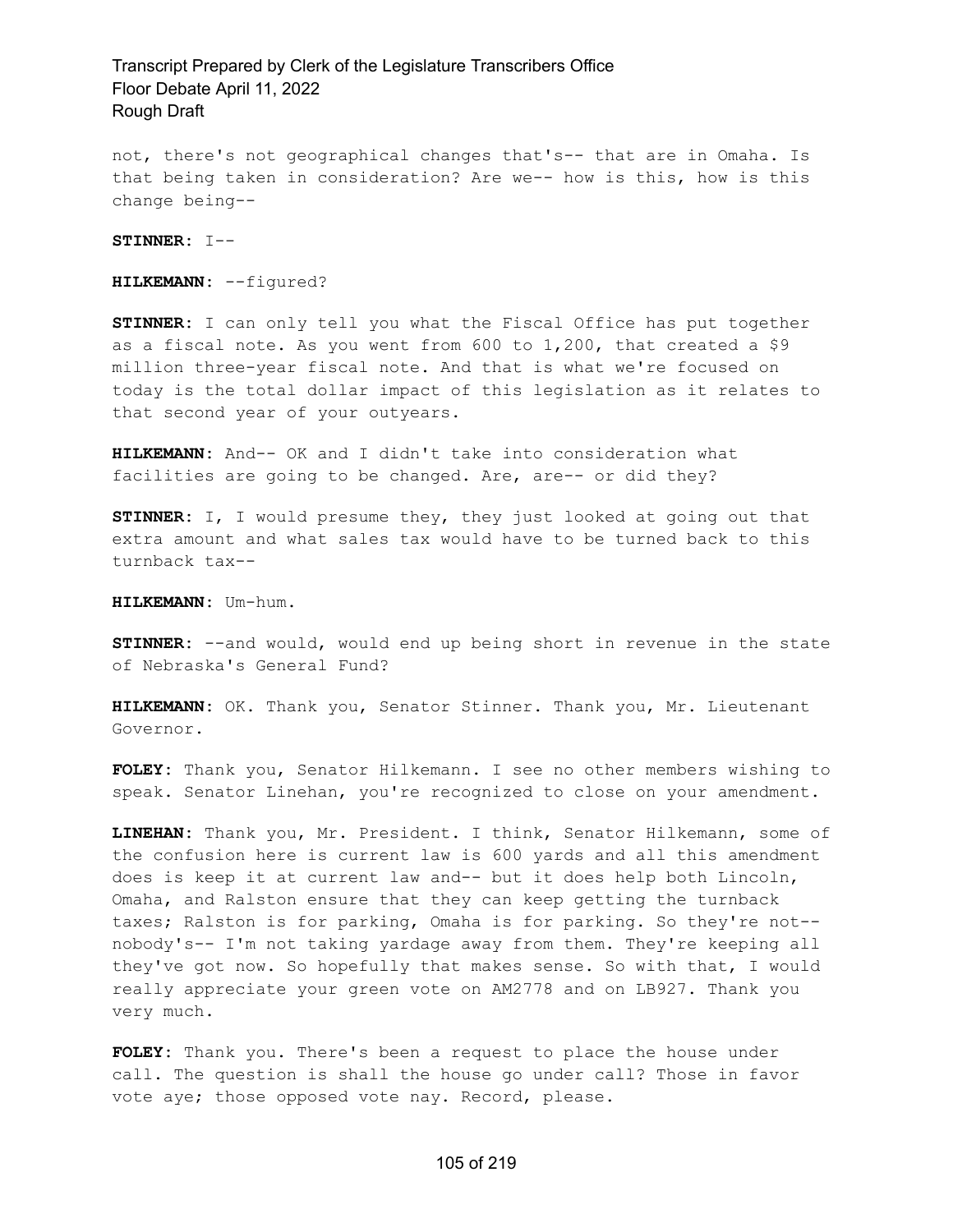not, there's not geographical changes that's-- that are in Omaha. Is that being taken in consideration? Are we-- how is this, how is this change being--

**STINNER:** I--

**HILKEMANN:** --figured?

**STINNER:** I can only tell you what the Fiscal Office has put together as a fiscal note. As you went from 600 to 1,200, that created a $9 million three-year fiscal note. And that is what we're focused on today is the total dollar impact of this legislation as it relates to that second year of your outyears.

**HILKEMANN:** And-- OK and I didn't take into consideration what facilities are going to be changed. Are, are-- or did they?

**STINNER:** I, I would presume they, they just looked at going out that extra amount and what sales tax would have to be turned back to this turnback tax--

**HILKEMANN:** Um-hum.

**STINNER:** --and would, would end up being short in revenue in the state of Nebraska's General Fund?

**HILKEMANN:** OK. Thank you, Senator Stinner. Thank you, Mr. Lieutenant Governor.

**FOLEY:** Thank you, Senator Hilkemann. I see no other members wishing to speak. Senator Linehan, you're recognized to close on your amendment.

**LINEHAN:** Thank you, Mr. President. I think, Senator Hilkemann, some of the confusion here is current law is 600 yards and all this amendment does is keep it at current law and-- but it does help both Lincoln, Omaha, and Ralston ensure that they can keep getting the turnback taxes; Ralston is for parking, Omaha is for parking. So they're not-- nobody's-- I'm not taking yardage away from them. They're keeping all they've got now. So hopefully that makes sense. So with that, I would really appreciate your green vote on AM2778 and on LB927. Thank you very much.

**FOLEY:** Thank you. There's been a request to place the house under call. The question is shall the house go under call? Those in favor vote aye; those opposed vote nay. Record, please.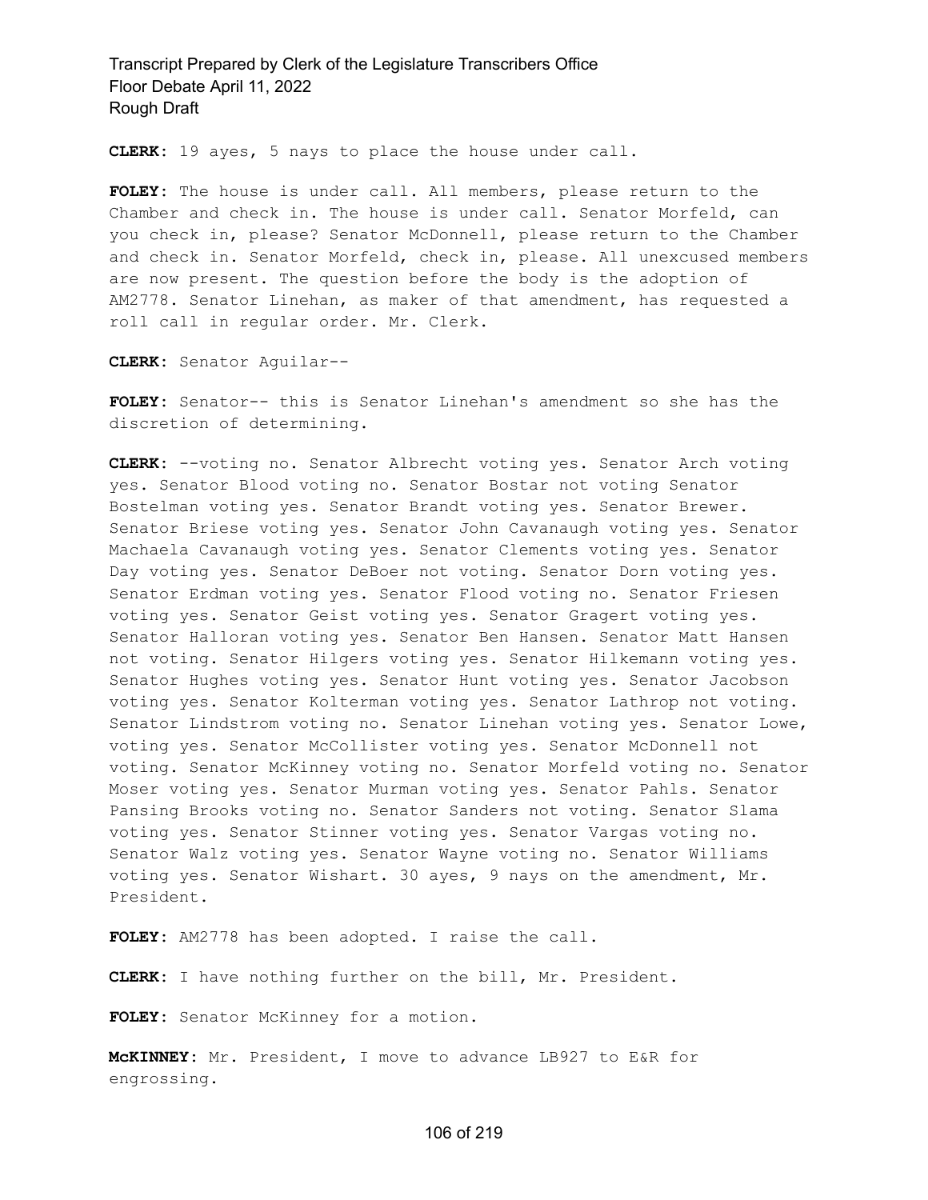**CLERK:** 19 ayes, 5 nays to place the house under call.

**FOLEY:** The house is under call. All members, please return to the Chamber and check in. The house is under call. Senator Morfeld, can you check in, please? Senator McDonnell, please return to the Chamber and check in. Senator Morfeld, check in, please. All unexcused members are now present. The question before the body is the adoption of AM2778. Senator Linehan, as maker of that amendment, has requested a roll call in regular order. Mr. Clerk.

**CLERK:** Senator Aguilar--

**FOLEY:** Senator-- this is Senator Linehan's amendment so she has the discretion of determining.

**CLERK:** --voting no. Senator Albrecht voting yes. Senator Arch voting yes. Senator Blood voting no. Senator Bostar not voting Senator Bostelman voting yes. Senator Brandt voting yes. Senator Brewer. Senator Briese voting yes. Senator John Cavanaugh voting yes. Senator Machaela Cavanaugh voting yes. Senator Clements voting yes. Senator Day voting yes. Senator DeBoer not voting. Senator Dorn voting yes. Senator Erdman voting yes. Senator Flood voting no. Senator Friesen voting yes. Senator Geist voting yes. Senator Gragert voting yes. Senator Halloran voting yes. Senator Ben Hansen. Senator Matt Hansen not voting. Senator Hilgers voting yes. Senator Hilkemann voting yes. Senator Hughes voting yes. Senator Hunt voting yes. Senator Jacobson voting yes. Senator Kolterman voting yes. Senator Lathrop not voting. Senator Lindstrom voting no. Senator Linehan voting yes. Senator Lowe, voting yes. Senator McCollister voting yes. Senator McDonnell not voting. Senator McKinney voting no. Senator Morfeld voting no. Senator Moser voting yes. Senator Murman voting yes. Senator Pahls. Senator Pansing Brooks voting no. Senator Sanders not voting. Senator Slama voting yes. Senator Stinner voting yes. Senator Vargas voting no. Senator Walz voting yes. Senator Wayne voting no. Senator Williams voting yes. Senator Wishart. 30 ayes, 9 nays on the amendment, Mr. President.

**FOLEY:** AM2778 has been adopted. I raise the call.

**CLERK:** I have nothing further on the bill, Mr. President.

**FOLEY:** Senator McKinney for a motion.

**McKINNEY:** Mr. President, I move to advance LB927 to E&R for engrossing.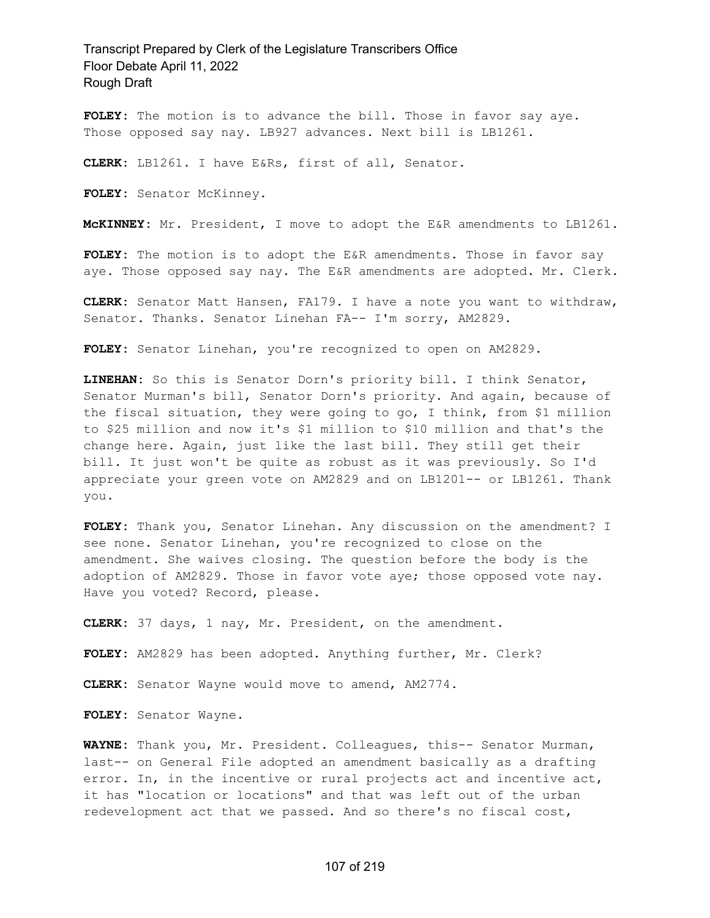**FOLEY:** The motion is to advance the bill. Those in favor say aye. Those opposed say nay. LB927 advances. Next bill is LB1261.

**CLERK:** LB1261. I have E&Rs, first of all, Senator.

**FOLEY:** Senator McKinney.

**McKINNEY:** Mr. President, I move to adopt the E&R amendments to LB1261.

**FOLEY:** The motion is to adopt the E&R amendments. Those in favor say aye. Those opposed say nay. The E&R amendments are adopted. Mr. Clerk.

**CLERK:** Senator Matt Hansen, FA179. I have a note you want to withdraw, Senator. Thanks. Senator Linehan FA-- I'm sorry, AM2829.

**FOLEY:** Senator Linehan, you're recognized to open on AM2829.

**LINEHAN:** So this is Senator Dorn's priority bill. I think Senator, Senator Murman's bill, Senator Dorn's priority. And again, because of the fiscal situation, they were going to go, I think, from $1 million to $25 million and now it's $1 million to $10 million and that's the change here. Again, just like the last bill. They still get their bill. It just won't be quite as robust as it was previously. So I'd appreciate your green vote on AM2829 and on LB1201-- or LB1261. Thank you.

**FOLEY:** Thank you, Senator Linehan. Any discussion on the amendment? I see none. Senator Linehan, you're recognized to close on the amendment. She waives closing. The question before the body is the adoption of AM2829. Those in favor vote aye; those opposed vote nay. Have you voted? Record, please.

**CLERK:** 37 days, 1 nay, Mr. President, on the amendment.

**FOLEY:** AM2829 has been adopted. Anything further, Mr. Clerk?

**CLERK:** Senator Wayne would move to amend, AM2774.

**FOLEY:** Senator Wayne.

**WAYNE:** Thank you, Mr. President. Colleagues, this-- Senator Murman, last-- on General File adopted an amendment basically as a drafting error. In, in the incentive or rural projects act and incentive act, it has "location or locations" and that was left out of the urban redevelopment act that we passed. And so there's no fiscal cost,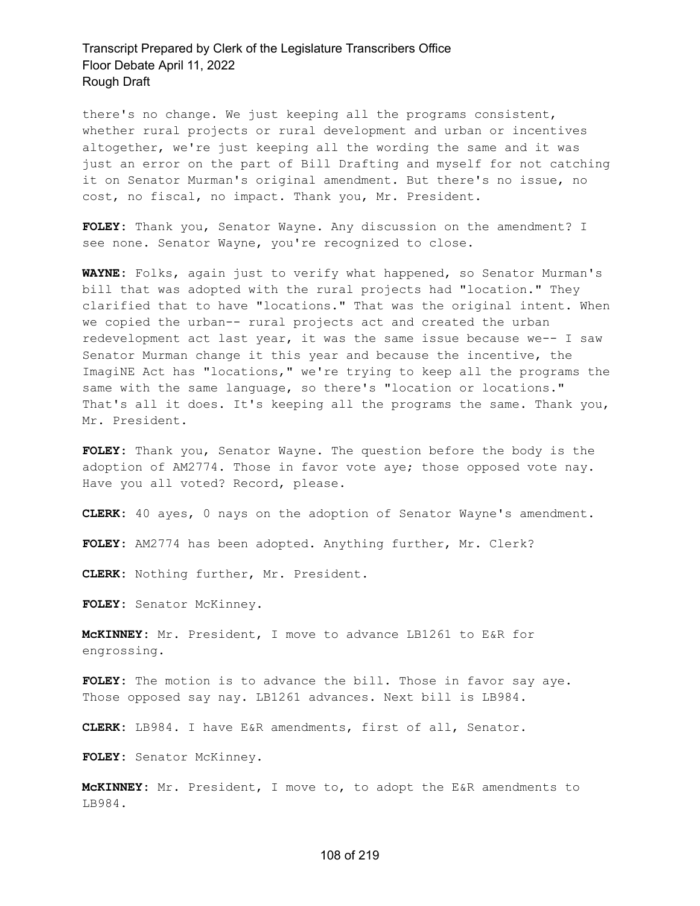there's no change. We just keeping all the programs consistent, whether rural projects or rural development and urban or incentives altogether, we're just keeping all the wording the same and it was just an error on the part of Bill Drafting and myself for not catching it on Senator Murman's original amendment. But there's no issue, no cost, no fiscal, no impact. Thank you, Mr. President.

**FOLEY:** Thank you, Senator Wayne. Any discussion on the amendment? I see none. Senator Wayne, you're recognized to close.

**WAYNE:** Folks, again just to verify what happened, so Senator Murman's bill that was adopted with the rural projects had "location." They clarified that to have "locations." That was the original intent. When we copied the urban-- rural projects act and created the urban redevelopment act last year, it was the same issue because we-- I saw Senator Murman change it this year and because the incentive, the ImagiNE Act has "locations," we're trying to keep all the programs the same with the same language, so there's "location or locations." That's all it does. It's keeping all the programs the same. Thank you, Mr. President.

**FOLEY:** Thank you, Senator Wayne. The question before the body is the adoption of AM2774. Those in favor vote aye; those opposed vote nay. Have you all voted? Record, please.

**CLERK:** 40 ayes, 0 nays on the adoption of Senator Wayne's amendment.

**FOLEY:** AM2774 has been adopted. Anything further, Mr. Clerk?

**CLERK:** Nothing further, Mr. President.

**FOLEY:** Senator McKinney.

**McKINNEY:** Mr. President, I move to advance LB1261 to E&R for engrossing.

**FOLEY:** The motion is to advance the bill. Those in favor say aye. Those opposed say nay. LB1261 advances. Next bill is LB984.

**CLERK:** LB984. I have E&R amendments, first of all, Senator.

**FOLEY:** Senator McKinney.

**McKINNEY:** Mr. President, I move to, to adopt the E&R amendments to LB984.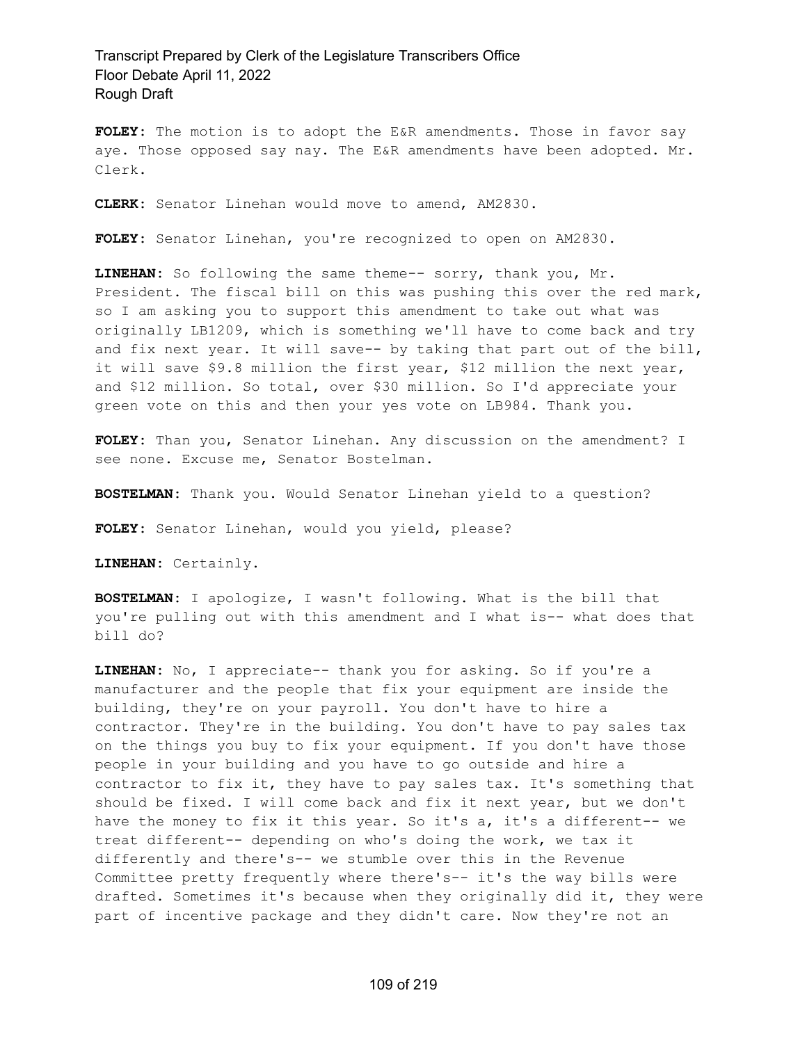**FOLEY:** The motion is to adopt the E&R amendments. Those in favor say aye. Those opposed say nay. The E&R amendments have been adopted. Mr. Clerk.

**CLERK:** Senator Linehan would move to amend, AM2830.

**FOLEY:** Senator Linehan, you're recognized to open on AM2830.

**LINEHAN:** So following the same theme-- sorry, thank you, Mr. President. The fiscal bill on this was pushing this over the red mark, so I am asking you to support this amendment to take out what was originally LB1209, which is something we'll have to come back and try and fix next year. It will save-- by taking that part out of the bill, it will save $9.8 million the first year, $12 million the next year, and $12 million. So total, over $30 million. So I'd appreciate your green vote on this and then your yes vote on LB984. Thank you.

**FOLEY:** Than you, Senator Linehan. Any discussion on the amendment? I see none. Excuse me, Senator Bostelman.

**BOSTELMAN:** Thank you. Would Senator Linehan yield to a question?

**FOLEY:** Senator Linehan, would you yield, please?

**LINEHAN:** Certainly.

**BOSTELMAN:** I apologize, I wasn't following. What is the bill that you're pulling out with this amendment and I what is-- what does that bill do?

**LINEHAN:** No, I appreciate-- thank you for asking. So if you're a manufacturer and the people that fix your equipment are inside the building, they're on your payroll. You don't have to hire a contractor. They're in the building. You don't have to pay sales tax on the things you buy to fix your equipment. If you don't have those people in your building and you have to go outside and hire a contractor to fix it, they have to pay sales tax. It's something that should be fixed. I will come back and fix it next year, but we don't have the money to fix it this year. So it's a, it's a different-- we treat different-- depending on who's doing the work, we tax it differently and there's-- we stumble over this in the Revenue Committee pretty frequently where there's-- it's the way bills were drafted. Sometimes it's because when they originally did it, they were part of incentive package and they didn't care. Now they're not an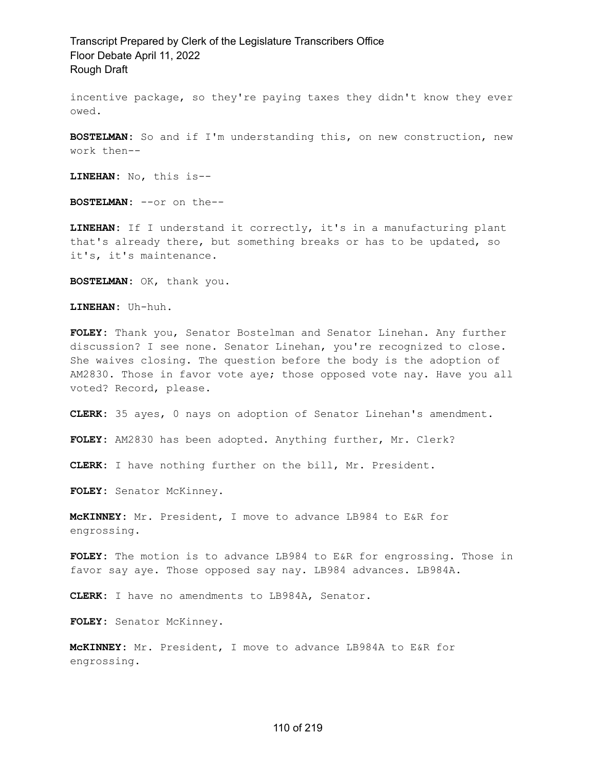incentive package, so they're paying taxes they didn't know they ever owed.

**BOSTELMAN:** So and if I'm understanding this, on new construction, new work then--

**LINEHAN:** No, this is--

**BOSTELMAN:** --or on the--

**LINEHAN:** If I understand it correctly, it's in a manufacturing plant that's already there, but something breaks or has to be updated, so it's, it's maintenance.

**BOSTELMAN:** OK, thank you.

**LINEHAN:** Uh-huh.

**FOLEY:** Thank you, Senator Bostelman and Senator Linehan. Any further discussion? I see none. Senator Linehan, you're recognized to close. She waives closing. The question before the body is the adoption of AM2830. Those in favor vote aye; those opposed vote nay. Have you all voted? Record, please.

**CLERK:** 35 ayes, 0 nays on adoption of Senator Linehan's amendment.

**FOLEY:** AM2830 has been adopted. Anything further, Mr. Clerk?

**CLERK:** I have nothing further on the bill, Mr. President.

**FOLEY:** Senator McKinney.

**McKINNEY:** Mr. President, I move to advance LB984 to E&R for engrossing.

**FOLEY:** The motion is to advance LB984 to E&R for engrossing. Those in favor say aye. Those opposed say nay. LB984 advances. LB984A.

**CLERK:** I have no amendments to LB984A, Senator.

**FOLEY:** Senator McKinney.

**McKINNEY:** Mr. President, I move to advance LB984A to E&R for engrossing.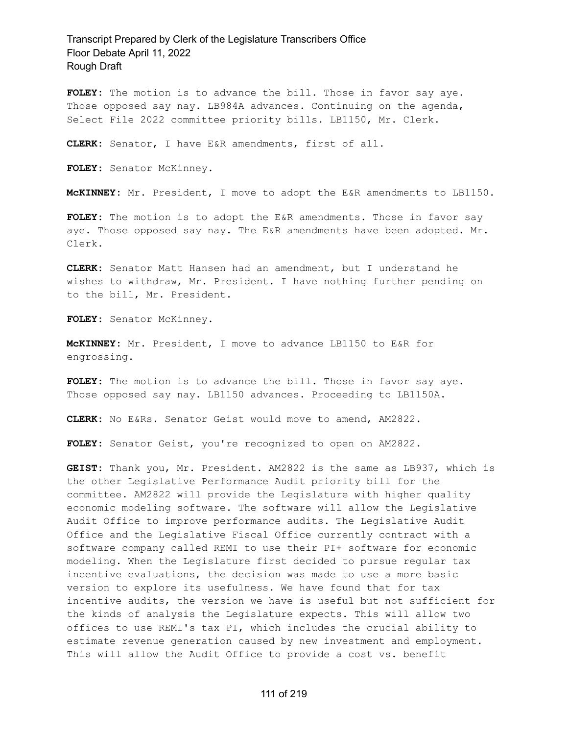**FOLEY:** The motion is to advance the bill. Those in favor say aye. Those opposed say nay. LB984A advances. Continuing on the agenda, Select File 2022 committee priority bills. LB1150, Mr. Clerk.

**CLERK:** Senator, I have E&R amendments, first of all.

**FOLEY:** Senator McKinney.

**McKINNEY:** Mr. President, I move to adopt the E&R amendments to LB1150.

**FOLEY:** The motion is to adopt the E&R amendments. Those in favor say aye. Those opposed say nay. The E&R amendments have been adopted. Mr. Clerk.

**CLERK:** Senator Matt Hansen had an amendment, but I understand he wishes to withdraw, Mr. President. I have nothing further pending on to the bill, Mr. President.

**FOLEY:** Senator McKinney.

**McKINNEY:** Mr. President, I move to advance LB1150 to E&R for engrossing.

**FOLEY:** The motion is to advance the bill. Those in favor say aye. Those opposed say nay. LB1150 advances. Proceeding to LB1150A.

**CLERK:** No E&Rs. Senator Geist would move to amend, AM2822.

**FOLEY:** Senator Geist, you're recognized to open on AM2822.

**GEIST:** Thank you, Mr. President. AM2822 is the same as LB937, which is the other Legislative Performance Audit priority bill for the committee. AM2822 will provide the Legislature with higher quality economic modeling software. The software will allow the Legislative Audit Office to improve performance audits. The Legislative Audit Office and the Legislative Fiscal Office currently contract with a software company called REMI to use their PI+ software for economic modeling. When the Legislature first decided to pursue regular tax incentive evaluations, the decision was made to use a more basic version to explore its usefulness. We have found that for tax incentive audits, the version we have is useful but not sufficient for the kinds of analysis the Legislature expects. This will allow two offices to use REMI's tax PI, which includes the crucial ability to estimate revenue generation caused by new investment and employment. This will allow the Audit Office to provide a cost vs. benefit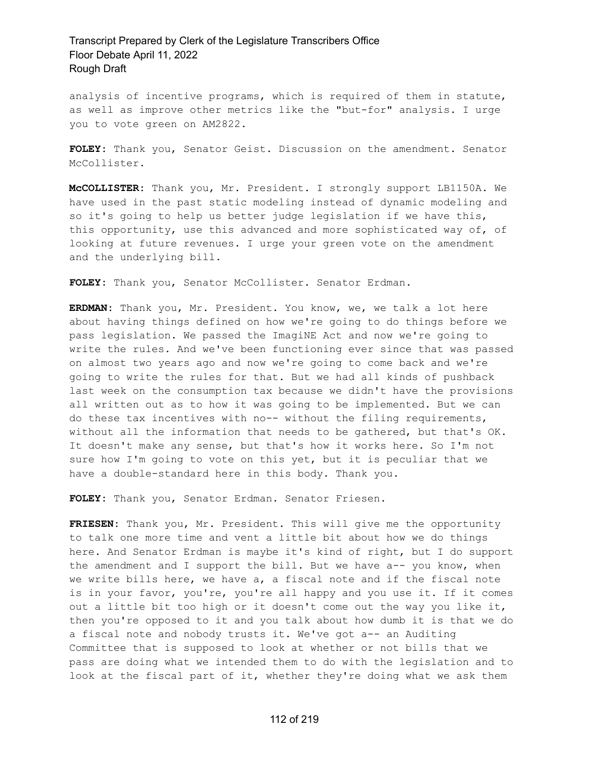analysis of incentive programs, which is required of them in statute, as well as improve other metrics like the "but-for" analysis. I urge you to vote green on AM2822.

**FOLEY:** Thank you, Senator Geist. Discussion on the amendment. Senator McCollister.

**McCOLLISTER:** Thank you, Mr. President. I strongly support LB1150A. We have used in the past static modeling instead of dynamic modeling and so it's going to help us better judge legislation if we have this, this opportunity, use this advanced and more sophisticated way of, of looking at future revenues. I urge your green vote on the amendment and the underlying bill.

**FOLEY:** Thank you, Senator McCollister. Senator Erdman.

**ERDMAN:** Thank you, Mr. President. You know, we, we talk a lot here about having things defined on how we're going to do things before we pass legislation. We passed the ImagiNE Act and now we're going to write the rules. And we've been functioning ever since that was passed on almost two years ago and now we're going to come back and we're going to write the rules for that. But we had all kinds of pushback last week on the consumption tax because we didn't have the provisions all written out as to how it was going to be implemented. But we can do these tax incentives with no-- without the filing requirements, without all the information that needs to be gathered, but that's OK. It doesn't make any sense, but that's how it works here. So I'm not sure how I'm going to vote on this yet, but it is peculiar that we have a double-standard here in this body. Thank you.

**FOLEY:** Thank you, Senator Erdman. Senator Friesen.

**FRIESEN:** Thank you, Mr. President. This will give me the opportunity to talk one more time and vent a little bit about how we do things here. And Senator Erdman is maybe it's kind of right, but I do support the amendment and I support the bill. But we have a-- you know, when we write bills here, we have a, a fiscal note and if the fiscal note is in your favor, you're, you're all happy and you use it. If it comes out a little bit too high or it doesn't come out the way you like it, then you're opposed to it and you talk about how dumb it is that we do a fiscal note and nobody trusts it. We've got a-- an Auditing Committee that is supposed to look at whether or not bills that we pass are doing what we intended them to do with the legislation and to look at the fiscal part of it, whether they're doing what we ask them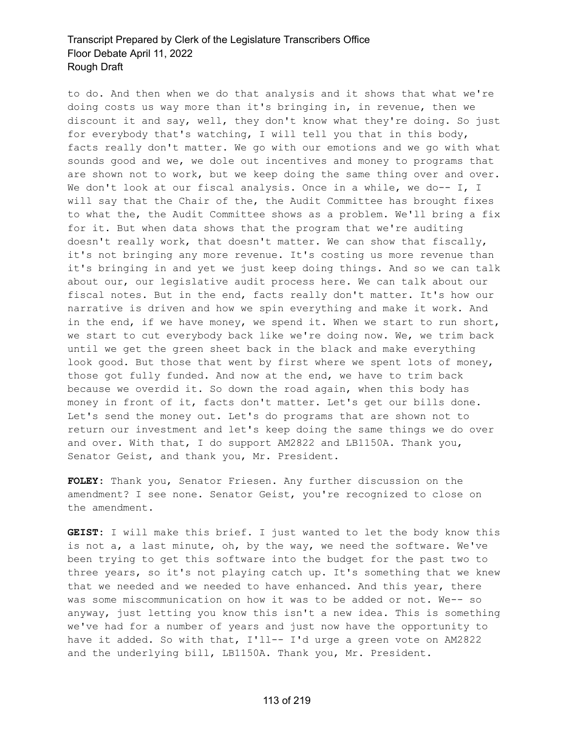to do. And then when we do that analysis and it shows that what we're doing costs us way more than it's bringing in, in revenue, then we discount it and say, well, they don't know what they're doing. So just for everybody that's watching, I will tell you that in this body, facts really don't matter. We go with our emotions and we go with what sounds good and we, we dole out incentives and money to programs that are shown not to work, but we keep doing the same thing over and over. We don't look at our fiscal analysis. Once in a while, we do-- I, I will say that the Chair of the, the Audit Committee has brought fixes to what the, the Audit Committee shows as a problem. We'll bring a fix for it. But when data shows that the program that we're auditing doesn't really work, that doesn't matter. We can show that fiscally, it's not bringing any more revenue. It's costing us more revenue than it's bringing in and yet we just keep doing things. And so we can talk about our, our legislative audit process here. We can talk about our fiscal notes. But in the end, facts really don't matter. It's how our narrative is driven and how we spin everything and make it work. And in the end, if we have money, we spend it. When we start to run short, we start to cut everybody back like we're doing now. We, we trim back until we get the green sheet back in the black and make everything look good. But those that went by first where we spent lots of money, those got fully funded. And now at the end, we have to trim back because we overdid it. So down the road again, when this body has money in front of it, facts don't matter. Let's get our bills done. Let's send the money out. Let's do programs that are shown not to return our investment and let's keep doing the same things we do over and over. With that, I do support AM2822 and LB1150A. Thank you, Senator Geist, and thank you, Mr. President.

**FOLEY:** Thank you, Senator Friesen. Any further discussion on the amendment? I see none. Senator Geist, you're recognized to close on the amendment.

**GEIST:** I will make this brief. I just wanted to let the body know this is not a, a last minute, oh, by the way, we need the software. We've been trying to get this software into the budget for the past two to three years, so it's not playing catch up. It's something that we knew that we needed and we needed to have enhanced. And this year, there was some miscommunication on how it was to be added or not. We-- so anyway, just letting you know this isn't a new idea. This is something we've had for a number of years and just now have the opportunity to have it added. So with that, I'll-- I'd urge a green vote on AM2822 and the underlying bill, LB1150A. Thank you, Mr. President.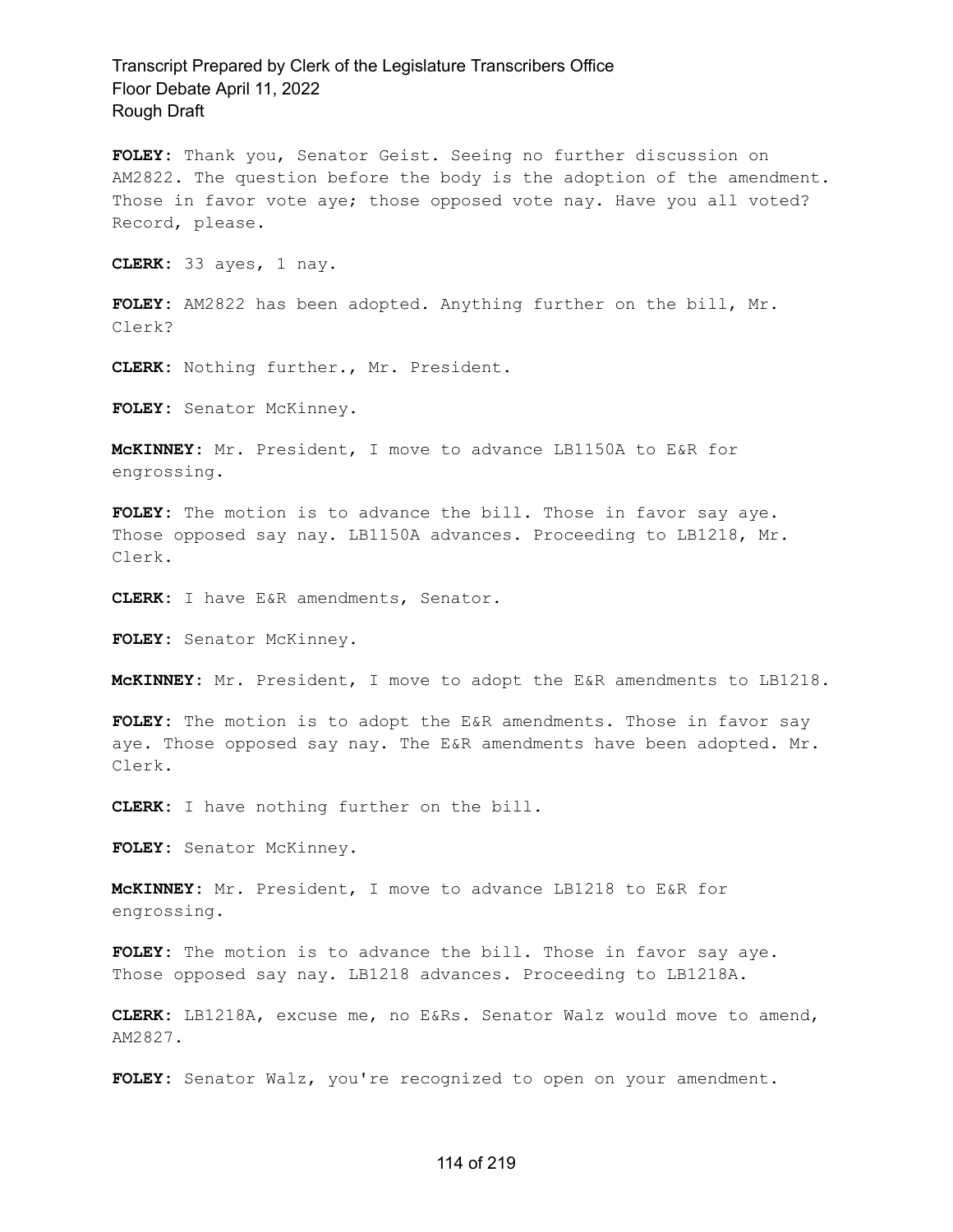**FOLEY:** Thank you, Senator Geist. Seeing no further discussion on AM2822. The question before the body is the adoption of the amendment. Those in favor vote aye; those opposed vote nay. Have you all voted? Record, please.

**CLERK:** 33 ayes, 1 nay.

**FOLEY:** AM2822 has been adopted. Anything further on the bill, Mr. Clerk?

**CLERK:** Nothing further., Mr. President.

**FOLEY:** Senator McKinney.

**McKINNEY:** Mr. President, I move to advance LB1150A to E&R for engrossing.

**FOLEY:** The motion is to advance the bill. Those in favor say aye. Those opposed say nay. LB1150A advances. Proceeding to LB1218, Mr. Clerk.

**CLERK:** I have E&R amendments, Senator.

**FOLEY:** Senator McKinney.

**McKINNEY:** Mr. President, I move to adopt the E&R amendments to LB1218.

**FOLEY:** The motion is to adopt the E&R amendments. Those in favor say aye. Those opposed say nay. The E&R amendments have been adopted. Mr. Clerk.

**CLERK:** I have nothing further on the bill.

**FOLEY:** Senator McKinney.

**McKINNEY:** Mr. President, I move to advance LB1218 to E&R for engrossing.

**FOLEY:** The motion is to advance the bill. Those in favor say aye. Those opposed say nay. LB1218 advances. Proceeding to LB1218A.

**CLERK:** LB1218A, excuse me, no E&Rs. Senator Walz would move to amend, AM2827.

**FOLEY:** Senator Walz, you're recognized to open on your amendment.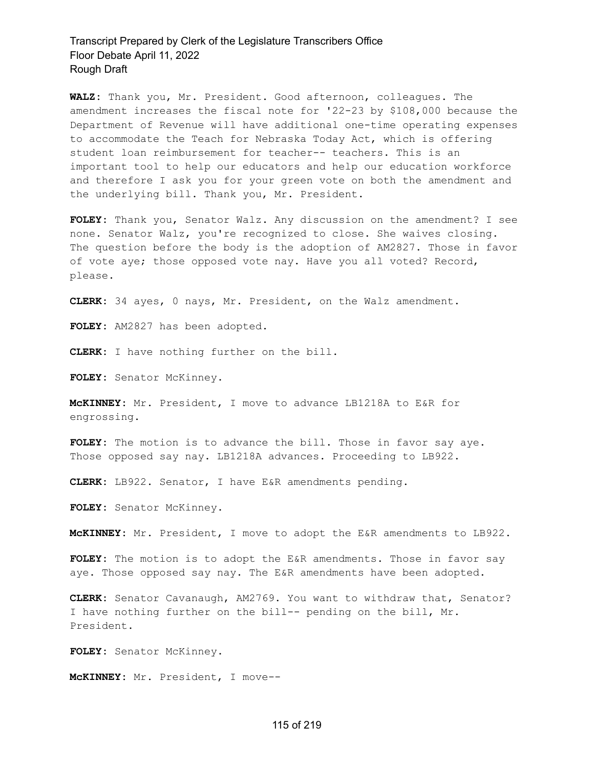**WALZ:** Thank you, Mr. President. Good afternoon, colleagues. The amendment increases the fiscal note for '22-23 by $108,000 because the Department of Revenue will have additional one-time operating expenses to accommodate the Teach for Nebraska Today Act, which is offering student loan reimbursement for teacher-- teachers. This is an important tool to help our educators and help our education workforce and therefore I ask you for your green vote on both the amendment and the underlying bill. Thank you, Mr. President.

**FOLEY:** Thank you, Senator Walz. Any discussion on the amendment? I see none. Senator Walz, you're recognized to close. She waives closing. The question before the body is the adoption of AM2827. Those in favor of vote aye; those opposed vote nay. Have you all voted? Record, please.

**CLERK:** 34 ayes, 0 nays, Mr. President, on the Walz amendment.

**FOLEY:** AM2827 has been adopted.

**CLERK:** I have nothing further on the bill.

**FOLEY:** Senator McKinney.

**McKINNEY:** Mr. President, I move to advance LB1218A to E&R for engrossing.

**FOLEY:** The motion is to advance the bill. Those in favor say aye. Those opposed say nay. LB1218A advances. Proceeding to LB922.

**CLERK:** LB922. Senator, I have E&R amendments pending.

**FOLEY:** Senator McKinney.

**McKINNEY:** Mr. President, I move to adopt the E&R amendments to LB922.

**FOLEY:** The motion is to adopt the E&R amendments. Those in favor say aye. Those opposed say nay. The E&R amendments have been adopted.

**CLERK:** Senator Cavanaugh, AM2769. You want to withdraw that, Senator? I have nothing further on the bill-- pending on the bill, Mr. President.

**FOLEY:** Senator McKinney.

**McKINNEY:** Mr. President, I move--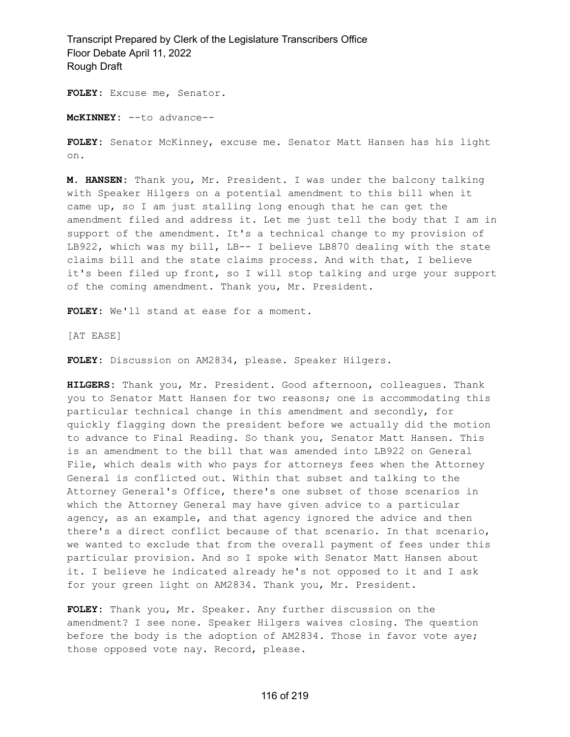**FOLEY:** Excuse me, Senator.

**McKINNEY:** --to advance--

**FOLEY:** Senator McKinney, excuse me. Senator Matt Hansen has his light on.

**M. HANSEN:** Thank you, Mr. President. I was under the balcony talking with Speaker Hilgers on a potential amendment to this bill when it came up, so I am just stalling long enough that he can get the amendment filed and address it. Let me just tell the body that I am in support of the amendment. It's a technical change to my provision of LB922, which was my bill, LB-- I believe LB870 dealing with the state claims bill and the state claims process. And with that, I believe it's been filed up front, so I will stop talking and urge your support of the coming amendment. Thank you, Mr. President.

**FOLEY:** We'll stand at ease for a moment.

[AT EASE]

**FOLEY:** Discussion on AM2834, please. Speaker Hilgers.

**HILGERS:** Thank you, Mr. President. Good afternoon, colleagues. Thank you to Senator Matt Hansen for two reasons; one is accommodating this particular technical change in this amendment and secondly, for quickly flagging down the president before we actually did the motion to advance to Final Reading. So thank you, Senator Matt Hansen. This is an amendment to the bill that was amended into LB922 on General File, which deals with who pays for attorneys fees when the Attorney General is conflicted out. Within that subset and talking to the Attorney General's Office, there's one subset of those scenarios in which the Attorney General may have given advice to a particular agency, as an example, and that agency ignored the advice and then there's a direct conflict because of that scenario. In that scenario, we wanted to exclude that from the overall payment of fees under this particular provision. And so I spoke with Senator Matt Hansen about it. I believe he indicated already he's not opposed to it and I ask for your green light on AM2834. Thank you, Mr. President.

**FOLEY:** Thank you, Mr. Speaker. Any further discussion on the amendment? I see none. Speaker Hilgers waives closing. The question before the body is the adoption of AM2834. Those in favor vote aye; those opposed vote nay. Record, please.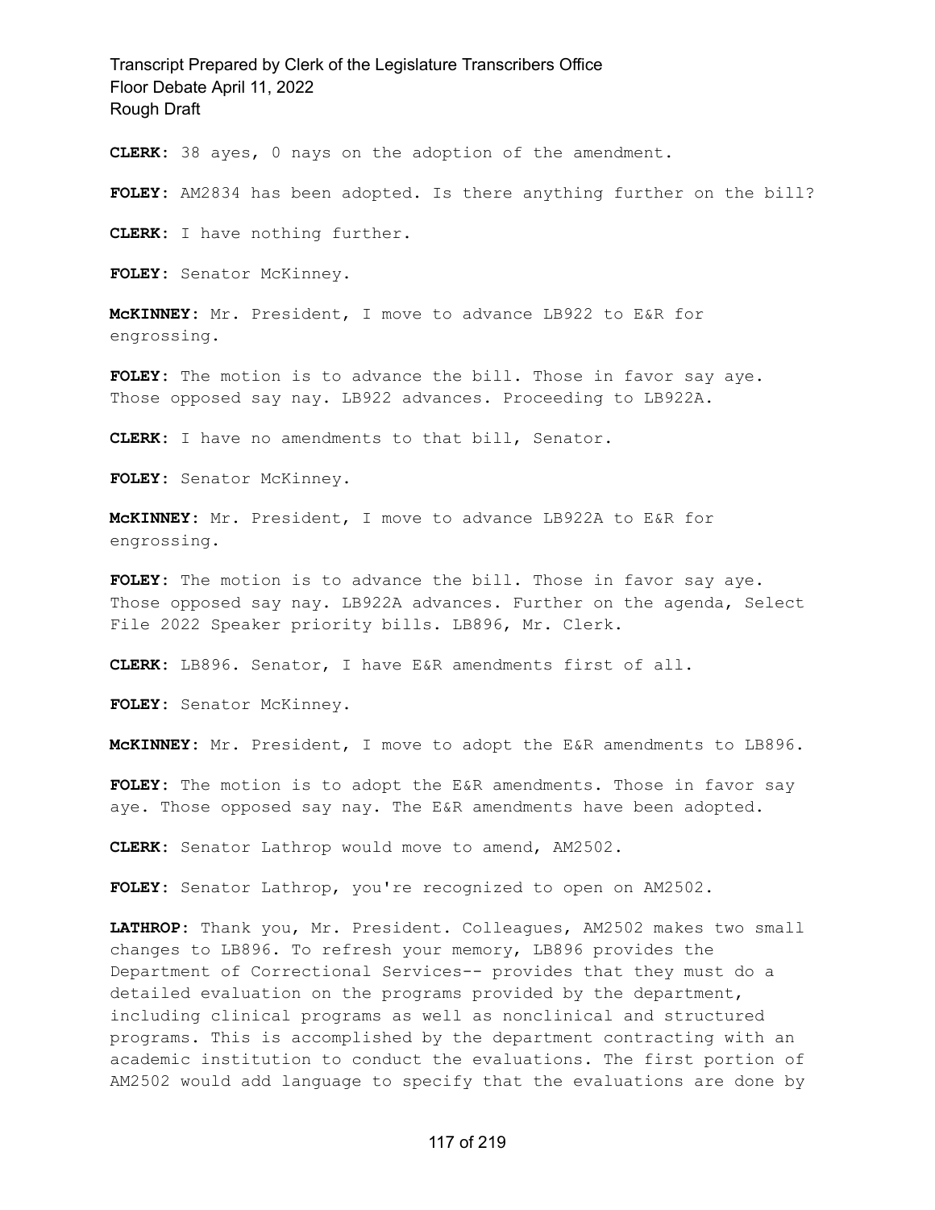**CLERK:** 38 ayes, 0 nays on the adoption of the amendment.

**FOLEY:** AM2834 has been adopted. Is there anything further on the bill?

**CLERK:** I have nothing further.

**FOLEY:** Senator McKinney.

**McKINNEY:** Mr. President, I move to advance LB922 to E&R for engrossing.

**FOLEY:** The motion is to advance the bill. Those in favor say aye. Those opposed say nay. LB922 advances. Proceeding to LB922A.

**CLERK:** I have no amendments to that bill, Senator.

**FOLEY:** Senator McKinney.

**McKINNEY:** Mr. President, I move to advance LB922A to E&R for engrossing.

**FOLEY:** The motion is to advance the bill. Those in favor say aye. Those opposed say nay. LB922A advances. Further on the agenda, Select File 2022 Speaker priority bills. LB896, Mr. Clerk.

**CLERK:** LB896. Senator, I have E&R amendments first of all.

**FOLEY:** Senator McKinney.

**McKINNEY:** Mr. President, I move to adopt the E&R amendments to LB896.

**FOLEY:** The motion is to adopt the E&R amendments. Those in favor say aye. Those opposed say nay. The E&R amendments have been adopted.

**CLERK:** Senator Lathrop would move to amend, AM2502.

**FOLEY:** Senator Lathrop, you're recognized to open on AM2502.

**LATHROP:** Thank you, Mr. President. Colleagues, AM2502 makes two small changes to LB896. To refresh your memory, LB896 provides the Department of Correctional Services-- provides that they must do a detailed evaluation on the programs provided by the department, including clinical programs as well as nonclinical and structured programs. This is accomplished by the department contracting with an academic institution to conduct the evaluations. The first portion of AM2502 would add language to specify that the evaluations are done by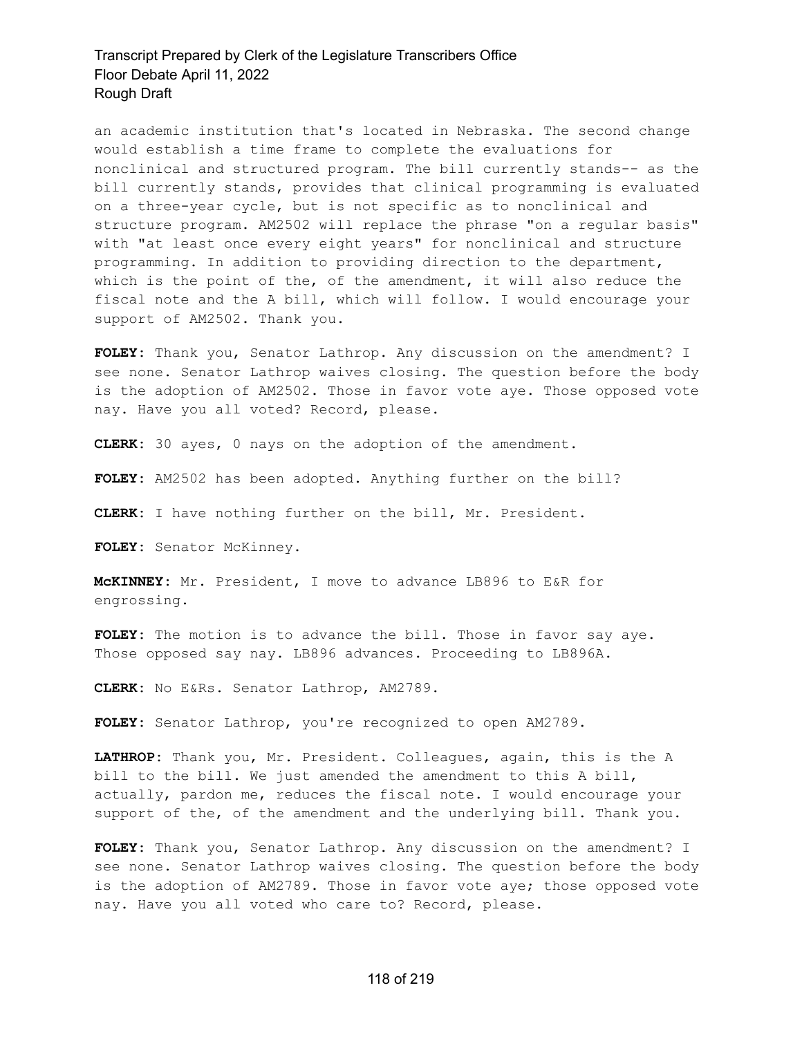an academic institution that's located in Nebraska. The second change would establish a time frame to complete the evaluations for nonclinical and structured program. The bill currently stands-- as the bill currently stands, provides that clinical programming is evaluated on a three-year cycle, but is not specific as to nonclinical and structure program. AM2502 will replace the phrase "on a regular basis" with "at least once every eight years" for nonclinical and structure programming. In addition to providing direction to the department, which is the point of the, of the amendment, it will also reduce the fiscal note and the A bill, which will follow. I would encourage your support of AM2502. Thank you.

**FOLEY:** Thank you, Senator Lathrop. Any discussion on the amendment? I see none. Senator Lathrop waives closing. The question before the body is the adoption of AM2502. Those in favor vote aye. Those opposed vote nay. Have you all voted? Record, please.

**CLERK:** 30 ayes, 0 nays on the adoption of the amendment.

**FOLEY:** AM2502 has been adopted. Anything further on the bill?

**CLERK:** I have nothing further on the bill, Mr. President.

**FOLEY:** Senator McKinney.

**McKINNEY:** Mr. President, I move to advance LB896 to E&R for engrossing.

**FOLEY:** The motion is to advance the bill. Those in favor say aye. Those opposed say nay. LB896 advances. Proceeding to LB896A.

**CLERK:** No E&Rs. Senator Lathrop, AM2789.

**FOLEY:** Senator Lathrop, you're recognized to open AM2789.

**LATHROP:** Thank you, Mr. President. Colleagues, again, this is the A bill to the bill. We just amended the amendment to this A bill, actually, pardon me, reduces the fiscal note. I would encourage your support of the, of the amendment and the underlying bill. Thank you.

**FOLEY:** Thank you, Senator Lathrop. Any discussion on the amendment? I see none. Senator Lathrop waives closing. The question before the body is the adoption of AM2789. Those in favor vote aye; those opposed vote nay. Have you all voted who care to? Record, please.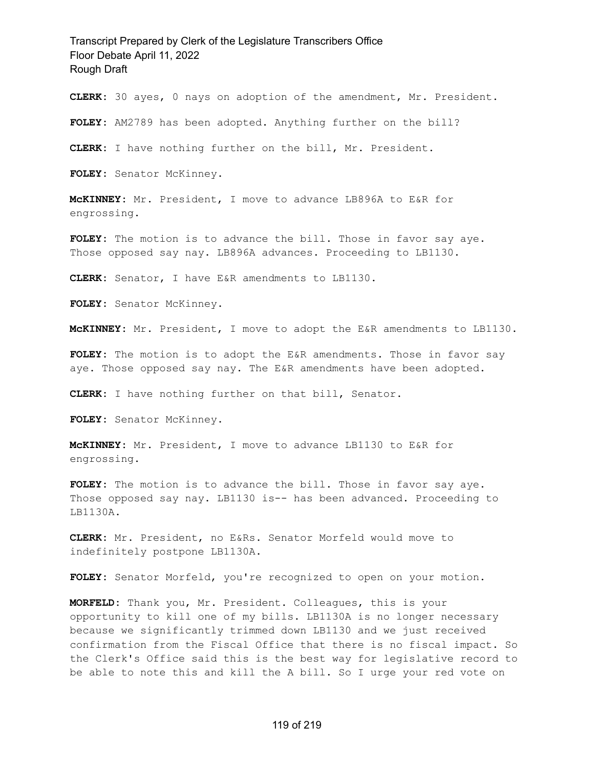**CLERK:** 30 ayes, 0 nays on adoption of the amendment, Mr. President.

**FOLEY:** AM2789 has been adopted. Anything further on the bill?

**CLERK:** I have nothing further on the bill, Mr. President.

**FOLEY:** Senator McKinney.

**McKINNEY:** Mr. President, I move to advance LB896A to E&R for engrossing.

**FOLEY:** The motion is to advance the bill. Those in favor say aye. Those opposed say nay. LB896A advances. Proceeding to LB1130.

**CLERK:** Senator, I have E&R amendments to LB1130.

**FOLEY:** Senator McKinney.

**McKINNEY:** Mr. President, I move to adopt the E&R amendments to LB1130.

**FOLEY:** The motion is to adopt the E&R amendments. Those in favor say aye. Those opposed say nay. The E&R amendments have been adopted.

**CLERK:** I have nothing further on that bill, Senator.

**FOLEY:** Senator McKinney.

**McKINNEY:** Mr. President, I move to advance LB1130 to E&R for engrossing.

**FOLEY:** The motion is to advance the bill. Those in favor say aye. Those opposed say nay. LB1130 is-- has been advanced. Proceeding to LB1130A.

**CLERK:** Mr. President, no E&Rs. Senator Morfeld would move to indefinitely postpone LB1130A.

**FOLEY:** Senator Morfeld, you're recognized to open on your motion.

**MORFELD:** Thank you, Mr. President. Colleagues, this is your opportunity to kill one of my bills. LB1130A is no longer necessary because we significantly trimmed down LB1130 and we just received confirmation from the Fiscal Office that there is no fiscal impact. So the Clerk's Office said this is the best way for legislative record to be able to note this and kill the A bill. So I urge your red vote on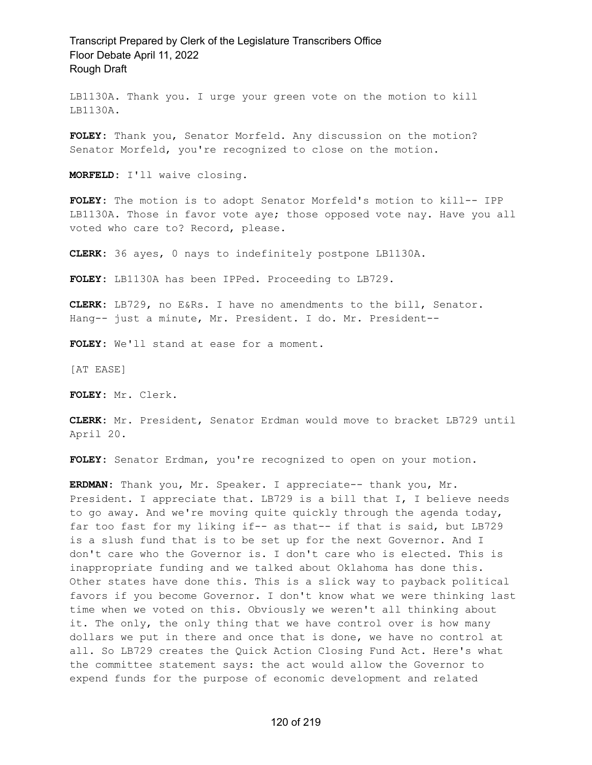LB1130A. Thank you. I urge your green vote on the motion to kill LB1130A.

**FOLEY:** Thank you, Senator Morfeld. Any discussion on the motion? Senator Morfeld, you're recognized to close on the motion.

**MORFELD:** I'll waive closing.

**FOLEY:** The motion is to adopt Senator Morfeld's motion to kill-- IPP LB1130A. Those in favor vote aye; those opposed vote nay. Have you all voted who care to? Record, please.

**CLERK:** 36 ayes, 0 nays to indefinitely postpone LB1130A.

**FOLEY:** LB1130A has been IPPed. Proceeding to LB729.

**CLERK:** LB729, no E&Rs. I have no amendments to the bill, Senator. Hang-- just a minute, Mr. President. I do. Mr. President--

**FOLEY:** We'll stand at ease for a moment.

[AT EASE]

**FOLEY:** Mr. Clerk.

**CLERK:** Mr. President, Senator Erdman would move to bracket LB729 until April 20.

**FOLEY:** Senator Erdman, you're recognized to open on your motion.

**ERDMAN:** Thank you, Mr. Speaker. I appreciate-- thank you, Mr. President. I appreciate that. LB729 is a bill that I, I believe needs to go away. And we're moving quite quickly through the agenda today, far too fast for my liking if-- as that-- if that is said, but LB729 is a slush fund that is to be set up for the next Governor. And I don't care who the Governor is. I don't care who is elected. This is inappropriate funding and we talked about Oklahoma has done this. Other states have done this. This is a slick way to payback political favors if you become Governor. I don't know what we were thinking last time when we voted on this. Obviously we weren't all thinking about it. The only, the only thing that we have control over is how many dollars we put in there and once that is done, we have no control at all. So LB729 creates the Quick Action Closing Fund Act. Here's what the committee statement says: the act would allow the Governor to expend funds for the purpose of economic development and related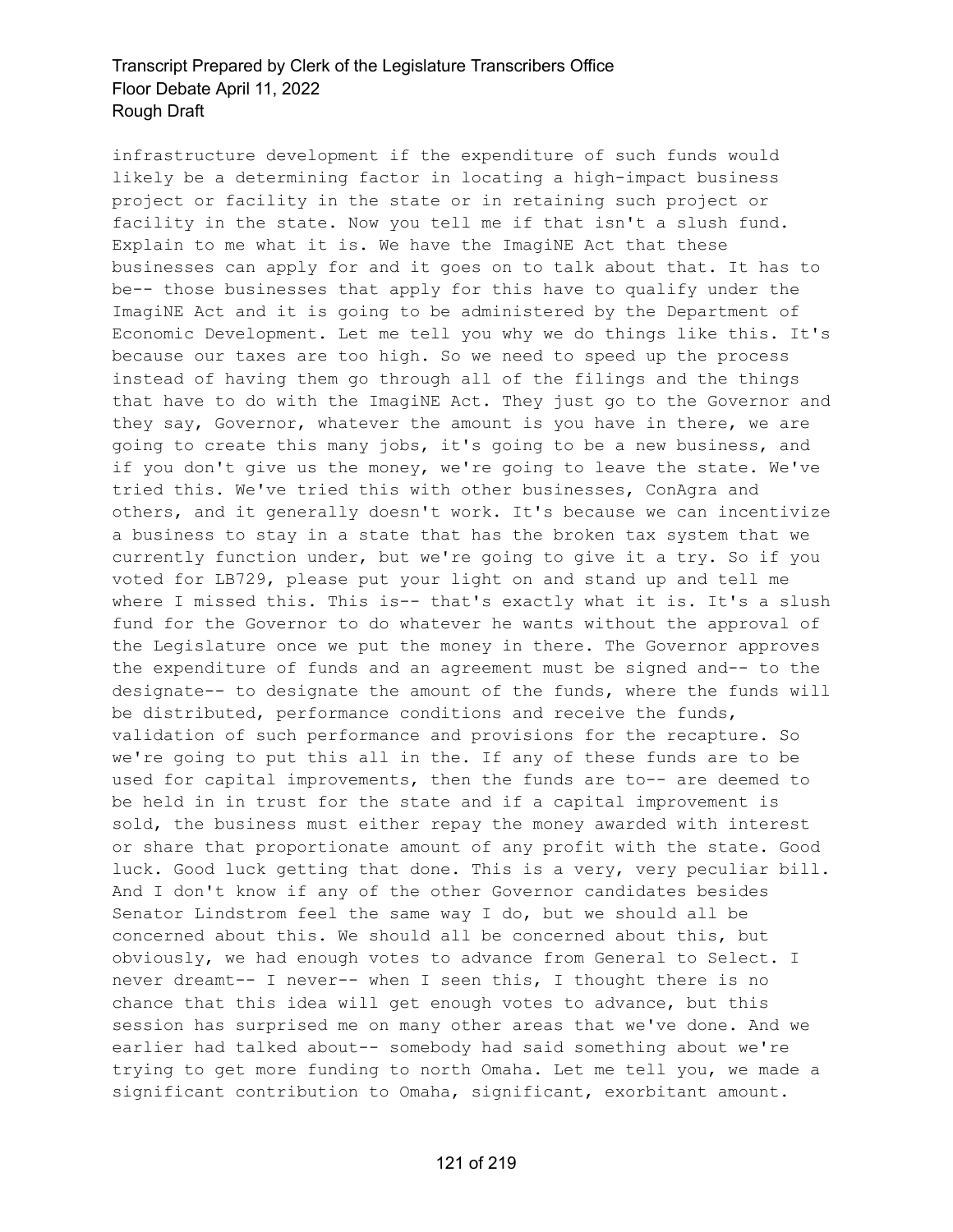infrastructure development if the expenditure of such funds would likely be a determining factor in locating a high-impact business project or facility in the state or in retaining such project or facility in the state. Now you tell me if that isn't a slush fund. Explain to me what it is. We have the ImagiNE Act that these businesses can apply for and it goes on to talk about that. It has to be-- those businesses that apply for this have to qualify under the ImagiNE Act and it is going to be administered by the Department of Economic Development. Let me tell you why we do things like this. It's because our taxes are too high. So we need to speed up the process instead of having them go through all of the filings and the things that have to do with the ImagiNE Act. They just go to the Governor and they say, Governor, whatever the amount is you have in there, we are going to create this many jobs, it's going to be a new business, and if you don't give us the money, we're going to leave the state. We've tried this. We've tried this with other businesses, ConAgra and others, and it generally doesn't work. It's because we can incentivize a business to stay in a state that has the broken tax system that we currently function under, but we're going to give it a try. So if you voted for LB729, please put your light on and stand up and tell me where I missed this. This is-- that's exactly what it is. It's a slush fund for the Governor to do whatever he wants without the approval of the Legislature once we put the money in there. The Governor approves the expenditure of funds and an agreement must be signed and-- to the designate-- to designate the amount of the funds, where the funds will be distributed, performance conditions and receive the funds, validation of such performance and provisions for the recapture. So we're going to put this all in the. If any of these funds are to be used for capital improvements, then the funds are to-- are deemed to be held in in trust for the state and if a capital improvement is sold, the business must either repay the money awarded with interest or share that proportionate amount of any profit with the state. Good luck. Good luck getting that done. This is a very, very peculiar bill. And I don't know if any of the other Governor candidates besides Senator Lindstrom feel the same way I do, but we should all be concerned about this. We should all be concerned about this, but obviously, we had enough votes to advance from General to Select. I never dreamt-- I never-- when I seen this, I thought there is no chance that this idea will get enough votes to advance, but this session has surprised me on many other areas that we've done. And we earlier had talked about-- somebody had said something about we're trying to get more funding to north Omaha. Let me tell you, we made a significant contribution to Omaha, significant, exorbitant amount.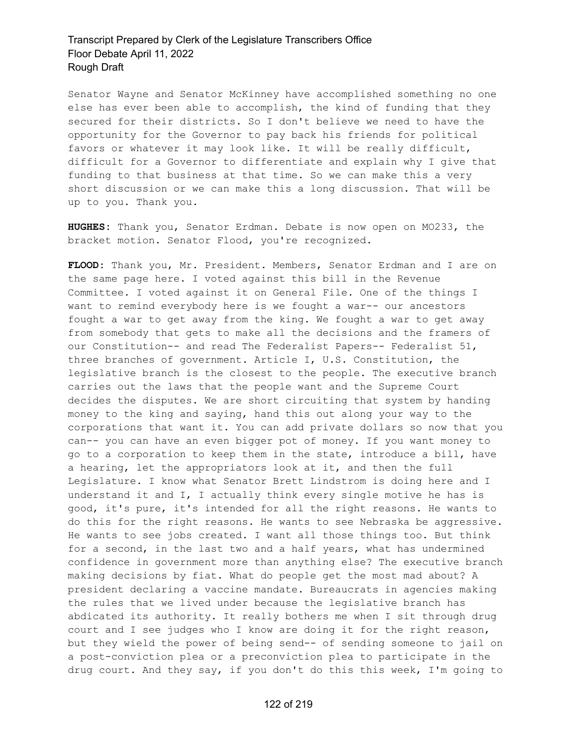Senator Wayne and Senator McKinney have accomplished something no one else has ever been able to accomplish, the kind of funding that they secured for their districts. So I don't believe we need to have the opportunity for the Governor to pay back his friends for political favors or whatever it may look like. It will be really difficult, difficult for a Governor to differentiate and explain why I give that funding to that business at that time. So we can make this a very short discussion or we can make this a long discussion. That will be up to you. Thank you.

**HUGHES:** Thank you, Senator Erdman. Debate is now open on MO233, the bracket motion. Senator Flood, you're recognized.

**FLOOD:** Thank you, Mr. President. Members, Senator Erdman and I are on the same page here. I voted against this bill in the Revenue Committee. I voted against it on General File. One of the things I want to remind everybody here is we fought a war-- our ancestors fought a war to get away from the king. We fought a war to get away from somebody that gets to make all the decisions and the framers of our Constitution-- and read The Federalist Papers-- Federalist 51, three branches of government. Article I, U.S. Constitution, the legislative branch is the closest to the people. The executive branch carries out the laws that the people want and the Supreme Court decides the disputes. We are short circuiting that system by handing money to the king and saying, hand this out along your way to the corporations that want it. You can add private dollars so now that you can-- you can have an even bigger pot of money. If you want money to go to a corporation to keep them in the state, introduce a bill, have a hearing, let the appropriators look at it, and then the full Legislature. I know what Senator Brett Lindstrom is doing here and I understand it and I, I actually think every single motive he has is good, it's pure, it's intended for all the right reasons. He wants to do this for the right reasons. He wants to see Nebraska be aggressive. He wants to see jobs created. I want all those things too. But think for a second, in the last two and a half years, what has undermined confidence in government more than anything else? The executive branch making decisions by fiat. What do people get the most mad about? A president declaring a vaccine mandate. Bureaucrats in agencies making the rules that we lived under because the legislative branch has abdicated its authority. It really bothers me when I sit through drug court and I see judges who I know are doing it for the right reason, but they wield the power of being send-- of sending someone to jail on a post-conviction plea or a preconviction plea to participate in the drug court. And they say, if you don't do this this week, I'm going to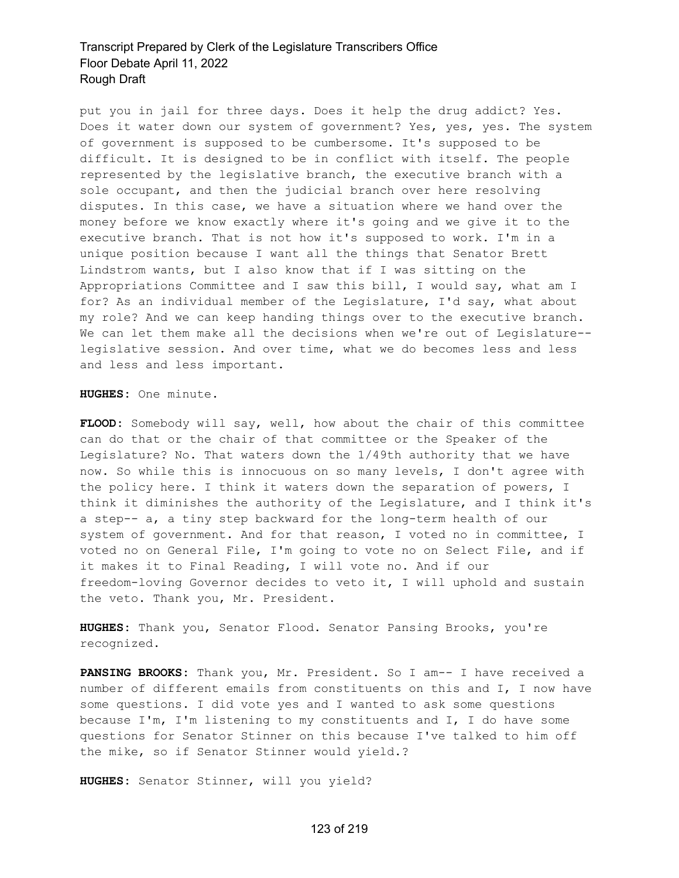put you in jail for three days. Does it help the drug addict? Yes. Does it water down our system of government? Yes, yes, yes. The system of government is supposed to be cumbersome. It's supposed to be difficult. It is designed to be in conflict with itself. The people represented by the legislative branch, the executive branch with a sole occupant, and then the judicial branch over here resolving disputes. In this case, we have a situation where we hand over the money before we know exactly where it's going and we give it to the executive branch. That is not how it's supposed to work. I'm in a unique position because I want all the things that Senator Brett Lindstrom wants, but I also know that if I was sitting on the Appropriations Committee and I saw this bill, I would say, what am I for? As an individual member of the Legislature, I'd say, what about my role? And we can keep handing things over to the executive branch. We can let them make all the decisions when we're out of Legislature-- legislative session. And over time, what we do becomes less and less and less and less important.

**HUGHES:** One minute.

**FLOOD:** Somebody will say, well, how about the chair of this committee can do that or the chair of that committee or the Speaker of the Legislature? No. That waters down the 1/49th authority that we have now. So while this is innocuous on so many levels, I don't agree with the policy here. I think it waters down the separation of powers, I think it diminishes the authority of the Legislature, and I think it's a step-- a, a tiny step backward for the long-term health of our system of government. And for that reason, I voted no in committee, I voted no on General File, I'm going to vote no on Select File, and if it makes it to Final Reading, I will vote no. And if our freedom-loving Governor decides to veto it, I will uphold and sustain the veto. Thank you, Mr. President.

**HUGHES:** Thank you, Senator Flood. Senator Pansing Brooks, you're recognized.

**PANSING BROOKS:** Thank you, Mr. President. So I am-- I have received a number of different emails from constituents on this and I, I now have some questions. I did vote yes and I wanted to ask some questions because I'm, I'm listening to my constituents and I, I do have some questions for Senator Stinner on this because I've talked to him off the mike, so if Senator Stinner would yield.?

**HUGHES:** Senator Stinner, will you yield?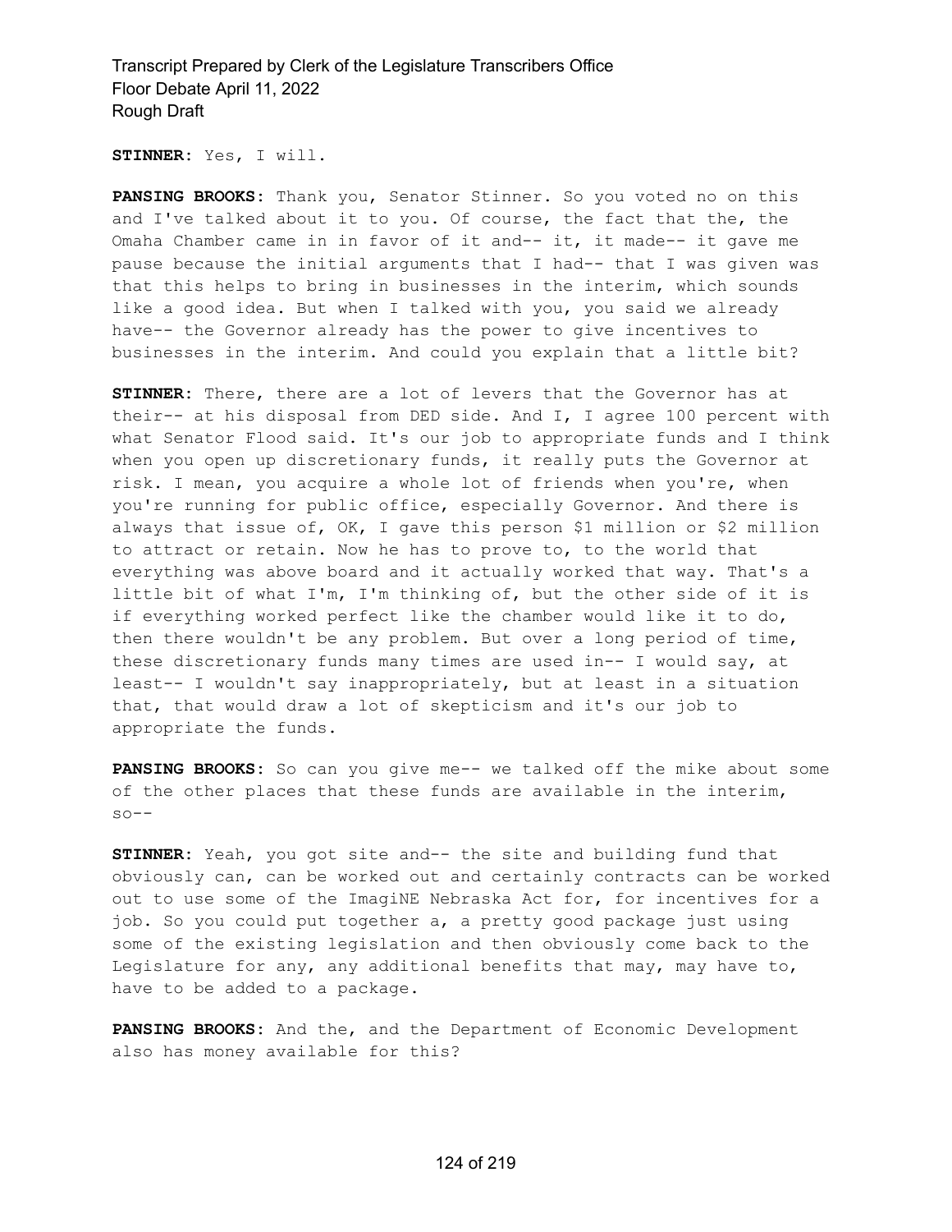**STINNER:** Yes, I will.

**PANSING BROOKS:** Thank you, Senator Stinner. So you voted no on this and I've talked about it to you. Of course, the fact that the, the Omaha Chamber came in in favor of it and-- it, it made-- it gave me pause because the initial arguments that I had-- that I was given was that this helps to bring in businesses in the interim, which sounds like a good idea. But when I talked with you, you said we already have-- the Governor already has the power to give incentives to businesses in the interim. And could you explain that a little bit?

**STINNER:** There, there are a lot of levers that the Governor has at their-- at his disposal from DED side. And I, I agree 100 percent with what Senator Flood said. It's our job to appropriate funds and I think when you open up discretionary funds, it really puts the Governor at risk. I mean, you acquire a whole lot of friends when you're, when you're running for public office, especially Governor. And there is always that issue of, OK, I gave this person $1 million or $2 million to attract or retain. Now he has to prove to, to the world that everything was above board and it actually worked that way. That's a little bit of what I'm, I'm thinking of, but the other side of it is if everything worked perfect like the chamber would like it to do, then there wouldn't be any problem. But over a long period of time, these discretionary funds many times are used in-- I would say, at least-- I wouldn't say inappropriately, but at least in a situation that, that would draw a lot of skepticism and it's our job to appropriate the funds.

**PANSING BROOKS:** So can you give me-- we talked off the mike about some of the other places that these funds are available in the interim, so--

**STINNER:** Yeah, you got site and-- the site and building fund that obviously can, can be worked out and certainly contracts can be worked out to use some of the ImagiNE Nebraska Act for, for incentives for a job. So you could put together a, a pretty good package just using some of the existing legislation and then obviously come back to the Legislature for any, any additional benefits that may, may have to, have to be added to a package.

**PANSING BROOKS:** And the, and the Department of Economic Development also has money available for this?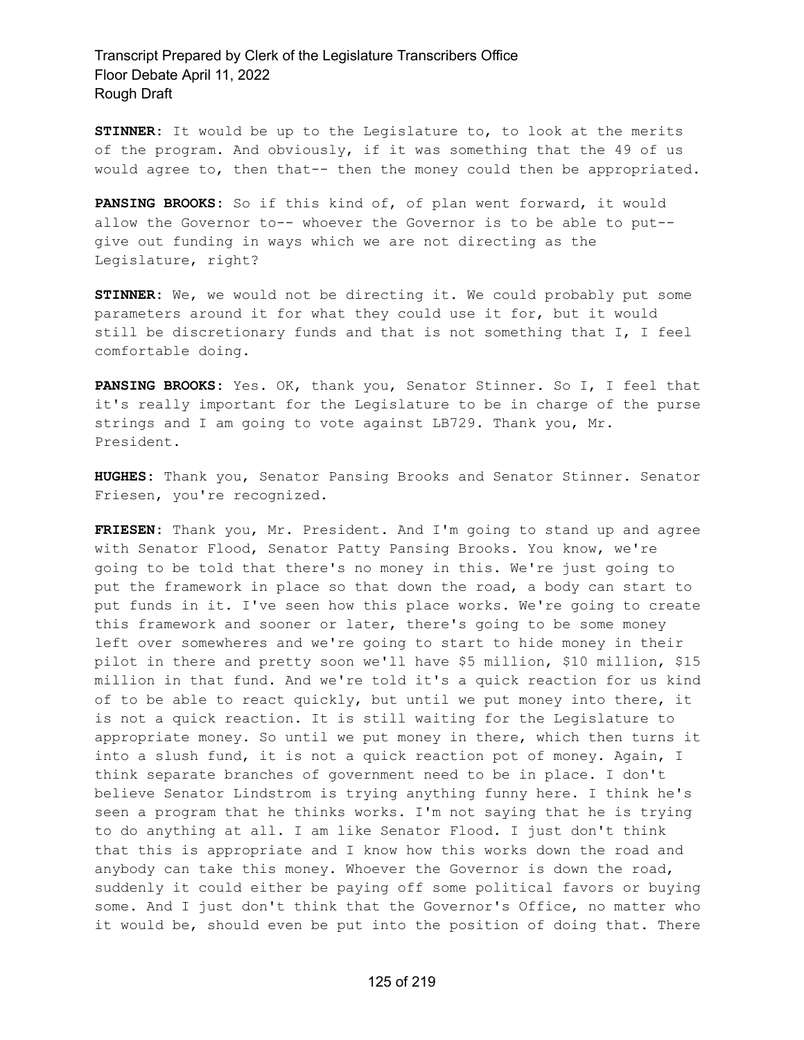**STINNER:** It would be up to the Legislature to, to look at the merits of the program. And obviously, if it was something that the 49 of us would agree to, then that-- then the money could then be appropriated.

**PANSING BROOKS:** So if this kind of, of plan went forward, it would allow the Governor to-- whoever the Governor is to be able to put-- give out funding in ways which we are not directing as the Legislature, right?

**STINNER:** We, we would not be directing it. We could probably put some parameters around it for what they could use it for, but it would still be discretionary funds and that is not something that I, I feel comfortable doing.

**PANSING BROOKS:** Yes. OK, thank you, Senator Stinner. So I, I feel that it's really important for the Legislature to be in charge of the purse strings and I am going to vote against LB729. Thank you, Mr. President.

**HUGHES:** Thank you, Senator Pansing Brooks and Senator Stinner. Senator Friesen, you're recognized.

**FRIESEN:** Thank you, Mr. President. And I'm going to stand up and agree with Senator Flood, Senator Patty Pansing Brooks. You know, we're going to be told that there's no money in this. We're just going to put the framework in place so that down the road, a body can start to put funds in it. I've seen how this place works. We're going to create this framework and sooner or later, there's going to be some money left over somewheres and we're going to start to hide money in their pilot in there and pretty soon we'll have $5 million, $10 million, $15 million in that fund. And we're told it's a quick reaction for us kind of to be able to react quickly, but until we put money into there, it is not a quick reaction. It is still waiting for the Legislature to appropriate money. So until we put money in there, which then turns it into a slush fund, it is not a quick reaction pot of money. Again, I think separate branches of government need to be in place. I don't believe Senator Lindstrom is trying anything funny here. I think he's seen a program that he thinks works. I'm not saying that he is trying to do anything at all. I am like Senator Flood. I just don't think that this is appropriate and I know how this works down the road and anybody can take this money. Whoever the Governor is down the road, suddenly it could either be paying off some political favors or buying some. And I just don't think that the Governor's Office, no matter who it would be, should even be put into the position of doing that. There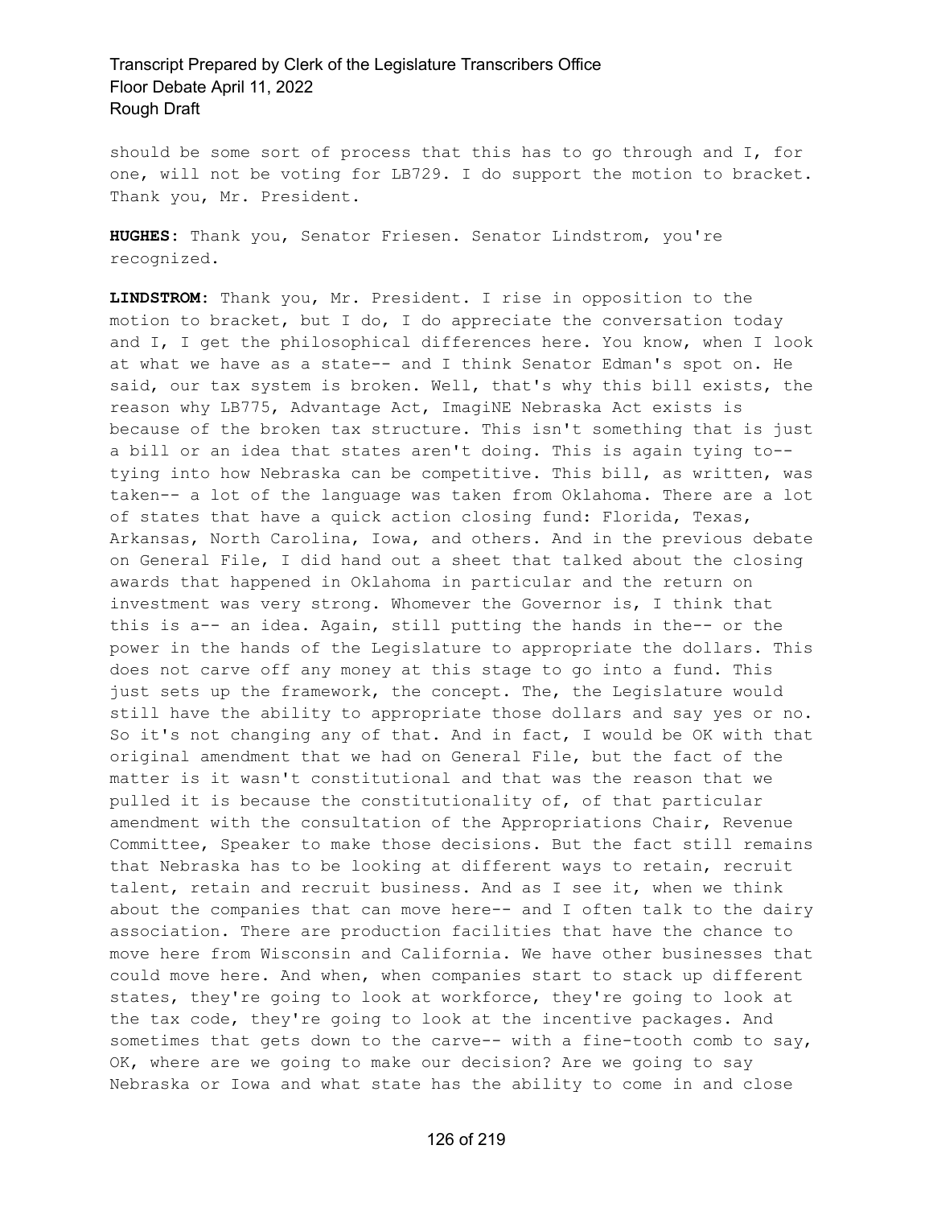should be some sort of process that this has to go through and I, for one, will not be voting for LB729. I do support the motion to bracket. Thank you, Mr. President.

**HUGHES:** Thank you, Senator Friesen. Senator Lindstrom, you're recognized.

**LINDSTROM:** Thank you, Mr. President. I rise in opposition to the motion to bracket, but I do, I do appreciate the conversation today and I, I get the philosophical differences here. You know, when I look at what we have as a state-- and I think Senator Edman's spot on. He said, our tax system is broken. Well, that's why this bill exists, the reason why LB775, Advantage Act, ImagiNE Nebraska Act exists is because of the broken tax structure. This isn't something that is just a bill or an idea that states aren't doing. This is again tying to-- tying into how Nebraska can be competitive. This bill, as written, was taken-- a lot of the language was taken from Oklahoma. There are a lot of states that have a quick action closing fund: Florida, Texas, Arkansas, North Carolina, Iowa, and others. And in the previous debate on General File, I did hand out a sheet that talked about the closing awards that happened in Oklahoma in particular and the return on investment was very strong. Whomever the Governor is, I think that this is a-- an idea. Again, still putting the hands in the-- or the power in the hands of the Legislature to appropriate the dollars. This does not carve off any money at this stage to go into a fund. This just sets up the framework, the concept. The, the Legislature would still have the ability to appropriate those dollars and say yes or no. So it's not changing any of that. And in fact, I would be OK with that original amendment that we had on General File, but the fact of the matter is it wasn't constitutional and that was the reason that we pulled it is because the constitutionality of, of that particular amendment with the consultation of the Appropriations Chair, Revenue Committee, Speaker to make those decisions. But the fact still remains that Nebraska has to be looking at different ways to retain, recruit talent, retain and recruit business. And as I see it, when we think about the companies that can move here-- and I often talk to the dairy association. There are production facilities that have the chance to move here from Wisconsin and California. We have other businesses that could move here. And when, when companies start to stack up different states, they're going to look at workforce, they're going to look at the tax code, they're going to look at the incentive packages. And sometimes that gets down to the carve-- with a fine-tooth comb to say, OK, where are we going to make our decision? Are we going to say Nebraska or Iowa and what state has the ability to come in and close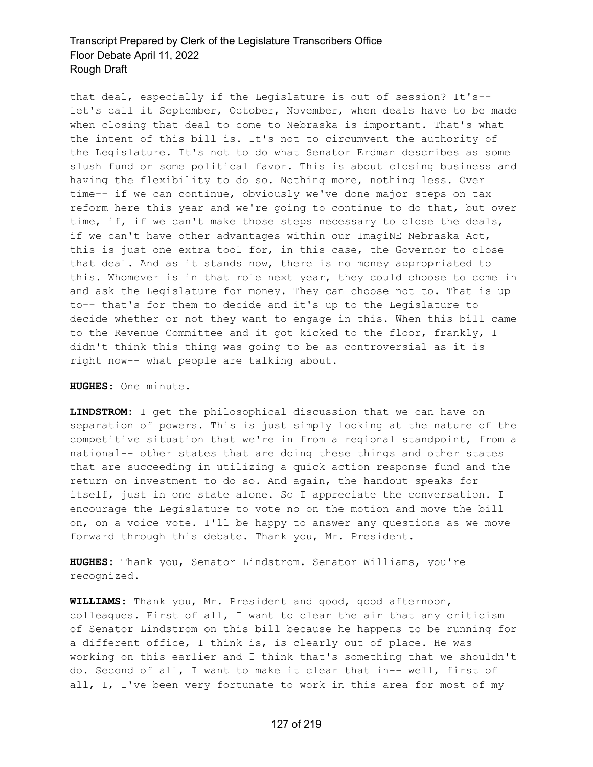that deal, especially if the Legislature is out of session? It's-- let's call it September, October, November, when deals have to be made when closing that deal to come to Nebraska is important. That's what the intent of this bill is. It's not to circumvent the authority of the Legislature. It's not to do what Senator Erdman describes as some slush fund or some political favor. This is about closing business and having the flexibility to do so. Nothing more, nothing less. Over time-- if we can continue, obviously we've done major steps on tax reform here this year and we're going to continue to do that, but over time, if, if we can't make those steps necessary to close the deals, if we can't have other advantages within our ImagiNE Nebraska Act, this is just one extra tool for, in this case, the Governor to close that deal. And as it stands now, there is no money appropriated to this. Whomever is in that role next year, they could choose to come in and ask the Legislature for money. They can choose not to. That is up to-- that's for them to decide and it's up to the Legislature to decide whether or not they want to engage in this. When this bill came to the Revenue Committee and it got kicked to the floor, frankly, I didn't think this thing was going to be as controversial as it is right now-- what people are talking about.

**HUGHES:** One minute.

**LINDSTROM:** I get the philosophical discussion that we can have on separation of powers. This is just simply looking at the nature of the competitive situation that we're in from a regional standpoint, from a national-- other states that are doing these things and other states that are succeeding in utilizing a quick action response fund and the return on investment to do so. And again, the handout speaks for itself, just in one state alone. So I appreciate the conversation. I encourage the Legislature to vote no on the motion and move the bill on, on a voice vote. I'll be happy to answer any questions as we move forward through this debate. Thank you, Mr. President.

**HUGHES:** Thank you, Senator Lindstrom. Senator Williams, you're recognized.

**WILLIAMS:** Thank you, Mr. President and good, good afternoon, colleagues. First of all, I want to clear the air that any criticism of Senator Lindstrom on this bill because he happens to be running for a different office, I think is, is clearly out of place. He was working on this earlier and I think that's something that we shouldn't do. Second of all, I want to make it clear that in-- well, first of all, I, I've been very fortunate to work in this area for most of my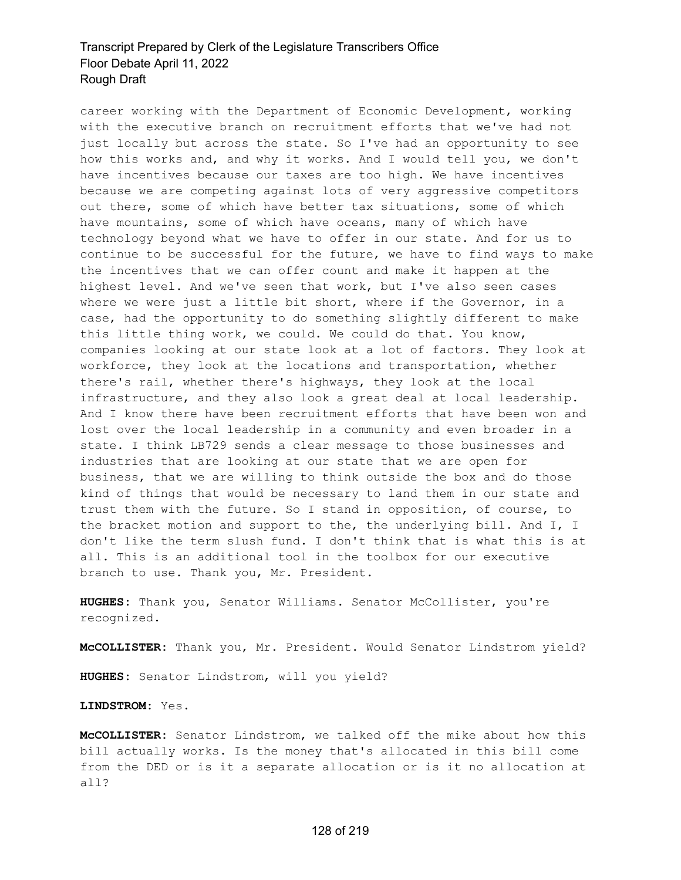career working with the Department of Economic Development, working with the executive branch on recruitment efforts that we've had not just locally but across the state. So I've had an opportunity to see how this works and, and why it works. And I would tell you, we don't have incentives because our taxes are too high. We have incentives because we are competing against lots of very aggressive competitors out there, some of which have better tax situations, some of which have mountains, some of which have oceans, many of which have technology beyond what we have to offer in our state. And for us to continue to be successful for the future, we have to find ways to make the incentives that we can offer count and make it happen at the highest level. And we've seen that work, but I've also seen cases where we were just a little bit short, where if the Governor, in a case, had the opportunity to do something slightly different to make this little thing work, we could. We could do that. You know, companies looking at our state look at a lot of factors. They look at workforce, they look at the locations and transportation, whether there's rail, whether there's highways, they look at the local infrastructure, and they also look a great deal at local leadership. And I know there have been recruitment efforts that have been won and lost over the local leadership in a community and even broader in a state. I think LB729 sends a clear message to those businesses and industries that are looking at our state that we are open for business, that we are willing to think outside the box and do those kind of things that would be necessary to land them in our state and trust them with the future. So I stand in opposition, of course, to the bracket motion and support to the, the underlying bill. And I, I don't like the term slush fund. I don't think that is what this is at all. This is an additional tool in the toolbox for our executive branch to use. Thank you, Mr. President.

**HUGHES:** Thank you, Senator Williams. Senator McCollister, you're recognized.

**McCOLLISTER:** Thank you, Mr. President. Would Senator Lindstrom yield?

**HUGHES:** Senator Lindstrom, will you yield?

**LINDSTROM:** Yes.

**McCOLLISTER:** Senator Lindstrom, we talked off the mike about how this bill actually works. Is the money that's allocated in this bill come from the DED or is it a separate allocation or is it no allocation at all?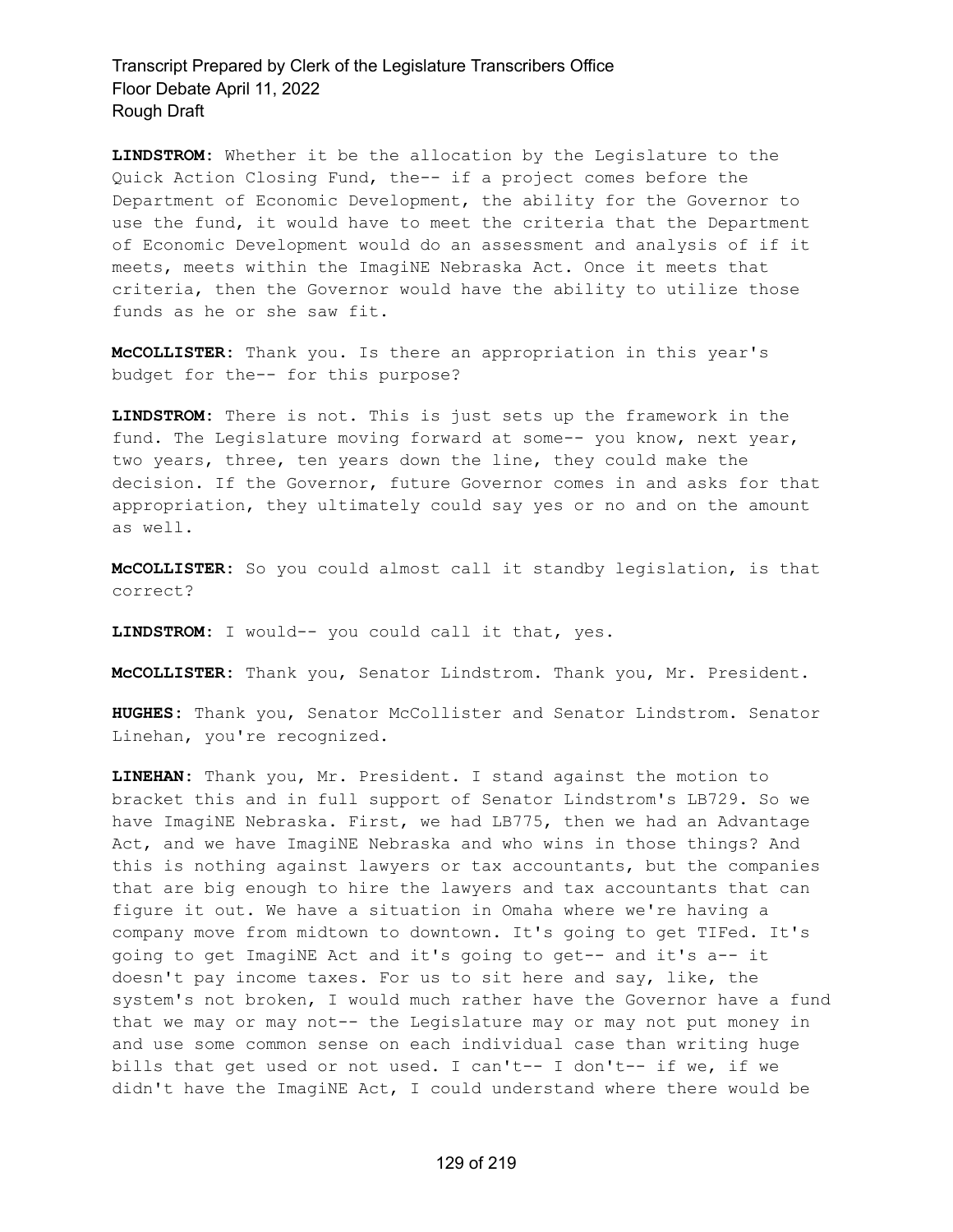**LINDSTROM:** Whether it be the allocation by the Legislature to the Quick Action Closing Fund, the-- if a project comes before the Department of Economic Development, the ability for the Governor to use the fund, it would have to meet the criteria that the Department of Economic Development would do an assessment and analysis of if it meets, meets within the ImagiNE Nebraska Act. Once it meets that criteria, then the Governor would have the ability to utilize those funds as he or she saw fit.

**McCOLLISTER:** Thank you. Is there an appropriation in this year's budget for the-- for this purpose?

**LINDSTROM:** There is not. This is just sets up the framework in the fund. The Legislature moving forward at some-- you know, next year, two years, three, ten years down the line, they could make the decision. If the Governor, future Governor comes in and asks for that appropriation, they ultimately could say yes or no and on the amount as well.

**McCOLLISTER:** So you could almost call it standby legislation, is that correct?

**LINDSTROM:** I would-- you could call it that, yes.

**McCOLLISTER:** Thank you, Senator Lindstrom. Thank you, Mr. President.

**HUGHES:** Thank you, Senator McCollister and Senator Lindstrom. Senator Linehan, you're recognized.

**LINEHAN:** Thank you, Mr. President. I stand against the motion to bracket this and in full support of Senator Lindstrom's LB729. So we have ImagiNE Nebraska. First, we had LB775, then we had an Advantage Act, and we have ImagiNE Nebraska and who wins in those things? And this is nothing against lawyers or tax accountants, but the companies that are big enough to hire the lawyers and tax accountants that can figure it out. We have a situation in Omaha where we're having a company move from midtown to downtown. It's going to get TIFed. It's going to get ImagiNE Act and it's going to get-- and it's a-- it doesn't pay income taxes. For us to sit here and say, like, the system's not broken, I would much rather have the Governor have a fund that we may or may not-- the Legislature may or may not put money in and use some common sense on each individual case than writing huge bills that get used or not used. I can't-- I don't-- if we, if we didn't have the ImagiNE Act, I could understand where there would be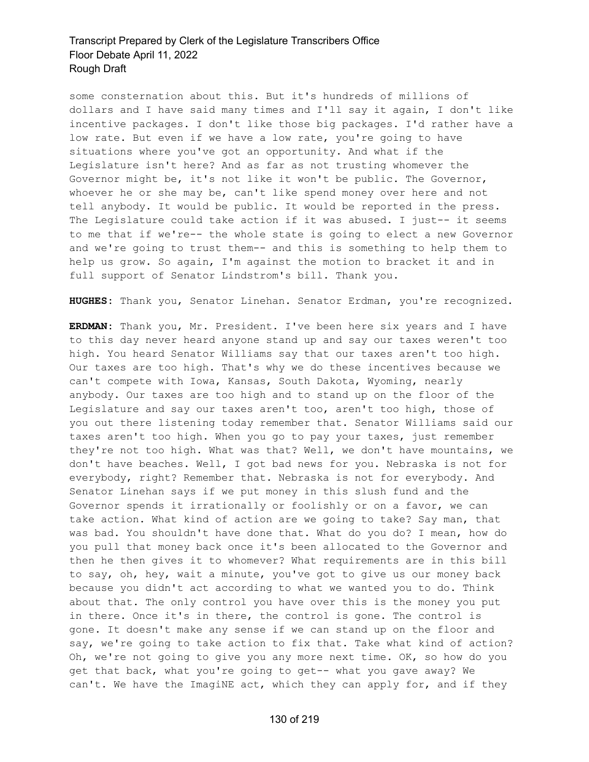some consternation about this. But it's hundreds of millions of dollars and I have said many times and I'll say it again, I don't like incentive packages. I don't like those big packages. I'd rather have a low rate. But even if we have a low rate, you're going to have situations where you've got an opportunity. And what if the Legislature isn't here? And as far as not trusting whomever the Governor might be, it's not like it won't be public. The Governor, whoever he or she may be, can't like spend money over here and not tell anybody. It would be public. It would be reported in the press. The Legislature could take action if it was abused. I just-- it seems to me that if we're-- the whole state is going to elect a new Governor and we're going to trust them-- and this is something to help them to help us grow. So again, I'm against the motion to bracket it and in full support of Senator Lindstrom's bill. Thank you.

**HUGHES:** Thank you, Senator Linehan. Senator Erdman, you're recognized.

**ERDMAN:** Thank you, Mr. President. I've been here six years and I have to this day never heard anyone stand up and say our taxes weren't too high. You heard Senator Williams say that our taxes aren't too high. Our taxes are too high. That's why we do these incentives because we can't compete with Iowa, Kansas, South Dakota, Wyoming, nearly anybody. Our taxes are too high and to stand up on the floor of the Legislature and say our taxes aren't too, aren't too high, those of you out there listening today remember that. Senator Williams said our taxes aren't too high. When you go to pay your taxes, just remember they're not too high. What was that? Well, we don't have mountains, we don't have beaches. Well, I got bad news for you. Nebraska is not for everybody, right? Remember that. Nebraska is not for everybody. And Senator Linehan says if we put money in this slush fund and the Governor spends it irrationally or foolishly or on a favor, we can take action. What kind of action are we going to take? Say man, that was bad. You shouldn't have done that. What do you do? I mean, how do you pull that money back once it's been allocated to the Governor and then he then gives it to whomever? What requirements are in this bill to say, oh, hey, wait a minute, you've got to give us our money back because you didn't act according to what we wanted you to do. Think about that. The only control you have over this is the money you put in there. Once it's in there, the control is gone. The control is gone. It doesn't make any sense if we can stand up on the floor and say, we're going to take action to fix that. Take what kind of action? Oh, we're not going to give you any more next time. OK, so how do you get that back, what you're going to get-- what you gave away? We can't. We have the ImagiNE act, which they can apply for, and if they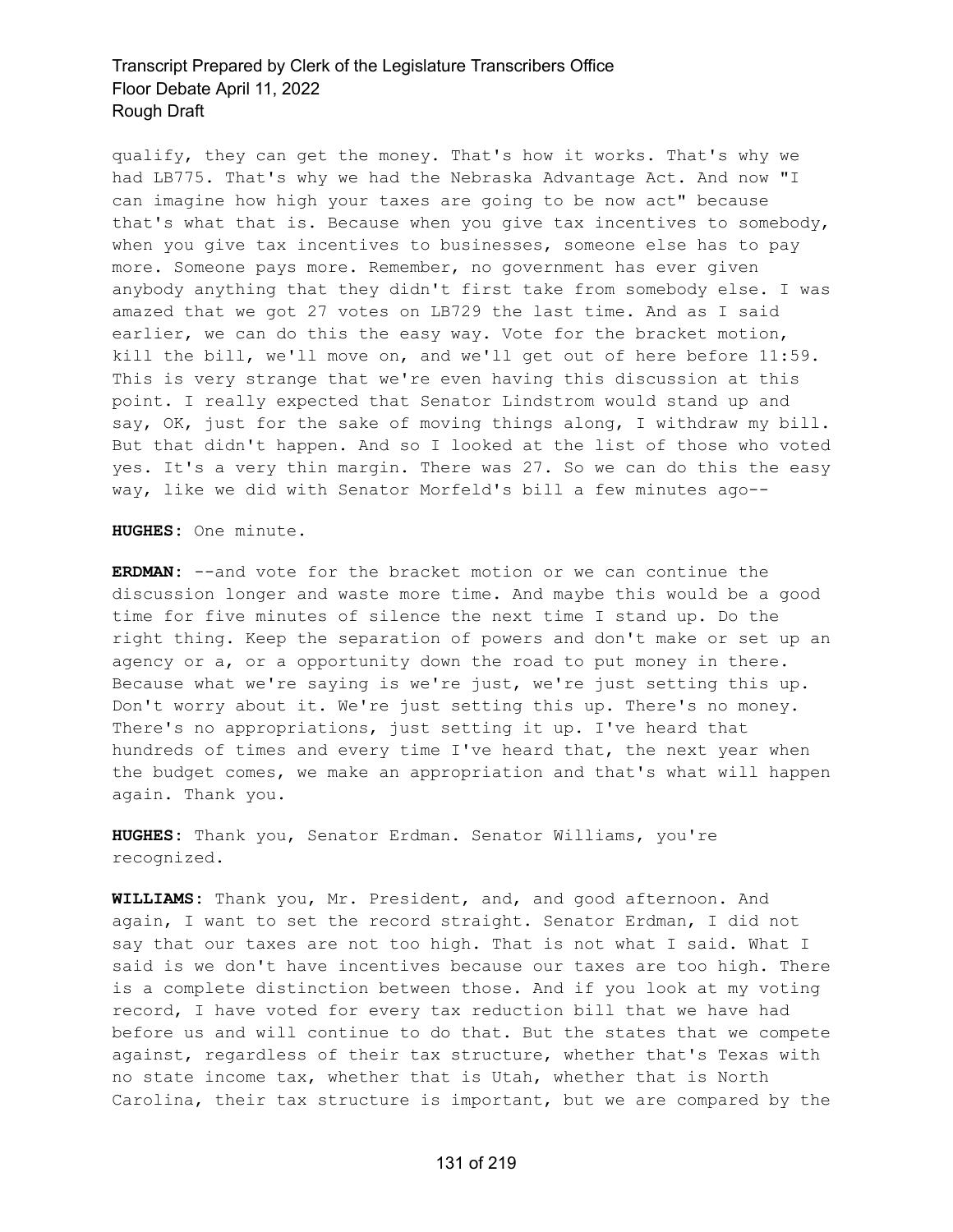qualify, they can get the money. That's how it works. That's why we had LB775. That's why we had the Nebraska Advantage Act. And now "I can imagine how high your taxes are going to be now act" because that's what that is. Because when you give tax incentives to somebody, when you give tax incentives to businesses, someone else has to pay more. Someone pays more. Remember, no government has ever given anybody anything that they didn't first take from somebody else. I was amazed that we got 27 votes on LB729 the last time. And as I said earlier, we can do this the easy way. Vote for the bracket motion, kill the bill, we'll move on, and we'll get out of here before 11:59. This is very strange that we're even having this discussion at this point. I really expected that Senator Lindstrom would stand up and say, OK, just for the sake of moving things along, I withdraw my bill. But that didn't happen. And so I looked at the list of those who voted yes. It's a very thin margin. There was 27. So we can do this the easy way, like we did with Senator Morfeld's bill a few minutes ago--

**HUGHES:** One minute.

**ERDMAN:** --and vote for the bracket motion or we can continue the discussion longer and waste more time. And maybe this would be a good time for five minutes of silence the next time I stand up. Do the right thing. Keep the separation of powers and don't make or set up an agency or a, or a opportunity down the road to put money in there. Because what we're saying is we're just, we're just setting this up. Don't worry about it. We're just setting this up. There's no money. There's no appropriations, just setting it up. I've heard that hundreds of times and every time I've heard that, the next year when the budget comes, we make an appropriation and that's what will happen again. Thank you.

**HUGHES:** Thank you, Senator Erdman. Senator Williams, you're recognized.

**WILLIAMS:** Thank you, Mr. President, and, and good afternoon. And again, I want to set the record straight. Senator Erdman, I did not say that our taxes are not too high. That is not what I said. What I said is we don't have incentives because our taxes are too high. There is a complete distinction between those. And if you look at my voting record, I have voted for every tax reduction bill that we have had before us and will continue to do that. But the states that we compete against, regardless of their tax structure, whether that's Texas with no state income tax, whether that is Utah, whether that is North Carolina, their tax structure is important, but we are compared by the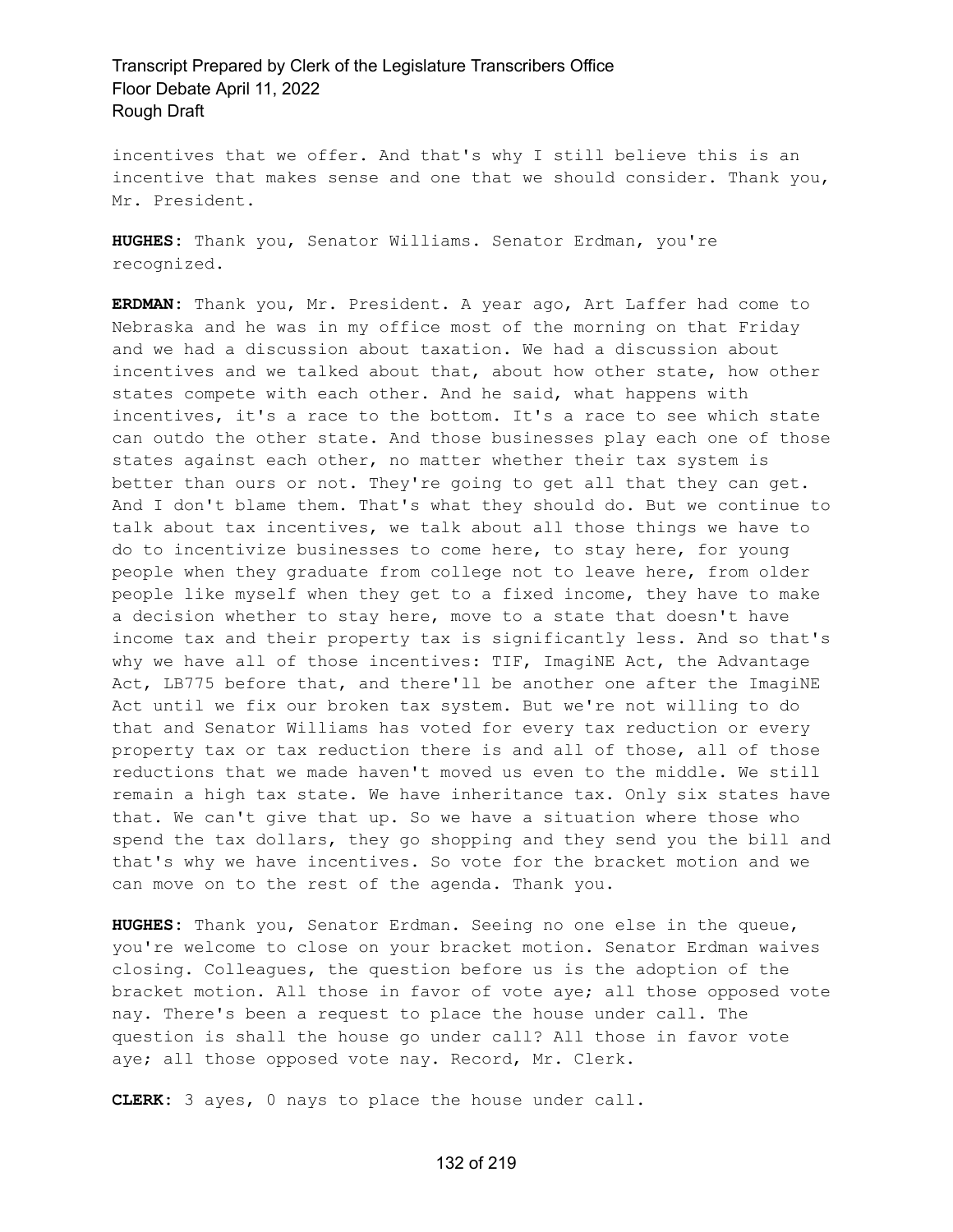incentives that we offer. And that's why I still believe this is an incentive that makes sense and one that we should consider. Thank you, Mr. President.

**HUGHES:** Thank you, Senator Williams. Senator Erdman, you're recognized.

**ERDMAN:** Thank you, Mr. President. A year ago, Art Laffer had come to Nebraska and he was in my office most of the morning on that Friday and we had a discussion about taxation. We had a discussion about incentives and we talked about that, about how other state, how other states compete with each other. And he said, what happens with incentives, it's a race to the bottom. It's a race to see which state can outdo the other state. And those businesses play each one of those states against each other, no matter whether their tax system is better than ours or not. They're going to get all that they can get. And I don't blame them. That's what they should do. But we continue to talk about tax incentives, we talk about all those things we have to do to incentivize businesses to come here, to stay here, for young people when they graduate from college not to leave here, from older people like myself when they get to a fixed income, they have to make a decision whether to stay here, move to a state that doesn't have income tax and their property tax is significantly less. And so that's why we have all of those incentives: TIF, ImagiNE Act, the Advantage Act, LB775 before that, and there'll be another one after the ImagiNE Act until we fix our broken tax system. But we're not willing to do that and Senator Williams has voted for every tax reduction or every property tax or tax reduction there is and all of those, all of those reductions that we made haven't moved us even to the middle. We still remain a high tax state. We have inheritance tax. Only six states have that. We can't give that up. So we have a situation where those who spend the tax dollars, they go shopping and they send you the bill and that's why we have incentives. So vote for the bracket motion and we can move on to the rest of the agenda. Thank you.

**HUGHES:** Thank you, Senator Erdman. Seeing no one else in the queue, you're welcome to close on your bracket motion. Senator Erdman waives closing. Colleagues, the question before us is the adoption of the bracket motion. All those in favor of vote aye; all those opposed vote nay. There's been a request to place the house under call. The question is shall the house go under call? All those in favor vote aye; all those opposed vote nay. Record, Mr. Clerk.

**CLERK:** 3 ayes, 0 nays to place the house under call.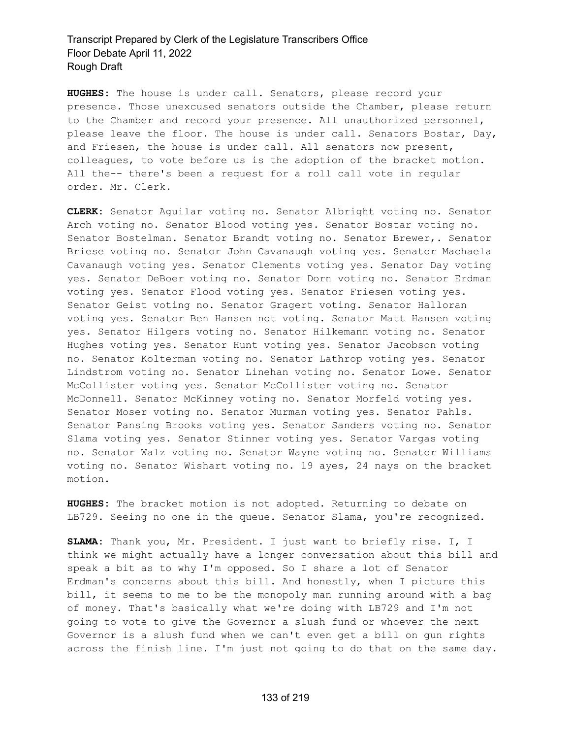**HUGHES:** The house is under call. Senators, please record your presence. Those unexcused senators outside the Chamber, please return to the Chamber and record your presence. All unauthorized personnel, please leave the floor. The house is under call. Senators Bostar, Day, and Friesen, the house is under call. All senators now present, colleagues, to vote before us is the adoption of the bracket motion. All the-- there's been a request for a roll call vote in regular order. Mr. Clerk.

**CLERK:** Senator Aguilar voting no. Senator Albright voting no. Senator Arch voting no. Senator Blood voting yes. Senator Bostar voting no. Senator Bostelman. Senator Brandt voting no. Senator Brewer,. Senator Briese voting no. Senator John Cavanaugh voting yes. Senator Machaela Cavanaugh voting yes. Senator Clements voting yes. Senator Day voting yes. Senator DeBoer voting no. Senator Dorn voting no. Senator Erdman voting yes. Senator Flood voting yes. Senator Friesen voting yes. Senator Geist voting no. Senator Gragert voting. Senator Halloran voting yes. Senator Ben Hansen not voting. Senator Matt Hansen voting yes. Senator Hilgers voting no. Senator Hilkemann voting no. Senator Hughes voting yes. Senator Hunt voting yes. Senator Jacobson voting no. Senator Kolterman voting no. Senator Lathrop voting yes. Senator Lindstrom voting no. Senator Linehan voting no. Senator Lowe. Senator McCollister voting yes. Senator McCollister voting no. Senator McDonnell. Senator McKinney voting no. Senator Morfeld voting yes. Senator Moser voting no. Senator Murman voting yes. Senator Pahls. Senator Pansing Brooks voting yes. Senator Sanders voting no. Senator Slama voting yes. Senator Stinner voting yes. Senator Vargas voting no. Senator Walz voting no. Senator Wayne voting no. Senator Williams voting no. Senator Wishart voting no. 19 ayes, 24 nays on the bracket motion.

**HUGHES:** The bracket motion is not adopted. Returning to debate on LB729. Seeing no one in the queue. Senator Slama, you're recognized.

**SLAMA:** Thank you, Mr. President. I just want to briefly rise. I, I think we might actually have a longer conversation about this bill and speak a bit as to why I'm opposed. So I share a lot of Senator Erdman's concerns about this bill. And honestly, when I picture this bill, it seems to me to be the monopoly man running around with a bag of money. That's basically what we're doing with LB729 and I'm not going to vote to give the Governor a slush fund or whoever the next Governor is a slush fund when we can't even get a bill on gun rights across the finish line. I'm just not going to do that on the same day.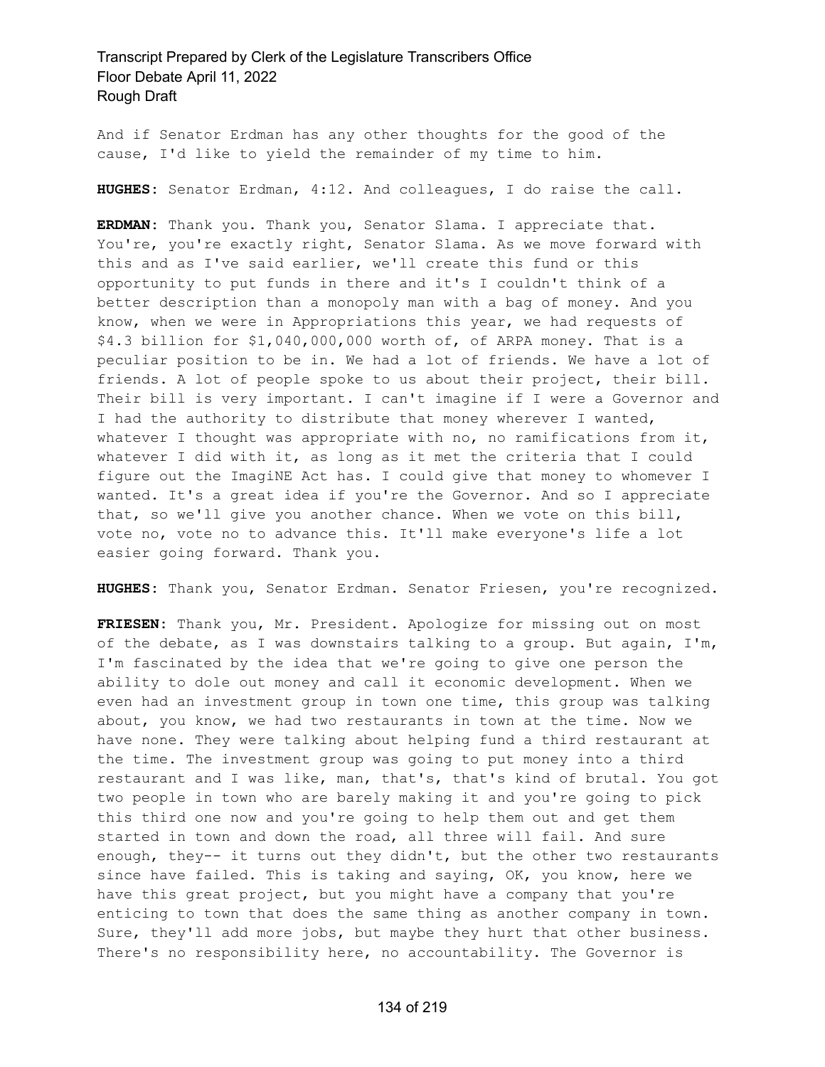And if Senator Erdman has any other thoughts for the good of the cause, I'd like to yield the remainder of my time to him.

**HUGHES:** Senator Erdman, 4:12. And colleagues, I do raise the call.

**ERDMAN:** Thank you. Thank you, Senator Slama. I appreciate that. You're, you're exactly right, Senator Slama. As we move forward with this and as I've said earlier, we'll create this fund or this opportunity to put funds in there and it's I couldn't think of a better description than a monopoly man with a bag of money. And you know, when we were in Appropriations this year, we had requests of $4.3 billion for $1,040,000,000 worth of, of ARPA money. That is a peculiar position to be in. We had a lot of friends. We have a lot of friends. A lot of people spoke to us about their project, their bill. Their bill is very important. I can't imagine if I were a Governor and I had the authority to distribute that money wherever I wanted, whatever I thought was appropriate with no, no ramifications from it, whatever I did with it, as long as it met the criteria that I could figure out the ImagiNE Act has. I could give that money to whomever I wanted. It's a great idea if you're the Governor. And so I appreciate that, so we'll give you another chance. When we vote on this bill, vote no, vote no to advance this. It'll make everyone's life a lot easier going forward. Thank you.

**HUGHES:** Thank you, Senator Erdman. Senator Friesen, you're recognized.

**FRIESEN:** Thank you, Mr. President. Apologize for missing out on most of the debate, as I was downstairs talking to a group. But again, I'm, I'm fascinated by the idea that we're going to give one person the ability to dole out money and call it economic development. When we even had an investment group in town one time, this group was talking about, you know, we had two restaurants in town at the time. Now we have none. They were talking about helping fund a third restaurant at the time. The investment group was going to put money into a third restaurant and I was like, man, that's, that's kind of brutal. You got two people in town who are barely making it and you're going to pick this third one now and you're going to help them out and get them started in town and down the road, all three will fail. And sure enough, they-- it turns out they didn't, but the other two restaurants since have failed. This is taking and saying, OK, you know, here we have this great project, but you might have a company that you're enticing to town that does the same thing as another company in town. Sure, they'll add more jobs, but maybe they hurt that other business. There's no responsibility here, no accountability. The Governor is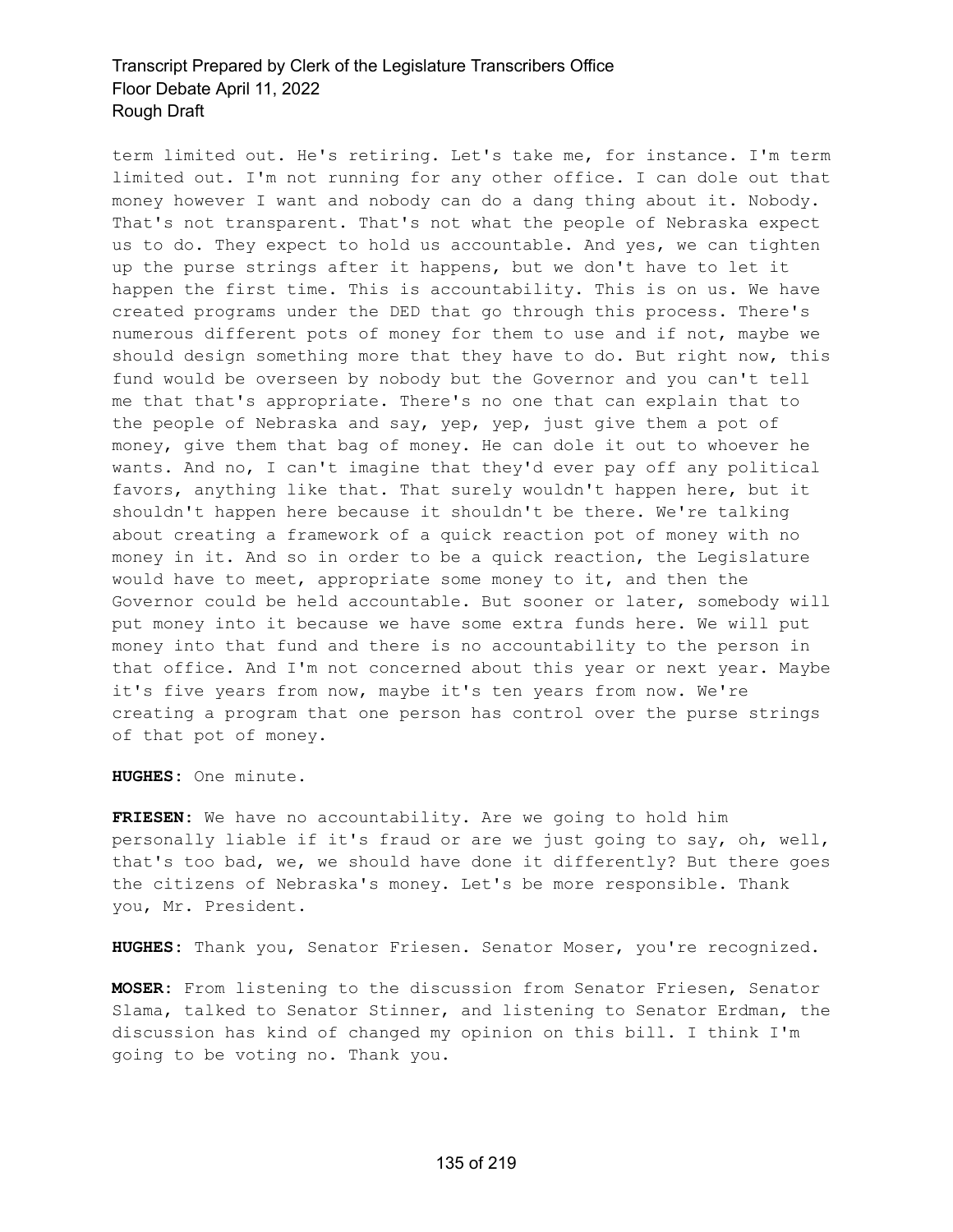term limited out. He's retiring. Let's take me, for instance. I'm term limited out. I'm not running for any other office. I can dole out that money however I want and nobody can do a dang thing about it. Nobody. That's not transparent. That's not what the people of Nebraska expect us to do. They expect to hold us accountable. And yes, we can tighten up the purse strings after it happens, but we don't have to let it happen the first time. This is accountability. This is on us. We have created programs under the DED that go through this process. There's numerous different pots of money for them to use and if not, maybe we should design something more that they have to do. But right now, this fund would be overseen by nobody but the Governor and you can't tell me that that's appropriate. There's no one that can explain that to the people of Nebraska and say, yep, yep, just give them a pot of money, give them that bag of money. He can dole it out to whoever he wants. And no, I can't imagine that they'd ever pay off any political favors, anything like that. That surely wouldn't happen here, but it shouldn't happen here because it shouldn't be there. We're talking about creating a framework of a quick reaction pot of money with no money in it. And so in order to be a quick reaction, the Legislature would have to meet, appropriate some money to it, and then the Governor could be held accountable. But sooner or later, somebody will put money into it because we have some extra funds here. We will put money into that fund and there is no accountability to the person in that office. And I'm not concerned about this year or next year. Maybe it's five years from now, maybe it's ten years from now. We're creating a program that one person has control over the purse strings of that pot of money.

**HUGHES:** One minute.

**FRIESEN:** We have no accountability. Are we going to hold him personally liable if it's fraud or are we just going to say, oh, well, that's too bad, we, we should have done it differently? But there goes the citizens of Nebraska's money. Let's be more responsible. Thank you, Mr. President.

**HUGHES:** Thank you, Senator Friesen. Senator Moser, you're recognized.

**MOSER:** From listening to the discussion from Senator Friesen, Senator Slama, talked to Senator Stinner, and listening to Senator Erdman, the discussion has kind of changed my opinion on this bill. I think I'm going to be voting no. Thank you.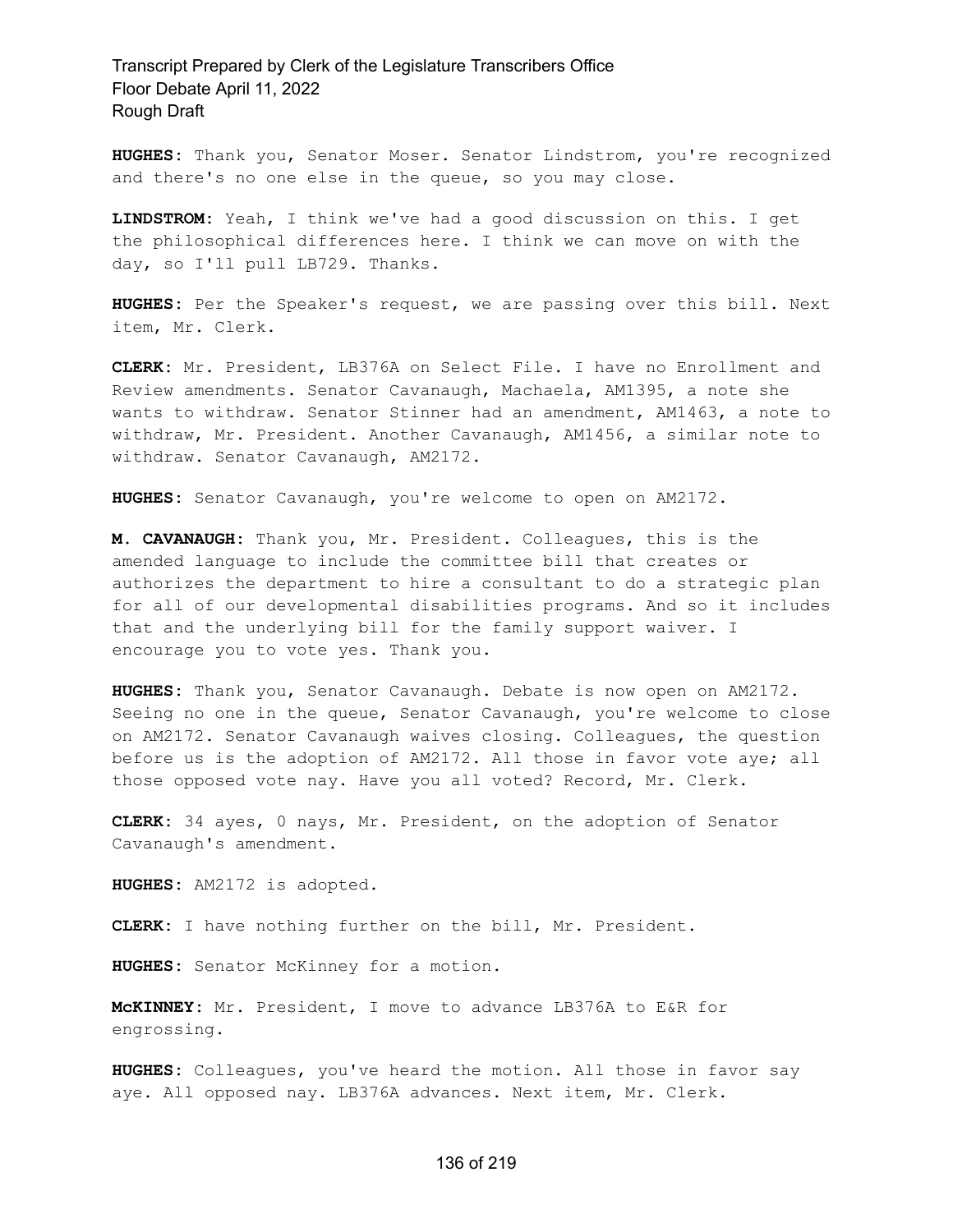**HUGHES:** Thank you, Senator Moser. Senator Lindstrom, you're recognized and there's no one else in the queue, so you may close.

**LINDSTROM:** Yeah, I think we've had a good discussion on this. I get the philosophical differences here. I think we can move on with the day, so I'll pull LB729. Thanks.

**HUGHES:** Per the Speaker's request, we are passing over this bill. Next item, Mr. Clerk.

**CLERK:** Mr. President, LB376A on Select File. I have no Enrollment and Review amendments. Senator Cavanaugh, Machaela, AM1395, a note she wants to withdraw. Senator Stinner had an amendment, AM1463, a note to withdraw, Mr. President. Another Cavanaugh, AM1456, a similar note to withdraw. Senator Cavanaugh, AM2172.

**HUGHES:** Senator Cavanaugh, you're welcome to open on AM2172.

**M. CAVANAUGH:** Thank you, Mr. President. Colleagues, this is the amended language to include the committee bill that creates or authorizes the department to hire a consultant to do a strategic plan for all of our developmental disabilities programs. And so it includes that and the underlying bill for the family support waiver. I encourage you to vote yes. Thank you.

**HUGHES:** Thank you, Senator Cavanaugh. Debate is now open on AM2172. Seeing no one in the queue, Senator Cavanaugh, you're welcome to close on AM2172. Senator Cavanaugh waives closing. Colleagues, the question before us is the adoption of AM2172. All those in favor vote aye; all those opposed vote nay. Have you all voted? Record, Mr. Clerk.

**CLERK:** 34 ayes, 0 nays, Mr. President, on the adoption of Senator Cavanaugh's amendment.

**HUGHES:** AM2172 is adopted.

**CLERK:** I have nothing further on the bill, Mr. President.

**HUGHES:** Senator McKinney for a motion.

**McKINNEY:** Mr. President, I move to advance LB376A to E&R for engrossing.

**HUGHES:** Colleagues, you've heard the motion. All those in favor say aye. All opposed nay. LB376A advances. Next item, Mr. Clerk.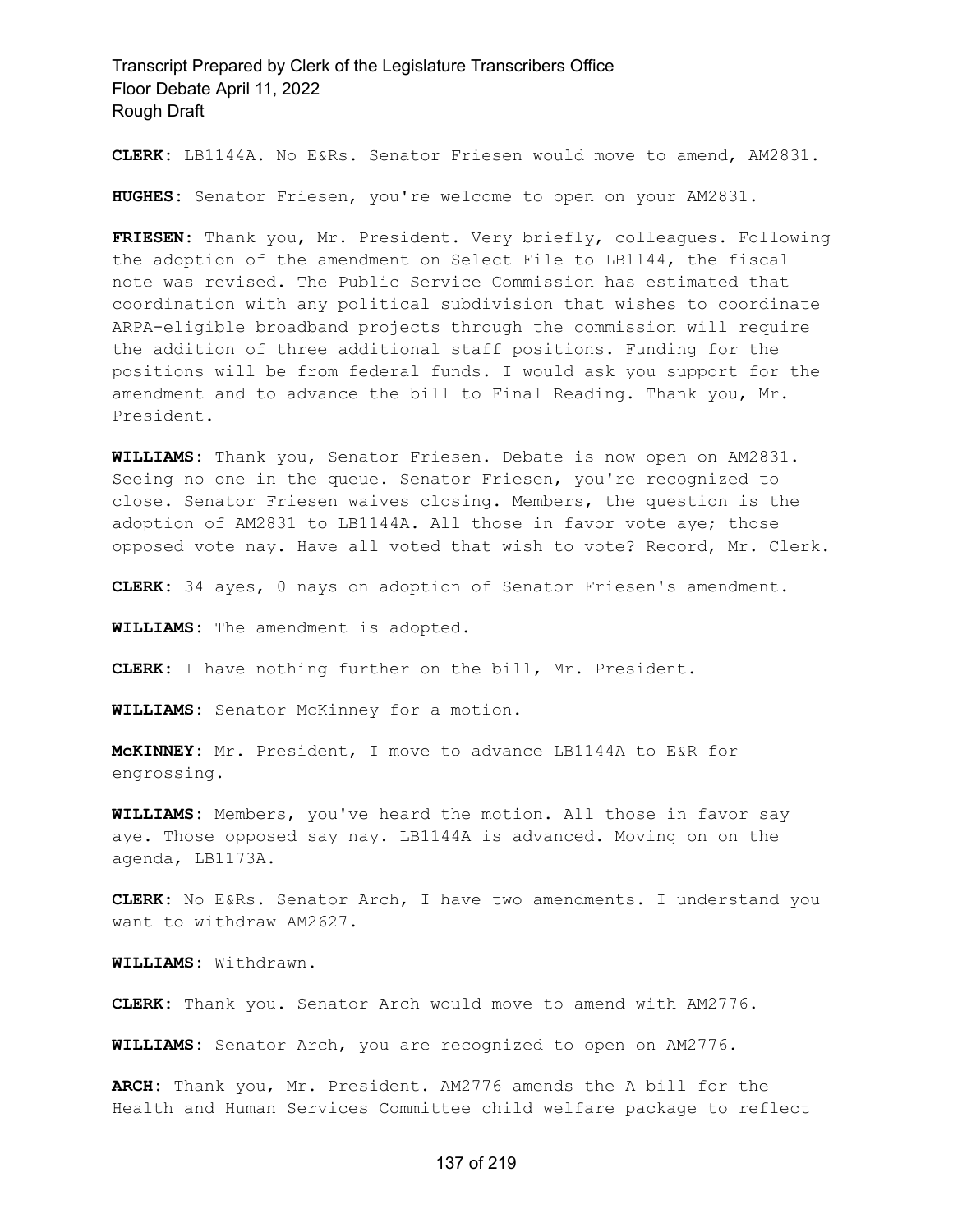**CLERK:** LB1144A. No E&Rs. Senator Friesen would move to amend, AM2831.

**HUGHES:** Senator Friesen, you're welcome to open on your AM2831.

**FRIESEN:** Thank you, Mr. President. Very briefly, colleagues. Following the adoption of the amendment on Select File to LB1144, the fiscal note was revised. The Public Service Commission has estimated that coordination with any political subdivision that wishes to coordinate ARPA-eligible broadband projects through the commission will require the addition of three additional staff positions. Funding for the positions will be from federal funds. I would ask you support for the amendment and to advance the bill to Final Reading. Thank you, Mr. President.

**WILLIAMS:** Thank you, Senator Friesen. Debate is now open on AM2831. Seeing no one in the queue. Senator Friesen, you're recognized to close. Senator Friesen waives closing. Members, the question is the adoption of AM2831 to LB1144A. All those in favor vote aye; those opposed vote nay. Have all voted that wish to vote? Record, Mr. Clerk.

**CLERK:** 34 ayes, 0 nays on adoption of Senator Friesen's amendment.

**WILLIAMS:** The amendment is adopted.

**CLERK:** I have nothing further on the bill, Mr. President.

**WILLIAMS:** Senator McKinney for a motion.

**McKINNEY:** Mr. President, I move to advance LB1144A to E&R for engrossing.

**WILLIAMS:** Members, you've heard the motion. All those in favor say aye. Those opposed say nay. LB1144A is advanced. Moving on on the agenda, LB1173A.

**CLERK:** No E&Rs. Senator Arch, I have two amendments. I understand you want to withdraw AM2627.

**WILLIAMS:** Withdrawn.

**CLERK:** Thank you. Senator Arch would move to amend with AM2776.

**WILLIAMS:** Senator Arch, you are recognized to open on AM2776.

**ARCH:** Thank you, Mr. President. AM2776 amends the A bill for the Health and Human Services Committee child welfare package to reflect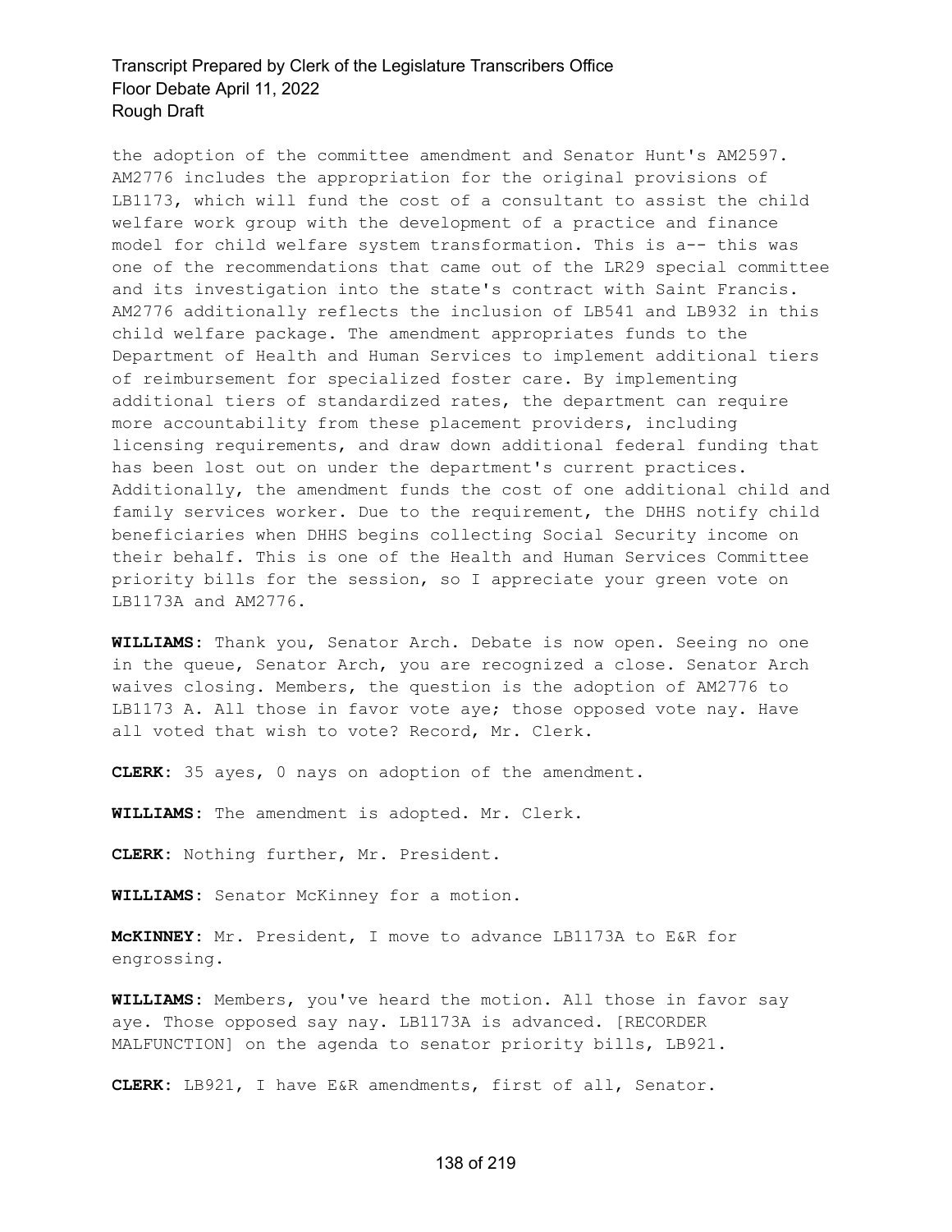the adoption of the committee amendment and Senator Hunt's AM2597. AM2776 includes the appropriation for the original provisions of LB1173, which will fund the cost of a consultant to assist the child welfare work group with the development of a practice and finance model for child welfare system transformation. This is a-- this was one of the recommendations that came out of the LR29 special committee and its investigation into the state's contract with Saint Francis. AM2776 additionally reflects the inclusion of LB541 and LB932 in this child welfare package. The amendment appropriates funds to the Department of Health and Human Services to implement additional tiers of reimbursement for specialized foster care. By implementing additional tiers of standardized rates, the department can require more accountability from these placement providers, including licensing requirements, and draw down additional federal funding that has been lost out on under the department's current practices. Additionally, the amendment funds the cost of one additional child and family services worker. Due to the requirement, the DHHS notify child beneficiaries when DHHS begins collecting Social Security income on their behalf. This is one of the Health and Human Services Committee priority bills for the session, so I appreciate your green vote on LB1173A and AM2776.

**WILLIAMS:** Thank you, Senator Arch. Debate is now open. Seeing no one in the queue, Senator Arch, you are recognized a close. Senator Arch waives closing. Members, the question is the adoption of AM2776 to LB1173 A. All those in favor vote aye; those opposed vote nay. Have all voted that wish to vote? Record, Mr. Clerk.

**CLERK:** 35 ayes, 0 nays on adoption of the amendment.

**WILLIAMS:** The amendment is adopted. Mr. Clerk.

**CLERK:** Nothing further, Mr. President.

**WILLIAMS:** Senator McKinney for a motion.

**McKINNEY:** Mr. President, I move to advance LB1173A to E&R for engrossing.

**WILLIAMS:** Members, you've heard the motion. All those in favor say aye. Those opposed say nay. LB1173A is advanced. [RECORDER MALFUNCTION] on the agenda to senator priority bills, LB921.

**CLERK:** LB921, I have E&R amendments, first of all, Senator.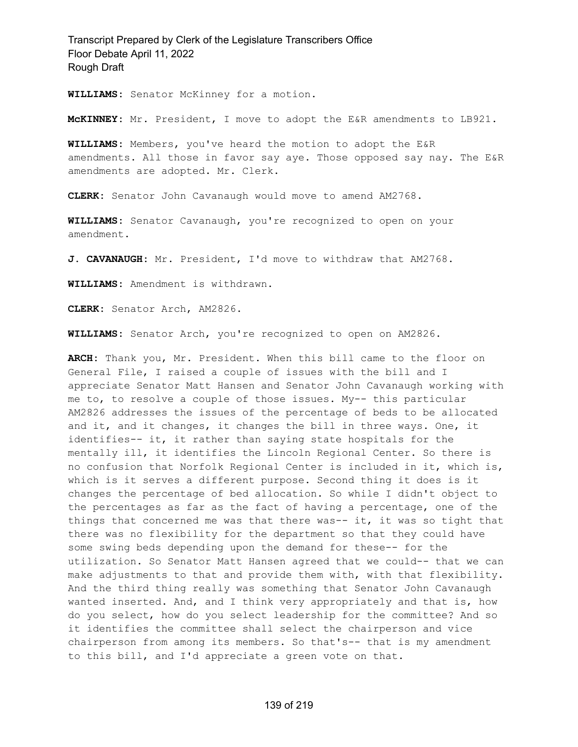**WILLIAMS:** Senator McKinney for a motion.

**McKINNEY:** Mr. President, I move to adopt the E&R amendments to LB921.

**WILLIAMS:** Members, you've heard the motion to adopt the E&R amendments. All those in favor say aye. Those opposed say nay. The E&R amendments are adopted. Mr. Clerk.

**CLERK:** Senator John Cavanaugh would move to amend AM2768.

**WILLIAMS:** Senator Cavanaugh, you're recognized to open on your amendment.

**J. CAVANAUGH:** Mr. President, I'd move to withdraw that AM2768.

**WILLIAMS:** Amendment is withdrawn.

**CLERK:** Senator Arch, AM2826.

**WILLIAMS:** Senator Arch, you're recognized to open on AM2826.

**ARCH:** Thank you, Mr. President. When this bill came to the floor on General File, I raised a couple of issues with the bill and I appreciate Senator Matt Hansen and Senator John Cavanaugh working with me to, to resolve a couple of those issues. My-- this particular AM2826 addresses the issues of the percentage of beds to be allocated and it, and it changes, it changes the bill in three ways. One, it identifies-- it, it rather than saying state hospitals for the mentally ill, it identifies the Lincoln Regional Center. So there is no confusion that Norfolk Regional Center is included in it, which is, which is it serves a different purpose. Second thing it does is it changes the percentage of bed allocation. So while I didn't object to the percentages as far as the fact of having a percentage, one of the things that concerned me was that there was-- it, it was so tight that there was no flexibility for the department so that they could have some swing beds depending upon the demand for these-- for the utilization. So Senator Matt Hansen agreed that we could-- that we can make adjustments to that and provide them with, with that flexibility. And the third thing really was something that Senator John Cavanaugh wanted inserted. And, and I think very appropriately and that is, how do you select, how do you select leadership for the committee? And so it identifies the committee shall select the chairperson and vice chairperson from among its members. So that's-- that is my amendment to this bill, and I'd appreciate a green vote on that.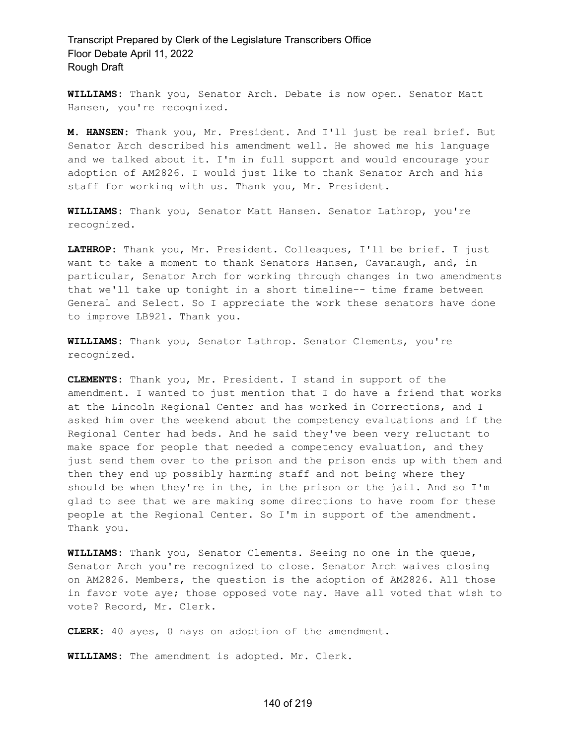**WILLIAMS:** Thank you, Senator Arch. Debate is now open. Senator Matt Hansen, you're recognized.

**M. HANSEN:** Thank you, Mr. President. And I'll just be real brief. But Senator Arch described his amendment well. He showed me his language and we talked about it. I'm in full support and would encourage your adoption of AM2826. I would just like to thank Senator Arch and his staff for working with us. Thank you, Mr. President.

**WILLIAMS:** Thank you, Senator Matt Hansen. Senator Lathrop, you're recognized.

**LATHROP:** Thank you, Mr. President. Colleagues, I'll be brief. I just want to take a moment to thank Senators Hansen, Cavanaugh, and, in particular, Senator Arch for working through changes in two amendments that we'll take up tonight in a short timeline-- time frame between General and Select. So I appreciate the work these senators have done to improve LB921. Thank you.

**WILLIAMS:** Thank you, Senator Lathrop. Senator Clements, you're recognized.

**CLEMENTS:** Thank you, Mr. President. I stand in support of the amendment. I wanted to just mention that I do have a friend that works at the Lincoln Regional Center and has worked in Corrections, and I asked him over the weekend about the competency evaluations and if the Regional Center had beds. And he said they've been very reluctant to make space for people that needed a competency evaluation, and they just send them over to the prison and the prison ends up with them and then they end up possibly harming staff and not being where they should be when they're in the, in the prison or the jail. And so I'm glad to see that we are making some directions to have room for these people at the Regional Center. So I'm in support of the amendment. Thank you.

**WILLIAMS:** Thank you, Senator Clements. Seeing no one in the queue, Senator Arch you're recognized to close. Senator Arch waives closing on AM2826. Members, the question is the adoption of AM2826. All those in favor vote aye; those opposed vote nay. Have all voted that wish to vote? Record, Mr. Clerk.

**CLERK:** 40 ayes, 0 nays on adoption of the amendment.

**WILLIAMS:** The amendment is adopted. Mr. Clerk.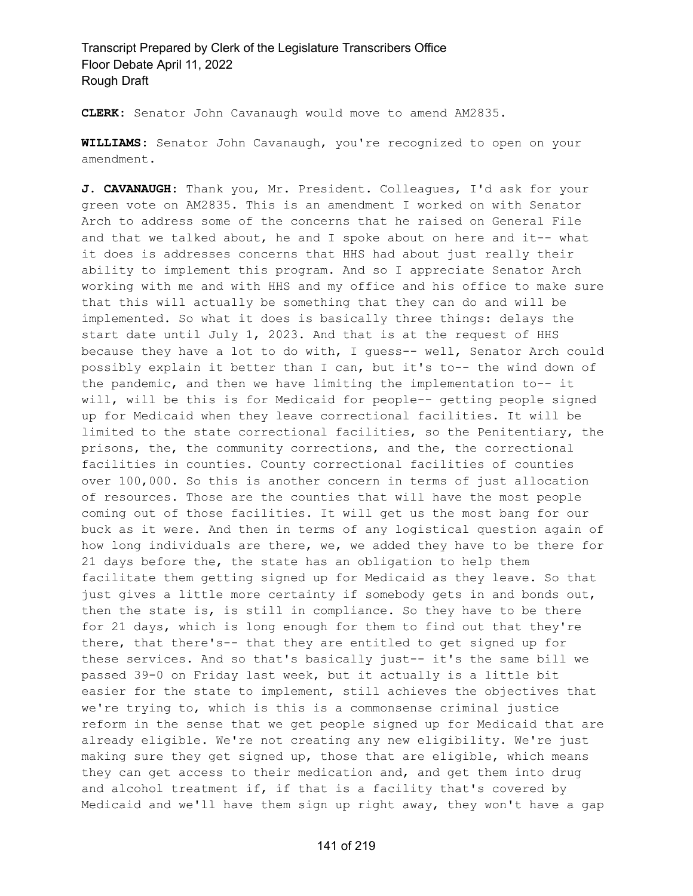**CLERK:** Senator John Cavanaugh would move to amend AM2835.

**WILLIAMS:** Senator John Cavanaugh, you're recognized to open on your amendment.

**J. CAVANAUGH:** Thank you, Mr. President. Colleagues, I'd ask for your green vote on AM2835. This is an amendment I worked on with Senator Arch to address some of the concerns that he raised on General File and that we talked about, he and I spoke about on here and it-- what it does is addresses concerns that HHS had about just really their ability to implement this program. And so I appreciate Senator Arch working with me and with HHS and my office and his office to make sure that this will actually be something that they can do and will be implemented. So what it does is basically three things: delays the start date until July 1, 2023. And that is at the request of HHS because they have a lot to do with, I guess-- well, Senator Arch could possibly explain it better than I can, but it's to-- the wind down of the pandemic, and then we have limiting the implementation to-- it will, will be this is for Medicaid for people-- getting people signed up for Medicaid when they leave correctional facilities. It will be limited to the state correctional facilities, so the Penitentiary, the prisons, the, the community corrections, and the, the correctional facilities in counties. County correctional facilities of counties over 100,000. So this is another concern in terms of just allocation of resources. Those are the counties that will have the most people coming out of those facilities. It will get us the most bang for our buck as it were. And then in terms of any logistical question again of how long individuals are there, we, we added they have to be there for 21 days before the, the state has an obligation to help them facilitate them getting signed up for Medicaid as they leave. So that just gives a little more certainty if somebody gets in and bonds out, then the state is, is still in compliance. So they have to be there for 21 days, which is long enough for them to find out that they're there, that there's-- that they are entitled to get signed up for these services. And so that's basically just-- it's the same bill we passed 39-0 on Friday last week, but it actually is a little bit easier for the state to implement, still achieves the objectives that we're trying to, which is this is a commonsense criminal justice reform in the sense that we get people signed up for Medicaid that are already eligible. We're not creating any new eligibility. We're just making sure they get signed up, those that are eligible, which means they can get access to their medication and, and get them into drug and alcohol treatment if, if that is a facility that's covered by Medicaid and we'll have them sign up right away, they won't have a gap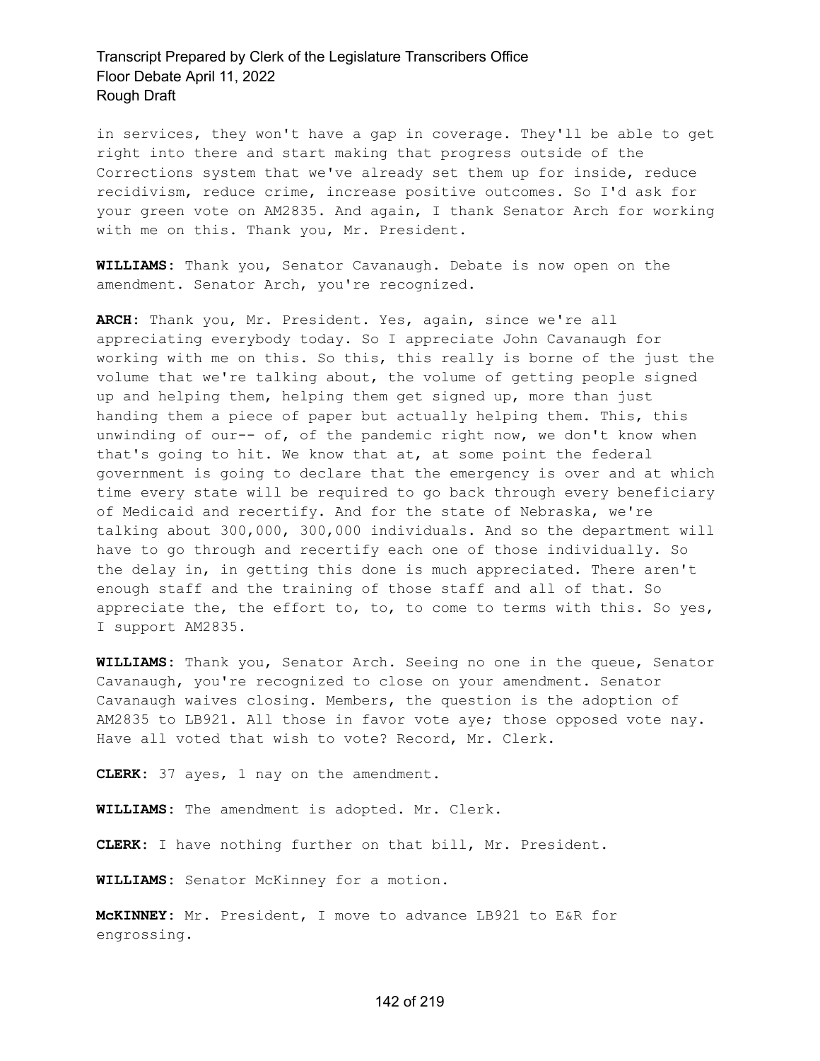in services, they won't have a gap in coverage. They'll be able to get right into there and start making that progress outside of the Corrections system that we've already set them up for inside, reduce recidivism, reduce crime, increase positive outcomes. So I'd ask for your green vote on AM2835. And again, I thank Senator Arch for working with me on this. Thank you, Mr. President.

**WILLIAMS:** Thank you, Senator Cavanaugh. Debate is now open on the amendment. Senator Arch, you're recognized.

**ARCH:** Thank you, Mr. President. Yes, again, since we're all appreciating everybody today. So I appreciate John Cavanaugh for working with me on this. So this, this really is borne of the just the volume that we're talking about, the volume of getting people signed up and helping them, helping them get signed up, more than just handing them a piece of paper but actually helping them. This, this unwinding of our-- of, of the pandemic right now, we don't know when that's going to hit. We know that at, at some point the federal government is going to declare that the emergency is over and at which time every state will be required to go back through every beneficiary of Medicaid and recertify. And for the state of Nebraska, we're talking about 300,000, 300,000 individuals. And so the department will have to go through and recertify each one of those individually. So the delay in, in getting this done is much appreciated. There aren't enough staff and the training of those staff and all of that. So appreciate the, the effort to, to, to come to terms with this. So yes, I support AM2835.

**WILLIAMS:** Thank you, Senator Arch. Seeing no one in the queue, Senator Cavanaugh, you're recognized to close on your amendment. Senator Cavanaugh waives closing. Members, the question is the adoption of AM2835 to LB921. All those in favor vote aye; those opposed vote nay. Have all voted that wish to vote? Record, Mr. Clerk.

**CLERK:** 37 ayes, 1 nay on the amendment.

**WILLIAMS:** The amendment is adopted. Mr. Clerk.

**CLERK:** I have nothing further on that bill, Mr. President.

**WILLIAMS:** Senator McKinney for a motion.

**McKINNEY:** Mr. President, I move to advance LB921 to E&R for engrossing.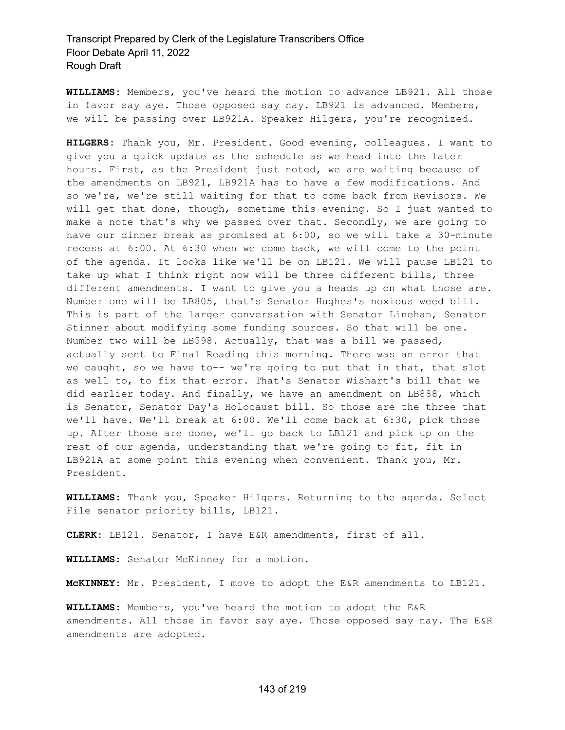**WILLIAMS:** Members, you've heard the motion to advance LB921. All those in favor say aye. Those opposed say nay. LB921 is advanced. Members, we will be passing over LB921A. Speaker Hilgers, you're recognized.

**HILGERS:** Thank you, Mr. President. Good evening, colleagues. I want to give you a quick update as the schedule as we head into the later hours. First, as the President just noted, we are waiting because of the amendments on LB921, LB921A has to have a few modifications. And so we're, we're still waiting for that to come back from Revisors. We will get that done, though, sometime this evening. So I just wanted to make a note that's why we passed over that. Secondly, we are going to have our dinner break as promised at 6:00, so we will take a 30-minute recess at 6:00. At 6:30 when we come back, we will come to the point of the agenda. It looks like we'll be on LB121. We will pause LB121 to take up what I think right now will be three different bills, three different amendments. I want to give you a heads up on what those are. Number one will be LB805, that's Senator Hughes's noxious weed bill. This is part of the larger conversation with Senator Linehan, Senator Stinner about modifying some funding sources. So that will be one. Number two will be LB598. Actually, that was a bill we passed, actually sent to Final Reading this morning. There was an error that we caught, so we have to-- we're going to put that in that, that slot as well to, to fix that error. That's Senator Wishart's bill that we did earlier today. And finally, we have an amendment on LB888, which is Senator, Senator Day's Holocaust bill. So those are the three that we'll have. We'll break at 6:00. We'll come back at 6:30, pick those up. After those are done, we'll go back to LB121 and pick up on the rest of our agenda, understanding that we're going to fit, fit in LB921A at some point this evening when convenient. Thank you, Mr. President.

**WILLIAMS:** Thank you, Speaker Hilgers. Returning to the agenda. Select File senator priority bills, LB121.

**CLERK:** LB121. Senator, I have E&R amendments, first of all.

**WILLIAMS:** Senator McKinney for a motion.

**McKINNEY:** Mr. President, I move to adopt the E&R amendments to LB121.

**WILLIAMS:** Members, you've heard the motion to adopt the E&R amendments. All those in favor say aye. Those opposed say nay. The E&R amendments are adopted.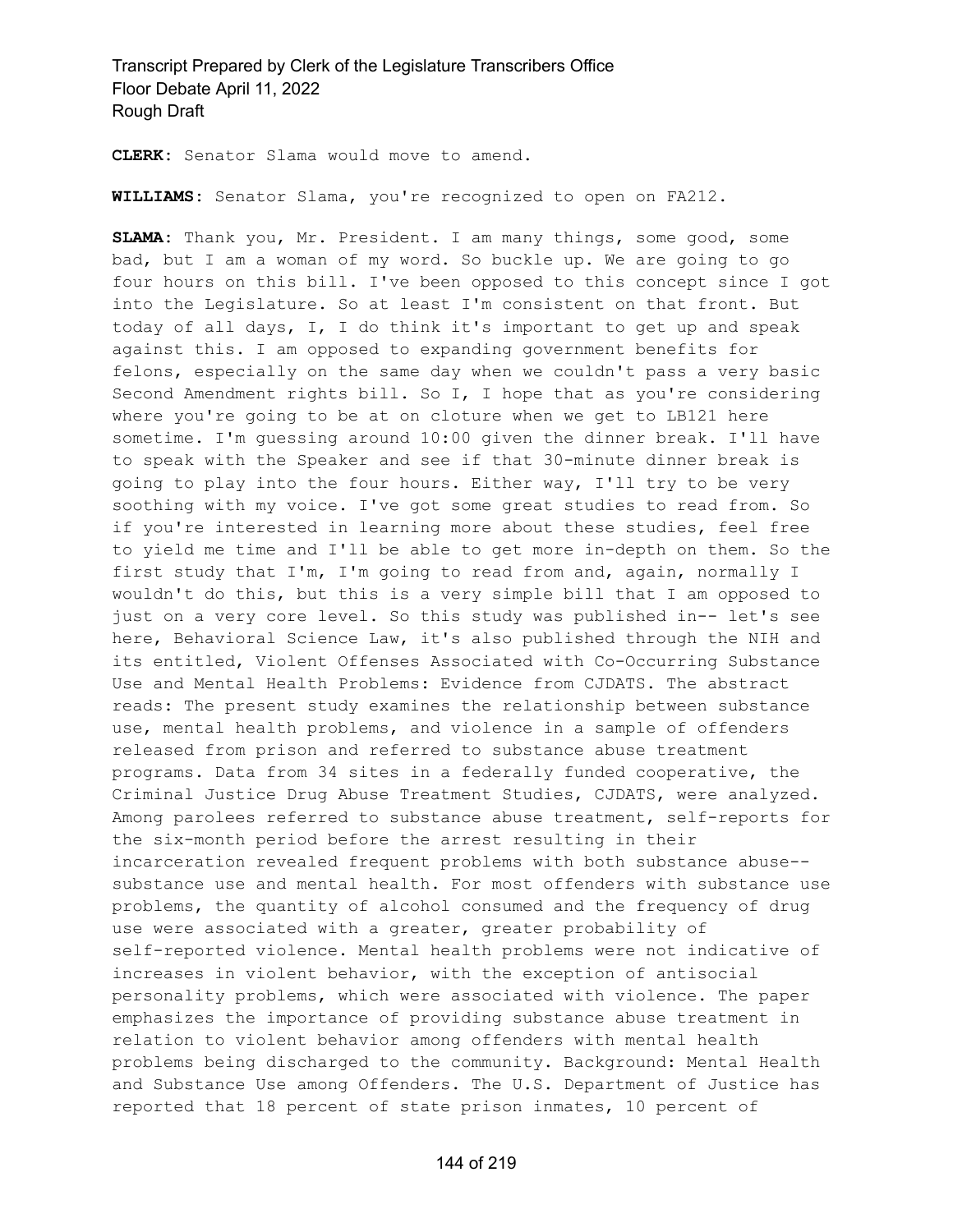**CLERK:** Senator Slama would move to amend.

**WILLIAMS:** Senator Slama, you're recognized to open on FA212.

**SLAMA:** Thank you, Mr. President. I am many things, some good, some bad, but I am a woman of my word. So buckle up. We are going to go four hours on this bill. I've been opposed to this concept since I got into the Legislature. So at least I'm consistent on that front. But today of all days, I, I do think it's important to get up and speak against this. I am opposed to expanding government benefits for felons, especially on the same day when we couldn't pass a very basic Second Amendment rights bill. So I, I hope that as you're considering where you're going to be at on cloture when we get to LB121 here sometime. I'm guessing around 10:00 given the dinner break. I'll have to speak with the Speaker and see if that 30-minute dinner break is going to play into the four hours. Either way, I'll try to be very soothing with my voice. I've got some great studies to read from. So if you're interested in learning more about these studies, feel free to yield me time and I'll be able to get more in-depth on them. So the first study that I'm, I'm going to read from and, again, normally I wouldn't do this, but this is a very simple bill that I am opposed to just on a very core level. So this study was published in-- let's see here, Behavioral Science Law, it's also published through the NIH and its entitled, Violent Offenses Associated with Co-Occurring Substance Use and Mental Health Problems: Evidence from CJDATS. The abstract reads: The present study examines the relationship between substance use, mental health problems, and violence in a sample of offenders released from prison and referred to substance abuse treatment programs. Data from 34 sites in a federally funded cooperative, the Criminal Justice Drug Abuse Treatment Studies, CJDATS, were analyzed. Among parolees referred to substance abuse treatment, self-reports for the six-month period before the arrest resulting in their incarceration revealed frequent problems with both substance abuse-- substance use and mental health. For most offenders with substance use problems, the quantity of alcohol consumed and the frequency of drug use were associated with a greater, greater probability of self-reported violence. Mental health problems were not indicative of increases in violent behavior, with the exception of antisocial personality problems, which were associated with violence. The paper emphasizes the importance of providing substance abuse treatment in relation to violent behavior among offenders with mental health problems being discharged to the community. Background: Mental Health and Substance Use among Offenders. The U.S. Department of Justice has reported that 18 percent of state prison inmates, 10 percent of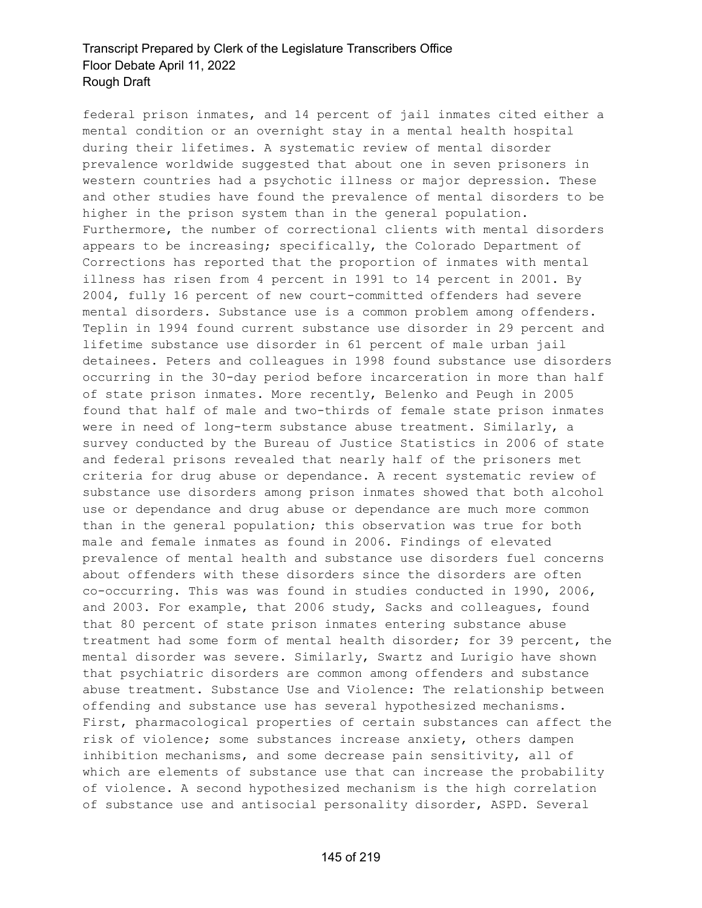federal prison inmates, and 14 percent of jail inmates cited either a mental condition or an overnight stay in a mental health hospital during their lifetimes. A systematic review of mental disorder prevalence worldwide suggested that about one in seven prisoners in western countries had a psychotic illness or major depression. These and other studies have found the prevalence of mental disorders to be higher in the prison system than in the general population. Furthermore, the number of correctional clients with mental disorders appears to be increasing; specifically, the Colorado Department of Corrections has reported that the proportion of inmates with mental illness has risen from 4 percent in 1991 to 14 percent in 2001. By 2004, fully 16 percent of new court-committed offenders had severe mental disorders. Substance use is a common problem among offenders. Teplin in 1994 found current substance use disorder in 29 percent and lifetime substance use disorder in 61 percent of male urban jail detainees. Peters and colleagues in 1998 found substance use disorders occurring in the 30-day period before incarceration in more than half of state prison inmates. More recently, Belenko and Peugh in 2005 found that half of male and two-thirds of female state prison inmates were in need of long-term substance abuse treatment. Similarly, a survey conducted by the Bureau of Justice Statistics in 2006 of state and federal prisons revealed that nearly half of the prisoners met criteria for drug abuse or dependance. A recent systematic review of substance use disorders among prison inmates showed that both alcohol use or dependance and drug abuse or dependance are much more common than in the general population; this observation was true for both male and female inmates as found in 2006. Findings of elevated prevalence of mental health and substance use disorders fuel concerns about offenders with these disorders since the disorders are often co-occurring. This was was found in studies conducted in 1990, 2006, and 2003. For example, that 2006 study, Sacks and colleagues, found that 80 percent of state prison inmates entering substance abuse treatment had some form of mental health disorder; for 39 percent, the mental disorder was severe. Similarly, Swartz and Lurigio have shown that psychiatric disorders are common among offenders and substance abuse treatment. Substance Use and Violence: The relationship between offending and substance use has several hypothesized mechanisms. First, pharmacological properties of certain substances can affect the risk of violence; some substances increase anxiety, others dampen inhibition mechanisms, and some decrease pain sensitivity, all of which are elements of substance use that can increase the probability of violence. A second hypothesized mechanism is the high correlation of substance use and antisocial personality disorder, ASPD. Several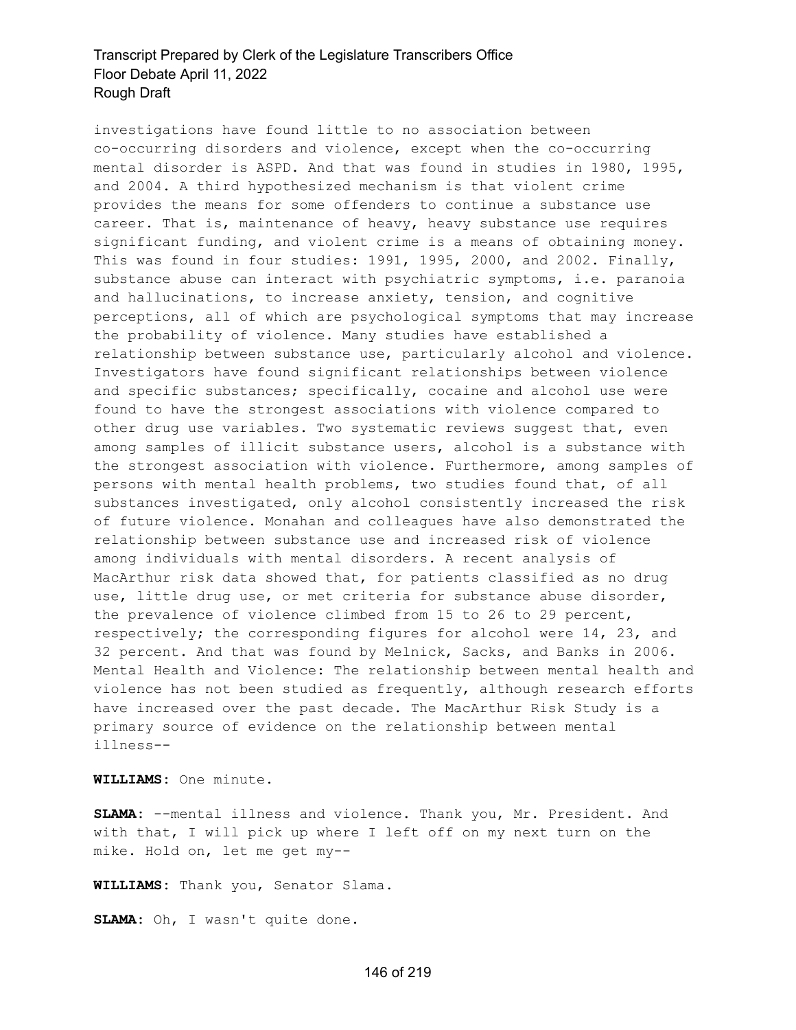investigations have found little to no association between co-occurring disorders and violence, except when the co-occurring mental disorder is ASPD. And that was found in studies in 1980, 1995, and 2004. A third hypothesized mechanism is that violent crime provides the means for some offenders to continue a substance use career. That is, maintenance of heavy, heavy substance use requires significant funding, and violent crime is a means of obtaining money. This was found in four studies: 1991, 1995, 2000, and 2002. Finally, substance abuse can interact with psychiatric symptoms, i.e. paranoia and hallucinations, to increase anxiety, tension, and cognitive perceptions, all of which are psychological symptoms that may increase the probability of violence. Many studies have established a relationship between substance use, particularly alcohol and violence. Investigators have found significant relationships between violence and specific substances; specifically, cocaine and alcohol use were found to have the strongest associations with violence compared to other drug use variables. Two systematic reviews suggest that, even among samples of illicit substance users, alcohol is a substance with the strongest association with violence. Furthermore, among samples of persons with mental health problems, two studies found that, of all substances investigated, only alcohol consistently increased the risk of future violence. Monahan and colleagues have also demonstrated the relationship between substance use and increased risk of violence among individuals with mental disorders. A recent analysis of MacArthur risk data showed that, for patients classified as no drug use, little drug use, or met criteria for substance abuse disorder, the prevalence of violence climbed from 15 to 26 to 29 percent, respectively; the corresponding figures for alcohol were 14, 23, and 32 percent. And that was found by Melnick, Sacks, and Banks in 2006. Mental Health and Violence: The relationship between mental health and violence has not been studied as frequently, although research efforts have increased over the past decade. The MacArthur Risk Study is a primary source of evidence on the relationship between mental illness--

**WILLIAMS:** One minute.

**SLAMA:** --mental illness and violence. Thank you, Mr. President. And with that, I will pick up where I left off on my next turn on the mike. Hold on, let me get my--

**WILLIAMS:** Thank you, Senator Slama.

**SLAMA:** Oh, I wasn't quite done.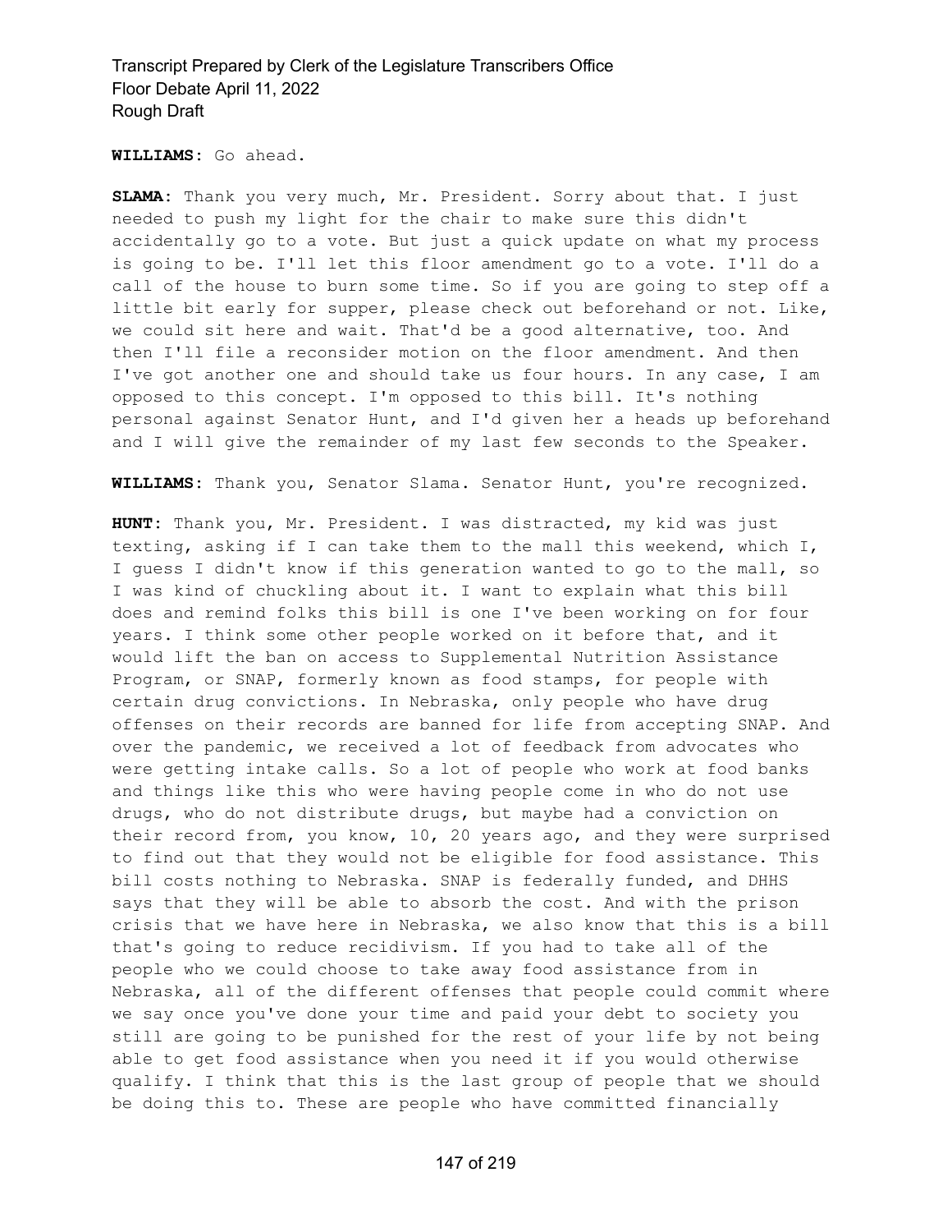**WILLIAMS:** Go ahead.

**SLAMA:** Thank you very much, Mr. President. Sorry about that. I just needed to push my light for the chair to make sure this didn't accidentally go to a vote. But just a quick update on what my process is going to be. I'll let this floor amendment go to a vote. I'll do a call of the house to burn some time. So if you are going to step off a little bit early for supper, please check out beforehand or not. Like, we could sit here and wait. That'd be a good alternative, too. And then I'll file a reconsider motion on the floor amendment. And then I've got another one and should take us four hours. In any case, I am opposed to this concept. I'm opposed to this bill. It's nothing personal against Senator Hunt, and I'd given her a heads up beforehand and I will give the remainder of my last few seconds to the Speaker.

**WILLIAMS:** Thank you, Senator Slama. Senator Hunt, you're recognized.

**HUNT:** Thank you, Mr. President. I was distracted, my kid was just texting, asking if I can take them to the mall this weekend, which I, I guess I didn't know if this generation wanted to go to the mall, so I was kind of chuckling about it. I want to explain what this bill does and remind folks this bill is one I've been working on for four years. I think some other people worked on it before that, and it would lift the ban on access to Supplemental Nutrition Assistance Program, or SNAP, formerly known as food stamps, for people with certain drug convictions. In Nebraska, only people who have drug offenses on their records are banned for life from accepting SNAP. And over the pandemic, we received a lot of feedback from advocates who were getting intake calls. So a lot of people who work at food banks and things like this who were having people come in who do not use drugs, who do not distribute drugs, but maybe had a conviction on their record from, you know, 10, 20 years ago, and they were surprised to find out that they would not be eligible for food assistance. This bill costs nothing to Nebraska. SNAP is federally funded, and DHHS says that they will be able to absorb the cost. And with the prison crisis that we have here in Nebraska, we also know that this is a bill that's going to reduce recidivism. If you had to take all of the people who we could choose to take away food assistance from in Nebraska, all of the different offenses that people could commit where we say once you've done your time and paid your debt to society you still are going to be punished for the rest of your life by not being able to get food assistance when you need it if you would otherwise qualify. I think that this is the last group of people that we should be doing this to. These are people who have committed financially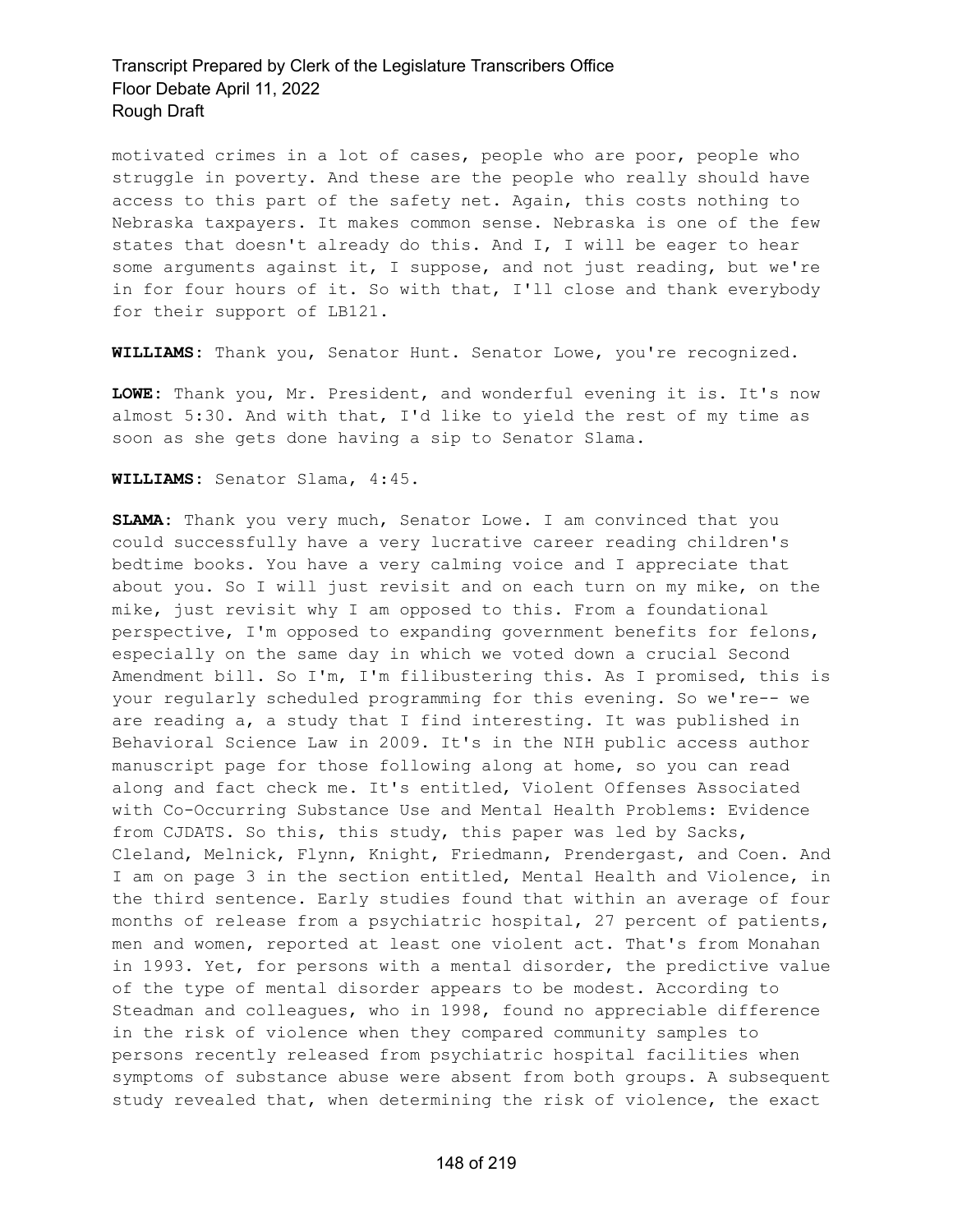motivated crimes in a lot of cases, people who are poor, people who struggle in poverty. And these are the people who really should have access to this part of the safety net. Again, this costs nothing to Nebraska taxpayers. It makes common sense. Nebraska is one of the few states that doesn't already do this. And I, I will be eager to hear some arguments against it, I suppose, and not just reading, but we're in for four hours of it. So with that, I'll close and thank everybody for their support of LB121.

**WILLIAMS:** Thank you, Senator Hunt. Senator Lowe, you're recognized.

**LOWE:** Thank you, Mr. President, and wonderful evening it is. It's now almost 5:30. And with that, I'd like to yield the rest of my time as soon as she gets done having a sip to Senator Slama.

**WILLIAMS:** Senator Slama, 4:45.

**SLAMA:** Thank you very much, Senator Lowe. I am convinced that you could successfully have a very lucrative career reading children's bedtime books. You have a very calming voice and I appreciate that about you. So I will just revisit and on each turn on my mike, on the mike, just revisit why I am opposed to this. From a foundational perspective, I'm opposed to expanding government benefits for felons, especially on the same day in which we voted down a crucial Second Amendment bill. So I'm, I'm filibustering this. As I promised, this is your regularly scheduled programming for this evening. So we're-- we are reading a, a study that I find interesting. It was published in Behavioral Science Law in 2009. It's in the NIH public access author manuscript page for those following along at home, so you can read along and fact check me. It's entitled, Violent Offenses Associated with Co-Occurring Substance Use and Mental Health Problems: Evidence from CJDATS. So this, this study, this paper was led by Sacks, Cleland, Melnick, Flynn, Knight, Friedmann, Prendergast, and Coen. And I am on page 3 in the section entitled, Mental Health and Violence, in the third sentence. Early studies found that within an average of four months of release from a psychiatric hospital, 27 percent of patients, men and women, reported at least one violent act. That's from Monahan in 1993. Yet, for persons with a mental disorder, the predictive value of the type of mental disorder appears to be modest. According to Steadman and colleagues, who in 1998, found no appreciable difference in the risk of violence when they compared community samples to persons recently released from psychiatric hospital facilities when symptoms of substance abuse were absent from both groups. A subsequent study revealed that, when determining the risk of violence, the exact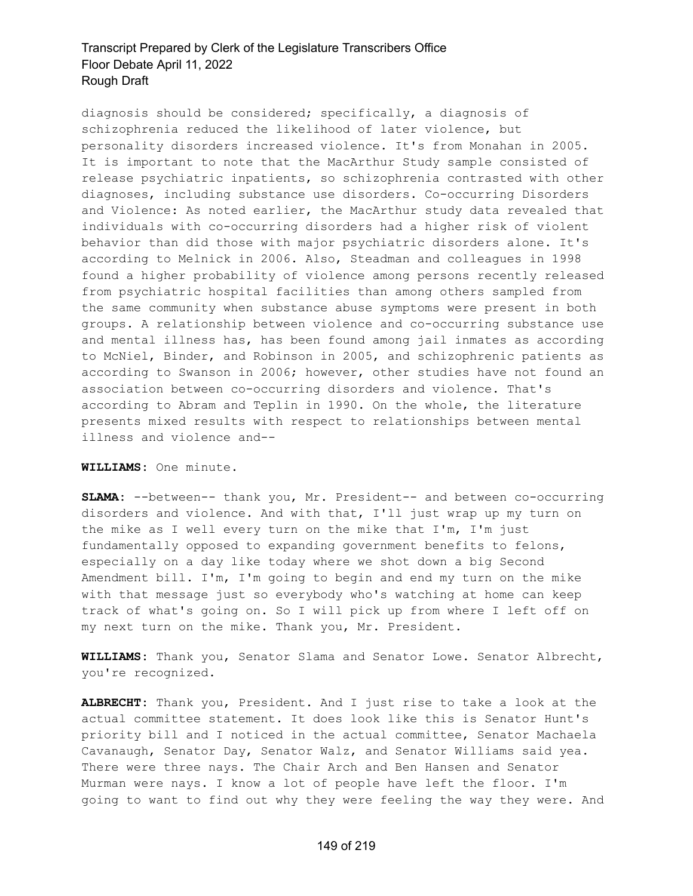diagnosis should be considered; specifically, a diagnosis of schizophrenia reduced the likelihood of later violence, but personality disorders increased violence. It's from Monahan in 2005. It is important to note that the MacArthur Study sample consisted of release psychiatric inpatients, so schizophrenia contrasted with other diagnoses, including substance use disorders. Co-occurring Disorders and Violence: As noted earlier, the MacArthur study data revealed that individuals with co-occurring disorders had a higher risk of violent behavior than did those with major psychiatric disorders alone. It's according to Melnick in 2006. Also, Steadman and colleagues in 1998 found a higher probability of violence among persons recently released from psychiatric hospital facilities than among others sampled from the same community when substance abuse symptoms were present in both groups. A relationship between violence and co-occurring substance use and mental illness has, has been found among jail inmates as according to McNiel, Binder, and Robinson in 2005, and schizophrenic patients as according to Swanson in 2006; however, other studies have not found an association between co-occurring disorders and violence. That's according to Abram and Teplin in 1990. On the whole, the literature presents mixed results with respect to relationships between mental illness and violence and--

**WILLIAMS:** One minute.

**SLAMA:** --between-- thank you, Mr. President-- and between co-occurring disorders and violence. And with that, I'll just wrap up my turn on the mike as I well every turn on the mike that I'm, I'm just fundamentally opposed to expanding government benefits to felons, especially on a day like today where we shot down a big Second Amendment bill. I'm, I'm going to begin and end my turn on the mike with that message just so everybody who's watching at home can keep track of what's going on. So I will pick up from where I left off on my next turn on the mike. Thank you, Mr. President.

**WILLIAMS:** Thank you, Senator Slama and Senator Lowe. Senator Albrecht, you're recognized.

**ALBRECHT:** Thank you, President. And I just rise to take a look at the actual committee statement. It does look like this is Senator Hunt's priority bill and I noticed in the actual committee, Senator Machaela Cavanaugh, Senator Day, Senator Walz, and Senator Williams said yea. There were three nays. The Chair Arch and Ben Hansen and Senator Murman were nays. I know a lot of people have left the floor. I'm going to want to find out why they were feeling the way they were. And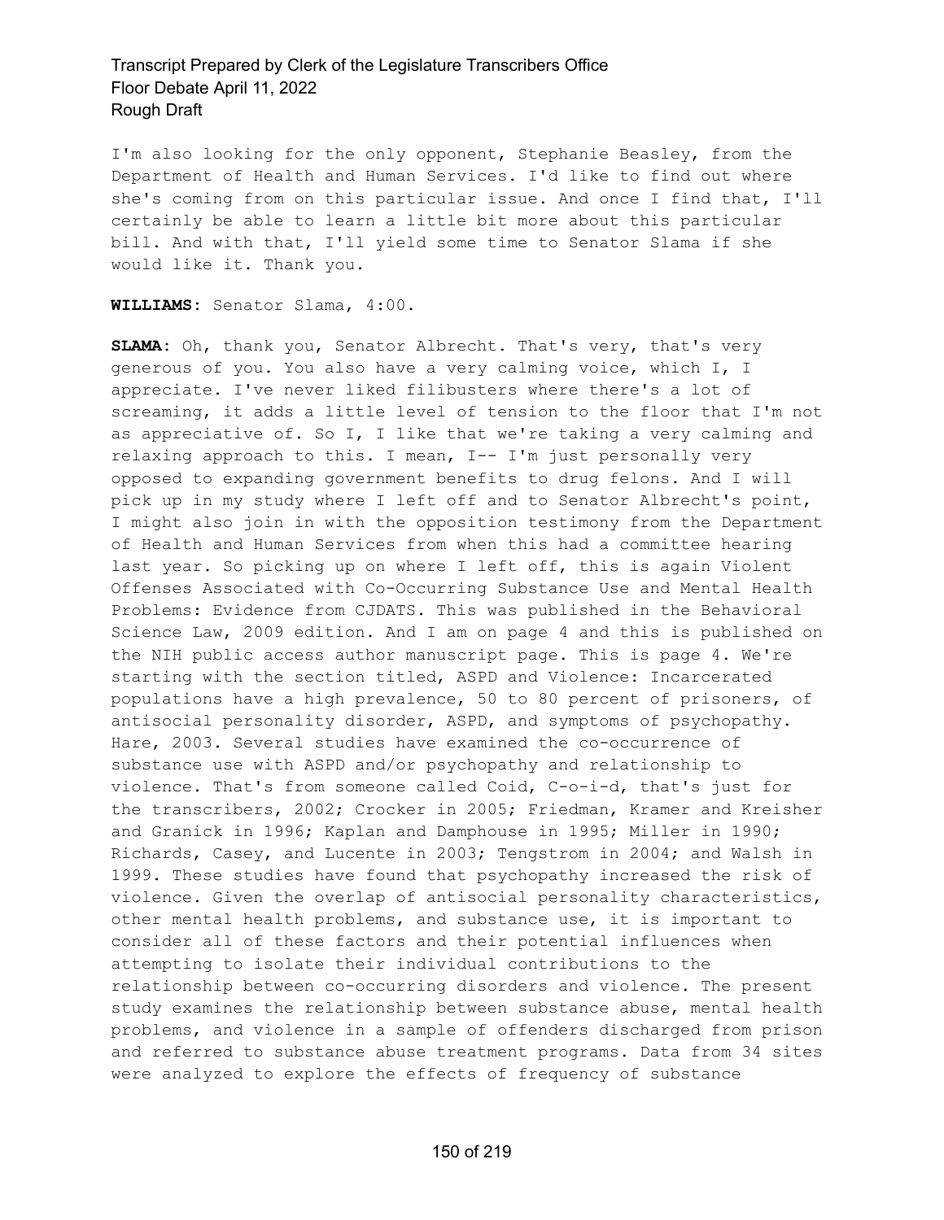I'm also looking for the only opponent, Stephanie Beasley, from the Department of Health and Human Services. I'd like to find out where she's coming from on this particular issue. And once I find that, I'll certainly be able to learn a little bit more about this particular bill. And with that, I'll yield some time to Senator Slama if she would like it. Thank you.

**WILLIAMS:** Senator Slama, 4:00.

**SLAMA:** Oh, thank you, Senator Albrecht. That's very, that's very generous of you. You also have a very calming voice, which I, I appreciate. I've never liked filibusters where there's a lot of screaming, it adds a little level of tension to the floor that I'm not as appreciative of. So I, I like that we're taking a very calming and relaxing approach to this. I mean, I-- I'm just personally very opposed to expanding government benefits to drug felons. And I will pick up in my study where I left off and to Senator Albrecht's point, I might also join in with the opposition testimony from the Department of Health and Human Services from when this had a committee hearing last year. So picking up on where I left off, this is again Violent Offenses Associated with Co-Occurring Substance Use and Mental Health Problems: Evidence from CJDATS. This was published in the Behavioral Science Law, 2009 edition. And I am on page 4 and this is published on the NIH public access author manuscript page. This is page 4. We're starting with the section titled, ASPD and Violence: Incarcerated populations have a high prevalence, 50 to 80 percent of prisoners, of antisocial personality disorder, ASPD, and symptoms of psychopathy. Hare, 2003. Several studies have examined the co-occurrence of substance use with ASPD and/or psychopathy and relationship to violence. That's from someone called Coid, C-o-i-d, that's just for the transcribers, 2002; Crocker in 2005; Friedman, Kramer and Kreisher and Granick in 1996; Kaplan and Damphouse in 1995; Miller in 1990; Richards, Casey, and Lucente in 2003; Tengstrom in 2004; and Walsh in 1999. These studies have found that psychopathy increased the risk of violence. Given the overlap of antisocial personality characteristics, other mental health problems, and substance use, it is important to consider all of these factors and their potential influences when attempting to isolate their individual contributions to the relationship between co-occurring disorders and violence. The present study examines the relationship between substance abuse, mental health problems, and violence in a sample of offenders discharged from prison and referred to substance abuse treatment programs. Data from 34 sites were analyzed to explore the effects of frequency of substance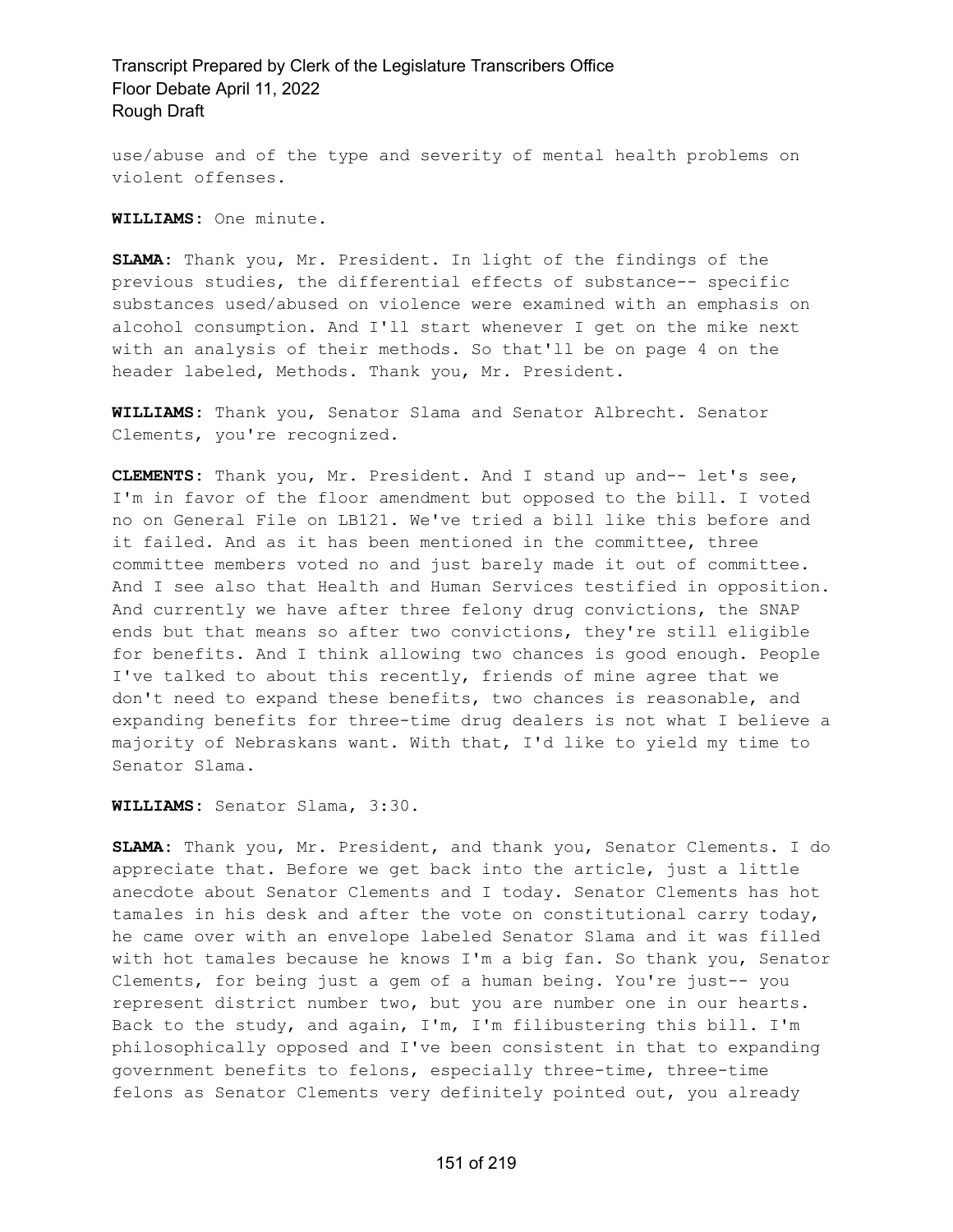use/abuse and of the type and severity of mental health problems on violent offenses.

**WILLIAMS:** One minute.

**SLAMA:** Thank you, Mr. President. In light of the findings of the previous studies, the differential effects of substance-- specific substances used/abused on violence were examined with an emphasis on alcohol consumption. And I'll start whenever I get on the mike next with an analysis of their methods. So that'll be on page 4 on the header labeled, Methods. Thank you, Mr. President.

**WILLIAMS:** Thank you, Senator Slama and Senator Albrecht. Senator Clements, you're recognized.

**CLEMENTS:** Thank you, Mr. President. And I stand up and-- let's see, I'm in favor of the floor amendment but opposed to the bill. I voted no on General File on LB121. We've tried a bill like this before and it failed. And as it has been mentioned in the committee, three committee members voted no and just barely made it out of committee. And I see also that Health and Human Services testified in opposition. And currently we have after three felony drug convictions, the SNAP ends but that means so after two convictions, they're still eligible for benefits. And I think allowing two chances is good enough. People I've talked to about this recently, friends of mine agree that we don't need to expand these benefits, two chances is reasonable, and expanding benefits for three-time drug dealers is not what I believe a majority of Nebraskans want. With that, I'd like to yield my time to Senator Slama.

**WILLIAMS:** Senator Slama, 3:30.

**SLAMA:** Thank you, Mr. President, and thank you, Senator Clements. I do appreciate that. Before we get back into the article, just a little anecdote about Senator Clements and I today. Senator Clements has hot tamales in his desk and after the vote on constitutional carry today, he came over with an envelope labeled Senator Slama and it was filled with hot tamales because he knows I'm a big fan. So thank you, Senator Clements, for being just a gem of a human being. You're just-- you represent district number two, but you are number one in our hearts. Back to the study, and again, I'm, I'm filibustering this bill. I'm philosophically opposed and I've been consistent in that to expanding government benefits to felons, especially three-time, three-time felons as Senator Clements very definitely pointed out, you already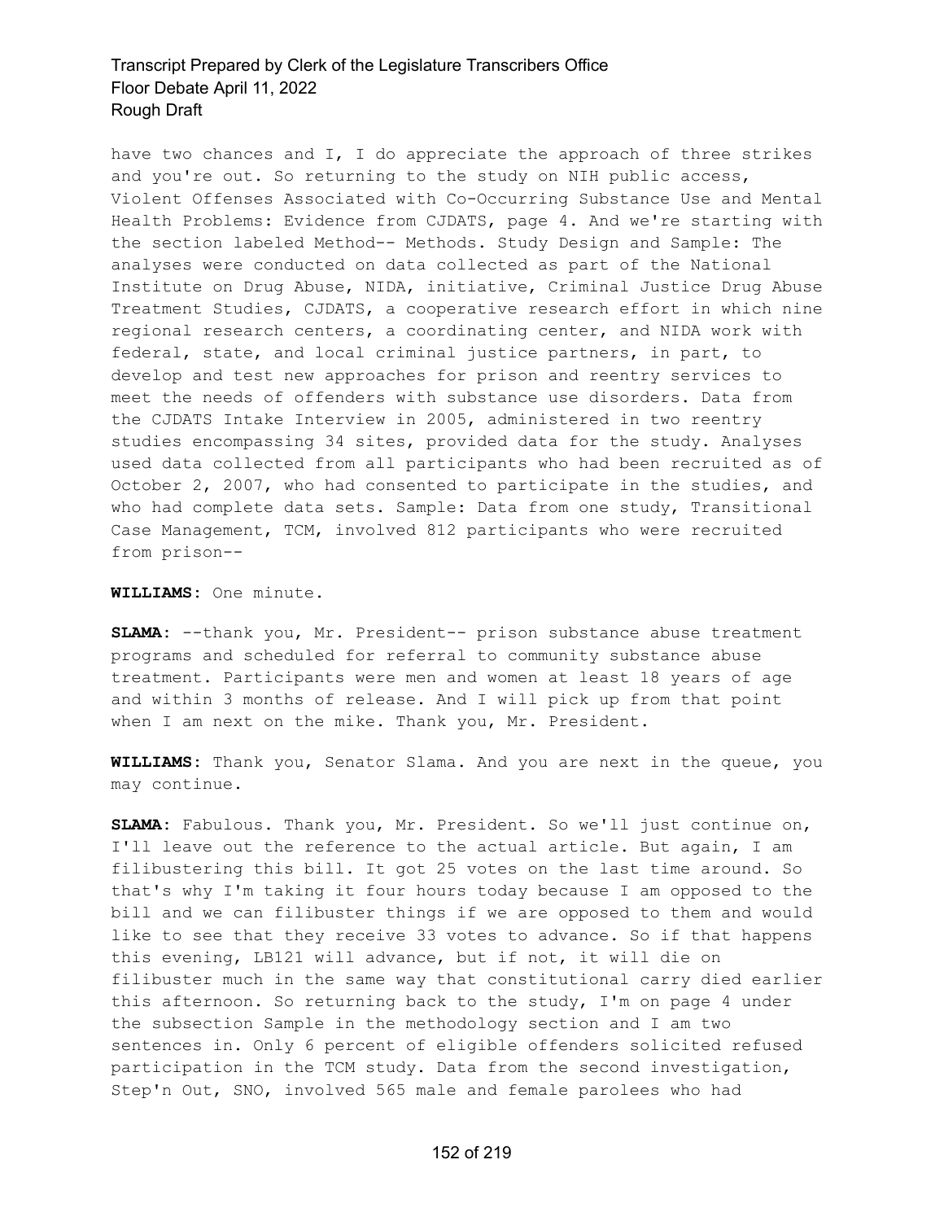have two chances and I, I do appreciate the approach of three strikes and you're out. So returning to the study on NIH public access, Violent Offenses Associated with Co-Occurring Substance Use and Mental Health Problems: Evidence from CJDATS, page 4. And we're starting with the section labeled Method-- Methods. Study Design and Sample: The analyses were conducted on data collected as part of the National Institute on Drug Abuse, NIDA, initiative, Criminal Justice Drug Abuse Treatment Studies, CJDATS, a cooperative research effort in which nine regional research centers, a coordinating center, and NIDA work with federal, state, and local criminal justice partners, in part, to develop and test new approaches for prison and reentry services to meet the needs of offenders with substance use disorders. Data from the CJDATS Intake Interview in 2005, administered in two reentry studies encompassing 34 sites, provided data for the study. Analyses used data collected from all participants who had been recruited as of October 2, 2007, who had consented to participate in the studies, and who had complete data sets. Sample: Data from one study, Transitional Case Management, TCM, involved 812 participants who were recruited from prison--

**WILLIAMS:** One minute.

**SLAMA:** --thank you, Mr. President-- prison substance abuse treatment programs and scheduled for referral to community substance abuse treatment. Participants were men and women at least 18 years of age and within 3 months of release. And I will pick up from that point when I am next on the mike. Thank you, Mr. President.

**WILLIAMS:** Thank you, Senator Slama. And you are next in the queue, you may continue.

**SLAMA:** Fabulous. Thank you, Mr. President. So we'll just continue on, I'll leave out the reference to the actual article. But again, I am filibustering this bill. It got 25 votes on the last time around. So that's why I'm taking it four hours today because I am opposed to the bill and we can filibuster things if we are opposed to them and would like to see that they receive 33 votes to advance. So if that happens this evening, LB121 will advance, but if not, it will die on filibuster much in the same way that constitutional carry died earlier this afternoon. So returning back to the study, I'm on page 4 under the subsection Sample in the methodology section and I am two sentences in. Only 6 percent of eligible offenders solicited refused participation in the TCM study. Data from the second investigation, Step'n Out, SNO, involved 565 male and female parolees who had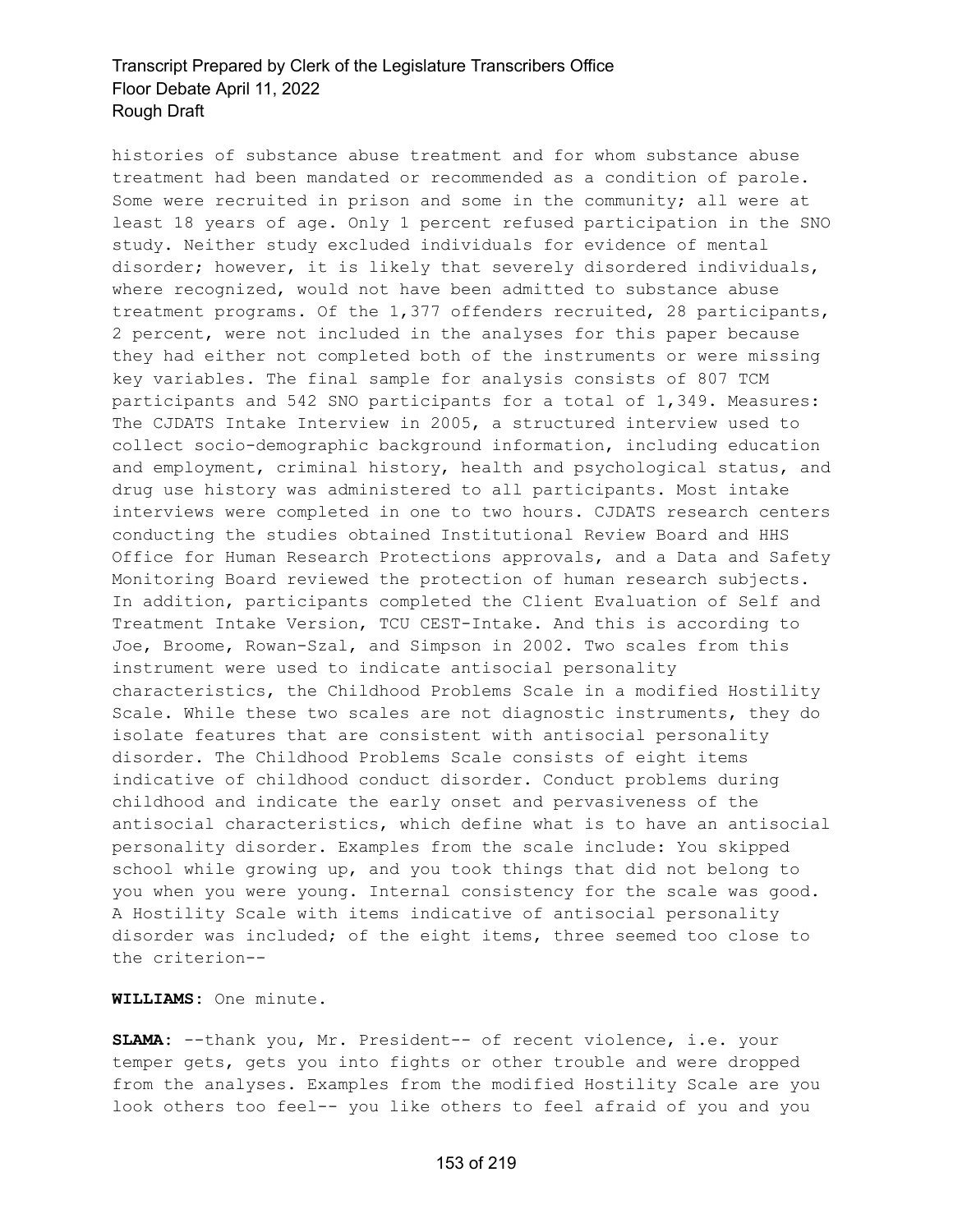histories of substance abuse treatment and for whom substance abuse treatment had been mandated or recommended as a condition of parole. Some were recruited in prison and some in the community; all were at least 18 years of age. Only 1 percent refused participation in the SNO study. Neither study excluded individuals for evidence of mental disorder; however, it is likely that severely disordered individuals, where recognized, would not have been admitted to substance abuse treatment programs. Of the 1,377 offenders recruited, 28 participants, 2 percent, were not included in the analyses for this paper because they had either not completed both of the instruments or were missing key variables. The final sample for analysis consists of 807 TCM participants and 542 SNO participants for a total of 1,349. Measures: The CJDATS Intake Interview in 2005, a structured interview used to collect socio-demographic background information, including education and employment, criminal history, health and psychological status, and drug use history was administered to all participants. Most intake interviews were completed in one to two hours. CJDATS research centers conducting the studies obtained Institutional Review Board and HHS Office for Human Research Protections approvals, and a Data and Safety Monitoring Board reviewed the protection of human research subjects. In addition, participants completed the Client Evaluation of Self and Treatment Intake Version, TCU CEST-Intake. And this is according to Joe, Broome, Rowan-Szal, and Simpson in 2002. Two scales from this instrument were used to indicate antisocial personality characteristics, the Childhood Problems Scale in a modified Hostility Scale. While these two scales are not diagnostic instruments, they do isolate features that are consistent with antisocial personality disorder. The Childhood Problems Scale consists of eight items indicative of childhood conduct disorder. Conduct problems during childhood and indicate the early onset and pervasiveness of the antisocial characteristics, which define what is to have an antisocial personality disorder. Examples from the scale include: You skipped school while growing up, and you took things that did not belong to you when you were young. Internal consistency for the scale was good. A Hostility Scale with items indicative of antisocial personality disorder was included; of the eight items, three seemed too close to the criterion--

**WILLIAMS:** One minute.

**SLAMA:** --thank you, Mr. President-- of recent violence, i.e. your temper gets, gets you into fights or other trouble and were dropped from the analyses. Examples from the modified Hostility Scale are you look others too feel-- you like others to feel afraid of you and you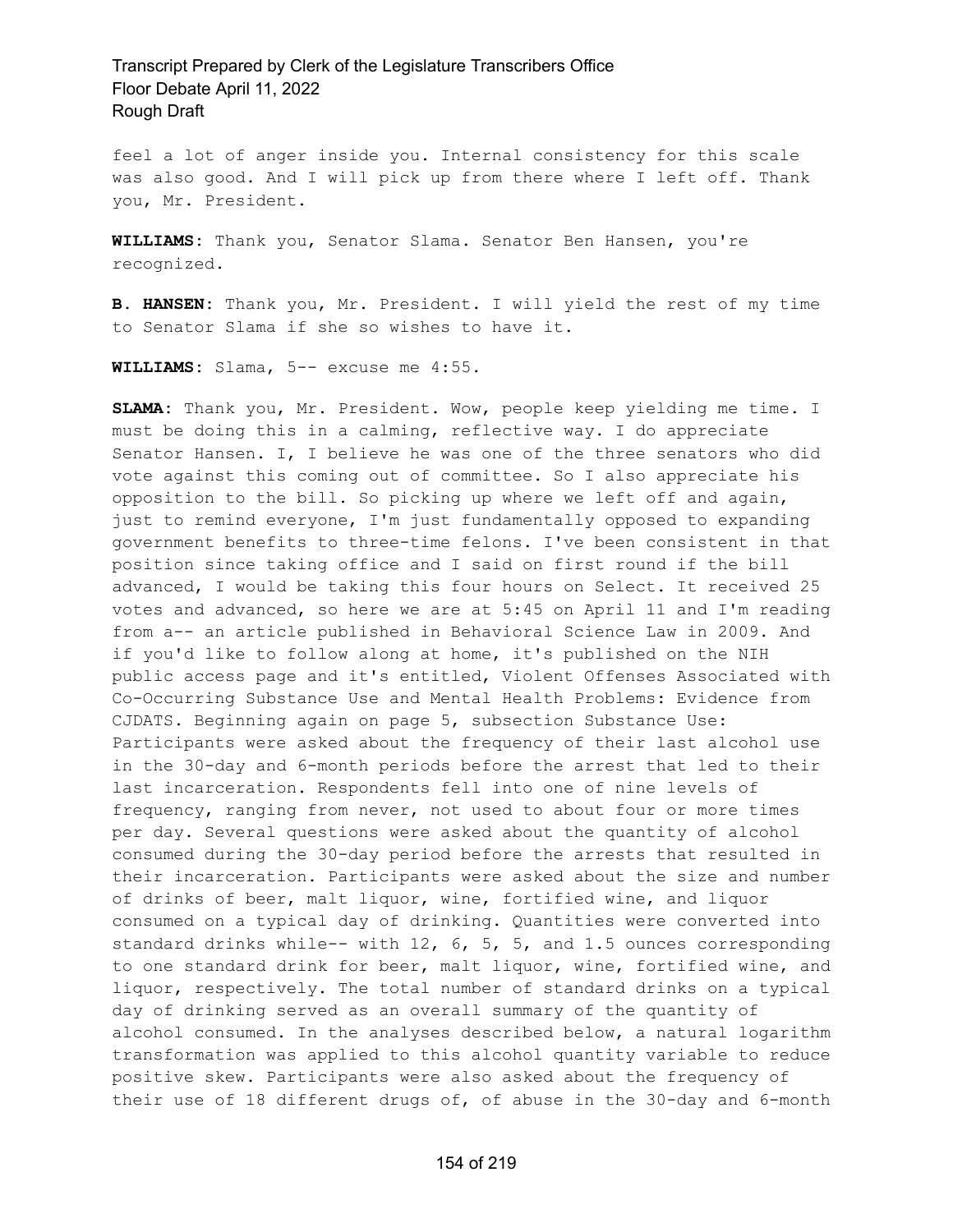feel a lot of anger inside you. Internal consistency for this scale was also good. And I will pick up from there where I left off. Thank you, Mr. President.

**WILLIAMS:** Thank you, Senator Slama. Senator Ben Hansen, you're recognized.

**B. HANSEN:** Thank you, Mr. President. I will yield the rest of my time to Senator Slama if she so wishes to have it.

**WILLIAMS:** Slama, 5-- excuse me 4:55.

**SLAMA:** Thank you, Mr. President. Wow, people keep yielding me time. I must be doing this in a calming, reflective way. I do appreciate Senator Hansen. I, I believe he was one of the three senators who did vote against this coming out of committee. So I also appreciate his opposition to the bill. So picking up where we left off and again, just to remind everyone, I'm just fundamentally opposed to expanding government benefits to three-time felons. I've been consistent in that position since taking office and I said on first round if the bill advanced, I would be taking this four hours on Select. It received 25 votes and advanced, so here we are at 5:45 on April 11 and I'm reading from a-- an article published in Behavioral Science Law in 2009. And if you'd like to follow along at home, it's published on the NIH public access page and it's entitled, Violent Offenses Associated with Co-Occurring Substance Use and Mental Health Problems: Evidence from CJDATS. Beginning again on page 5, subsection Substance Use: Participants were asked about the frequency of their last alcohol use in the 30-day and 6-month periods before the arrest that led to their last incarceration. Respondents fell into one of nine levels of frequency, ranging from never, not used to about four or more times per day. Several questions were asked about the quantity of alcohol consumed during the 30-day period before the arrests that resulted in their incarceration. Participants were asked about the size and number of drinks of beer, malt liquor, wine, fortified wine, and liquor consumed on a typical day of drinking. Quantities were converted into standard drinks while-- with 12, 6, 5, 5, and 1.5 ounces corresponding to one standard drink for beer, malt liquor, wine, fortified wine, and liquor, respectively. The total number of standard drinks on a typical day of drinking served as an overall summary of the quantity of alcohol consumed. In the analyses described below, a natural logarithm transformation was applied to this alcohol quantity variable to reduce positive skew. Participants were also asked about the frequency of their use of 18 different drugs of, of abuse in the 30-day and 6-month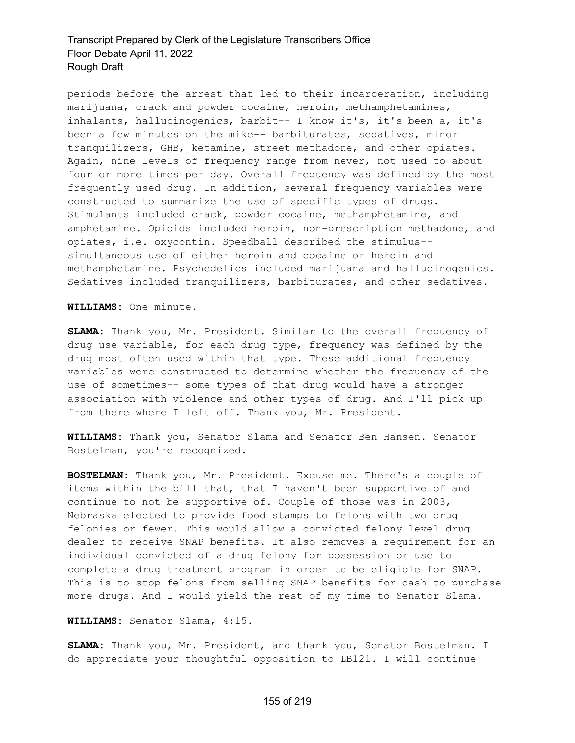periods before the arrest that led to their incarceration, including marijuana, crack and powder cocaine, heroin, methamphetamines, inhalants, hallucinogenics, barbit-- I know it's, it's been a, it's been a few minutes on the mike-- barbiturates, sedatives, minor tranquilizers, GHB, ketamine, street methadone, and other opiates. Again, nine levels of frequency range from never, not used to about four or more times per day. Overall frequency was defined by the most frequently used drug. In addition, several frequency variables were constructed to summarize the use of specific types of drugs. Stimulants included crack, powder cocaine, methamphetamine, and amphetamine. Opioids included heroin, non-prescription methadone, and opiates, i.e. oxycontin. Speedball described the stimulus-- simultaneous use of either heroin and cocaine or heroin and methamphetamine. Psychedelics included marijuana and hallucinogenics. Sedatives included tranquilizers, barbiturates, and other sedatives.

**WILLIAMS:** One minute.

**SLAMA:** Thank you, Mr. President. Similar to the overall frequency of drug use variable, for each drug type, frequency was defined by the drug most often used within that type. These additional frequency variables were constructed to determine whether the frequency of the use of sometimes-- some types of that drug would have a stronger association with violence and other types of drug. And I'll pick up from there where I left off. Thank you, Mr. President.

**WILLIAMS:** Thank you, Senator Slama and Senator Ben Hansen. Senator Bostelman, you're recognized.

**BOSTELMAN:** Thank you, Mr. President. Excuse me. There's a couple of items within the bill that, that I haven't been supportive of and continue to not be supportive of. Couple of those was in 2003, Nebraska elected to provide food stamps to felons with two drug felonies or fewer. This would allow a convicted felony level drug dealer to receive SNAP benefits. It also removes a requirement for an individual convicted of a drug felony for possession or use to complete a drug treatment program in order to be eligible for SNAP. This is to stop felons from selling SNAP benefits for cash to purchase more drugs. And I would yield the rest of my time to Senator Slama.

**WILLIAMS:** Senator Slama, 4:15.

**SLAMA:** Thank you, Mr. President, and thank you, Senator Bostelman. I do appreciate your thoughtful opposition to LB121. I will continue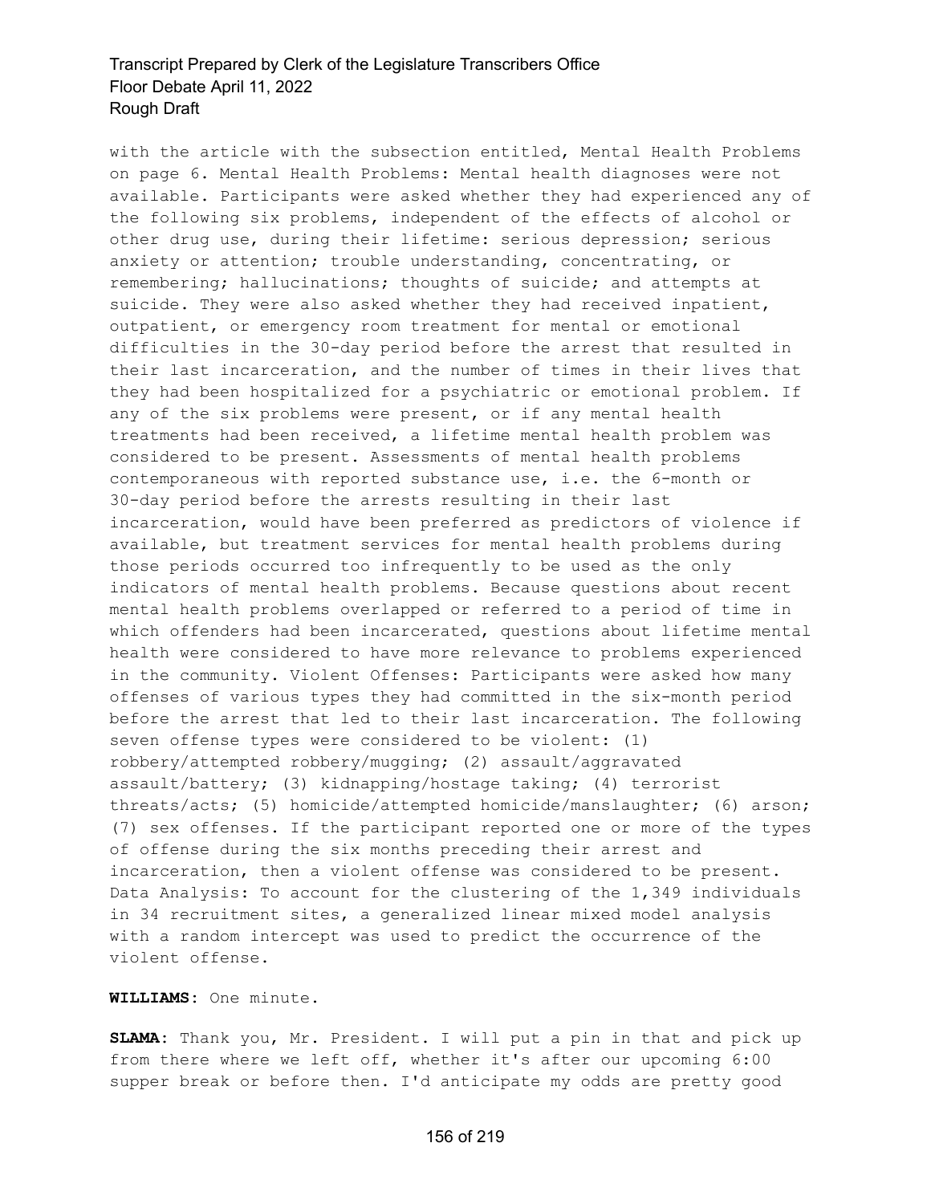with the article with the subsection entitled, Mental Health Problems on page 6. Mental Health Problems: Mental health diagnoses were not available. Participants were asked whether they had experienced any of the following six problems, independent of the effects of alcohol or other drug use, during their lifetime: serious depression; serious anxiety or attention; trouble understanding, concentrating, or remembering; hallucinations; thoughts of suicide; and attempts at suicide. They were also asked whether they had received inpatient, outpatient, or emergency room treatment for mental or emotional difficulties in the 30-day period before the arrest that resulted in their last incarceration, and the number of times in their lives that they had been hospitalized for a psychiatric or emotional problem. If any of the six problems were present, or if any mental health treatments had been received, a lifetime mental health problem was considered to be present. Assessments of mental health problems contemporaneous with reported substance use, i.e. the 6-month or 30-day period before the arrests resulting in their last incarceration, would have been preferred as predictors of violence if available, but treatment services for mental health problems during those periods occurred too infrequently to be used as the only indicators of mental health problems. Because questions about recent mental health problems overlapped or referred to a period of time in which offenders had been incarcerated, questions about lifetime mental health were considered to have more relevance to problems experienced in the community. Violent Offenses: Participants were asked how many offenses of various types they had committed in the six-month period before the arrest that led to their last incarceration. The following seven offense types were considered to be violent: (1) robbery/attempted robbery/mugging; (2) assault/aggravated assault/battery; (3) kidnapping/hostage taking; (4) terrorist threats/acts; (5) homicide/attempted homicide/manslaughter; (6) arson; (7) sex offenses. If the participant reported one or more of the types of offense during the six months preceding their arrest and incarceration, then a violent offense was considered to be present. Data Analysis: To account for the clustering of the 1,349 individuals in 34 recruitment sites, a generalized linear mixed model analysis with a random intercept was used to predict the occurrence of the violent offense.

**WILLIAMS**: One minute.

**SLAMA**: Thank you, Mr. President. I will put a pin in that and pick up from there where we left off, whether it's after our upcoming 6:00 supper break or before then. I'd anticipate my odds are pretty good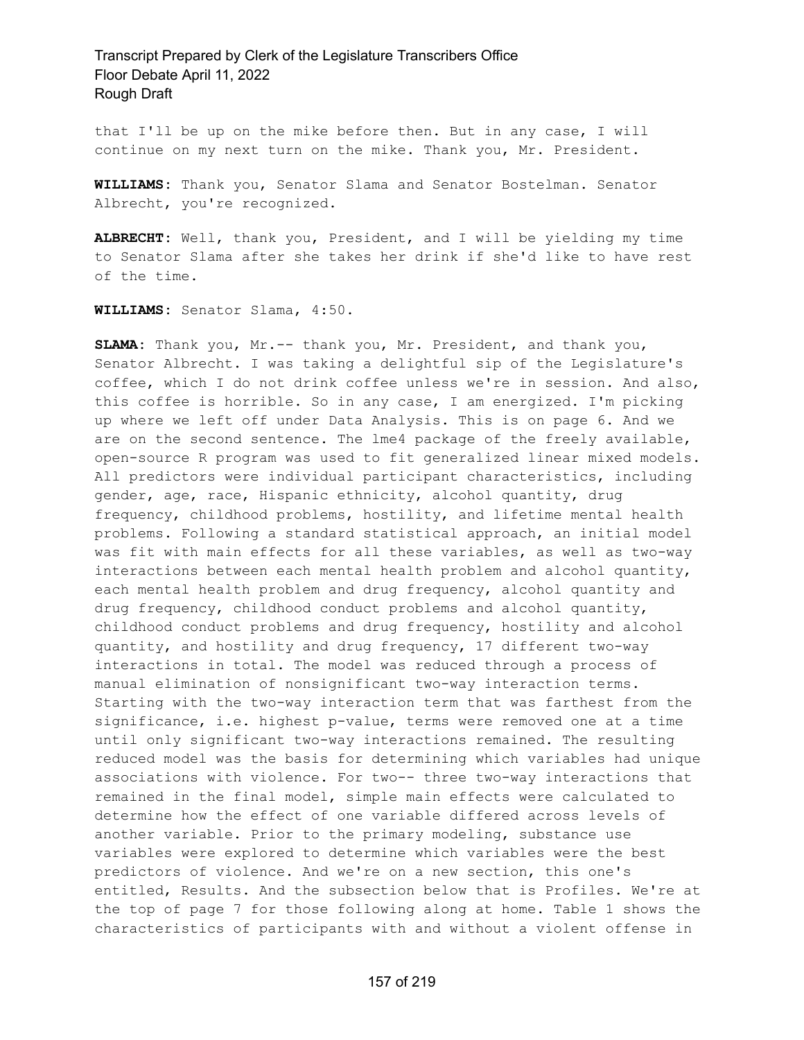that I'll be up on the mike before then. But in any case, I will continue on my next turn on the mike. Thank you, Mr. President.

**WILLIAMS:** Thank you, Senator Slama and Senator Bostelman. Senator Albrecht, you're recognized.

**ALBRECHT:** Well, thank you, President, and I will be yielding my time to Senator Slama after she takes her drink if she'd like to have rest of the time.

**WILLIAMS:** Senator Slama, 4:50.

**SLAMA:** Thank you, Mr.-- thank you, Mr. President, and thank you, Senator Albrecht. I was taking a delightful sip of the Legislature's coffee, which I do not drink coffee unless we're in session. And also, this coffee is horrible. So in any case, I am energized. I'm picking up where we left off under Data Analysis. This is on page 6. And we are on the second sentence. The lme4 package of the freely available, open-source R program was used to fit generalized linear mixed models. All predictors were individual participant characteristics, including gender, age, race, Hispanic ethnicity, alcohol quantity, drug frequency, childhood problems, hostility, and lifetime mental health problems. Following a standard statistical approach, an initial model was fit with main effects for all these variables, as well as two-way interactions between each mental health problem and alcohol quantity, each mental health problem and drug frequency, alcohol quantity and drug frequency, childhood conduct problems and alcohol quantity, childhood conduct problems and drug frequency, hostility and alcohol quantity, and hostility and drug frequency, 17 different two-way interactions in total. The model was reduced through a process of manual elimination of nonsignificant two-way interaction terms. Starting with the two-way interaction term that was farthest from the significance, i.e. highest p-value, terms were removed one at a time until only significant two-way interactions remained. The resulting reduced model was the basis for determining which variables had unique associations with violence. For two-- three two-way interactions that remained in the final model, simple main effects were calculated to determine how the effect of one variable differed across levels of another variable. Prior to the primary modeling, substance use variables were explored to determine which variables were the best predictors of violence. And we're on a new section, this one's entitled, Results. And the subsection below that is Profiles. We're at the top of page 7 for those following along at home. Table 1 shows the characteristics of participants with and without a violent offense in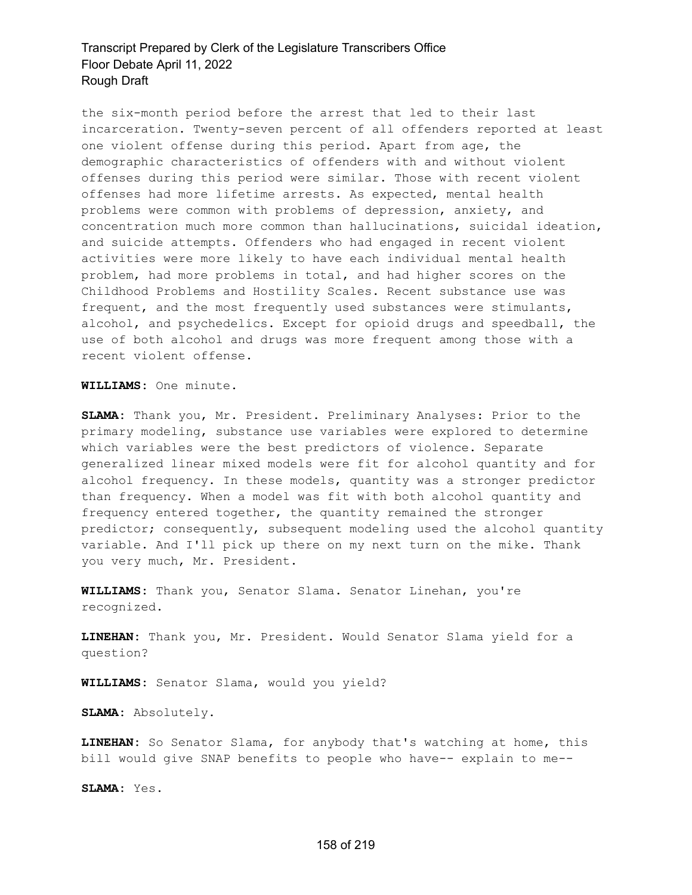the six-month period before the arrest that led to their last incarceration. Twenty-seven percent of all offenders reported at least one violent offense during this period. Apart from age, the demographic characteristics of offenders with and without violent offenses during this period were similar. Those with recent violent offenses had more lifetime arrests. As expected, mental health problems were common with problems of depression, anxiety, and concentration much more common than hallucinations, suicidal ideation, and suicide attempts. Offenders who had engaged in recent violent activities were more likely to have each individual mental health problem, had more problems in total, and had higher scores on the Childhood Problems and Hostility Scales. Recent substance use was frequent, and the most frequently used substances were stimulants, alcohol, and psychedelics. Except for opioid drugs and speedball, the use of both alcohol and drugs was more frequent among those with a recent violent offense.

**WILLIAMS:** One minute.

**SLAMA:** Thank you, Mr. President. Preliminary Analyses: Prior to the primary modeling, substance use variables were explored to determine which variables were the best predictors of violence. Separate generalized linear mixed models were fit for alcohol quantity and for alcohol frequency. In these models, quantity was a stronger predictor than frequency. When a model was fit with both alcohol quantity and frequency entered together, the quantity remained the stronger predictor; consequently, subsequent modeling used the alcohol quantity variable. And I'll pick up there on my next turn on the mike. Thank you very much, Mr. President.

**WILLIAMS:** Thank you, Senator Slama. Senator Linehan, you're recognized.

**LINEHAN:** Thank you, Mr. President. Would Senator Slama yield for a question?

**WILLIAMS:** Senator Slama, would you yield?

**SLAMA:** Absolutely.

**LINEHAN:** So Senator Slama, for anybody that's watching at home, this bill would give SNAP benefits to people who have-- explain to me--

**SLAMA:** Yes.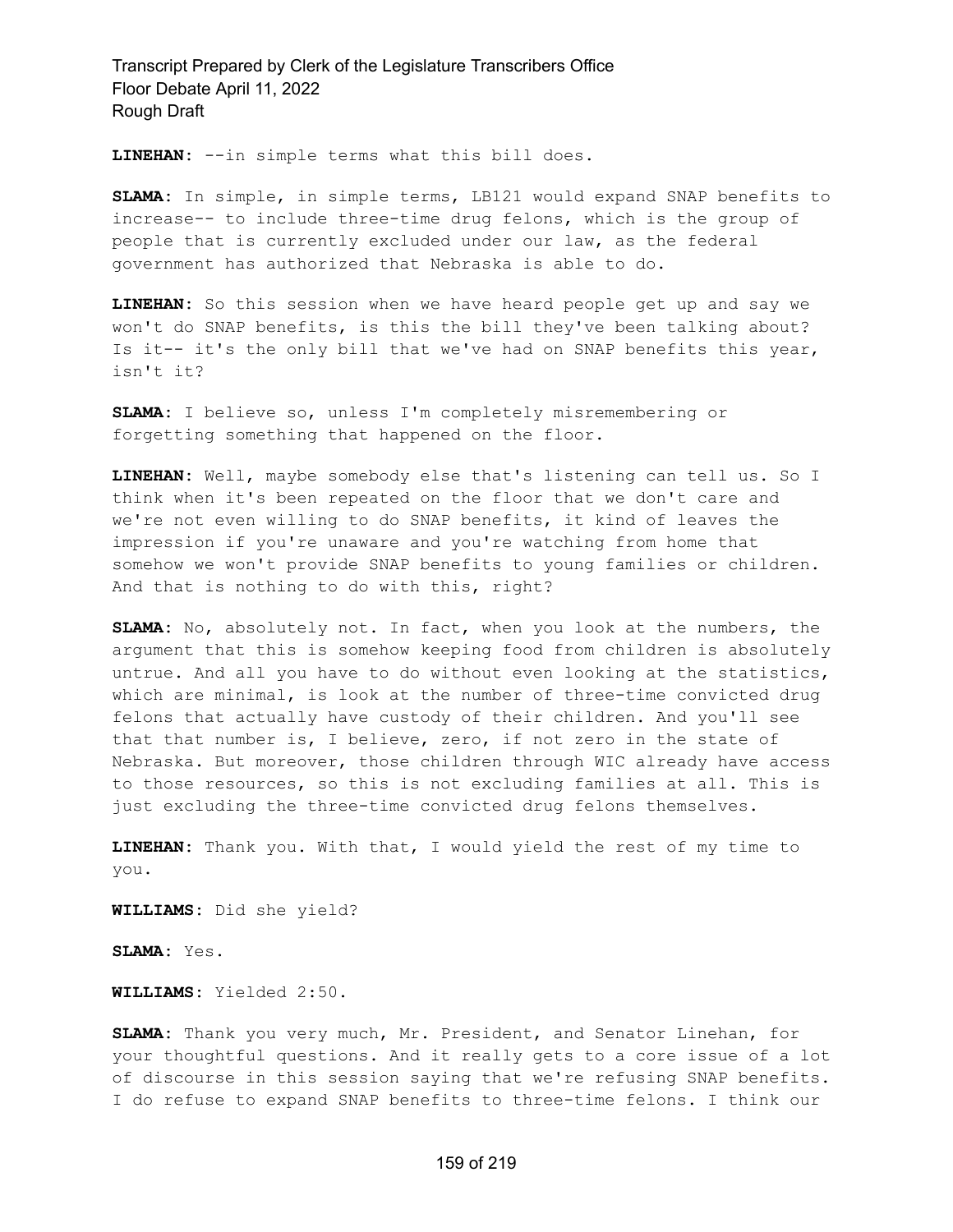**LINEHAN:** --in simple terms what this bill does.

**SLAMA:** In simple, in simple terms, LB121 would expand SNAP benefits to increase-- to include three-time drug felons, which is the group of people that is currently excluded under our law, as the federal government has authorized that Nebraska is able to do.

**LINEHAN:** So this session when we have heard people get up and say we won't do SNAP benefits, is this the bill they've been talking about? Is it-- it's the only bill that we've had on SNAP benefits this year, isn't it?

**SLAMA:** I believe so, unless I'm completely misremembering or forgetting something that happened on the floor.

**LINEHAN:** Well, maybe somebody else that's listening can tell us. So I think when it's been repeated on the floor that we don't care and we're not even willing to do SNAP benefits, it kind of leaves the impression if you're unaware and you're watching from home that somehow we won't provide SNAP benefits to young families or children. And that is nothing to do with this, right?

**SLAMA:** No, absolutely not. In fact, when you look at the numbers, the argument that this is somehow keeping food from children is absolutely untrue. And all you have to do without even looking at the statistics, which are minimal, is look at the number of three-time convicted drug felons that actually have custody of their children. And you'll see that that number is, I believe, zero, if not zero in the state of Nebraska. But moreover, those children through WIC already have access to those resources, so this is not excluding families at all. This is just excluding the three-time convicted drug felons themselves.

**LINEHAN:** Thank you. With that, I would yield the rest of my time to you.

**WILLIAMS:** Did she yield?

**SLAMA:** Yes.

**WILLIAMS:** Yielded 2:50.

**SLAMA:** Thank you very much, Mr. President, and Senator Linehan, for your thoughtful questions. And it really gets to a core issue of a lot of discourse in this session saying that we're refusing SNAP benefits. I do refuse to expand SNAP benefits to three-time felons. I think our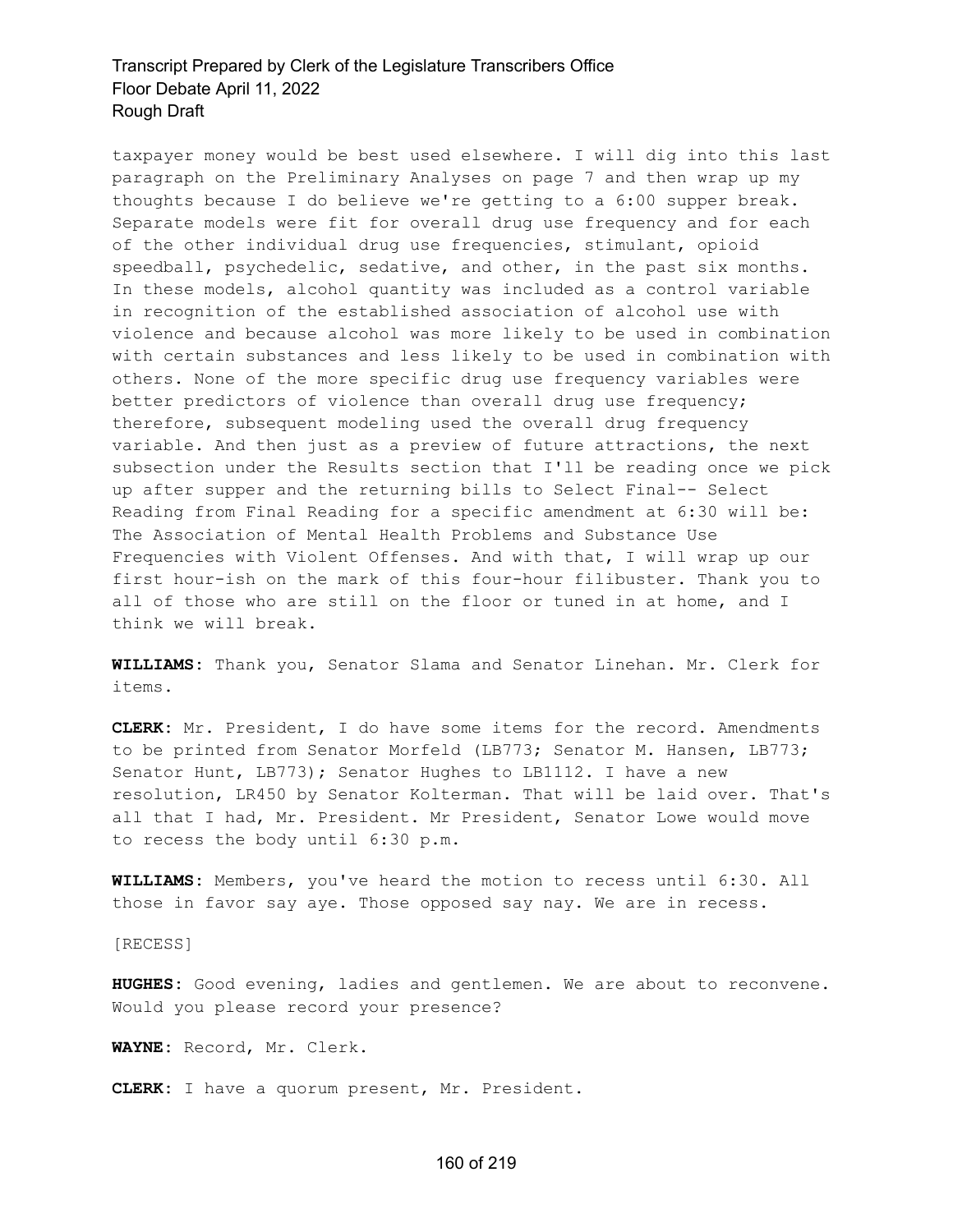taxpayer money would be best used elsewhere. I will dig into this last paragraph on the Preliminary Analyses on page 7 and then wrap up my thoughts because I do believe we're getting to a 6:00 supper break. Separate models were fit for overall drug use frequency and for each of the other individual drug use frequencies, stimulant, opioid speedball, psychedelic, sedative, and other, in the past six months. In these models, alcohol quantity was included as a control variable in recognition of the established association of alcohol use with violence and because alcohol was more likely to be used in combination with certain substances and less likely to be used in combination with others. None of the more specific drug use frequency variables were better predictors of violence than overall drug use frequency; therefore, subsequent modeling used the overall drug frequency variable. And then just as a preview of future attractions, the next subsection under the Results section that I'll be reading once we pick up after supper and the returning bills to Select Final-- Select Reading from Final Reading for a specific amendment at 6:30 will be: The Association of Mental Health Problems and Substance Use Frequencies with Violent Offenses. And with that, I will wrap up our first hour-ish on the mark of this four-hour filibuster. Thank you to all of those who are still on the floor or tuned in at home, and I think we will break.

**WILLIAMS:** Thank you, Senator Slama and Senator Linehan. Mr. Clerk for items.

**CLERK:** Mr. President, I do have some items for the record. Amendments to be printed from Senator Morfeld (LB773; Senator M. Hansen, LB773; Senator Hunt, LB773); Senator Hughes to LB1112. I have a new resolution, LR450 by Senator Kolterman. That will be laid over. That's all that I had, Mr. President. Mr President, Senator Lowe would move to recess the body until 6:30 p.m.

**WILLIAMS:** Members, you've heard the motion to recess until 6:30. All those in favor say aye. Those opposed say nay. We are in recess.

[RECESS]

**HUGHES:** Good evening, ladies and gentlemen. We are about to reconvene. Would you please record your presence?

**WAYNE:** Record, Mr. Clerk.

**CLERK:** I have a quorum present, Mr. President.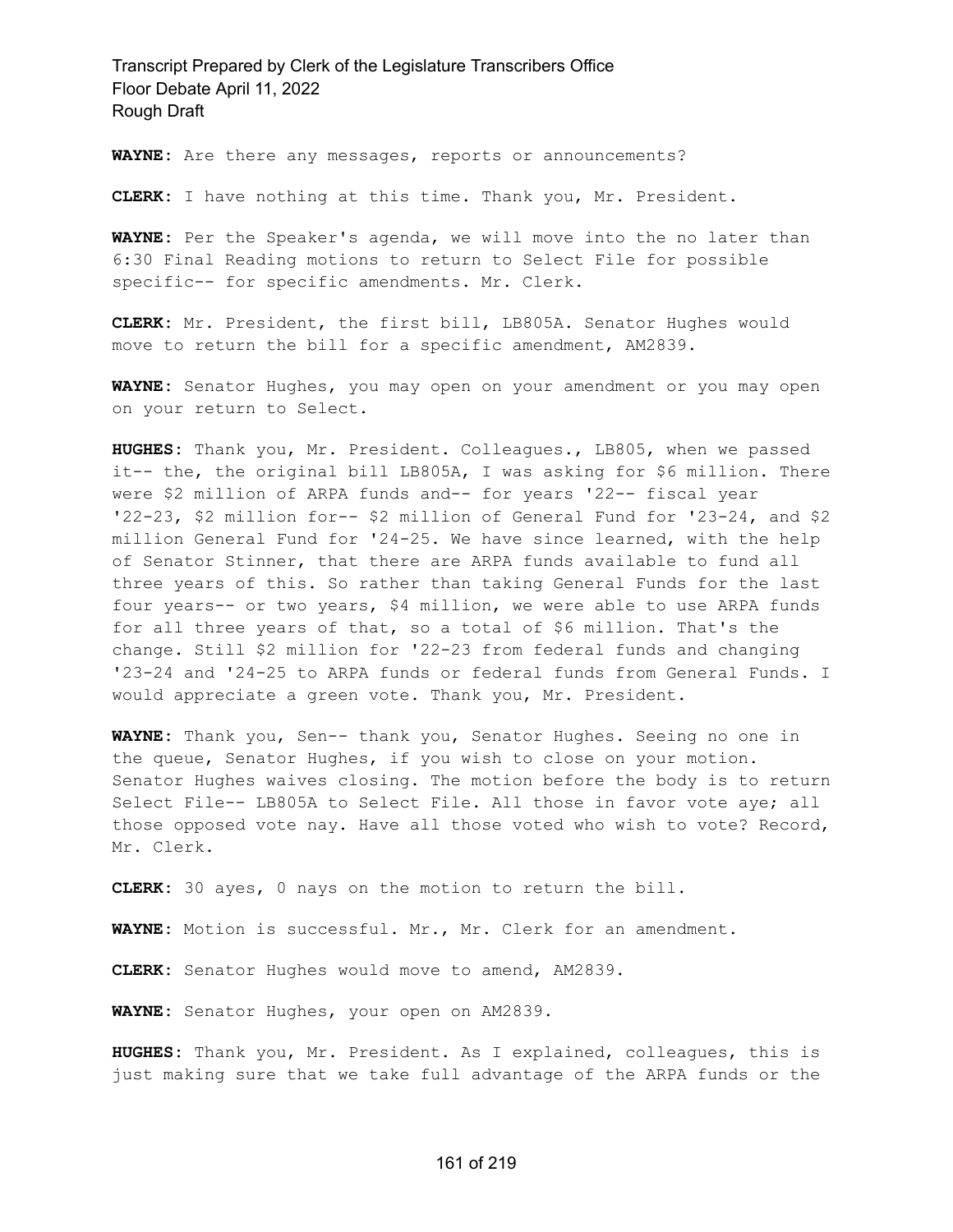**WAYNE:** Are there any messages, reports or announcements?

**CLERK:** I have nothing at this time. Thank you, Mr. President.

**WAYNE:** Per the Speaker's agenda, we will move into the no later than 6:30 Final Reading motions to return to Select File for possible specific-- for specific amendments. Mr. Clerk.

**CLERK:** Mr. President, the first bill, LB805A. Senator Hughes would move to return the bill for a specific amendment, AM2839.

**WAYNE:** Senator Hughes, you may open on your amendment or you may open on your return to Select.

**HUGHES:** Thank you, Mr. President. Colleagues., LB805, when we passed it-- the, the original bill LB805A, I was asking for $6 million. There were $2 million of ARPA funds and-- for years '22-- fiscal year '22-23, $2 million for-- $2 million of General Fund for '23-24, and $2 million General Fund for '24-25. We have since learned, with the help of Senator Stinner, that there are ARPA funds available to fund all three years of this. So rather than taking General Funds for the last four years-- or two years, $4 million, we were able to use ARPA funds for all three years of that, so a total of $6 million. That's the change. Still $2 million for '22-23 from federal funds and changing '23-24 and '24-25 to ARPA funds or federal funds from General Funds. I would appreciate a green vote. Thank you, Mr. President.

**WAYNE:** Thank you, Sen-- thank you, Senator Hughes. Seeing no one in the queue, Senator Hughes, if you wish to close on your motion. Senator Hughes waives closing. The motion before the body is to return Select File-- LB805A to Select File. All those in favor vote aye; all those opposed vote nay. Have all those voted who wish to vote? Record, Mr. Clerk.

**CLERK:** 30 ayes, 0 nays on the motion to return the bill.

**WAYNE:** Motion is successful. Mr., Mr. Clerk for an amendment.

**CLERK:** Senator Hughes would move to amend, AM2839.

**WAYNE:** Senator Hughes, your open on AM2839.

**HUGHES:** Thank you, Mr. President. As I explained, colleagues, this is just making sure that we take full advantage of the ARPA funds or the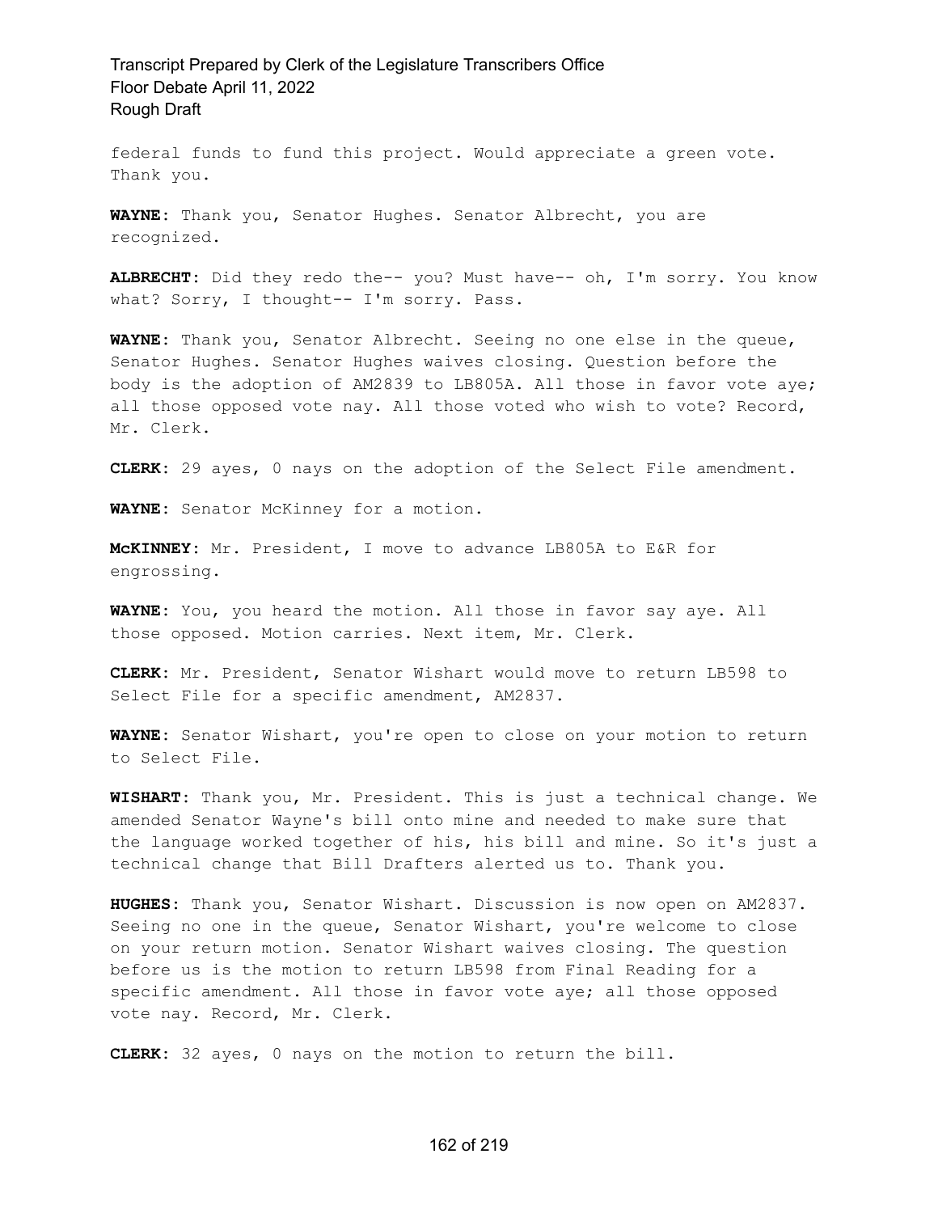federal funds to fund this project. Would appreciate a green vote. Thank you.

**WAYNE:** Thank you, Senator Hughes. Senator Albrecht, you are recognized.

**ALBRECHT:** Did they redo the-- you? Must have-- oh, I'm sorry. You know what? Sorry, I thought-- I'm sorry. Pass.

**WAYNE:** Thank you, Senator Albrecht. Seeing no one else in the queue, Senator Hughes. Senator Hughes waives closing. Question before the body is the adoption of AM2839 to LB805A. All those in favor vote aye; all those opposed vote nay. All those voted who wish to vote? Record, Mr. Clerk.

**CLERK:** 29 ayes, 0 nays on the adoption of the Select File amendment.

**WAYNE:** Senator McKinney for a motion.

**McKINNEY:** Mr. President, I move to advance LB805A to E&R for engrossing.

**WAYNE:** You, you heard the motion. All those in favor say aye. All those opposed. Motion carries. Next item, Mr. Clerk.

**CLERK:** Mr. President, Senator Wishart would move to return LB598 to Select File for a specific amendment, AM2837.

**WAYNE:** Senator Wishart, you're open to close on your motion to return to Select File.

**WISHART:** Thank you, Mr. President. This is just a technical change. We amended Senator Wayne's bill onto mine and needed to make sure that the language worked together of his, his bill and mine. So it's just a technical change that Bill Drafters alerted us to. Thank you.

**HUGHES:** Thank you, Senator Wishart. Discussion is now open on AM2837. Seeing no one in the queue, Senator Wishart, you're welcome to close on your return motion. Senator Wishart waives closing. The question before us is the motion to return LB598 from Final Reading for a specific amendment. All those in favor vote aye; all those opposed vote nay. Record, Mr. Clerk.

**CLERK:** 32 ayes, 0 nays on the motion to return the bill.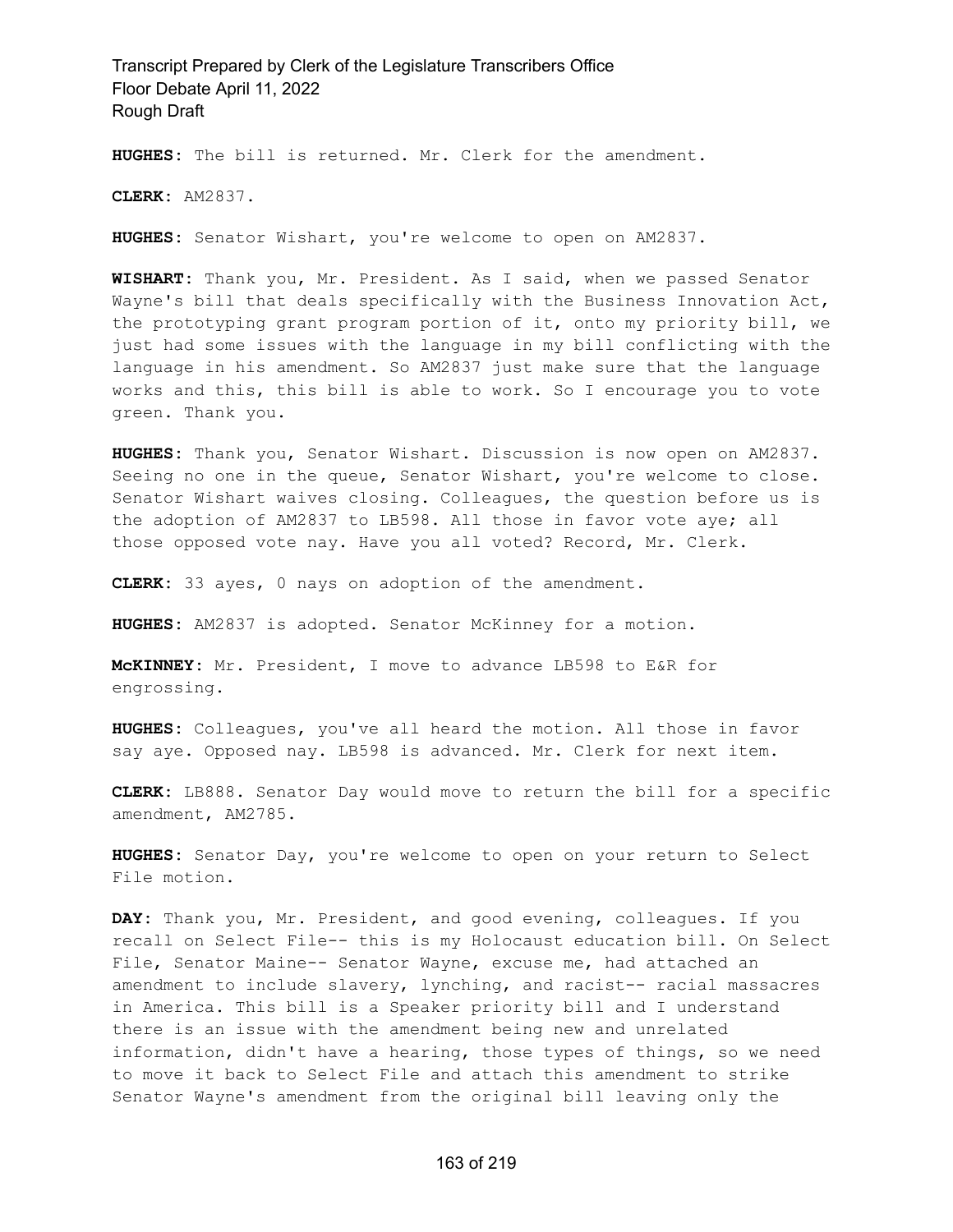**HUGHES:** The bill is returned. Mr. Clerk for the amendment.

**CLERK:** AM2837.

**HUGHES:** Senator Wishart, you're welcome to open on AM2837.

**WISHART:** Thank you, Mr. President. As I said, when we passed Senator Wayne's bill that deals specifically with the Business Innovation Act, the prototyping grant program portion of it, onto my priority bill, we just had some issues with the language in my bill conflicting with the language in his amendment. So AM2837 just make sure that the language works and this, this bill is able to work. So I encourage you to vote green. Thank you.

**HUGHES:** Thank you, Senator Wishart. Discussion is now open on AM2837. Seeing no one in the queue, Senator Wishart, you're welcome to close. Senator Wishart waives closing. Colleagues, the question before us is the adoption of AM2837 to LB598. All those in favor vote aye; all those opposed vote nay. Have you all voted? Record, Mr. Clerk.

**CLERK:** 33 ayes, 0 nays on adoption of the amendment.

**HUGHES:** AM2837 is adopted. Senator McKinney for a motion.

**McKINNEY:** Mr. President, I move to advance LB598 to E&R for engrossing.

**HUGHES:** Colleagues, you've all heard the motion. All those in favor say aye. Opposed nay. LB598 is advanced. Mr. Clerk for next item.

**CLERK:** LB888. Senator Day would move to return the bill for a specific amendment, AM2785.

**HUGHES:** Senator Day, you're welcome to open on your return to Select File motion.

**DAY:** Thank you, Mr. President, and good evening, colleagues. If you recall on Select File-- this is my Holocaust education bill. On Select File, Senator Maine-- Senator Wayne, excuse me, had attached an amendment to include slavery, lynching, and racist-- racial massacres in America. This bill is a Speaker priority bill and I understand there is an issue with the amendment being new and unrelated information, didn't have a hearing, those types of things, so we need to move it back to Select File and attach this amendment to strike Senator Wayne's amendment from the original bill leaving only the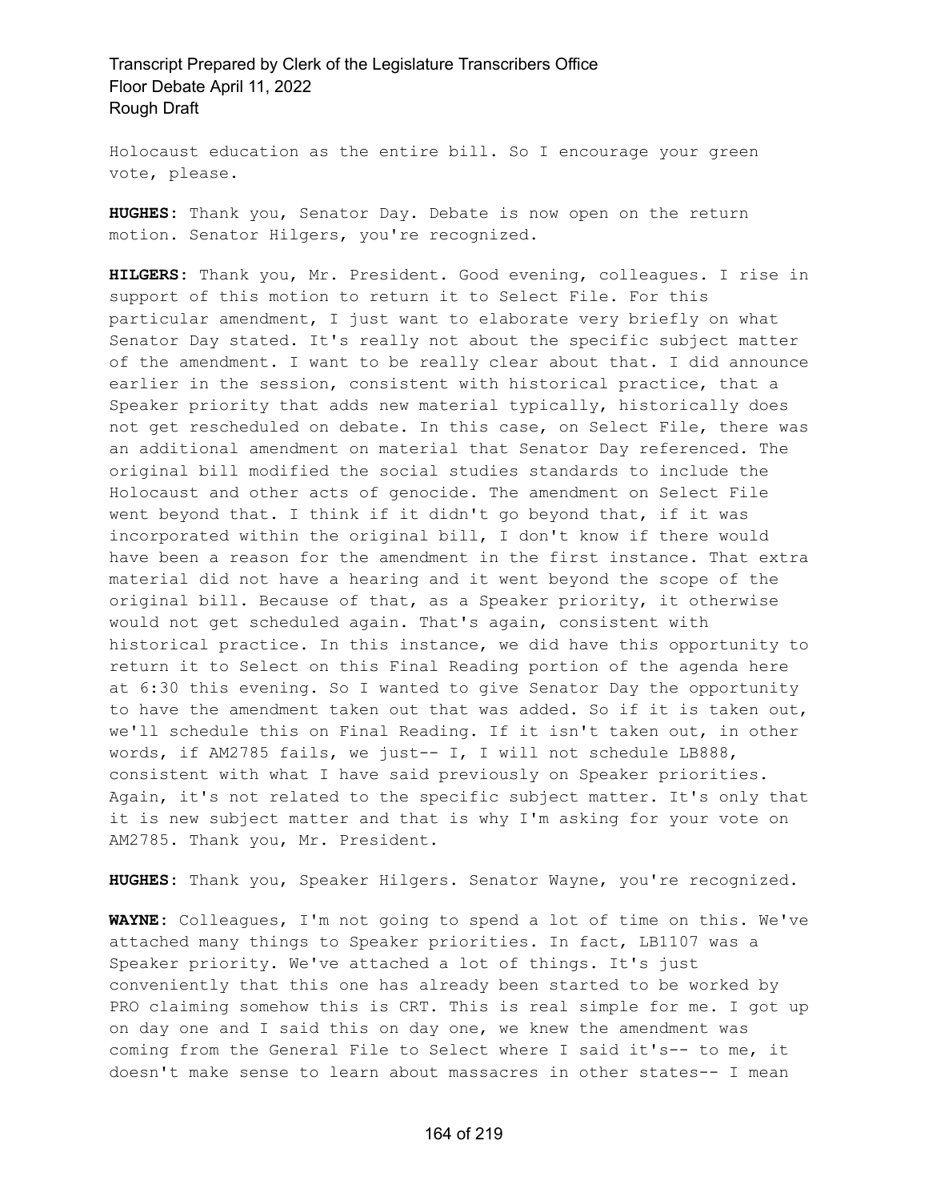Holocaust education as the entire bill. So I encourage your green vote, please.

**HUGHES:** Thank you, Senator Day. Debate is now open on the return motion. Senator Hilgers, you're recognized.

**HILGERS:** Thank you, Mr. President. Good evening, colleagues. I rise in support of this motion to return it to Select File. For this particular amendment, I just want to elaborate very briefly on what Senator Day stated. It's really not about the specific subject matter of the amendment. I want to be really clear about that. I did announce earlier in the session, consistent with historical practice, that a Speaker priority that adds new material typically, historically does not get rescheduled on debate. In this case, on Select File, there was an additional amendment on material that Senator Day referenced. The original bill modified the social studies standards to include the Holocaust and other acts of genocide. The amendment on Select File went beyond that. I think if it didn't go beyond that, if it was incorporated within the original bill, I don't know if there would have been a reason for the amendment in the first instance. That extra material did not have a hearing and it went beyond the scope of the original bill. Because of that, as a Speaker priority, it otherwise would not get scheduled again. That's again, consistent with historical practice. In this instance, we did have this opportunity to return it to Select on this Final Reading portion of the agenda here at 6:30 this evening. So I wanted to give Senator Day the opportunity to have the amendment taken out that was added. So if it is taken out, we'll schedule this on Final Reading. If it isn't taken out, in other words, if AM2785 fails, we just-- I, I will not schedule LB888, consistent with what I have said previously on Speaker priorities. Again, it's not related to the specific subject matter. It's only that it is new subject matter and that is why I'm asking for your vote on AM2785. Thank you, Mr. President.

**HUGHES:** Thank you, Speaker Hilgers. Senator Wayne, you're recognized.

**WAYNE:** Colleagues, I'm not going to spend a lot of time on this. We've attached many things to Speaker priorities. In fact, LB1107 was a Speaker priority. We've attached a lot of things. It's just conveniently that this one has already been started to be worked by PRO claiming somehow this is CRT. This is real simple for me. I got up on day one and I said this on day one, we knew the amendment was coming from the General File to Select where I said it's-- to me, it doesn't make sense to learn about massacres in other states-- I mean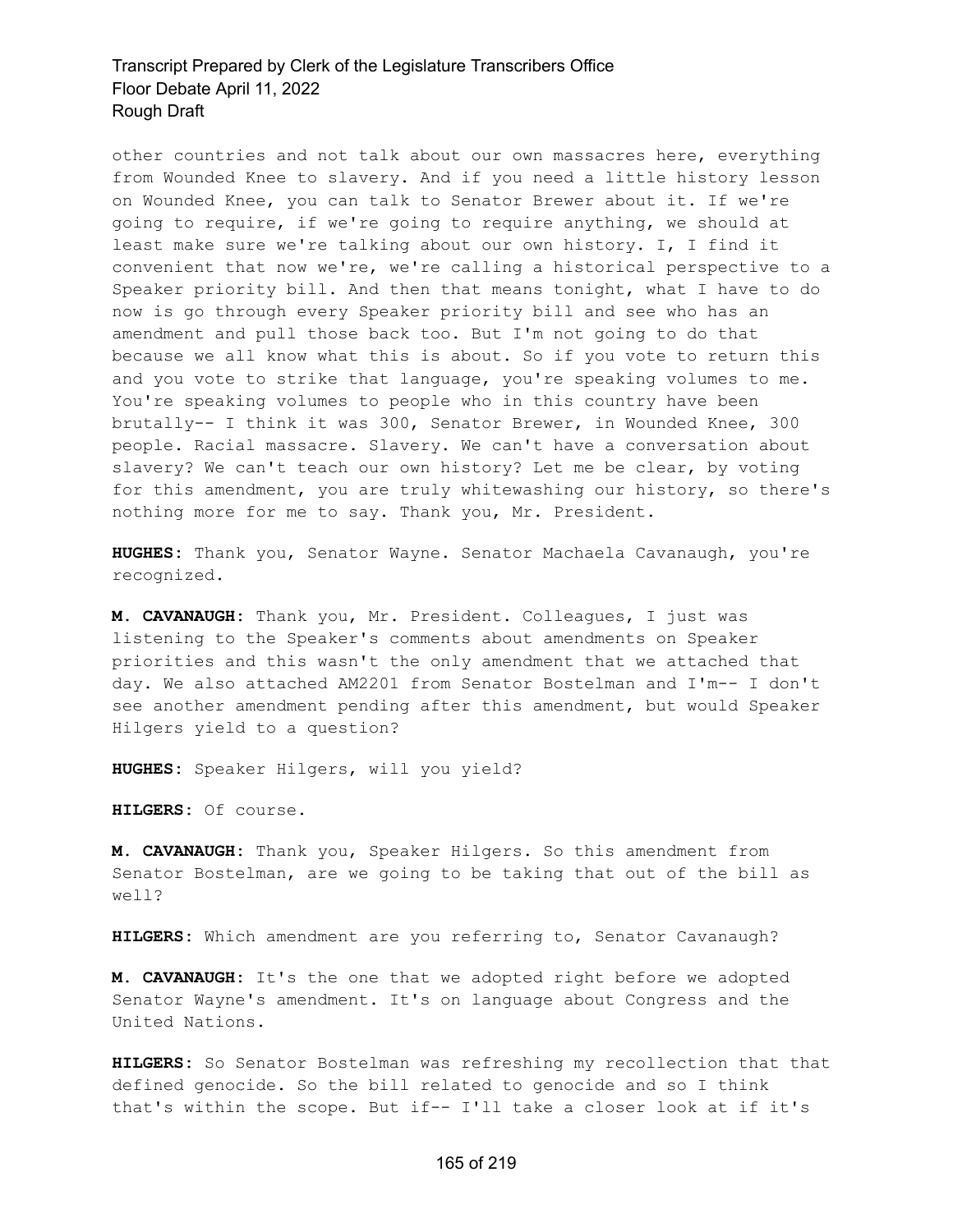other countries and not talk about our own massacres here, everything from Wounded Knee to slavery. And if you need a little history lesson on Wounded Knee, you can talk to Senator Brewer about it. If we're going to require, if we're going to require anything, we should at least make sure we're talking about our own history. I, I find it convenient that now we're, we're calling a historical perspective to a Speaker priority bill. And then that means tonight, what I have to do now is go through every Speaker priority bill and see who has an amendment and pull those back too. But I'm not going to do that because we all know what this is about. So if you vote to return this and you vote to strike that language, you're speaking volumes to me. You're speaking volumes to people who in this country have been brutally-- I think it was 300, Senator Brewer, in Wounded Knee, 300 people. Racial massacre. Slavery. We can't have a conversation about slavery? We can't teach our own history? Let me be clear, by voting for this amendment, you are truly whitewashing our history, so there's nothing more for me to say. Thank you, Mr. President.

**HUGHES:** Thank you, Senator Wayne. Senator Machaela Cavanaugh, you're recognized.

**M. CAVANAUGH:** Thank you, Mr. President. Colleagues, I just was listening to the Speaker's comments about amendments on Speaker priorities and this wasn't the only amendment that we attached that day. We also attached AM2201 from Senator Bostelman and I'm-- I don't see another amendment pending after this amendment, but would Speaker Hilgers yield to a question?

**HUGHES:** Speaker Hilgers, will you yield?

**HILGERS:** Of course.

**M. CAVANAUGH:** Thank you, Speaker Hilgers. So this amendment from Senator Bostelman, are we going to be taking that out of the bill as well?

**HILGERS:** Which amendment are you referring to, Senator Cavanaugh?

**M. CAVANAUGH:** It's the one that we adopted right before we adopted Senator Wayne's amendment. It's on language about Congress and the United Nations.

**HILGERS:** So Senator Bostelman was refreshing my recollection that that defined genocide. So the bill related to genocide and so I think that's within the scope. But if-- I'll take a closer look at if it's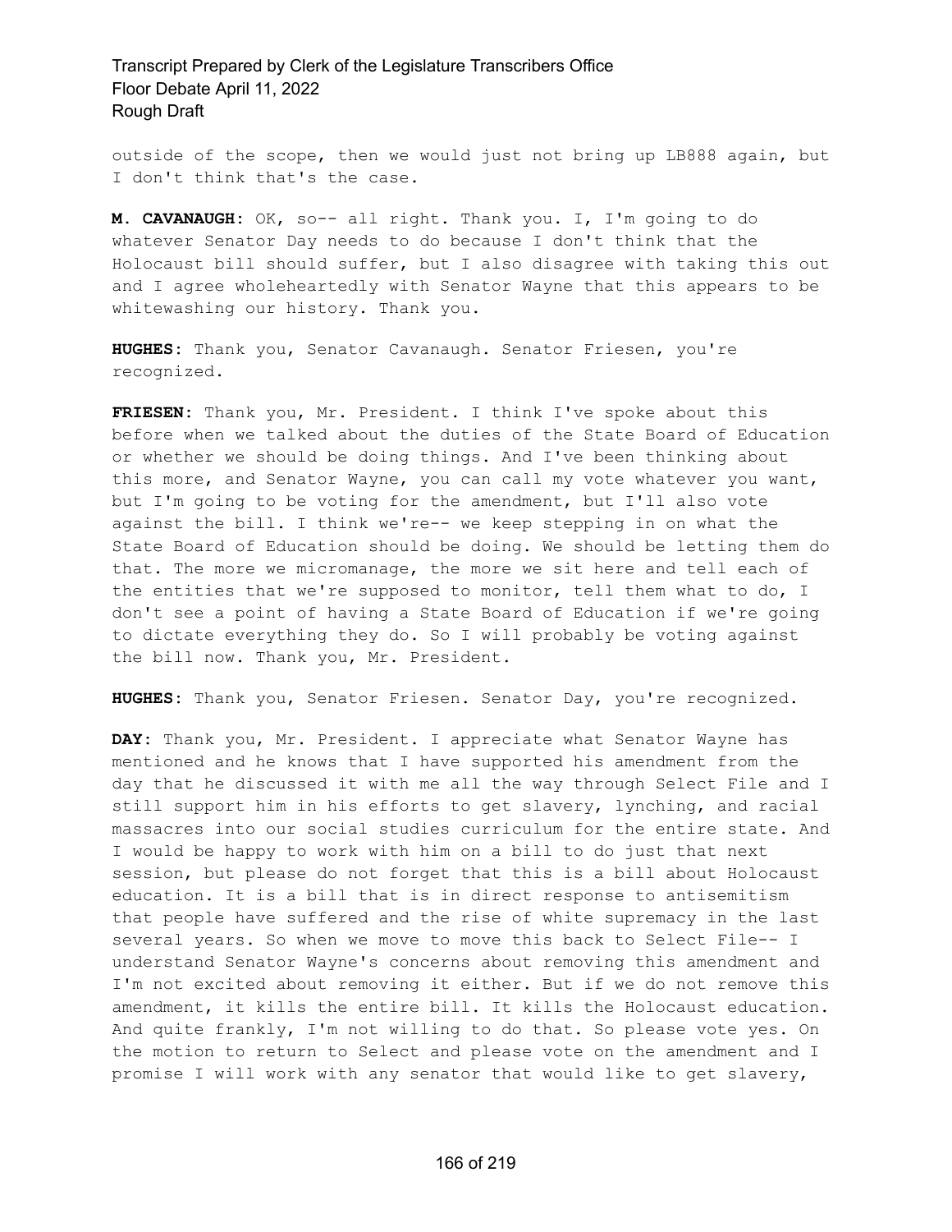outside of the scope, then we would just not bring up LB888 again, but I don't think that's the case.

**M. CAVANAUGH:** OK, so-- all right. Thank you. I, I'm going to do whatever Senator Day needs to do because I don't think that the Holocaust bill should suffer, but I also disagree with taking this out and I agree wholeheartedly with Senator Wayne that this appears to be whitewashing our history. Thank you.

**HUGHES:** Thank you, Senator Cavanaugh. Senator Friesen, you're recognized.

**FRIESEN:** Thank you, Mr. President. I think I've spoke about this before when we talked about the duties of the State Board of Education or whether we should be doing things. And I've been thinking about this more, and Senator Wayne, you can call my vote whatever you want, but I'm going to be voting for the amendment, but I'll also vote against the bill. I think we're-- we keep stepping in on what the State Board of Education should be doing. We should be letting them do that. The more we micromanage, the more we sit here and tell each of the entities that we're supposed to monitor, tell them what to do, I don't see a point of having a State Board of Education if we're going to dictate everything they do. So I will probably be voting against the bill now. Thank you, Mr. President.

**HUGHES:** Thank you, Senator Friesen. Senator Day, you're recognized.

**DAY:** Thank you, Mr. President. I appreciate what Senator Wayne has mentioned and he knows that I have supported his amendment from the day that he discussed it with me all the way through Select File and I still support him in his efforts to get slavery, lynching, and racial massacres into our social studies curriculum for the entire state. And I would be happy to work with him on a bill to do just that next session, but please do not forget that this is a bill about Holocaust education. It is a bill that is in direct response to antisemitism that people have suffered and the rise of white supremacy in the last several years. So when we move to move this back to Select File-- I understand Senator Wayne's concerns about removing this amendment and I'm not excited about removing it either. But if we do not remove this amendment, it kills the entire bill. It kills the Holocaust education. And quite frankly, I'm not willing to do that. So please vote yes. On the motion to return to Select and please vote on the amendment and I promise I will work with any senator that would like to get slavery,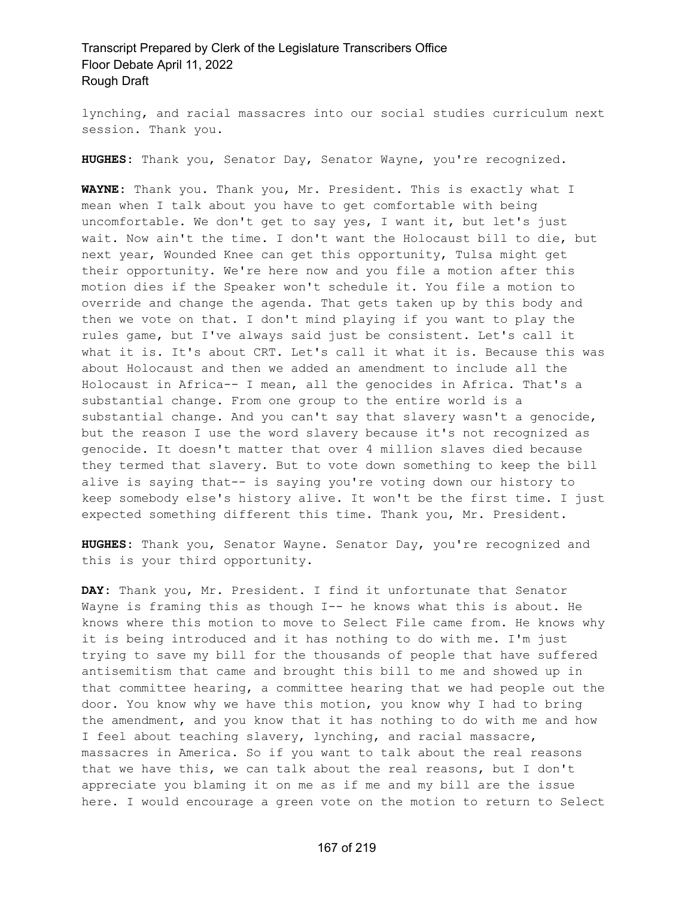lynching, and racial massacres into our social studies curriculum next session. Thank you.

**HUGHES:** Thank you, Senator Day, Senator Wayne, you're recognized.

**WAYNE:** Thank you. Thank you, Mr. President. This is exactly what I mean when I talk about you have to get comfortable with being uncomfortable. We don't get to say yes, I want it, but let's just wait. Now ain't the time. I don't want the Holocaust bill to die, but next year, Wounded Knee can get this opportunity, Tulsa might get their opportunity. We're here now and you file a motion after this motion dies if the Speaker won't schedule it. You file a motion to override and change the agenda. That gets taken up by this body and then we vote on that. I don't mind playing if you want to play the rules game, but I've always said just be consistent. Let's call it what it is. It's about CRT. Let's call it what it is. Because this was about Holocaust and then we added an amendment to include all the Holocaust in Africa-- I mean, all the genocides in Africa. That's a substantial change. From one group to the entire world is a substantial change. And you can't say that slavery wasn't a genocide, but the reason I use the word slavery because it's not recognized as genocide. It doesn't matter that over 4 million slaves died because they termed that slavery. But to vote down something to keep the bill alive is saying that-- is saying you're voting down our history to keep somebody else's history alive. It won't be the first time. I just expected something different this time. Thank you, Mr. President.

**HUGHES:** Thank you, Senator Wayne. Senator Day, you're recognized and this is your third opportunity.

**DAY:** Thank you, Mr. President. I find it unfortunate that Senator Wayne is framing this as though I-- he knows what this is about. He knows where this motion to move to Select File came from. He knows why it is being introduced and it has nothing to do with me. I'm just trying to save my bill for the thousands of people that have suffered antisemitism that came and brought this bill to me and showed up in that committee hearing, a committee hearing that we had people out the door. You know why we have this motion, you know why I had to bring the amendment, and you know that it has nothing to do with me and how I feel about teaching slavery, lynching, and racial massacre, massacres in America. So if you want to talk about the real reasons that we have this, we can talk about the real reasons, but I don't appreciate you blaming it on me as if me and my bill are the issue here. I would encourage a green vote on the motion to return to Select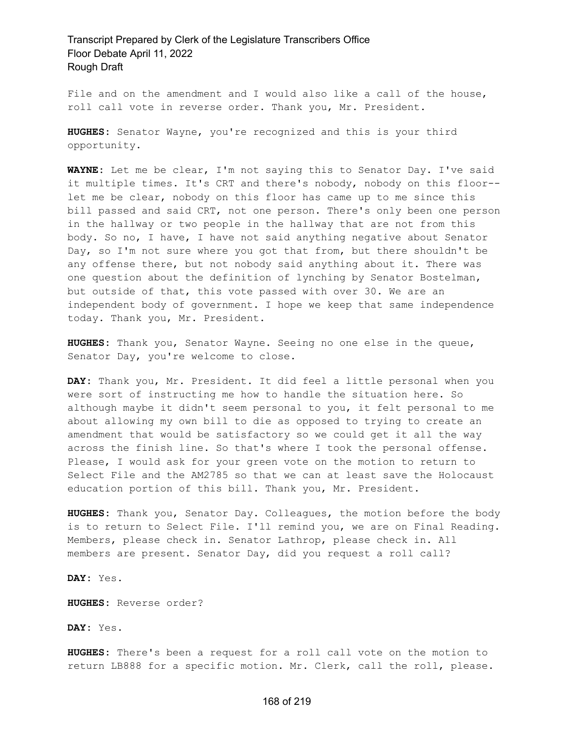File and on the amendment and I would also like a call of the house, roll call vote in reverse order. Thank you, Mr. President.

**HUGHES:** Senator Wayne, you're recognized and this is your third opportunity.

**WAYNE:** Let me be clear, I'm not saying this to Senator Day. I've said it multiple times. It's CRT and there's nobody, nobody on this floor-- let me be clear, nobody on this floor has came up to me since this bill passed and said CRT, not one person. There's only been one person in the hallway or two people in the hallway that are not from this body. So no, I have, I have not said anything negative about Senator Day, so I'm not sure where you got that from, but there shouldn't be any offense there, but not nobody said anything about it. There was one question about the definition of lynching by Senator Bostelman, but outside of that, this vote passed with over 30. We are an independent body of government. I hope we keep that same independence today. Thank you, Mr. President.

**HUGHES:** Thank you, Senator Wayne. Seeing no one else in the queue, Senator Day, you're welcome to close.

**DAY:** Thank you, Mr. President. It did feel a little personal when you were sort of instructing me how to handle the situation here. So although maybe it didn't seem personal to you, it felt personal to me about allowing my own bill to die as opposed to trying to create an amendment that would be satisfactory so we could get it all the way across the finish line. So that's where I took the personal offense. Please, I would ask for your green vote on the motion to return to Select File and the AM2785 so that we can at least save the Holocaust education portion of this bill. Thank you, Mr. President.

**HUGHES:** Thank you, Senator Day. Colleagues, the motion before the body is to return to Select File. I'll remind you, we are on Final Reading. Members, please check in. Senator Lathrop, please check in. All members are present. Senator Day, did you request a roll call?

**DAY:** Yes.

**HUGHES:** Reverse order?

**DAY:** Yes.

**HUGHES:** There's been a request for a roll call vote on the motion to return LB888 for a specific motion. Mr. Clerk, call the roll, please.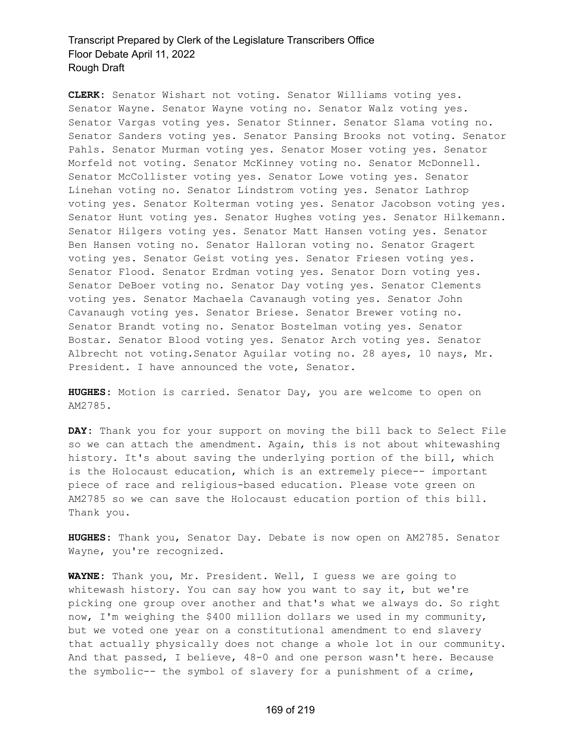**CLERK:** Senator Wishart not voting. Senator Williams voting yes. Senator Wayne. Senator Wayne voting no. Senator Walz voting yes. Senator Vargas voting yes. Senator Stinner. Senator Slama voting no. Senator Sanders voting yes. Senator Pansing Brooks not voting. Senator Pahls. Senator Murman voting yes. Senator Moser voting yes. Senator Morfeld not voting. Senator McKinney voting no. Senator McDonnell. Senator McCollister voting yes. Senator Lowe voting yes. Senator Linehan voting no. Senator Lindstrom voting yes. Senator Lathrop voting yes. Senator Kolterman voting yes. Senator Jacobson voting yes. Senator Hunt voting yes. Senator Hughes voting yes. Senator Hilkemann. Senator Hilgers voting yes. Senator Matt Hansen voting yes. Senator Ben Hansen voting no. Senator Halloran voting no. Senator Gragert voting yes. Senator Geist voting yes. Senator Friesen voting yes. Senator Flood. Senator Erdman voting yes. Senator Dorn voting yes. Senator DeBoer voting no. Senator Day voting yes. Senator Clements voting yes. Senator Machaela Cavanaugh voting yes. Senator John Cavanaugh voting yes. Senator Briese. Senator Brewer voting no. Senator Brandt voting no. Senator Bostelman voting yes. Senator Bostar. Senator Blood voting yes. Senator Arch voting yes. Senator Albrecht not voting.Senator Aguilar voting no. 28 ayes, 10 nays, Mr. President. I have announced the vote, Senator.

**HUGHES:** Motion is carried. Senator Day, you are welcome to open on AM2785.

**DAY:** Thank you for your support on moving the bill back to Select File so we can attach the amendment. Again, this is not about whitewashing history. It's about saving the underlying portion of the bill, which is the Holocaust education, which is an extremely piece-- important piece of race and religious-based education. Please vote green on AM2785 so we can save the Holocaust education portion of this bill. Thank you.

**HUGHES:** Thank you, Senator Day. Debate is now open on AM2785. Senator Wayne, you're recognized.

**WAYNE:** Thank you, Mr. President. Well, I guess we are going to whitewash history. You can say how you want to say it, but we're picking one group over another and that's what we always do. So right now, I'm weighing the $400 million dollars we used in my community, but we voted one year on a constitutional amendment to end slavery that actually physically does not change a whole lot in our community. And that passed, I believe, 48-0 and one person wasn't here. Because the symbolic-- the symbol of slavery for a punishment of a crime,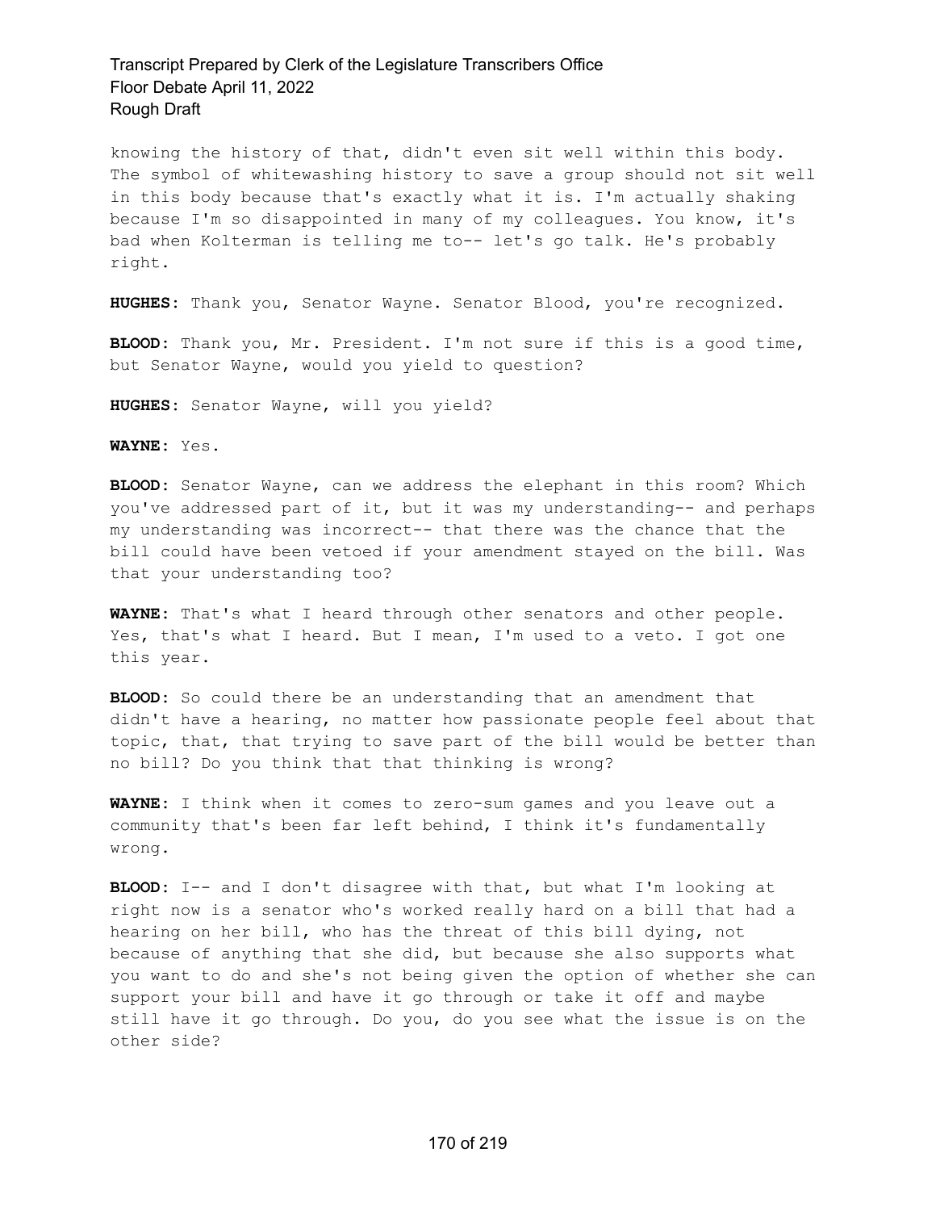knowing the history of that, didn't even sit well within this body. The symbol of whitewashing history to save a group should not sit well in this body because that's exactly what it is. I'm actually shaking because I'm so disappointed in many of my colleagues. You know, it's bad when Kolterman is telling me to-- let's go talk. He's probably right.

**HUGHES:** Thank you, Senator Wayne. Senator Blood, you're recognized.

**BLOOD:** Thank you, Mr. President. I'm not sure if this is a good time, but Senator Wayne, would you yield to question?

**HUGHES:** Senator Wayne, will you yield?

**WAYNE:** Yes.

**BLOOD:** Senator Wayne, can we address the elephant in this room? Which you've addressed part of it, but it was my understanding-- and perhaps my understanding was incorrect-- that there was the chance that the bill could have been vetoed if your amendment stayed on the bill. Was that your understanding too?

**WAYNE:** That's what I heard through other senators and other people. Yes, that's what I heard. But I mean, I'm used to a veto. I got one this year.

**BLOOD:** So could there be an understanding that an amendment that didn't have a hearing, no matter how passionate people feel about that topic, that, that trying to save part of the bill would be better than no bill? Do you think that that thinking is wrong?

**WAYNE:** I think when it comes to zero-sum games and you leave out a community that's been far left behind, I think it's fundamentally wrong.

**BLOOD:** I-- and I don't disagree with that, but what I'm looking at right now is a senator who's worked really hard on a bill that had a hearing on her bill, who has the threat of this bill dying, not because of anything that she did, but because she also supports what you want to do and she's not being given the option of whether she can support your bill and have it go through or take it off and maybe still have it go through. Do you, do you see what the issue is on the other side?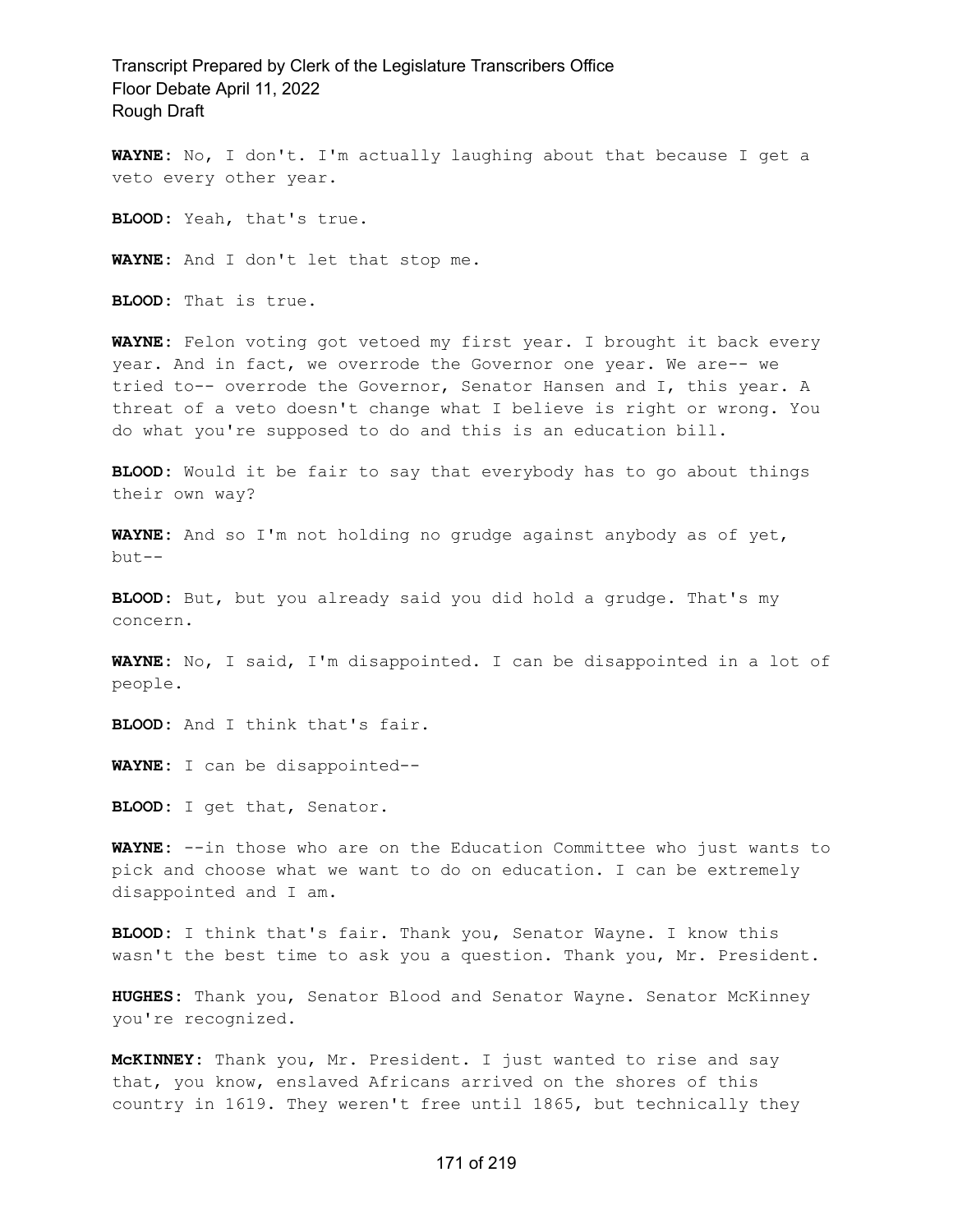**WAYNE:** No, I don't. I'm actually laughing about that because I get a veto every other year.

**BLOOD:** Yeah, that's true.

**WAYNE:** And I don't let that stop me.

**BLOOD:** That is true.

**WAYNE:** Felon voting got vetoed my first year. I brought it back every year. And in fact, we overrode the Governor one year. We are-- we tried to-- overrode the Governor, Senator Hansen and I, this year. A threat of a veto doesn't change what I believe is right or wrong. You do what you're supposed to do and this is an education bill.

**BLOOD:** Would it be fair to say that everybody has to go about things their own way?

**WAYNE:** And so I'm not holding no grudge against anybody as of yet, but--

**BLOOD:** But, but you already said you did hold a grudge. That's my concern.

**WAYNE:** No, I said, I'm disappointed. I can be disappointed in a lot of people.

**BLOOD:** And I think that's fair.

**WAYNE:** I can be disappointed--

**BLOOD:** I get that, Senator.

**WAYNE:** --in those who are on the Education Committee who just wants to pick and choose what we want to do on education. I can be extremely disappointed and I am.

**BLOOD:** I think that's fair. Thank you, Senator Wayne. I know this wasn't the best time to ask you a question. Thank you, Mr. President.

**HUGHES:** Thank you, Senator Blood and Senator Wayne. Senator McKinney you're recognized.

**McKINNEY:** Thank you, Mr. President. I just wanted to rise and say that, you know, enslaved Africans arrived on the shores of this country in 1619. They weren't free until 1865, but technically they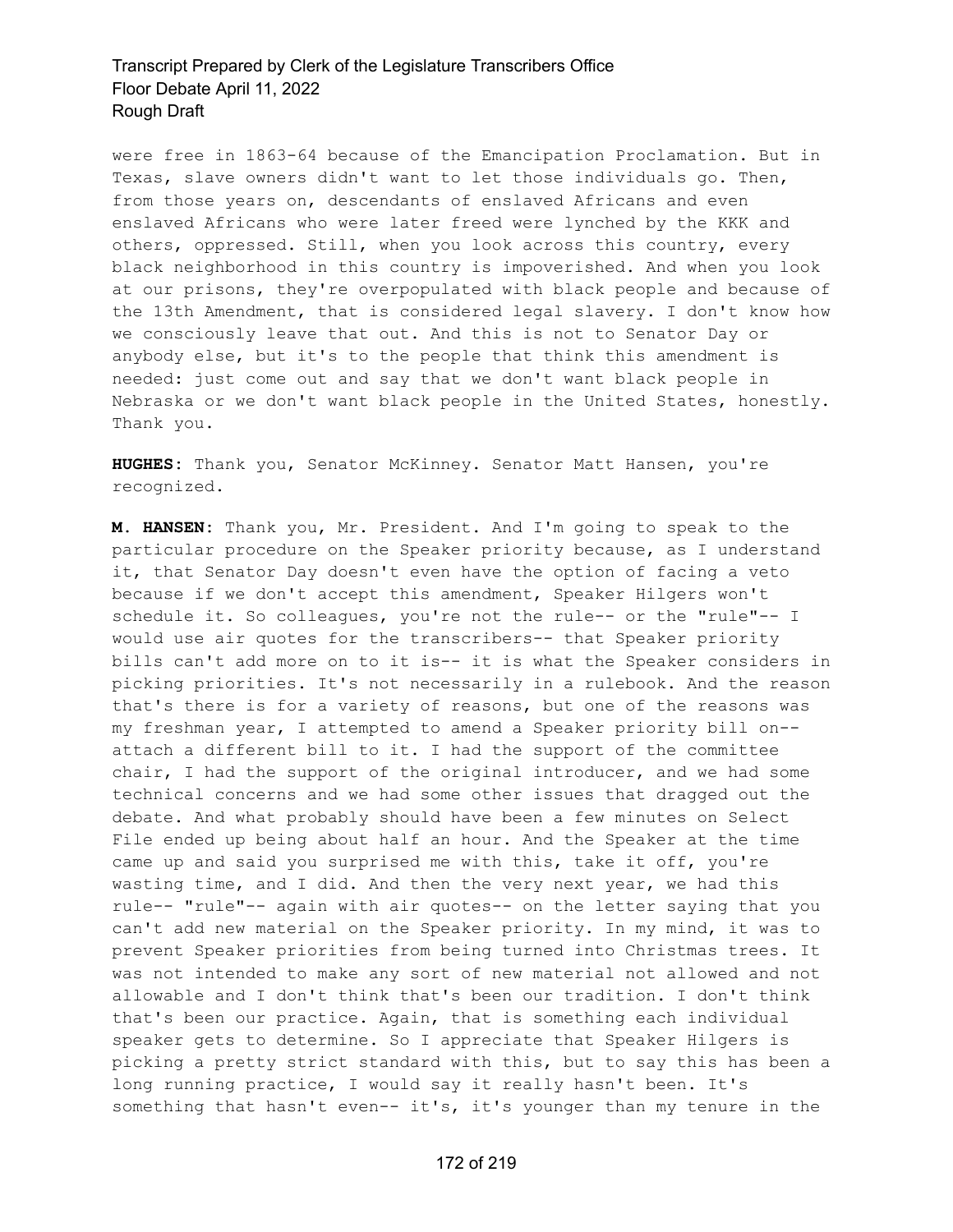were free in 1863-64 because of the Emancipation Proclamation. But in Texas, slave owners didn't want to let those individuals go. Then, from those years on, descendants of enslaved Africans and even enslaved Africans who were later freed were lynched by the KKK and others, oppressed. Still, when you look across this country, every black neighborhood in this country is impoverished. And when you look at our prisons, they're overpopulated with black people and because of the 13th Amendment, that is considered legal slavery. I don't know how we consciously leave that out. And this is not to Senator Day or anybody else, but it's to the people that think this amendment is needed: just come out and say that we don't want black people in Nebraska or we don't want black people in the United States, honestly. Thank you.

**HUGHES:** Thank you, Senator McKinney. Senator Matt Hansen, you're recognized.

**M. HANSEN:** Thank you, Mr. President. And I'm going to speak to the particular procedure on the Speaker priority because, as I understand it, that Senator Day doesn't even have the option of facing a veto because if we don't accept this amendment, Speaker Hilgers won't schedule it. So colleagues, you're not the rule-- or the "rule"-- I would use air quotes for the transcribers-- that Speaker priority bills can't add more on to it is-- it is what the Speaker considers in picking priorities. It's not necessarily in a rulebook. And the reason that's there is for a variety of reasons, but one of the reasons was my freshman year, I attempted to amend a Speaker priority bill on-- attach a different bill to it. I had the support of the committee chair, I had the support of the original introducer, and we had some technical concerns and we had some other issues that dragged out the debate. And what probably should have been a few minutes on Select File ended up being about half an hour. And the Speaker at the time came up and said you surprised me with this, take it off, you're wasting time, and I did. And then the very next year, we had this rule-- "rule"-- again with air quotes-- on the letter saying that you can't add new material on the Speaker priority. In my mind, it was to prevent Speaker priorities from being turned into Christmas trees. It was not intended to make any sort of new material not allowed and not allowable and I don't think that's been our tradition. I don't think that's been our practice. Again, that is something each individual speaker gets to determine. So I appreciate that Speaker Hilgers is picking a pretty strict standard with this, but to say this has been a long running practice, I would say it really hasn't been. It's something that hasn't even-- it's, it's younger than my tenure in the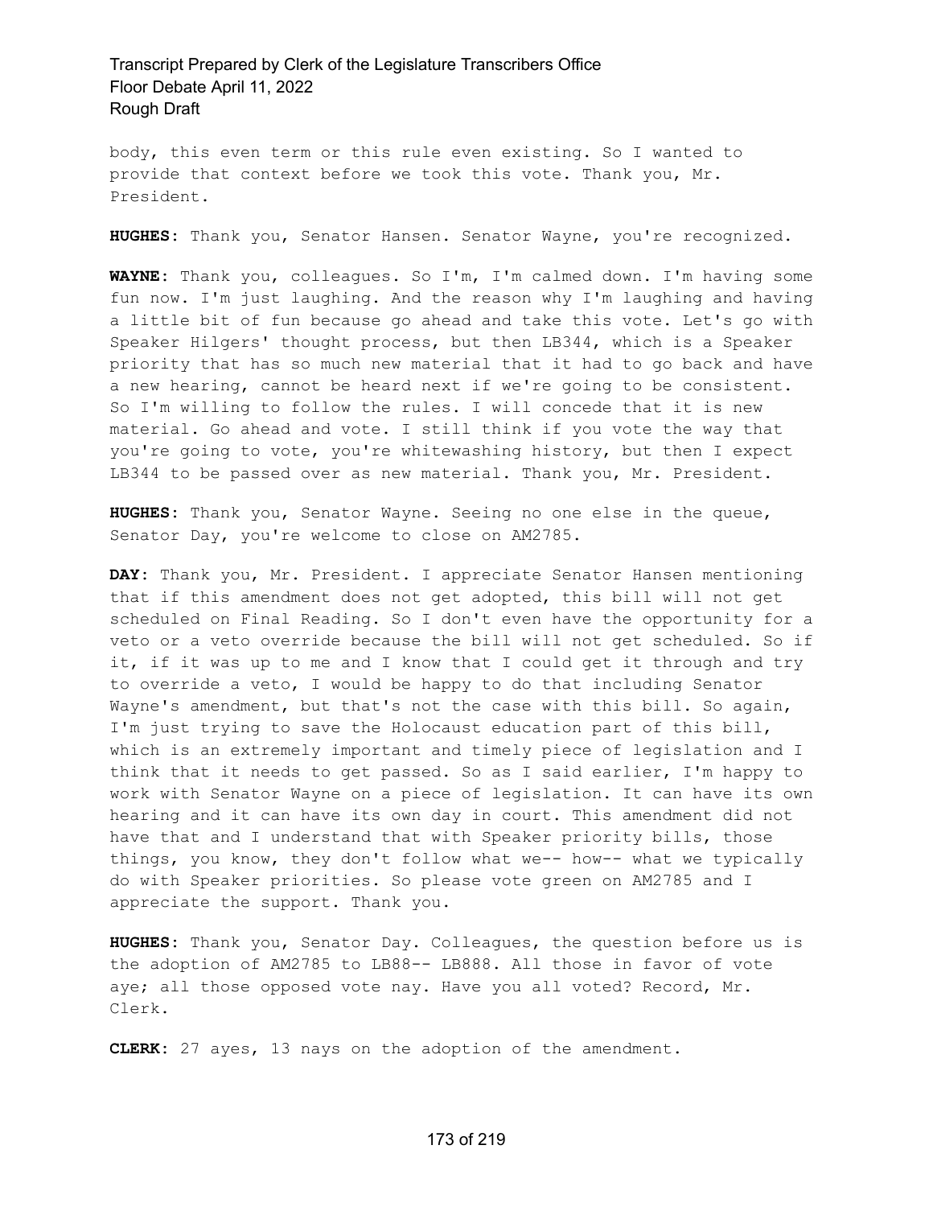body, this even term or this rule even existing. So I wanted to provide that context before we took this vote. Thank you, Mr. President.

**HUGHES:** Thank you, Senator Hansen. Senator Wayne, you're recognized.

**WAYNE:** Thank you, colleagues. So I'm, I'm calmed down. I'm having some fun now. I'm just laughing. And the reason why I'm laughing and having a little bit of fun because go ahead and take this vote. Let's go with Speaker Hilgers' thought process, but then LB344, which is a Speaker priority that has so much new material that it had to go back and have a new hearing, cannot be heard next if we're going to be consistent. So I'm willing to follow the rules. I will concede that it is new material. Go ahead and vote. I still think if you vote the way that you're going to vote, you're whitewashing history, but then I expect LB344 to be passed over as new material. Thank you, Mr. President.

**HUGHES:** Thank you, Senator Wayne. Seeing no one else in the queue, Senator Day, you're welcome to close on AM2785.

**DAY:** Thank you, Mr. President. I appreciate Senator Hansen mentioning that if this amendment does not get adopted, this bill will not get scheduled on Final Reading. So I don't even have the opportunity for a veto or a veto override because the bill will not get scheduled. So if it, if it was up to me and I know that I could get it through and try to override a veto, I would be happy to do that including Senator Wayne's amendment, but that's not the case with this bill. So again, I'm just trying to save the Holocaust education part of this bill, which is an extremely important and timely piece of legislation and I think that it needs to get passed. So as I said earlier, I'm happy to work with Senator Wayne on a piece of legislation. It can have its own hearing and it can have its own day in court. This amendment did not have that and I understand that with Speaker priority bills, those things, you know, they don't follow what we-- how-- what we typically do with Speaker priorities. So please vote green on AM2785 and I appreciate the support. Thank you.

**HUGHES:** Thank you, Senator Day. Colleagues, the question before us is the adoption of AM2785 to LB88-- LB888. All those in favor of vote aye; all those opposed vote nay. Have you all voted? Record, Mr. Clerk.

**CLERK:** 27 ayes, 13 nays on the adoption of the amendment.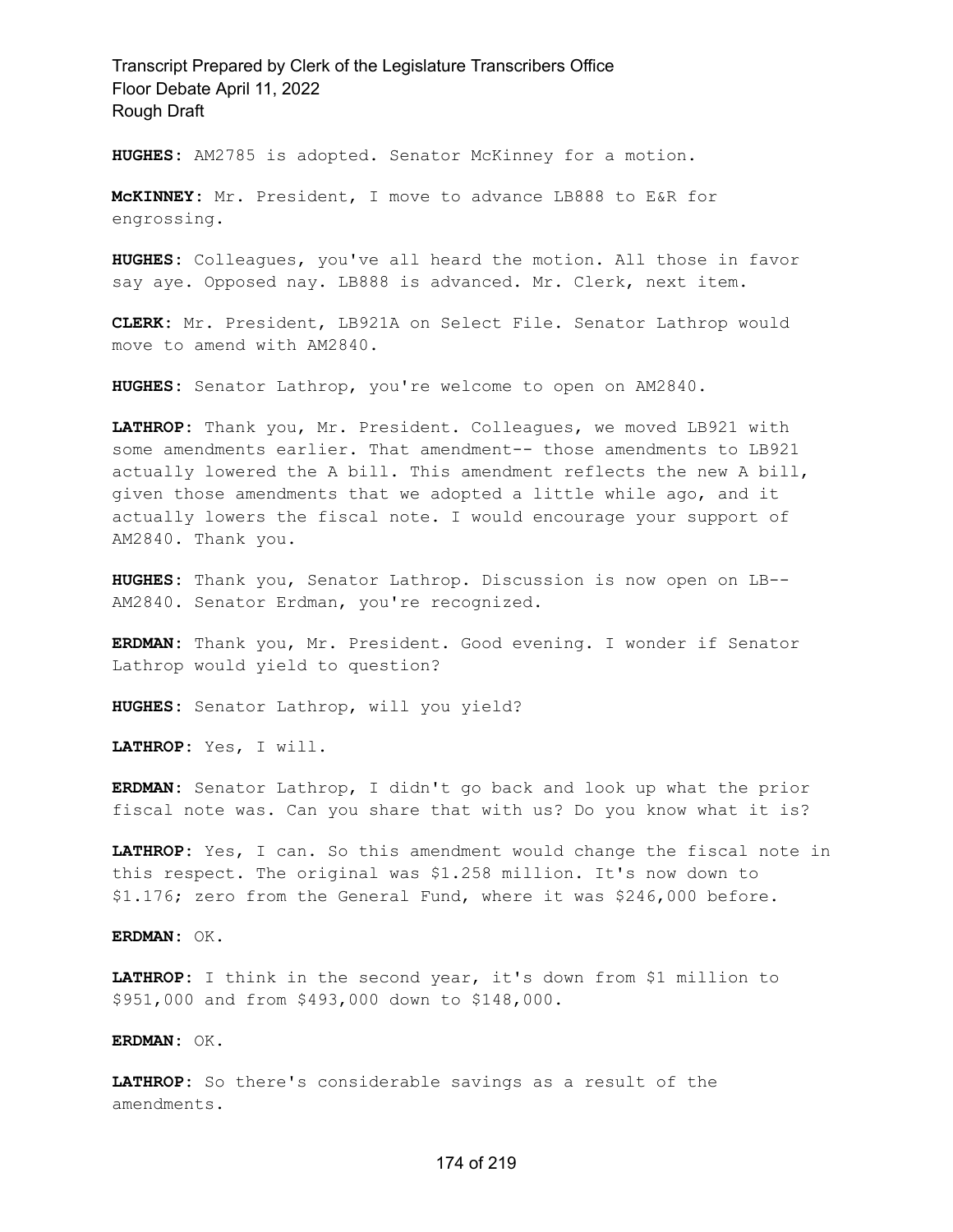**HUGHES:** AM2785 is adopted. Senator McKinney for a motion.

**McKINNEY:** Mr. President, I move to advance LB888 to E&R for engrossing.

**HUGHES:** Colleagues, you've all heard the motion. All those in favor say aye. Opposed nay. LB888 is advanced. Mr. Clerk, next item.

**CLERK:** Mr. President, LB921A on Select File. Senator Lathrop would move to amend with AM2840.

**HUGHES:** Senator Lathrop, you're welcome to open on AM2840.

**LATHROP:** Thank you, Mr. President. Colleagues, we moved LB921 with some amendments earlier. That amendment-- those amendments to LB921 actually lowered the A bill. This amendment reflects the new A bill, given those amendments that we adopted a little while ago, and it actually lowers the fiscal note. I would encourage your support of AM2840. Thank you.

**HUGHES:** Thank you, Senator Lathrop. Discussion is now open on LB-- AM2840. Senator Erdman, you're recognized.

**ERDMAN:** Thank you, Mr. President. Good evening. I wonder if Senator Lathrop would yield to question?

**HUGHES:** Senator Lathrop, will you yield?

**LATHROP:** Yes, I will.

**ERDMAN:** Senator Lathrop, I didn't go back and look up what the prior fiscal note was. Can you share that with us? Do you know what it is?

**LATHROP:** Yes, I can. So this amendment would change the fiscal note in this respect. The original was $1.258 million. It's now down to $1.176; zero from the General Fund, where it was $246,000 before.

**ERDMAN:** OK.

**LATHROP:** I think in the second year, it's down from $1 million to $951,000 and from $493,000 down to $148,000.

**ERDMAN:** OK.

**LATHROP:** So there's considerable savings as a result of the amendments.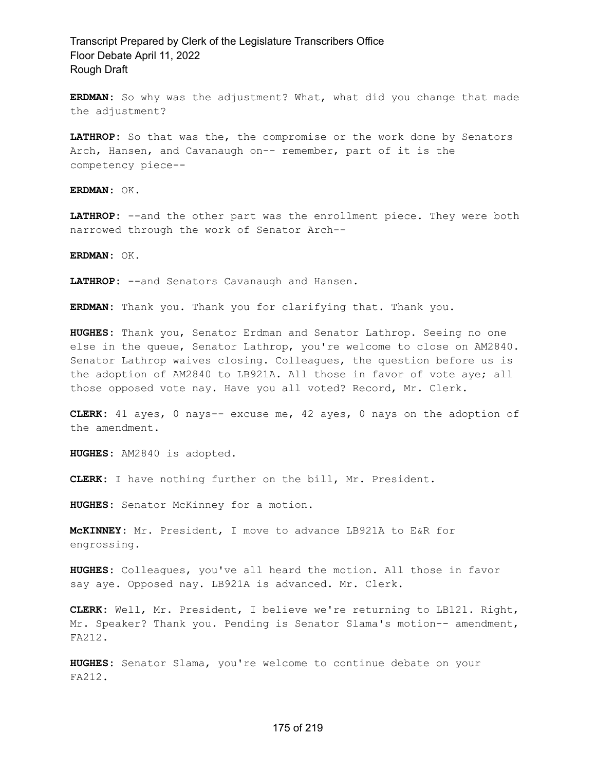**ERDMAN:** So why was the adjustment? What, what did you change that made the adjustment?

**LATHROP:** So that was the, the compromise or the work done by Senators Arch, Hansen, and Cavanaugh on-- remember, part of it is the competency piece--

**ERDMAN:** OK.

**LATHROP:** --and the other part was the enrollment piece. They were both narrowed through the work of Senator Arch--

**ERDMAN:** OK.

**LATHROP:** --and Senators Cavanaugh and Hansen.

**ERDMAN:** Thank you. Thank you for clarifying that. Thank you.

**HUGHES:** Thank you, Senator Erdman and Senator Lathrop. Seeing no one else in the queue, Senator Lathrop, you're welcome to close on AM2840. Senator Lathrop waives closing. Colleagues, the question before us is the adoption of AM2840 to LB921A. All those in favor of vote aye; all those opposed vote nay. Have you all voted? Record, Mr. Clerk.

**CLERK:** 41 ayes, 0 nays-- excuse me, 42 ayes, 0 nays on the adoption of the amendment.

**HUGHES:** AM2840 is adopted.

**CLERK:** I have nothing further on the bill, Mr. President.

**HUGHES:** Senator McKinney for a motion.

**McKINNEY:** Mr. President, I move to advance LB921A to E&R for engrossing.

**HUGHES:** Colleagues, you've all heard the motion. All those in favor say aye. Opposed nay. LB921A is advanced. Mr. Clerk.

**CLERK:** Well, Mr. President, I believe we're returning to LB121. Right, Mr. Speaker? Thank you. Pending is Senator Slama's motion-- amendment, FA212.

**HUGHES:** Senator Slama, you're welcome to continue debate on your FA212.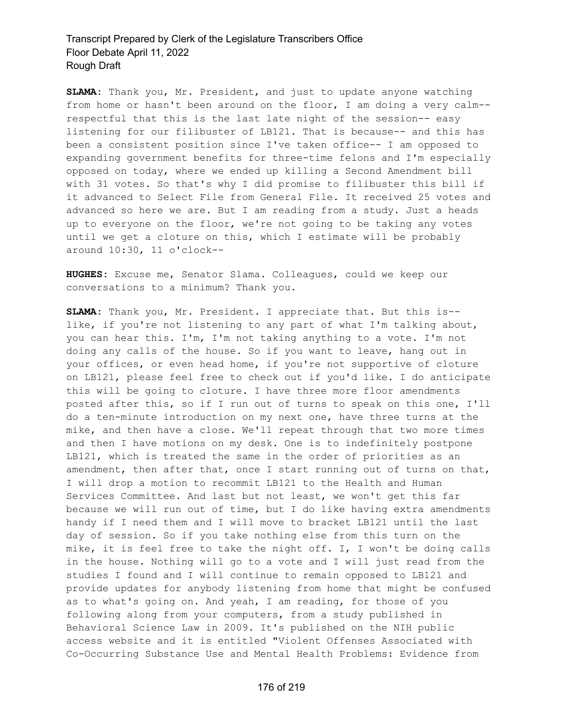**SLAMA:** Thank you, Mr. President, and just to update anyone watching from home or hasn't been around on the floor, I am doing a very calm-- respectful that this is the last late night of the session-- easy listening for our filibuster of LB121. That is because-- and this has been a consistent position since I've taken office-- I am opposed to expanding government benefits for three-time felons and I'm especially opposed on today, where we ended up killing a Second Amendment bill with 31 votes. So that's why I did promise to filibuster this bill if it advanced to Select File from General File. It received 25 votes and advanced so here we are. But I am reading from a study. Just a heads up to everyone on the floor, we're not going to be taking any votes until we get a cloture on this, which I estimate will be probably around 10:30, 11 o'clock--

**HUGHES:** Excuse me, Senator Slama. Colleagues, could we keep our conversations to a minimum? Thank you.

**SLAMA:** Thank you, Mr. President. I appreciate that. But this is-- like, if you're not listening to any part of what I'm talking about, you can hear this. I'm, I'm not taking anything to a vote. I'm not doing any calls of the house. So if you want to leave, hang out in your offices, or even head home, if you're not supportive of cloture on LB121, please feel free to check out if you'd like. I do anticipate this will be going to cloture. I have three more floor amendments posted after this, so if I run out of turns to speak on this one, I'll do a ten-minute introduction on my next one, have three turns at the mike, and then have a close. We'll repeat through that two more times and then I have motions on my desk. One is to indefinitely postpone LB121, which is treated the same in the order of priorities as an amendment, then after that, once I start running out of turns on that, I will drop a motion to recommit LB121 to the Health and Human Services Committee. And last but not least, we won't get this far because we will run out of time, but I do like having extra amendments handy if I need them and I will move to bracket LB121 until the last day of session. So if you take nothing else from this turn on the mike, it is feel free to take the night off. I, I won't be doing calls in the house. Nothing will go to a vote and I will just read from the studies I found and I will continue to remain opposed to LB121 and provide updates for anybody listening from home that might be confused as to what's going on. And yeah, I am reading, for those of you following along from your computers, from a study published in Behavioral Science Law in 2009. It's published on the NIH public access website and it is entitled "Violent Offenses Associated with Co-Occurring Substance Use and Mental Health Problems: Evidence from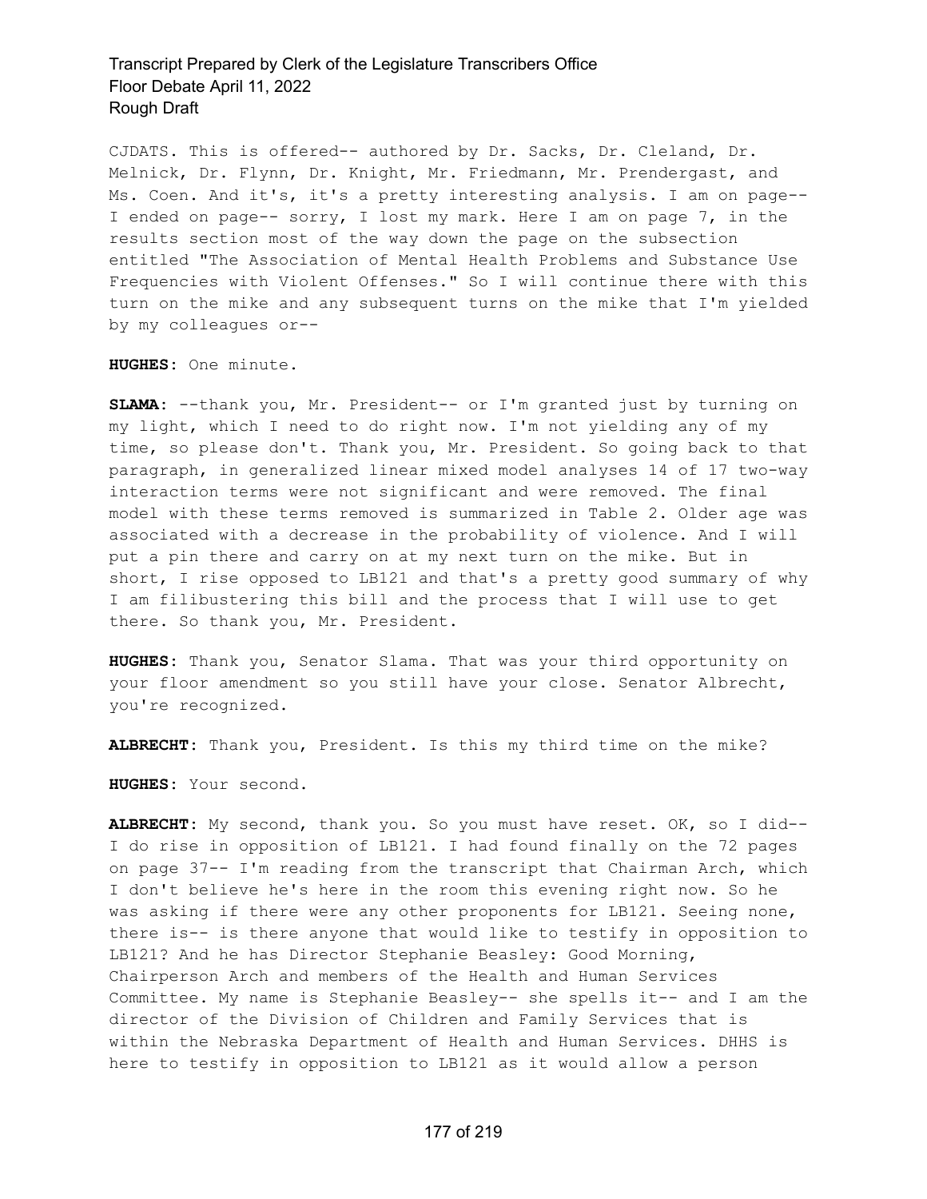CJDATS. This is offered-- authored by Dr. Sacks, Dr. Cleland, Dr. Melnick, Dr. Flynn, Dr. Knight, Mr. Friedmann, Mr. Prendergast, and Ms. Coen. And it's, it's a pretty interesting analysis. I am on page-- I ended on page-- sorry, I lost my mark. Here I am on page 7, in the results section most of the way down the page on the subsection entitled "The Association of Mental Health Problems and Substance Use Frequencies with Violent Offenses." So I will continue there with this turn on the mike and any subsequent turns on the mike that I'm yielded by my colleagues or--

**HUGHES:** One minute.

**SLAMA:** --thank you, Mr. President-- or I'm granted just by turning on my light, which I need to do right now. I'm not yielding any of my time, so please don't. Thank you, Mr. President. So going back to that paragraph, in generalized linear mixed model analyses 14 of 17 two-way interaction terms were not significant and were removed. The final model with these terms removed is summarized in Table 2. Older age was associated with a decrease in the probability of violence. And I will put a pin there and carry on at my next turn on the mike. But in short, I rise opposed to LB121 and that's a pretty good summary of why I am filibustering this bill and the process that I will use to get there. So thank you, Mr. President.

**HUGHES:** Thank you, Senator Slama. That was your third opportunity on your floor amendment so you still have your close. Senator Albrecht, you're recognized.

**ALBRECHT:** Thank you, President. Is this my third time on the mike?

**HUGHES:** Your second.

**ALBRECHT:** My second, thank you. So you must have reset. OK, so I did-- I do rise in opposition of LB121. I had found finally on the 72 pages on page 37-- I'm reading from the transcript that Chairman Arch, which I don't believe he's here in the room this evening right now. So he was asking if there were any other proponents for LB121. Seeing none, there is-- is there anyone that would like to testify in opposition to LB121? And he has Director Stephanie Beasley: Good Morning, Chairperson Arch and members of the Health and Human Services Committee. My name is Stephanie Beasley-- she spells it-- and I am the director of the Division of Children and Family Services that is within the Nebraska Department of Health and Human Services. DHHS is here to testify in opposition to LB121 as it would allow a person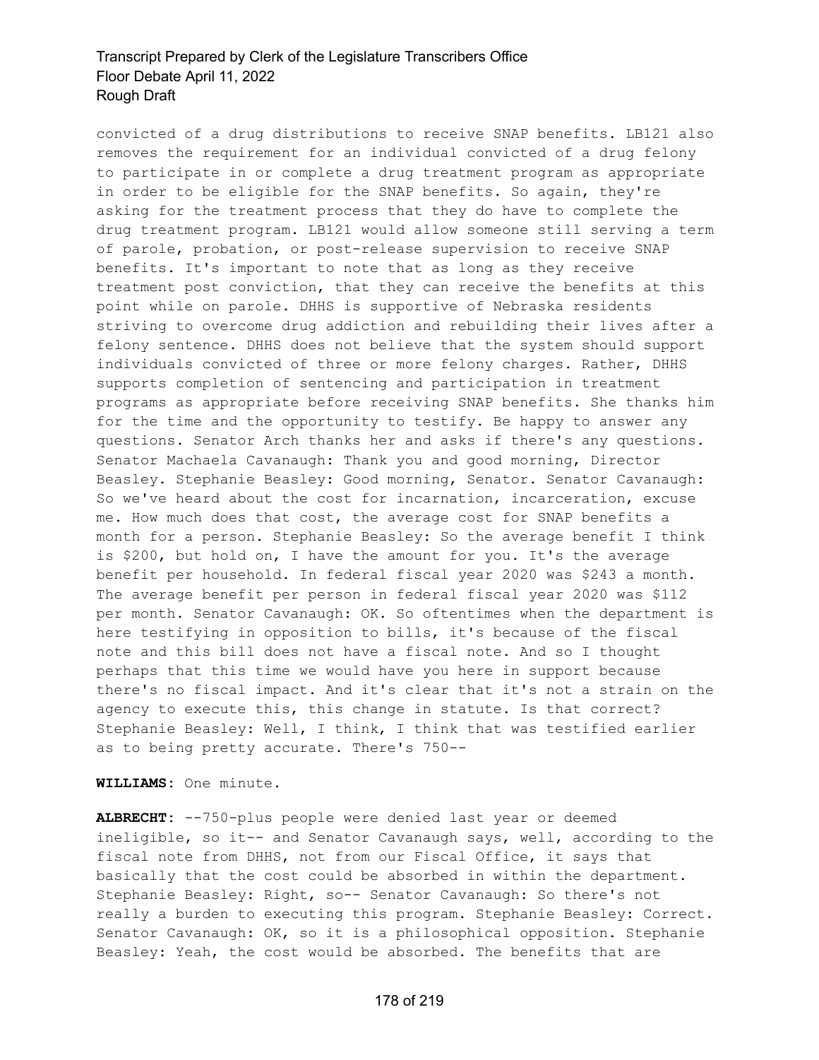convicted of a drug distributions to receive SNAP benefits. LB121 also removes the requirement for an individual convicted of a drug felony to participate in or complete a drug treatment program as appropriate in order to be eligible for the SNAP benefits. So again, they're asking for the treatment process that they do have to complete the drug treatment program. LB121 would allow someone still serving a term of parole, probation, or post-release supervision to receive SNAP benefits. It's important to note that as long as they receive treatment post conviction, that they can receive the benefits at this point while on parole. DHHS is supportive of Nebraska residents striving to overcome drug addiction and rebuilding their lives after a felony sentence. DHHS does not believe that the system should support individuals convicted of three or more felony charges. Rather, DHHS supports completion of sentencing and participation in treatment programs as appropriate before receiving SNAP benefits. She thanks him for the time and the opportunity to testify. Be happy to answer any questions. Senator Arch thanks her and asks if there's any questions. Senator Machaela Cavanaugh: Thank you and good morning, Director Beasley. Stephanie Beasley: Good morning, Senator. Senator Cavanaugh: So we've heard about the cost for incarnation, incarceration, excuse me. How much does that cost, the average cost for SNAP benefits a month for a person. Stephanie Beasley: So the average benefit I think is $200, but hold on, I have the amount for you. It's the average benefit per household. In federal fiscal year 2020 was $243 a month. The average benefit per person in federal fiscal year 2020 was $112 per month. Senator Cavanaugh: OK. So oftentimes when the department is here testifying in opposition to bills, it's because of the fiscal note and this bill does not have a fiscal note. And so I thought perhaps that this time we would have you here in support because there's no fiscal impact. And it's clear that it's not a strain on the agency to execute this, this change in statute. Is that correct? Stephanie Beasley: Well, I think, I think that was testified earlier as to being pretty accurate. There's 750--

**WILLIAMS:** One minute.

**ALBRECHT:** --750-plus people were denied last year or deemed ineligible, so it-- and Senator Cavanaugh says, well, according to the fiscal note from DHHS, not from our Fiscal Office, it says that basically that the cost could be absorbed in within the department. Stephanie Beasley: Right, so-- Senator Cavanaugh: So there's not really a burden to executing this program. Stephanie Beasley: Correct. Senator Cavanaugh: OK, so it is a philosophical opposition. Stephanie Beasley: Yeah, the cost would be absorbed. The benefits that are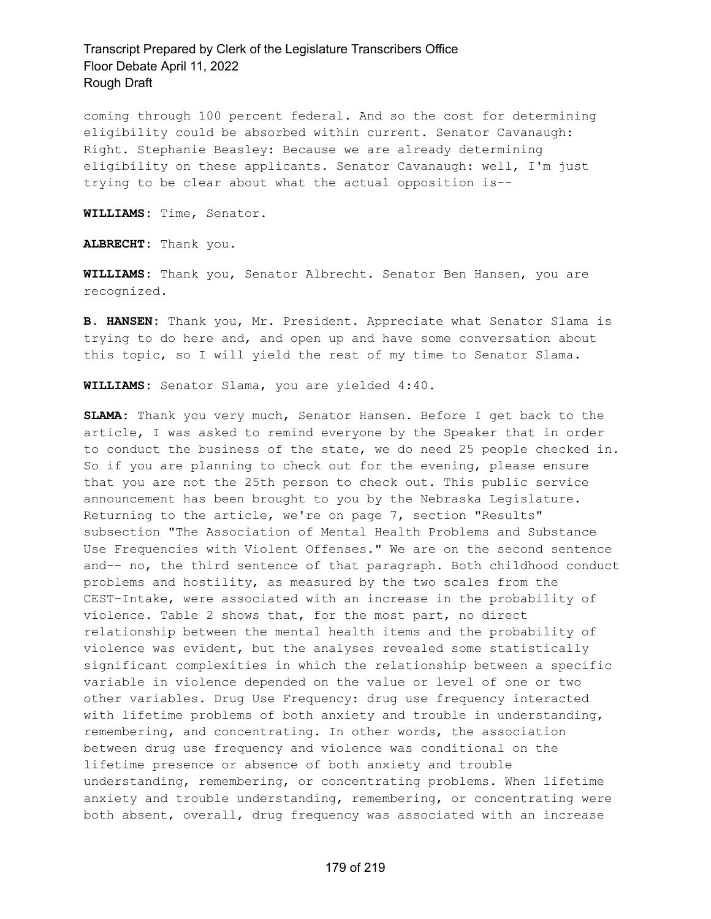coming through 100 percent federal. And so the cost for determining eligibility could be absorbed within current. Senator Cavanaugh: Right. Stephanie Beasley: Because we are already determining eligibility on these applicants. Senator Cavanaugh: well, I'm just trying to be clear about what the actual opposition is--

**WILLIAMS:** Time, Senator.

**ALBRECHT:** Thank you.

**WILLIAMS:** Thank you, Senator Albrecht. Senator Ben Hansen, you are recognized.

**B. HANSEN:** Thank you, Mr. President. Appreciate what Senator Slama is trying to do here and, and open up and have some conversation about this topic, so I will yield the rest of my time to Senator Slama.

**WILLIAMS:** Senator Slama, you are yielded 4:40.

**SLAMA:** Thank you very much, Senator Hansen. Before I get back to the article, I was asked to remind everyone by the Speaker that in order to conduct the business of the state, we do need 25 people checked in. So if you are planning to check out for the evening, please ensure that you are not the 25th person to check out. This public service announcement has been brought to you by the Nebraska Legislature. Returning to the article, we're on page 7, section "Results" subsection "The Association of Mental Health Problems and Substance Use Frequencies with Violent Offenses." We are on the second sentence and-- no, the third sentence of that paragraph. Both childhood conduct problems and hostility, as measured by the two scales from the CEST-Intake, were associated with an increase in the probability of violence. Table 2 shows that, for the most part, no direct relationship between the mental health items and the probability of violence was evident, but the analyses revealed some statistically significant complexities in which the relationship between a specific variable in violence depended on the value or level of one or two other variables. Drug Use Frequency: drug use frequency interacted with lifetime problems of both anxiety and trouble in understanding, remembering, and concentrating. In other words, the association between drug use frequency and violence was conditional on the lifetime presence or absence of both anxiety and trouble understanding, remembering, or concentrating problems. When lifetime anxiety and trouble understanding, remembering, or concentrating were both absent, overall, drug frequency was associated with an increase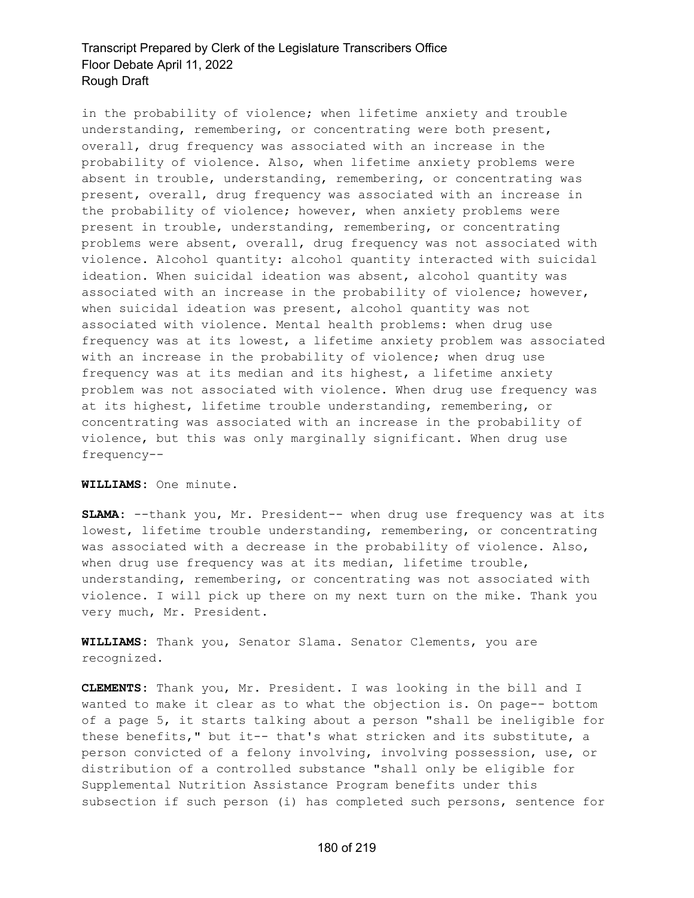in the probability of violence; when lifetime anxiety and trouble understanding, remembering, or concentrating were both present, overall, drug frequency was associated with an increase in the probability of violence. Also, when lifetime anxiety problems were absent in trouble, understanding, remembering, or concentrating was present, overall, drug frequency was associated with an increase in the probability of violence; however, when anxiety problems were present in trouble, understanding, remembering, or concentrating problems were absent, overall, drug frequency was not associated with violence. Alcohol quantity: alcohol quantity interacted with suicidal ideation. When suicidal ideation was absent, alcohol quantity was associated with an increase in the probability of violence; however, when suicidal ideation was present, alcohol quantity was not associated with violence. Mental health problems: when drug use frequency was at its lowest, a lifetime anxiety problem was associated with an increase in the probability of violence; when drug use frequency was at its median and its highest, a lifetime anxiety problem was not associated with violence. When drug use frequency was at its highest, lifetime trouble understanding, remembering, or concentrating was associated with an increase in the probability of violence, but this was only marginally significant. When drug use frequency--

**WILLIAMS:** One minute.

**SLAMA:** --thank you, Mr. President-- when drug use frequency was at its lowest, lifetime trouble understanding, remembering, or concentrating was associated with a decrease in the probability of violence. Also, when drug use frequency was at its median, lifetime trouble, understanding, remembering, or concentrating was not associated with violence. I will pick up there on my next turn on the mike. Thank you very much, Mr. President.

**WILLIAMS:** Thank you, Senator Slama. Senator Clements, you are recognized.

**CLEMENTS:** Thank you, Mr. President. I was looking in the bill and I wanted to make it clear as to what the objection is. On page-- bottom of a page 5, it starts talking about a person "shall be ineligible for these benefits," but it-- that's what stricken and its substitute, a person convicted of a felony involving, involving possession, use, or distribution of a controlled substance "shall only be eligible for Supplemental Nutrition Assistance Program benefits under this subsection if such person (i) has completed such persons, sentence for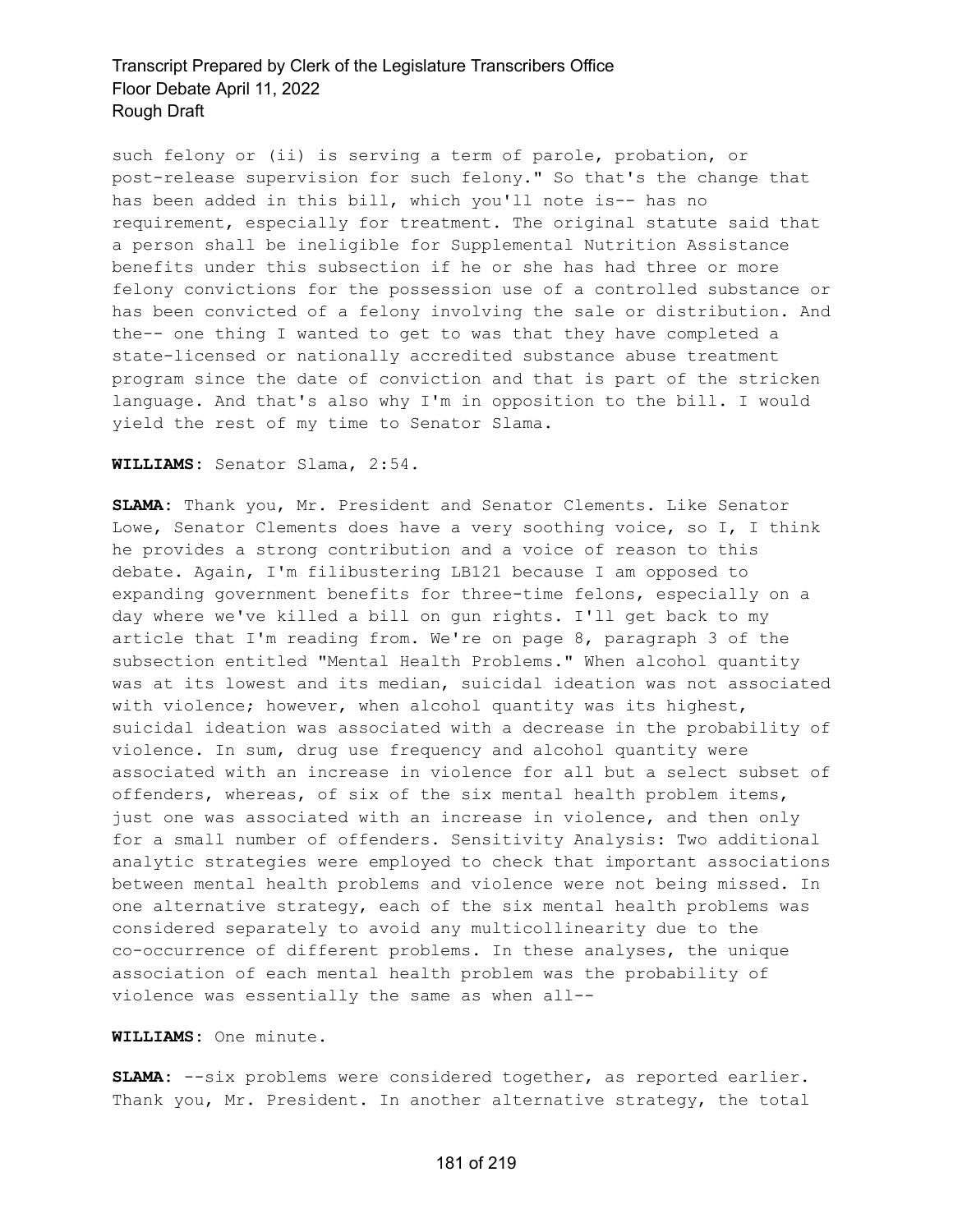such felony or (ii) is serving a term of parole, probation, or post-release supervision for such felony." So that's the change that has been added in this bill, which you'll note is-- has no requirement, especially for treatment. The original statute said that a person shall be ineligible for Supplemental Nutrition Assistance benefits under this subsection if he or she has had three or more felony convictions for the possession use of a controlled substance or has been convicted of a felony involving the sale or distribution. And the-- one thing I wanted to get to was that they have completed a state-licensed or nationally accredited substance abuse treatment program since the date of conviction and that is part of the stricken language. And that's also why I'm in opposition to the bill. I would yield the rest of my time to Senator Slama.

**WILLIAMS:** Senator Slama, 2:54.

**SLAMA:** Thank you, Mr. President and Senator Clements. Like Senator Lowe, Senator Clements does have a very soothing voice, so I, I think he provides a strong contribution and a voice of reason to this debate. Again, I'm filibustering LB121 because I am opposed to expanding government benefits for three-time felons, especially on a day where we've killed a bill on gun rights. I'll get back to my article that I'm reading from. We're on page 8, paragraph 3 of the subsection entitled "Mental Health Problems." When alcohol quantity was at its lowest and its median, suicidal ideation was not associated with violence; however, when alcohol quantity was its highest, suicidal ideation was associated with a decrease in the probability of violence. In sum, drug use frequency and alcohol quantity were associated with an increase in violence for all but a select subset of offenders, whereas, of six of the six mental health problem items, just one was associated with an increase in violence, and then only for a small number of offenders. Sensitivity Analysis: Two additional analytic strategies were employed to check that important associations between mental health problems and violence were not being missed. In one alternative strategy, each of the six mental health problems was considered separately to avoid any multicollinearity due to the co-occurrence of different problems. In these analyses, the unique association of each mental health problem was the probability of violence was essentially the same as when all--

**WILLIAMS:** One minute.

**SLAMA:** --six problems were considered together, as reported earlier. Thank you, Mr. President. In another alternative strategy, the total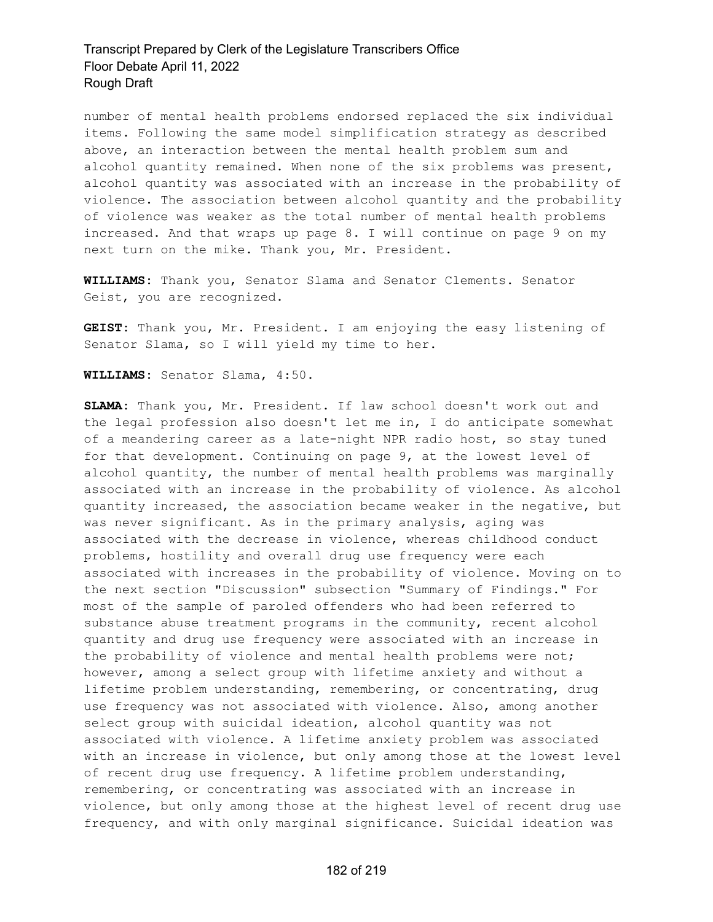number of mental health problems endorsed replaced the six individual items. Following the same model simplification strategy as described above, an interaction between the mental health problem sum and alcohol quantity remained. When none of the six problems was present, alcohol quantity was associated with an increase in the probability of violence. The association between alcohol quantity and the probability of violence was weaker as the total number of mental health problems increased. And that wraps up page 8. I will continue on page 9 on my next turn on the mike. Thank you, Mr. President.

**WILLIAMS:** Thank you, Senator Slama and Senator Clements. Senator Geist, you are recognized.

**GEIST:** Thank you, Mr. President. I am enjoying the easy listening of Senator Slama, so I will yield my time to her.

**WILLIAMS:** Senator Slama, 4:50.

**SLAMA:** Thank you, Mr. President. If law school doesn't work out and the legal profession also doesn't let me in, I do anticipate somewhat of a meandering career as a late-night NPR radio host, so stay tuned for that development. Continuing on page 9, at the lowest level of alcohol quantity, the number of mental health problems was marginally associated with an increase in the probability of violence. As alcohol quantity increased, the association became weaker in the negative, but was never significant. As in the primary analysis, aging was associated with the decrease in violence, whereas childhood conduct problems, hostility and overall drug use frequency were each associated with increases in the probability of violence. Moving on to the next section "Discussion" subsection "Summary of Findings." For most of the sample of paroled offenders who had been referred to substance abuse treatment programs in the community, recent alcohol quantity and drug use frequency were associated with an increase in the probability of violence and mental health problems were not; however, among a select group with lifetime anxiety and without a lifetime problem understanding, remembering, or concentrating, drug use frequency was not associated with violence. Also, among another select group with suicidal ideation, alcohol quantity was not associated with violence. A lifetime anxiety problem was associated with an increase in violence, but only among those at the lowest level of recent drug use frequency. A lifetime problem understanding, remembering, or concentrating was associated with an increase in violence, but only among those at the highest level of recent drug use frequency, and with only marginal significance. Suicidal ideation was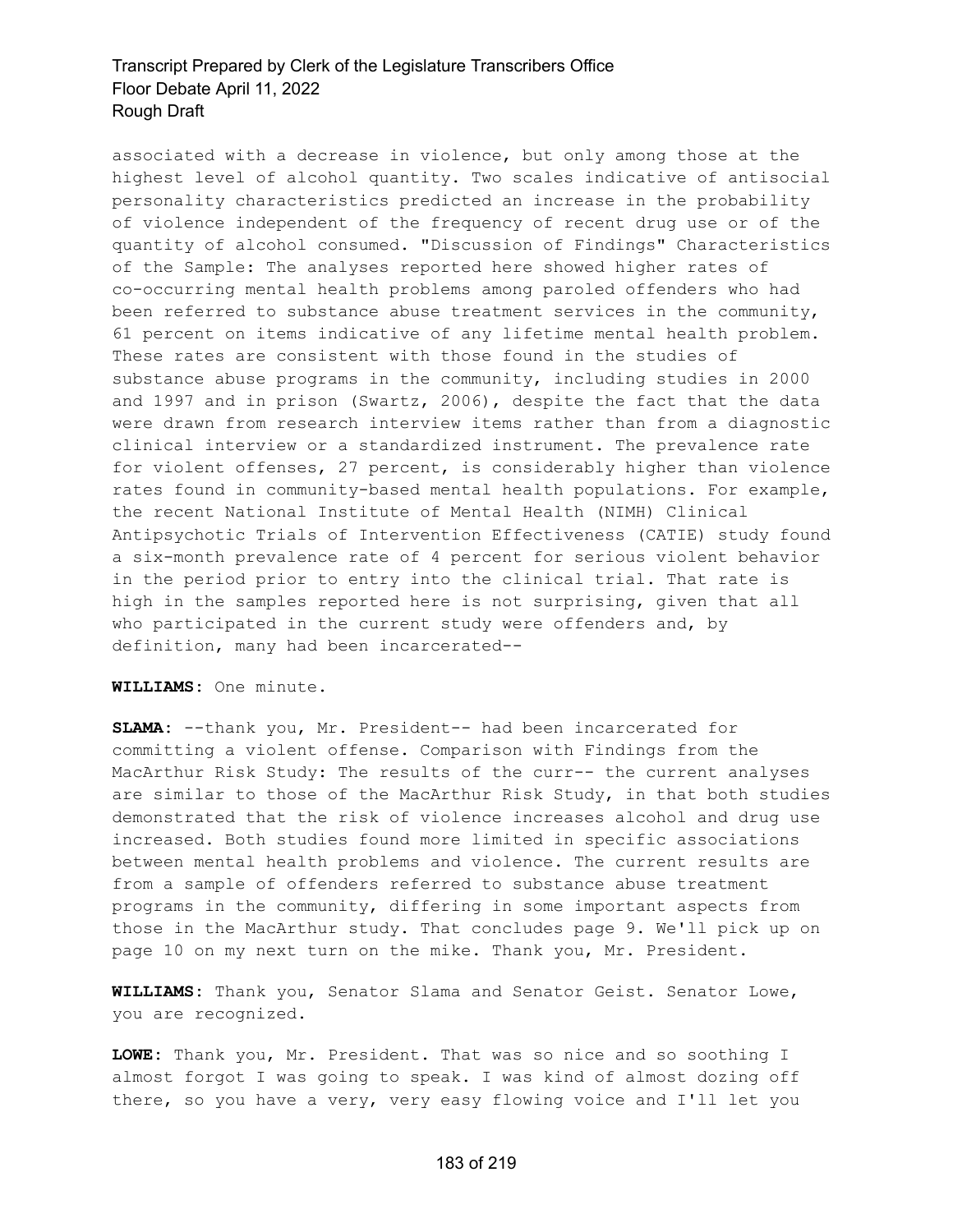associated with a decrease in violence, but only among those at the highest level of alcohol quantity. Two scales indicative of antisocial personality characteristics predicted an increase in the probability of violence independent of the frequency of recent drug use or of the quantity of alcohol consumed. "Discussion of Findings" Characteristics of the Sample: The analyses reported here showed higher rates of co-occurring mental health problems among paroled offenders who had been referred to substance abuse treatment services in the community, 61 percent on items indicative of any lifetime mental health problem. These rates are consistent with those found in the studies of substance abuse programs in the community, including studies in 2000 and 1997 and in prison (Swartz, 2006), despite the fact that the data were drawn from research interview items rather than from a diagnostic clinical interview or a standardized instrument. The prevalence rate for violent offenses, 27 percent, is considerably higher than violence rates found in community-based mental health populations. For example, the recent National Institute of Mental Health (NIMH) Clinical Antipsychotic Trials of Intervention Effectiveness (CATIE) study found a six-month prevalence rate of 4 percent for serious violent behavior in the period prior to entry into the clinical trial. That rate is high in the samples reported here is not surprising, given that all who participated in the current study were offenders and, by definition, many had been incarcerated--

**WILLIAMS:** One minute.

**SLAMA:** --thank you, Mr. President-- had been incarcerated for committing a violent offense. Comparison with Findings from the MacArthur Risk Study: The results of the curr-- the current analyses are similar to those of the MacArthur Risk Study, in that both studies demonstrated that the risk of violence increases alcohol and drug use increased. Both studies found more limited in specific associations between mental health problems and violence. The current results are from a sample of offenders referred to substance abuse treatment programs in the community, differing in some important aspects from those in the MacArthur study. That concludes page 9. We'll pick up on page 10 on my next turn on the mike. Thank you, Mr. President.

**WILLIAMS:** Thank you, Senator Slama and Senator Geist. Senator Lowe, you are recognized.

**LOWE:** Thank you, Mr. President. That was so nice and so soothing I almost forgot I was going to speak. I was kind of almost dozing off there, so you have a very, very easy flowing voice and I'll let you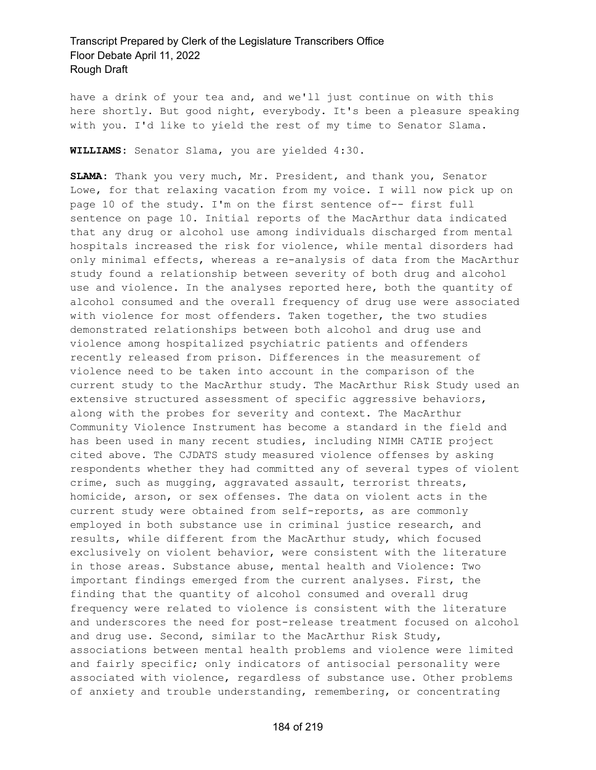have a drink of your tea and, and we'll just continue on with this here shortly. But good night, everybody. It's been a pleasure speaking with you. I'd like to yield the rest of my time to Senator Slama.

**WILLIAMS:** Senator Slama, you are yielded 4:30.

**SLAMA:** Thank you very much, Mr. President, and thank you, Senator Lowe, for that relaxing vacation from my voice. I will now pick up on page 10 of the study. I'm on the first sentence of-- first full sentence on page 10. Initial reports of the MacArthur data indicated that any drug or alcohol use among individuals discharged from mental hospitals increased the risk for violence, while mental disorders had only minimal effects, whereas a re-analysis of data from the MacArthur study found a relationship between severity of both drug and alcohol use and violence. In the analyses reported here, both the quantity of alcohol consumed and the overall frequency of drug use were associated with violence for most offenders. Taken together, the two studies demonstrated relationships between both alcohol and drug use and violence among hospitalized psychiatric patients and offenders recently released from prison. Differences in the measurement of violence need to be taken into account in the comparison of the current study to the MacArthur study. The MacArthur Risk Study used an extensive structured assessment of specific aggressive behaviors, along with the probes for severity and context. The MacArthur Community Violence Instrument has become a standard in the field and has been used in many recent studies, including NIMH CATIE project cited above. The CJDATS study measured violence offenses by asking respondents whether they had committed any of several types of violent crime, such as mugging, aggravated assault, terrorist threats, homicide, arson, or sex offenses. The data on violent acts in the current study were obtained from self-reports, as are commonly employed in both substance use in criminal justice research, and results, while different from the MacArthur study, which focused exclusively on violent behavior, were consistent with the literature in those areas. Substance abuse, mental health and Violence: Two important findings emerged from the current analyses. First, the finding that the quantity of alcohol consumed and overall drug frequency were related to violence is consistent with the literature and underscores the need for post-release treatment focused on alcohol and drug use. Second, similar to the MacArthur Risk Study, associations between mental health problems and violence were limited and fairly specific; only indicators of antisocial personality were associated with violence, regardless of substance use. Other problems of anxiety and trouble understanding, remembering, or concentrating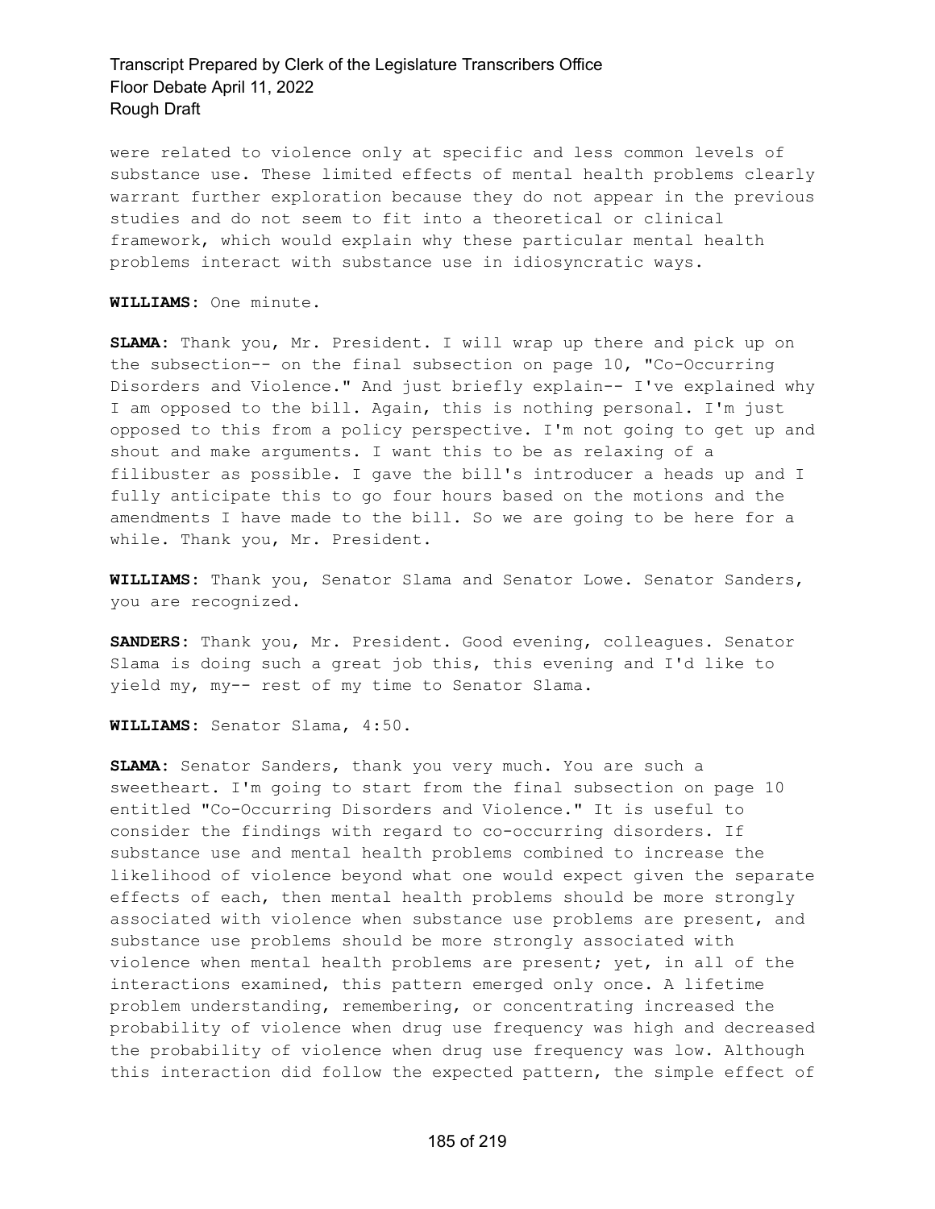were related to violence only at specific and less common levels of substance use. These limited effects of mental health problems clearly warrant further exploration because they do not appear in the previous studies and do not seem to fit into a theoretical or clinical framework, which would explain why these particular mental health problems interact with substance use in idiosyncratic ways.

**WILLIAMS:** One minute.

**SLAMA:** Thank you, Mr. President. I will wrap up there and pick up on the subsection-- on the final subsection on page 10, "Co-Occurring Disorders and Violence." And just briefly explain-- I've explained why I am opposed to the bill. Again, this is nothing personal. I'm just opposed to this from a policy perspective. I'm not going to get up and shout and make arguments. I want this to be as relaxing of a filibuster as possible. I gave the bill's introducer a heads up and I fully anticipate this to go four hours based on the motions and the amendments I have made to the bill. So we are going to be here for a while. Thank you, Mr. President.

**WILLIAMS:** Thank you, Senator Slama and Senator Lowe. Senator Sanders, you are recognized.

**SANDERS:** Thank you, Mr. President. Good evening, colleagues. Senator Slama is doing such a great job this, this evening and I'd like to yield my, my-- rest of my time to Senator Slama.

**WILLIAMS:** Senator Slama, 4:50.

**SLAMA:** Senator Sanders, thank you very much. You are such a sweetheart. I'm going to start from the final subsection on page 10 entitled "Co-Occurring Disorders and Violence." It is useful to consider the findings with regard to co-occurring disorders. If substance use and mental health problems combined to increase the likelihood of violence beyond what one would expect given the separate effects of each, then mental health problems should be more strongly associated with violence when substance use problems are present, and substance use problems should be more strongly associated with violence when mental health problems are present; yet, in all of the interactions examined, this pattern emerged only once. A lifetime problem understanding, remembering, or concentrating increased the probability of violence when drug use frequency was high and decreased the probability of violence when drug use frequency was low. Although this interaction did follow the expected pattern, the simple effect of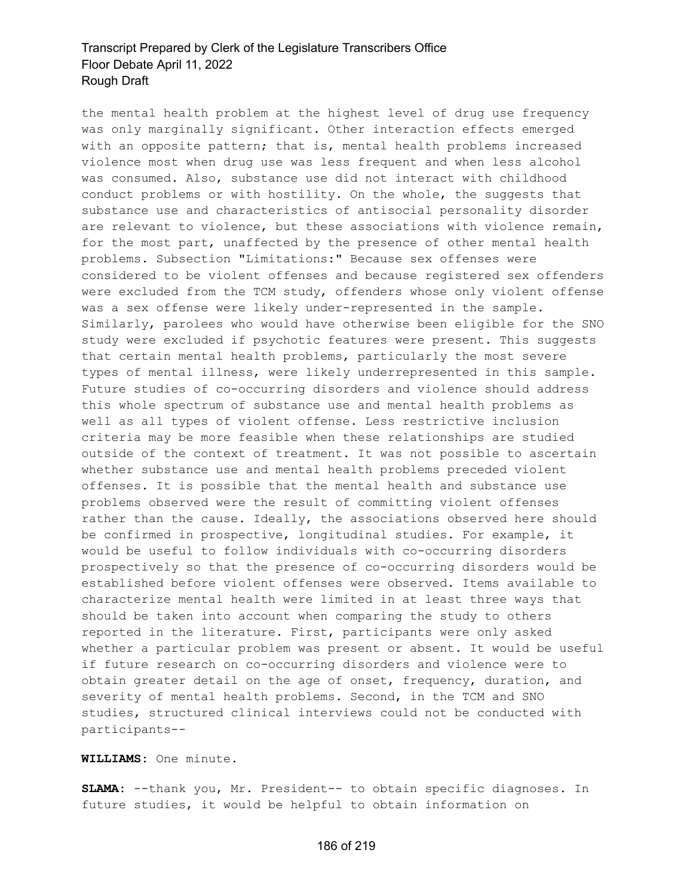the mental health problem at the highest level of drug use frequency was only marginally significant. Other interaction effects emerged with an opposite pattern; that is, mental health problems increased violence most when drug use was less frequent and when less alcohol was consumed. Also, substance use did not interact with childhood conduct problems or with hostility. On the whole, the suggests that substance use and characteristics of antisocial personality disorder are relevant to violence, but these associations with violence remain, for the most part, unaffected by the presence of other mental health problems. Subsection "Limitations:" Because sex offenses were considered to be violent offenses and because registered sex offenders were excluded from the TCM study, offenders whose only violent offense was a sex offense were likely under-represented in the sample. Similarly, parolees who would have otherwise been eligible for the SNO study were excluded if psychotic features were present. This suggests that certain mental health problems, particularly the most severe types of mental illness, were likely underrepresented in this sample. Future studies of co-occurring disorders and violence should address this whole spectrum of substance use and mental health problems as well as all types of violent offense. Less restrictive inclusion criteria may be more feasible when these relationships are studied outside of the context of treatment. It was not possible to ascertain whether substance use and mental health problems preceded violent offenses. It is possible that the mental health and substance use problems observed were the result of committing violent offenses rather than the cause. Ideally, the associations observed here should be confirmed in prospective, longitudinal studies. For example, it would be useful to follow individuals with co-occurring disorders prospectively so that the presence of co-occurring disorders would be established before violent offenses were observed. Items available to characterize mental health were limited in at least three ways that should be taken into account when comparing the study to others reported in the literature. First, participants were only asked whether a particular problem was present or absent. It would be useful if future research on co-occurring disorders and violence were to obtain greater detail on the age of onset, frequency, duration, and severity of mental health problems. Second, in the TCM and SNO studies, structured clinical interviews could not be conducted with participants--

**WILLIAMS:** One minute.

**SLAMA:** --thank you, Mr. President-- to obtain specific diagnoses. In future studies, it would be helpful to obtain information on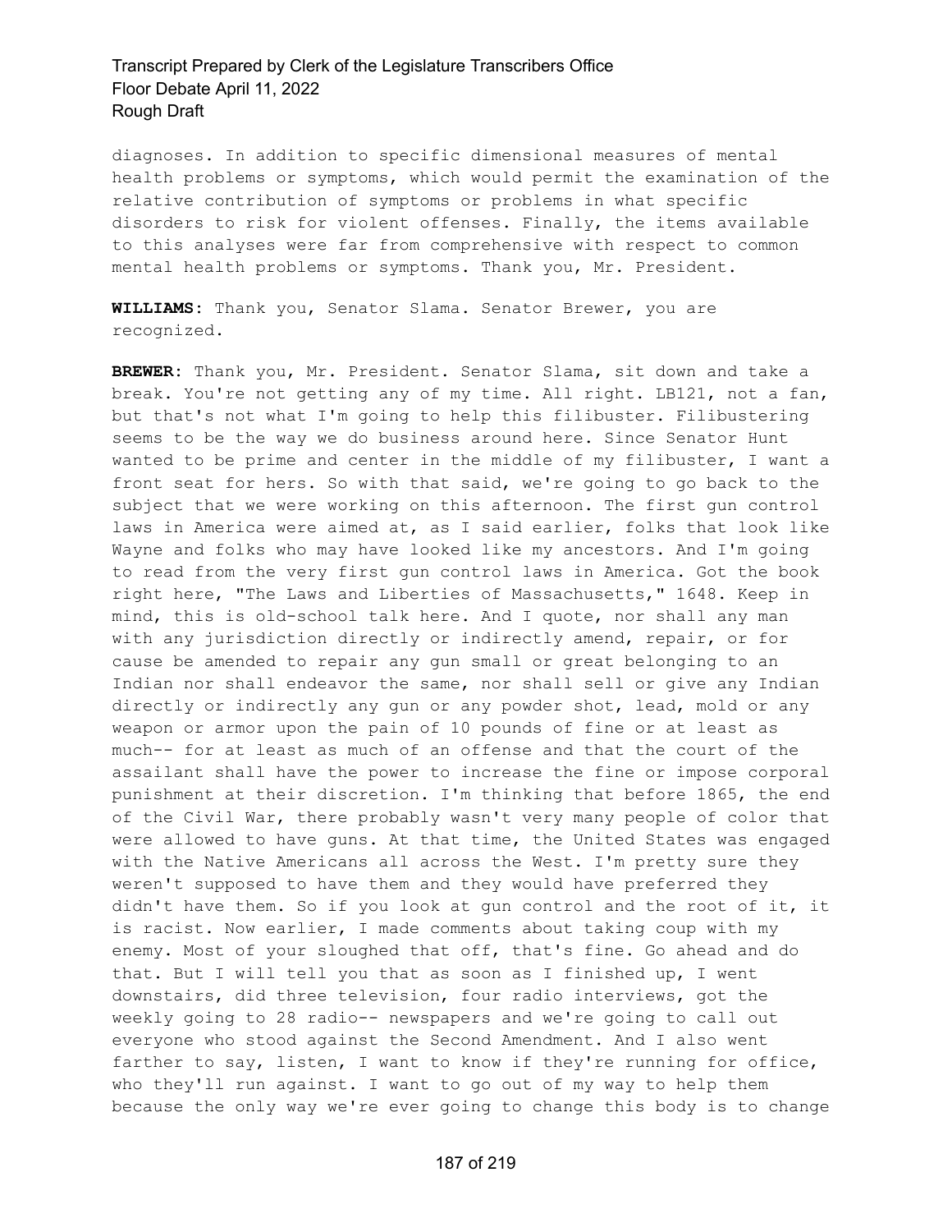diagnoses. In addition to specific dimensional measures of mental health problems or symptoms, which would permit the examination of the relative contribution of symptoms or problems in what specific disorders to risk for violent offenses. Finally, the items available to this analyses were far from comprehensive with respect to common mental health problems or symptoms. Thank you, Mr. President.

**WILLIAMS:** Thank you, Senator Slama. Senator Brewer, you are recognized.

**BREWER:** Thank you, Mr. President. Senator Slama, sit down and take a break. You're not getting any of my time. All right. LB121, not a fan, but that's not what I'm going to help this filibuster. Filibustering seems to be the way we do business around here. Since Senator Hunt wanted to be prime and center in the middle of my filibuster, I want a front seat for hers. So with that said, we're going to go back to the subject that we were working on this afternoon. The first gun control laws in America were aimed at, as I said earlier, folks that look like Wayne and folks who may have looked like my ancestors. And I'm going to read from the very first gun control laws in America. Got the book right here, "The Laws and Liberties of Massachusetts," 1648. Keep in mind, this is old-school talk here. And I quote, nor shall any man with any jurisdiction directly or indirectly amend, repair, or for cause be amended to repair any gun small or great belonging to an Indian nor shall endeavor the same, nor shall sell or give any Indian directly or indirectly any gun or any powder shot, lead, mold or any weapon or armor upon the pain of 10 pounds of fine or at least as much-- for at least as much of an offense and that the court of the assailant shall have the power to increase the fine or impose corporal punishment at their discretion. I'm thinking that before 1865, the end of the Civil War, there probably wasn't very many people of color that were allowed to have guns. At that time, the United States was engaged with the Native Americans all across the West. I'm pretty sure they weren't supposed to have them and they would have preferred they didn't have them. So if you look at gun control and the root of it, it is racist. Now earlier, I made comments about taking coup with my enemy. Most of your sloughed that off, that's fine. Go ahead and do that. But I will tell you that as soon as I finished up, I went downstairs, did three television, four radio interviews, got the weekly going to 28 radio-- newspapers and we're going to call out everyone who stood against the Second Amendment. And I also went farther to say, listen, I want to know if they're running for office, who they'll run against. I want to go out of my way to help them because the only way we're ever going to change this body is to change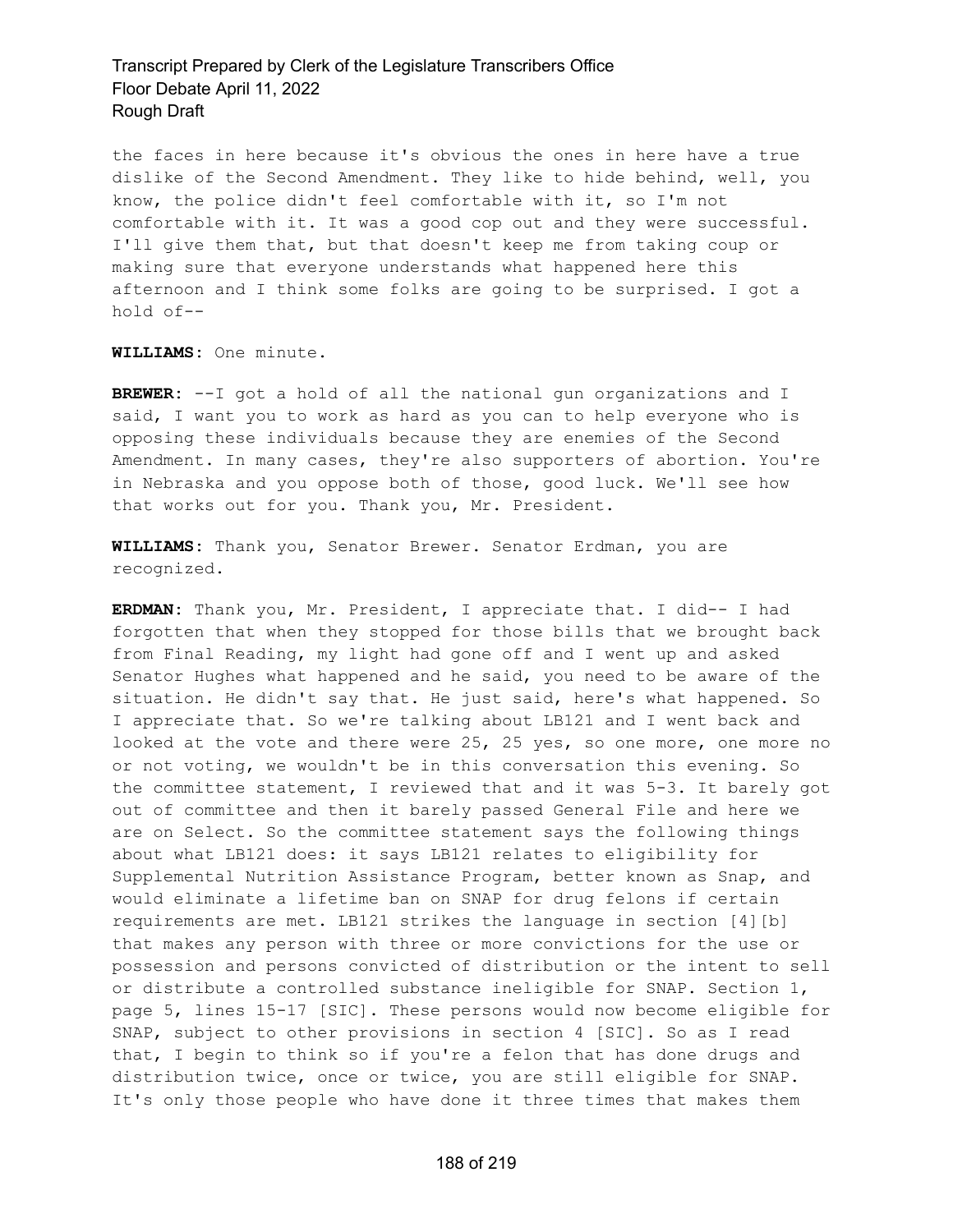the faces in here because it's obvious the ones in here have a true dislike of the Second Amendment. They like to hide behind, well, you know, the police didn't feel comfortable with it, so I'm not comfortable with it. It was a good cop out and they were successful. I'll give them that, but that doesn't keep me from taking coup or making sure that everyone understands what happened here this afternoon and I think some folks are going to be surprised. I got a hold of--

**WILLIAMS:** One minute.

**BREWER:** --I got a hold of all the national gun organizations and I said, I want you to work as hard as you can to help everyone who is opposing these individuals because they are enemies of the Second Amendment. In many cases, they're also supporters of abortion. You're in Nebraska and you oppose both of those, good luck. We'll see how that works out for you. Thank you, Mr. President.

**WILLIAMS:** Thank you, Senator Brewer. Senator Erdman, you are recognized.

**ERDMAN:** Thank you, Mr. President, I appreciate that. I did-- I had forgotten that when they stopped for those bills that we brought back from Final Reading, my light had gone off and I went up and asked Senator Hughes what happened and he said, you need to be aware of the situation. He didn't say that. He just said, here's what happened. So I appreciate that. So we're talking about LB121 and I went back and looked at the vote and there were 25, 25 yes, so one more, one more no or not voting, we wouldn't be in this conversation this evening. So the committee statement, I reviewed that and it was 5-3. It barely got out of committee and then it barely passed General File and here we are on Select. So the committee statement says the following things about what LB121 does: it says LB121 relates to eligibility for Supplemental Nutrition Assistance Program, better known as Snap, and would eliminate a lifetime ban on SNAP for drug felons if certain requirements are met. LB121 strikes the language in section [4][b] that makes any person with three or more convictions for the use or possession and persons convicted of distribution or the intent to sell or distribute a controlled substance ineligible for SNAP. Section 1, page 5, lines 15-17 [SIC]. These persons would now become eligible for SNAP, subject to other provisions in section 4 [SIC]. So as I read that, I begin to think so if you're a felon that has done drugs and distribution twice, once or twice, you are still eligible for SNAP. It's only those people who have done it three times that makes them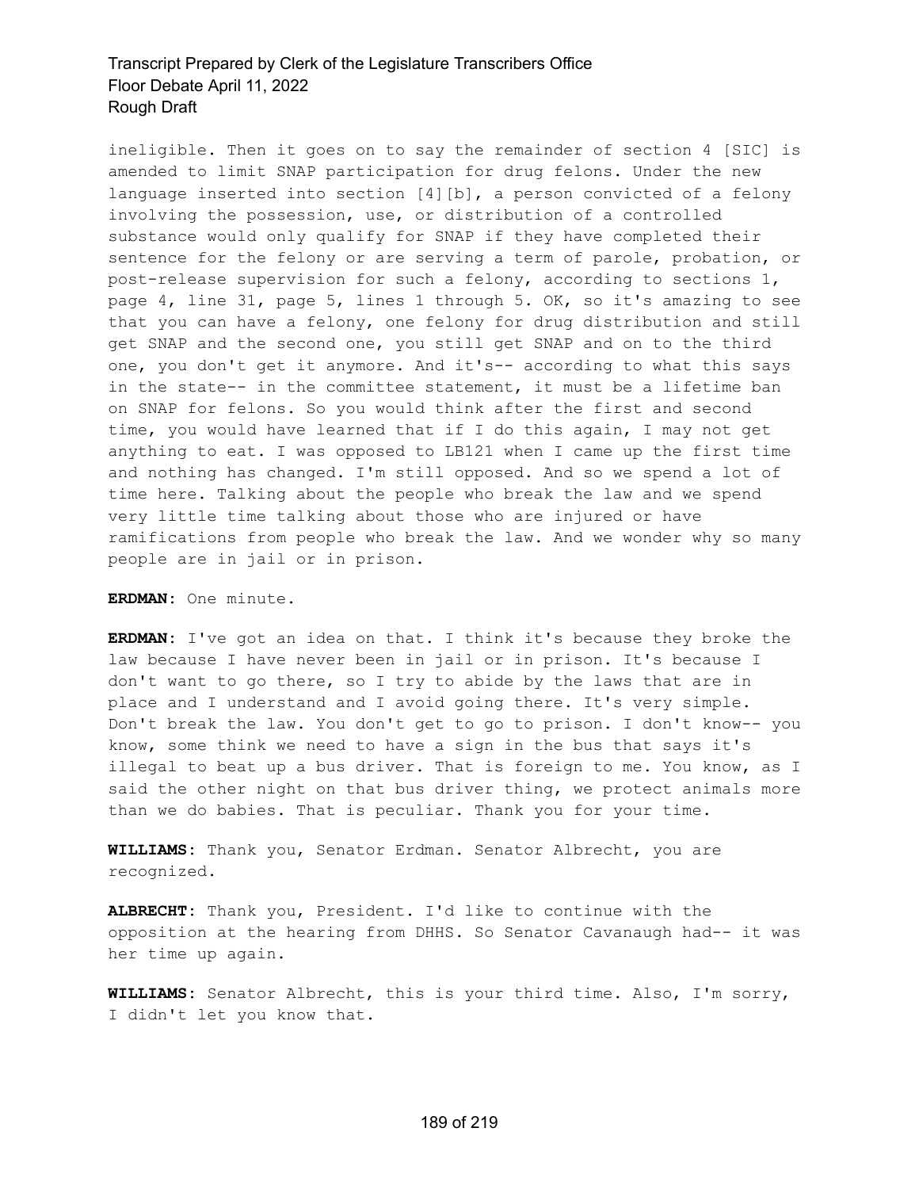ineligible. Then it goes on to say the remainder of section 4 [SIC] is amended to limit SNAP participation for drug felons. Under the new language inserted into section [4][b], a person convicted of a felony involving the possession, use, or distribution of a controlled substance would only qualify for SNAP if they have completed their sentence for the felony or are serving a term of parole, probation, or post-release supervision for such a felony, according to sections 1, page 4, line 31, page 5, lines 1 through 5. OK, so it's amazing to see that you can have a felony, one felony for drug distribution and still get SNAP and the second one, you still get SNAP and on to the third one, you don't get it anymore. And it's-- according to what this says in the state-- in the committee statement, it must be a lifetime ban on SNAP for felons. So you would think after the first and second time, you would have learned that if I do this again, I may not get anything to eat. I was opposed to LB121 when I came up the first time and nothing has changed. I'm still opposed. And so we spend a lot of time here. Talking about the people who break the law and we spend very little time talking about those who are injured or have ramifications from people who break the law. And we wonder why so many people are in jail or in prison.

**ERDMAN:** One minute.

**ERDMAN:** I've got an idea on that. I think it's because they broke the law because I have never been in jail or in prison. It's because I don't want to go there, so I try to abide by the laws that are in place and I understand and I avoid going there. It's very simple. Don't break the law. You don't get to go to prison. I don't know-- you know, some think we need to have a sign in the bus that says it's illegal to beat up a bus driver. That is foreign to me. You know, as I said the other night on that bus driver thing, we protect animals more than we do babies. That is peculiar. Thank you for your time.

**WILLIAMS:** Thank you, Senator Erdman. Senator Albrecht, you are recognized.

**ALBRECHT:** Thank you, President. I'd like to continue with the opposition at the hearing from DHHS. So Senator Cavanaugh had-- it was her time up again.

**WILLIAMS:** Senator Albrecht, this is your third time. Also, I'm sorry, I didn't let you know that.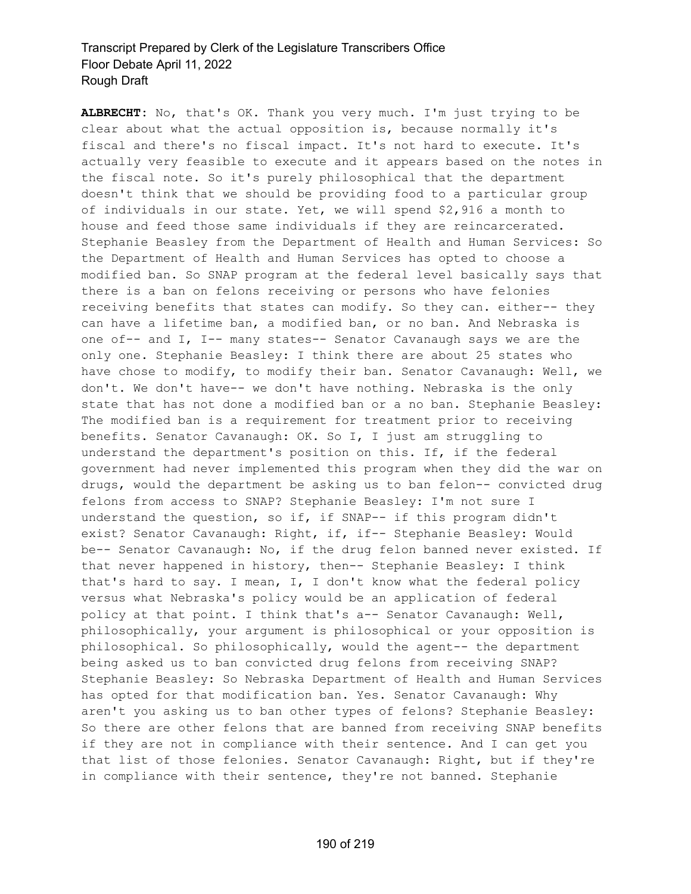**ALBRECHT:** No, that's OK. Thank you very much. I'm just trying to be clear about what the actual opposition is, because normally it's fiscal and there's no fiscal impact. It's not hard to execute. It's actually very feasible to execute and it appears based on the notes in the fiscal note. So it's purely philosophical that the department doesn't think that we should be providing food to a particular group of individuals in our state. Yet, we will spend $2,916 a month to house and feed those same individuals if they are reincarcerated. Stephanie Beasley from the Department of Health and Human Services: So the Department of Health and Human Services has opted to choose a modified ban. So SNAP program at the federal level basically says that there is a ban on felons receiving or persons who have felonies receiving benefits that states can modify. So they can. either-- they can have a lifetime ban, a modified ban, or no ban. And Nebraska is one of-- and I, I-- many states-- Senator Cavanaugh says we are the only one. Stephanie Beasley: I think there are about 25 states who have chose to modify, to modify their ban. Senator Cavanaugh: Well, we don't. We don't have-- we don't have nothing. Nebraska is the only state that has not done a modified ban or a no ban. Stephanie Beasley: The modified ban is a requirement for treatment prior to receiving benefits. Senator Cavanaugh: OK. So I, I just am struggling to understand the department's position on this. If, if the federal government had never implemented this program when they did the war on drugs, would the department be asking us to ban felon-- convicted drug felons from access to SNAP? Stephanie Beasley: I'm not sure I understand the question, so if, if SNAP-- if this program didn't exist? Senator Cavanaugh: Right, if, if-- Stephanie Beasley: Would be-- Senator Cavanaugh: No, if the drug felon banned never existed. If that never happened in history, then-- Stephanie Beasley: I think that's hard to say. I mean, I, I don't know what the federal policy versus what Nebraska's policy would be an application of federal policy at that point. I think that's a-- Senator Cavanaugh: Well, philosophically, your argument is philosophical or your opposition is philosophical. So philosophically, would the agent-- the department being asked us to ban convicted drug felons from receiving SNAP? Stephanie Beasley: So Nebraska Department of Health and Human Services has opted for that modification ban. Yes. Senator Cavanaugh: Why aren't you asking us to ban other types of felons? Stephanie Beasley: So there are other felons that are banned from receiving SNAP benefits if they are not in compliance with their sentence. And I can get you that list of those felonies. Senator Cavanaugh: Right, but if they're in compliance with their sentence, they're not banned. Stephanie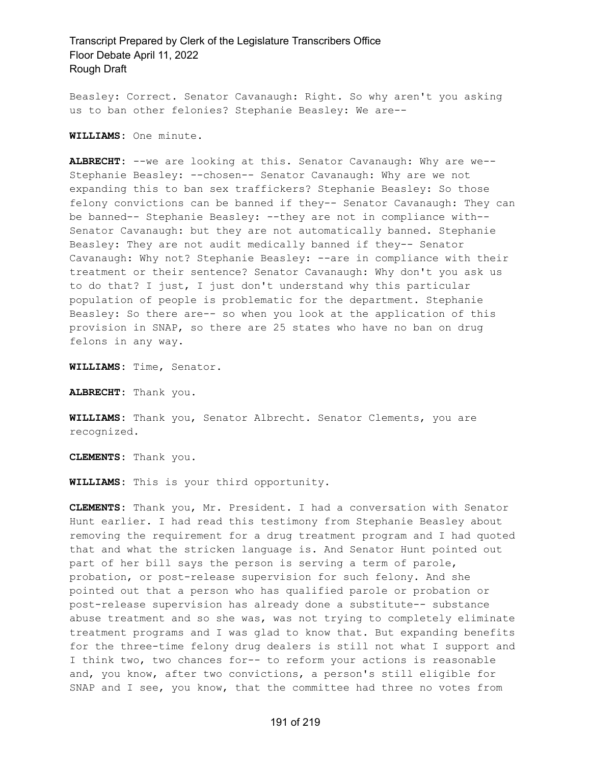Beasley: Correct. Senator Cavanaugh: Right. So why aren't you asking us to ban other felonies? Stephanie Beasley: We are--

**WILLIAMS:** One minute.

**ALBRECHT:** --we are looking at this. Senator Cavanaugh: Why are we-- Stephanie Beasley: --chosen-- Senator Cavanaugh: Why are we not expanding this to ban sex traffickers? Stephanie Beasley: So those felony convictions can be banned if they-- Senator Cavanaugh: They can be banned-- Stephanie Beasley: --they are not in compliance with-- Senator Cavanaugh: but they are not automatically banned. Stephanie Beasley: They are not audit medically banned if they-- Senator Cavanaugh: Why not? Stephanie Beasley: --are in compliance with their treatment or their sentence? Senator Cavanaugh: Why don't you ask us to do that? I just, I just don't understand why this particular population of people is problematic for the department. Stephanie Beasley: So there are-- so when you look at the application of this provision in SNAP, so there are 25 states who have no ban on drug felons in any way.

**WILLIAMS:** Time, Senator.

**ALBRECHT:** Thank you.

**WILLIAMS:** Thank you, Senator Albrecht. Senator Clements, you are recognized.

**CLEMENTS:** Thank you.

**WILLIAMS:** This is your third opportunity.

**CLEMENTS:** Thank you, Mr. President. I had a conversation with Senator Hunt earlier. I had read this testimony from Stephanie Beasley about removing the requirement for a drug treatment program and I had quoted that and what the stricken language is. And Senator Hunt pointed out part of her bill says the person is serving a term of parole, probation, or post-release supervision for such felony. And she pointed out that a person who has qualified parole or probation or post-release supervision has already done a substitute-- substance abuse treatment and so she was, was not trying to completely eliminate treatment programs and I was glad to know that. But expanding benefits for the three-time felony drug dealers is still not what I support and I think two, two chances for-- to reform your actions is reasonable and, you know, after two convictions, a person's still eligible for SNAP and I see, you know, that the committee had three no votes from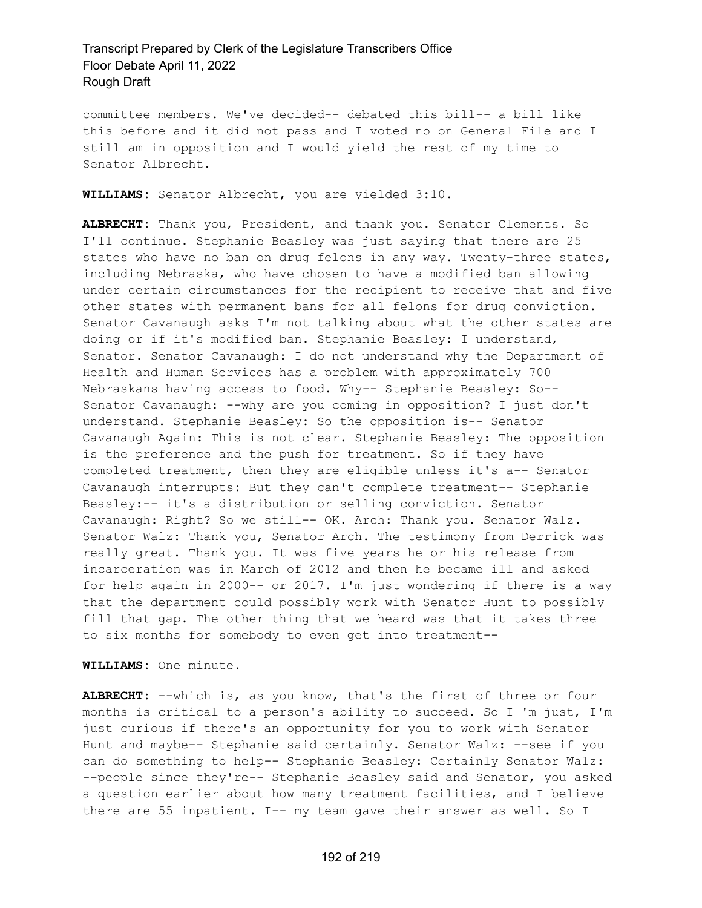committee members. We've decided-- debated this bill-- a bill like this before and it did not pass and I voted no on General File and I still am in opposition and I would yield the rest of my time to Senator Albrecht.

**WILLIAMS:** Senator Albrecht, you are yielded 3:10.

**ALBRECHT:** Thank you, President, and thank you. Senator Clements. So I'll continue. Stephanie Beasley was just saying that there are 25 states who have no ban on drug felons in any way. Twenty-three states, including Nebraska, who have chosen to have a modified ban allowing under certain circumstances for the recipient to receive that and five other states with permanent bans for all felons for drug conviction. Senator Cavanaugh asks I'm not talking about what the other states are doing or if it's modified ban. Stephanie Beasley: I understand, Senator. Senator Cavanaugh: I do not understand why the Department of Health and Human Services has a problem with approximately 700 Nebraskans having access to food. Why-- Stephanie Beasley: So-- Senator Cavanaugh: --why are you coming in opposition? I just don't understand. Stephanie Beasley: So the opposition is-- Senator Cavanaugh Again: This is not clear. Stephanie Beasley: The opposition is the preference and the push for treatment. So if they have completed treatment, then they are eligible unless it's a-- Senator Cavanaugh interrupts: But they can't complete treatment-- Stephanie Beasley:-- it's a distribution or selling conviction. Senator Cavanaugh: Right? So we still-- OK. Arch: Thank you. Senator Walz. Senator Walz: Thank you, Senator Arch. The testimony from Derrick was really great. Thank you. It was five years he or his release from incarceration was in March of 2012 and then he became ill and asked for help again in 2000-- or 2017. I'm just wondering if there is a way that the department could possibly work with Senator Hunt to possibly fill that gap. The other thing that we heard was that it takes three to six months for somebody to even get into treatment--

**WILLIAMS:** One minute.

**ALBRECHT:** --which is, as you know, that's the first of three or four months is critical to a person's ability to succeed. So I 'm just, I'm just curious if there's an opportunity for you to work with Senator Hunt and maybe-- Stephanie said certainly. Senator Walz: --see if you can do something to help-- Stephanie Beasley: Certainly Senator Walz: --people since they're-- Stephanie Beasley said and Senator, you asked a question earlier about how many treatment facilities, and I believe there are 55 inpatient. I-- my team gave their answer as well. So I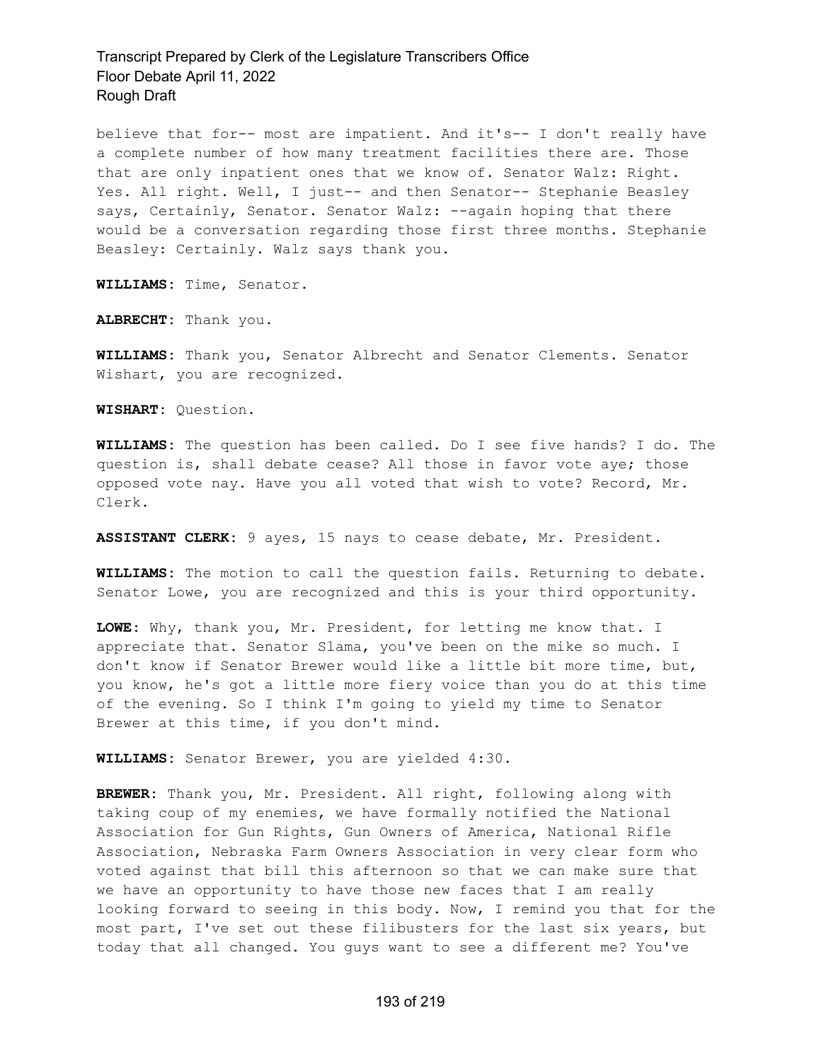believe that for-- most are impatient. And it's-- I don't really have a complete number of how many treatment facilities there are. Those that are only inpatient ones that we know of. Senator Walz: Right. Yes. All right. Well, I just-- and then Senator-- Stephanie Beasley says, Certainly, Senator. Senator Walz: --again hoping that there would be a conversation regarding those first three months. Stephanie Beasley: Certainly. Walz says thank you.

**WILLIAMS:** Time, Senator.

**ALBRECHT:** Thank you.

**WILLIAMS:** Thank you, Senator Albrecht and Senator Clements. Senator Wishart, you are recognized.

**WISHART:** Question.

**WILLIAMS:** The question has been called. Do I see five hands? I do. The question is, shall debate cease? All those in favor vote aye; those opposed vote nay. Have you all voted that wish to vote? Record, Mr. Clerk.

**ASSISTANT CLERK:** 9 ayes, 15 nays to cease debate, Mr. President.

**WILLIAMS:** The motion to call the question fails. Returning to debate. Senator Lowe, you are recognized and this is your third opportunity.

**LOWE:** Why, thank you, Mr. President, for letting me know that. I appreciate that. Senator Slama, you've been on the mike so much. I don't know if Senator Brewer would like a little bit more time, but, you know, he's got a little more fiery voice than you do at this time of the evening. So I think I'm going to yield my time to Senator Brewer at this time, if you don't mind.

**WILLIAMS:** Senator Brewer, you are yielded 4:30.

**BREWER:** Thank you, Mr. President. All right, following along with taking coup of my enemies, we have formally notified the National Association for Gun Rights, Gun Owners of America, National Rifle Association, Nebraska Farm Owners Association in very clear form who voted against that bill this afternoon so that we can make sure that we have an opportunity to have those new faces that I am really looking forward to seeing in this body. Now, I remind you that for the most part, I've set out these filibusters for the last six years, but today that all changed. You guys want to see a different me? You've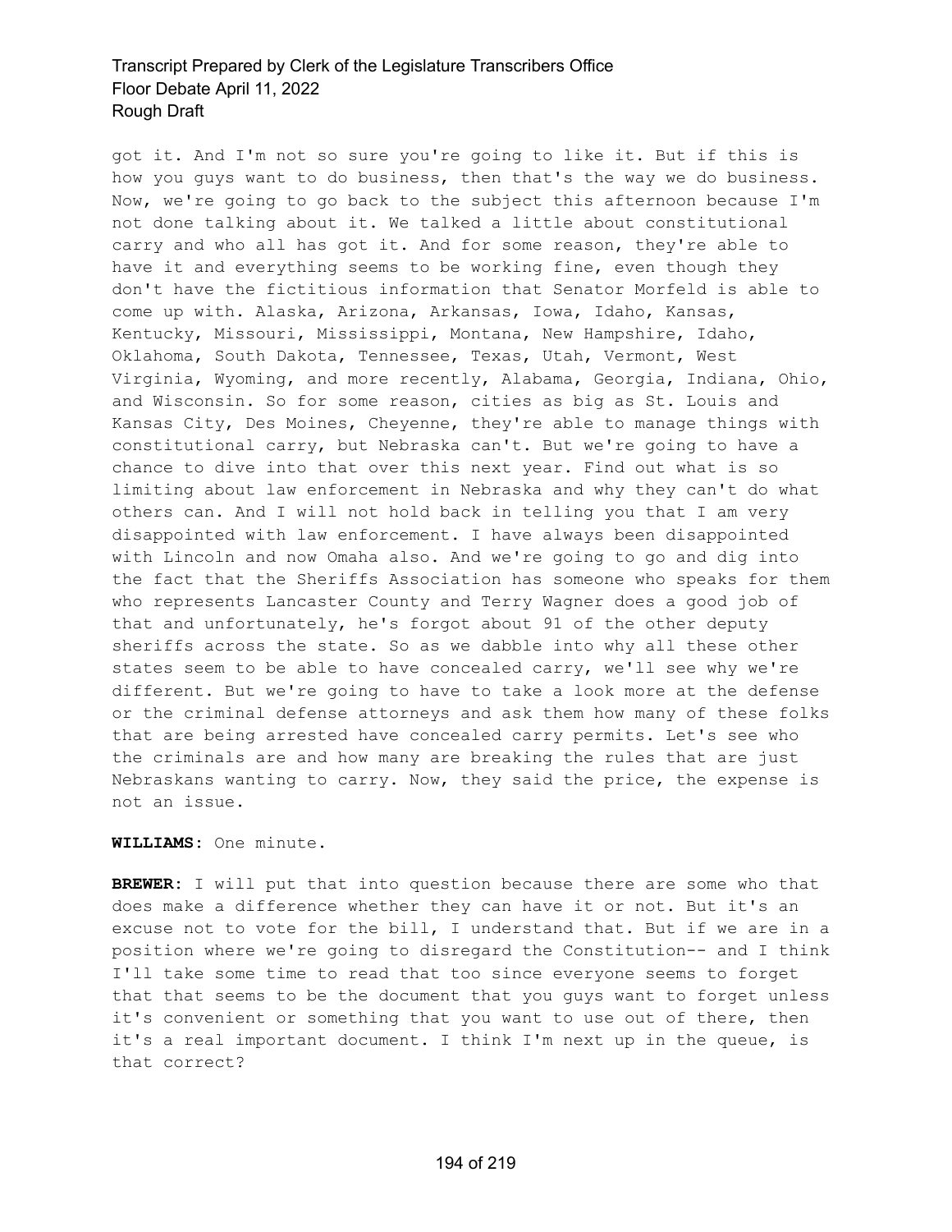got it. And I'm not so sure you're going to like it. But if this is how you guys want to do business, then that's the way we do business. Now, we're going to go back to the subject this afternoon because I'm not done talking about it. We talked a little about constitutional carry and who all has got it. And for some reason, they're able to have it and everything seems to be working fine, even though they don't have the fictitious information that Senator Morfeld is able to come up with. Alaska, Arizona, Arkansas, Iowa, Idaho, Kansas, Kentucky, Missouri, Mississippi, Montana, New Hampshire, Idaho, Oklahoma, South Dakota, Tennessee, Texas, Utah, Vermont, West Virginia, Wyoming, and more recently, Alabama, Georgia, Indiana, Ohio, and Wisconsin. So for some reason, cities as big as St. Louis and Kansas City, Des Moines, Cheyenne, they're able to manage things with constitutional carry, but Nebraska can't. But we're going to have a chance to dive into that over this next year. Find out what is so limiting about law enforcement in Nebraska and why they can't do what others can. And I will not hold back in telling you that I am very disappointed with law enforcement. I have always been disappointed with Lincoln and now Omaha also. And we're going to go and dig into the fact that the Sheriffs Association has someone who speaks for them who represents Lancaster County and Terry Wagner does a good job of that and unfortunately, he's forgot about 91 of the other deputy sheriffs across the state. So as we dabble into why all these other states seem to be able to have concealed carry, we'll see why we're different. But we're going to have to take a look more at the defense or the criminal defense attorneys and ask them how many of these folks that are being arrested have concealed carry permits. Let's see who the criminals are and how many are breaking the rules that are just Nebraskans wanting to carry. Now, they said the price, the expense is not an issue.

**WILLIAMS:** One minute.

**BREWER:** I will put that into question because there are some who that does make a difference whether they can have it or not. But it's an excuse not to vote for the bill, I understand that. But if we are in a position where we're going to disregard the Constitution-- and I think I'll take some time to read that too since everyone seems to forget that that seems to be the document that you guys want to forget unless it's convenient or something that you want to use out of there, then it's a real important document. I think I'm next up in the queue, is that correct?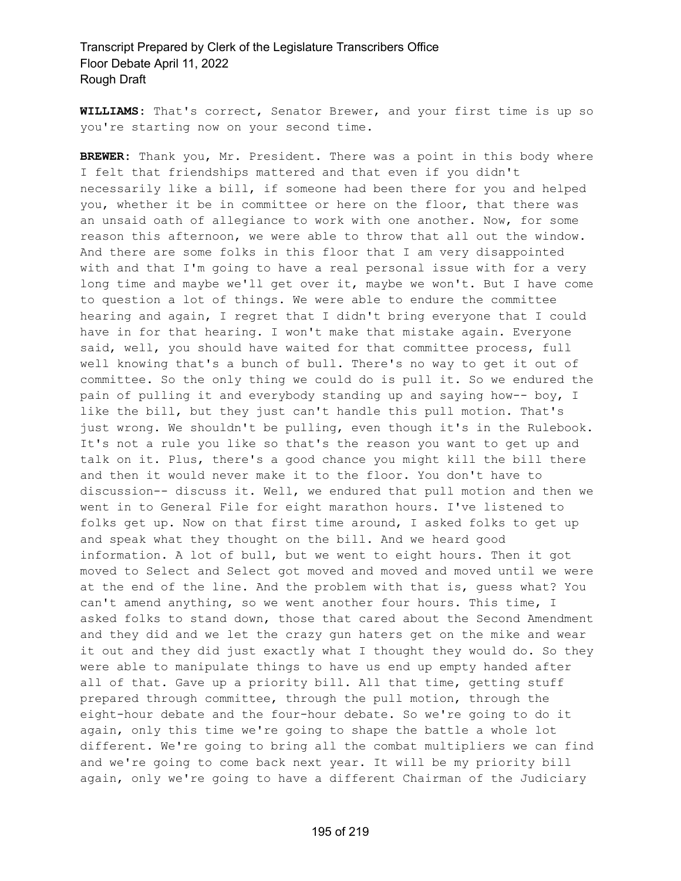**WILLIAMS:** That's correct, Senator Brewer, and your first time is up so you're starting now on your second time.

**BREWER:** Thank you, Mr. President. There was a point in this body where I felt that friendships mattered and that even if you didn't necessarily like a bill, if someone had been there for you and helped you, whether it be in committee or here on the floor, that there was an unsaid oath of allegiance to work with one another. Now, for some reason this afternoon, we were able to throw that all out the window. And there are some folks in this floor that I am very disappointed with and that I'm going to have a real personal issue with for a very long time and maybe we'll get over it, maybe we won't. But I have come to question a lot of things. We were able to endure the committee hearing and again, I regret that I didn't bring everyone that I could have in for that hearing. I won't make that mistake again. Everyone said, well, you should have waited for that committee process, full well knowing that's a bunch of bull. There's no way to get it out of committee. So the only thing we could do is pull it. So we endured the pain of pulling it and everybody standing up and saying how-- boy, I like the bill, but they just can't handle this pull motion. That's just wrong. We shouldn't be pulling, even though it's in the Rulebook. It's not a rule you like so that's the reason you want to get up and talk on it. Plus, there's a good chance you might kill the bill there and then it would never make it to the floor. You don't have to discussion-- discuss it. Well, we endured that pull motion and then we went in to General File for eight marathon hours. I've listened to folks get up. Now on that first time around, I asked folks to get up and speak what they thought on the bill. And we heard good information. A lot of bull, but we went to eight hours. Then it got moved to Select and Select got moved and moved and moved until we were at the end of the line. And the problem with that is, guess what? You can't amend anything, so we went another four hours. This time, I asked folks to stand down, those that cared about the Second Amendment and they did and we let the crazy gun haters get on the mike and wear it out and they did just exactly what I thought they would do. So they were able to manipulate things to have us end up empty handed after all of that. Gave up a priority bill. All that time, getting stuff prepared through committee, through the pull motion, through the eight-hour debate and the four-hour debate. So we're going to do it again, only this time we're going to shape the battle a whole lot different. We're going to bring all the combat multipliers we can find and we're going to come back next year. It will be my priority bill again, only we're going to have a different Chairman of the Judiciary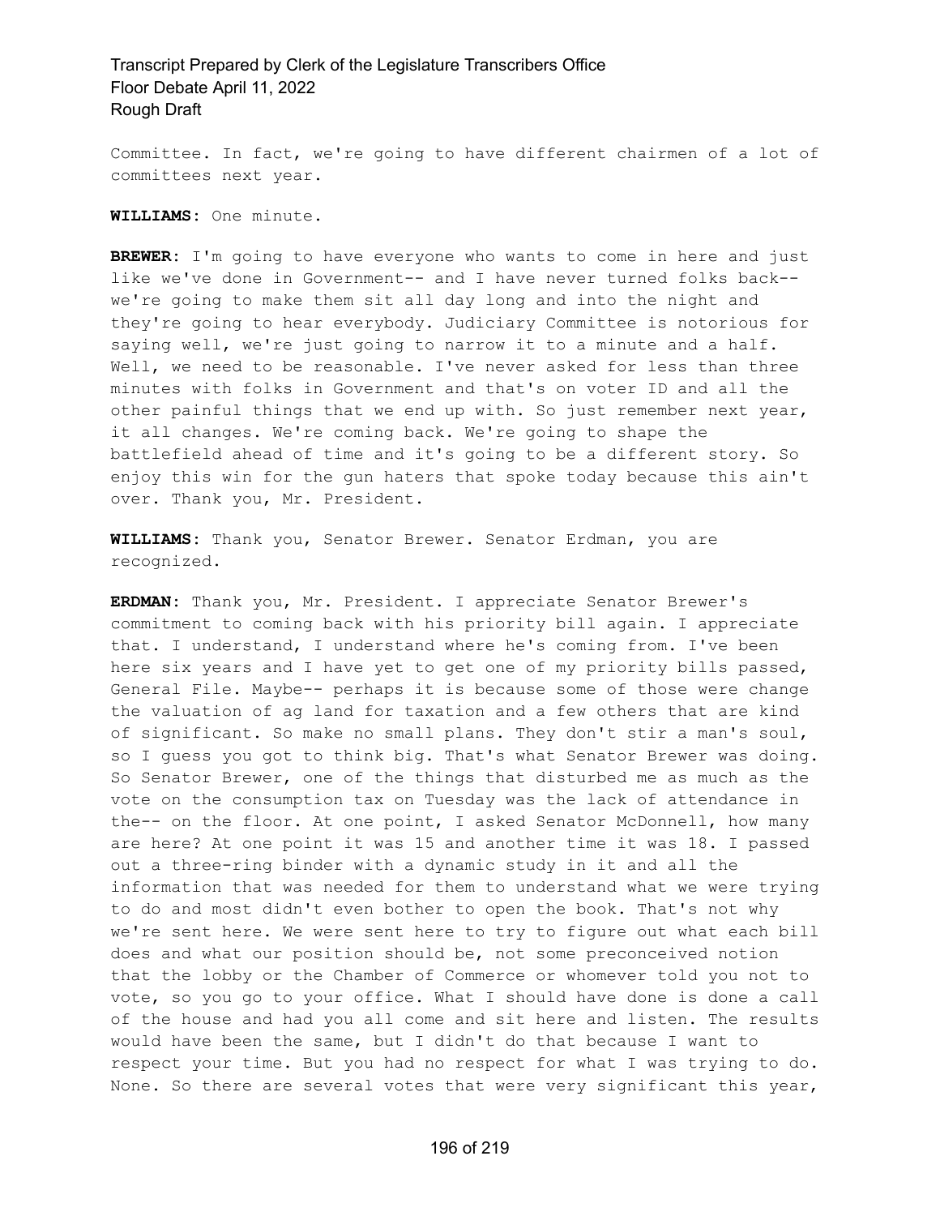Committee. In fact, we're going to have different chairmen of a lot of committees next year.

**WILLIAMS:** One minute.

**BREWER:** I'm going to have everyone who wants to come in here and just like we've done in Government-- and I have never turned folks back-- we're going to make them sit all day long and into the night and they're going to hear everybody. Judiciary Committee is notorious for saying well, we're just going to narrow it to a minute and a half. Well, we need to be reasonable. I've never asked for less than three minutes with folks in Government and that's on voter ID and all the other painful things that we end up with. So just remember next year, it all changes. We're coming back. We're going to shape the battlefield ahead of time and it's going to be a different story. So enjoy this win for the gun haters that spoke today because this ain't over. Thank you, Mr. President.

**WILLIAMS:** Thank you, Senator Brewer. Senator Erdman, you are recognized.

**ERDMAN:** Thank you, Mr. President. I appreciate Senator Brewer's commitment to coming back with his priority bill again. I appreciate that. I understand, I understand where he's coming from. I've been here six years and I have yet to get one of my priority bills passed, General File. Maybe-- perhaps it is because some of those were change the valuation of ag land for taxation and a few others that are kind of significant. So make no small plans. They don't stir a man's soul, so I guess you got to think big. That's what Senator Brewer was doing. So Senator Brewer, one of the things that disturbed me as much as the vote on the consumption tax on Tuesday was the lack of attendance in the-- on the floor. At one point, I asked Senator McDonnell, how many are here? At one point it was 15 and another time it was 18. I passed out a three-ring binder with a dynamic study in it and all the information that was needed for them to understand what we were trying to do and most didn't even bother to open the book. That's not why we're sent here. We were sent here to try to figure out what each bill does and what our position should be, not some preconceived notion that the lobby or the Chamber of Commerce or whomever told you not to vote, so you go to your office. What I should have done is done a call of the house and had you all come and sit here and listen. The results would have been the same, but I didn't do that because I want to respect your time. But you had no respect for what I was trying to do. None. So there are several votes that were very significant this year,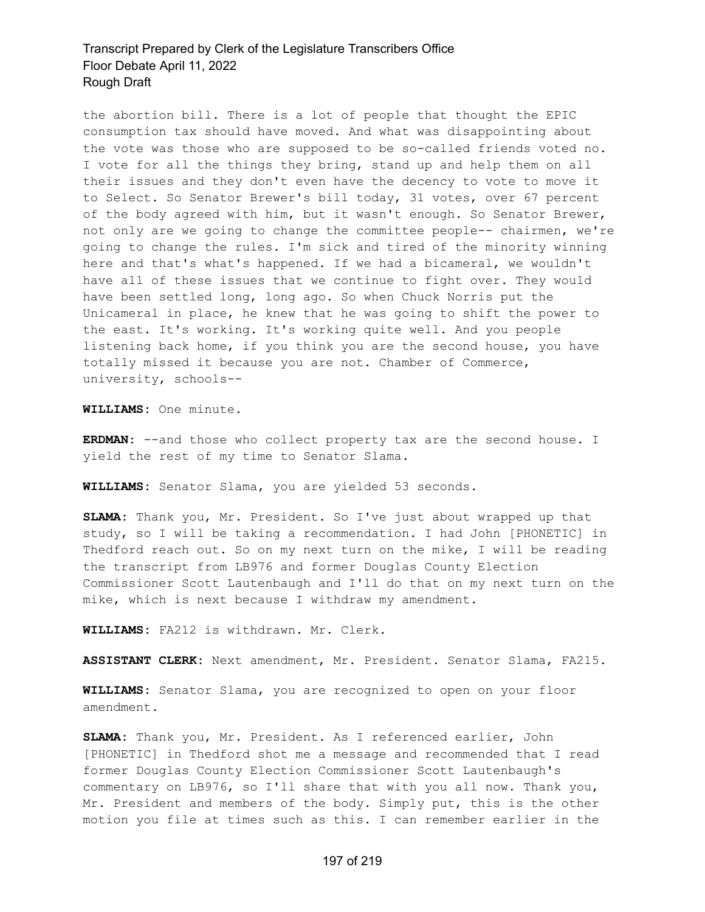the abortion bill. There is a lot of people that thought the EPIC consumption tax should have moved. And what was disappointing about the vote was those who are supposed to be so-called friends voted no. I vote for all the things they bring, stand up and help them on all their issues and they don't even have the decency to vote to move it to Select. So Senator Brewer's bill today, 31 votes, over 67 percent of the body agreed with him, but it wasn't enough. So Senator Brewer, not only are we going to change the committee people-- chairmen, we're going to change the rules. I'm sick and tired of the minority winning here and that's what's happened. If we had a bicameral, we wouldn't have all of these issues that we continue to fight over. They would have been settled long, long ago. So when Chuck Norris put the Unicameral in place, he knew that he was going to shift the power to the east. It's working. It's working quite well. And you people listening back home, if you think you are the second house, you have totally missed it because you are not. Chamber of Commerce, university, schools--

**WILLIAMS:** One minute.

**ERDMAN:** --and those who collect property tax are the second house. I yield the rest of my time to Senator Slama.

**WILLIAMS:** Senator Slama, you are yielded 53 seconds.

**SLAMA:** Thank you, Mr. President. So I've just about wrapped up that study, so I will be taking a recommendation. I had John [PHONETIC] in Thedford reach out. So on my next turn on the mike, I will be reading the transcript from LB976 and former Douglas County Election Commissioner Scott Lautenbaugh and I'll do that on my next turn on the mike, which is next because I withdraw my amendment.

**WILLIAMS:** FA212 is withdrawn. Mr. Clerk.

**ASSISTANT CLERK:** Next amendment, Mr. President. Senator Slama, FA215.

**WILLIAMS:** Senator Slama, you are recognized to open on your floor amendment.

**SLAMA:** Thank you, Mr. President. As I referenced earlier, John [PHONETIC] in Thedford shot me a message and recommended that I read former Douglas County Election Commissioner Scott Lautenbaugh's commentary on LB976, so I'll share that with you all now. Thank you, Mr. President and members of the body. Simply put, this is the other motion you file at times such as this. I can remember earlier in the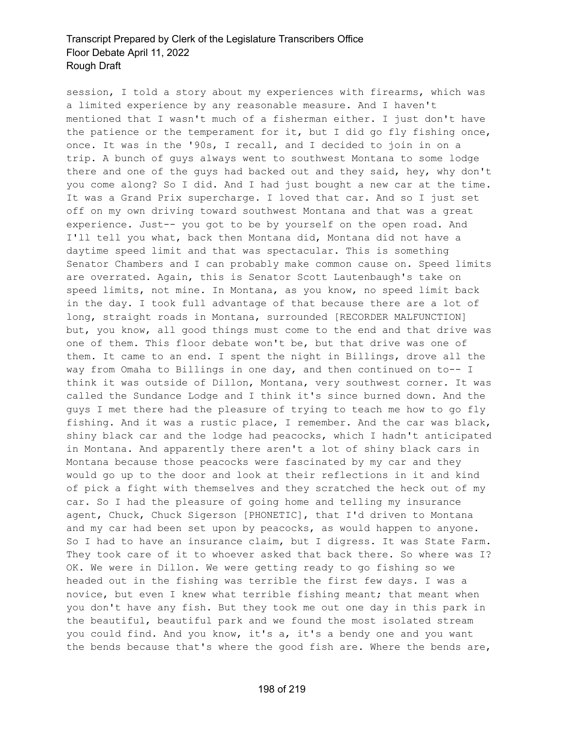session, I told a story about my experiences with firearms, which was a limited experience by any reasonable measure. And I haven't mentioned that I wasn't much of a fisherman either. I just don't have the patience or the temperament for it, but I did go fly fishing once, once. It was in the '90s, I recall, and I decided to join in on a trip. A bunch of guys always went to southwest Montana to some lodge there and one of the guys had backed out and they said, hey, why don't you come along? So I did. And I had just bought a new car at the time. It was a Grand Prix supercharge. I loved that car. And so I just set off on my own driving toward southwest Montana and that was a great experience. Just-- you got to be by yourself on the open road. And I'll tell you what, back then Montana did, Montana did not have a daytime speed limit and that was spectacular. This is something Senator Chambers and I can probably make common cause on. Speed limits are overrated. Again, this is Senator Scott Lautenbaugh's take on speed limits, not mine. In Montana, as you know, no speed limit back in the day. I took full advantage of that because there are a lot of long, straight roads in Montana, surrounded [RECORDER MALFUNCTION] but, you know, all good things must come to the end and that drive was one of them. This floor debate won't be, but that drive was one of them. It came to an end. I spent the night in Billings, drove all the way from Omaha to Billings in one day, and then continued on to-- I think it was outside of Dillon, Montana, very southwest corner. It was called the Sundance Lodge and I think it's since burned down. And the guys I met there had the pleasure of trying to teach me how to go fly fishing. And it was a rustic place, I remember. And the car was black, shiny black car and the lodge had peacocks, which I hadn't anticipated in Montana. And apparently there aren't a lot of shiny black cars in Montana because those peacocks were fascinated by my car and they would go up to the door and look at their reflections in it and kind of pick a fight with themselves and they scratched the heck out of my car. So I had the pleasure of going home and telling my insurance agent, Chuck, Chuck Sigerson [PHONETIC], that I'd driven to Montana and my car had been set upon by peacocks, as would happen to anyone. So I had to have an insurance claim, but I digress. It was State Farm. They took care of it to whoever asked that back there. So where was I? OK. We were in Dillon. We were getting ready to go fishing so we headed out in the fishing was terrible the first few days. I was a novice, but even I knew what terrible fishing meant; that meant when you don't have any fish. But they took me out one day in this park in the beautiful, beautiful park and we found the most isolated stream you could find. And you know, it's a, it's a bendy one and you want the bends because that's where the good fish are. Where the bends are,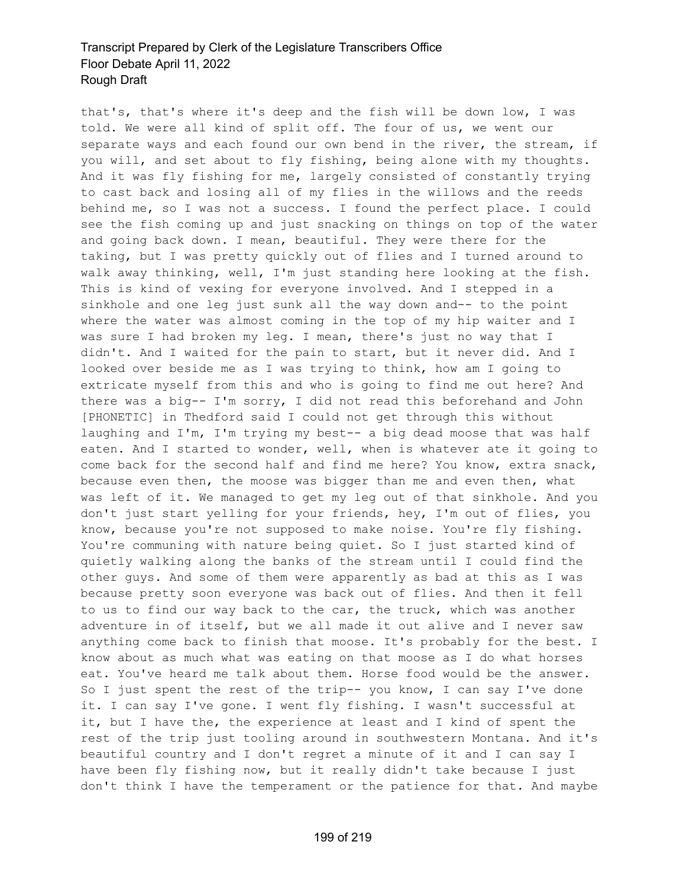that's, that's where it's deep and the fish will be down low, I was told. We were all kind of split off. The four of us, we went our separate ways and each found our own bend in the river, the stream, if you will, and set about to fly fishing, being alone with my thoughts. And it was fly fishing for me, largely consisted of constantly trying to cast back and losing all of my flies in the willows and the reeds behind me, so I was not a success. I found the perfect place. I could see the fish coming up and just snacking on things on top of the water and going back down. I mean, beautiful. They were there for the taking, but I was pretty quickly out of flies and I turned around to walk away thinking, well, I'm just standing here looking at the fish. This is kind of vexing for everyone involved. And I stepped in a sinkhole and one leg just sunk all the way down and-- to the point where the water was almost coming in the top of my hip waiter and I was sure I had broken my leg. I mean, there's just no way that I didn't. And I waited for the pain to start, but it never did. And I looked over beside me as I was trying to think, how am I going to extricate myself from this and who is going to find me out here? And there was a big-- I'm sorry, I did not read this beforehand and John [PHONETIC] in Thedford said I could not get through this without laughing and I'm, I'm trying my best-- a big dead moose that was half eaten. And I started to wonder, well, when is whatever ate it going to come back for the second half and find me here? You know, extra snack, because even then, the moose was bigger than me and even then, what was left of it. We managed to get my leg out of that sinkhole. And you don't just start yelling for your friends, hey, I'm out of flies, you know, because you're not supposed to make noise. You're fly fishing. You're communing with nature being quiet. So I just started kind of quietly walking along the banks of the stream until I could find the other guys. And some of them were apparently as bad at this as I was because pretty soon everyone was back out of flies. And then it fell to us to find our way back to the car, the truck, which was another adventure in of itself, but we all made it out alive and I never saw anything come back to finish that moose. It's probably for the best. I know about as much what was eating on that moose as I do what horses eat. You've heard me talk about them. Horse food would be the answer. So I just spent the rest of the trip-- you know, I can say I've done it. I can say I've gone. I went fly fishing. I wasn't successful at it, but I have the, the experience at least and I kind of spent the rest of the trip just tooling around in southwestern Montana. And it's beautiful country and I don't regret a minute of it and I can say I have been fly fishing now, but it really didn't take because I just don't think I have the temperament or the patience for that. And maybe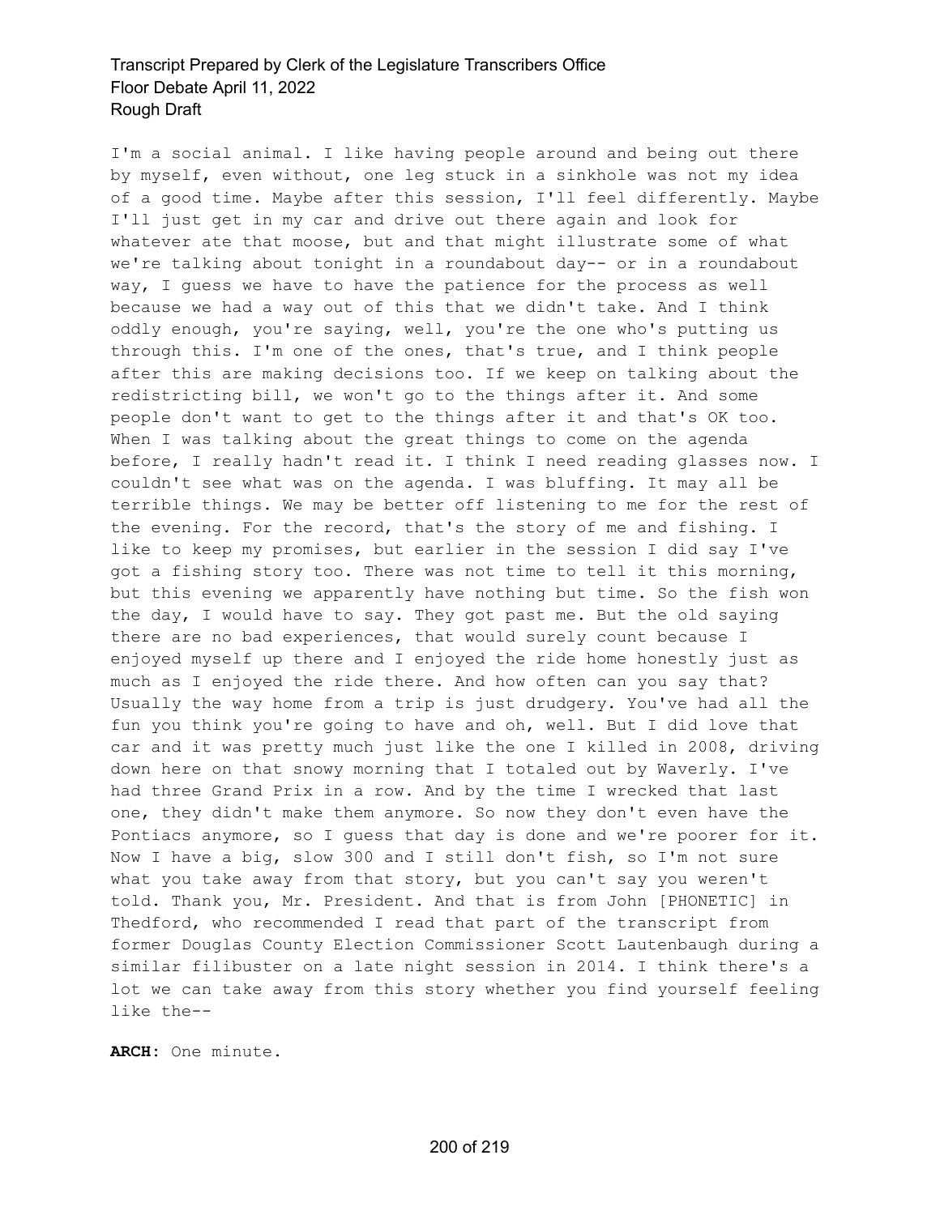I'm a social animal. I like having people around and being out there by myself, even without, one leg stuck in a sinkhole was not my idea of a good time. Maybe after this session, I'll feel differently. Maybe I'll just get in my car and drive out there again and look for whatever ate that moose, but and that might illustrate some of what we're talking about tonight in a roundabout day-- or in a roundabout way, I guess we have to have the patience for the process as well because we had a way out of this that we didn't take. And I think oddly enough, you're saying, well, you're the one who's putting us through this. I'm one of the ones, that's true, and I think people after this are making decisions too. If we keep on talking about the redistricting bill, we won't go to the things after it. And some people don't want to get to the things after it and that's OK too. When I was talking about the great things to come on the agenda before, I really hadn't read it. I think I need reading glasses now. I couldn't see what was on the agenda. I was bluffing. It may all be terrible things. We may be better off listening to me for the rest of the evening. For the record, that's the story of me and fishing. I like to keep my promises, but earlier in the session I did say I've got a fishing story too. There was not time to tell it this morning, but this evening we apparently have nothing but time. So the fish won the day, I would have to say. They got past me. But the old saying there are no bad experiences, that would surely count because I enjoyed myself up there and I enjoyed the ride home honestly just as much as I enjoyed the ride there. And how often can you say that? Usually the way home from a trip is just drudgery. You've had all the fun you think you're going to have and oh, well. But I did love that car and it was pretty much just like the one I killed in 2008, driving down here on that snowy morning that I totaled out by Waverly. I've had three Grand Prix in a row. And by the time I wrecked that last one, they didn't make them anymore. So now they don't even have the Pontiacs anymore, so I guess that day is done and we're poorer for it. Now I have a big, slow 300 and I still don't fish, so I'm not sure what you take away from that story, but you can't say you weren't told. Thank you, Mr. President. And that is from John [PHONETIC] in Thedford, who recommended I read that part of the transcript from former Douglas County Election Commissioner Scott Lautenbaugh during a similar filibuster on a late night session in 2014. I think there's a lot we can take away from this story whether you find yourself feeling like the--

**ARCH:** One minute.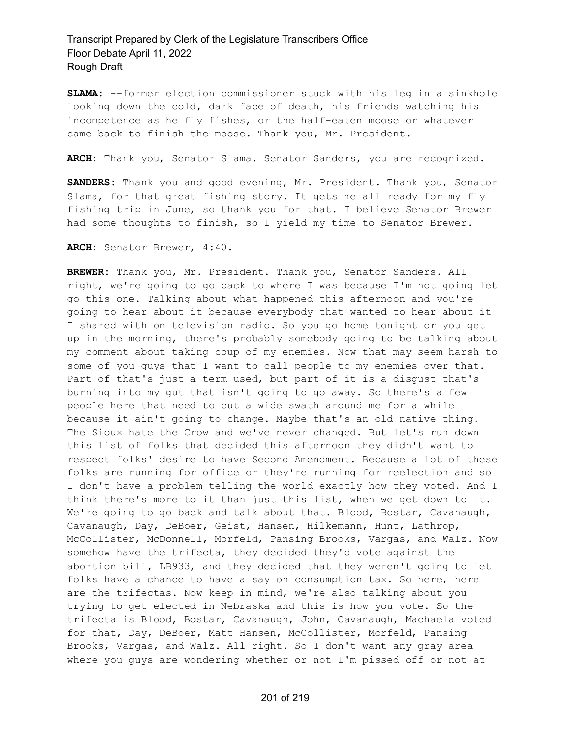**SLAMA:** --former election commissioner stuck with his leg in a sinkhole looking down the cold, dark face of death, his friends watching his incompetence as he fly fishes, or the half-eaten moose or whatever came back to finish the moose. Thank you, Mr. President.

**ARCH:** Thank you, Senator Slama. Senator Sanders, you are recognized.

**SANDERS:** Thank you and good evening, Mr. President. Thank you, Senator Slama, for that great fishing story. It gets me all ready for my fly fishing trip in June, so thank you for that. I believe Senator Brewer had some thoughts to finish, so I yield my time to Senator Brewer.

**ARCH:** Senator Brewer, 4:40.

**BREWER:** Thank you, Mr. President. Thank you, Senator Sanders. All right, we're going to go back to where I was because I'm not going let go this one. Talking about what happened this afternoon and you're going to hear about it because everybody that wanted to hear about it I shared with on television radio. So you go home tonight or you get up in the morning, there's probably somebody going to be talking about my comment about taking coup of my enemies. Now that may seem harsh to some of you guys that I want to call people to my enemies over that. Part of that's just a term used, but part of it is a disgust that's burning into my gut that isn't going to go away. So there's a few people here that need to cut a wide swath around me for a while because it ain't going to change. Maybe that's an old native thing. The Sioux hate the Crow and we've never changed. But let's run down this list of folks that decided this afternoon they didn't want to respect folks' desire to have Second Amendment. Because a lot of these folks are running for office or they're running for reelection and so I don't have a problem telling the world exactly how they voted. And I think there's more to it than just this list, when we get down to it. We're going to go back and talk about that. Blood, Bostar, Cavanaugh, Cavanaugh, Day, DeBoer, Geist, Hansen, Hilkemann, Hunt, Lathrop, McCollister, McDonnell, Morfeld, Pansing Brooks, Vargas, and Walz. Now somehow have the trifecta, they decided they'd vote against the abortion bill, LB933, and they decided that they weren't going to let folks have a chance to have a say on consumption tax. So here, here are the trifectas. Now keep in mind, we're also talking about you trying to get elected in Nebraska and this is how you vote. So the trifecta is Blood, Bostar, Cavanaugh, John, Cavanaugh, Machaela voted for that, Day, DeBoer, Matt Hansen, McCollister, Morfeld, Pansing Brooks, Vargas, and Walz. All right. So I don't want any gray area where you guys are wondering whether or not I'm pissed off or not at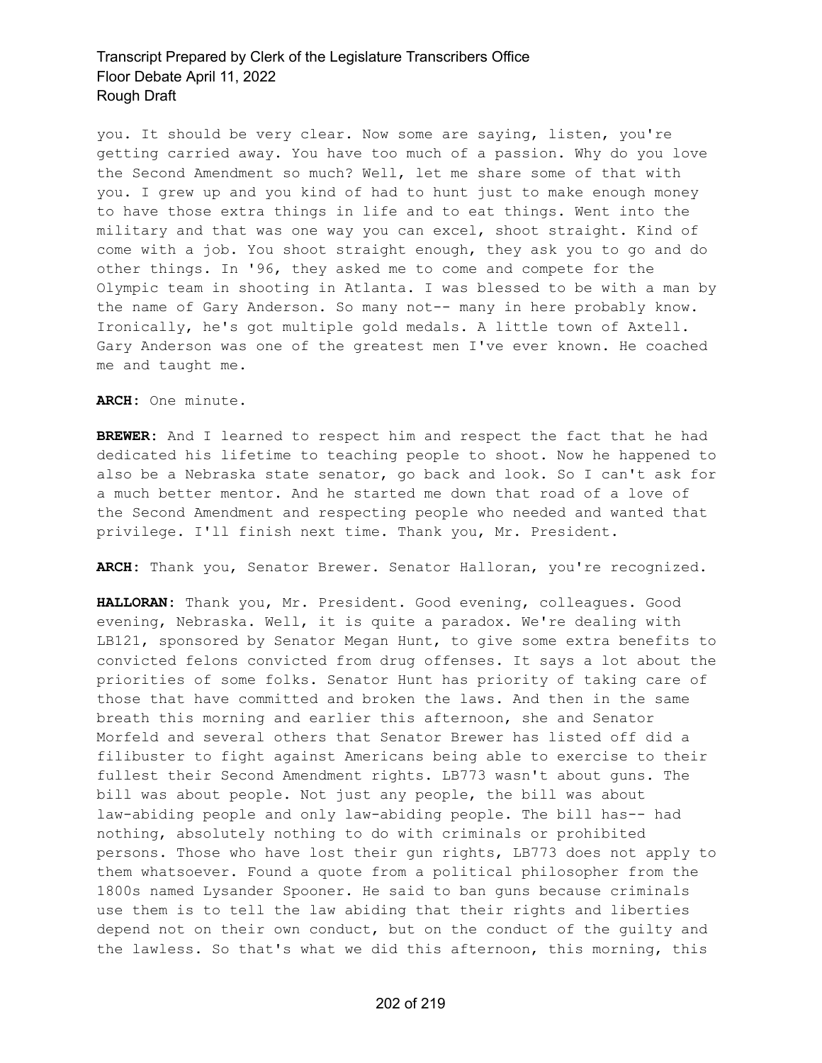you. It should be very clear. Now some are saying, listen, you're getting carried away. You have too much of a passion. Why do you love the Second Amendment so much? Well, let me share some of that with you. I grew up and you kind of had to hunt just to make enough money to have those extra things in life and to eat things. Went into the military and that was one way you can excel, shoot straight. Kind of come with a job. You shoot straight enough, they ask you to go and do other things. In '96, they asked me to come and compete for the Olympic team in shooting in Atlanta. I was blessed to be with a man by the name of Gary Anderson. So many not-- many in here probably know. Ironically, he's got multiple gold medals. A little town of Axtell. Gary Anderson was one of the greatest men I've ever known. He coached me and taught me.

**ARCH:** One minute.

**BREWER:** And I learned to respect him and respect the fact that he had dedicated his lifetime to teaching people to shoot. Now he happened to also be a Nebraska state senator, go back and look. So I can't ask for a much better mentor. And he started me down that road of a love of the Second Amendment and respecting people who needed and wanted that privilege. I'll finish next time. Thank you, Mr. President.

**ARCH:** Thank you, Senator Brewer. Senator Halloran, you're recognized.

**HALLORAN:** Thank you, Mr. President. Good evening, colleagues. Good evening, Nebraska. Well, it is quite a paradox. We're dealing with LB121, sponsored by Senator Megan Hunt, to give some extra benefits to convicted felons convicted from drug offenses. It says a lot about the priorities of some folks. Senator Hunt has priority of taking care of those that have committed and broken the laws. And then in the same breath this morning and earlier this afternoon, she and Senator Morfeld and several others that Senator Brewer has listed off did a filibuster to fight against Americans being able to exercise to their fullest their Second Amendment rights. LB773 wasn't about guns. The bill was about people. Not just any people, the bill was about law-abiding people and only law-abiding people. The bill has-- had nothing, absolutely nothing to do with criminals or prohibited persons. Those who have lost their gun rights, LB773 does not apply to them whatsoever. Found a quote from a political philosopher from the 1800s named Lysander Spooner. He said to ban guns because criminals use them is to tell the law abiding that their rights and liberties depend not on their own conduct, but on the conduct of the guilty and the lawless. So that's what we did this afternoon, this morning, this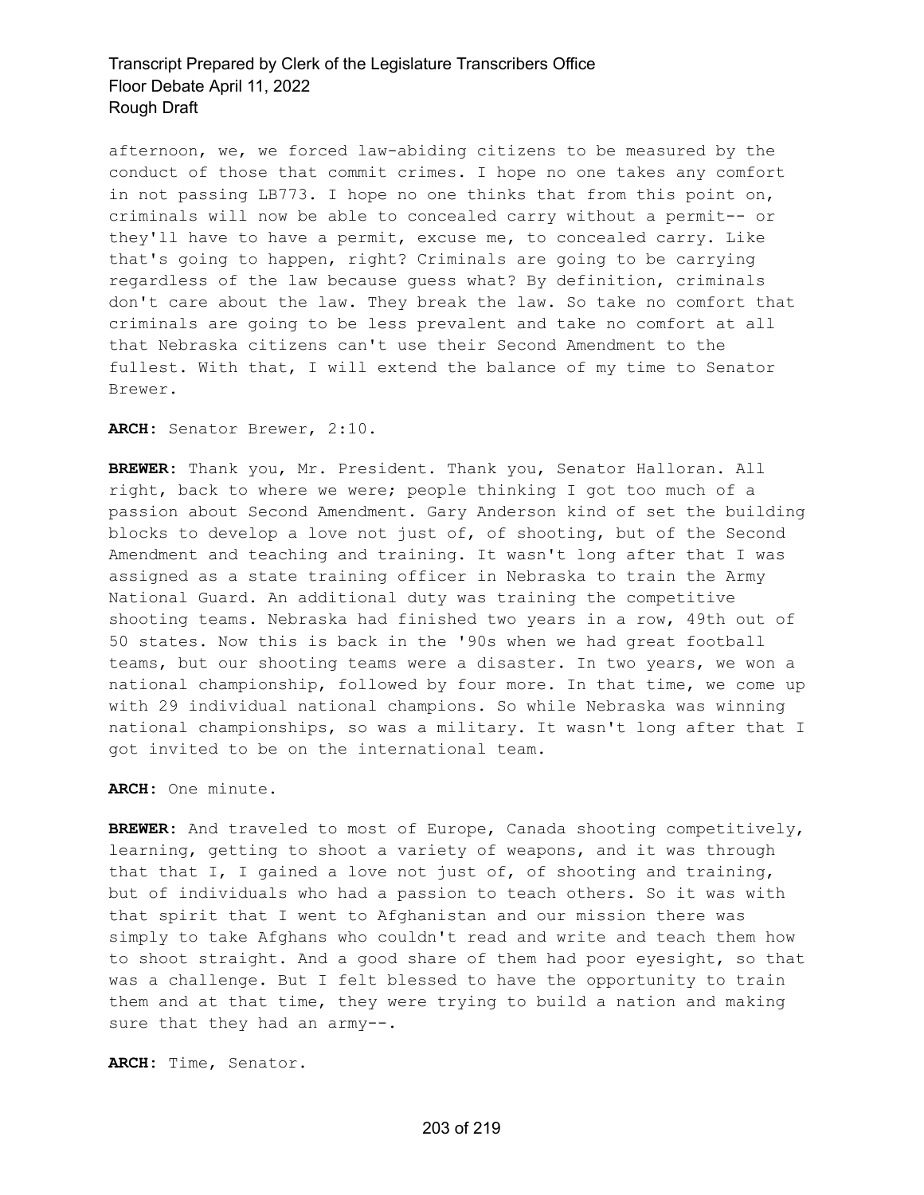afternoon, we, we forced law-abiding citizens to be measured by the conduct of those that commit crimes. I hope no one takes any comfort in not passing LB773. I hope no one thinks that from this point on, criminals will now be able to concealed carry without a permit-- or they'll have to have a permit, excuse me, to concealed carry. Like that's going to happen, right? Criminals are going to be carrying regardless of the law because guess what? By definition, criminals don't care about the law. They break the law. So take no comfort that criminals are going to be less prevalent and take no comfort at all that Nebraska citizens can't use their Second Amendment to the fullest. With that, I will extend the balance of my time to Senator Brewer.

**ARCH:** Senator Brewer, 2:10.

**BREWER:** Thank you, Mr. President. Thank you, Senator Halloran. All right, back to where we were; people thinking I got too much of a passion about Second Amendment. Gary Anderson kind of set the building blocks to develop a love not just of, of shooting, but of the Second Amendment and teaching and training. It wasn't long after that I was assigned as a state training officer in Nebraska to train the Army National Guard. An additional duty was training the competitive shooting teams. Nebraska had finished two years in a row, 49th out of 50 states. Now this is back in the '90s when we had great football teams, but our shooting teams were a disaster. In two years, we won a national championship, followed by four more. In that time, we come up with 29 individual national champions. So while Nebraska was winning national championships, so was a military. It wasn't long after that I got invited to be on the international team.

**ARCH:** One minute.

**BREWER:** And traveled to most of Europe, Canada shooting competitively, learning, getting to shoot a variety of weapons, and it was through that that I, I gained a love not just of, of shooting and training, but of individuals who had a passion to teach others. So it was with that spirit that I went to Afghanistan and our mission there was simply to take Afghans who couldn't read and write and teach them how to shoot straight. And a good share of them had poor eyesight, so that was a challenge. But I felt blessed to have the opportunity to train them and at that time, they were trying to build a nation and making sure that they had an army--.

**ARCH:** Time, Senator.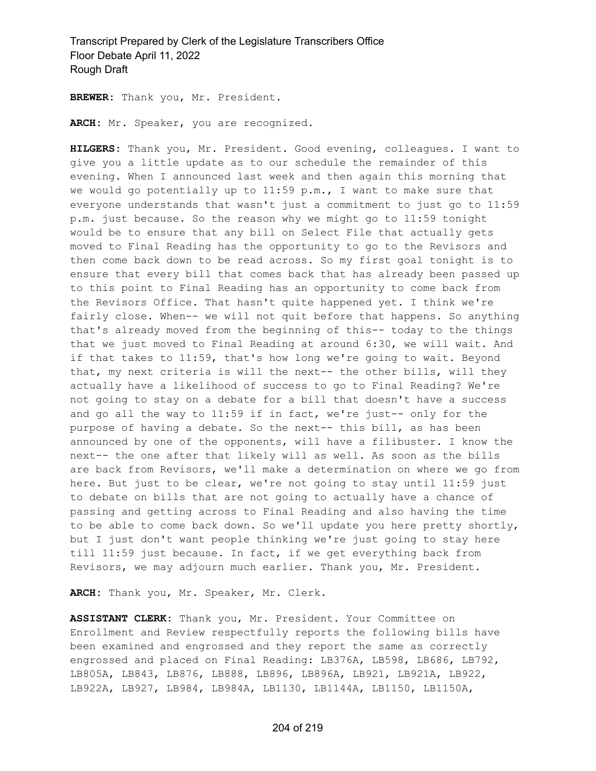**BREWER:** Thank you, Mr. President.

**ARCH:** Mr. Speaker, you are recognized.

**HILGERS:** Thank you, Mr. President. Good evening, colleagues. I want to give you a little update as to our schedule the remainder of this evening. When I announced last week and then again this morning that we would go potentially up to 11:59 p.m., I want to make sure that everyone understands that wasn't just a commitment to just go to 11:59 p.m. just because. So the reason why we might go to 11:59 tonight would be to ensure that any bill on Select File that actually gets moved to Final Reading has the opportunity to go to the Revisors and then come back down to be read across. So my first goal tonight is to ensure that every bill that comes back that has already been passed up to this point to Final Reading has an opportunity to come back from the Revisors Office. That hasn't quite happened yet. I think we're fairly close. When-- we will not quit before that happens. So anything that's already moved from the beginning of this-- today to the things that we just moved to Final Reading at around 6:30, we will wait. And if that takes to 11:59, that's how long we're going to wait. Beyond that, my next criteria is will the next-- the other bills, will they actually have a likelihood of success to go to Final Reading? We're not going to stay on a debate for a bill that doesn't have a success and go all the way to 11:59 if in fact, we're just-- only for the purpose of having a debate. So the next-- this bill, as has been announced by one of the opponents, will have a filibuster. I know the next-- the one after that likely will as well. As soon as the bills are back from Revisors, we'll make a determination on where we go from here. But just to be clear, we're not going to stay until 11:59 just to debate on bills that are not going to actually have a chance of passing and getting across to Final Reading and also having the time to be able to come back down. So we'll update you here pretty shortly, but I just don't want people thinking we're just going to stay here till 11:59 just because. In fact, if we get everything back from Revisors, we may adjourn much earlier. Thank you, Mr. President.

**ARCH:** Thank you, Mr. Speaker, Mr. Clerk.

**ASSISTANT CLERK:** Thank you, Mr. President. Your Committee on Enrollment and Review respectfully reports the following bills have been examined and engrossed and they report the same as correctly engrossed and placed on Final Reading: LB376A, LB598, LB686, LB792, LB805A, LB843, LB876, LB888, LB896, LB896A, LB921, LB921A, LB922, LB922A, LB927, LB984, LB984A, LB1130, LB1144A, LB1150, LB1150A,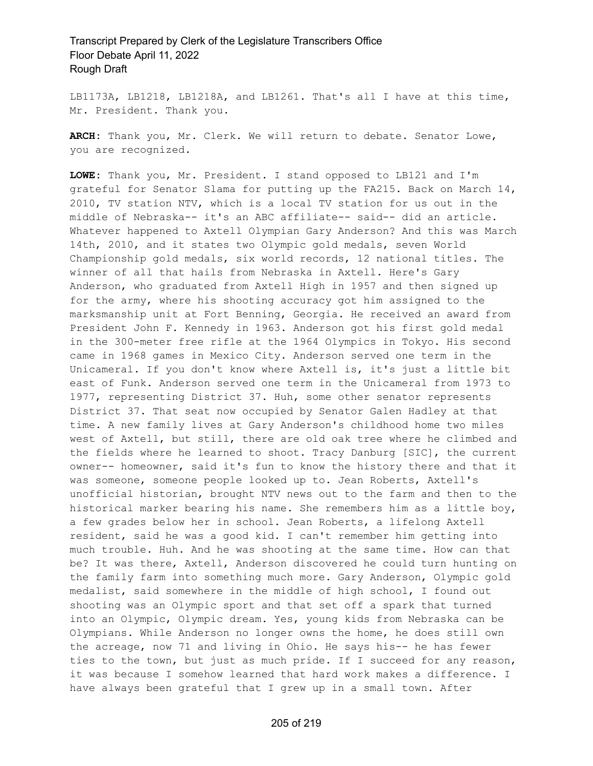LB1173A, LB1218, LB1218A, and LB1261. That's all I have at this time, Mr. President. Thank you.

**ARCH:** Thank you, Mr. Clerk. We will return to debate. Senator Lowe, you are recognized.

**LOWE:** Thank you, Mr. President. I stand opposed to LB121 and I'm grateful for Senator Slama for putting up the FA215. Back on March 14, 2010, TV station NTV, which is a local TV station for us out in the middle of Nebraska-- it's an ABC affiliate-- said-- did an article. Whatever happened to Axtell Olympian Gary Anderson? And this was March 14th, 2010, and it states two Olympic gold medals, seven World Championship gold medals, six world records, 12 national titles. The winner of all that hails from Nebraska in Axtell. Here's Gary Anderson, who graduated from Axtell High in 1957 and then signed up for the army, where his shooting accuracy got him assigned to the marksmanship unit at Fort Benning, Georgia. He received an award from President John F. Kennedy in 1963. Anderson got his first gold medal in the 300-meter free rifle at the 1964 Olympics in Tokyo. His second came in 1968 games in Mexico City. Anderson served one term in the Unicameral. If you don't know where Axtell is, it's just a little bit east of Funk. Anderson served one term in the Unicameral from 1973 to 1977, representing District 37. Huh, some other senator represents District 37. That seat now occupied by Senator Galen Hadley at that time. A new family lives at Gary Anderson's childhood home two miles west of Axtell, but still, there are old oak tree where he climbed and the fields where he learned to shoot. Tracy Danburg [SIC], the current owner-- homeowner, said it's fun to know the history there and that it was someone, someone people looked up to. Jean Roberts, Axtell's unofficial historian, brought NTV news out to the farm and then to the historical marker bearing his name. She remembers him as a little boy, a few grades below her in school. Jean Roberts, a lifelong Axtell resident, said he was a good kid. I can't remember him getting into much trouble. Huh. And he was shooting at the same time. How can that be? It was there, Axtell, Anderson discovered he could turn hunting on the family farm into something much more. Gary Anderson, Olympic gold medalist, said somewhere in the middle of high school, I found out shooting was an Olympic sport and that set off a spark that turned into an Olympic, Olympic dream. Yes, young kids from Nebraska can be Olympians. While Anderson no longer owns the home, he does still own the acreage, now 71 and living in Ohio. He says his-- he has fewer ties to the town, but just as much pride. If I succeed for any reason, it was because I somehow learned that hard work makes a difference. I have always been grateful that I grew up in a small town. After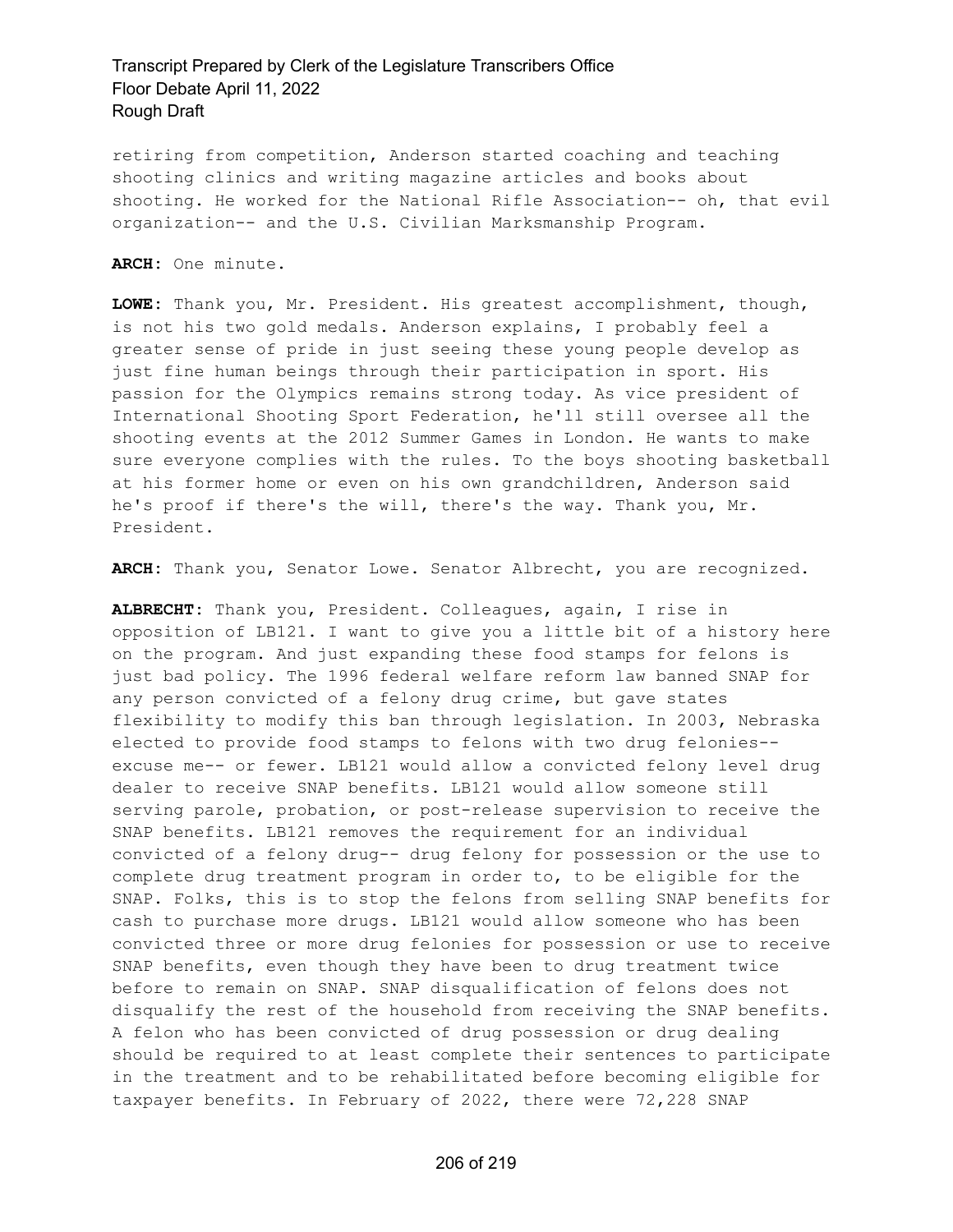retiring from competition, Anderson started coaching and teaching shooting clinics and writing magazine articles and books about shooting. He worked for the National Rifle Association-- oh, that evil organization-- and the U.S. Civilian Marksmanship Program.

**ARCH:** One minute.

**LOWE:** Thank you, Mr. President. His greatest accomplishment, though, is not his two gold medals. Anderson explains, I probably feel a greater sense of pride in just seeing these young people develop as just fine human beings through their participation in sport. His passion for the Olympics remains strong today. As vice president of International Shooting Sport Federation, he'll still oversee all the shooting events at the 2012 Summer Games in London. He wants to make sure everyone complies with the rules. To the boys shooting basketball at his former home or even on his own grandchildren, Anderson said he's proof if there's the will, there's the way. Thank you, Mr. President.

**ARCH:** Thank you, Senator Lowe. Senator Albrecht, you are recognized.

**ALBRECHT:** Thank you, President. Colleagues, again, I rise in opposition of LB121. I want to give you a little bit of a history here on the program. And just expanding these food stamps for felons is just bad policy. The 1996 federal welfare reform law banned SNAP for any person convicted of a felony drug crime, but gave states flexibility to modify this ban through legislation. In 2003, Nebraska elected to provide food stamps to felons with two drug felonies-- excuse me-- or fewer. LB121 would allow a convicted felony level drug dealer to receive SNAP benefits. LB121 would allow someone still serving parole, probation, or post-release supervision to receive the SNAP benefits. LB121 removes the requirement for an individual convicted of a felony drug-- drug felony for possession or the use to complete drug treatment program in order to, to be eligible for the SNAP. Folks, this is to stop the felons from selling SNAP benefits for cash to purchase more drugs. LB121 would allow someone who has been convicted three or more drug felonies for possession or use to receive SNAP benefits, even though they have been to drug treatment twice before to remain on SNAP. SNAP disqualification of felons does not disqualify the rest of the household from receiving the SNAP benefits. A felon who has been convicted of drug possession or drug dealing should be required to at least complete their sentences to participate in the treatment and to be rehabilitated before becoming eligible for taxpayer benefits. In February of 2022, there were 72,228 SNAP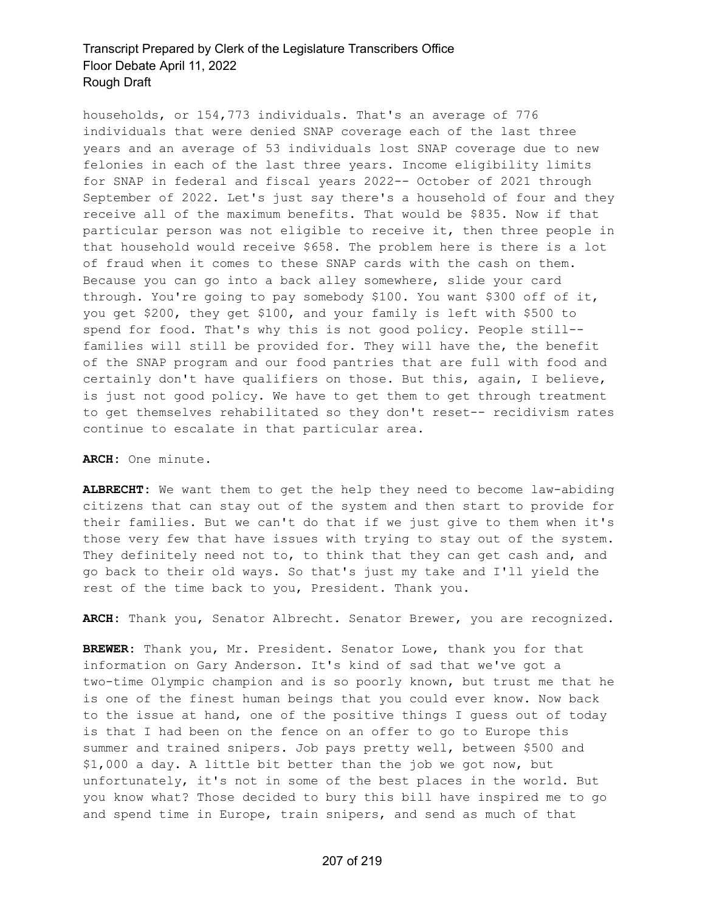households, or 154,773 individuals. That's an average of 776 individuals that were denied SNAP coverage each of the last three years and an average of 53 individuals lost SNAP coverage due to new felonies in each of the last three years. Income eligibility limits for SNAP in federal and fiscal years 2022-- October of 2021 through September of 2022. Let's just say there's a household of four and they receive all of the maximum benefits. That would be $835. Now if that particular person was not eligible to receive it, then three people in that household would receive $658. The problem here is there is a lot of fraud when it comes to these SNAP cards with the cash on them. Because you can go into a back alley somewhere, slide your card through. You're going to pay somebody $100. You want $300 off of it, you get $200, they get $100, and your family is left with $500 to spend for food. That's why this is not good policy. People still-- families will still be provided for. They will have the, the benefit of the SNAP program and our food pantries that are full with food and certainly don't have qualifiers on those. But this, again, I believe, is just not good policy. We have to get them to get through treatment to get themselves rehabilitated so they don't reset-- recidivism rates continue to escalate in that particular area.

**ARCH:** One minute.

**ALBRECHT:** We want them to get the help they need to become law-abiding citizens that can stay out of the system and then start to provide for their families. But we can't do that if we just give to them when it's those very few that have issues with trying to stay out of the system. They definitely need not to, to think that they can get cash and, and go back to their old ways. So that's just my take and I'll yield the rest of the time back to you, President. Thank you.

**ARCH:** Thank you, Senator Albrecht. Senator Brewer, you are recognized.

**BREWER:** Thank you, Mr. President. Senator Lowe, thank you for that information on Gary Anderson. It's kind of sad that we've got a two-time Olympic champion and is so poorly known, but trust me that he is one of the finest human beings that you could ever know. Now back to the issue at hand, one of the positive things I guess out of today is that I had been on the fence on an offer to go to Europe this summer and trained snipers. Job pays pretty well, between $500 and $1,000 a day. A little bit better than the job we got now, but unfortunately, it's not in some of the best places in the world. But you know what? Those decided to bury this bill have inspired me to go and spend time in Europe, train snipers, and send as much of that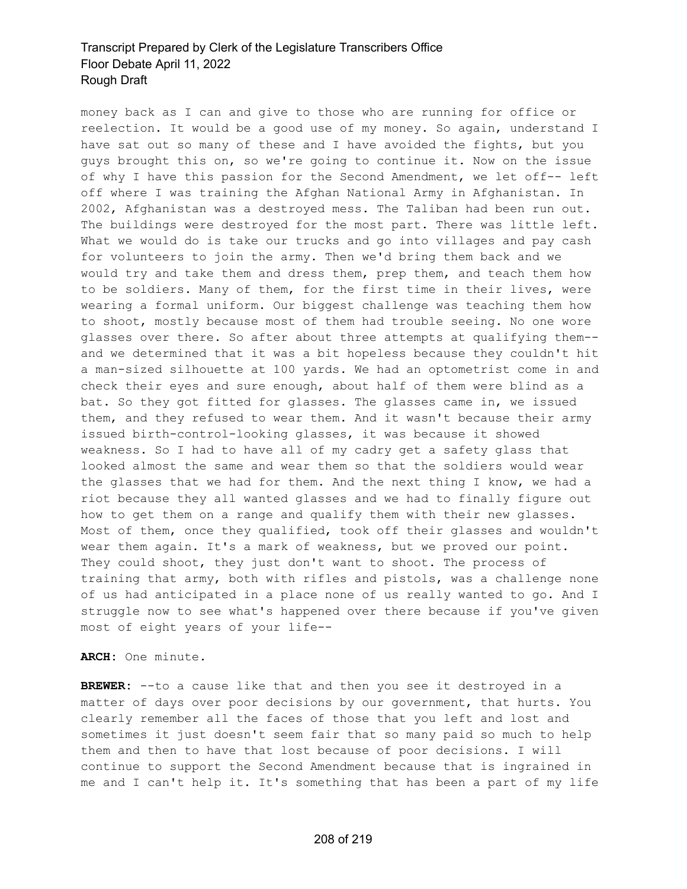money back as I can and give to those who are running for office or reelection. It would be a good use of my money. So again, understand I have sat out so many of these and I have avoided the fights, but you guys brought this on, so we're going to continue it. Now on the issue of why I have this passion for the Second Amendment, we let off-- left off where I was training the Afghan National Army in Afghanistan. In 2002, Afghanistan was a destroyed mess. The Taliban had been run out. The buildings were destroyed for the most part. There was little left. What we would do is take our trucks and go into villages and pay cash for volunteers to join the army. Then we'd bring them back and we would try and take them and dress them, prep them, and teach them how to be soldiers. Many of them, for the first time in their lives, were wearing a formal uniform. Our biggest challenge was teaching them how to shoot, mostly because most of them had trouble seeing. No one wore glasses over there. So after about three attempts at qualifying them-- and we determined that it was a bit hopeless because they couldn't hit a man-sized silhouette at 100 yards. We had an optometrist come in and check their eyes and sure enough, about half of them were blind as a bat. So they got fitted for glasses. The glasses came in, we issued them, and they refused to wear them. And it wasn't because their army issued birth-control-looking glasses, it was because it showed weakness. So I had to have all of my cadry get a safety glass that looked almost the same and wear them so that the soldiers would wear the glasses that we had for them. And the next thing I know, we had a riot because they all wanted glasses and we had to finally figure out how to get them on a range and qualify them with their new glasses. Most of them, once they qualified, took off their glasses and wouldn't wear them again. It's a mark of weakness, but we proved our point. They could shoot, they just don't want to shoot. The process of training that army, both with rifles and pistols, was a challenge none of us had anticipated in a place none of us really wanted to go. And I struggle now to see what's happened over there because if you've given most of eight years of your life--

**ARCH:** One minute.

**BREWER:** --to a cause like that and then you see it destroyed in a matter of days over poor decisions by our government, that hurts. You clearly remember all the faces of those that you left and lost and sometimes it just doesn't seem fair that so many paid so much to help them and then to have that lost because of poor decisions. I will continue to support the Second Amendment because that is ingrained in me and I can't help it. It's something that has been a part of my life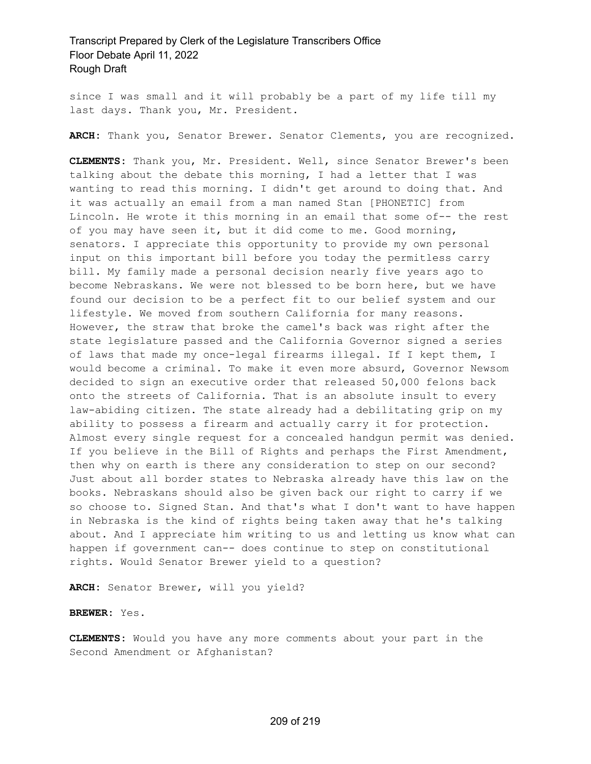since I was small and it will probably be a part of my life till my last days. Thank you, Mr. President.

**ARCH:** Thank you, Senator Brewer. Senator Clements, you are recognized.

**CLEMENTS:** Thank you, Mr. President. Well, since Senator Brewer's been talking about the debate this morning, I had a letter that I was wanting to read this morning. I didn't get around to doing that. And it was actually an email from a man named Stan [PHONETIC] from Lincoln. He wrote it this morning in an email that some of-- the rest of you may have seen it, but it did come to me. Good morning, senators. I appreciate this opportunity to provide my own personal input on this important bill before you today the permitless carry bill. My family made a personal decision nearly five years ago to become Nebraskans. We were not blessed to be born here, but we have found our decision to be a perfect fit to our belief system and our lifestyle. We moved from southern California for many reasons. However, the straw that broke the camel's back was right after the state legislature passed and the California Governor signed a series of laws that made my once-legal firearms illegal. If I kept them, I would become a criminal. To make it even more absurd, Governor Newsom decided to sign an executive order that released 50,000 felons back onto the streets of California. That is an absolute insult to every law-abiding citizen. The state already had a debilitating grip on my ability to possess a firearm and actually carry it for protection. Almost every single request for a concealed handgun permit was denied. If you believe in the Bill of Rights and perhaps the First Amendment, then why on earth is there any consideration to step on our second? Just about all border states to Nebraska already have this law on the books. Nebraskans should also be given back our right to carry if we so choose to. Signed Stan. And that's what I don't want to have happen in Nebraska is the kind of rights being taken away that he's talking about. And I appreciate him writing to us and letting us know what can happen if government can-- does continue to step on constitutional rights. Would Senator Brewer yield to a question?

**ARCH:** Senator Brewer, will you yield?

**BREWER:** Yes.

**CLEMENTS:** Would you have any more comments about your part in the Second Amendment or Afghanistan?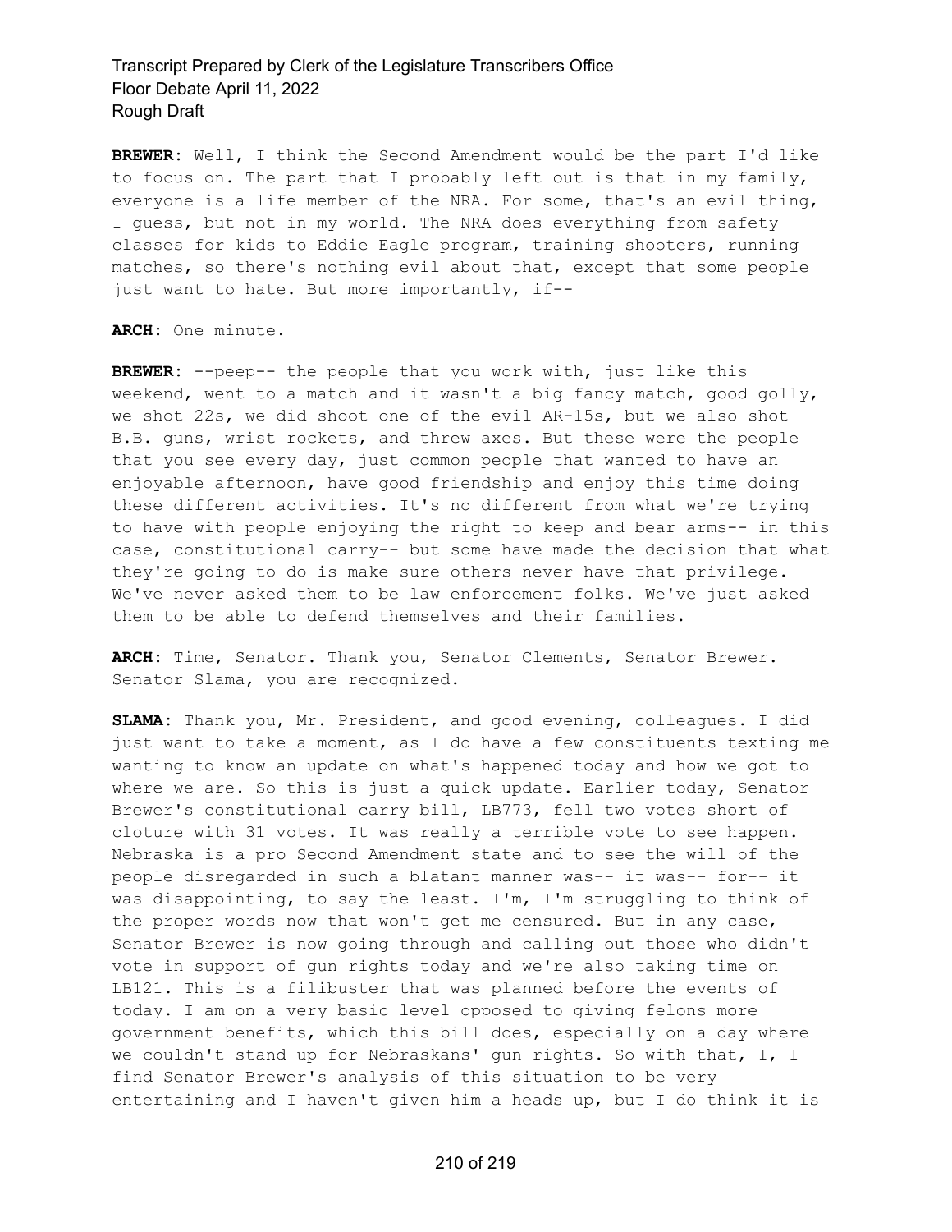**BREWER:** Well, I think the Second Amendment would be the part I'd like to focus on. The part that I probably left out is that in my family, everyone is a life member of the NRA. For some, that's an evil thing, I guess, but not in my world. The NRA does everything from safety classes for kids to Eddie Eagle program, training shooters, running matches, so there's nothing evil about that, except that some people just want to hate. But more importantly, if--

**ARCH:** One minute.

**BREWER:** --peep-- the people that you work with, just like this weekend, went to a match and it wasn't a big fancy match, good golly, we shot 22s, we did shoot one of the evil AR-15s, but we also shot B.B. guns, wrist rockets, and threw axes. But these were the people that you see every day, just common people that wanted to have an enjoyable afternoon, have good friendship and enjoy this time doing these different activities. It's no different from what we're trying to have with people enjoying the right to keep and bear arms-- in this case, constitutional carry-- but some have made the decision that what they're going to do is make sure others never have that privilege. We've never asked them to be law enforcement folks. We've just asked them to be able to defend themselves and their families.

**ARCH:** Time, Senator. Thank you, Senator Clements, Senator Brewer. Senator Slama, you are recognized.

**SLAMA:** Thank you, Mr. President, and good evening, colleagues. I did just want to take a moment, as I do have a few constituents texting me wanting to know an update on what's happened today and how we got to where we are. So this is just a quick update. Earlier today, Senator Brewer's constitutional carry bill, LB773, fell two votes short of cloture with 31 votes. It was really a terrible vote to see happen. Nebraska is a pro Second Amendment state and to see the will of the people disregarded in such a blatant manner was-- it was-- for-- it was disappointing, to say the least. I'm, I'm struggling to think of the proper words now that won't get me censured. But in any case, Senator Brewer is now going through and calling out those who didn't vote in support of gun rights today and we're also taking time on LB121. This is a filibuster that was planned before the events of today. I am on a very basic level opposed to giving felons more government benefits, which this bill does, especially on a day where we couldn't stand up for Nebraskans' gun rights. So with that, I, I find Senator Brewer's analysis of this situation to be very entertaining and I haven't given him a heads up, but I do think it is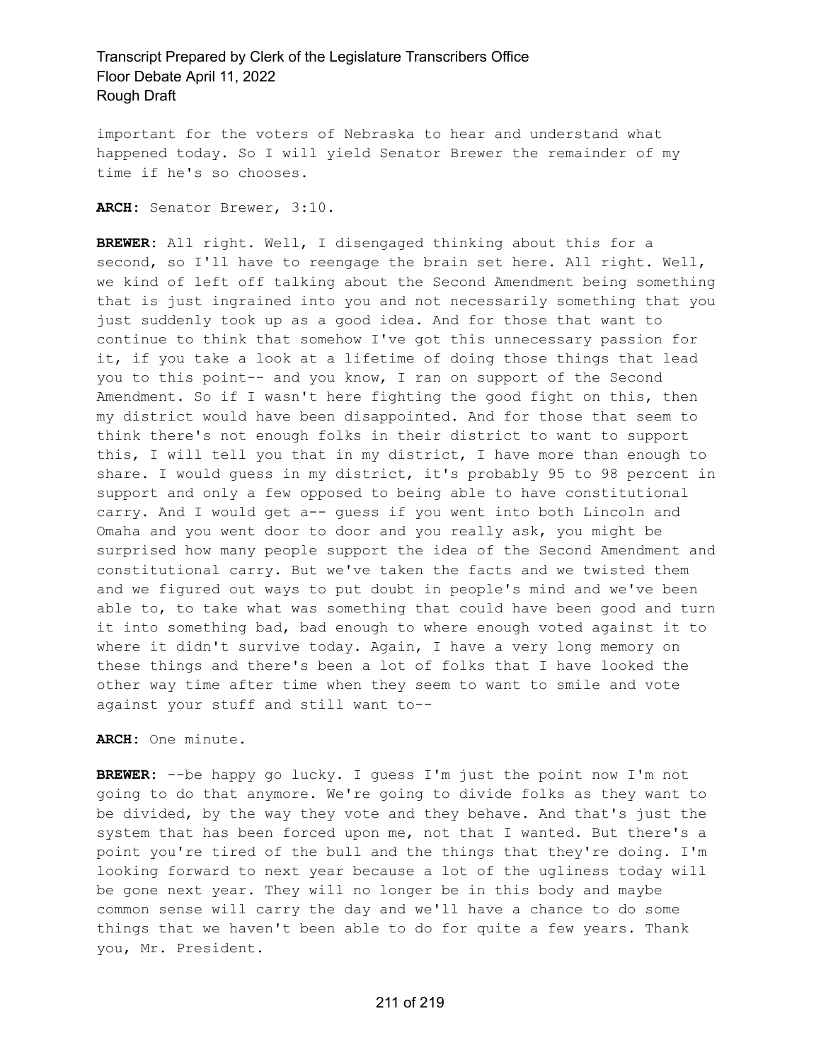important for the voters of Nebraska to hear and understand what happened today. So I will yield Senator Brewer the remainder of my time if he's so chooses.

**ARCH:** Senator Brewer, 3:10.

**BREWER:** All right. Well, I disengaged thinking about this for a second, so I'll have to reengage the brain set here. All right. Well, we kind of left off talking about the Second Amendment being something that is just ingrained into you and not necessarily something that you just suddenly took up as a good idea. And for those that want to continue to think that somehow I've got this unnecessary passion for it, if you take a look at a lifetime of doing those things that lead you to this point-- and you know, I ran on support of the Second Amendment. So if I wasn't here fighting the good fight on this, then my district would have been disappointed. And for those that seem to think there's not enough folks in their district to want to support this, I will tell you that in my district, I have more than enough to share. I would guess in my district, it's probably 95 to 98 percent in support and only a few opposed to being able to have constitutional carry. And I would get a-- guess if you went into both Lincoln and Omaha and you went door to door and you really ask, you might be surprised how many people support the idea of the Second Amendment and constitutional carry. But we've taken the facts and we twisted them and we figured out ways to put doubt in people's mind and we've been able to, to take what was something that could have been good and turn it into something bad, bad enough to where enough voted against it to where it didn't survive today. Again, I have a very long memory on these things and there's been a lot of folks that I have looked the other way time after time when they seem to want to smile and vote against your stuff and still want to--

**ARCH:** One minute.

**BREWER:** --be happy go lucky. I guess I'm just the point now I'm not going to do that anymore. We're going to divide folks as they want to be divided, by the way they vote and they behave. And that's just the system that has been forced upon me, not that I wanted. But there's a point you're tired of the bull and the things that they're doing. I'm looking forward to next year because a lot of the ugliness today will be gone next year. They will no longer be in this body and maybe common sense will carry the day and we'll have a chance to do some things that we haven't been able to do for quite a few years. Thank you, Mr. President.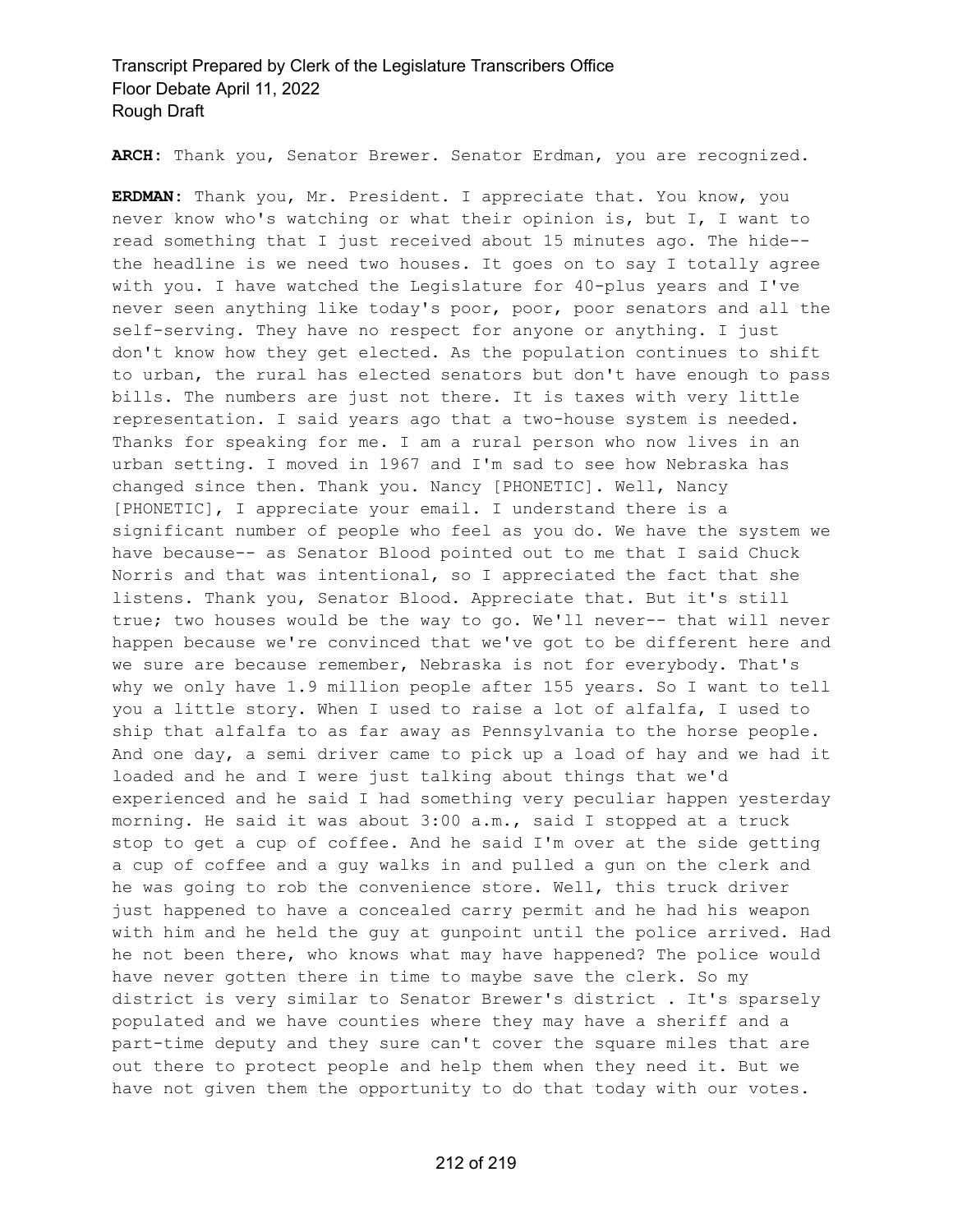**ARCH:** Thank you, Senator Brewer. Senator Erdman, you are recognized.

**ERDMAN:** Thank you, Mr. President. I appreciate that. You know, you never know who's watching or what their opinion is, but I, I want to read something that I just received about 15 minutes ago. The hide-- the headline is we need two houses. It goes on to say I totally agree with you. I have watched the Legislature for 40-plus years and I've never seen anything like today's poor, poor, poor senators and all the self-serving. They have no respect for anyone or anything. I just don't know how they get elected. As the population continues to shift to urban, the rural has elected senators but don't have enough to pass bills. The numbers are just not there. It is taxes with very little representation. I said years ago that a two-house system is needed. Thanks for speaking for me. I am a rural person who now lives in an urban setting. I moved in 1967 and I'm sad to see how Nebraska has changed since then. Thank you. Nancy [PHONETIC]. Well, Nancy [PHONETIC], I appreciate your email. I understand there is a significant number of people who feel as you do. We have the system we have because-- as Senator Blood pointed out to me that I said Chuck Norris and that was intentional, so I appreciated the fact that she listens. Thank you, Senator Blood. Appreciate that. But it's still true; two houses would be the way to go. We'll never-- that will never happen because we're convinced that we've got to be different here and we sure are because remember, Nebraska is not for everybody. That's why we only have 1.9 million people after 155 years. So I want to tell you a little story. When I used to raise a lot of alfalfa, I used to ship that alfalfa to as far away as Pennsylvania to the horse people. And one day, a semi driver came to pick up a load of hay and we had it loaded and he and I were just talking about things that we'd experienced and he said I had something very peculiar happen yesterday morning. He said it was about 3:00 a.m., said I stopped at a truck stop to get a cup of coffee. And he said I'm over at the side getting a cup of coffee and a guy walks in and pulled a gun on the clerk and he was going to rob the convenience store. Well, this truck driver just happened to have a concealed carry permit and he had his weapon with him and he held the guy at gunpoint until the police arrived. Had he not been there, who knows what may have happened? The police would have never gotten there in time to maybe save the clerk. So my district is very similar to Senator Brewer's district . It's sparsely populated and we have counties where they may have a sheriff and a part-time deputy and they sure can't cover the square miles that are out there to protect people and help them when they need it. But we have not given them the opportunity to do that today with our votes.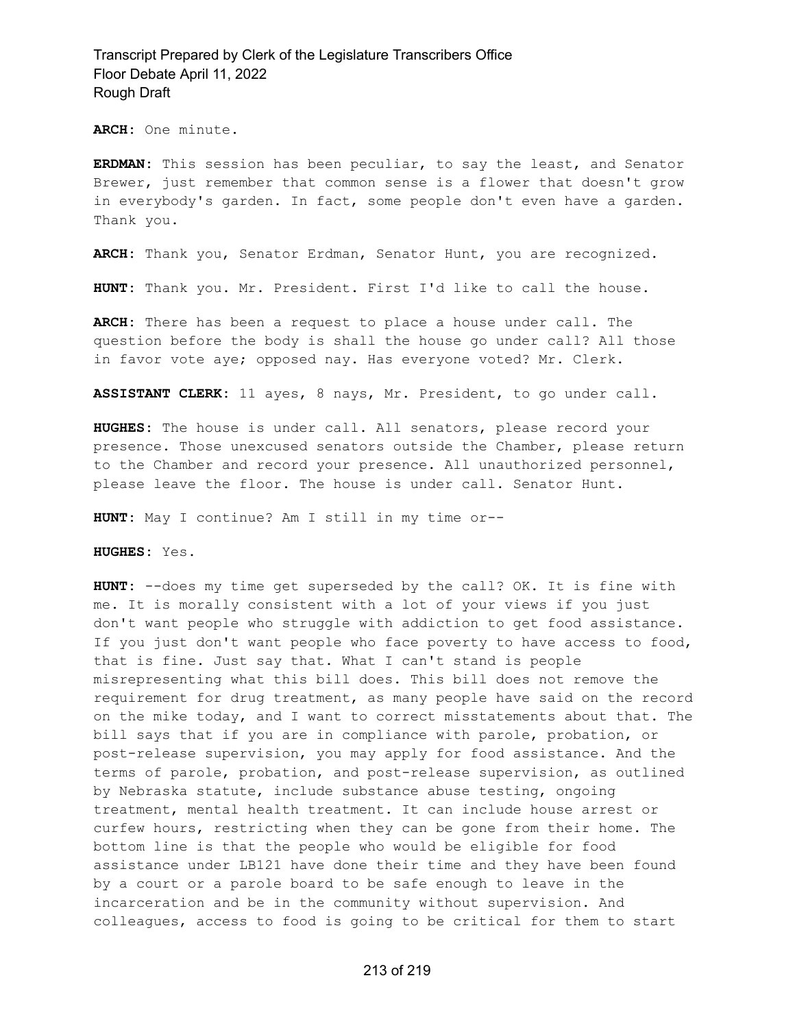**ARCH:** One minute.

**ERDMAN:** This session has been peculiar, to say the least, and Senator Brewer, just remember that common sense is a flower that doesn't grow in everybody's garden. In fact, some people don't even have a garden. Thank you.

**ARCH:** Thank you, Senator Erdman, Senator Hunt, you are recognized.

**HUNT:** Thank you. Mr. President. First I'd like to call the house.

**ARCH:** There has been a request to place a house under call. The question before the body is shall the house go under call? All those in favor vote aye; opposed nay. Has everyone voted? Mr. Clerk.

**ASSISTANT CLERK:** 11 ayes, 8 nays, Mr. President, to go under call.

**HUGHES:** The house is under call. All senators, please record your presence. Those unexcused senators outside the Chamber, please return to the Chamber and record your presence. All unauthorized personnel, please leave the floor. The house is under call. Senator Hunt.

**HUNT:** May I continue? Am I still in my time or--

**HUGHES:** Yes.

**HUNT:** --does my time get superseded by the call? OK. It is fine with me. It is morally consistent with a lot of your views if you just don't want people who struggle with addiction to get food assistance. If you just don't want people who face poverty to have access to food, that is fine. Just say that. What I can't stand is people misrepresenting what this bill does. This bill does not remove the requirement for drug treatment, as many people have said on the record on the mike today, and I want to correct misstatements about that. The bill says that if you are in compliance with parole, probation, or post-release supervision, you may apply for food assistance. And the terms of parole, probation, and post-release supervision, as outlined by Nebraska statute, include substance abuse testing, ongoing treatment, mental health treatment. It can include house arrest or curfew hours, restricting when they can be gone from their home. The bottom line is that the people who would be eligible for food assistance under LB121 have done their time and they have been found by a court or a parole board to be safe enough to leave in the incarceration and be in the community without supervision. And colleagues, access to food is going to be critical for them to start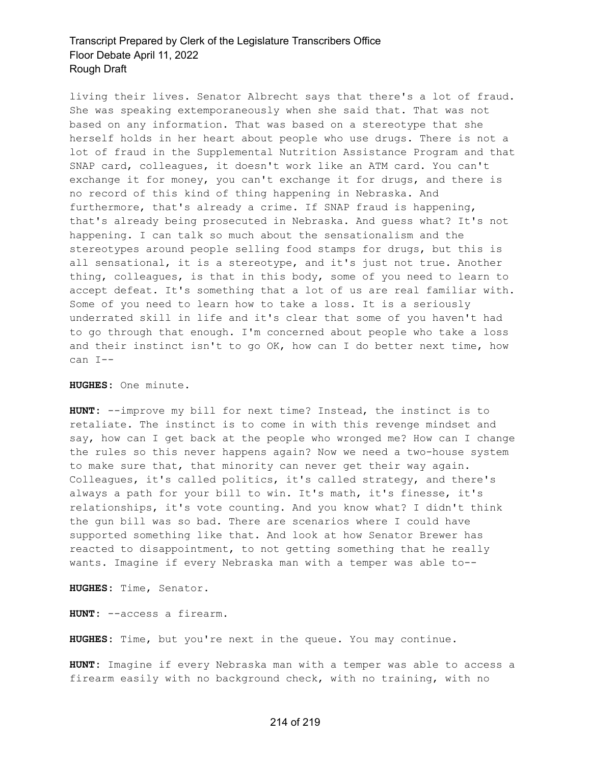living their lives. Senator Albrecht says that there's a lot of fraud. She was speaking extemporaneously when she said that. That was not based on any information. That was based on a stereotype that she herself holds in her heart about people who use drugs. There is not a lot of fraud in the Supplemental Nutrition Assistance Program and that SNAP card, colleagues, it doesn't work like an ATM card. You can't exchange it for money, you can't exchange it for drugs, and there is no record of this kind of thing happening in Nebraska. And furthermore, that's already a crime. If SNAP fraud is happening, that's already being prosecuted in Nebraska. And guess what? It's not happening. I can talk so much about the sensationalism and the stereotypes around people selling food stamps for drugs, but this is all sensational, it is a stereotype, and it's just not true. Another thing, colleagues, is that in this body, some of you need to learn to accept defeat. It's something that a lot of us are real familiar with. Some of you need to learn how to take a loss. It is a seriously underrated skill in life and it's clear that some of you haven't had to go through that enough. I'm concerned about people who take a loss and their instinct isn't to go OK, how can I do better next time, how can I--

**HUGHES:** One minute.

**HUNT:** --improve my bill for next time? Instead, the instinct is to retaliate. The instinct is to come in with this revenge mindset and say, how can I get back at the people who wronged me? How can I change the rules so this never happens again? Now we need a two-house system to make sure that, that minority can never get their way again. Colleagues, it's called politics, it's called strategy, and there's always a path for your bill to win. It's math, it's finesse, it's relationships, it's vote counting. And you know what? I didn't think the gun bill was so bad. There are scenarios where I could have supported something like that. And look at how Senator Brewer has reacted to disappointment, to not getting something that he really wants. Imagine if every Nebraska man with a temper was able to--

**HUGHES:** Time, Senator.

**HUNT:** --access a firearm.

**HUGHES:** Time, but you're next in the queue. You may continue.

**HUNT:** Imagine if every Nebraska man with a temper was able to access a firearm easily with no background check, with no training, with no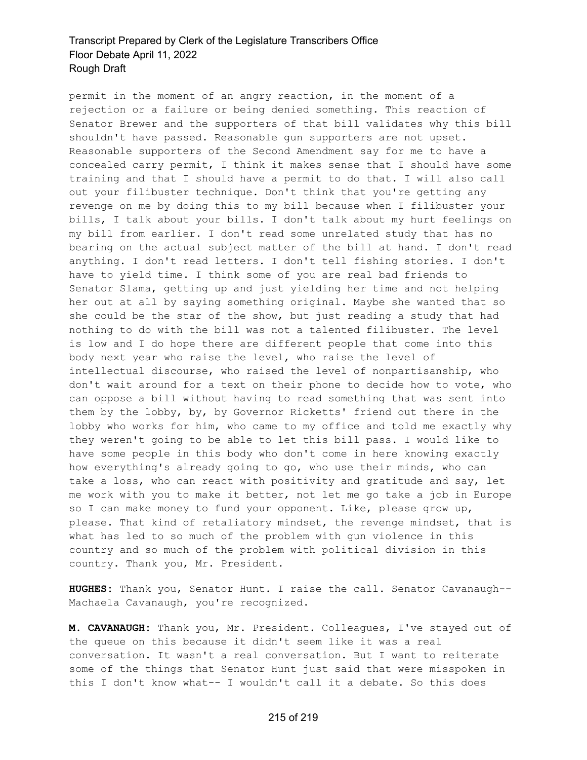permit in the moment of an angry reaction, in the moment of a rejection or a failure or being denied something. This reaction of Senator Brewer and the supporters of that bill validates why this bill shouldn't have passed. Reasonable gun supporters are not upset. Reasonable supporters of the Second Amendment say for me to have a concealed carry permit, I think it makes sense that I should have some training and that I should have a permit to do that. I will also call out your filibuster technique. Don't think that you're getting any revenge on me by doing this to my bill because when I filibuster your bills, I talk about your bills. I don't talk about my hurt feelings on my bill from earlier. I don't read some unrelated study that has no bearing on the actual subject matter of the bill at hand. I don't read anything. I don't read letters. I don't tell fishing stories. I don't have to yield time. I think some of you are real bad friends to Senator Slama, getting up and just yielding her time and not helping her out at all by saying something original. Maybe she wanted that so she could be the star of the show, but just reading a study that had nothing to do with the bill was not a talented filibuster. The level is low and I do hope there are different people that come into this body next year who raise the level, who raise the level of intellectual discourse, who raised the level of nonpartisanship, who don't wait around for a text on their phone to decide how to vote, who can oppose a bill without having to read something that was sent into them by the lobby, by, by Governor Ricketts' friend out there in the lobby who works for him, who came to my office and told me exactly why they weren't going to be able to let this bill pass. I would like to have some people in this body who don't come in here knowing exactly how everything's already going to go, who use their minds, who can take a loss, who can react with positivity and gratitude and say, let me work with you to make it better, not let me go take a job in Europe so I can make money to fund your opponent. Like, please grow up, please. That kind of retaliatory mindset, the revenge mindset, that is what has led to so much of the problem with gun violence in this country and so much of the problem with political division in this country. Thank you, Mr. President.

**HUGHES:** Thank you, Senator Hunt. I raise the call. Senator Cavanaugh-- Machaela Cavanaugh, you're recognized.

**M. CAVANAUGH:** Thank you, Mr. President. Colleagues, I've stayed out of the queue on this because it didn't seem like it was a real conversation. It wasn't a real conversation. But I want to reiterate some of the things that Senator Hunt just said that were misspoken in this I don't know what-- I wouldn't call it a debate. So this does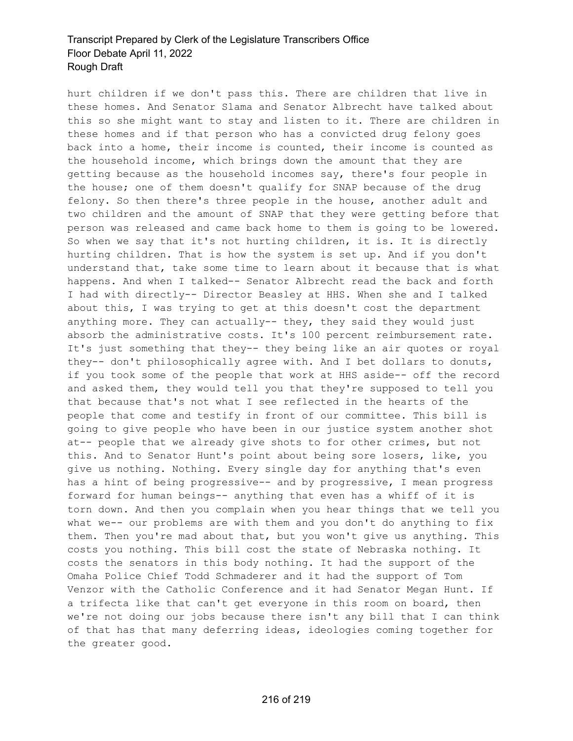hurt children if we don't pass this. There are children that live in these homes. And Senator Slama and Senator Albrecht have talked about this so she might want to stay and listen to it. There are children in these homes and if that person who has a convicted drug felony goes back into a home, their income is counted, their income is counted as the household income, which brings down the amount that they are getting because as the household incomes say, there's four people in the house; one of them doesn't qualify for SNAP because of the drug felony. So then there's three people in the house, another adult and two children and the amount of SNAP that they were getting before that person was released and came back home to them is going to be lowered. So when we say that it's not hurting children, it is. It is directly hurting children. That is how the system is set up. And if you don't understand that, take some time to learn about it because that is what happens. And when I talked-- Senator Albrecht read the back and forth I had with directly-- Director Beasley at HHS. When she and I talked about this, I was trying to get at this doesn't cost the department anything more. They can actually-- they, they said they would just absorb the administrative costs. It's 100 percent reimbursement rate. It's just something that they-- they being like an air quotes or royal they-- don't philosophically agree with. And I bet dollars to donuts, if you took some of the people that work at HHS aside-- off the record and asked them, they would tell you that they're supposed to tell you that because that's not what I see reflected in the hearts of the people that come and testify in front of our committee. This bill is going to give people who have been in our justice system another shot at-- people that we already give shots to for other crimes, but not this. And to Senator Hunt's point about being sore losers, like, you give us nothing. Nothing. Every single day for anything that's even has a hint of being progressive-- and by progressive, I mean progress forward for human beings-- anything that even has a whiff of it is torn down. And then you complain when you hear things that we tell you what we-- our problems are with them and you don't do anything to fix them. Then you're mad about that, but you won't give us anything. This costs you nothing. This bill cost the state of Nebraska nothing. It costs the senators in this body nothing. It had the support of the Omaha Police Chief Todd Schmaderer and it had the support of Tom Venzor with the Catholic Conference and it had Senator Megan Hunt. If a trifecta like that can't get everyone in this room on board, then we're not doing our jobs because there isn't any bill that I can think of that has that many deferring ideas, ideologies coming together for the greater good.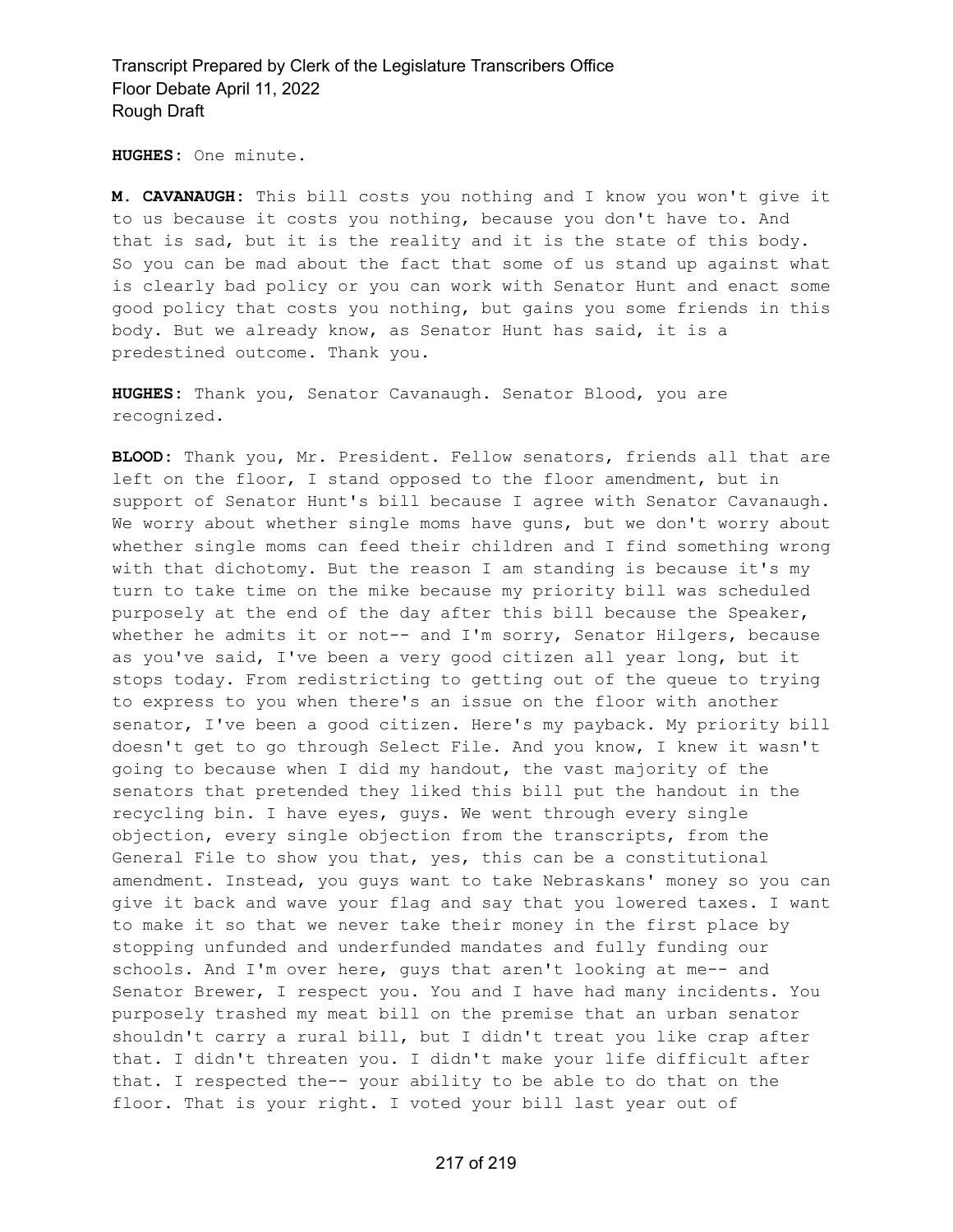**HUGHES:** One minute.

**M. CAVANAUGH:** This bill costs you nothing and I know you won't give it to us because it costs you nothing, because you don't have to. And that is sad, but it is the reality and it is the state of this body. So you can be mad about the fact that some of us stand up against what is clearly bad policy or you can work with Senator Hunt and enact some good policy that costs you nothing, but gains you some friends in this body. But we already know, as Senator Hunt has said, it is a predestined outcome. Thank you.

**HUGHES:** Thank you, Senator Cavanaugh. Senator Blood, you are recognized.

**BLOOD:** Thank you, Mr. President. Fellow senators, friends all that are left on the floor, I stand opposed to the floor amendment, but in support of Senator Hunt's bill because I agree with Senator Cavanaugh. We worry about whether single moms have guns, but we don't worry about whether single moms can feed their children and I find something wrong with that dichotomy. But the reason I am standing is because it's my turn to take time on the mike because my priority bill was scheduled purposely at the end of the day after this bill because the Speaker, whether he admits it or not-- and I'm sorry, Senator Hilgers, because as you've said, I've been a very good citizen all year long, but it stops today. From redistricting to getting out of the queue to trying to express to you when there's an issue on the floor with another senator, I've been a good citizen. Here's my payback. My priority bill doesn't get to go through Select File. And you know, I knew it wasn't going to because when I did my handout, the vast majority of the senators that pretended they liked this bill put the handout in the recycling bin. I have eyes, guys. We went through every single objection, every single objection from the transcripts, from the General File to show you that, yes, this can be a constitutional amendment. Instead, you guys want to take Nebraskans' money so you can give it back and wave your flag and say that you lowered taxes. I want to make it so that we never take their money in the first place by stopping unfunded and underfunded mandates and fully funding our schools. And I'm over here, guys that aren't looking at me-- and Senator Brewer, I respect you. You and I have had many incidents. You purposely trashed my meat bill on the premise that an urban senator shouldn't carry a rural bill, but I didn't treat you like crap after that. I didn't threaten you. I didn't make your life difficult after that. I respected the-- your ability to be able to do that on the floor. That is your right. I voted your bill last year out of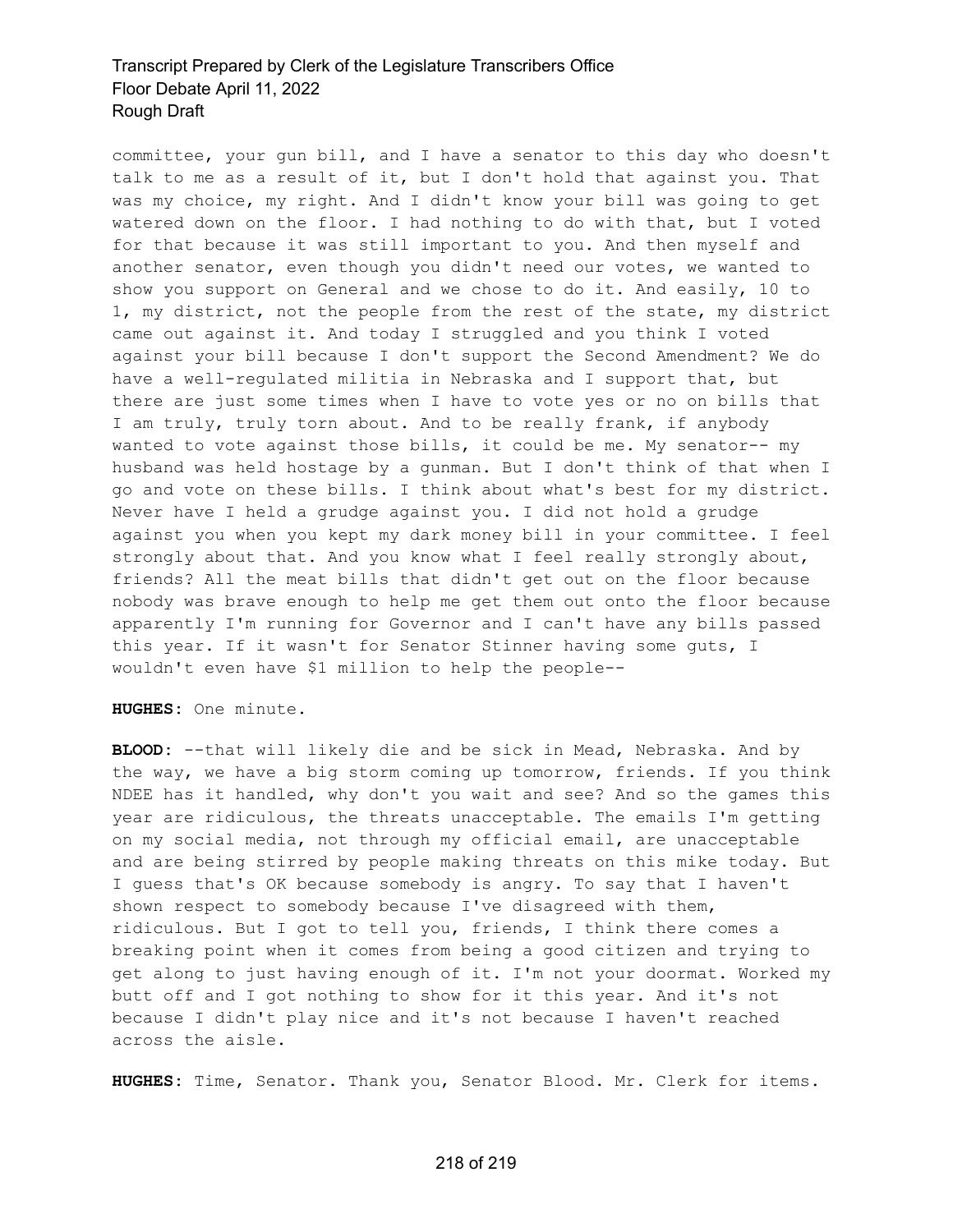committee, your gun bill, and I have a senator to this day who doesn't talk to me as a result of it, but I don't hold that against you. That was my choice, my right. And I didn't know your bill was going to get watered down on the floor. I had nothing to do with that, but I voted for that because it was still important to you. And then myself and another senator, even though you didn't need our votes, we wanted to show you support on General and we chose to do it. And easily, 10 to 1, my district, not the people from the rest of the state, my district came out against it. And today I struggled and you think I voted against your bill because I don't support the Second Amendment? We do have a well-regulated militia in Nebraska and I support that, but there are just some times when I have to vote yes or no on bills that I am truly, truly torn about. And to be really frank, if anybody wanted to vote against those bills, it could be me. My senator-- my husband was held hostage by a gunman. But I don't think of that when I go and vote on these bills. I think about what's best for my district. Never have I held a grudge against you. I did not hold a grudge against you when you kept my dark money bill in your committee. I feel strongly about that. And you know what I feel really strongly about, friends? All the meat bills that didn't get out on the floor because nobody was brave enough to help me get them out onto the floor because apparently I'm running for Governor and I can't have any bills passed this year. If it wasn't for Senator Stinner having some guts, I wouldn't even have $1 million to help the people--

**HUGHES:** One minute.

**BLOOD:** --that will likely die and be sick in Mead, Nebraska. And by the way, we have a big storm coming up tomorrow, friends. If you think NDEE has it handled, why don't you wait and see? And so the games this year are ridiculous, the threats unacceptable. The emails I'm getting on my social media, not through my official email, are unacceptable and are being stirred by people making threats on this mike today. But I guess that's OK because somebody is angry. To say that I haven't shown respect to somebody because I've disagreed with them, ridiculous. But I got to tell you, friends, I think there comes a breaking point when it comes from being a good citizen and trying to get along to just having enough of it. I'm not your doormat. Worked my butt off and I got nothing to show for it this year. And it's not because I didn't play nice and it's not because I haven't reached across the aisle.

**HUGHES:** Time, Senator. Thank you, Senator Blood. Mr. Clerk for items.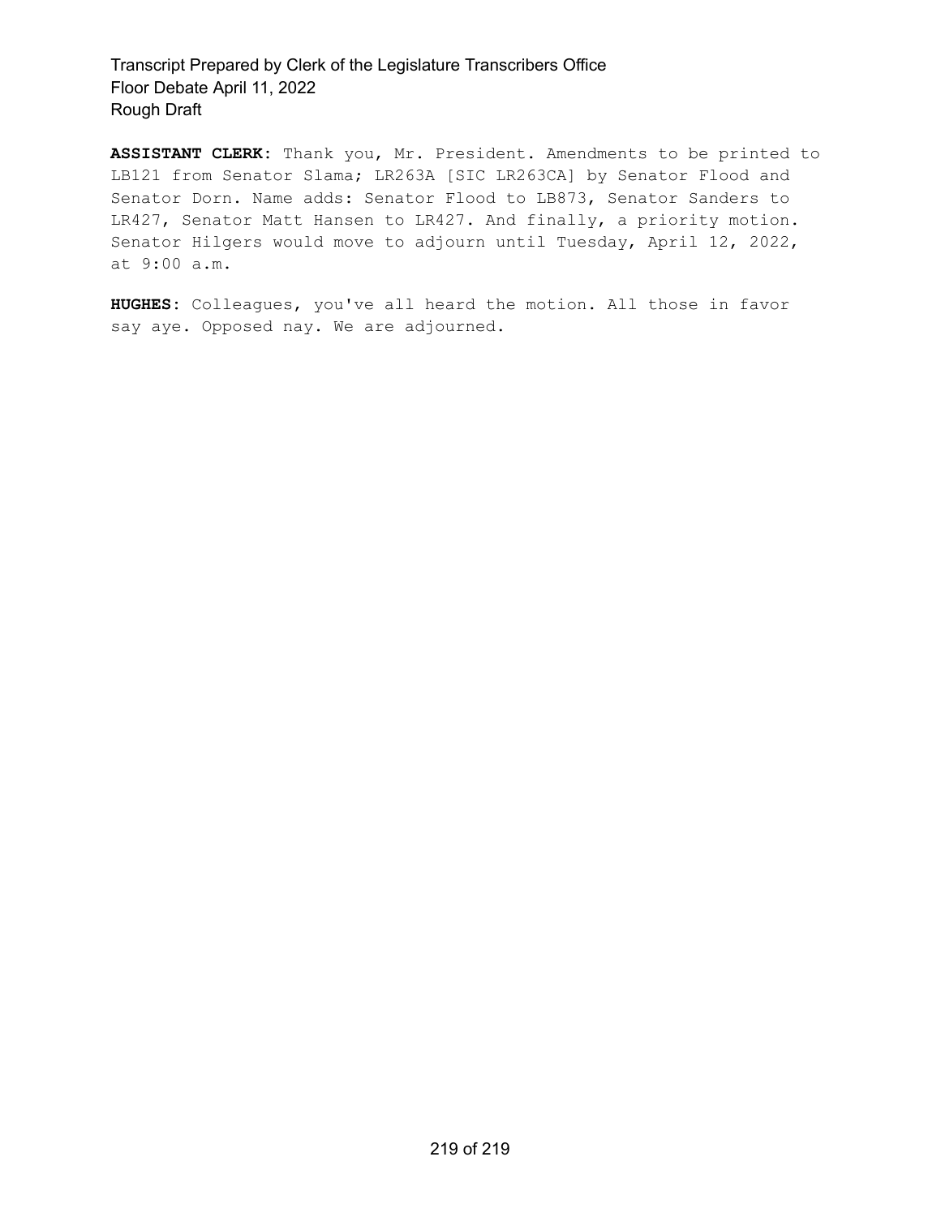**ASSISTANT CLERK:** Thank you, Mr. President. Amendments to be printed to LB121 from Senator Slama; LR263A [SIC LR263CA] by Senator Flood and Senator Dorn. Name adds: Senator Flood to LB873, Senator Sanders to LR427, Senator Matt Hansen to LR427. And finally, a priority motion. Senator Hilgers would move to adjourn until Tuesday, April 12, 2022, at 9:00 a.m.

**HUGHES:** Colleagues, you've all heard the motion. All those in favor say aye. Opposed nay. We are adjourned.